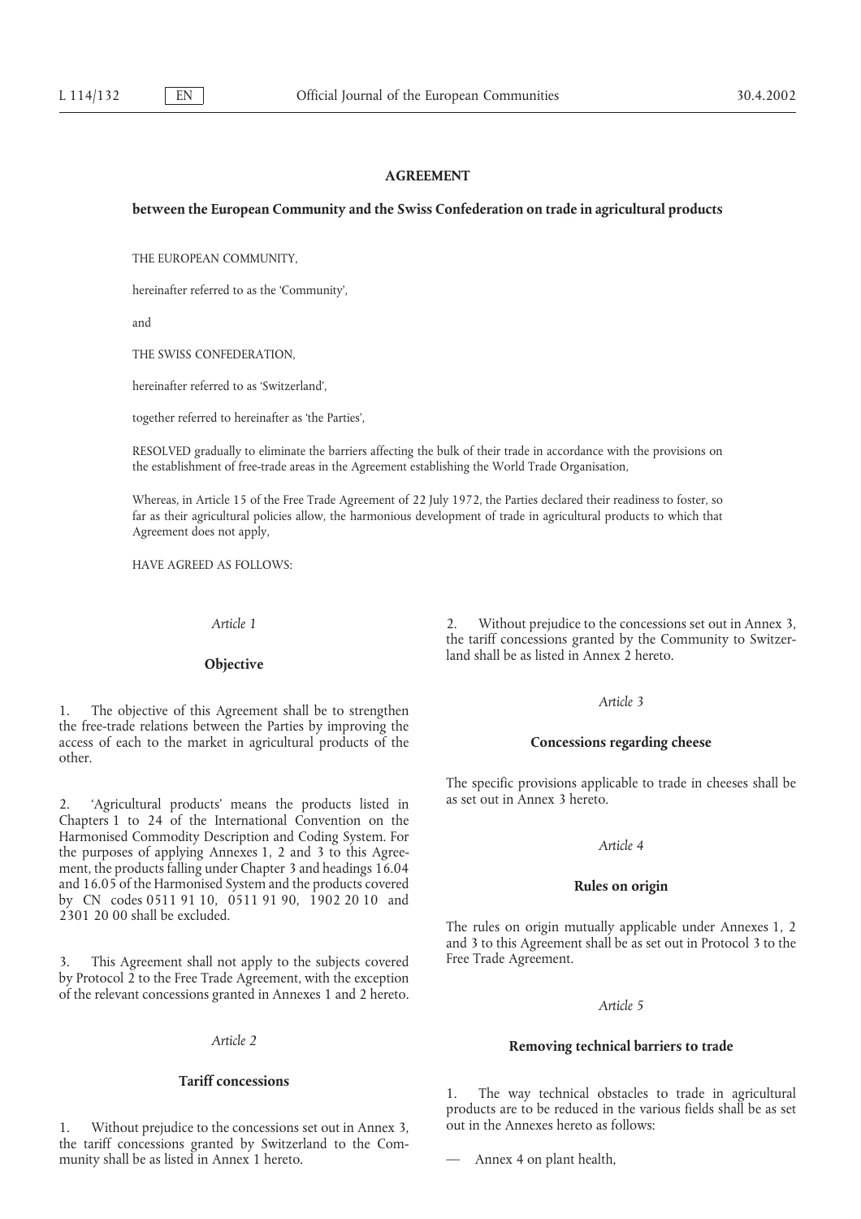**AGREEMENT**

**between the European Community and the Swiss Confederation on trade in agricultural products**

THE EUROPEAN COMMUNITY,

hereinafter referred to as the 'Community',

and

THE SWISS CONFEDERATION,

hereinafter referred to as 'Switzerland',

together referred to hereinafter as 'the Parties',

RESOLVED gradually to eliminate the barriers affecting the bulk of their trade in accordance with the provisions on the establishment of free-trade areas in the Agreement establishing the World Trade Organisation,

Whereas, in Article 15 of the Free Trade Agreement of 22 July 1972, the Parties declared their readiness to foster, so far as their agricultural policies allow, the harmonious development of trade in agricultural products to which that Agreement does not apply,

HAVE AGREED AS FOLLOWS:

*Article 1*

**Objective**

1. The objective of this Agreement shall be to strengthen the free-trade relations between the Parties by improving the access of each to the market in agricultural products of the other.

2. 'Agricultural products' means the products listed in Chapters 1 to 24 of the International Convention on the Harmonised Commodity Description and Coding System. For the purposes of applying Annexes 1, 2 and 3 to this Agreement, the products falling under Chapter 3 and headings 16.04 and 16.05 of the Harmonised System and the products covered by CN codes 0511 91 10, 0511 91 90, 1902 20 10 and 2301 20 00 shall be excluded.

3. This Agreement shall not apply to the subjects covered by Protocol 2 to the Free Trade Agreement, with the exception of the relevant concessions granted in Annexes 1 and 2 hereto.

*Article 2*

**Tariff concessions**

1. Without prejudice to the concessions set out in Annex 3, the tariff concessions granted by Switzerland to the Community shall be as listed in Annex 1 hereto.

2. Without prejudice to the concessions set out in Annex 3, the tariff concessions granted by the Community to Switzerland shall be as listed in Annex 2 hereto.

*Article 3*

**Concessions regarding cheese**

The specific provisions applicable to trade in cheeses shall be as set out in Annex 3 hereto.

*Article 4*

**Rules on origin**

The rules on origin mutually applicable under Annexes 1, 2 and 3 to this Agreement shall be as set out in Protocol 3 to the Free Trade Agreement.

*Article 5*

**Removing technical barriers to trade**

1. The way technical obstacles to trade in agricultural products are to be reduced in the various fields shall be as set out in the Annexes hereto as follows:

— Annex 4 on plant health,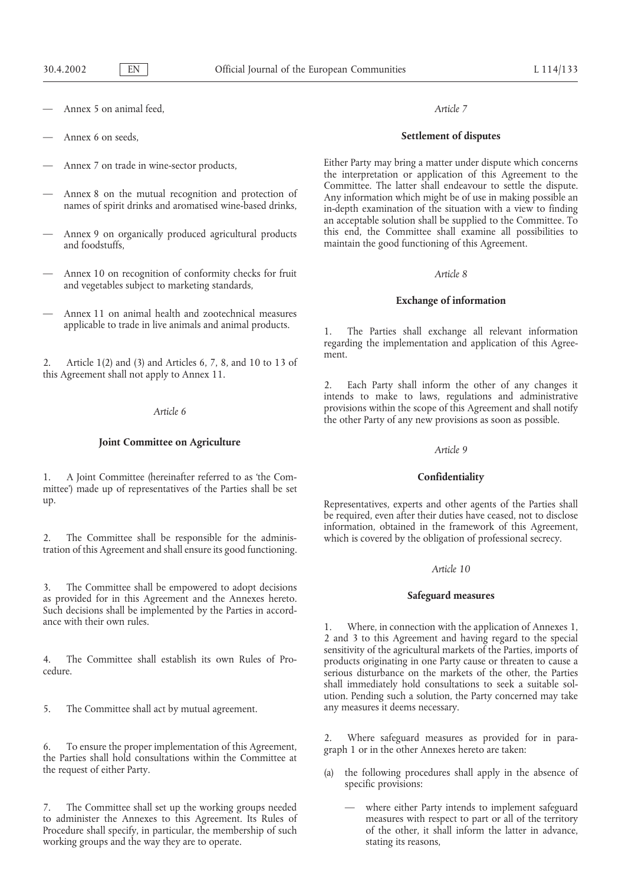— Annex 5 on animal feed,

— Annex 6 on seeds,

— Annex 7 on trade in wine-sector products,

— Annex 8 on the mutual recognition and protection of names of spirit drinks and aromatised wine-based drinks,

— Annex 9 on organically produced agricultural products and foodstuffs,

— Annex 10 on recognition of conformity checks for fruit and vegetables subject to marketing standards,

— Annex 11 on animal health and zootechnical measures applicable to trade in live animals and animal products.

2. Article 1(2) and (3) and Articles 6, 7, 8, and 10 to 13 of this Agreement shall not apply to Annex 11.

*Article 6*

**Joint Committee on Agriculture**

1. A Joint Committee (hereinafter referred to as 'the Committee') made up of representatives of the Parties shall be set up.

2. The Committee shall be responsible for the administration of this Agreement and shall ensure its good functioning.

3. The Committee shall be empowered to adopt decisions as provided for in this Agreement and the Annexes hereto. Such decisions shall be implemented by the Parties in accordance with their own rules.

4. The Committee shall establish its own Rules of Procedure.

5. The Committee shall act by mutual agreement.

6. To ensure the proper implementation of this Agreement, the Parties shall hold consultations within the Committee at the request of either Party.

7. The Committee shall set up the working groups needed to administer the Annexes to this Agreement. Its Rules of Procedure shall specify, in particular, the membership of such working groups and the way they are to operate.

*Article 7*

**Settlement of disputes**

Either Party may bring a matter under dispute which concerns the interpretation or application of this Agreement to the Committee. The latter shall endeavour to settle the dispute. Any information which might be of use in making possible an in-depth examination of the situation with a view to finding an acceptable solution shall be supplied to the Committee. To this end, the Committee shall examine all possibilities to maintain the good functioning of this Agreement.

*Article 8*

**Exchange of information**

1. The Parties shall exchange all relevant information regarding the implementation and application of this Agreement.

2. Each Party shall inform the other of any changes it intends to make to laws, regulations and administrative provisions within the scope of this Agreement and shall notify the other Party of any new provisions as soon as possible.

*Article 9*

**Confidentiality**

Representatives, experts and other agents of the Parties shall be required, even after their duties have ceased, not to disclose information, obtained in the framework of this Agreement, which is covered by the obligation of professional secrecy.

*Article 10*

**Safeguard measures**

1. Where, in connection with the application of Annexes 1, 2 and 3 to this Agreement and having regard to the special sensitivity of the agricultural markets of the Parties, imports of products originating in one Party cause or threaten to cause a serious disturbance on the markets of the other, the Parties shall immediately hold consultations to seek a suitable solution. Pending such a solution, the Party concerned may take any measures it deems necessary.

2. Where safeguard measures as provided for in paragraph 1 or in the other Annexes hereto are taken:

(a) the following procedures shall apply in the absence of specific provisions:

— where either Party intends to implement safeguard measures with respect to part or all of the territory of the other, it shall inform the latter in advance, stating its reasons,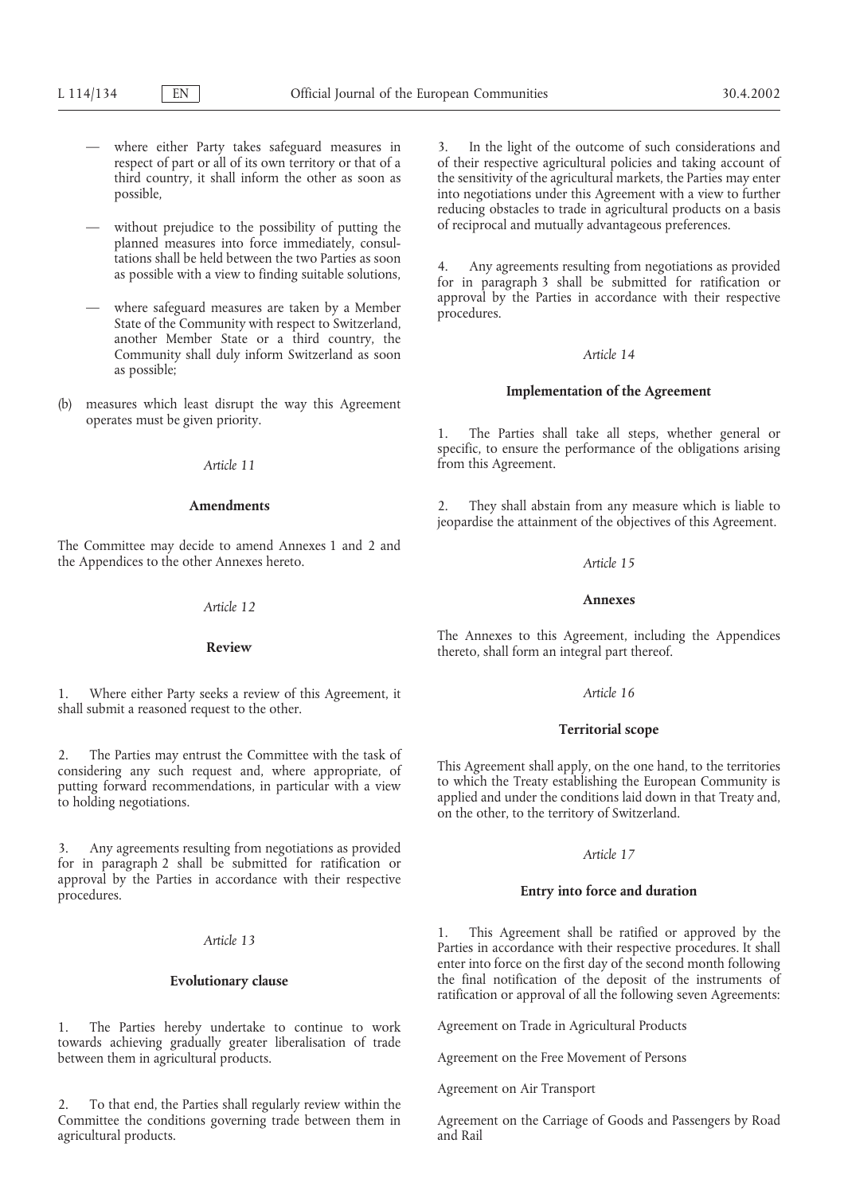— where either Party takes safeguard measures in respect of part or all of its own territory or that of a third country, it shall inform the other as soon as possible,

— without prejudice to the possibility of putting the planned measures into force immediately, consultations shall be held between the two Parties as soon as possible with a view to finding suitable solutions,

— where safeguard measures are taken by a Member State of the Community with respect to Switzerland, another Member State or a third country, the Community shall duly inform Switzerland as soon as possible;

(b) measures which least disrupt the way this Agreement operates must be given priority.

*Article 11*

**Amendments**

The Committee may decide to amend Annexes 1 and 2 and the Appendices to the other Annexes hereto.

*Article 12*

**Review**

1. Where either Party seeks a review of this Agreement, it shall submit a reasoned request to the other.

2. The Parties may entrust the Committee with the task of considering any such request and, where appropriate, of putting forward recommendations, in particular with a view to holding negotiations.

3. Any agreements resulting from negotiations as provided for in paragraph 2 shall be submitted for ratification or approval by the Parties in accordance with their respective procedures.

*Article 13*

**Evolutionary clause**

1. The Parties hereby undertake to continue to work towards achieving gradually greater liberalisation of trade between them in agricultural products.

2. To that end, the Parties shall regularly review within the Committee the conditions governing trade between them in agricultural products.

3. In the light of the outcome of such considerations and of their respective agricultural policies and taking account of the sensitivity of the agricultural markets, the Parties may enter into negotiations under this Agreement with a view to further reducing obstacles to trade in agricultural products on a basis of reciprocal and mutually advantageous preferences.

4. Any agreements resulting from negotiations as provided for in paragraph 3 shall be submitted for ratification or approval by the Parties in accordance with their respective procedures.

*Article 14*

**Implementation of the Agreement**

1. The Parties shall take all steps, whether general or specific, to ensure the performance of the obligations arising from this Agreement.

2. They shall abstain from any measure which is liable to jeopardise the attainment of the objectives of this Agreement.

*Article 15*

**Annexes**

The Annexes to this Agreement, including the Appendices thereto, shall form an integral part thereof.

*Article 16*

**Territorial scope**

This Agreement shall apply, on the one hand, to the territories to which the Treaty establishing the European Community is applied and under the conditions laid down in that Treaty and, on the other, to the territory of Switzerland.

*Article 17*

**Entry into force and duration**

1. This Agreement shall be ratified or approved by the Parties in accordance with their respective procedures. It shall enter into force on the first day of the second month following the final notification of the deposit of the instruments of ratification or approval of all the following seven Agreements:

Agreement on Trade in Agricultural Products

Agreement on the Free Movement of Persons

Agreement on Air Transport

Agreement on the Carriage of Goods and Passengers by Road and Rail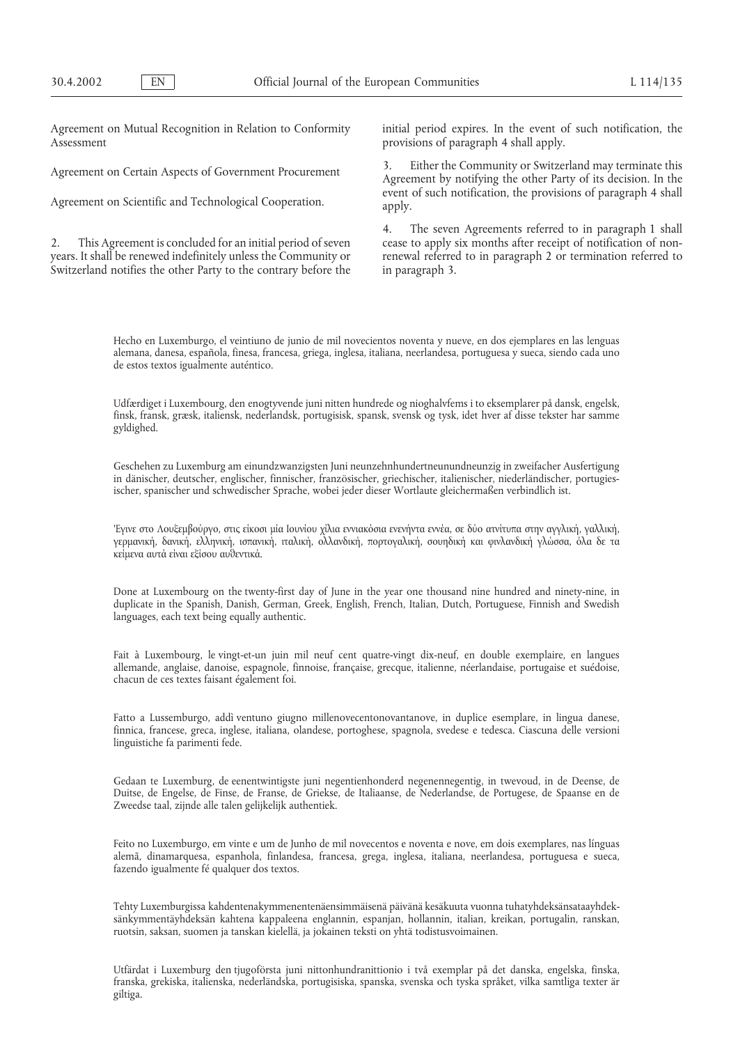Agreement on Mutual Recognition in Relation to Conformity Assessment

Agreement on Certain Aspects of Government Procurement

Agreement on Scientific and Technological Cooperation.

2. This Agreement is concluded for an initial period of seven years. It shall be renewed indefinitely unless the Community or Switzerland notifies the other Party to the contrary before the initial period expires. In the event of such notification, the provisions of paragraph 4 shall apply.

3. Either the Community or Switzerland may terminate this Agreement by notifying the other Party of its decision. In the event of such notification, the provisions of paragraph 4 shall apply.

4. The seven Agreements referred to in paragraph 1 shall cease to apply six months after receipt of notification of non-renewal referred to in paragraph 2 or termination referred to in paragraph 3.

Hecho en Luxemburgo, el veintiuno de junio de mil novecientos noventa y nueve, en dos ejemplares en las lenguas alemana, danesa, española, finesa, francesa, griega, inglesa, italiana, neerlandesa, portuguesa y sueca, siendo cada uno de estos textos igualmente auténtico.

Udfærdiget i Luxembourg, den enogtyvende juni nitten hundrede og nioghalvfems i to eksemplarer på dansk, engelsk, finsk, fransk, græsk, italiensk, nederlandsk, portugisisk, spansk, svensk og tysk, idet hver af disse tekster har samme gyldighed.

Geschehen zu Luxemburg am einundzwanzigsten Juni neunzehnhundertneunundneunzig in zweifacher Ausfertigung in dänischer, deutscher, englischer, finnischer, französischer, griechischer, italienischer, niederländischer, portugiesischer, spanischer und schwedischer Sprache, wobei jeder dieser Wortlaute gleichermaßen verbindlich ist.

Έγινε στο Λουξεμβούργο, στις είκοσι μία Ιουνίου χίλια εννιακόσια ενενήντα εννέα, σε δύο αντίτυπα στην αγγλική, γαλλική, γερμανική, δανική, ελληνική, ισπανική, ιταλική, ολλανδική, πορτογαλική, σουηδική και φινλανδική γλώσσα, όλα δε τα κείμενα αυτά είναι εξίσου αυθεντικά.

Done at Luxembourg on the twenty-first day of June in the year one thousand nine hundred and ninety-nine, in duplicate in the Spanish, Danish, German, Greek, English, French, Italian, Dutch, Portuguese, Finnish and Swedish languages, each text being equally authentic.

Fait à Luxembourg, le vingt-et-un juin mil neuf cent quatre-vingt dix-neuf, en double exemplaire, en langues allemande, anglaise, danoise, espagnole, finnoise, française, grecque, italienne, néerlandaise, portugaise et suédoise, chacun de ces textes faisant également foi.

Fatto a Lussemburgo, addì ventuno giugno millenovecentonovantanove, in duplice esemplare, in lingua danese, finnica, francese, greca, inglese, italiana, olandese, portoghese, spagnola, svedese e tedesca. Ciascuna delle versioni linguistiche fa parimenti fede.

Gedaan te Luxemburg, de eenentwintigste juni negentienhonderd negenennegentig, in twevoud, in de Deense, de Duitse, de Engelse, de Finse, de Franse, de Griekse, de Italiaanse, de Nederlandse, de Portugese, de Spaanse en de Zweedse taal, zijnde alle talen gelijkelijk authentiek.

Feito no Luxemburgo, em vinte e um de Junho de mil novecentos e noventa e nove, em dois exemplares, nas línguas alemã, dinamarquesa, espanhola, finlandesa, francesa, grega, inglesa, italiana, neerlandesa, portuguesa e sueca, fazendo igualmente fé qualquer dos textos.

Tehty Luxemburgissa kahdentenakymmenentenäensimmäisenä päivänä kesäkuuta vuonna tuhatyhdeksänsataayhdeksänkymmentäyhdeksän kahtena kappaleena englannin, espanjan, hollannin, italian, kreikan, portugalin, ranskan, ruotsin, saksan, suomen ja tanskan kielellä, ja jokainen teksti on yhtä todistusvoimainen.

Utfärdat i Luxemburg den tjugoförsta juni nittonhundranittionio i två exemplar på det danska, engelska, finska, franska, grekiska, italienska, nederländska, portugisiska, spanska, svenska och tyska språket, vilka samtliga texter är giltiga.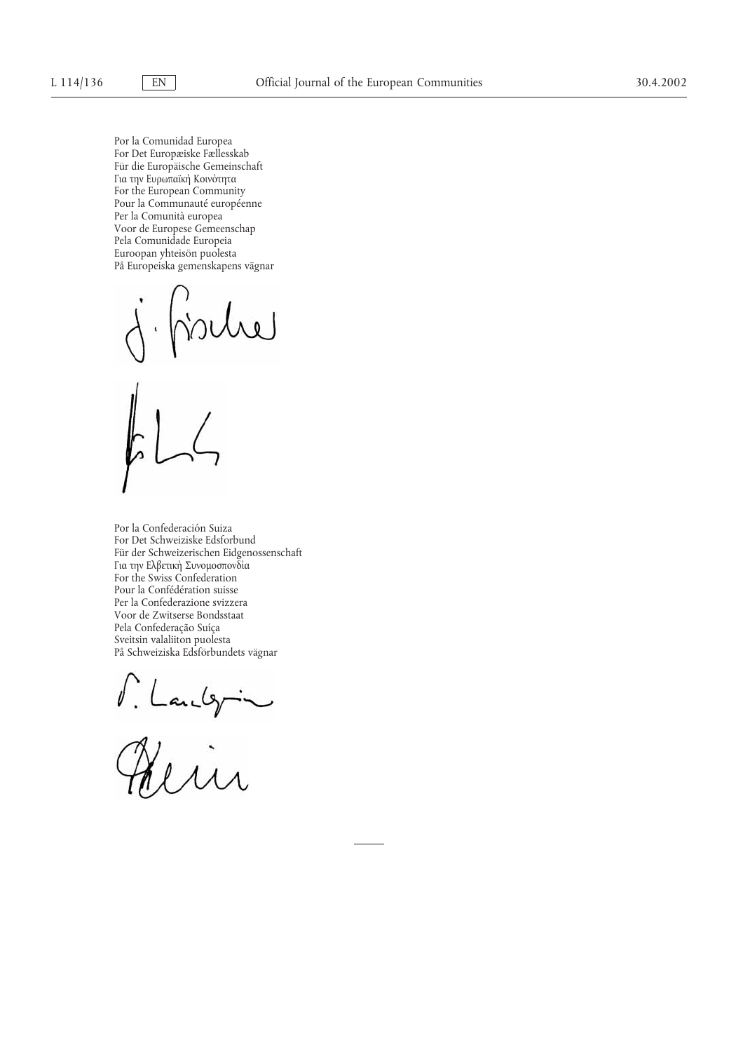Por la Comunidad Europea
For Det Europæiske Fællesskab
Für die Europäische Gemeinschaft
Για την Ευρωπαϊκή Κοινότητα
For the European Community
Pour la Communauté européenne
Per la Comunità europea
Voor de Europese Gemeenschap
Pela Comunidade Europeia
Euroopan yhteisön puolesta
På Europeiska gemenskapens vägnar

Por la Confederación Suiza
For Det Schweiziske Edsforbund
Für der Schweizerischen Eidgenossenschaft
Για την Ελβετική Συνομοσπονδία
For the Swiss Confederation
Pour la Confédération suisse
Per la Confederazione svizzera
Voor de Zwitserse Bondsstaat
Pela Confederação Suíça
Sveitsin valaliiton puolesta
På Schweiziska Edsförbundets vägnar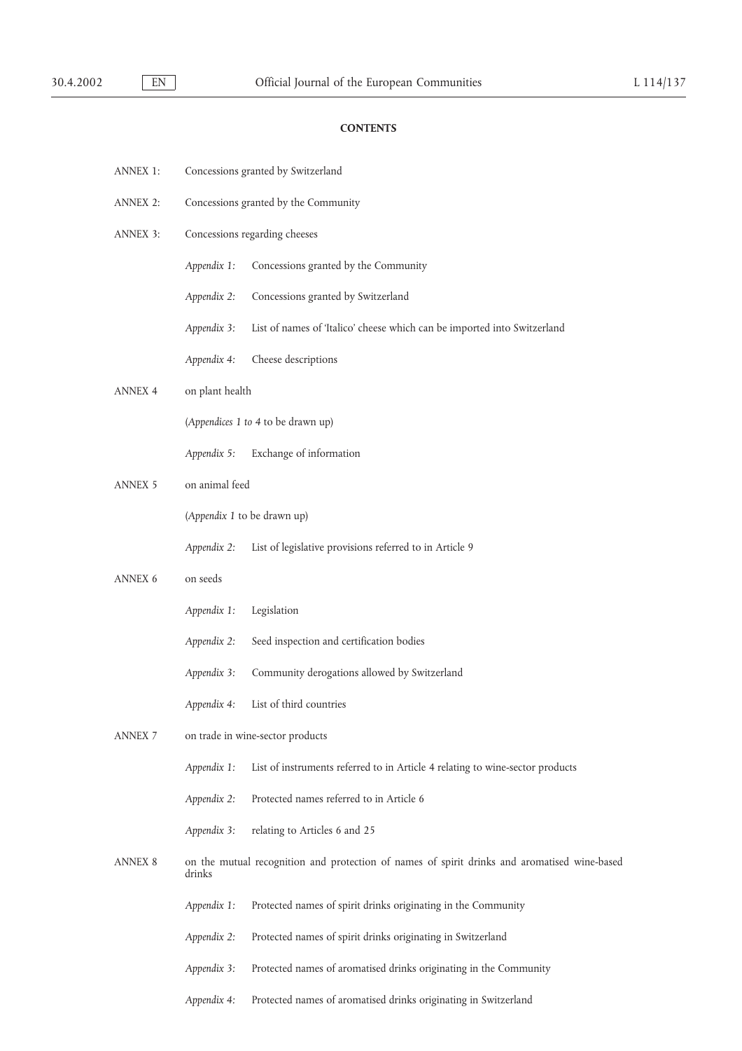**CONTENTS**

ANNEX 1: Concessions granted by Switzerland

ANNEX 2: Concessions granted by the Community

ANNEX 3: Concessions regarding cheeses

- *Appendix 1:* Concessions granted by the Community
- *Appendix 2:* Concessions granted by Switzerland
- *Appendix 3:* List of names of 'Italico' cheese which can be imported into Switzerland
- *Appendix 4:* Cheese descriptions

ANNEX 4 on plant health

- (*Appendices 1 to 4* to be drawn up)
- *Appendix 5:* Exchange of information

ANNEX 5 on animal feed

- (*Appendix 1* to be drawn up)
- *Appendix 2:* List of legislative provisions referred to in Article 9

ANNEX 6 on seeds

- *Appendix 1:* Legislation
- *Appendix 2:* Seed inspection and certification bodies
- *Appendix 3:* Community derogations allowed by Switzerland
- *Appendix 4:* List of third countries

ANNEX 7 on trade in wine-sector products

- *Appendix 1:* List of instruments referred to in Article 4 relating to wine-sector products
- *Appendix 2:* Protected names referred to in Article 6
- *Appendix 3:* relating to Articles 6 and 25

ANNEX 8 on the mutual recognition and protection of names of spirit drinks and aromatised wine-based drinks

- *Appendix 1:* Protected names of spirit drinks originating in the Community
- *Appendix 2:* Protected names of spirit drinks originating in Switzerland
- *Appendix 3:* Protected names of aromatised drinks originating in the Community
- *Appendix 4:* Protected names of aromatised drinks originating in Switzerland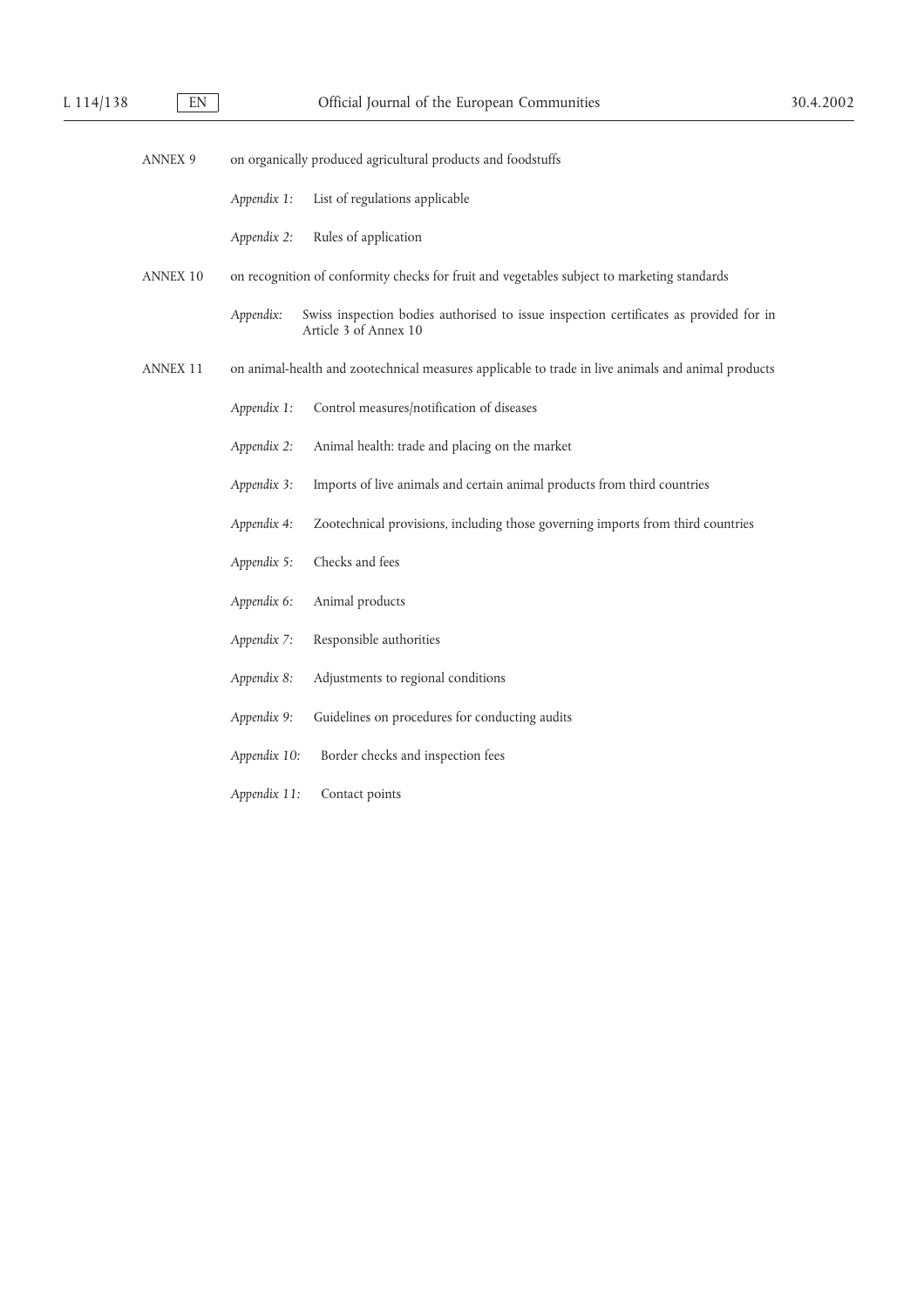ANNEX 9 on organically produced agricultural products and foodstuffs

*Appendix 1:* List of regulations applicable

*Appendix 2:* Rules of application

ANNEX 10 on recognition of conformity checks for fruit and vegetables subject to marketing standards

*Appendix:* Swiss inspection bodies authorised to issue inspection certificates as provided for in Article 3 of Annex 10

ANNEX 11 on animal-health and zootechnical measures applicable to trade in live animals and animal products

*Appendix 1:* Control measures/notification of diseases

*Appendix 2:* Animal health: trade and placing on the market

*Appendix 3:* Imports of live animals and certain animal products from third countries

*Appendix 4:* Zootechnical provisions, including those governing imports from third countries

*Appendix 5:* Checks and fees

*Appendix 6:* Animal products

*Appendix 7:* Responsible authorities

*Appendix 8:* Adjustments to regional conditions

*Appendix 9:* Guidelines on procedures for conducting audits

*Appendix 10:* Border checks and inspection fees

*Appendix 11:* Contact points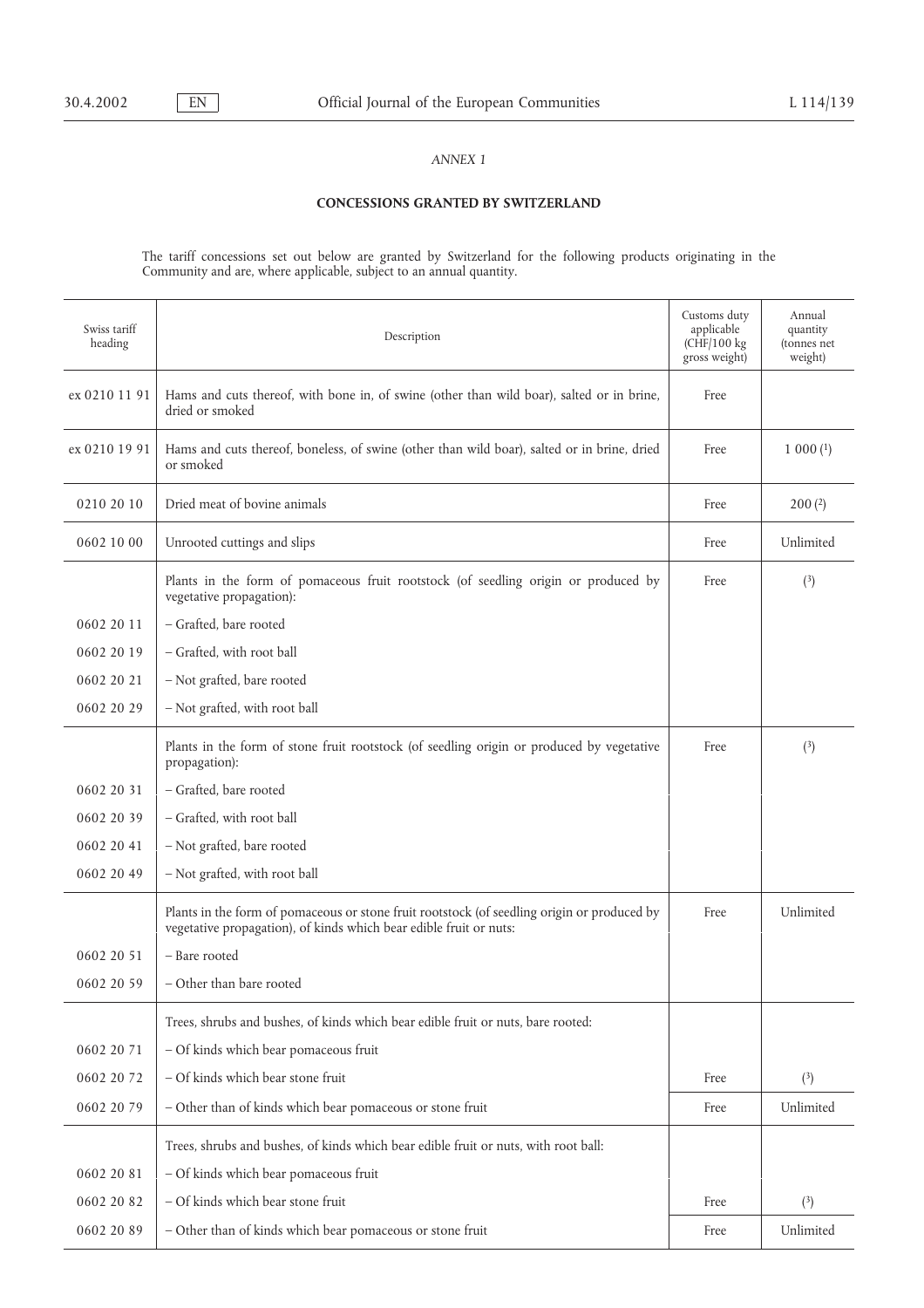*ANNEX 1*

**CONCESSIONS GRANTED BY SWITZERLAND**

The tariff concessions set out below are granted by Switzerland for the following products originating in the Community and are, where applicable, subject to an annual quantity.

| Swiss tariff heading | Description | Customs duty applicable (CHF/100 kg gross weight) | Annual quantity (tonnes net weight) |
|---|---|---|---|
| ex 0210 11 91 | Hams and cuts thereof, with bone in, of swine (other than wild boar), salted or in brine, dried or smoked | Free | |
| ex 0210 19 91 | Hams and cuts thereof, boneless, of swine (other than wild boar), salted or in brine, dried or smoked | Free | 1 000 (1) |
| 0210 20 10 | Dried meat of bovine animals | Free | 200 (2) |
| 0602 10 00 | Unrooted cuttings and slips | Free | Unlimited |
| | Plants in the form of pomaceous fruit rootstock (of seedling origin or produced by vegetative propagation): | Free | (3) |
| 0602 20 11 | – Grafted, bare rooted | | |
| 0602 20 19 | – Grafted, with root ball | | |
| 0602 20 21 | – Not grafted, bare rooted | | |
| 0602 20 29 | – Not grafted, with root ball | | |
| | Plants in the form of stone fruit rootstock (of seedling origin or produced by vegetative propagation): | Free | (3) |
| 0602 20 31 | – Grafted, bare rooted | | |
| 0602 20 39 | – Grafted, with root ball | | |
| 0602 20 41 | – Not grafted, bare rooted | | |
| 0602 20 49 | – Not grafted, with root ball | | |
| | Plants in the form of pomaceous or stone fruit rootstock (of seedling origin or produced by vegetative propagation), of kinds which bear edible fruit or nuts: | Free | Unlimited |
| 0602 20 51 | – Bare rooted | | |
| 0602 20 59 | – Other than bare rooted | | |
| | Trees, shrubs and bushes, of kinds which bear edible fruit or nuts, bare rooted: | | |
| 0602 20 71 | – Of kinds which bear pomaceous fruit | | |
| 0602 20 72 | – Of kinds which bear stone fruit | Free | (3) |
| 0602 20 79 | – Other than of kinds which bear pomaceous or stone fruit | Free | Unlimited |
| | Trees, shrubs and bushes, of kinds which bear edible fruit or nuts, with root ball: | | |
| 0602 20 81 | – Of kinds which bear pomaceous fruit | | |
| 0602 20 82 | – Of kinds which bear stone fruit | Free | (3) |
| 0602 20 89 | – Other than of kinds which bear pomaceous or stone fruit | Free | Unlimited |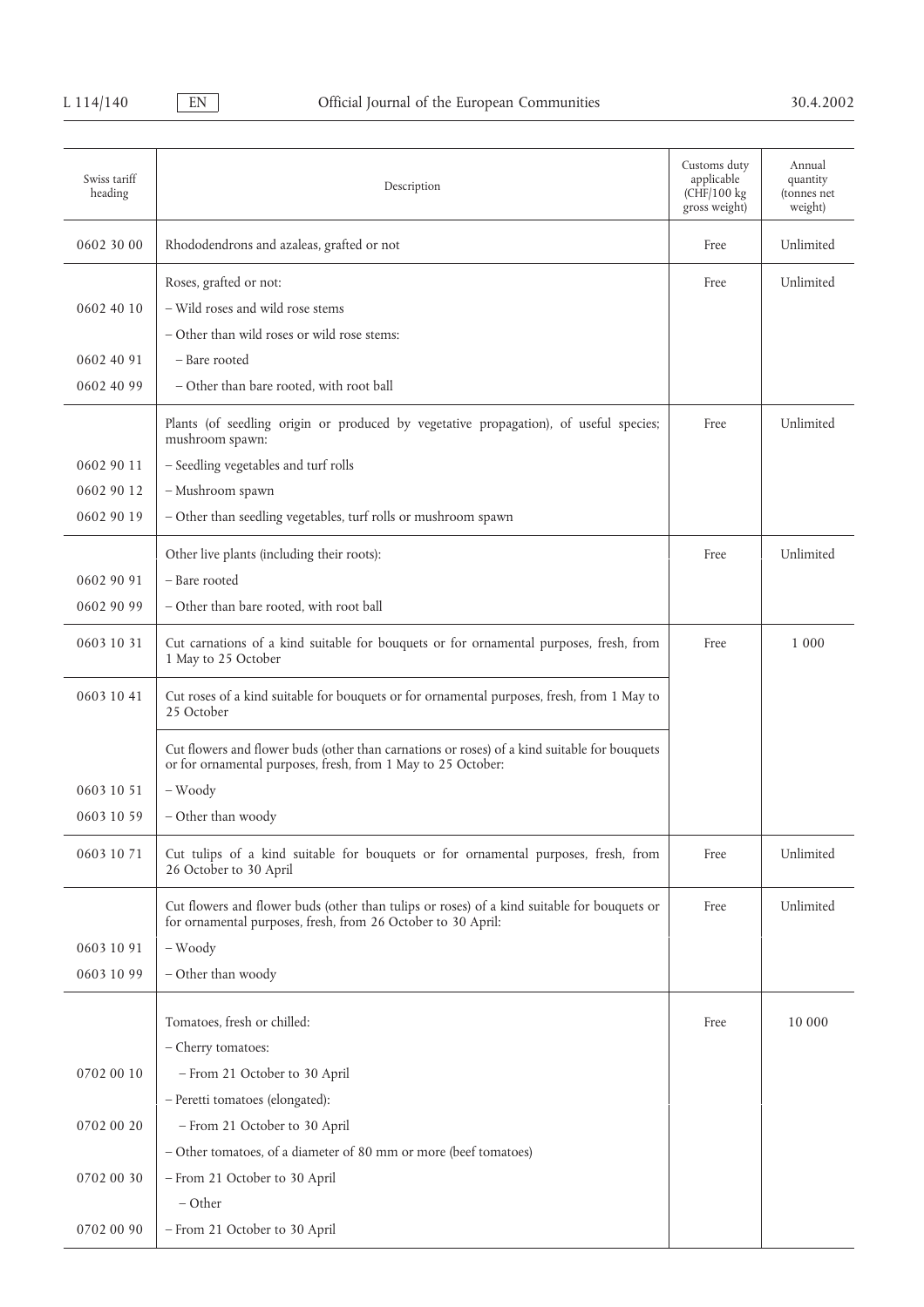| Swiss tariff heading | Description | Customs duty applicable (CHF/100 kg gross weight) | Annual quantity (tonnes net weight) |
|---|---|---|---|
| 0602 30 00 | Rhododendrons and azaleas, grafted or not | Free | Unlimited |
| | Roses, grafted or not: | Free | Unlimited |
| 0602 40 10 | – Wild roses and wild rose stems | | |
| | – Other than wild roses or wild rose stems: | | |
| 0602 40 91 | – Bare rooted | | |
| 0602 40 99 | – Other than bare rooted, with root ball | | |
| | Plants (of seedling origin or produced by vegetative propagation), of useful species; mushroom spawn: | Free | Unlimited |
| 0602 90 11 | – Seedling vegetables and turf rolls | | |
| 0602 90 12 | – Mushroom spawn | | |
| 0602 90 19 | – Other than seedling vegetables, turf rolls or mushroom spawn | | |
| | Other live plants (including their roots): | Free | Unlimited |
| 0602 90 91 | – Bare rooted | | |
| 0602 90 99 | – Other than bare rooted, with root ball | | |
| 0603 10 31 | Cut carnations of a kind suitable for bouquets or for ornamental purposes, fresh, from 1 May to 25 October | Free | 1 000 |
| 0603 10 41 | Cut roses of a kind suitable for bouquets or for ornamental purposes, fresh, from 1 May to 25 October | | |
| | Cut flowers and flower buds (other than carnations or roses) of a kind suitable for bouquets or for ornamental purposes, fresh, from 1 May to 25 October: | | |
| 0603 10 51 | – Woody | | |
| 0603 10 59 | – Other than woody | | |
| 0603 10 71 | Cut tulips of a kind suitable for bouquets or for ornamental purposes, fresh, from 26 October to 30 April | Free | Unlimited |
| | Cut flowers and flower buds (other than tulips or roses) of a kind suitable for bouquets or for ornamental purposes, fresh, from 26 October to 30 April: | Free | Unlimited |
| 0603 10 91 | – Woody | | |
| 0603 10 99 | – Other than woody | | |
| | Tomatoes, fresh or chilled: | Free | 10 000 |
| | – Cherry tomatoes: | | |
| 0702 00 10 | – From 21 October to 30 April | | |
| | – Peretti tomatoes (elongated): | | |
| 0702 00 20 | – From 21 October to 30 April | | |
| | – Other tomatoes, of a diameter of 80 mm or more (beef tomatoes) | | |
| 0702 00 30 | – From 21 October to 30 April | | |
| | – Other | | |
| 0702 00 90 | – From 21 October to 30 April | | |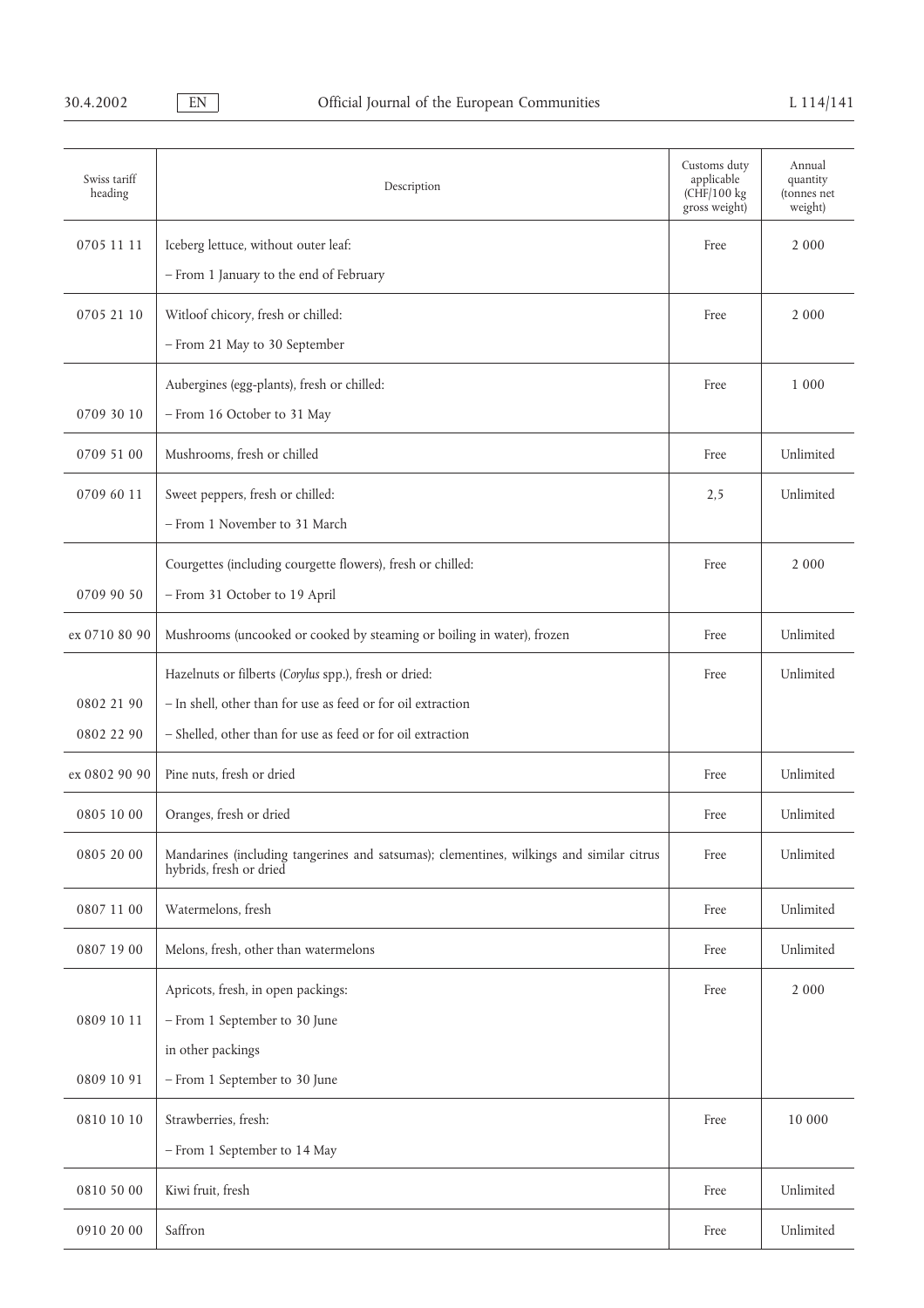| Swiss tariff heading | Description | Customs duty applicable (CHF/100 kg gross weight) | Annual quantity (tonnes net weight) |
|---|---|---|---|
| 0705 11 11 | Iceberg lettuce, without outer leaf: | Free | 2 000 |
| | – From 1 January to the end of February | | |
| 0705 21 10 | Witloof chicory, fresh or chilled: | Free | 2 000 |
| | – From 21 May to 30 September | | |
| | Aubergines (egg-plants), fresh or chilled: | Free | 1 000 |
| 0709 30 10 | – From 16 October to 31 May | | |
| 0709 51 00 | Mushrooms, fresh or chilled | Free | Unlimited |
| 0709 60 11 | Sweet peppers, fresh or chilled: | 2,5 | Unlimited |
| | – From 1 November to 31 March | | |
| | Courgettes (including courgette flowers), fresh or chilled: | Free | 2 000 |
| 0709 90 50 | – From 31 October to 19 April | | |
| ex 0710 80 90 | Mushrooms (uncooked or cooked by steaming or boiling in water), frozen | Free | Unlimited |
| | Hazelnuts or filberts (*Corylus* spp.), fresh or dried: | Free | Unlimited |
| 0802 21 90 | – In shell, other than for use as feed or for oil extraction | | |
| 0802 22 90 | – Shelled, other than for use as feed or for oil extraction | | |
| ex 0802 90 90 | Pine nuts, fresh or dried | Free | Unlimited |
| 0805 10 00 | Oranges, fresh or dried | Free | Unlimited |
| 0805 20 00 | Mandarines (including tangerines and satsumas); clementines, wilkings and similar citrus hybrids, fresh or dried | Free | Unlimited |
| 0807 11 00 | Watermelons, fresh | Free | Unlimited |
| 0807 19 00 | Melons, fresh, other than watermelons | Free | Unlimited |
| | Apricots, fresh, in open packings: | Free | 2 000 |
| 0809 10 11 | – From 1 September to 30 June | | |
| | in other packings | | |
| 0809 10 91 | – From 1 September to 30 June | | |
| 0810 10 10 | Strawberries, fresh: | Free | 10 000 |
| | – From 1 September to 14 May | | |
| 0810 50 00 | Kiwi fruit, fresh | Free | Unlimited |
| 0910 20 00 | Saffron | Free | Unlimited |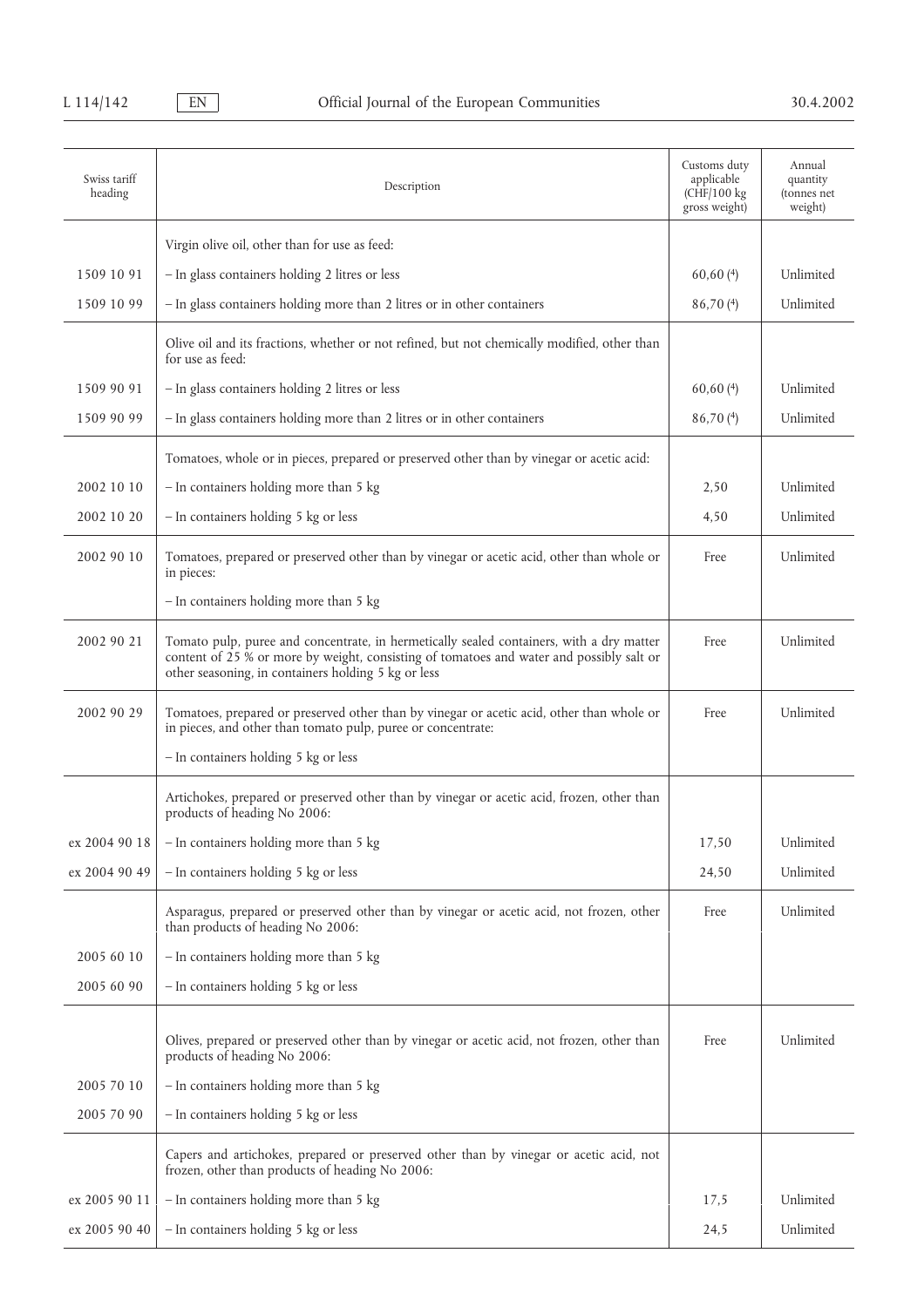| Swiss tariff heading | Description | Customs duty applicable (CHF/100 kg gross weight) | Annual quantity (tonnes net weight) |
|---|---|---|---|
| | Virgin olive oil, other than for use as feed: | | |
| 1509 10 91 | – In glass containers holding 2 litres or less | 60,60 (4) | Unlimited |
| 1509 10 99 | – In glass containers holding more than 2 litres or in other containers | 86,70 (4) | Unlimited |
| | Olive oil and its fractions, whether or not refined, but not chemically modified, other than for use as feed: | | |
| 1509 90 91 | – In glass containers holding 2 litres or less | 60,60 (4) | Unlimited |
| 1509 90 99 | – In glass containers holding more than 2 litres or in other containers | 86,70 (4) | Unlimited |
| | Tomatoes, whole or in pieces, prepared or preserved other than by vinegar or acetic acid: | | |
| 2002 10 10 | – In containers holding more than 5 kg | 2,50 | Unlimited |
| 2002 10 20 | – In containers holding 5 kg or less | 4,50 | Unlimited |
| 2002 90 10 | Tomatoes, prepared or preserved other than by vinegar or acetic acid, other than whole or in pieces: | Free | Unlimited |
| | – In containers holding more than 5 kg | | |
| 2002 90 21 | Tomato pulp, puree and concentrate, in hermetically sealed containers, with a dry matter content of 25 % or more by weight, consisting of tomatoes and water and possibly salt or other seasoning, in containers holding 5 kg or less | Free | Unlimited |
| 2002 90 29 | Tomatoes, prepared or preserved other than by vinegar or acetic acid, other than whole or in pieces, and other than tomato pulp, puree or concentrate: | Free | Unlimited |
| | – In containers holding 5 kg or less | | |
| | Artichokes, prepared or preserved other than by vinegar or acetic acid, frozen, other than products of heading No 2006: | | |
| ex 2004 90 18 | – In containers holding more than 5 kg | 17,50 | Unlimited |
| ex 2004 90 49 | – In containers holding 5 kg or less | 24,50 | Unlimited |
| | Asparagus, prepared or preserved other than by vinegar or acetic acid, not frozen, other than products of heading No 2006: | Free | Unlimited |
| 2005 60 10 | – In containers holding more than 5 kg | | |
| 2005 60 90 | – In containers holding 5 kg or less | | |
| | Olives, prepared or preserved other than by vinegar or acetic acid, not frozen, other than products of heading No 2006: | Free | Unlimited |
| 2005 70 10 | – In containers holding more than 5 kg | | |
| 2005 70 90 | – In containers holding 5 kg or less | | |
| | Capers and artichokes, prepared or preserved other than by vinegar or acetic acid, not frozen, other than products of heading No 2006: | | |
| ex 2005 90 11 | – In containers holding more than 5 kg | 17,5 | Unlimited |
| ex 2005 90 40 | – In containers holding 5 kg or less | 24,5 | Unlimited |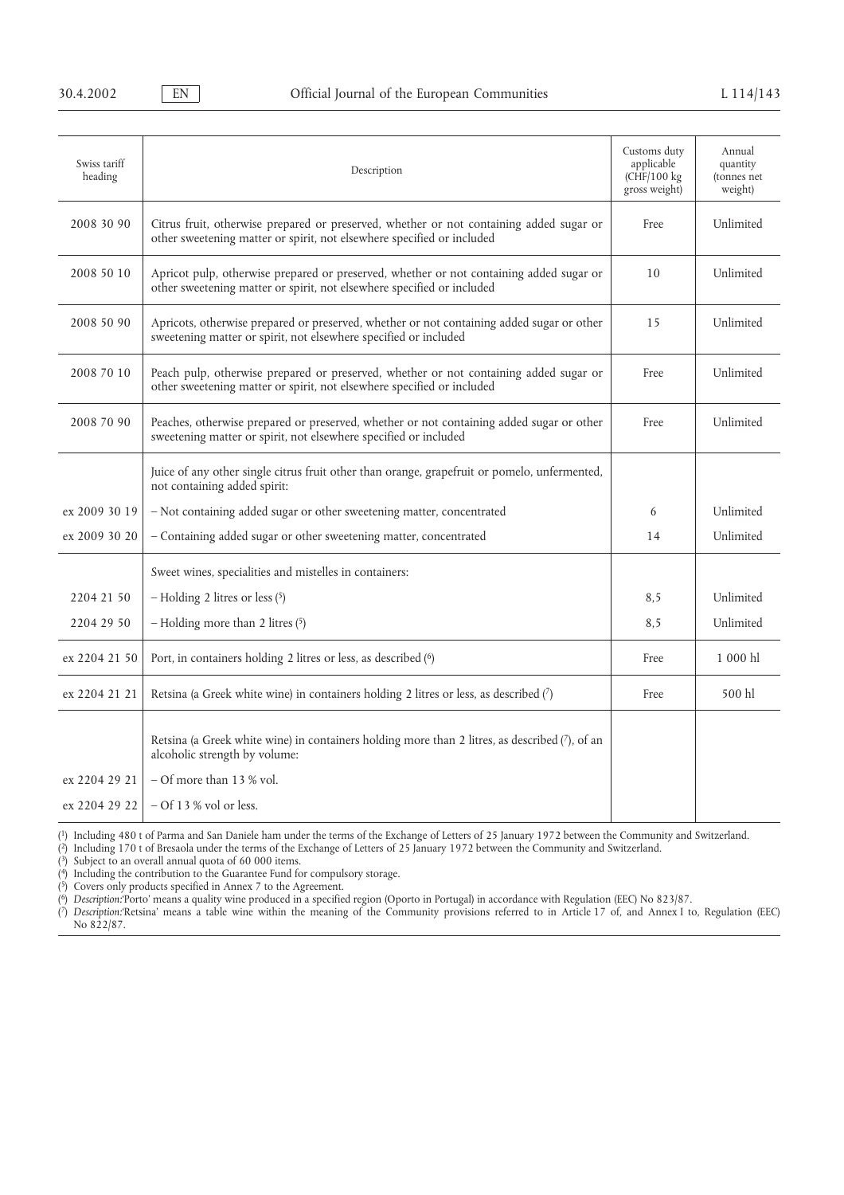| Swiss tariff heading | Description | Customs duty applicable (CHF/100 kg gross weight) | Annual quantity (tonnes net weight) |
|---|---|---|---|
| 2008 30 90 | Citrus fruit, otherwise prepared or preserved, whether or not containing added sugar or other sweetening matter or spirit, not elsewhere specified or included | Free | Unlimited |
| 2008 50 10 | Apricot pulp, otherwise prepared or preserved, whether or not containing added sugar or other sweetening matter or spirit, not elsewhere specified or included | 10 | Unlimited |
| 2008 50 90 | Apricots, otherwise prepared or preserved, whether or not containing added sugar or other sweetening matter or spirit, not elsewhere specified or included | 15 | Unlimited |
| 2008 70 10 | Peach pulp, otherwise prepared or preserved, whether or not containing added sugar or other sweetening matter or spirit, not elsewhere specified or included | Free | Unlimited |
| 2008 70 90 | Peaches, otherwise prepared or preserved, whether or not containing added sugar or other sweetening matter or spirit, not elsewhere specified or included | Free | Unlimited |
| | Juice of any other single citrus fruit other than orange, grapefruit or pomelo, unfermented, not containing added spirit: | | |
| ex 2009 30 19 | – Not containing added sugar or other sweetening matter, concentrated | 6 | Unlimited |
| ex 2009 30 20 | – Containing added sugar or other sweetening matter, concentrated | 14 | Unlimited |
| | Sweet wines, specialities and mistelles in containers: | | |
| 2204 21 50 | – Holding 2 litres or less (5) | 8,5 | Unlimited |
| 2204 29 50 | – Holding more than 2 litres (5) | 8,5 | Unlimited |
| ex 2204 21 50 | Port, in containers holding 2 litres or less, as described (6) | Free | 1 000 hl |
| ex 2204 21 21 | Retsina (a Greek white wine) in containers holding 2 litres or less, as described (7) | Free | 500 hl |
| | Retsina (a Greek white wine) in containers holding more than 2 litres, as described (7), of an alcoholic strength by volume: | | |
| ex 2204 29 21 | – Of more than 13 % vol. | | |
| ex 2204 29 22 | – Of 13 % vol or less. | | |

(1) Including 480 t of Parma and San Daniele ham under the terms of the Exchange of Letters of 25 January 1972 between the Community and Switzerland.

(2) Including 170 t of Bresaola under the terms of the Exchange of Letters of 25 January 1972 between the Community and Switzerland.

(3) Subject to an overall annual quota of 60 000 items.

(4) Including the contribution to the Guarantee Fund for compulsory storage.

(5) Covers only products specified in Annex 7 to the Agreement.

(6) *Description:*'Porto' means a quality wine produced in a specified region (Oporto in Portugal) in accordance with Regulation (EEC) No 823/87.

(7) *Description:*'Retsina' means a table wine within the meaning of the Community provisions referred to in Article 17 of, and Annex I to, Regulation (EEC) No 822/87.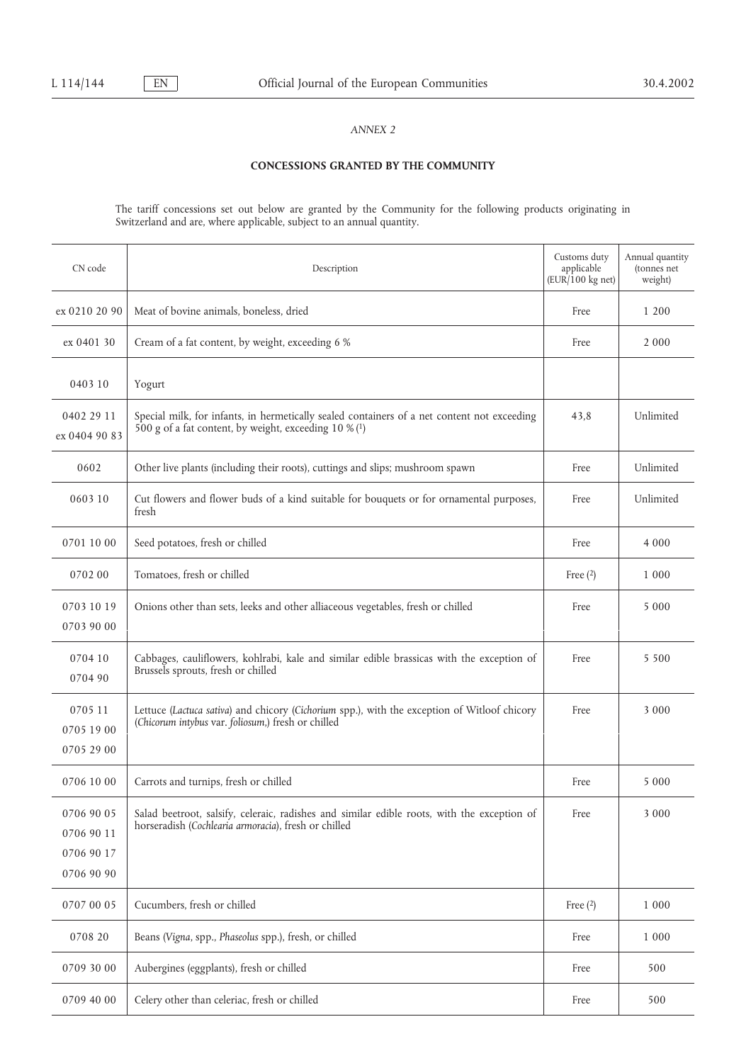*ANNEX 2*

**CONCESSIONS GRANTED BY THE COMMUNITY**

The tariff concessions set out below are granted by the Community for the following products originating in Switzerland and are, where applicable, subject to an annual quantity.

| CN code | Description | Customs duty applicable (EUR/100 kg net) | Annual quantity (tonnes net weight) |
|---|---|---|---|
| ex 0210 20 90 | Meat of bovine animals, boneless, dried | Free | 1 200 |
| ex 0401 30 | Cream of a fat content, by weight, exceeding 6 % | Free | 2 000 |
| 0403 10 | Yogurt | | |
| 0402 29 11<br>ex 0404 90 83 | Special milk, for infants, in hermetically sealed containers of a net content not exceeding 500 g of a fat content, by weight, exceeding 10 % ([1]) | 43,8 | Unlimited |
| 0602 | Other live plants (including their roots), cuttings and slips; mushroom spawn | Free | Unlimited |
| 0603 10 | Cut flowers and flower buds of a kind suitable for bouquets or for ornamental purposes, fresh | Free | Unlimited |
| 0701 10 00 | Seed potatoes, fresh or chilled | Free | 4 000 |
| 0702 00 | Tomatoes, fresh or chilled | Free ([2]) | 1 000 |
| 0703 10 19<br>0703 90 00 | Onions other than sets, leeks and other alliaceous vegetables, fresh or chilled | Free | 5 000 |
| 0704 10<br>0704 90 | Cabbages, cauliflowers, kohlrabi, kale and similar edible brassicas with the exception of Brussels sprouts, fresh or chilled | Free | 5 500 |
| 0705 11<br>0705 19 00<br>0705 29 00 | Lettuce (*Lactuca sativa*) and chicory (*Cichorium* spp.), with the exception of Witloof chicory (*Chicorum intybus* var. *foliosum*,) fresh or chilled | Free | 3 000 |
| 0706 10 00 | Carrots and turnips, fresh or chilled | Free | 5 000 |
| 0706 90 05<br>0706 90 11<br>0706 90 17<br>0706 90 90 | Salad beetroot, salsify, celeraic, radishes and similar edible roots, with the exception of horseradish (*Cochlearia armoracia*), fresh or chilled | Free | 3 000 |
| 0707 00 05 | Cucumbers, fresh or chilled | Free ([2]) | 1 000 |
| 0708 20 | Beans (*Vigna*, spp., *Phaseolus* spp.), fresh, or chilled | Free | 1 000 |
| 0709 30 00 | Aubergines (eggplants), fresh or chilled | Free | 500 |
| 0709 40 00 | Celery other than celeriac, fresh or chilled | Free | 500 |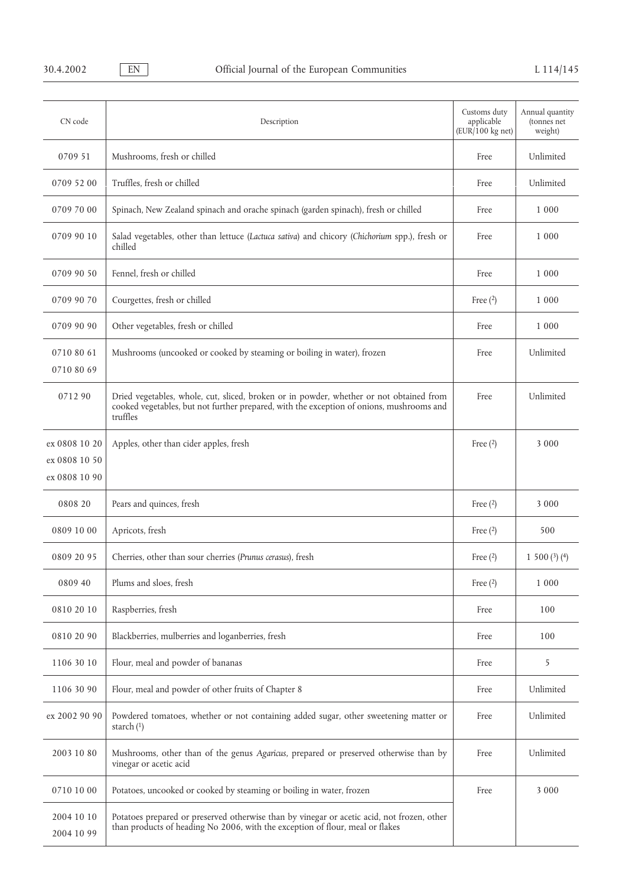| CN code | Description | Customs duty applicable (EUR/100 kg net) | Annual quantity (tonnes net weight) |
|---|---|---|---|
| 0709 51 | Mushrooms, fresh or chilled | Free | Unlimited |
| 0709 52 00 | Truffles, fresh or chilled | Free | Unlimited |
| 0709 70 00 | Spinach, New Zealand spinach and orache spinach (garden spinach), fresh or chilled | Free | 1 000 |
| 0709 90 10 | Salad vegetables, other than lettuce (*Lactuca sativa*) and chicory (*Chichorium* spp.), fresh or chilled | Free | 1 000 |
| 0709 90 50 | Fennel, fresh or chilled | Free | 1 000 |
| 0709 90 70 | Courgettes, fresh or chilled | Free (2) | 1 000 |
| 0709 90 90 | Other vegetables, fresh or chilled | Free | 1 000 |
| 0710 80 61<br>0710 80 69 | Mushrooms (uncooked or cooked by steaming or boiling in water), frozen | Free | Unlimited |
| 0712 90 | Dried vegetables, whole, cut, sliced, broken or in powder, whether or not obtained from cooked vegetables, but not further prepared, with the exception of onions, mushrooms and truffles | Free | Unlimited |
| ex 0808 10 20<br>ex 0808 10 50<br>ex 0808 10 90 | Apples, other than cider apples, fresh | Free (2) | 3 000 |
| 0808 20 | Pears and quinces, fresh | Free (2) | 3 000 |
| 0809 10 00 | Apricots, fresh | Free (2) | 500 |
| 0809 20 95 | Cherries, other than sour cherries (*Prunus cerasus*), fresh | Free (2) | 1 500 (3) (4) |
| 0809 40 | Plums and sloes, fresh | Free (2) | 1 000 |
| 0810 20 10 | Raspberries, fresh | Free | 100 |
| 0810 20 90 | Blackberries, mulberries and loganberries, fresh | Free | 100 |
| 1106 30 10 | Flour, meal and powder of bananas | Free | 5 |
| 1106 30 90 | Flour, meal and powder of other fruits of Chapter 8 | Free | Unlimited |
| ex 2002 90 90 | Powdered tomatoes, whether or not containing added sugar, other sweetening matter or starch (1) | Free | Unlimited |
| 2003 10 80 | Mushrooms, other than of the genus *Agaricus*, prepared or preserved otherwise than by vinegar or acetic acid | Free | Unlimited |
| 0710 10 00 | Potatoes, uncooked or cooked by steaming or boiling in water, frozen | Free | 3 000 |
| 2004 10 10<br>2004 10 99 | Potatoes prepared or preserved otherwise than by vinegar or acetic acid, not frozen, other than products of heading No 2006, with the exception of flour, meal or flakes | | |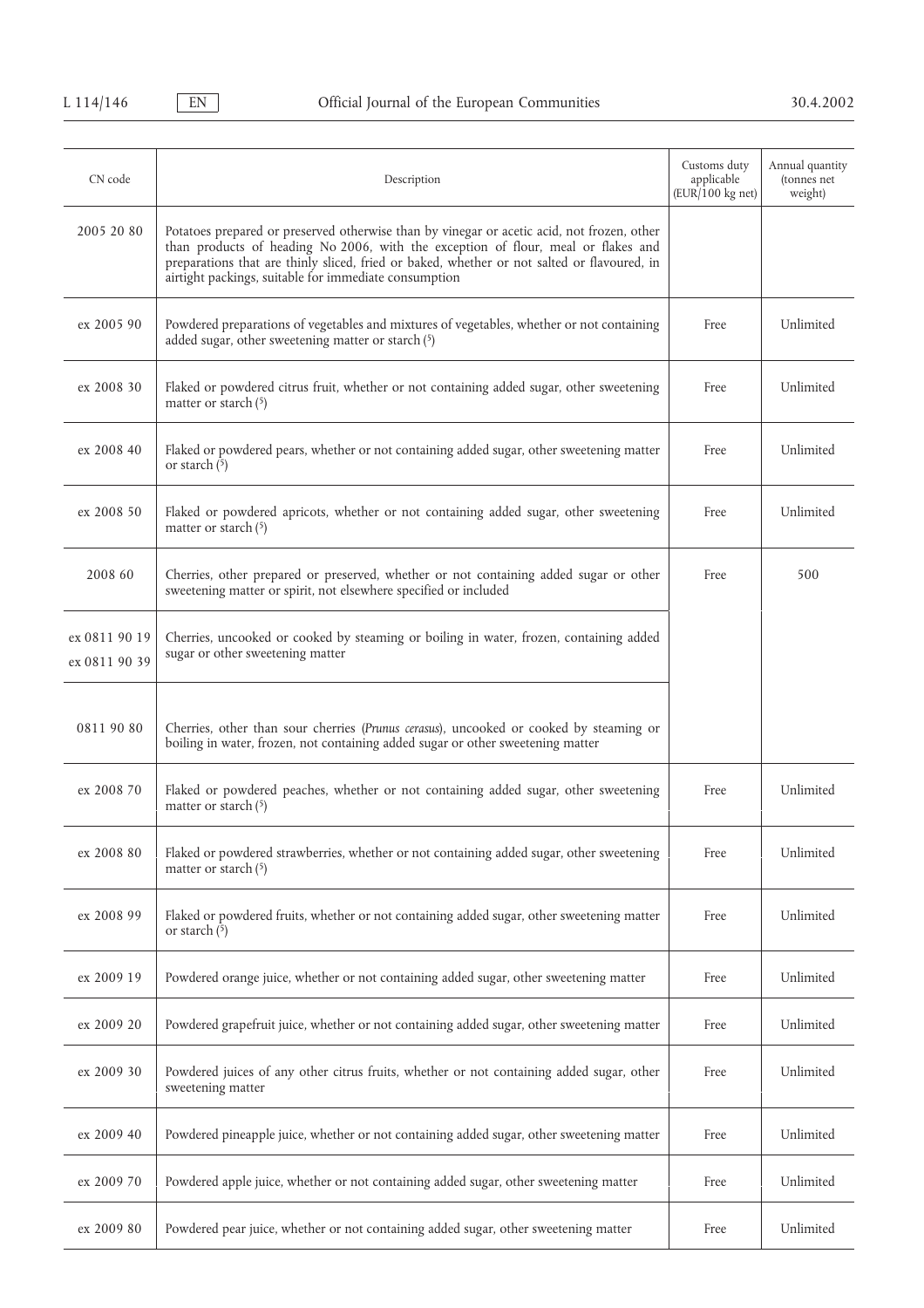| CN code | Description | Customs duty applicable (EUR/100 kg net) | Annual quantity (tonnes net weight) |
| --- | --- | --- | --- |
| 2005 20 80 | Potatoes prepared or preserved otherwise than by vinegar or acetic acid, not frozen, other than products of heading No 2006, with the exception of flour, meal or flakes and preparations that are thinly sliced, fried or baked, whether or not salted or flavoured, in airtight packings, suitable for immediate consumption | | |
| ex 2005 90 | Powdered preparations of vegetables and mixtures of vegetables, whether or not containing added sugar, other sweetening matter or starch (5) | Free | Unlimited |
| ex 2008 30 | Flaked or powdered citrus fruit, whether or not containing added sugar, other sweetening matter or starch (5) | Free | Unlimited |
| ex 2008 40 | Flaked or powdered pears, whether or not containing added sugar, other sweetening matter or starch (5) | Free | Unlimited |
| ex 2008 50 | Flaked or powdered apricots, whether or not containing added sugar, other sweetening matter or starch (5) | Free | Unlimited |
| 2008 60 | Cherries, other prepared or preserved, whether or not containing added sugar or other sweetening matter or spirit, not elsewhere specified or included | Free | 500 |
| ex 0811 90 19<br>ex 0811 90 39 | Cherries, uncooked or cooked by steaming or boiling in water, frozen, containing added sugar or other sweetening matter | | |
| 0811 90 80 | Cherries, other than sour cherries (*Prunus cerasus*), uncooked or cooked by steaming or boiling in water, frozen, not containing added sugar or other sweetening matter | | |
| ex 2008 70 | Flaked or powdered peaches, whether or not containing added sugar, other sweetening matter or starch (5) | Free | Unlimited |
| ex 2008 80 | Flaked or powdered strawberries, whether or not containing added sugar, other sweetening matter or starch (5) | Free | Unlimited |
| ex 2008 99 | Flaked or powdered fruits, whether or not containing added sugar, other sweetening matter or starch (5) | Free | Unlimited |
| ex 2009 19 | Powdered orange juice, whether or not containing added sugar, other sweetening matter | Free | Unlimited |
| ex 2009 20 | Powdered grapefruit juice, whether or not containing added sugar, other sweetening matter | Free | Unlimited |
| ex 2009 30 | Powdered juices of any other citrus fruits, whether or not containing added sugar, other sweetening matter | Free | Unlimited |
| ex 2009 40 | Powdered pineapple juice, whether or not containing added sugar, other sweetening matter | Free | Unlimited |
| ex 2009 70 | Powdered apple juice, whether or not containing added sugar, other sweetening matter | Free | Unlimited |
| ex 2009 80 | Powdered pear juice, whether or not containing added sugar, other sweetening matter | Free | Unlimited |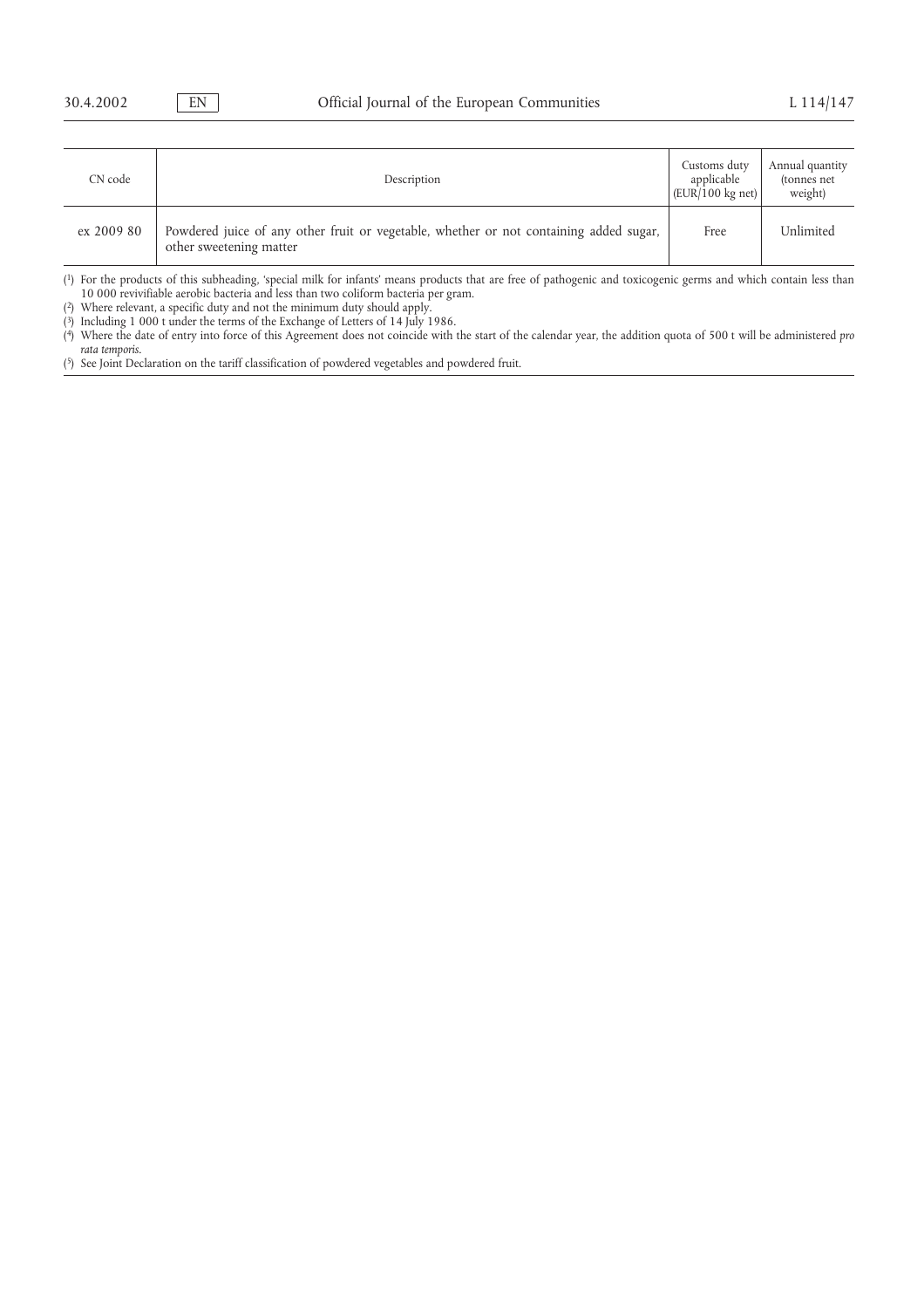| CN code | Description | Customs duty applicable (EUR/100 kg net) | Annual quantity (tonnes net weight) |
|---|---|---|---|
| ex 2009 80 | Powdered juice of any other fruit or vegetable, whether or not containing added sugar, other sweetening matter | Free | Unlimited |

(1) For the products of this subheading, 'special milk for infants' means products that are free of pathogenic and toxicogenic germs and which contain less than 10 000 revivifiable aerobic bacteria and less than two coliform bacteria per gram.

(2) Where relevant, a specific duty and not the minimum duty should apply.

(3) Including 1 000 t under the terms of the Exchange of Letters of 14 July 1986.

(4) Where the date of entry into force of this Agreement does not coincide with the start of the calendar year, the addition quota of 500 t will be administered *pro rata temporis*.

(5) See Joint Declaration on the tariff classification of powdered vegetables and powdered fruit.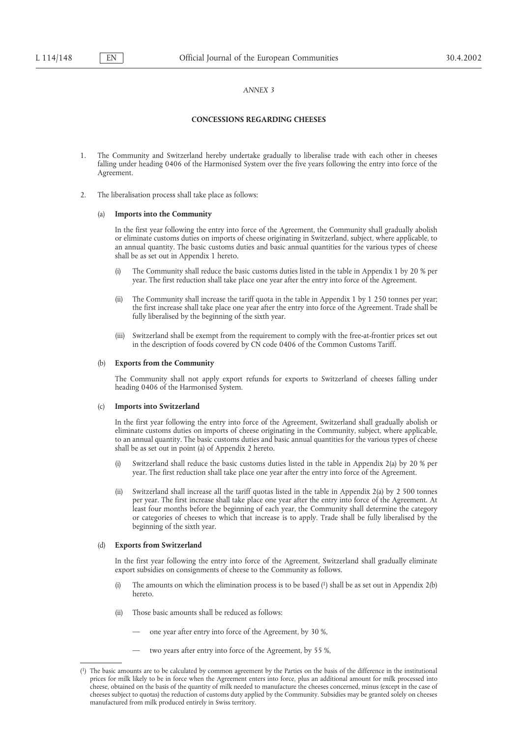*ANNEX 3*

**CONCESSIONS REGARDING CHEESES**

1. The Community and Switzerland hereby undertake gradually to liberalise trade with each other in cheeses falling under heading 0406 of the Harmonised System over the five years following the entry into force of the Agreement.

2. The liberalisation process shall take place as follows:

   (a) **Imports into the Community**

   In the first year following the entry into force of the Agreement, the Community shall gradually abolish or eliminate customs duties on imports of cheese originating in Switzerland, subject, where applicable, to an annual quantity. The basic customs duties and basic annual quantities for the various types of cheese shall be as set out in Appendix 1 hereto.

   (i) The Community shall reduce the basic customs duties listed in the table in Appendix 1 by 20 % per year. The first reduction shall take place one year after the entry into force of the Agreement.

   (ii) The Community shall increase the tariff quota in the table in Appendix 1 by 1 250 tonnes per year; the first increase shall take place one year after the entry into force of the Agreement. Trade shall be fully liberalised by the beginning of the sixth year.

   (iii) Switzerland shall be exempt from the requirement to comply with the free-at-frontier prices set out in the description of foods covered by CN code 0406 of the Common Customs Tariff.

   (b) **Exports from the Community**

   The Community shall not apply export refunds for exports to Switzerland of cheeses falling under heading 0406 of the Harmonised System.

   (c) **Imports into Switzerland**

   In the first year following the entry into force of the Agreement, Switzerland shall gradually abolish or eliminate customs duties on imports of cheese originating in the Community, subject, where applicable, to an annual quantity. The basic customs duties and basic annual quantities for the various types of cheese shall be as set out in point (a) of Appendix 2 hereto.

   (i) Switzerland shall reduce the basic customs duties listed in the table in Appendix 2(a) by 20 % per year. The first reduction shall take place one year after the entry into force of the Agreement.

   (ii) Switzerland shall increase all the tariff quotas listed in the table in Appendix 2(a) by 2 500 tonnes per year. The first increase shall take place one year after the entry into force of the Agreement. At least four months before the beginning of each year, the Community shall determine the category or categories of cheeses to which that increase is to apply. Trade shall be fully liberalised by the beginning of the sixth year.

   (d) **Exports from Switzerland**

   In the first year following the entry into force of the Agreement, Switzerland shall gradually eliminate export subsidies on consignments of cheese to the Community as follows.

   (i) The amounts on which the elimination process is to be based [1] shall be as set out in Appendix 2(b) hereto.

   (ii) Those basic amounts shall be reduced as follows:

   — one year after entry into force of the Agreement, by 30 %,

   — two years after entry into force of the Agreement, by 55 %,

---

[1] The basic amounts are to be calculated by common agreement by the Parties on the basis of the difference in the institutional prices for milk likely to be in force when the Agreement enters into force, plus an additional amount for milk processed into cheese, obtained on the basis of the quantity of milk needed to manufacture the cheeses concerned, minus (except in the case of cheeses subject to quotas) the reduction of customs duty applied by the Community. Subsidies may be granted solely on cheeses manufactured from milk produced entirely in Swiss territory.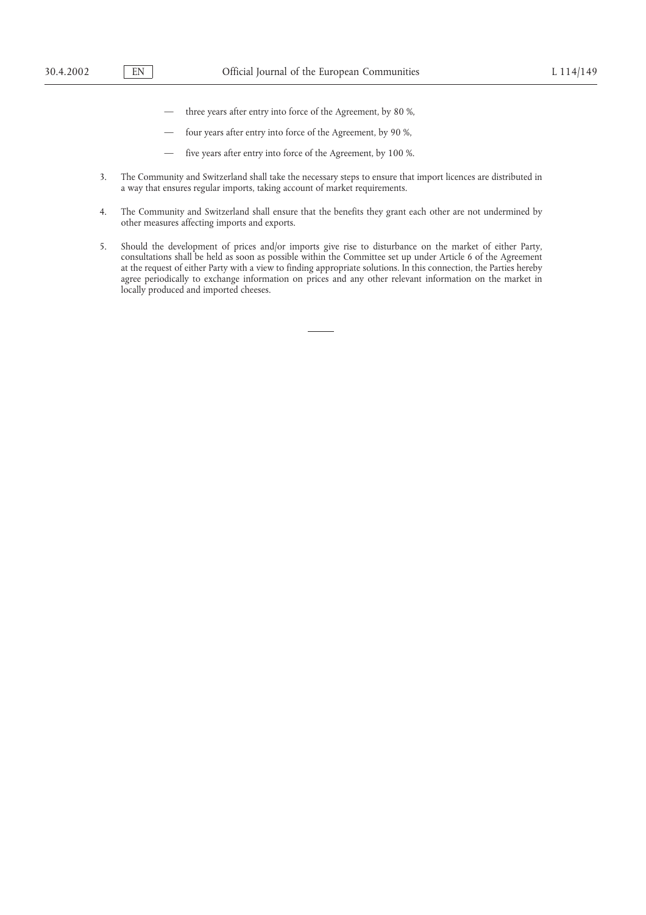- three years after entry into force of the Agreement, by 80 %,
- four years after entry into force of the Agreement, by 90 %,
- five years after entry into force of the Agreement, by 100 %.

3. The Community and Switzerland shall take the necessary steps to ensure that import licences are distributed in a way that ensures regular imports, taking account of market requirements.

4. The Community and Switzerland shall ensure that the benefits they grant each other are not undermined by other measures affecting imports and exports.

5. Should the development of prices and/or imports give rise to disturbance on the market of either Party, consultations shall be held as soon as possible within the Committee set up under Article 6 of the Agreement at the request of either Party with a view to finding appropriate solutions. In this connection, the Parties hereby agree periodically to exchange information on prices and any other relevant information on the market in locally produced and imported cheeses.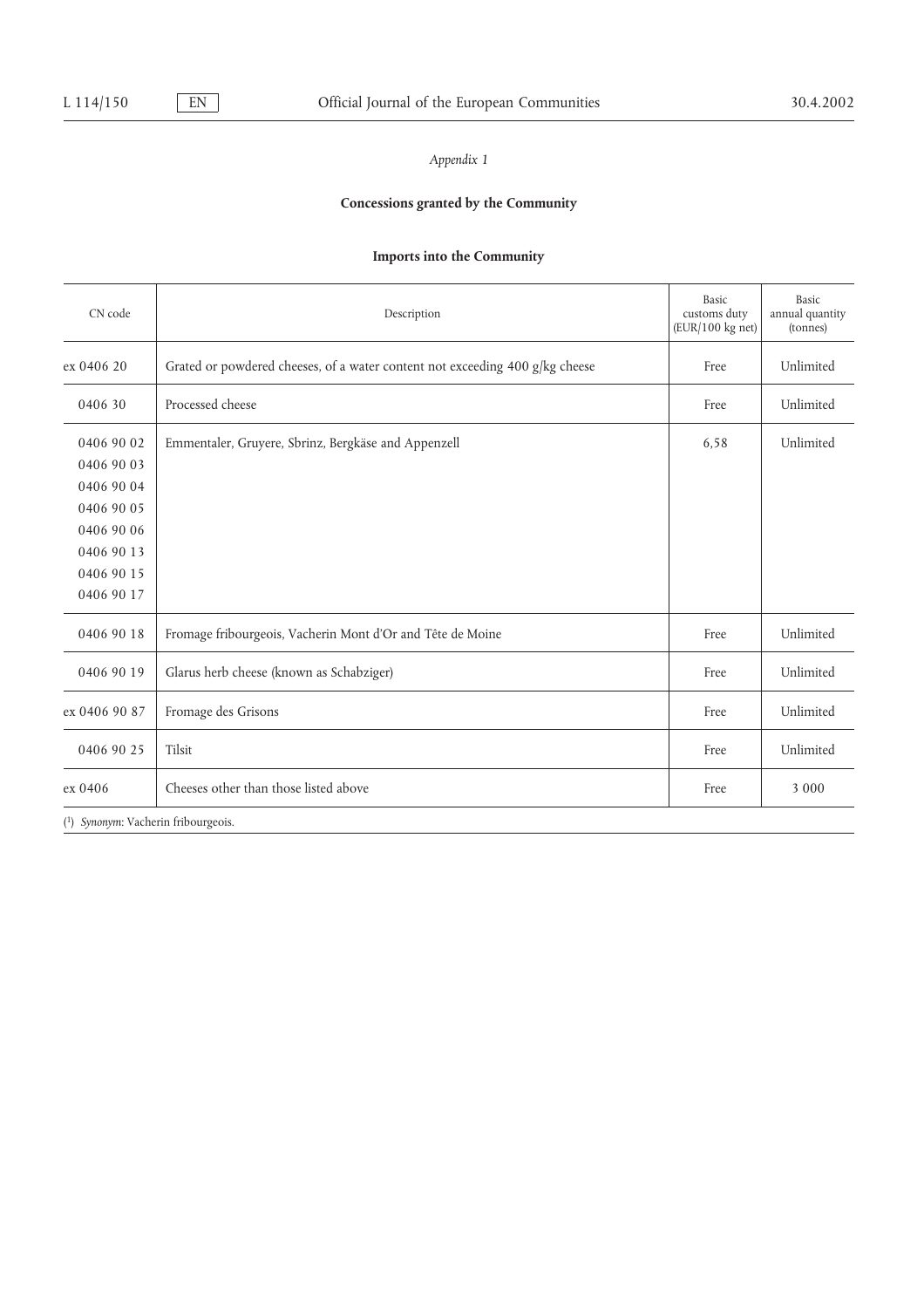*Appendix 1*

**Concessions granted by the Community**

**Imports into the Community**

| CN code | Description | Basic customs duty (EUR/100 kg net) | Basic annual quantity (tonnes) |
|---|---|---|---|
| ex 0406 20 | Grated or powdered cheeses, of a water content not exceeding 400 g/kg cheese | Free | Unlimited |
| 0406 30 | Processed cheese | Free | Unlimited |
| 0406 90 02<br>0406 90 03<br>0406 90 04<br>0406 90 05<br>0406 90 06<br>0406 90 13<br>0406 90 15<br>0406 90 17 | Emmentaler, Gruyere, Sbrinz, Bergkäse and Appenzell | 6,58 | Unlimited |
| 0406 90 18 | Fromage fribourgeois, Vacherin Mont d'Or and Tête de Moine | Free | Unlimited |
| 0406 90 19 | Glarus herb cheese (known as Schabziger) | Free | Unlimited |
| ex 0406 90 87 | Fromage des Grisons | Free | Unlimited |
| 0406 90 25 | Tilsit | Free | Unlimited |
| ex 0406 | Cheeses other than those listed above | Free | 3 000 |

(1) *Synonym*: Vacherin fribourgeois.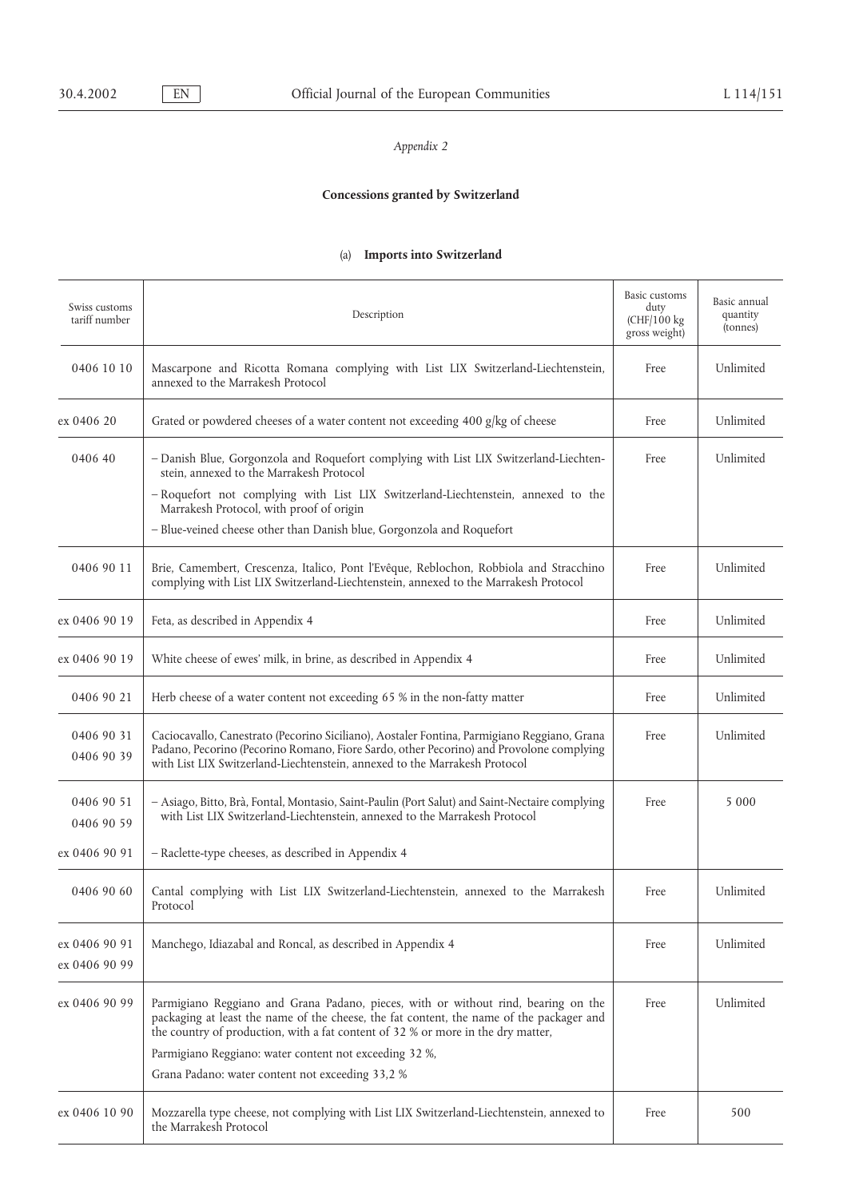*Appendix 2*

**Concessions granted by Switzerland**

(a) **Imports into Switzerland**

| Swiss customs tariff number | Description | Basic customs duty (CHF/100 kg gross weight) | Basic annual quantity (tonnes) |
|---|---|---|---|
| 0406 10 10 | Mascarpone and Ricotta Romana complying with List LIX Switzerland-Liechtenstein, annexed to the Marrakesh Protocol | Free | Unlimited |
| ex 0406 20 | Grated or powdered cheeses of a water content not exceeding 400 g/kg of cheese | Free | Unlimited |
| 0406 40 | – Danish Blue, Gorgonzola and Roquefort complying with List LIX Switzerland-Liechtenstein, annexed to the Marrakesh Protocol<br>– Roquefort not complying with List LIX Switzerland-Liechtenstein, annexed to the Marrakesh Protocol, with proof of origin<br>– Blue-veined cheese other than Danish blue, Gorgonzola and Roquefort | Free | Unlimited |
| 0406 90 11 | Brie, Camembert, Crescenza, Italico, Pont l'Evêque, Reblochon, Robbiola and Stracchino complying with List LIX Switzerland-Liechtenstein, annexed to the Marrakesh Protocol | Free | Unlimited |
| ex 0406 90 19 | Feta, as described in Appendix 4 | Free | Unlimited |
| ex 0406 90 19 | White cheese of ewes' milk, in brine, as described in Appendix 4 | Free | Unlimited |
| 0406 90 21 | Herb cheese of a water content not exceeding 65 % in the non-fatty matter | Free | Unlimited |
| 0406 90 31<br>0406 90 39 | Caciocavallo, Canestrato (Pecorino Siciliano), Aostaler Fontina, Parmigiano Reggiano, Grana Padano, Pecorino (Pecorino Romano, Fiore Sardo, other Pecorino) and Provolone complying with List LIX Switzerland-Liechtenstein, annexed to the Marrakesh Protocol | Free | Unlimited |
| 0406 90 51<br>0406 90 59<br><br>ex 0406 90 91 | – Asiago, Bitto, Brà, Fontal, Montasio, Saint-Paulin (Port Salut) and Saint-Nectaire complying with List LIX Switzerland-Liechtenstein, annexed to the Marrakesh Protocol<br><br>– Raclette-type cheeses, as described in Appendix 4 | Free | 5 000 |
| 0406 90 60 | Cantal complying with List LIX Switzerland-Liechtenstein, annexed to the Marrakesh Protocol | Free | Unlimited |
| ex 0406 90 91<br>ex 0406 90 99 | Manchego, Idiazabal and Roncal, as described in Appendix 4 | Free | Unlimited |
| ex 0406 90 99 | Parmigiano Reggiano and Grana Padano, pieces, with or without rind, bearing on the packaging at least the name of the cheese, the fat content, the name of the packager and the country of production, with a fat content of 32 % or more in the dry matter,<br>Parmigiano Reggiano: water content not exceeding 32 %,<br>Grana Padano: water content not exceeding 33,2 % | Free | Unlimited |
| ex 0406 10 90 | Mozzarella type cheese, not complying with List LIX Switzerland-Liechtenstein, annexed to the Marrakesh Protocol | Free | 500 |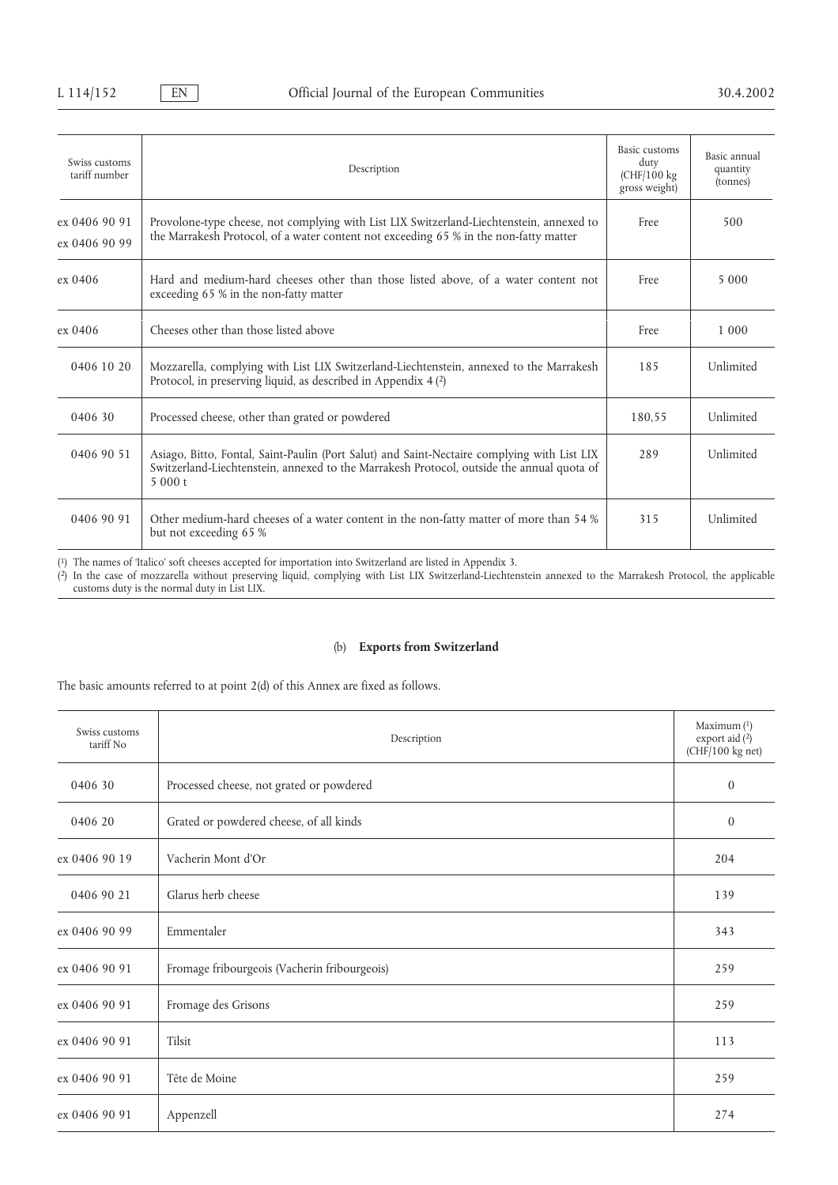| Swiss customs tariff number | Description | Basic customs duty (CHF/100 kg gross weight) | Basic annual quantity (tonnes) |
|---|---|---|---|
| ex 0406 90 91<br>ex 0406 90 99 | Provolone-type cheese, not complying with List LIX Switzerland-Liechtenstein, annexed to the Marrakesh Protocol, of a water content not exceeding 65 % in the non-fatty matter | Free | 500 |
| ex 0406 | Hard and medium-hard cheeses other than those listed above, of a water content not exceeding 65 % in the non-fatty matter | Free | 5 000 |
| ex 0406 | Cheeses other than those listed above | Free | 1 000 |
| 0406 10 20 | Mozzarella, complying with List LIX Switzerland-Liechtenstein, annexed to the Marrakesh Protocol, in preserving liquid, as described in Appendix 4 [2] | 185 | Unlimited |
| 0406 30 | Processed cheese, other than grated or powdered | 180,55 | Unlimited |
| 0406 90 51 | Asiago, Bitto, Fontal, Saint-Paulin (Port Salut) and Saint-Nectaire complying with List LIX Switzerland-Liechtenstein, annexed to the Marrakesh Protocol, outside the annual quota of 5 000 t | 289 | Unlimited |
| 0406 90 91 | Other medium-hard cheeses of a water content in the non-fatty matter of more than 54 % but not exceeding 65 % | 315 | Unlimited |

[1] The names of 'Italico' soft cheeses accepted for importation into Switzerland are listed in Appendix 3.

[2] In the case of mozzarella without preserving liquid, complying with List LIX Switzerland-Liechtenstein annexed to the Marrakesh Protocol, the applicable customs duty is the normal duty in List LIX.

(b) **Exports from Switzerland**

The basic amounts referred to at point 2(d) of this Annex are fixed as follows.

| Swiss customs tariff No | Description | Maximum [1] export aid [2] (CHF/100 kg net) |
|---|---|---|
| 0406 30 | Processed cheese, not grated or powdered | 0 |
| 0406 20 | Grated or powdered cheese, of all kinds | 0 |
| ex 0406 90 19 | Vacherin Mont d'Or | 204 |
| 0406 90 21 | Glarus herb cheese | 139 |
| ex 0406 90 99 | Emmentaler | 343 |
| ex 0406 90 91 | Fromage fribourgeois (Vacherin fribourgeois) | 259 |
| ex 0406 90 91 | Fromage des Grisons | 259 |
| ex 0406 90 91 | Tilsit | 113 |
| ex 0406 90 91 | Tête de Moine | 259 |
| ex 0406 90 91 | Appenzell | 274 |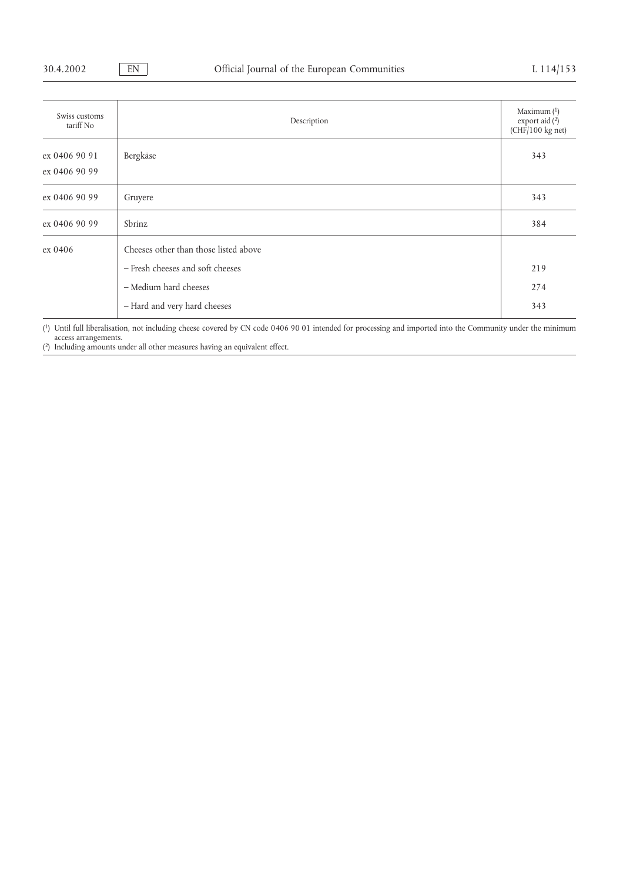| Swiss customs tariff No | Description | Maximum [1] export aid [2] (CHF/100 kg net) |
|---|---|---|
| ex 0406 90 91<br>ex 0406 90 99 | Bergkäse | 343 |
| ex 0406 90 99 | Gruyere | 343 |
| ex 0406 90 99 | Sbrinz | 384 |
| ex 0406 | Cheeses other than those listed above | |
| | – Fresh cheeses and soft cheeses | 219 |
| | – Medium hard cheeses | 274 |
| | – Hard and very hard cheeses | 343 |

[1] Until full liberalisation, not including cheese covered by CN code 0406 90 01 intended for processing and imported into the Community under the minimum access arrangements.

[2] Including amounts under all other measures having an equivalent effect.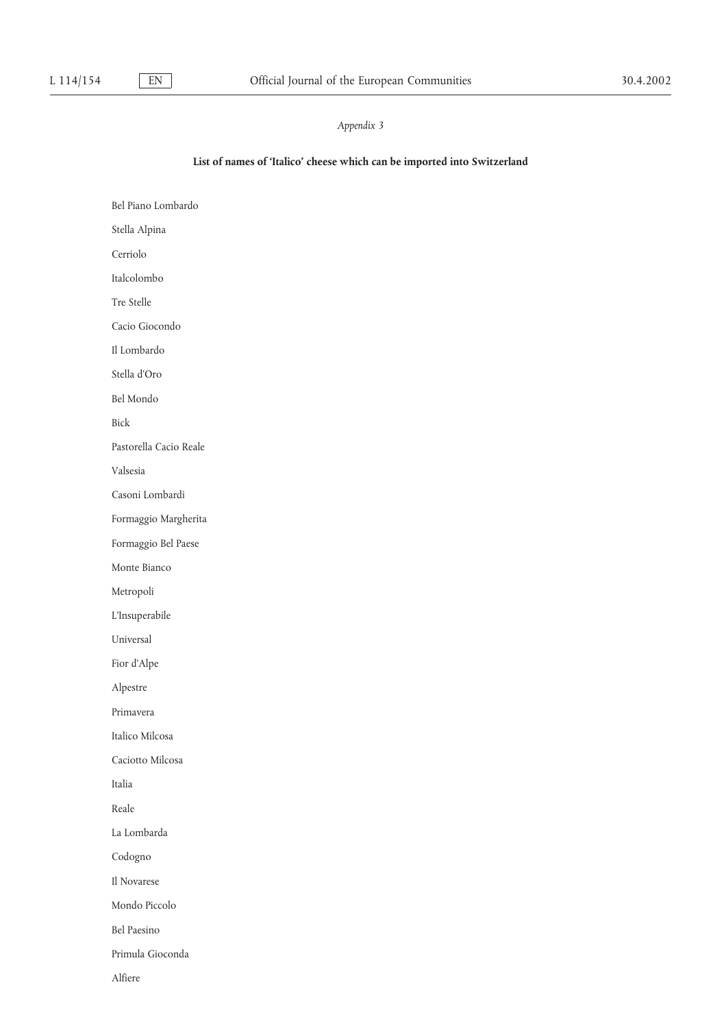*Appendix 3*

**List of names of 'Italico' cheese which can be imported into Switzerland**

Bel Piano Lombardo

Stella Alpina

Cerriolo

Italcolombo

Tre Stelle

Cacio Giocondo

Il Lombardo

Stella d'Oro

Bel Mondo

Bick

Pastorella Cacio Reale

Valsesia

Casoni Lombardi

Formaggio Margherita

Formaggio Bel Paese

Monte Bianco

Metropoli

L'Insuperabile

Universal

Fior d'Alpe

Alpestre

Primavera

Italico Milcosa

Caciotto Milcosa

Italia

Reale

La Lombarda

Codogno

Il Novarese

Mondo Piccolo

Bel Paesino

Primula Gioconda

Alfiere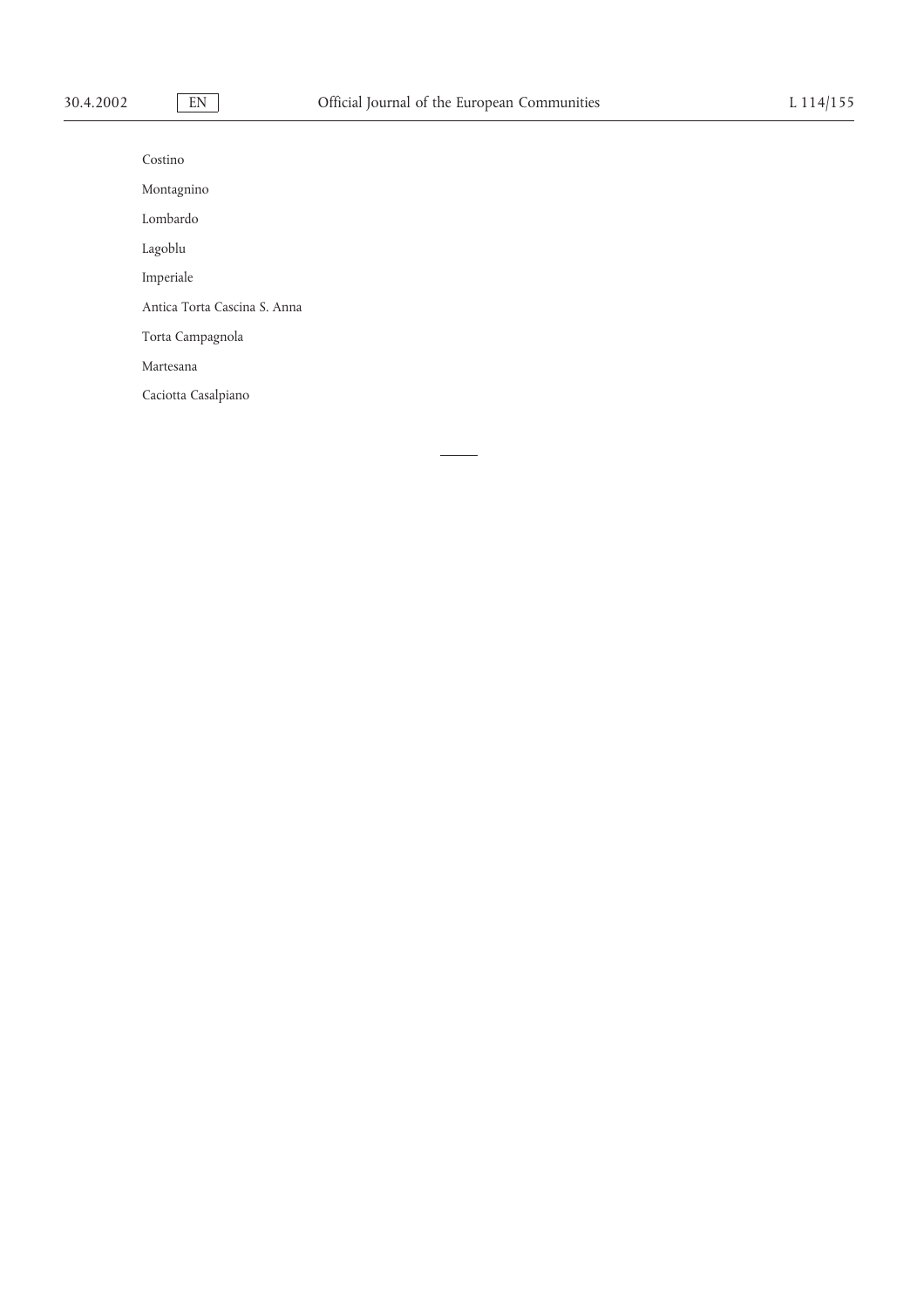Costino

Montagnino

Lombardo

Lagoblu

Imperiale

Antica Torta Cascina S. Anna

Torta Campagnola

Martesana

Caciotta Casalpiano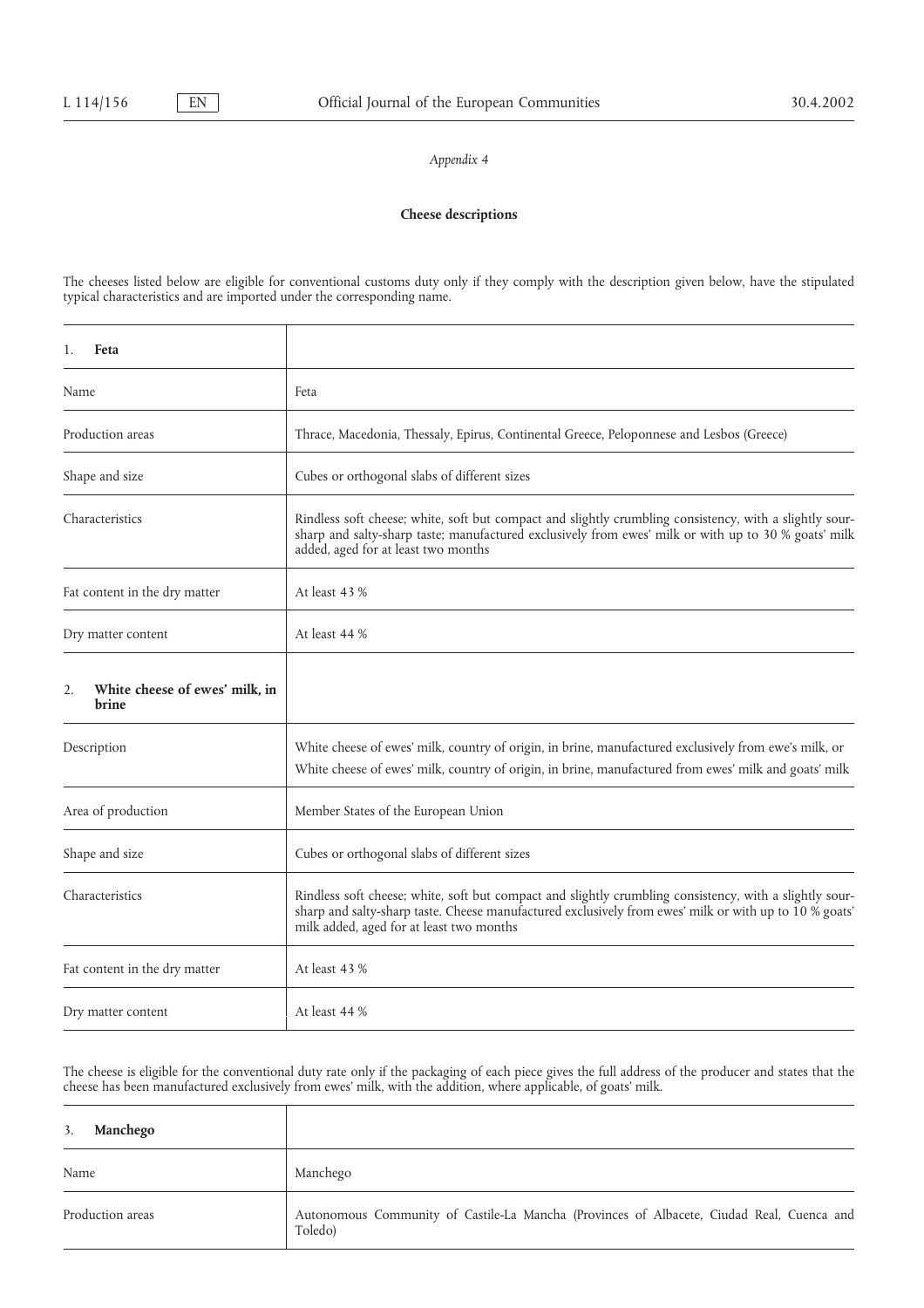*Appendix 4*

**Cheese descriptions**

The cheeses listed below are eligible for conventional customs duty only if they comply with the description given below, have the stipulated typical characteristics and are imported under the corresponding name.

| 1. **Feta** | |
|---|---|
| Name | Feta |
| Production areas | Thrace, Macedonia, Thessaly, Epirus, Continental Greece, Peloponnese and Lesbos (Greece) |
| Shape and size | Cubes or orthogonal slabs of different sizes |
| Characteristics | Rindless soft cheese; white, soft but compact and slightly crumbling consistency, with a slightly sour-sharp and salty-sharp taste; manufactured exclusively from ewes' milk or with up to 30 % goats' milk added, aged for at least two months |
| Fat content in the dry matter | At least 43 % |
| Dry matter content | At least 44 % |

| 2. **White cheese of ewes' milk, in brine** | |
|---|---|
| Description | White cheese of ewes' milk, country of origin, in brine, manufactured exclusively from ewe's milk, or<br>White cheese of ewes' milk, country of origin, in brine, manufactured from ewes' milk and goats' milk |
| Area of production | Member States of the European Union |
| Shape and size | Cubes or orthogonal slabs of different sizes |
| Characteristics | Rindless soft cheese; white, soft but compact and slightly crumbling consistency, with a slightly sour-sharp and salty-sharp taste. Cheese manufactured exclusively from ewes' milk or with up to 10 % goats' milk added, aged for at least two months |
| Fat content in the dry matter | At least 43 % |
| Dry matter content | At least 44 % |

The cheese is eligible for the conventional duty rate only if the packaging of each piece gives the full address of the producer and states that the cheese has been manufactured exclusively from ewes' milk, with the addition, where applicable, of goats' milk.

| 3. **Manchego** | |
|---|---|
| Name | Manchego |
| Production areas | Autonomous Community of Castile-La Mancha (Provinces of Albacete, Ciudad Real, Cuenca and Toledo) |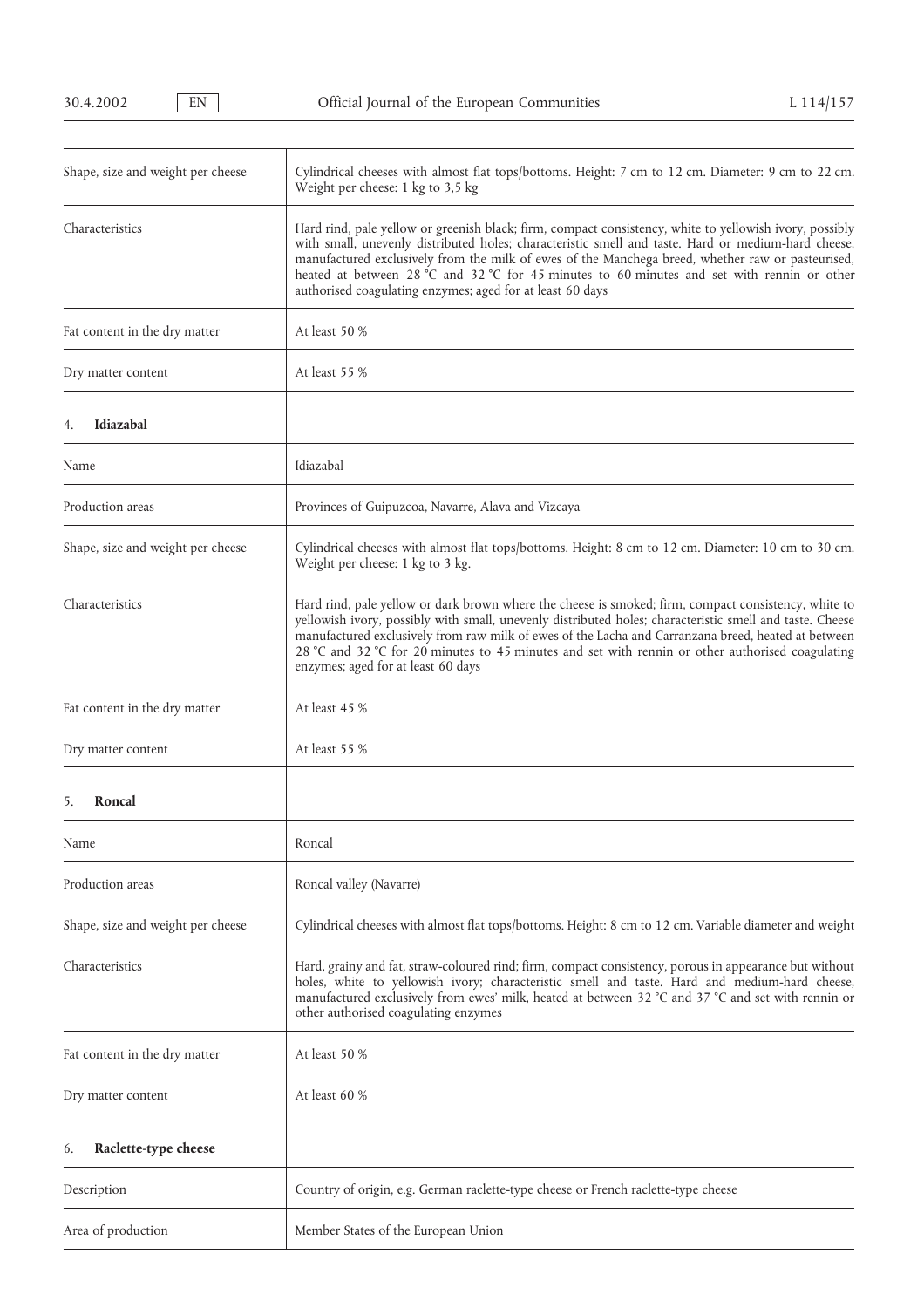| | |
|---|---|
| Shape, size and weight per cheese | Cylindrical cheeses with almost flat tops/bottoms. Height: 7 cm to 12 cm. Diameter: 9 cm to 22 cm. Weight per cheese: 1 kg to 3,5 kg |
| Characteristics | Hard rind, pale yellow or greenish black; firm, compact consistency, white to yellowish ivory, possibly with small, unevenly distributed holes; characteristic smell and taste. Hard or medium-hard cheese, manufactured exclusively from the milk of ewes of the Manchega breed, whether raw or pasteurised, heated at between 28 °C and 32 °C for 45 minutes to 60 minutes and set with rennin or other authorised coagulating enzymes; aged for at least 60 days |
| Fat content in the dry matter | At least 50 % |
| Dry matter content | At least 55 % |
| 4. **Idiazabal** | |
| Name | Idiazabal |
| Production areas | Provinces of Guipuzcoa, Navarre, Alava and Vizcaya |
| Shape, size and weight per cheese | Cylindrical cheeses with almost flat tops/bottoms. Height: 8 cm to 12 cm. Diameter: 10 cm to 30 cm. Weight per cheese: 1 kg to 3 kg. |
| Characteristics | Hard rind, pale yellow or dark brown where the cheese is smoked; firm, compact consistency, white to yellowish ivory, possibly with small, unevenly distributed holes; characteristic smell and taste. Cheese manufactured exclusively from raw milk of ewes of the Lacha and Carranzana breed, heated at between 28 °C and 32 °C for 20 minutes to 45 minutes and set with rennin or other authorised coagulating enzymes; aged for at least 60 days |
| Fat content in the dry matter | At least 45 % |
| Dry matter content | At least 55 % |
| 5. **Roncal** | |
| Name | Roncal |
| Production areas | Roncal valley (Navarre) |
| Shape, size and weight per cheese | Cylindrical cheeses with almost flat tops/bottoms. Height: 8 cm to 12 cm. Variable diameter and weight |
| Characteristics | Hard, grainy and fat, straw-coloured rind; firm, compact consistency, porous in appearance but without holes, white to yellowish ivory; characteristic smell and taste. Hard and medium-hard cheese, manufactured exclusively from ewes' milk, heated at between 32 °C and 37 °C and set with rennin or other authorised coagulating enzymes |
| Fat content in the dry matter | At least 50 % |
| Dry matter content | At least 60 % |
| 6. **Raclette-type cheese** | |
| Description | Country of origin, e.g. German raclette-type cheese or French raclette-type cheese |
| Area of production | Member States of the European Union |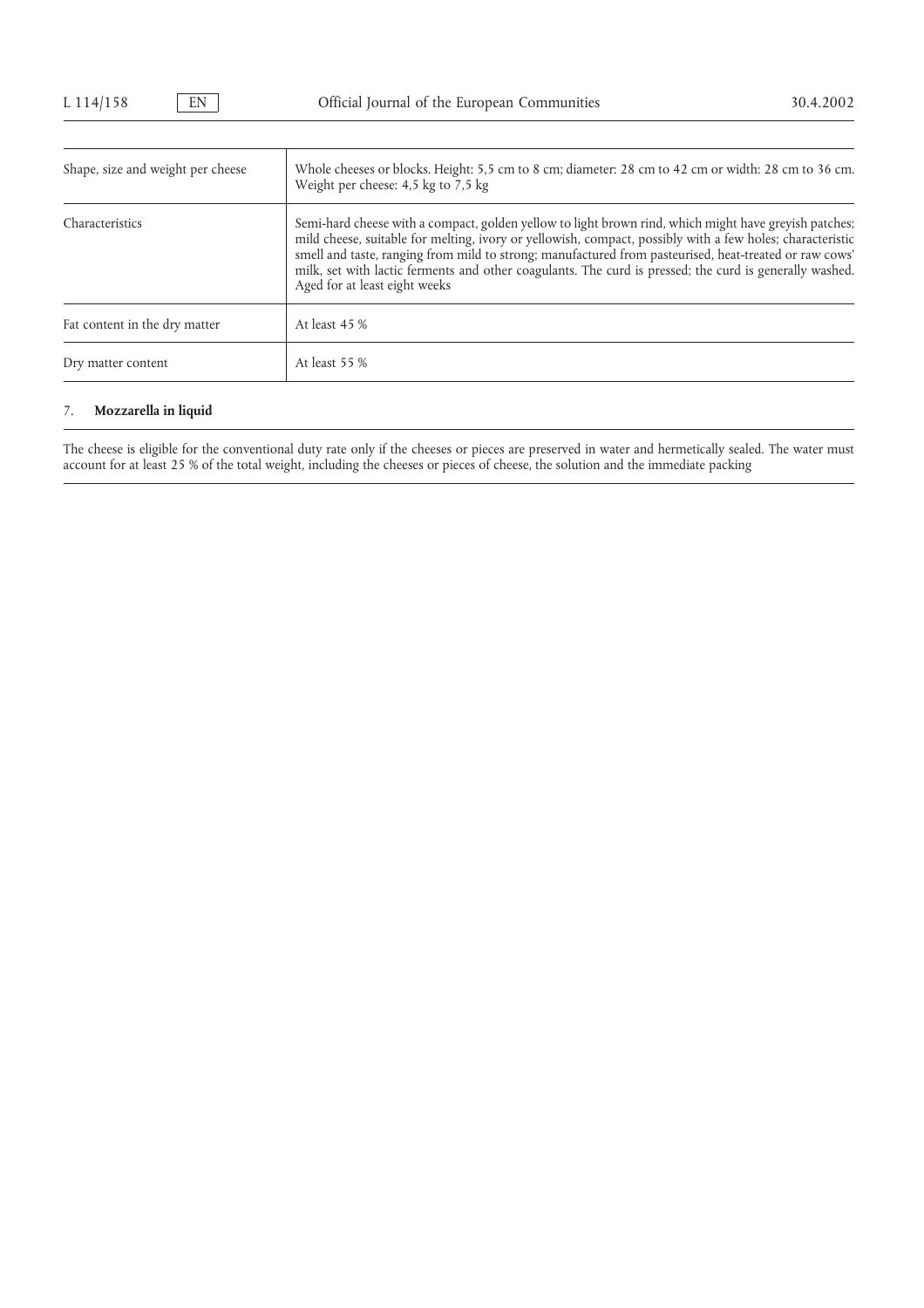| | |
|---|---|
| Shape, size and weight per cheese | Whole cheeses or blocks. Height: 5,5 cm to 8 cm; diameter: 28 cm to 42 cm or width: 28 cm to 36 cm. Weight per cheese: 4,5 kg to 7,5 kg |
| Characteristics | Semi-hard cheese with a compact, golden yellow to light brown rind, which might have greyish patches; mild cheese, suitable for melting, ivory or yellowish, compact, possibly with a few holes; characteristic smell and taste, ranging from mild to strong; manufactured from pasteurised, heat-treated or raw cows' milk, set with lactic ferments and other coagulants. The curd is pressed; the curd is generally washed. Aged for at least eight weeks |
| Fat content in the dry matter | At least 45 % |
| Dry matter content | At least 55 % |

## 7. **Mozzarella in liquid**

The cheese is eligible for the conventional duty rate only if the cheeses or pieces are preserved in water and hermetically sealed. The water must account for at least 25 % of the total weight, including the cheeses or pieces of cheese, the solution and the immediate packing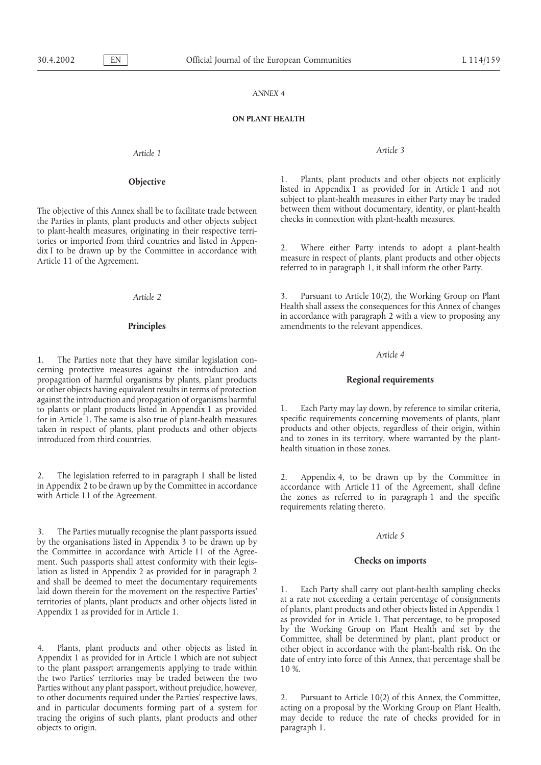*ANNEX 4*

**ON PLANT HEALTH**

*Article 1*

**Objective**

The objective of this Annex shall be to facilitate trade between the Parties in plants, plant products and other objects subject to plant-health measures, originating in their respective territories or imported from third countries and listed in Appendix I to be drawn up by the Committee in accordance with Article 11 of the Agreement.

*Article 2*

**Principles**

1. The Parties note that they have similar legislation concerning protective measures against the introduction and propagation of harmful organisms by plants, plant products or other objects having equivalent results in terms of protection against the introduction and propagation of organisms harmful to plants or plant products listed in Appendix 1 as provided for in Article 1. The same is also true of plant-health measures taken in respect of plants, plant products and other objects introduced from third countries.

2. The legislation referred to in paragraph 1 shall be listed in Appendix 2 to be drawn up by the Committee in accordance with Article 11 of the Agreement.

3. The Parties mutually recognise the plant passports issued by the organisations listed in Appendix 3 to be drawn up by the Committee in accordance with Article 11 of the Agreement. Such passports shall attest conformity with their legislation as listed in Appendix 2 as provided for in paragraph 2 and shall be deemed to meet the documentary requirements laid down therein for the movement on the respective Parties' territories of plants, plant products and other objects listed in Appendix 1 as provided for in Article 1.

4. Plants, plant products and other objects as listed in Appendix 1 as provided for in Article 1 which are not subject to the plant passport arrangements applying to trade within the two Parties' territories may be traded between the two Parties without any plant passport, without prejudice, however, to other documents required under the Parties' respective laws, and in particular documents forming part of a system for tracing the origins of such plants, plant products and other objects to origin.

*Article 3*

1. Plants, plant products and other objects not explicitly listed in Appendix 1 as provided for in Article 1 and not subject to plant-health measures in either Party may be traded between them without documentary, identity, or plant-health checks in connection with plant-health measures.

2. Where either Party intends to adopt a plant-health measure in respect of plants, plant products and other objects referred to in paragraph 1, it shall inform the other Party.

3. Pursuant to Article 10(2), the Working Group on Plant Health shall assess the consequences for this Annex of changes in accordance with paragraph 2 with a view to proposing any amendments to the relevant appendices.

*Article 4*

**Regional requirements**

1. Each Party may lay down, by reference to similar criteria, specific requirements concerning movements of plants, plant products and other objects, regardless of their origin, within and to zones in its territory, where warranted by the plant-health situation in those zones.

2. Appendix 4, to be drawn up by the Committee in accordance with Article 11 of the Agreement, shall define the zones as referred to in paragraph 1 and the specific requirements relating thereto.

*Article 5*

**Checks on imports**

1. Each Party shall carry out plant-health sampling checks at a rate not exceeding a certain percentage of consignments of plants, plant products and other objects listed in Appendix 1 as provided for in Article 1. That percentage, to be proposed by the Working Group on Plant Health and set by the Committee, shall be determined by plant, plant product or other object in accordance with the plant-health risk. On the date of entry into force of this Annex, that percentage shall be 10 %.

2. Pursuant to Article 10(2) of this Annex, the Committee, acting on a proposal by the Working Group on Plant Health, may decide to reduce the rate of checks provided for in paragraph 1.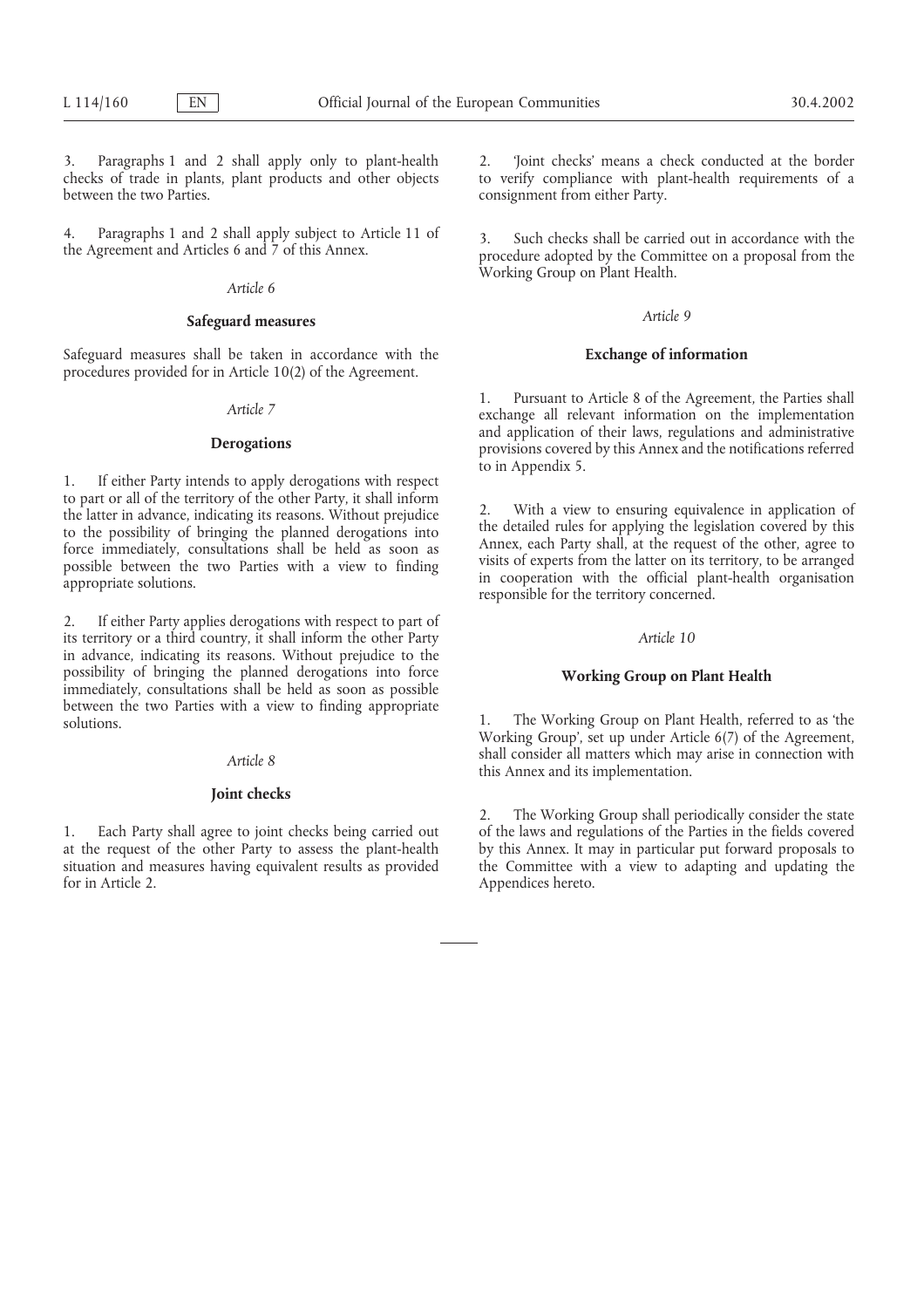3. Paragraphs 1 and 2 shall apply only to plant-health checks of trade in plants, plant products and other objects between the two Parties.

4. Paragraphs 1 and 2 shall apply subject to Article 11 of the Agreement and Articles 6 and 7 of this Annex.

*Article 6*

**Safeguard measures**

Safeguard measures shall be taken in accordance with the procedures provided for in Article 10(2) of the Agreement.

*Article 7*

**Derogations**

1. If either Party intends to apply derogations with respect to part or all of the territory of the other Party, it shall inform the latter in advance, indicating its reasons. Without prejudice to the possibility of bringing the planned derogations into force immediately, consultations shall be held as soon as possible between the two Parties with a view to finding appropriate solutions.

2. If either Party applies derogations with respect to part of its territory or a third country, it shall inform the other Party in advance, indicating its reasons. Without prejudice to the possibility of bringing the planned derogations into force immediately, consultations shall be held as soon as possible between the two Parties with a view to finding appropriate solutions.

*Article 8*

**Joint checks**

1. Each Party shall agree to joint checks being carried out at the request of the other Party to assess the plant-health situation and measures having equivalent results as provided for in Article 2.

2. 'Joint checks' means a check conducted at the border to verify compliance with plant-health requirements of a consignment from either Party.

3. Such checks shall be carried out in accordance with the procedure adopted by the Committee on a proposal from the Working Group on Plant Health.

*Article 9*

**Exchange of information**

1. Pursuant to Article 8 of the Agreement, the Parties shall exchange all relevant information on the implementation and application of their laws, regulations and administrative provisions covered by this Annex and the notifications referred to in Appendix 5.

2. With a view to ensuring equivalence in application of the detailed rules for applying the legislation covered by this Annex, each Party shall, at the request of the other, agree to visits of experts from the latter on its territory, to be arranged in cooperation with the official plant-health organisation responsible for the territory concerned.

*Article 10*

**Working Group on Plant Health**

1. The Working Group on Plant Health, referred to as 'the Working Group', set up under Article 6(7) of the Agreement, shall consider all matters which may arise in connection with this Annex and its implementation.

2. The Working Group shall periodically consider the state of the laws and regulations of the Parties in the fields covered by this Annex. It may in particular put forward proposals to the Committee with a view to adapting and updating the Appendices hereto.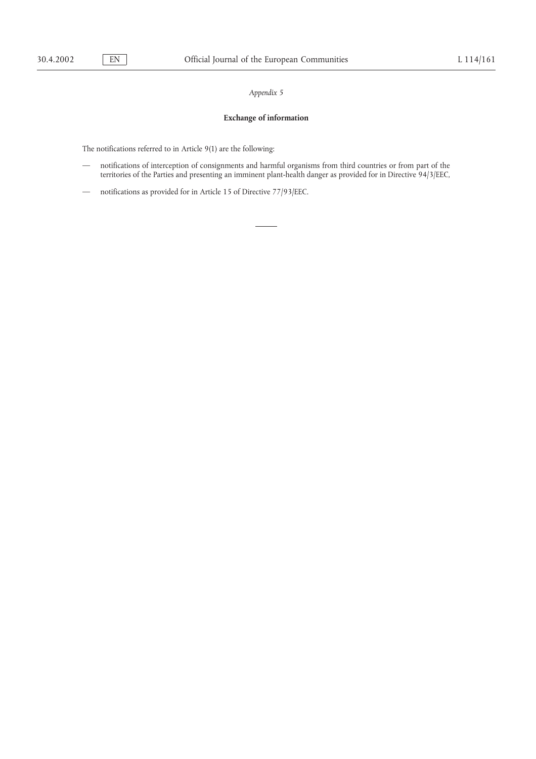*Appendix 5*

**Exchange of information**

The notifications referred to in Article 9(1) are the following:

— notifications of interception of consignments and harmful organisms from third countries or from part of the territories of the Parties and presenting an imminent plant-health danger as provided for in Directive 94/3/EEC,

— notifications as provided for in Article 15 of Directive 77/93/EEC.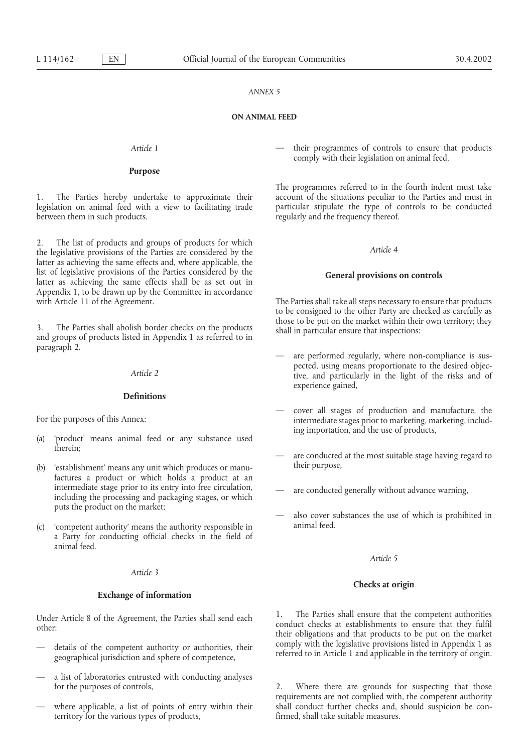*ANNEX 5*

## ON ANIMAL FEED

*Article 1*

### Purpose

1. The Parties hereby undertake to approximate their legislation on animal feed with a view to facilitating trade between them in such products.

2. The list of products and groups of products for which the legislative provisions of the Parties are considered by the latter as achieving the same effects and, where applicable, the list of legislative provisions of the Parties considered by the latter as achieving the same effects shall be as set out in Appendix 1, to be drawn up by the Committee in accordance with Article 11 of the Agreement.

3. The Parties shall abolish border checks on the products and groups of products listed in Appendix 1 as referred to in paragraph 2.

*Article 2*

### Definitions

For the purposes of this Annex:

(a) 'product' means animal feed or any substance used therein;

(b) 'establishment' means any unit which produces or manufactures a product or which holds a product at an intermediate stage prior to its entry into free circulation, including the processing and packaging stages, or which puts the product on the market;

(c) 'competent authority' means the authority responsible in a Party for conducting official checks in the field of animal feed.

*Article 3*

### Exchange of information

Under Article 8 of the Agreement, the Parties shall send each other:

— details of the competent authority or authorities, their geographical jurisdiction and sphere of competence,

— a list of laboratories entrusted with conducting analyses for the purposes of controls,

— where applicable, a list of points of entry within their territory for the various types of products,

— their programmes of controls to ensure that products comply with their legislation on animal feed.

The programmes referred to in the fourth indent must take account of the situations peculiar to the Parties and must in particular stipulate the type of controls to be conducted regularly and the frequency thereof.

*Article 4*

### General provisions on controls

The Parties shall take all steps necessary to ensure that products to be consigned to the other Party are checked as carefully as those to be put on the market within their own territory; they shall in particular ensure that inspections:

— are performed regularly, where non-compliance is suspected, using means proportionate to the desired objective, and particularly in the light of the risks and of experience gained,

— cover all stages of production and manufacture, the intermediate stages prior to marketing, marketing, including importation, and the use of products,

— are conducted at the most suitable stage having regard to their purpose,

— are conducted generally without advance warning,

— also cover substances the use of which is prohibited in animal feed.

*Article 5*

### Checks at origin

1. The Parties shall ensure that the competent authorities conduct checks at establishments to ensure that they fulfil their obligations and that products to be put on the market comply with the legislative provisions listed in Appendix 1 as referred to in Article 1 and applicable in the territory of origin.

2. Where there are grounds for suspecting that those requirements are not complied with, the competent authority shall conduct further checks and, should suspicion be confirmed, shall take suitable measures.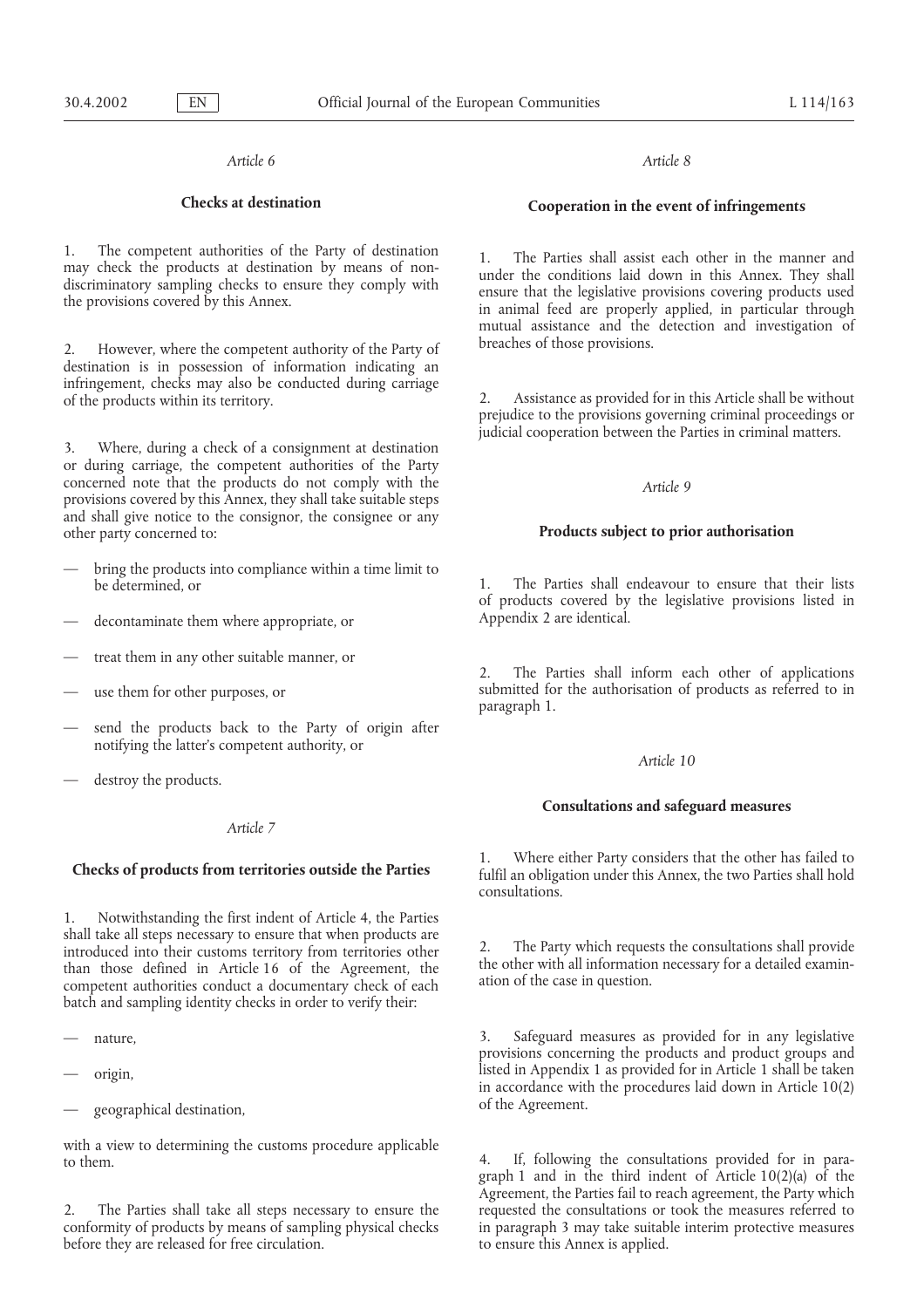*Article 6*

**Checks at destination**

1. The competent authorities of the Party of destination may check the products at destination by means of non-discriminatory sampling checks to ensure they comply with the provisions covered by this Annex.

2. However, where the competent authority of the Party of destination is in possession of information indicating an infringement, checks may also be conducted during carriage of the products within its territory.

3. Where, during a check of a consignment at destination or during carriage, the competent authorities of the Party concerned note that the products do not comply with the provisions covered by this Annex, they shall take suitable steps and shall give notice to the consignor, the consignee or any other party concerned to:

- bring the products into compliance within a time limit to be determined, or
- decontaminate them where appropriate, or
- treat them in any other suitable manner, or
- use them for other purposes, or
- send the products back to the Party of origin after notifying the latter's competent authority, or
- destroy the products.

*Article 7*

**Checks of products from territories outside the Parties**

1. Notwithstanding the first indent of Article 4, the Parties shall take all steps necessary to ensure that when products are introduced into their customs territory from territories other than those defined in Article 16 of the Agreement, the competent authorities conduct a documentary check of each batch and sampling identity checks in order to verify their:

- nature,
- origin,
- geographical destination,

with a view to determining the customs procedure applicable to them.

2. The Parties shall take all steps necessary to ensure the conformity of products by means of sampling physical checks before they are released for free circulation.

*Article 8*

**Cooperation in the event of infringements**

1. The Parties shall assist each other in the manner and under the conditions laid down in this Annex. They shall ensure that the legislative provisions covering products used in animal feed are properly applied, in particular through mutual assistance and the detection and investigation of breaches of those provisions.

2. Assistance as provided for in this Article shall be without prejudice to the provisions governing criminal proceedings or judicial cooperation between the Parties in criminal matters.

*Article 9*

**Products subject to prior authorisation**

1. The Parties shall endeavour to ensure that their lists of products covered by the legislative provisions listed in Appendix 2 are identical.

2. The Parties shall inform each other of applications submitted for the authorisation of products as referred to in paragraph 1.

*Article 10*

**Consultations and safeguard measures**

1. Where either Party considers that the other has failed to fulfil an obligation under this Annex, the two Parties shall hold consultations.

2. The Party which requests the consultations shall provide the other with all information necessary for a detailed examination of the case in question.

3. Safeguard measures as provided for in any legislative provisions concerning the products and product groups and listed in Appendix 1 as provided for in Article 1 shall be taken in accordance with the procedures laid down in Article 10(2) of the Agreement.

4. If, following the consultations provided for in paragraph 1 and in the third indent of Article 10(2)(a) of the Agreement, the Parties fail to reach agreement, the Party which requested the consultations or took the measures referred to in paragraph 3 may take suitable interim protective measures to ensure this Annex is applied.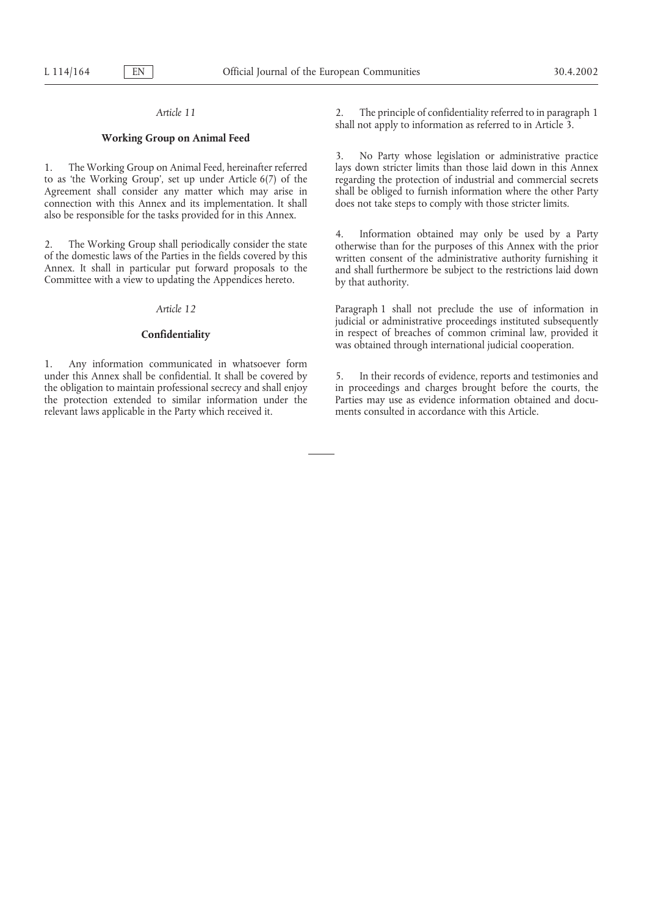*Article 11*

**Working Group on Animal Feed**

1. The Working Group on Animal Feed, hereinafter referred to as 'the Working Group', set up under Article 6(7) of the Agreement shall consider any matter which may arise in connection with this Annex and its implementation. It shall also be responsible for the tasks provided for in this Annex.

2. The Working Group shall periodically consider the state of the domestic laws of the Parties in the fields covered by this Annex. It shall in particular put forward proposals to the Committee with a view to updating the Appendices hereto.

*Article 12*

**Confidentiality**

1. Any information communicated in whatsoever form under this Annex shall be confidential. It shall be covered by the obligation to maintain professional secrecy and shall enjoy the protection extended to similar information under the relevant laws applicable in the Party which received it.

2. The principle of confidentiality referred to in paragraph 1 shall not apply to information as referred to in Article 3.

3. No Party whose legislation or administrative practice lays down stricter limits than those laid down in this Annex regarding the protection of industrial and commercial secrets shall be obliged to furnish information where the other Party does not take steps to comply with those stricter limits.

4. Information obtained may only be used by a Party otherwise than for the purposes of this Annex with the prior written consent of the administrative authority furnishing it and shall furthermore be subject to the restrictions laid down by that authority.

Paragraph 1 shall not preclude the use of information in judicial or administrative proceedings instituted subsequently in respect of breaches of common criminal law, provided it was obtained through international judicial cooperation.

5. In their records of evidence, reports and testimonies and in proceedings and charges brought before the courts, the Parties may use as evidence information obtained and documents consulted in accordance with this Article.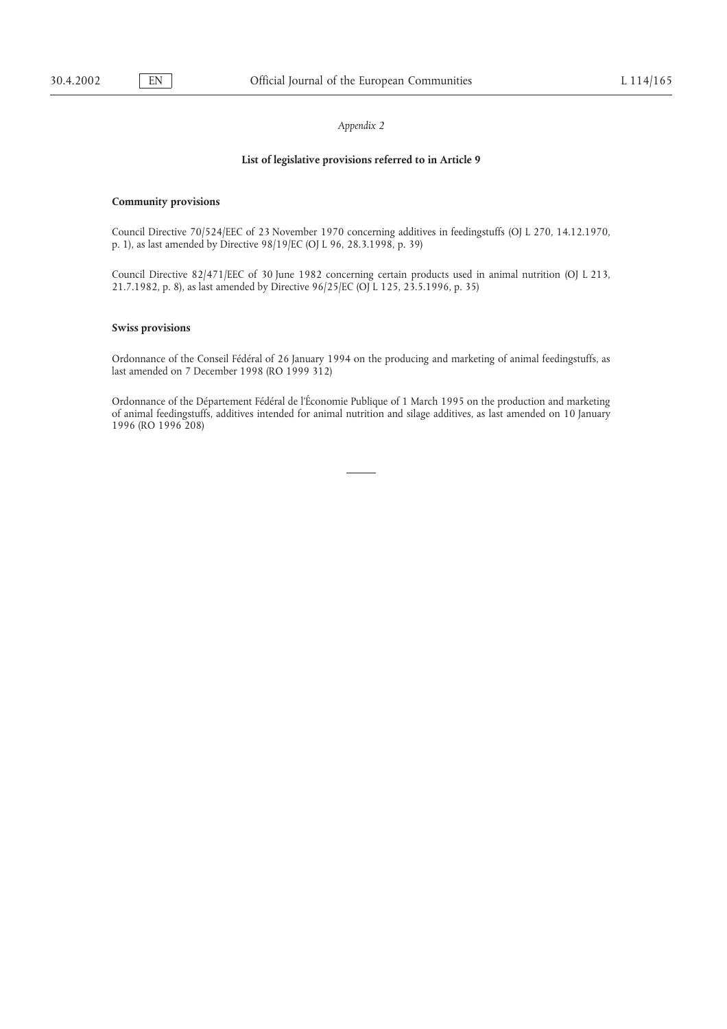*Appendix 2*

**List of legislative provisions referred to in Article 9**

**Community provisions**

Council Directive 70/524/EEC of 23 November 1970 concerning additives in feedingstuffs (OJ L 270, 14.12.1970, p. 1), as last amended by Directive 98/19/EC (OJ L 96, 28.3.1998, p. 39)

Council Directive 82/471/EEC of 30 June 1982 concerning certain products used in animal nutrition (OJ L 213, 21.7.1982, p. 8), as last amended by Directive 96/25/EC (OJ L 125, 23.5.1996, p. 35)

**Swiss provisions**

Ordonnance of the Conseil Fédéral of 26 January 1994 on the producing and marketing of animal feedingstuffs, as last amended on 7 December 1998 (RO 1999 312)

Ordonnance of the Département Fédéral de l'Économie Publique of 1 March 1995 on the production and marketing of animal feedingstuffs, additives intended for animal nutrition and silage additives, as last amended on 10 January 1996 (RO 1996 208)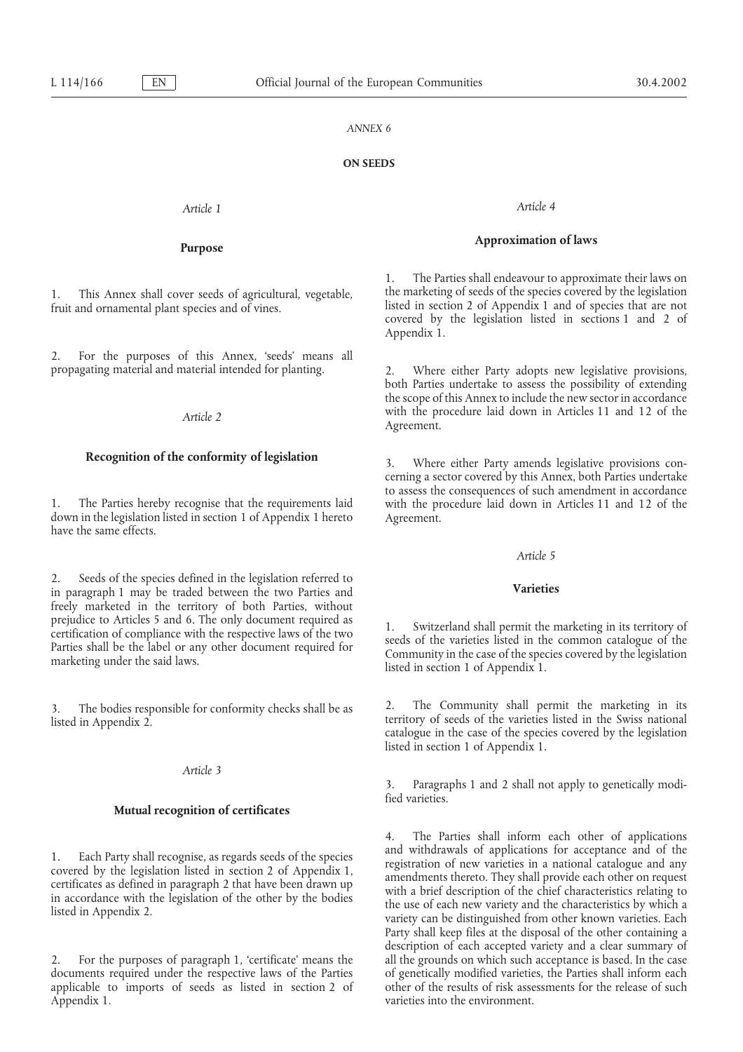*ANNEX 6*

**ON SEEDS**

*Article 1*

**Purpose**

1. This Annex shall cover seeds of agricultural, vegetable, fruit and ornamental plant species and of vines.

2. For the purposes of this Annex, 'seeds' means all propagating material and material intended for planting.

*Article 2*

**Recognition of the conformity of legislation**

1. The Parties hereby recognise that the requirements laid down in the legislation listed in section 1 of Appendix 1 hereto have the same effects.

2. Seeds of the species defined in the legislation referred to in paragraph 1 may be traded between the two Parties and freely marketed in the territory of both Parties, without prejudice to Articles 5 and 6. The only document required as certification of compliance with the respective laws of the two Parties shall be the label or any other document required for marketing under the said laws.

3. The bodies responsible for conformity checks shall be as listed in Appendix 2.

*Article 3*

**Mutual recognition of certificates**

1. Each Party shall recognise, as regards seeds of the species covered by the legislation listed in section 2 of Appendix 1, certificates as defined in paragraph 2 that have been drawn up in accordance with the legislation of the other by the bodies listed in Appendix 2.

2. For the purposes of paragraph 1, 'certificate' means the documents required under the respective laws of the Parties applicable to imports of seeds as listed in section 2 of Appendix 1.

*Article 4*

**Approximation of laws**

1. The Parties shall endeavour to approximate their laws on the marketing of seeds of the species covered by the legislation listed in section 2 of Appendix 1 and of species that are not covered by the legislation listed in sections 1 and 2 of Appendix 1.

2. Where either Party adopts new legislative provisions, both Parties undertake to assess the possibility of extending the scope of this Annex to include the new sector in accordance with the procedure laid down in Articles 11 and 12 of the Agreement.

3. Where either Party amends legislative provisions concerning a sector covered by this Annex, both Parties undertake to assess the consequences of such amendment in accordance with the procedure laid down in Articles 11 and 12 of the Agreement.

*Article 5*

**Varieties**

1. Switzerland shall permit the marketing in its territory of seeds of the varieties listed in the common catalogue of the Community in the case of the species covered by the legislation listed in section 1 of Appendix 1.

2. The Community shall permit the marketing in its territory of seeds of the varieties listed in the Swiss national catalogue in the case of the species covered by the legislation listed in section 1 of Appendix 1.

3. Paragraphs 1 and 2 shall not apply to genetically modified varieties.

4. The Parties shall inform each other of applications and withdrawals of applications for acceptance and of the registration of new varieties in a national catalogue and any amendments thereto. They shall provide each other on request with a brief description of the chief characteristics relating to the use of each new variety and the characteristics by which a variety can be distinguished from other known varieties. Each Party shall keep files at the disposal of the other containing a description of each accepted variety and a clear summary of all the grounds on which such acceptance is based. In the case of genetically modified varieties, the Parties shall inform each other of the results of risk assessments for the release of such varieties into the environment.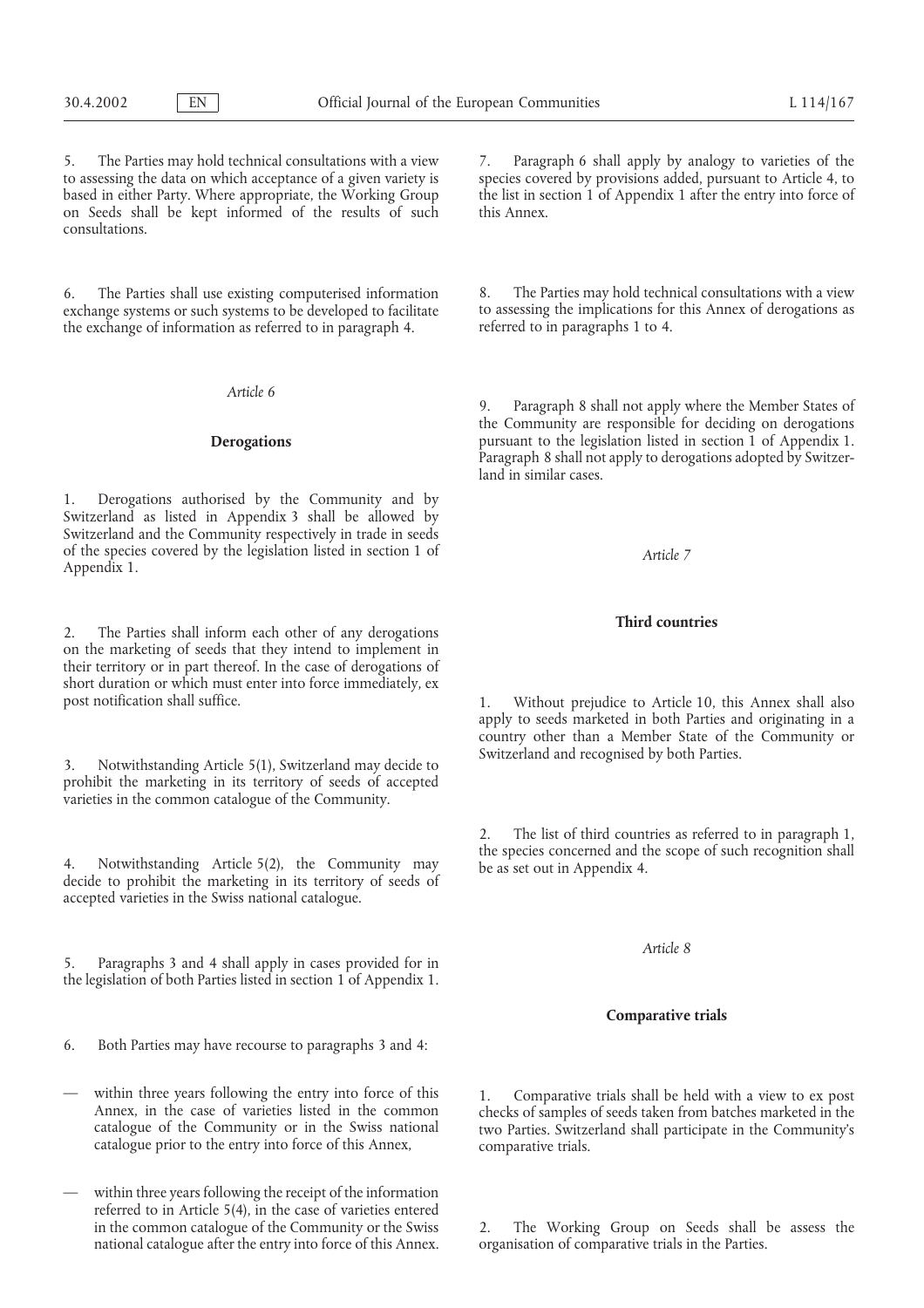5. The Parties may hold technical consultations with a view to assessing the data on which acceptance of a given variety is based in either Party. Where appropriate, the Working Group on Seeds shall be kept informed of the results of such consultations.

6. The Parties shall use existing computerised information exchange systems or such systems to be developed to facilitate the exchange of information as referred to in paragraph 4.

*Article 6*

**Derogations**

1. Derogations authorised by the Community and by Switzerland as listed in Appendix 3 shall be allowed by Switzerland and the Community respectively in trade in seeds of the species covered by the legislation listed in section 1 of Appendix 1.

2. The Parties shall inform each other of any derogations on the marketing of seeds that they intend to implement in their territory or in part thereof. In the case of derogations of short duration or which must enter into force immediately, ex post notification shall suffice.

3. Notwithstanding Article 5(1), Switzerland may decide to prohibit the marketing in its territory of seeds of accepted varieties in the common catalogue of the Community.

4. Notwithstanding Article 5(2), the Community may decide to prohibit the marketing in its territory of seeds of accepted varieties in the Swiss national catalogue.

5. Paragraphs 3 and 4 shall apply in cases provided for in the legislation of both Parties listed in section 1 of Appendix 1.

6. Both Parties may have recourse to paragraphs 3 and 4:

— within three years following the entry into force of this Annex, in the case of varieties listed in the common catalogue of the Community or in the Swiss national catalogue prior to the entry into force of this Annex,

— within three years following the receipt of the information referred to in Article 5(4), in the case of varieties entered in the common catalogue of the Community or the Swiss national catalogue after the entry into force of this Annex.

7. Paragraph 6 shall apply by analogy to varieties of the species covered by provisions added, pursuant to Article 4, to the list in section 1 of Appendix 1 after the entry into force of this Annex.

8. The Parties may hold technical consultations with a view to assessing the implications for this Annex of derogations as referred to in paragraphs 1 to 4.

9. Paragraph 8 shall not apply where the Member States of the Community are responsible for deciding on derogations pursuant to the legislation listed in section 1 of Appendix 1. Paragraph 8 shall not apply to derogations adopted by Switzerland in similar cases.

*Article 7*

**Third countries**

1. Without prejudice to Article 10, this Annex shall also apply to seeds marketed in both Parties and originating in a country other than a Member State of the Community or Switzerland and recognised by both Parties.

2. The list of third countries as referred to in paragraph 1, the species concerned and the scope of such recognition shall be as set out in Appendix 4.

*Article 8*

**Comparative trials**

1. Comparative trials shall be held with a view to ex post checks of samples of seeds taken from batches marketed in the two Parties. Switzerland shall participate in the Community's comparative trials.

2. The Working Group on Seeds shall be assess the organisation of comparative trials in the Parties.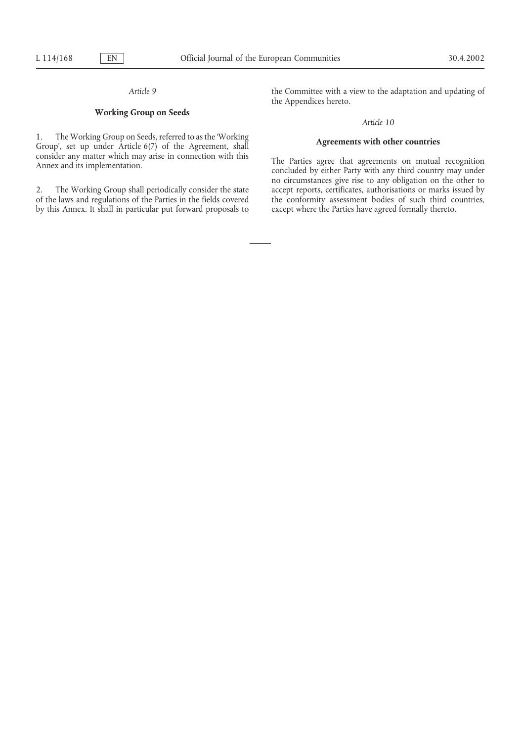*Article 9*

**Working Group on Seeds**

1. The Working Group on Seeds, referred to as the 'Working Group', set up under Article 6(7) of the Agreement, shall consider any matter which may arise in connection with this Annex and its implementation.

2. The Working Group shall periodically consider the state of the laws and regulations of the Parties in the fields covered by this Annex. It shall in particular put forward proposals to the Committee with a view to the adaptation and updating of the Appendices hereto.

*Article 10*

**Agreements with other countries**

The Parties agree that agreements on mutual recognition concluded by either Party with any third country may under no circumstances give rise to any obligation on the other to accept reports, certificates, authorisations or marks issued by the conformity assessment bodies of such third countries, except where the Parties have agreed formally thereto.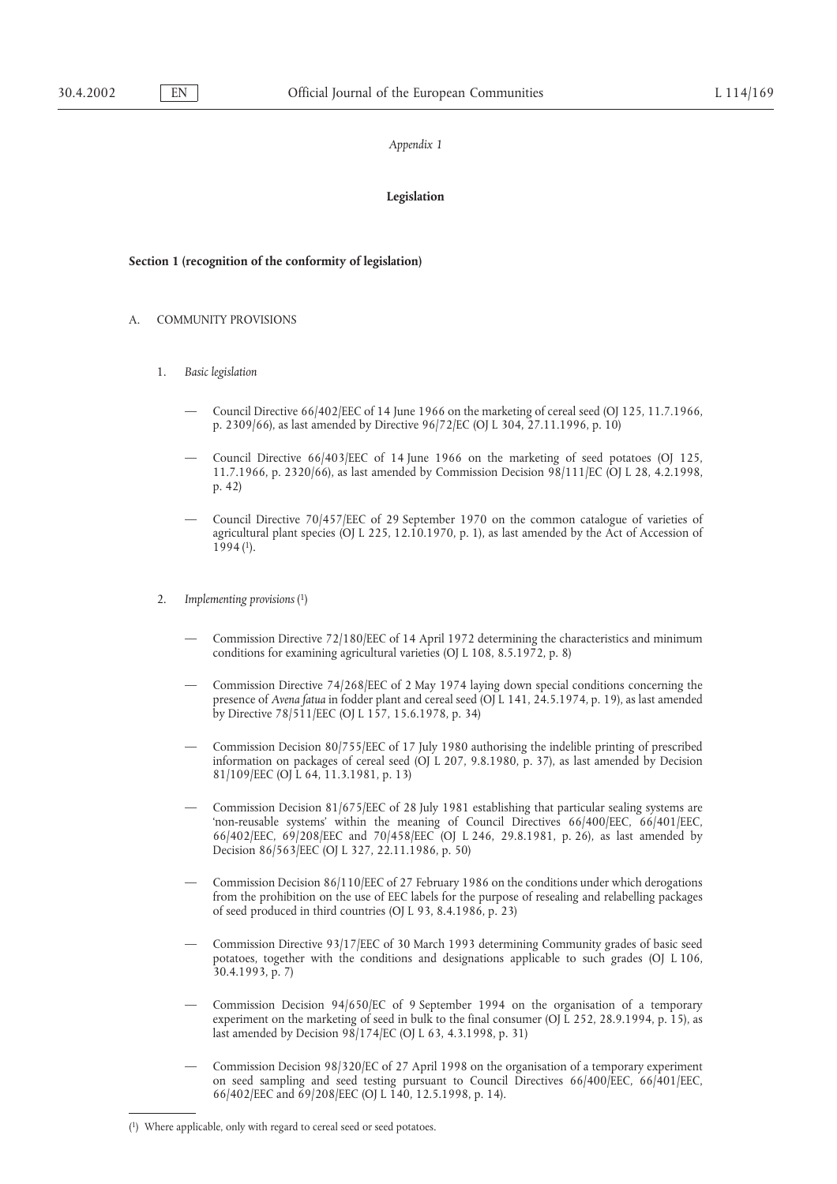*Appendix 1*

**Legislation**

**Section 1 (recognition of the conformity of legislation)**

A. COMMUNITY PROVISIONS

1. *Basic legislation*

— Council Directive 66/402/EEC of 14 June 1966 on the marketing of cereal seed (OJ 125, 11.7.1966, p. 2309/66), as last amended by Directive 96/72/EC (OJ L 304, 27.11.1996, p. 10)

— Council Directive 66/403/EEC of 14 June 1966 on the marketing of seed potatoes (OJ 125, 11.7.1966, p. 2320/66), as last amended by Commission Decision 98/111/EC (OJ L 28, 4.2.1998, p. 42)

— Council Directive 70/457/EEC of 29 September 1970 on the common catalogue of varieties of agricultural plant species (OJ L 225, 12.10.1970, p. 1), as last amended by the Act of Accession of 1994 [1].

2. *Implementing provisions* [1]

— Commission Directive 72/180/EEC of 14 April 1972 determining the characteristics and minimum conditions for examining agricultural varieties (OJ L 108, 8.5.1972, p. 8)

— Commission Directive 74/268/EEC of 2 May 1974 laying down special conditions concerning the presence of *Avena fatua* in fodder plant and cereal seed (OJ L 141, 24.5.1974, p. 19), as last amended by Directive 78/511/EEC (OJ L 157, 15.6.1978, p. 34)

— Commission Decision 80/755/EEC of 17 July 1980 authorising the indelible printing of prescribed information on packages of cereal seed (OJ L 207, 9.8.1980, p. 37), as last amended by Decision 81/109/EEC (OJ L 64, 11.3.1981, p. 13)

— Commission Decision 81/675/EEC of 28 July 1981 establishing that particular sealing systems are 'non-reusable systems' within the meaning of Council Directives 66/400/EEC, 66/401/EEC, 66/402/EEC, 69/208/EEC and 70/458/EEC (OJ L 246, 29.8.1981, p. 26), as last amended by Decision 86/563/EEC (OJ L 327, 22.11.1986, p. 50)

— Commission Decision 86/110/EEC of 27 February 1986 on the conditions under which derogations from the prohibition on the use of EEC labels for the purpose of resealing and relabelling packages of seed produced in third countries (OJ L 93, 8.4.1986, p. 23)

— Commission Directive 93/17/EEC of 30 March 1993 determining Community grades of basic seed potatoes, together with the conditions and designations applicable to such grades (OJ L 106, 30.4.1993, p. 7)

— Commission Decision 94/650/EC of 9 September 1994 on the organisation of a temporary experiment on the marketing of seed in bulk to the final consumer (OJ L 252, 28.9.1994, p. 15), as last amended by Decision 98/174/EC (OJ L 63, 4.3.1998, p. 31)

— Commission Decision 98/320/EC of 27 April 1998 on the organisation of a temporary experiment on seed sampling and seed testing pursuant to Council Directives 66/400/EEC, 66/401/EEC, 66/402/EEC and 69/208/EEC (OJ L 140, 12.5.1998, p. 14).

[1] Where applicable, only with regard to cereal seed or seed potatoes.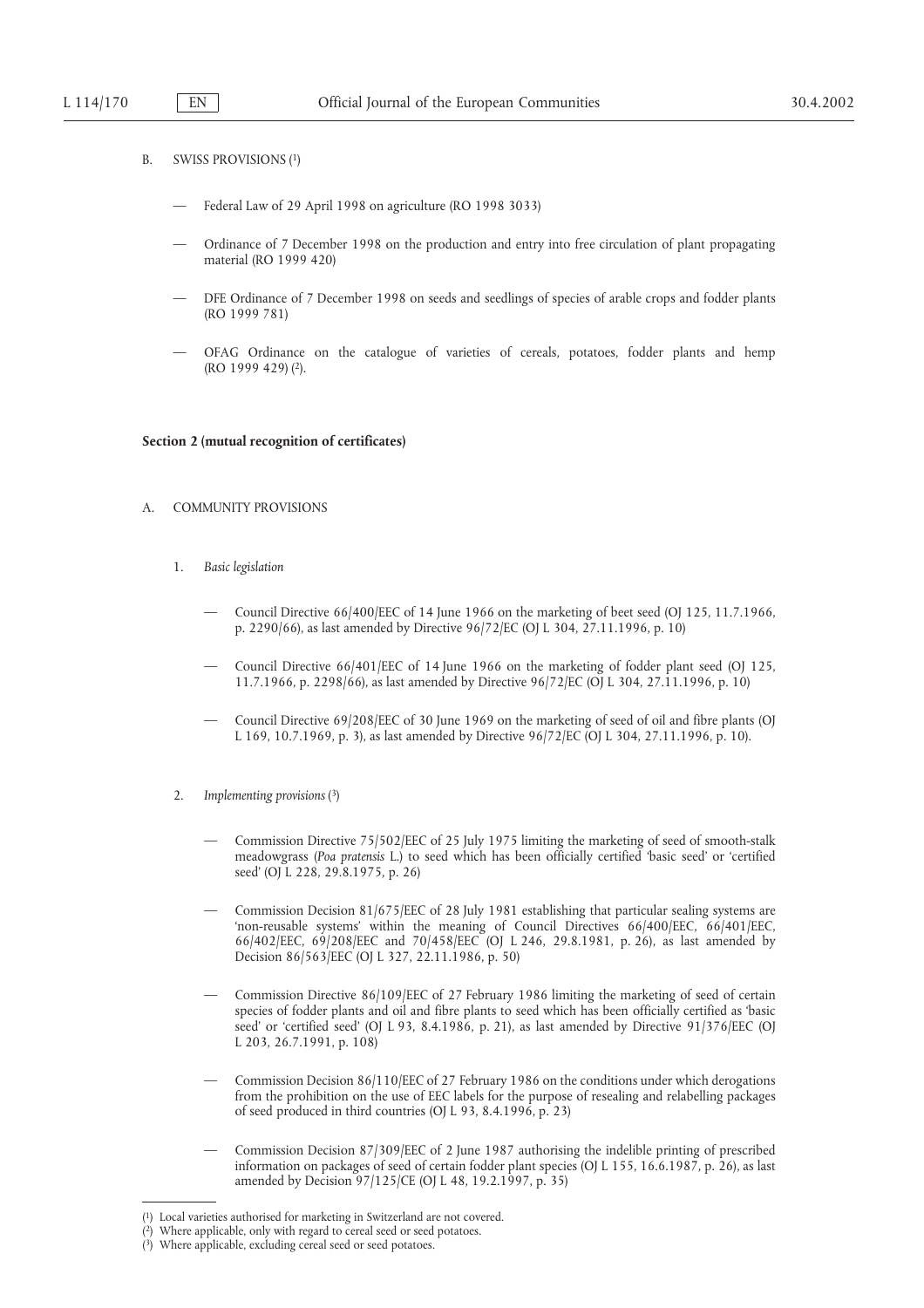B. SWISS PROVISIONS [1]

— Federal Law of 29 April 1998 on agriculture (RO 1998 3033)

— Ordinance of 7 December 1998 on the production and entry into free circulation of plant propagating material (RO 1999 420)

— DFE Ordinance of 7 December 1998 on seeds and seedlings of species of arable crops and fodder plants (RO 1999 781)

— OFAG Ordinance on the catalogue of varieties of cereals, potatoes, fodder plants and hemp (RO 1999 429) [2].

**Section 2 (mutual recognition of certificates)**

A. COMMUNITY PROVISIONS

1. *Basic legislation*

— Council Directive 66/400/EEC of 14 June 1966 on the marketing of beet seed (OJ 125, 11.7.1966, p. 2290/66), as last amended by Directive 96/72/EC (OJ L 304, 27.11.1996, p. 10)

— Council Directive 66/401/EEC of 14 June 1966 on the marketing of fodder plant seed (OJ 125, 11.7.1966, p. 2298/66), as last amended by Directive 96/72/EC (OJ L 304, 27.11.1996, p. 10)

— Council Directive 69/208/EEC of 30 June 1969 on the marketing of seed of oil and fibre plants (OJ L 169, 10.7.1969, p. 3), as last amended by Directive 96/72/EC (OJ L 304, 27.11.1996, p. 10).

2. *Implementing provisions* [3]

— Commission Directive 75/502/EEC of 25 July 1975 limiting the marketing of seed of smooth-stalk meadowgrass (*Poa pratensis* L.) to seed which has been officially certified 'basic seed' or 'certified seed' (OJ L 228, 29.8.1975, p. 26)

— Commission Decision 81/675/EEC of 28 July 1981 establishing that particular sealing systems are 'non-reusable systems' within the meaning of Council Directives 66/400/EEC, 66/401/EEC, 66/402/EEC, 69/208/EEC and 70/458/EEC (OJ L 246, 29.8.1981, p. 26), as last amended by Decision 86/563/EEC (OJ L 327, 22.11.1986, p. 50)

— Commission Directive 86/109/EEC of 27 February 1986 limiting the marketing of seed of certain species of fodder plants and oil and fibre plants to seed which has been officially certified as 'basic seed' or 'certified seed' (OJ L 93, 8.4.1986, p. 21), as last amended by Directive 91/376/EEC (OJ L 203, 26.7.1991, p. 108)

— Commission Decision 86/110/EEC of 27 February 1986 on the conditions under which derogations from the prohibition on the use of EEC labels for the purpose of resealing and relabelling packages of seed produced in third countries (OJ L 93, 8.4.1996, p. 23)

— Commission Decision 87/309/EEC of 2 June 1987 authorising the indelible printing of prescribed information on packages of seed of certain fodder plant species (OJ L 155, 16.6.1987, p. 26), as last amended by Decision 97/125/CE (OJ L 48, 19.2.1997, p. 35)

---

[1] Local varieties authorised for marketing in Switzerland are not covered.

[2] Where applicable, only with regard to cereal seed or seed potatoes.

[3] Where applicable, excluding cereal seed or seed potatoes.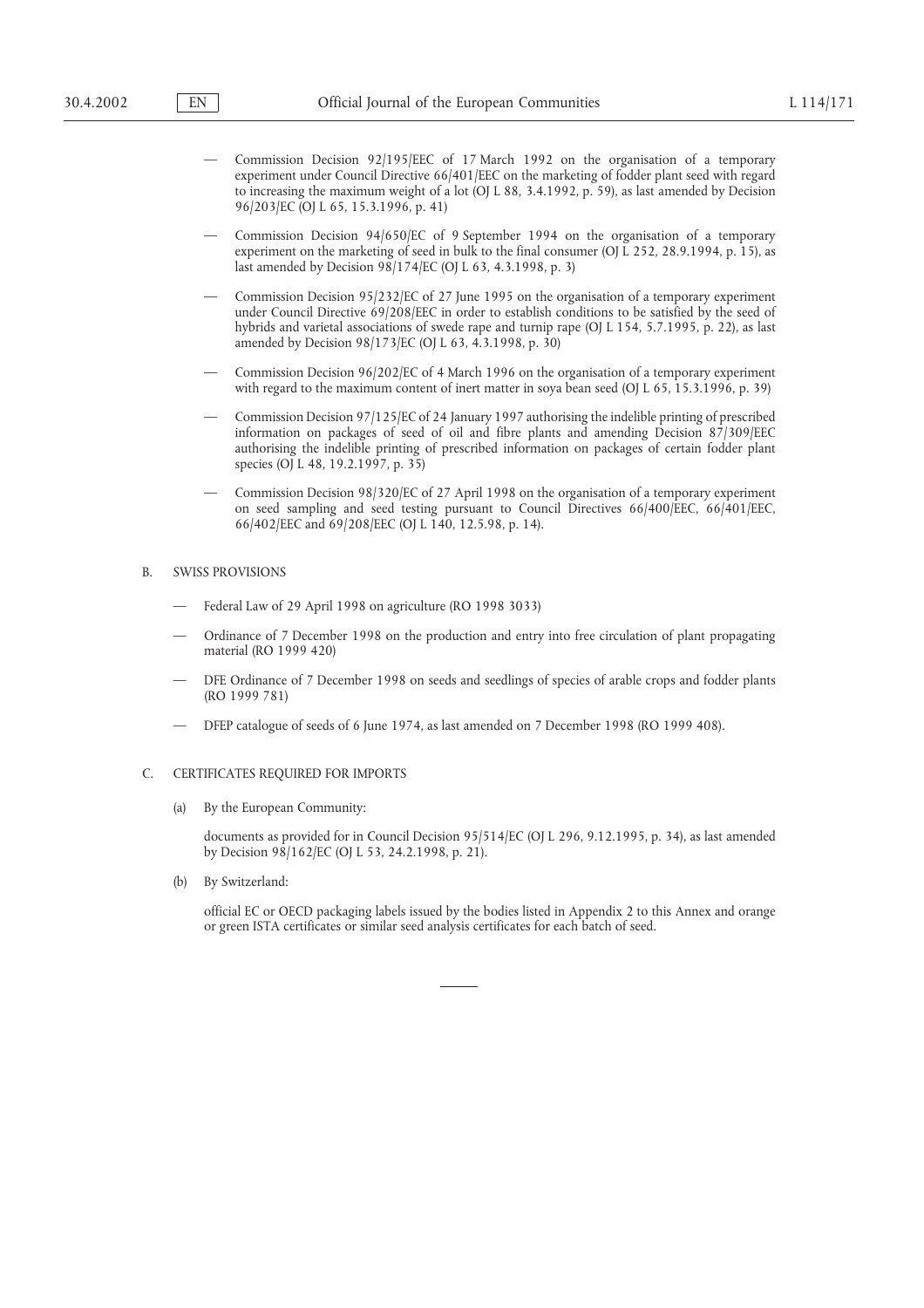- Commission Decision 92/195/EEC of 17 March 1992 on the organisation of a temporary experiment under Council Directive 66/401/EEC on the marketing of fodder plant seed with regard to increasing the maximum weight of a lot (OJ L 88, 3.4.1992, p. 59), as last amended by Decision 96/203/EC (OJ L 65, 15.3.1996, p. 41)
- Commission Decision 94/650/EC of 9 September 1994 on the organisation of a temporary experiment on the marketing of seed in bulk to the final consumer (OJ L 252, 28.9.1994, p. 15), as last amended by Decision 98/174/EC (OJ L 63, 4.3.1998, p. 3)
- Commission Decision 95/232/EC of 27 June 1995 on the organisation of a temporary experiment under Council Directive 69/208/EEC in order to establish conditions to be satisfied by the seed of hybrids and varietal associations of swede rape and turnip rape (OJ L 154, 5.7.1995, p. 22), as last amended by Decision 98/173/EC (OJ L 63, 4.3.1998, p. 30)
- Commission Decision 96/202/EC of 4 March 1996 on the organisation of a temporary experiment with regard to the maximum content of inert matter in soya bean seed (OJ L 65, 15.3.1996, p. 39)
- Commission Decision 97/125/EC of 24 January 1997 authorising the indelible printing of prescribed information on packages of seed of oil and fibre plants and amending Decision 87/309/EEC authorising the indelible printing of prescribed information on packages of certain fodder plant species (OJ L 48, 19.2.1997, p. 35)
- Commission Decision 98/320/EC of 27 April 1998 on the organisation of a temporary experiment on seed sampling and seed testing pursuant to Council Directives 66/400/EEC, 66/401/EEC, 66/402/EEC and 69/208/EEC (OJ L 140, 12.5.98, p. 14).

B. SWISS PROVISIONS

- Federal Law of 29 April 1998 on agriculture (RO 1998 3033)
- Ordinance of 7 December 1998 on the production and entry into free circulation of plant propagating material (RO 1999 420)
- DFE Ordinance of 7 December 1998 on seeds and seedlings of species of arable crops and fodder plants (RO 1999 781)
- DFEP catalogue of seeds of 6 June 1974, as last amended on 7 December 1998 (RO 1999 408).

C. CERTIFICATES REQUIRED FOR IMPORTS

(a) By the European Community:

documents as provided for in Council Decision 95/514/EC (OJ L 296, 9.12.1995, p. 34), as last amended by Decision 98/162/EC (OJ L 53, 24.2.1998, p. 21).

(b) By Switzerland:

official EC or OECD packaging labels issued by the bodies listed in Appendix 2 to this Annex and orange or green ISTA certificates or similar seed analysis certificates for each batch of seed.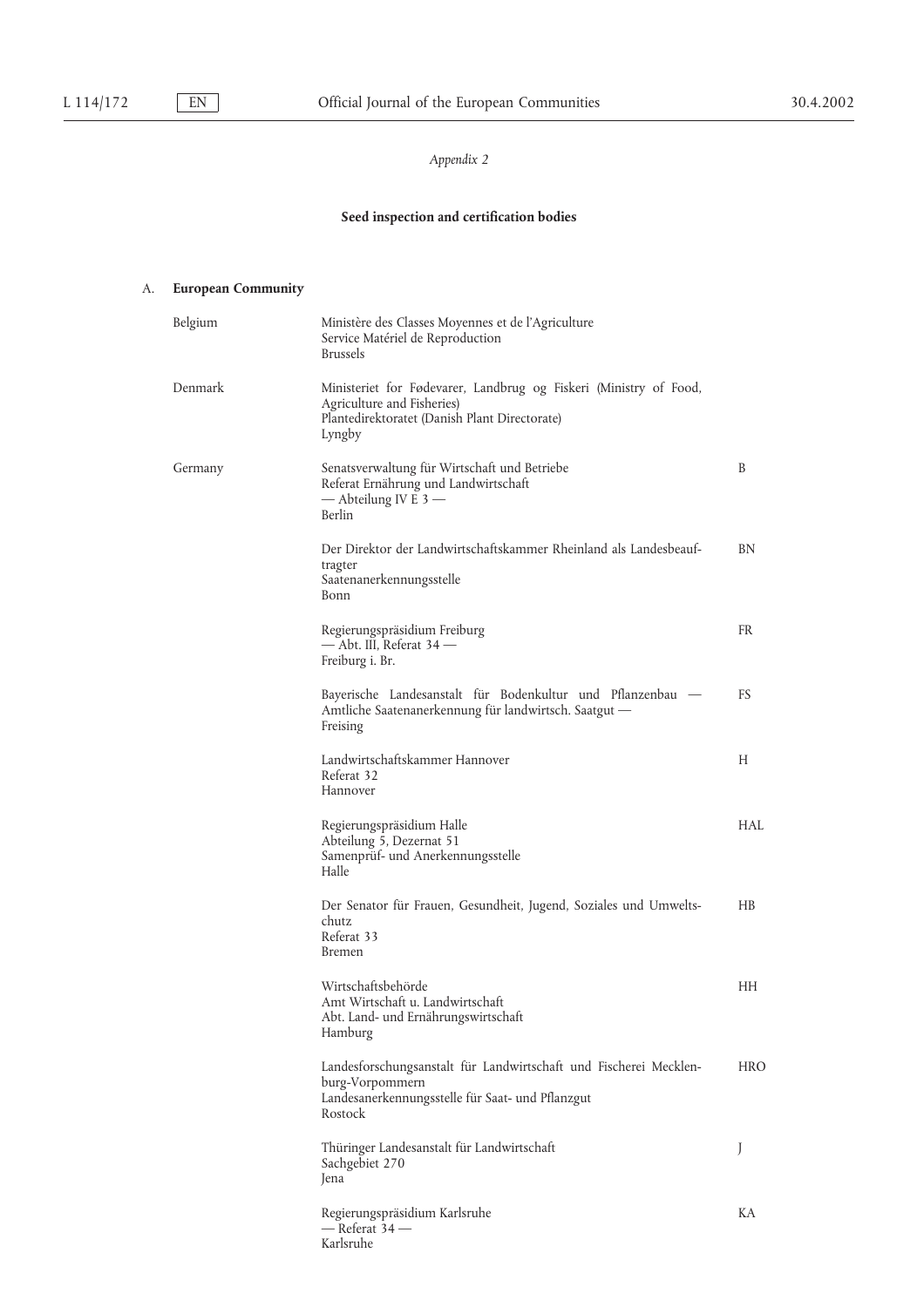*Appendix 2*

**Seed inspection and certification bodies**

A. **European Community**

| | | |
|---|---|---|
| Belgium | Ministère des Classes Moyennes et de l'Agriculture<br>Service Matériel de Reproduction<br>Brussels | |
| Denmark | Ministeriet for Fødevarer, Landbrug og Fiskeri (Ministry of Food, Agriculture and Fisheries)<br>Plantedirektoratet (Danish Plant Directorate)<br>Lyngby | |
| Germany | Senatsverwaltung für Wirtschaft und Betriebe<br>Referat Ernährung und Landwirtschaft<br>— Abteilung IV E 3 —<br>Berlin | B |
| | Der Direktor der Landwirtschaftskammer Rheinland als Landesbeauftragter<br>Saatenanerkennungsstelle<br>Bonn | BN |
| | Regierungspräsidium Freiburg<br>— Abt. III, Referat 34 —<br>Freiburg i. Br. | FR |
| | Bayerische Landesanstalt für Bodenkultur und Pflanzenbau — Amtliche Saatenanerkennung für landwirtsch. Saatgut —<br>Freising | FS |
| | Landwirtschaftskammer Hannover<br>Referat 32<br>Hannover | H |
| | Regierungspräsidium Halle<br>Abteilung 5, Dezernat 51<br>Samenprüf- und Anerkennungsstelle<br>Halle | HAL |
| | Der Senator für Frauen, Gesundheit, Jugend, Soziales und Umweltschutz<br>Referat 33<br>Bremen | HB |
| | Wirtschaftsbehörde<br>Amt Wirtschaft u. Landwirtschaft<br>Abt. Land- und Ernährungswirtschaft<br>Hamburg | HH |
| | Landesforschungsanstalt für Landwirtschaft und Fischerei Mecklenburg-Vorpommern<br>Landesanerkennungsstelle für Saat- und Pflanzgut<br>Rostock | HRO |
| | Thüringer Landesanstalt für Landwirtschaft<br>Sachgebiet 270<br>Jena | J |
| | Regierungspräsidium Karlsruhe<br>— Referat 34 —<br>Karlsruhe | KA |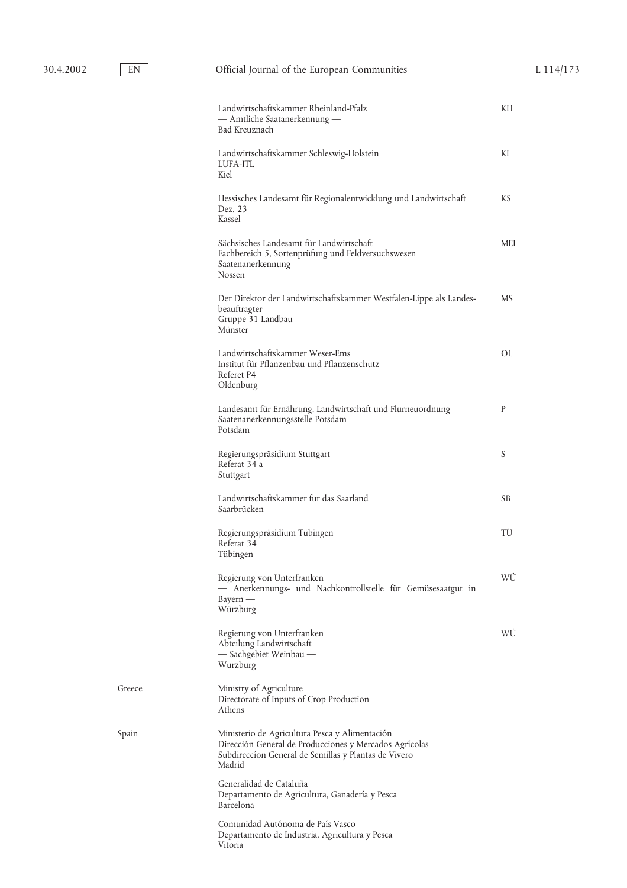| | | |
|---|---|---|
| | Landwirtschaftskammer Rheinland-Pfalz<br>— Amtliche Saatanerkennung —<br>Bad Kreuznach | KH |
| | Landwirtschaftskammer Schleswig-Holstein<br>LUFA-ITL<br>Kiel | KI |
| | Hessisches Landesamt für Regionalentwicklung und Landwirtschaft<br>Dez. 23<br>Kassel | KS |
| | Sächsisches Landesamt für Landwirtschaft<br>Fachbereich 5, Sortenprüfung und Feldversuchswesen<br>Saatenanerkennung<br>Nossen | MEI |
| | Der Direktor der Landwirtschaftskammer Westfalen-Lippe als Landes-beauftragter<br>Gruppe 31 Landbau<br>Münster | MS |
| | Landwirtschaftskammer Weser-Ems<br>Institut für Pflanzenbau und Pflanzenschutz<br>Referet P4<br>Oldenburg | OL |
| | Landesamt für Ernährung, Landwirtschaft und Flurneuordnung<br>Saatenanerkennungsstelle Potsdam<br>Potsdam | P |
| | Regierungspräsidium Stuttgart<br>Referat 34 a<br>Stuttgart | S |
| | Landwirtschaftskammer für das Saarland<br>Saarbrücken | SB |
| | Regierungspräsidium Tübingen<br>Referat 34<br>Tübingen | TÜ |
| | Regierung von Unterfranken<br>— Anerkennungs- und Nachkontrollstelle für Gemüsesaatgut in Bayern —<br>Würzburg | WÜ |
| | Regierung von Unterfranken<br>Abteilung Landwirtschaft<br>— Sachgebiet Weinbau —<br>Würzburg | WÜ |
| Greece | Ministry of Agriculture<br>Directorate of Inputs of Crop Production<br>Athens | |
| Spain | Ministerio de Agricultura Pesca y Alimentación<br>Dirección General de Producciones y Mercados Agrícolas<br>Subdireccíon General de Semillas y Plantas de Vivero<br>Madrid | |
| | Generalidad de Cataluña<br>Departamento de Agricultura, Ganadería y Pesca<br>Barcelona | |
| | Comunidad Autónoma de País Vasco<br>Departamento de Industria, Agricultura y Pesca<br>Vitoria | |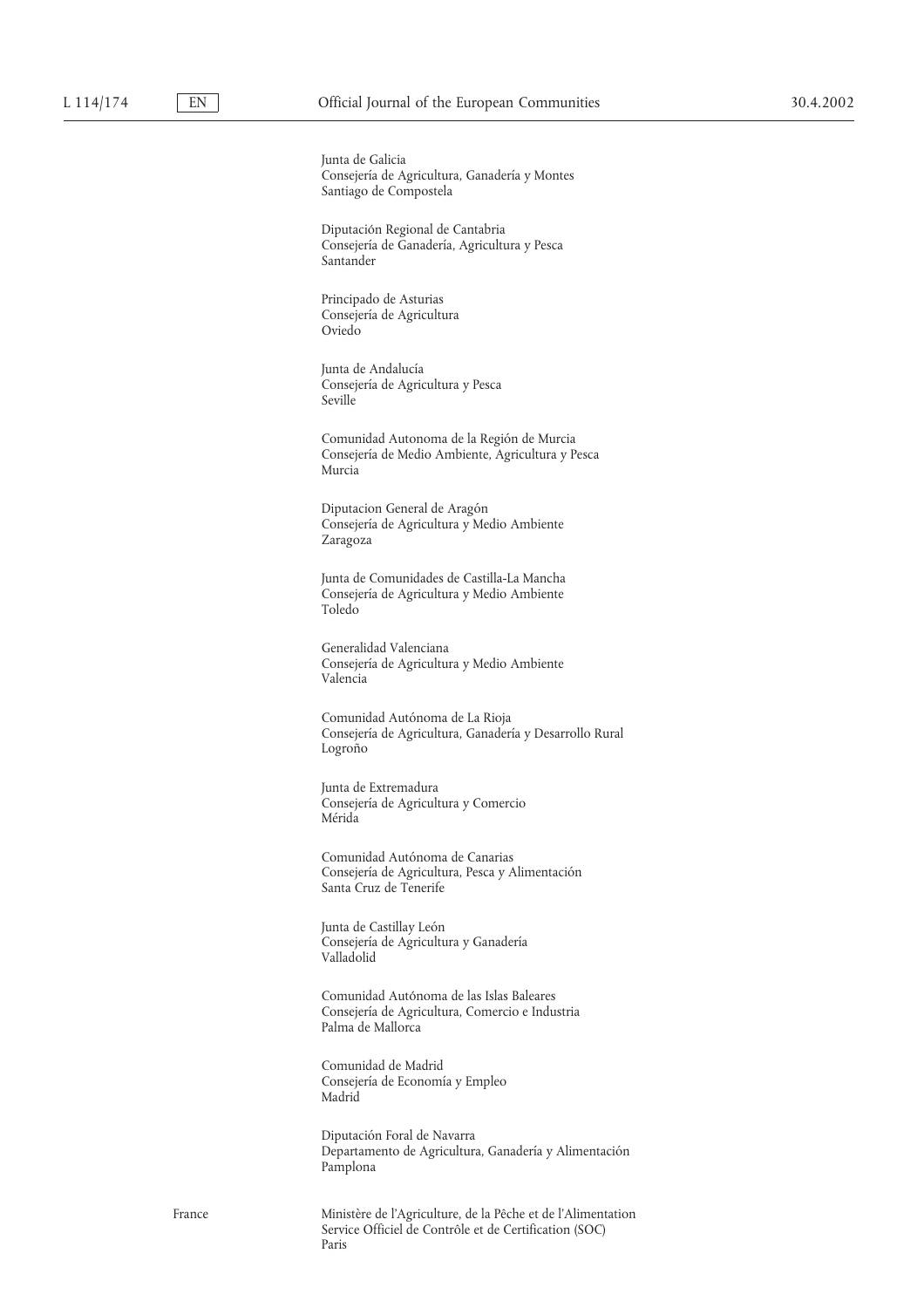Junta de Galicia
Consejería de Agricultura, Ganadería y Montes
Santiago de Compostela

Diputación Regional de Cantabria
Consejería de Ganadería, Agricultura y Pesca
Santander

Principado de Asturias
Consejería de Agricultura
Oviedo

Junta de Andalucía
Consejería de Agricultura y Pesca
Seville

Comunidad Autonoma de la Región de Murcia
Consejería de Medio Ambiente, Agricultura y Pesca
Murcia

Diputacion General de Aragón
Consejería de Agricultura y Medio Ambiente
Zaragoza

Junta de Comunidades de Castilla-La Mancha
Consejería de Agricultura y Medio Ambiente
Toledo

Generalidad Valenciana
Consejería de Agricultura y Medio Ambiente
Valencia

Comunidad Autónoma de La Rioja
Consejería de Agricultura, Ganadería y Desarrollo Rural
Logroño

Junta de Extremadura
Consejería de Agricultura y Comercio
Mérida

Comunidad Autónoma de Canarias
Consejería de Agricultura, Pesca y Alimentación
Santa Cruz de Tenerife

Junta de Castillay León
Consejería de Agricultura y Ganadería
Valladolid

Comunidad Autónoma de las Islas Baleares
Consejería de Agricultura, Comercio e Industria
Palma de Mallorca

Comunidad de Madrid
Consejería de Economía y Empleo
Madrid

Diputación Foral de Navarra
Departamento de Agricultura, Ganadería y Alimentación
Pamplona

France

Ministère de l'Agriculture, de la Pêche et de l'Alimentation
Service Officiel de Contrôle et de Certification (SOC)
Paris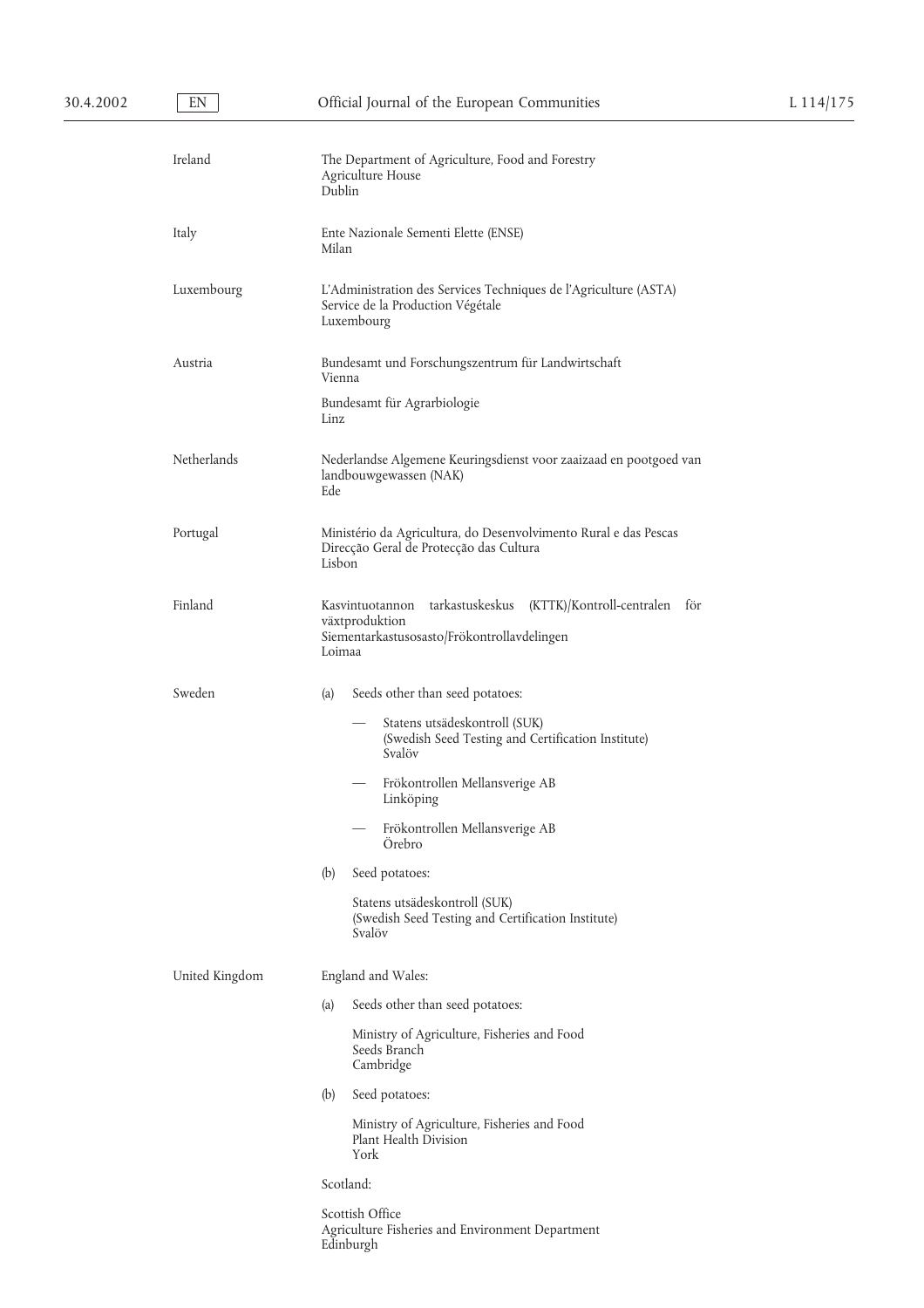| | |
|---|---|
| Ireland | The Department of Agriculture, Food and Forestry<br>Agriculture House<br>Dublin |
| Italy | Ente Nazionale Sementi Elette (ENSE)<br>Milan |
| Luxembourg | L'Administration des Services Techniques de l'Agriculture (ASTA)<br>Service de la Production Végétale<br>Luxembourg |
| Austria | Bundesamt und Forschungszentrum für Landwirtschaft<br>Vienna<br><br>Bundesamt für Agrarbiologie<br>Linz |
| Netherlands | Nederlandse Algemene Keuringsdienst voor zaaizaad en pootgoed van landbouwgewassen (NAK)<br>Ede |
| Portugal | Ministério da Agricultura, do Desenvolvimento Rural e das Pescas<br>Direcção Geral de Protecção das Cultura<br>Lisbon |
| Finland | Kasvintuotannon tarkastuskeskus (KTTK)/Kontroll-centralen för växtproduktion<br>Siementarkastusosasto/Frökontrollavdelingen<br>Loimaa |
| Sweden | (a) Seeds other than seed potatoes:<br>— Statens utsädeskontroll (SUK)<br>(Swedish Seed Testing and Certification Institute)<br>Svalöv<br>— Frökontrollen Mellansverige AB<br>Linköping<br>— Frökontrollen Mellansverige AB<br>Örebro<br><br>(b) Seed potatoes:<br>Statens utsädeskontroll (SUK)<br>(Swedish Seed Testing and Certification Institute)<br>Svalöv |
| United Kingdom | England and Wales:<br>(a) Seeds other than seed potatoes:<br>Ministry of Agriculture, Fisheries and Food<br>Seeds Branch<br>Cambridge<br><br>(b) Seed potatoes:<br>Ministry of Agriculture, Fisheries and Food<br>Plant Health Division<br>York<br><br>Scotland:<br>Scottish Office<br>Agriculture Fisheries and Environment Department<br>Edinburgh |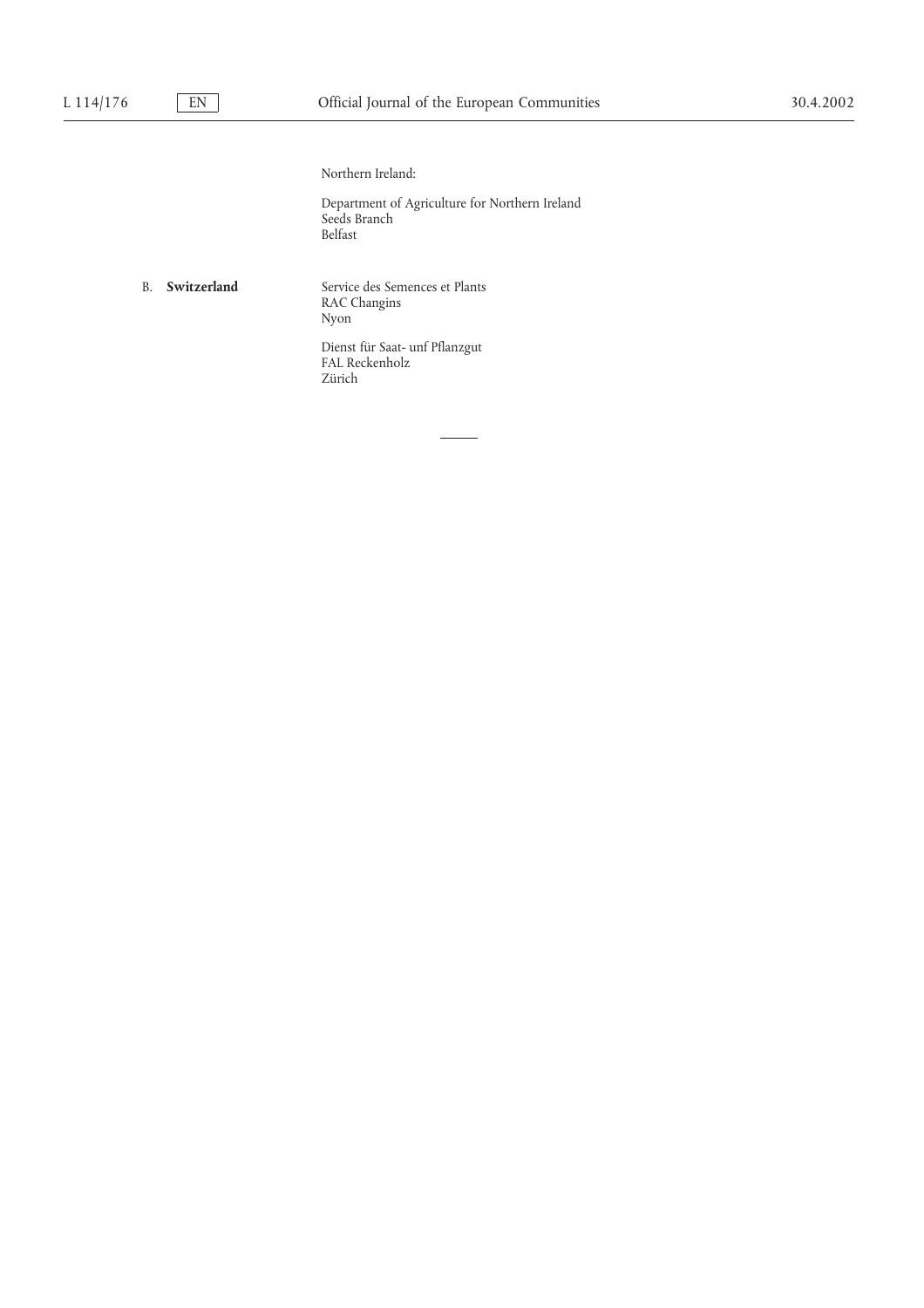Northern Ireland:

Department of Agriculture for Northern Ireland
Seeds Branch
Belfast

B. **Switzerland**

Service des Semences et Plants
RAC Changins
Nyon

Dienst für Saat- unf Pflanzgut
FAL Reckenholz
Zürich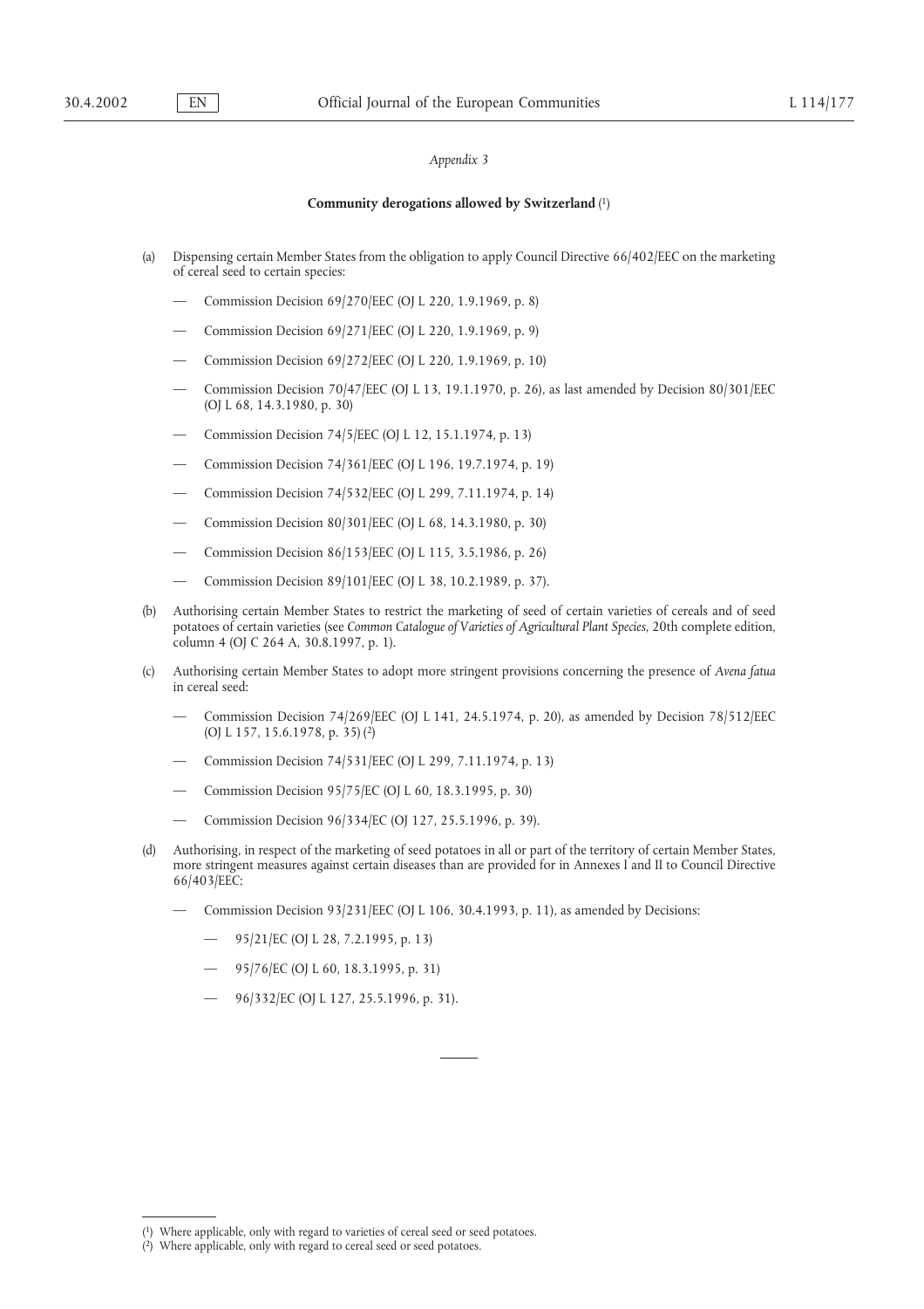*Appendix 3*

**Community derogations allowed by Switzerland** (1)

(a) Dispensing certain Member States from the obligation to apply Council Directive 66/402/EEC on the marketing of cereal seed to certain species:

— Commission Decision 69/270/EEC (OJ L 220, 1.9.1969, p. 8)

— Commission Decision 69/271/EEC (OJ L 220, 1.9.1969, p. 9)

— Commission Decision 69/272/EEC (OJ L 220, 1.9.1969, p. 10)

— Commission Decision 70/47/EEC (OJ L 13, 19.1.1970, p. 26), as last amended by Decision 80/301/EEC (OJ L 68, 14.3.1980, p. 30)

— Commission Decision 74/5/EEC (OJ L 12, 15.1.1974, p. 13)

— Commission Decision 74/361/EEC (OJ L 196, 19.7.1974, p. 19)

— Commission Decision 74/532/EEC (OJ L 299, 7.11.1974, p. 14)

— Commission Decision 80/301/EEC (OJ L 68, 14.3.1980, p. 30)

— Commission Decision 86/153/EEC (OJ L 115, 3.5.1986, p. 26)

— Commission Decision 89/101/EEC (OJ L 38, 10.2.1989, p. 37).

(b) Authorising certain Member States to restrict the marketing of seed of certain varieties of cereals and of seed potatoes of certain varieties (see *Common Catalogue of Varieties of Agricultural Plant Species*, 20th complete edition, column 4 (OJ C 264 A, 30.8.1997, p. 1).

(c) Authorising certain Member States to adopt more stringent provisions concerning the presence of *Avena fatua* in cereal seed:

— Commission Decision 74/269/EEC (OJ L 141, 24.5.1974, p. 20), as amended by Decision 78/512/EEC (OJ L 157, 15.6.1978, p. 35) (2)

— Commission Decision 74/531/EEC (OJ L 299, 7.11.1974, p. 13)

— Commission Decision 95/75/EC (OJ L 60, 18.3.1995, p. 30)

— Commission Decision 96/334/EC (OJ 127, 25.5.1996, p. 39).

(d) Authorising, in respect of the marketing of seed potatoes in all or part of the territory of certain Member States, more stringent measures against certain diseases than are provided for in Annexes I and II to Council Directive 66/403/EEC:

— Commission Decision 93/231/EEC (OJ L 106, 30.4.1993, p. 11), as amended by Decisions:

  — 95/21/EC (OJ L 28, 7.2.1995, p. 13)

  — 95/76/EC (OJ L 60, 18.3.1995, p. 31)

  — 96/332/EC (OJ L 127, 25.5.1996, p. 31).

---

(1) Where applicable, only with regard to varieties of cereal seed or seed potatoes.

(2) Where applicable, only with regard to cereal seed or seed potatoes.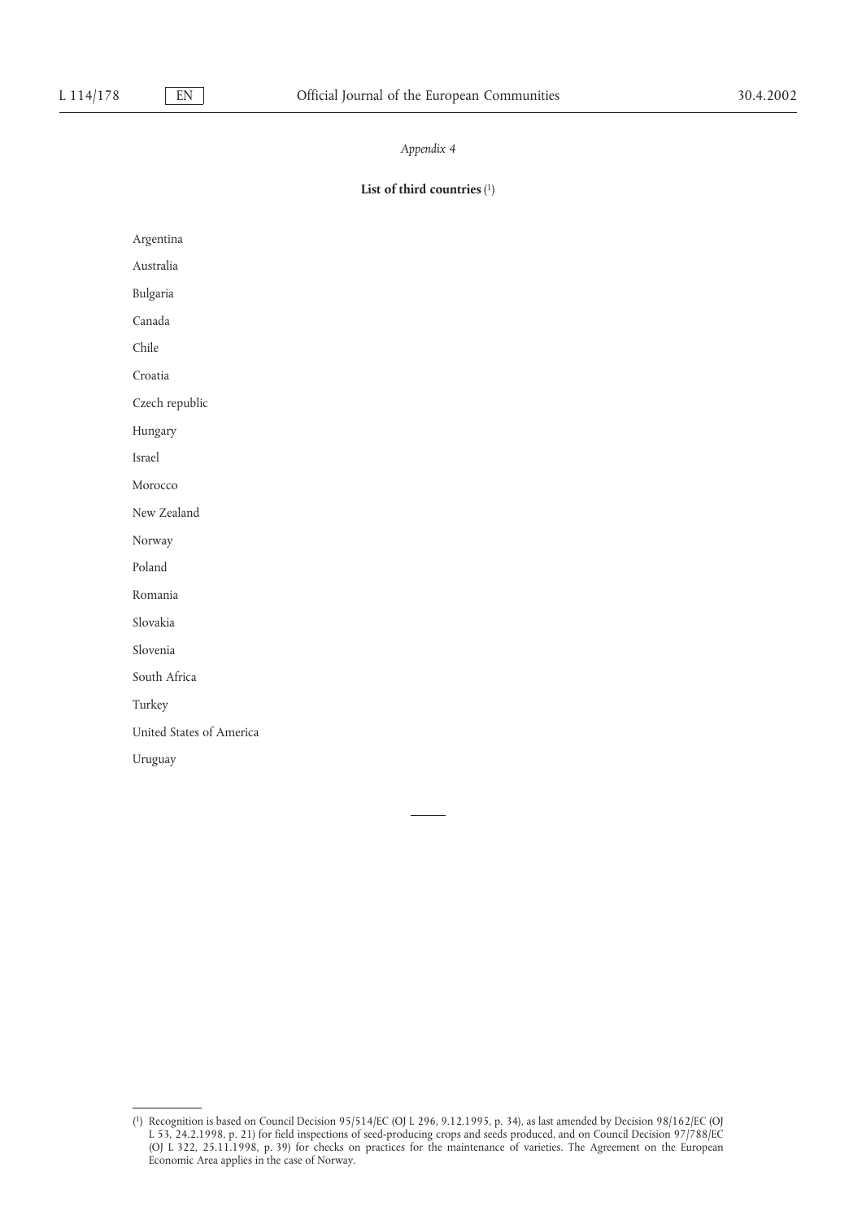*Appendix 4*

**List of third countries** [1]

Argentina

Australia

Bulgaria

Canada

Chile

Croatia

Czech republic

Hungary

Israel

Morocco

New Zealand

Norway

Poland

Romania

Slovakia

Slovenia

South Africa

Turkey

United States of America

Uruguay

---

[1] Recognition is based on Council Decision 95/514/EC (OJ L 296, 9.12.1995, p. 34), as last amended by Decision 98/162/EC (OJ L 53, 24.2.1998, p. 21) for field inspections of seed-producing crops and seeds produced, and on Council Decision 97/788/EC (OJ L 322, 25.11.1998, p. 39) for checks on practices for the maintenance of varieties. The Agreement on the European Economic Area applies in the case of Norway.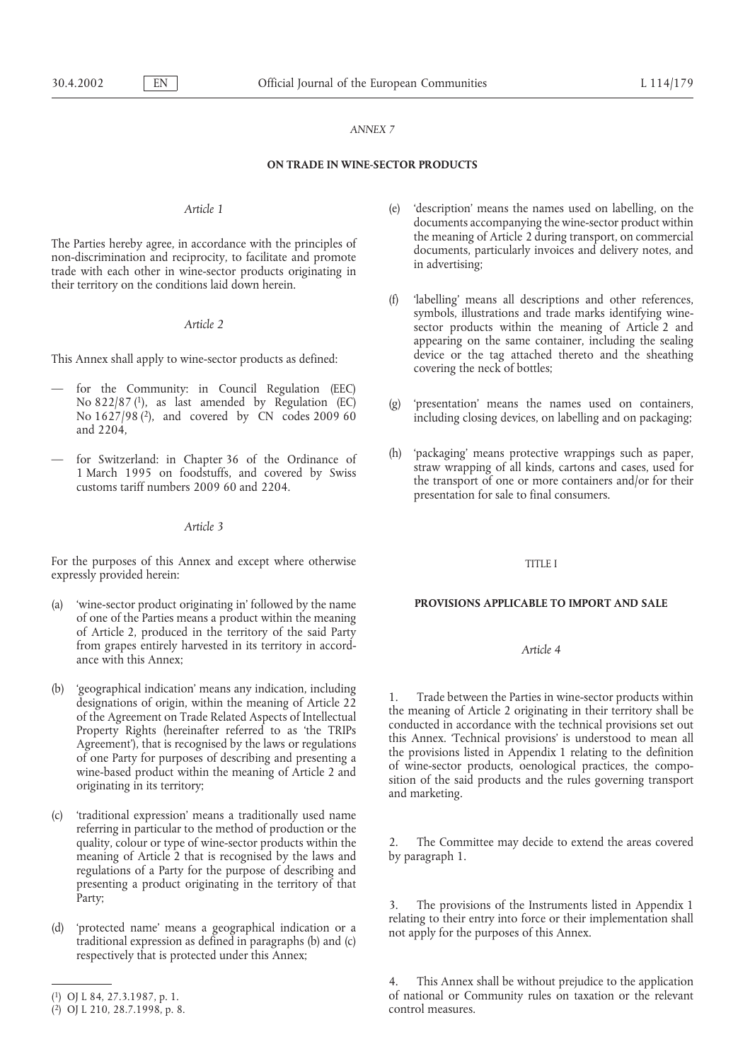*ANNEX 7*

**ON TRADE IN WINE-SECTOR PRODUCTS**

*Article 1*

The Parties hereby agree, in accordance with the principles of non-discrimination and reciprocity, to facilitate and promote trade with each other in wine-sector products originating in their territory on the conditions laid down herein.

*Article 2*

This Annex shall apply to wine-sector products as defined:

— for the Community: in Council Regulation (EEC) No 822/87 [1], as last amended by Regulation (EC) No 1627/98 [2], and covered by CN codes 2009 60 and 2204,

— for Switzerland: in Chapter 36 of the Ordinance of 1 March 1995 on foodstuffs, and covered by Swiss customs tariff numbers 2009 60 and 2204.

*Article 3*

For the purposes of this Annex and except where otherwise expressly provided herein:

(a) 'wine-sector product originating in' followed by the name of one of the Parties means a product within the meaning of Article 2, produced in the territory of the said Party from grapes entirely harvested in its territory in accordance with this Annex;

(b) 'geographical indication' means any indication, including designations of origin, within the meaning of Article 22 of the Agreement on Trade Related Aspects of Intellectual Property Rights (hereinafter referred to as 'the TRIPs Agreement'), that is recognised by the laws or regulations of one Party for purposes of describing and presenting a wine-based product within the meaning of Article 2 and originating in its territory;

(c) 'traditional expression' means a traditionally used name referring in particular to the method of production or the quality, colour or type of wine-sector products within the meaning of Article 2 that is recognised by the laws and regulations of a Party for the purpose of describing and presenting a product originating in the territory of that Party;

(d) 'protected name' means a geographical indication or a traditional expression as defined in paragraphs (b) and (c) respectively that is protected under this Annex;

(e) 'description' means the names used on labelling, on the documents accompanying the wine-sector product within the meaning of Article 2 during transport, on commercial documents, particularly invoices and delivery notes, and in advertising;

(f) 'labelling' means all descriptions and other references, symbols, illustrations and trade marks identifying wine-sector products within the meaning of Article 2 and appearing on the same container, including the sealing device or the tag attached thereto and the sheathing covering the neck of bottles;

(g) 'presentation' means the names used on containers, including closing devices, on labelling and on packaging;

(h) 'packaging' means protective wrappings such as paper, straw wrapping of all kinds, cartons and cases, used for the transport of one or more containers and/or for their presentation for sale to final consumers.

TITLE I

**PROVISIONS APPLICABLE TO IMPORT AND SALE**

*Article 4*

1. Trade between the Parties in wine-sector products within the meaning of Article 2 originating in their territory shall be conducted in accordance with the technical provisions set out this Annex. 'Technical provisions' is understood to mean all the provisions listed in Appendix 1 relating to the definition of wine-sector products, oenological practices, the composition of the said products and the rules governing transport and marketing.

2. The Committee may decide to extend the areas covered by paragraph 1.

3. The provisions of the Instruments listed in Appendix 1 relating to their entry into force or their implementation shall not apply for the purposes of this Annex.

4. This Annex shall be without prejudice to the application of national or Community rules on taxation or the relevant control measures.

---

[1] OJ L 84, 27.3.1987, p. 1.

[2] OJ L 210, 28.7.1998, p. 8.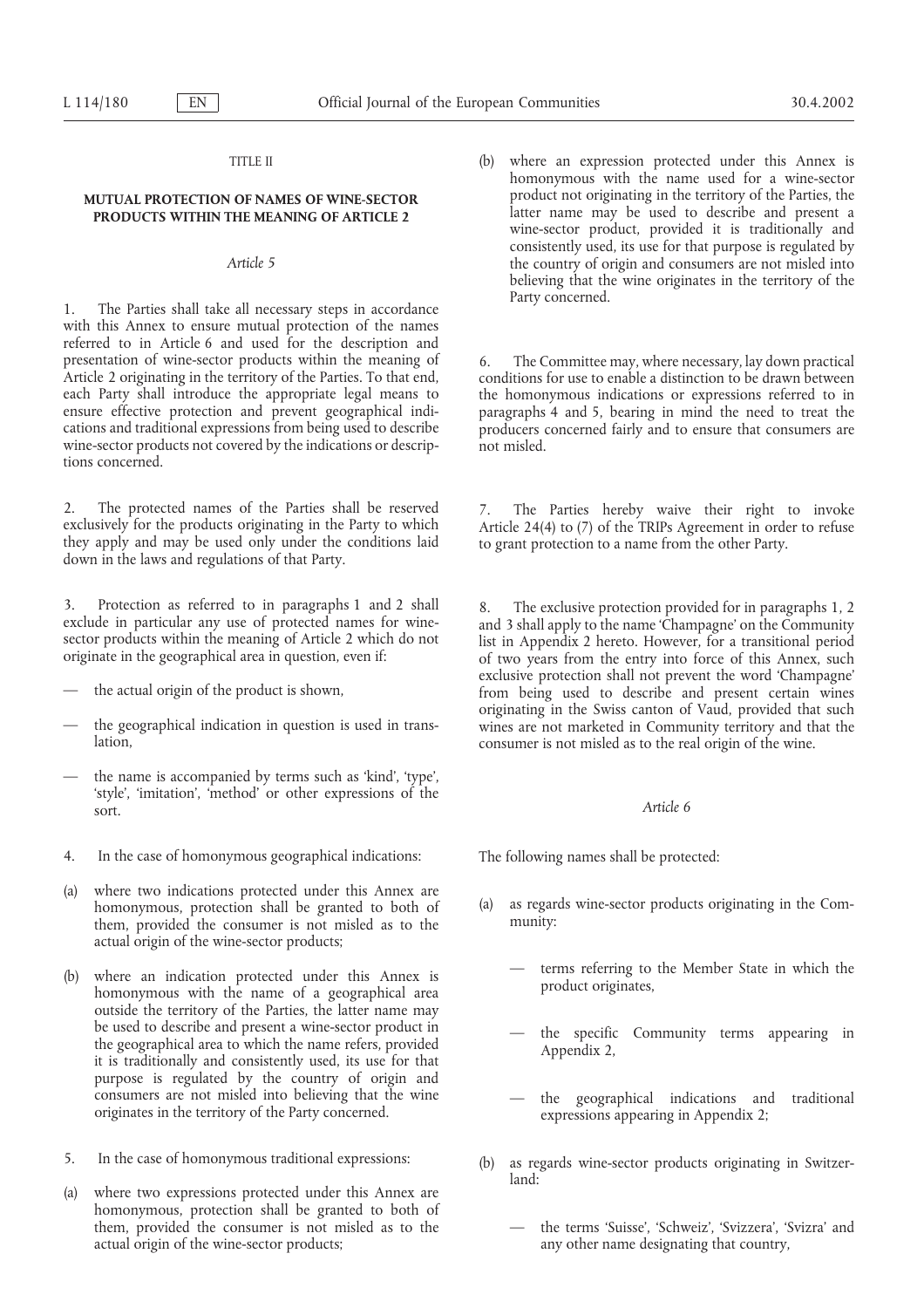TITLE II

## MUTUAL PROTECTION OF NAMES OF WINE-SECTOR PRODUCTS WITHIN THE MEANING OF ARTICLE 2

*Article 5*

1. The Parties shall take all necessary steps in accordance with this Annex to ensure mutual protection of the names referred to in Article 6 and used for the description and presentation of wine-sector products within the meaning of Article 2 originating in the territory of the Parties. To that end, each Party shall introduce the appropriate legal means to ensure effective protection and prevent geographical indications and traditional expressions from being used to describe wine-sector products not covered by the indications or descriptions concerned.

2. The protected names of the Parties shall be reserved exclusively for the products originating in the Party to which they apply and may be used only under the conditions laid down in the laws and regulations of that Party.

3. Protection as referred to in paragraphs 1 and 2 shall exclude in particular any use of protected names for wine-sector products within the meaning of Article 2 which do not originate in the geographical area in question, even if:

— the actual origin of the product is shown,

— the geographical indication in question is used in translation,

— the name is accompanied by terms such as 'kind', 'type', 'style', 'imitation', 'method' or other expressions of the sort.

4. In the case of homonymous geographical indications:

(a) where two indications protected under this Annex are homonymous, protection shall be granted to both of them, provided the consumer is not misled as to the actual origin of the wine-sector products;

(b) where an indication protected under this Annex is homonymous with the name of a geographical area outside the territory of the Parties, the latter name may be used to describe and present a wine-sector product in the geographical area to which the name refers, provided it is traditionally and consistently used, its use for that purpose is regulated by the country of origin and consumers are not misled into believing that the wine originates in the territory of the Party concerned.

5. In the case of homonymous traditional expressions:

(a) where two expressions protected under this Annex are homonymous, protection shall be granted to both of them, provided the consumer is not misled as to the actual origin of the wine-sector products;

(b) where an expression protected under this Annex is homonymous with the name used for a wine-sector product not originating in the territory of the Parties, the latter name may be used to describe and present a wine-sector product, provided it is traditionally and consistently used, its use for that purpose is regulated by the country of origin and consumers are not misled into believing that the wine originates in the territory of the Party concerned.

6. The Committee may, where necessary, lay down practical conditions for use to enable a distinction to be drawn between the homonymous indications or expressions referred to in paragraphs 4 and 5, bearing in mind the need to treat the producers concerned fairly and to ensure that consumers are not misled.

7. The Parties hereby waive their right to invoke Article 24(4) to (7) of the TRIPs Agreement in order to refuse to grant protection to a name from the other Party.

8. The exclusive protection provided for in paragraphs 1, 2 and 3 shall apply to the name 'Champagne' on the Community list in Appendix 2 hereto. However, for a transitional period of two years from the entry into force of this Annex, such exclusive protection shall not prevent the word 'Champagne' from being used to describe and present certain wines originating in the Swiss canton of Vaud, provided that such wines are not marketed in Community territory and that the consumer is not misled as to the real origin of the wine.

*Article 6*

The following names shall be protected:

(a) as regards wine-sector products originating in the Community:

— terms referring to the Member State in which the product originates,

— the specific Community terms appearing in Appendix 2,

— the geographical indications and traditional expressions appearing in Appendix 2;

(b) as regards wine-sector products originating in Switzerland:

— the terms 'Suisse', 'Schweiz', 'Svizzera', 'Svizra' and any other name designating that country,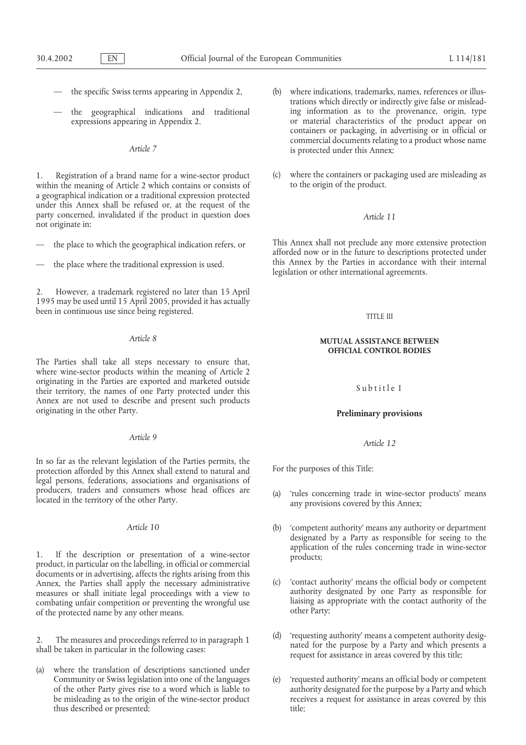— the specific Swiss terms appearing in Appendix 2,

— the geographical indications and traditional expressions appearing in Appendix 2.

*Article 7*

1. Registration of a brand name for a wine-sector product within the meaning of Article 2 which contains or consists of a geographical indication or a traditional expression protected under this Annex shall be refused or, at the request of the party concerned, invalidated if the product in question does not originate in:

— the place to which the geographical indication refers, or

— the place where the traditional expression is used.

2. However, a trademark registered no later than 15 April 1995 may be used until 15 April 2005, provided it has actually been in continuous use since being registered.

*Article 8*

The Parties shall take all steps necessary to ensure that, where wine-sector products within the meaning of Article 2 originating in the Parties are exported and marketed outside their territory, the names of one Party protected under this Annex are not used to describe and present such products originating in the other Party.

*Article 9*

In so far as the relevant legislation of the Parties permits, the protection afforded by this Annex shall extend to natural and legal persons, federations, associations and organisations of producers, traders and consumers whose head offices are located in the territory of the other Party.

*Article 10*

1. If the description or presentation of a wine-sector product, in particular on the labelling, in official or commercial documents or in advertising, affects the rights arising from this Annex, the Parties shall apply the necessary administrative measures or shall initiate legal proceedings with a view to combating unfair competition or preventing the wrongful use of the protected name by any other means.

2. The measures and proceedings referred to in paragraph 1 shall be taken in particular in the following cases:

(a) where the translation of descriptions sanctioned under Community or Swiss legislation into one of the languages of the other Party gives rise to a word which is liable to be misleading as to the origin of the wine-sector product thus described or presented;

(b) where indications, trademarks, names, references or illustrations which directly or indirectly give false or misleading information as to the provenance, origin, type or material characteristics of the product appear on containers or packaging, in advertising or in official or commercial documents relating to a product whose name is protected under this Annex;

(c) where the containers or packaging used are misleading as to the origin of the product.

*Article 11*

This Annex shall not preclude any more extensive protection afforded now or in the future to descriptions protected under this Annex by the Parties in accordance with their internal legislation or other international agreements.

## TITLE III

## MUTUAL ASSISTANCE BETWEEN OFFICIAL CONTROL BODIES

### Subtitle I

### Preliminary provisions

*Article 12*

For the purposes of this Title:

(a) 'rules concerning trade in wine-sector products' means any provisions covered by this Annex;

(b) 'competent authority' means any authority or department designated by a Party as responsible for seeing to the application of the rules concerning trade in wine-sector products;

(c) 'contact authority' means the official body or competent authority designated by one Party as responsible for liaising as appropriate with the contact authority of the other Party;

(d) 'requesting authority' means a competent authority designated for the purpose by a Party and which presents a request for assistance in areas covered by this title;

(e) 'requested authority' means an official body or competent authority designated for the purpose by a Party and which receives a request for assistance in areas covered by this title;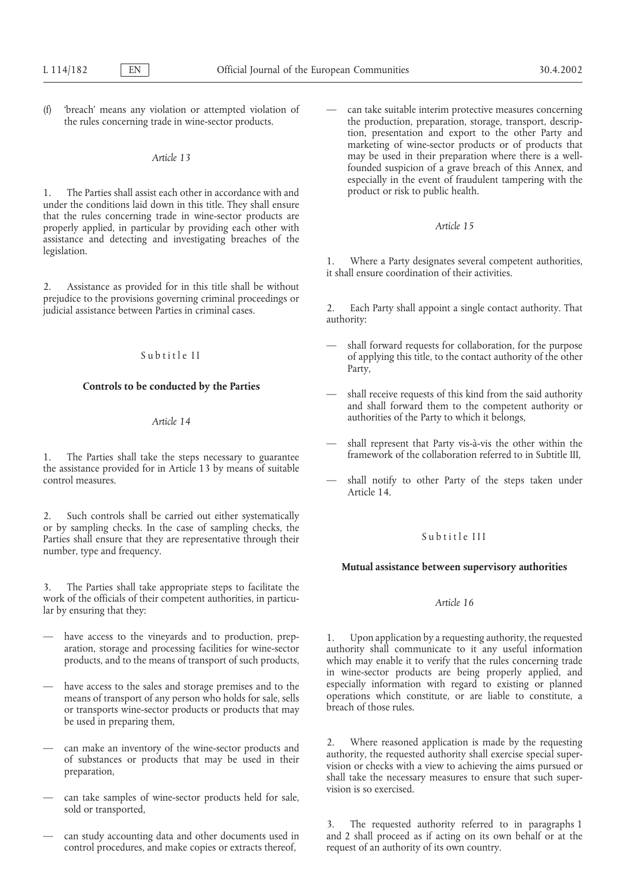(f) 'breach' means any violation or attempted violation of the rules concerning trade in wine-sector products.

*Article 13*

1. The Parties shall assist each other in accordance with and under the conditions laid down in this title. They shall ensure that the rules concerning trade in wine-sector products are properly applied, in particular by providing each other with assistance and detecting and investigating breaches of the legislation.

2. Assistance as provided for in this title shall be without prejudice to the provisions governing criminal proceedings or judicial assistance between Parties in criminal cases.

Subtitle II

**Controls to be conducted by the Parties**

*Article 14*

1. The Parties shall take the steps necessary to guarantee the assistance provided for in Article 13 by means of suitable control measures.

2. Such controls shall be carried out either systematically or by sampling checks. In the case of sampling checks, the Parties shall ensure that they are representative through their number, type and frequency.

3. The Parties shall take appropriate steps to facilitate the work of the officials of their competent authorities, in particular by ensuring that they:

— have access to the vineyards and to production, preparation, storage and processing facilities for wine-sector products, and to the means of transport of such products,

— have access to the sales and storage premises and to the means of transport of any person who holds for sale, sells or transports wine-sector products or products that may be used in preparing them,

— can make an inventory of the wine-sector products and of substances or products that may be used in their preparation,

— can take samples of wine-sector products held for sale, sold or transported,

— can study accounting data and other documents used in control procedures, and make copies or extracts thereof,

— can take suitable interim protective measures concerning the production, preparation, storage, transport, description, presentation and export to the other Party and marketing of wine-sector products or of products that may be used in their preparation where there is a well-founded suspicion of a grave breach of this Annex, and especially in the event of fraudulent tampering with the product or risk to public health.

*Article 15*

1. Where a Party designates several competent authorities, it shall ensure coordination of their activities.

2. Each Party shall appoint a single contact authority. That authority:

— shall forward requests for collaboration, for the purpose of applying this title, to the contact authority of the other Party,

— shall receive requests of this kind from the said authority and shall forward them to the competent authority or authorities of the Party to which it belongs,

— shall represent that Party vis-à-vis the other within the framework of the collaboration referred to in Subtitle III,

— shall notify to other Party of the steps taken under Article 14.

Subtitle III

**Mutual assistance between supervisory authorities**

*Article 16*

1. Upon application by a requesting authority, the requested authority shall communicate to it any useful information which may enable it to verify that the rules concerning trade in wine-sector products are being properly applied, and especially information with regard to existing or planned operations which constitute, or are liable to constitute, a breach of those rules.

2. Where reasoned application is made by the requesting authority, the requested authority shall exercise special supervision or checks with a view to achieving the aims pursued or shall take the necessary measures to ensure that such supervision is so exercised.

3. The requested authority referred to in paragraphs 1 and 2 shall proceed as if acting on its own behalf or at the request of an authority of its own country.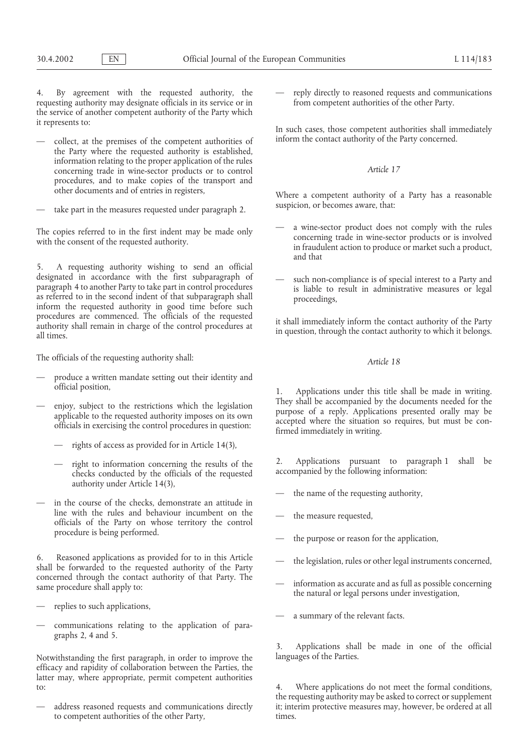4. By agreement with the requested authority, the requesting authority may designate officials in its service or in the service of another competent authority of the Party which it represents to:

- collect, at the premises of the competent authorities of the Party where the requested authority is established, information relating to the proper application of the rules concerning trade in wine-sector products or to control procedures, and to make copies of the transport and other documents and of entries in registers,
- take part in the measures requested under paragraph 2.

The copies referred to in the first indent may be made only with the consent of the requested authority.

5. A requesting authority wishing to send an official designated in accordance with the first subparagraph of paragraph 4 to another Party to take part in control procedures as referred to in the second indent of that subparagraph shall inform the requested authority in good time before such procedures are commenced. The officials of the requested authority shall remain in charge of the control procedures at all times.

The officials of the requesting authority shall:

- produce a written mandate setting out their identity and official position,
- enjoy, subject to the restrictions which the legislation applicable to the requested authority imposes on its own officials in exercising the control procedures in question:
  - rights of access as provided for in Article 14(3),
  - right to information concerning the results of the checks conducted by the officials of the requested authority under Article 14(3),
- in the course of the checks, demonstrate an attitude in line with the rules and behaviour incumbent on the officials of the Party on whose territory the control procedure is being performed.

6. Reasoned applications as provided for to in this Article shall be forwarded to the requested authority of the Party concerned through the contact authority of that Party. The same procedure shall apply to:

- replies to such applications,
- communications relating to the application of paragraphs 2, 4 and 5.

Notwithstanding the first paragraph, in order to improve the efficacy and rapidity of collaboration between the Parties, the latter may, where appropriate, permit competent authorities to:

- address reasoned requests and communications directly to competent authorities of the other Party,
- reply directly to reasoned requests and communications from competent authorities of the other Party.

In such cases, those competent authorities shall immediately inform the contact authority of the Party concerned.

*Article 17*

Where a competent authority of a Party has a reasonable suspicion, or becomes aware, that:

- a wine-sector product does not comply with the rules concerning trade in wine-sector products or is involved in fraudulent action to produce or market such a product, and that
- such non-compliance is of special interest to a Party and is liable to result in administrative measures or legal proceedings,

it shall immediately inform the contact authority of the Party in question, through the contact authority to which it belongs.

*Article 18*

1. Applications under this title shall be made in writing. They shall be accompanied by the documents needed for the purpose of a reply. Applications presented orally may be accepted where the situation so requires, but must be confirmed immediately in writing.

2. Applications pursuant to paragraph 1 shall be accompanied by the following information:

- the name of the requesting authority,
- the measure requested,
- the purpose or reason for the application,
- the legislation, rules or other legal instruments concerned,
- information as accurate and as full as possible concerning the natural or legal persons under investigation,
- a summary of the relevant facts.

3. Applications shall be made in one of the official languages of the Parties.

4. Where applications do not meet the formal conditions, the requesting authority may be asked to correct or supplement it; interim protective measures may, however, be ordered at all times.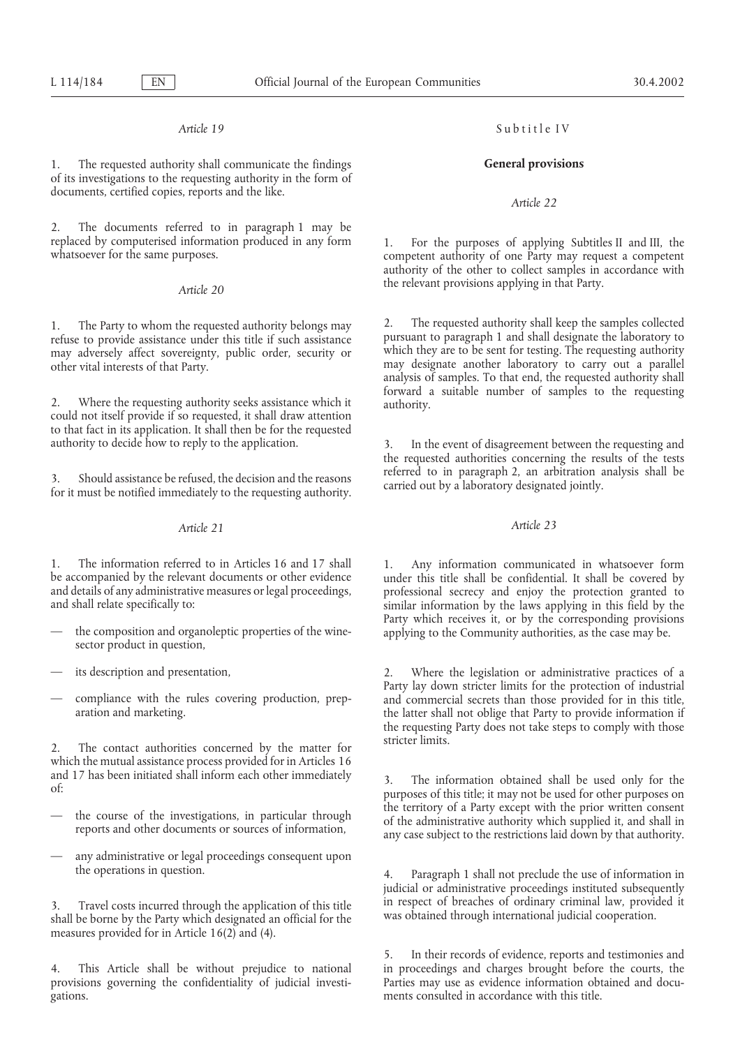*Article 19*

1. The requested authority shall communicate the findings of its investigations to the requesting authority in the form of documents, certified copies, reports and the like.

2. The documents referred to in paragraph 1 may be replaced by computerised information produced in any form whatsoever for the same purposes.

*Article 20*

1. The Party to whom the requested authority belongs may refuse to provide assistance under this title if such assistance may adversely affect sovereignty, public order, security or other vital interests of that Party.

2. Where the requesting authority seeks assistance which it could not itself provide if so requested, it shall draw attention to that fact in its application. It shall then be for the requested authority to decide how to reply to the application.

3. Should assistance be refused, the decision and the reasons for it must be notified immediately to the requesting authority.

*Article 21*

1. The information referred to in Articles 16 and 17 shall be accompanied by the relevant documents or other evidence and details of any administrative measures or legal proceedings, and shall relate specifically to:

— the composition and organoleptic properties of the wine-sector product in question,

— its description and presentation,

— compliance with the rules covering production, preparation and marketing.

2. The contact authorities concerned by the matter for which the mutual assistance process provided for in Articles 16 and 17 has been initiated shall inform each other immediately of:

— the course of the investigations, in particular through reports and other documents or sources of information,

— any administrative or legal proceedings consequent upon the operations in question.

3. Travel costs incurred through the application of this title shall be borne by the Party which designated an official for the measures provided for in Article 16(2) and (4).

4. This Article shall be without prejudice to national provisions governing the confidentiality of judicial investigations.

Subtitle IV

**General provisions**

*Article 22*

1. For the purposes of applying Subtitles II and III, the competent authority of one Party may request a competent authority of the other to collect samples in accordance with the relevant provisions applying in that Party.

2. The requested authority shall keep the samples collected pursuant to paragraph 1 and shall designate the laboratory to which they are to be sent for testing. The requesting authority may designate another laboratory to carry out a parallel analysis of samples. To that end, the requested authority shall forward a suitable number of samples to the requesting authority.

3. In the event of disagreement between the requesting and the requested authorities concerning the results of the tests referred to in paragraph 2, an arbitration analysis shall be carried out by a laboratory designated jointly.

*Article 23*

1. Any information communicated in whatsoever form under this title shall be confidential. It shall be covered by professional secrecy and enjoy the protection granted to similar information by the laws applying in this field by the Party which receives it, or by the corresponding provisions applying to the Community authorities, as the case may be.

2. Where the legislation or administrative practices of a Party lay down stricter limits for the protection of industrial and commercial secrets than those provided for in this title, the latter shall not oblige that Party to provide information if the requesting Party does not take steps to comply with those stricter limits.

3. The information obtained shall be used only for the purposes of this title; it may not be used for other purposes on the territory of a Party except with the prior written consent of the administrative authority which supplied it, and shall in any case subject to the restrictions laid down by that authority.

4. Paragraph 1 shall not preclude the use of information in judicial or administrative proceedings instituted subsequently in respect of breaches of ordinary criminal law, provided it was obtained through international judicial cooperation.

5. In their records of evidence, reports and testimonies and in proceedings and charges brought before the courts, the Parties may use as evidence information obtained and documents consulted in accordance with this title.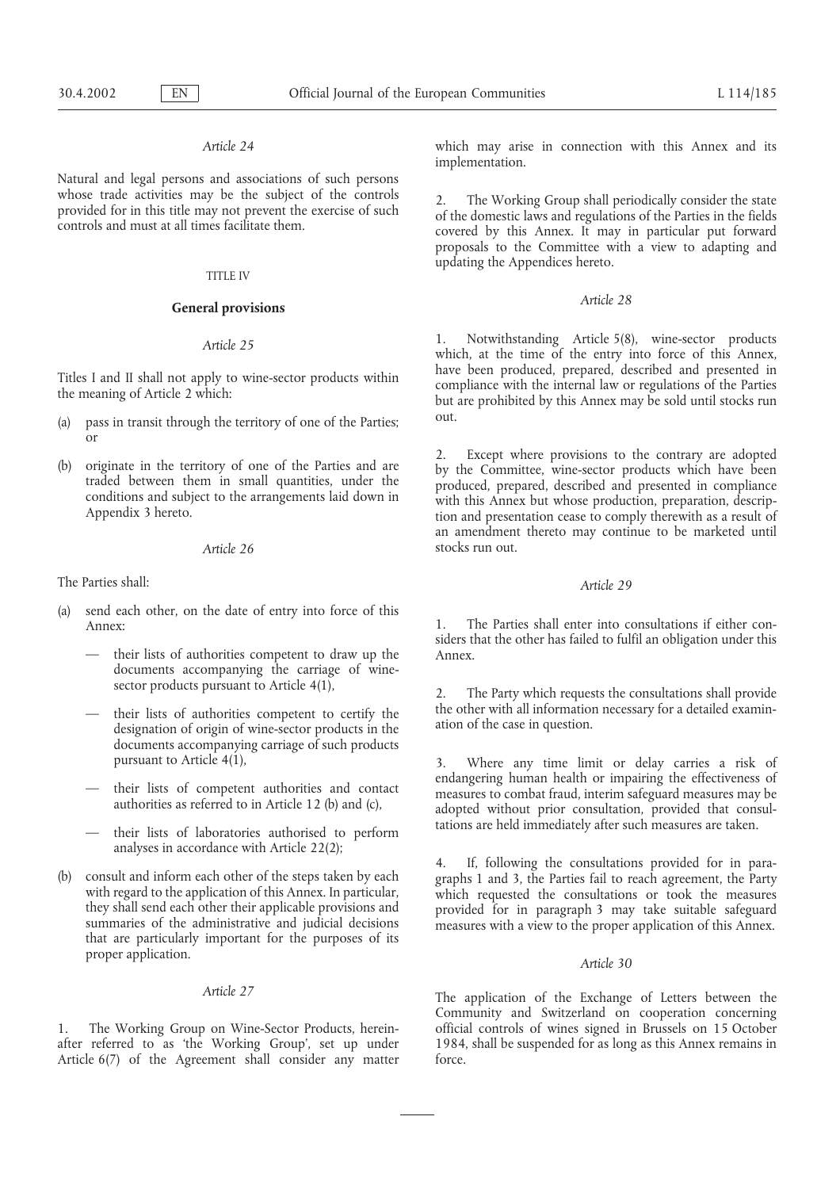*Article 24*

Natural and legal persons and associations of such persons whose trade activities may be the subject of the controls provided for in this title may not prevent the exercise of such controls and must at all times facilitate them.

TITLE IV

## General provisions

*Article 25*

Titles I and II shall not apply to wine-sector products within the meaning of Article 2 which:

(a) pass in transit through the territory of one of the Parties; or

(b) originate in the territory of one of the Parties and are traded between them in small quantities, under the conditions and subject to the arrangements laid down in Appendix 3 hereto.

*Article 26*

The Parties shall:

(a) send each other, on the date of entry into force of this Annex:

— their lists of authorities competent to draw up the documents accompanying the carriage of wine-sector products pursuant to Article 4(1),

— their lists of authorities competent to certify the designation of origin of wine-sector products in the documents accompanying carriage of such products pursuant to Article 4(1),

— their lists of competent authorities and contact authorities as referred to in Article 12 (b) and (c),

— their lists of laboratories authorised to perform analyses in accordance with Article 22(2);

(b) consult and inform each other of the steps taken by each with regard to the application of this Annex. In particular, they shall send each other their applicable provisions and summaries of the administrative and judicial decisions that are particularly important for the purposes of its proper application.

*Article 27*

1. The Working Group on Wine-Sector Products, hereinafter referred to as 'the Working Group', set up under Article 6(7) of the Agreement shall consider any matter which may arise in connection with this Annex and its implementation.

2. The Working Group shall periodically consider the state of the domestic laws and regulations of the Parties in the fields covered by this Annex. It may in particular put forward proposals to the Committee with a view to adapting and updating the Appendices hereto.

*Article 28*

1. Notwithstanding Article 5(8), wine-sector products which, at the time of the entry into force of this Annex, have been produced, prepared, described and presented in compliance with the internal law or regulations of the Parties but are prohibited by this Annex may be sold until stocks run out.

2. Except where provisions to the contrary are adopted by the Committee, wine-sector products which have been produced, prepared, described and presented in compliance with this Annex but whose production, preparation, description and presentation cease to comply therewith as a result of an amendment thereto may continue to be marketed until stocks run out.

*Article 29*

1. The Parties shall enter into consultations if either considers that the other has failed to fulfil an obligation under this Annex.

2. The Party which requests the consultations shall provide the other with all information necessary for a detailed examination of the case in question.

3. Where any time limit or delay carries a risk of endangering human health or impairing the effectiveness of measures to combat fraud, interim safeguard measures may be adopted without prior consultation, provided that consultations are held immediately after such measures are taken.

4. If, following the consultations provided for in paragraphs 1 and 3, the Parties fail to reach agreement, the Party which requested the consultations or took the measures provided for in paragraph 3 may take suitable safeguard measures with a view to the proper application of this Annex.

*Article 30*

The application of the Exchange of Letters between the Community and Switzerland on cooperation concerning official controls of wines signed in Brussels on 15 October 1984, shall be suspended for as long as this Annex remains in force.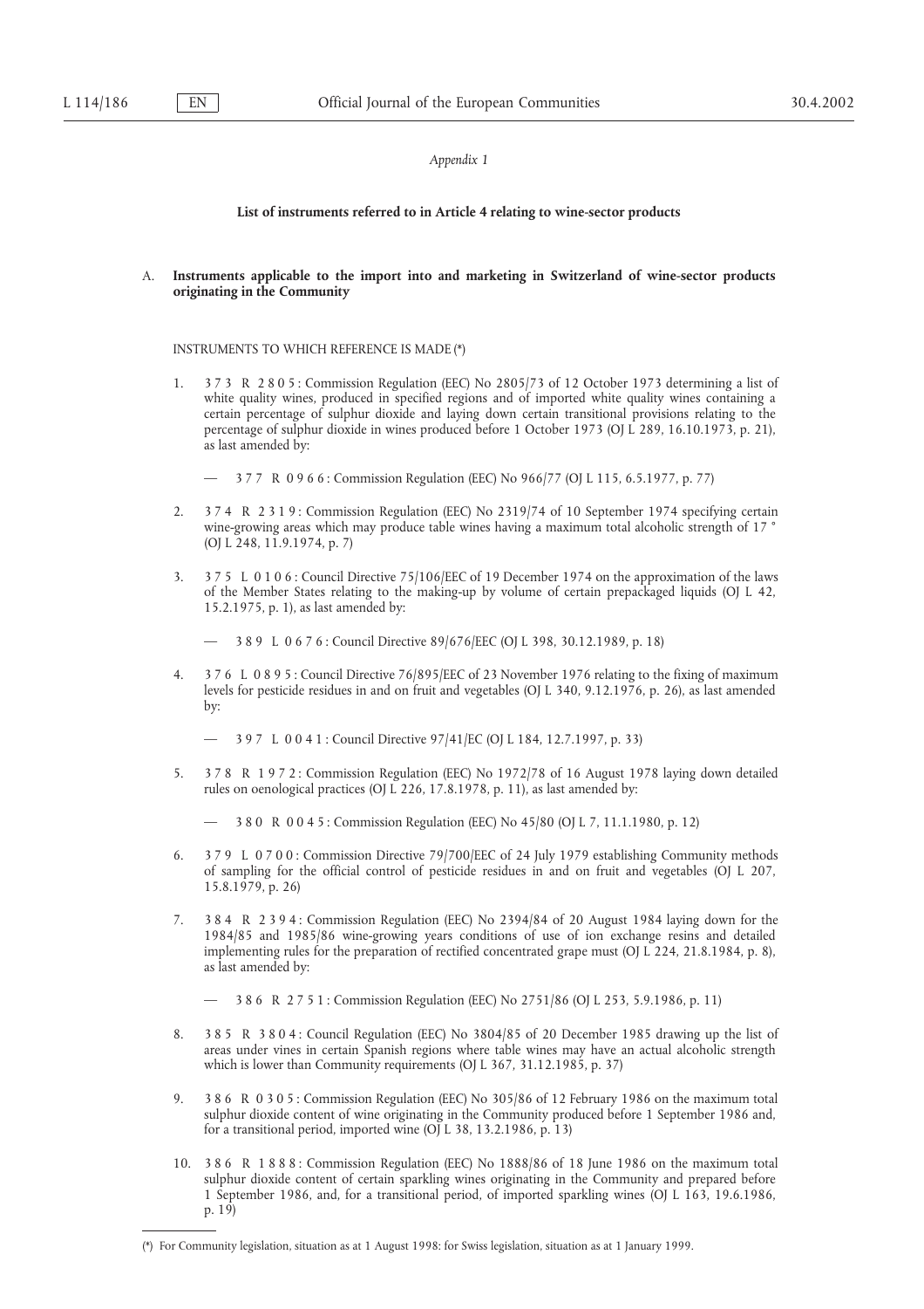*Appendix 1*

**List of instruments referred to in Article 4 relating to wine-sector products**

A. **Instruments applicable to the import into and marketing in Switzerland of wine-sector products originating in the Community**

INSTRUMENTS TO WHICH REFERENCE IS MADE (*)

1. 3 7 3 R 2 8 0 5 : Commission Regulation (EEC) No 2805/73 of 12 October 1973 determining a list of white quality wines, produced in specified regions and of imported white quality wines containing a certain percentage of sulphur dioxide and laying down certain transitional provisions relating to the percentage of sulphur dioxide in wines produced before 1 October 1973 (OJ L 289, 16.10.1973, p. 21), as last amended by:

   — 3 7 7 R 0 9 6 6 : Commission Regulation (EEC) No 966/77 (OJ L 115, 6.5.1977, p. 77)

2. 3 7 4 R 2 3 1 9 : Commission Regulation (EEC) No 2319/74 of 10 September 1974 specifying certain wine-growing areas which may produce table wines having a maximum total alcoholic strength of 17 ° (OJ L 248, 11.9.1974, p. 7)

3. 3 7 5 L 0 1 0 6 : Council Directive 75/106/EEC of 19 December 1974 on the approximation of the laws of the Member States relating to the making-up by volume of certain prepackaged liquids (OJ L 42, 15.2.1975, p. 1), as last amended by:

   — 3 8 9 L 0 6 7 6 : Council Directive 89/676/EEC (OJ L 398, 30.12.1989, p. 18)

4. 3 7 6 L 0 8 9 5 : Council Directive 76/895/EEC of 23 November 1976 relating to the fixing of maximum levels for pesticide residues in and on fruit and vegetables (OJ L 340, 9.12.1976, p. 26), as last amended by:

   — 3 9 7 L 0 0 4 1 : Council Directive 97/41/EC (OJ L 184, 12.7.1997, p. 33)

5. 3 7 8 R 1 9 7 2 : Commission Regulation (EEC) No 1972/78 of 16 August 1978 laying down detailed rules on oenological practices (OJ L 226, 17.8.1978, p. 11), as last amended by:

   — 3 8 0 R 0 0 4 5 : Commission Regulation (EEC) No 45/80 (OJ L 7, 11.1.1980, p. 12)

6. 3 7 9 L 0 7 0 0 : Commission Directive 79/700/EEC of 24 July 1979 establishing Community methods of sampling for the official control of pesticide residues in and on fruit and vegetables (OJ L 207, 15.8.1979, p. 26)

7. 3 8 4 R 2 3 9 4 : Commission Regulation (EEC) No 2394/84 of 20 August 1984 laying down for the 1984/85 and 1985/86 wine-growing years conditions of use of ion exchange resins and detailed implementing rules for the preparation of rectified concentrated grape must (OJ L 224, 21.8.1984, p. 8), as last amended by:

   — 3 8 6 R 2 7 5 1 : Commission Regulation (EEC) No 2751/86 (OJ L 253, 5.9.1986, p. 11)

8. 3 8 5 R 3 8 0 4 : Council Regulation (EEC) No 3804/85 of 20 December 1985 drawing up the list of areas under vines in certain Spanish regions where table wines may have an actual alcoholic strength which is lower than Community requirements (OJ L 367, 31.12.1985, p. 37)

9. 3 8 6 R 0 3 0 5 : Commission Regulation (EEC) No 305/86 of 12 February 1986 on the maximum total sulphur dioxide content of wine originating in the Community produced before 1 September 1986 and, for a transitional period, imported wine (OJ L 38, 13.2.1986, p. 13)

10. 3 8 6 R 1 8 8 8 : Commission Regulation (EEC) No 1888/86 of 18 June 1986 on the maximum total sulphur dioxide content of certain sparkling wines originating in the Community and prepared before 1 September 1986, and, for a transitional period, of imported sparkling wines (OJ L 163, 19.6.1986, p. 19)

(*) For Community legislation, situation as at 1 August 1998: for Swiss legislation, situation as at 1 January 1999.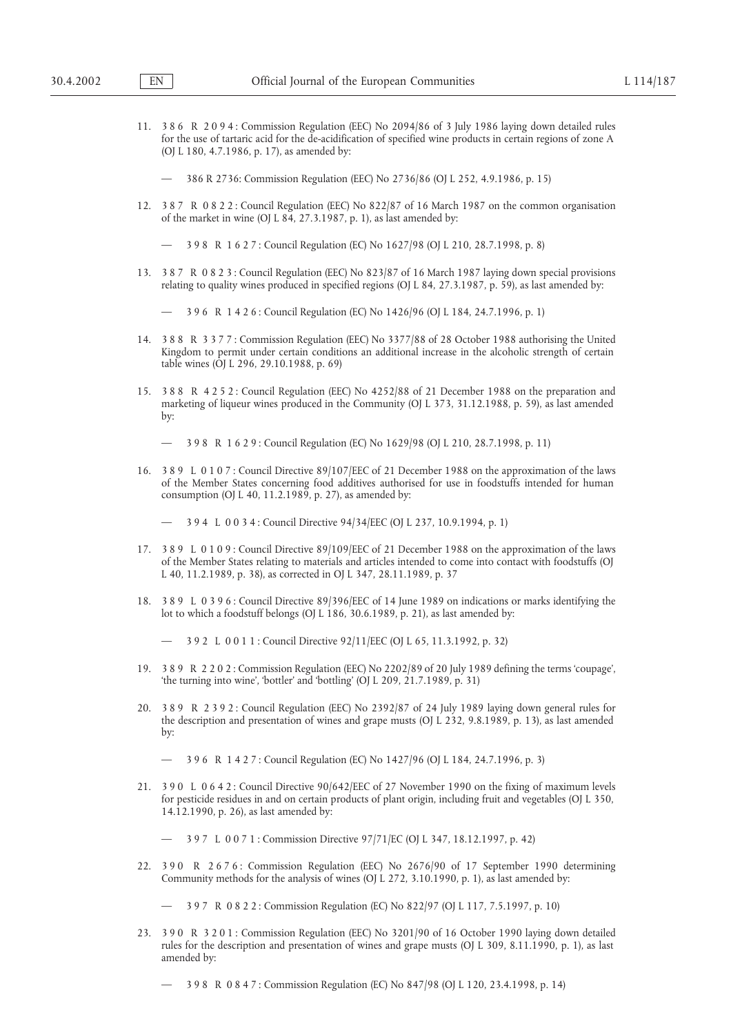11. 3 8 6 R 2 0 9 4 : Commission Regulation (EEC) No 2094/86 of 3 July 1986 laying down detailed rules for the use of tartaric acid for the de-acidification of specified wine products in certain regions of zone A (OJ L 180, 4.7.1986, p. 17), as amended by:

    — 386 R 2736: Commission Regulation (EEC) No 2736/86 (OJ L 252, 4.9.1986, p. 15)

12. 3 8 7 R 0 8 2 2 : Council Regulation (EEC) No 822/87 of 16 March 1987 on the common organisation of the market in wine (OJ L 84, 27.3.1987, p. 1), as last amended by:

    — 3 9 8 R 1 6 2 7 : Council Regulation (EC) No 1627/98 (OJ L 210, 28.7.1998, p. 8)

13. 3 8 7 R 0 8 2 3 : Council Regulation (EEC) No 823/87 of 16 March 1987 laying down special provisions relating to quality wines produced in specified regions (OJ L 84, 27.3.1987, p. 59), as last amended by:

    — 3 9 6 R 1 4 2 6 : Council Regulation (EC) No 1426/96 (OJ L 184, 24.7.1996, p. 1)

14. 3 8 8 R 3 3 7 7 : Commission Regulation (EEC) No 3377/88 of 28 October 1988 authorising the United Kingdom to permit under certain conditions an additional increase in the alcoholic strength of certain table wines (OJ L 296, 29.10.1988, p. 69)

15. 3 8 8 R 4 2 5 2 : Council Regulation (EEC) No 4252/88 of 21 December 1988 on the preparation and marketing of liqueur wines produced in the Community (OJ L 373, 31.12.1988, p. 59), as last amended by:

    — 3 9 8 R 1 6 2 9 : Council Regulation (EC) No 1629/98 (OJ L 210, 28.7.1998, p. 11)

16. 3 8 9 L 0 1 0 7 : Council Directive 89/107/EEC of 21 December 1988 on the approximation of the laws of the Member States concerning food additives authorised for use in foodstuffs intended for human consumption (OJ L 40, 11.2.1989, p. 27), as amended by:

    — 3 9 4 L 0 0 3 4 : Council Directive 94/34/EEC (OJ L 237, 10.9.1994, p. 1)

17. 3 8 9 L 0 1 0 9 : Council Directive 89/109/EEC of 21 December 1988 on the approximation of the laws of the Member States relating to materials and articles intended to come into contact with foodstuffs (OJ L 40, 11.2.1989, p. 38), as corrected in OJ L 347, 28.11.1989, p. 37

18. 3 8 9 L 0 3 9 6 : Council Directive 89/396/EEC of 14 June 1989 on indications or marks identifying the lot to which a foodstuff belongs (OJ L 186, 30.6.1989, p. 21), as last amended by:

    — 3 9 2 L 0 0 1 1 : Council Directive 92/11/EEC (OJ L 65, 11.3.1992, p. 32)

19. 3 8 9 R 2 2 0 2 : Commission Regulation (EEC) No 2202/89 of 20 July 1989 defining the terms 'coupage', 'the turning into wine', 'bottler' and 'bottling' (OJ L 209, 21.7.1989, p. 31)

20. 3 8 9 R 2 3 9 2 : Council Regulation (EEC) No 2392/87 of 24 July 1989 laying down general rules for the description and presentation of wines and grape musts (OJ L 232, 9.8.1989, p. 13), as last amended by:

    — 3 9 6 R 1 4 2 7 : Council Regulation (EC) No 1427/96 (OJ L 184, 24.7.1996, p. 3)

21. 3 9 0 L 0 6 4 2 : Council Directive 90/642/EEC of 27 November 1990 on the fixing of maximum levels for pesticide residues in and on certain products of plant origin, including fruit and vegetables (OJ L 350, 14.12.1990, p. 26), as last amended by:

    — 3 9 7 L 0 0 7 1 : Commission Directive 97/71/EC (OJ L 347, 18.12.1997, p. 42)

22. 3 9 0 R 2 6 7 6 : Commission Regulation (EEC) No 2676/90 of 17 September 1990 determining Community methods for the analysis of wines (OJ L 272, 3.10.1990, p. 1), as last amended by:

    — 3 9 7 R 0 8 2 2 : Commission Regulation (EC) No 822/97 (OJ L 117, 7.5.1997, p. 10)

23. 3 9 0 R 3 2 0 1 : Commission Regulation (EEC) No 3201/90 of 16 October 1990 laying down detailed rules for the description and presentation of wines and grape musts (OJ L 309, 8.11.1990, p. 1), as last amended by:

    — 3 9 8 R 0 8 4 7 : Commission Regulation (EC) No 847/98 (OJ L 120, 23.4.1998, p. 14)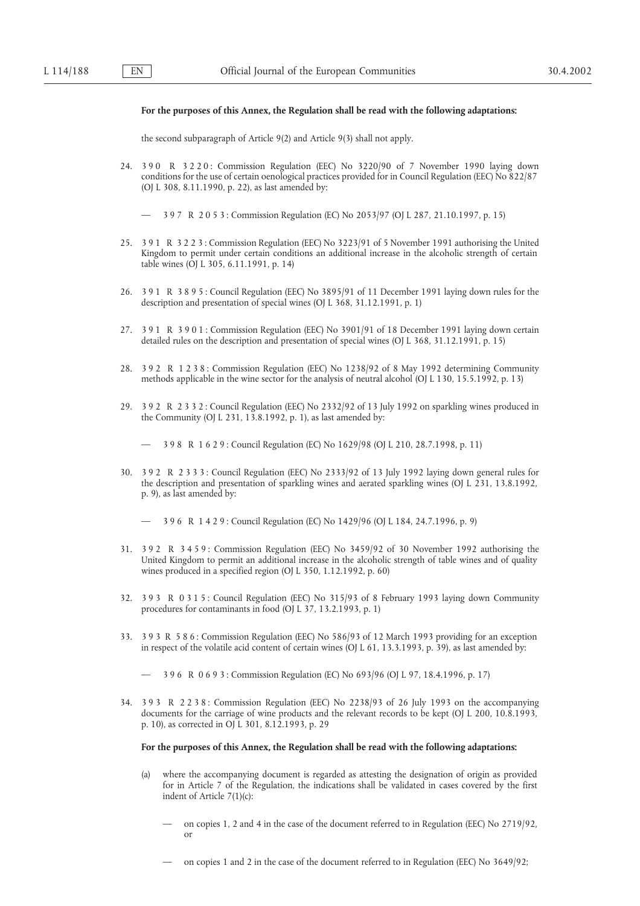**For the purposes of this Annex, the Regulation shall be read with the following adaptations:**

the second subparagraph of Article 9(2) and Article 9(3) shall not apply.

24. 390 R 3220: Commission Regulation (EEC) No 3220/90 of 7 November 1990 laying down conditions for the use of certain oenological practices provided for in Council Regulation (EEC) No 822/87 (OJ L 308, 8.11.1990, p. 22), as last amended by:

    — 397 R 2053: Commission Regulation (EC) No 2053/97 (OJ L 287, 21.10.1997, p. 15)

25. 391 R 3223: Commission Regulation (EEC) No 3223/91 of 5 November 1991 authorising the United Kingdom to permit under certain conditions an additional increase in the alcoholic strength of certain table wines (OJ L 305, 6.11.1991, p. 14)

26. 391 R 3895: Council Regulation (EEC) No 3895/91 of 11 December 1991 laying down rules for the description and presentation of special wines (OJ L 368, 31.12.1991, p. 1)

27. 391 R 3901: Commission Regulation (EEC) No 3901/91 of 18 December 1991 laying down certain detailed rules on the description and presentation of special wines (OJ L 368, 31.12.1991, p. 15)

28. 392 R 1238: Commission Regulation (EEC) No 1238/92 of 8 May 1992 determining Community methods applicable in the wine sector for the analysis of neutral alcohol (OJ L 130, 15.5.1992, p. 13)

29. 392 R 2332: Council Regulation (EEC) No 2332/92 of 13 July 1992 on sparkling wines produced in the Community (OJ L 231, 13.8.1992, p. 1), as last amended by:

    — 398 R 1629: Council Regulation (EC) No 1629/98 (OJ L 210, 28.7.1998, p. 11)

30. 392 R 2333: Council Regulation (EEC) No 2333/92 of 13 July 1992 laying down general rules for the description and presentation of sparkling wines and aerated sparkling wines (OJ L 231, 13.8.1992, p. 9), as last amended by:

    — 396 R 1429: Council Regulation (EC) No 1429/96 (OJ L 184, 24.7.1996, p. 9)

31. 392 R 3459: Commission Regulation (EEC) No 3459/92 of 30 November 1992 authorising the United Kingdom to permit an additional increase in the alcoholic strength of table wines and of quality wines produced in a specified region (OJ L 350, 1.12.1992, p. 60)

32. 393 R 0315: Council Regulation (EEC) No 315/93 of 8 February 1993 laying down Community procedures for contaminants in food (OJ L 37, 13.2.1993, p. 1)

33. 393 R 586: Commission Regulation (EEC) No 586/93 of 12 March 1993 providing for an exception in respect of the volatile acid content of certain wines (OJ L 61, 13.3.1993, p. 39), as last amended by:

    — 396 R 0693: Commission Regulation (EC) No 693/96 (OJ L 97, 18.4.1996, p. 17)

34. 393 R 2238: Commission Regulation (EEC) No 2238/93 of 26 July 1993 on the accompanying documents for the carriage of wine products and the relevant records to be kept (OJ L 200, 10.8.1993, p. 10), as corrected in OJ L 301, 8.12.1993, p. 29

    **For the purposes of this Annex, the Regulation shall be read with the following adaptations:**

    (a) where the accompanying document is regarded as attesting the designation of origin as provided for in Article 7 of the Regulation, the indications shall be validated in cases covered by the first indent of Article 7(1)(c):

    — on copies 1, 2 and 4 in the case of the document referred to in Regulation (EEC) No 2719/92, or

    — on copies 1 and 2 in the case of the document referred to in Regulation (EEC) No 3649/92;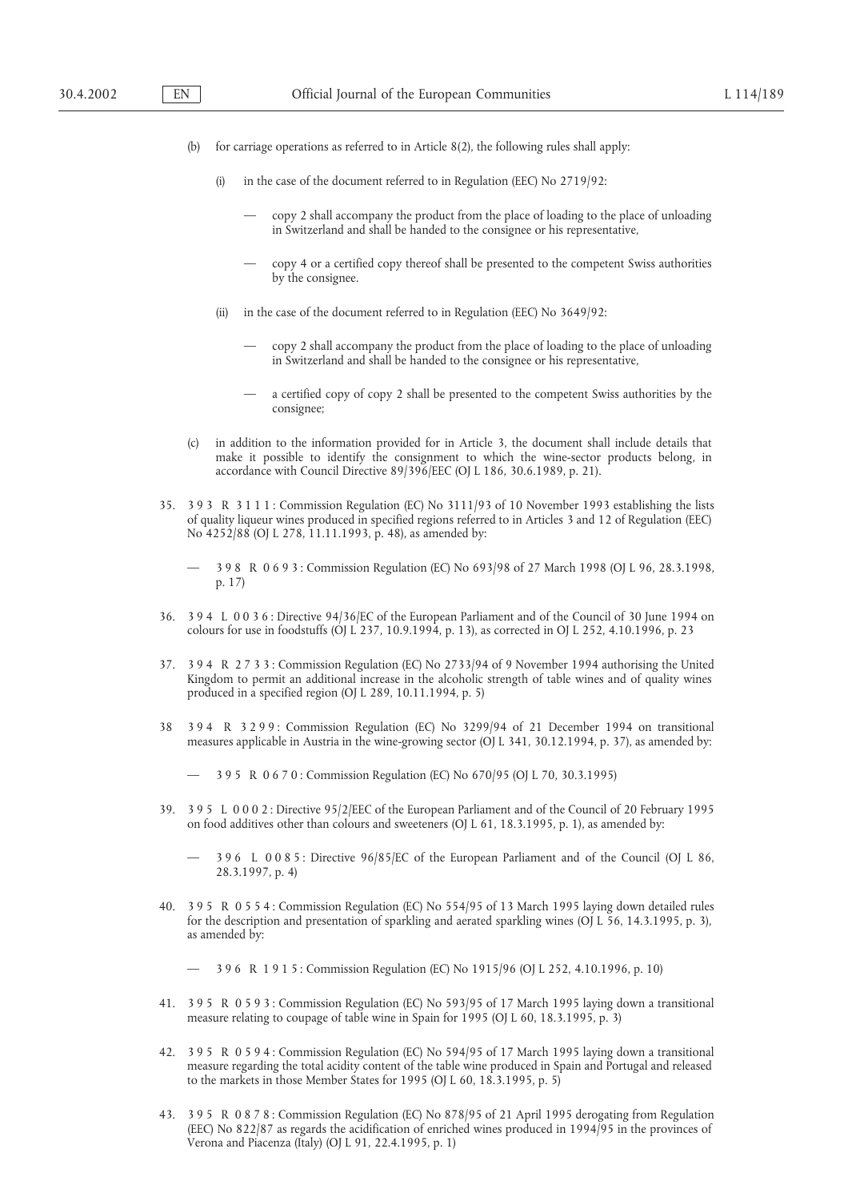(b) for carriage operations as referred to in Article 8(2), the following rules shall apply:

(i) in the case of the document referred to in Regulation (EEC) No 2719/92:

— copy 2 shall accompany the product from the place of loading to the place of unloading in Switzerland and shall be handed to the consignee or his representative,

— copy 4 or a certified copy thereof shall be presented to the competent Swiss authorities by the consignee.

(ii) in the case of the document referred to in Regulation (EEC) No 3649/92:

— copy 2 shall accompany the product from the place of loading to the place of unloading in Switzerland and shall be handed to the consignee or his representative,

— a certified copy of copy 2 shall be presented to the competent Swiss authorities by the consignee;

(c) in addition to the information provided for in Article 3, the document shall include details that make it possible to identify the consignment to which the wine-sector products belong, in accordance with Council Directive 89/396/EEC (OJ L 186, 30.6.1989, p. 21).

35. 3 9 3 R 3 1 1 1 : Commission Regulation (EC) No 3111/93 of 10 November 1993 establishing the lists of quality liqueur wines produced in specified regions referred to in Articles 3 and 12 of Regulation (EEC) No 4252/88 (OJ L 278, 11.11.1993, p. 48), as amended by:

— 3 9 8 R 0 6 9 3 : Commission Regulation (EC) No 693/98 of 27 March 1998 (OJ L 96, 28.3.1998, p. 17)

36. 3 9 4 L 0 0 3 6 : Directive 94/36/EC of the European Parliament and of the Council of 30 June 1994 on colours for use in foodstuffs (OJ L 237, 10.9.1994, p. 13), as corrected in OJ L 252, 4.10.1996, p. 23

37. 3 9 4 R 2 7 3 3 : Commission Regulation (EC) No 2733/94 of 9 November 1994 authorising the United Kingdom to permit an additional increase in the alcoholic strength of table wines and of quality wines produced in a specified region (OJ L 289, 10.11.1994, p. 5)

38 3 9 4 R 3 2 9 9 : Commission Regulation (EC) No 3299/94 of 21 December 1994 on transitional measures applicable in Austria in the wine-growing sector (OJ L 341, 30.12.1994, p. 37), as amended by:

— 3 9 5 R 0 6 7 0 : Commission Regulation (EC) No 670/95 (OJ L 70, 30.3.1995)

39. 3 9 5 L 0 0 0 2 : Directive 95/2/EEC of the European Parliament and of the Council of 20 February 1995 on food additives other than colours and sweeteners (OJ L 61, 18.3.1995, p. 1), as amended by:

— 3 9 6 L 0 0 8 5 : Directive 96/85/EC of the European Parliament and of the Council (OJ L 86, 28.3.1997, p. 4)

40. 3 9 5 R 0 5 5 4 : Commission Regulation (EC) No 554/95 of 13 March 1995 laying down detailed rules for the description and presentation of sparkling and aerated sparkling wines (OJ L 56, 14.3.1995, p. 3), as amended by:

— 3 9 6 R 1 9 1 5 : Commission Regulation (EC) No 1915/96 (OJ L 252, 4.10.1996, p. 10)

41. 3 9 5 R 0 5 9 3 : Commission Regulation (EC) No 593/95 of 17 March 1995 laying down a transitional measure relating to coupage of table wine in Spain for 1995 (OJ L 60, 18.3.1995, p. 3)

42. 3 9 5 R 0 5 9 4 : Commission Regulation (EC) No 594/95 of 17 March 1995 laying down a transitional measure regarding the total acidity content of the table wine produced in Spain and Portugal and released to the markets in those Member States for 1995 (OJ L 60, 18.3.1995, p. 5)

43. 3 9 5 R 0 8 7 8 : Commission Regulation (EC) No 878/95 of 21 April 1995 derogating from Regulation (EEC) No 822/87 as regards the acidification of enriched wines produced in 1994/95 in the provinces of Verona and Piacenza (Italy) (OJ L 91, 22.4.1995, p. 1)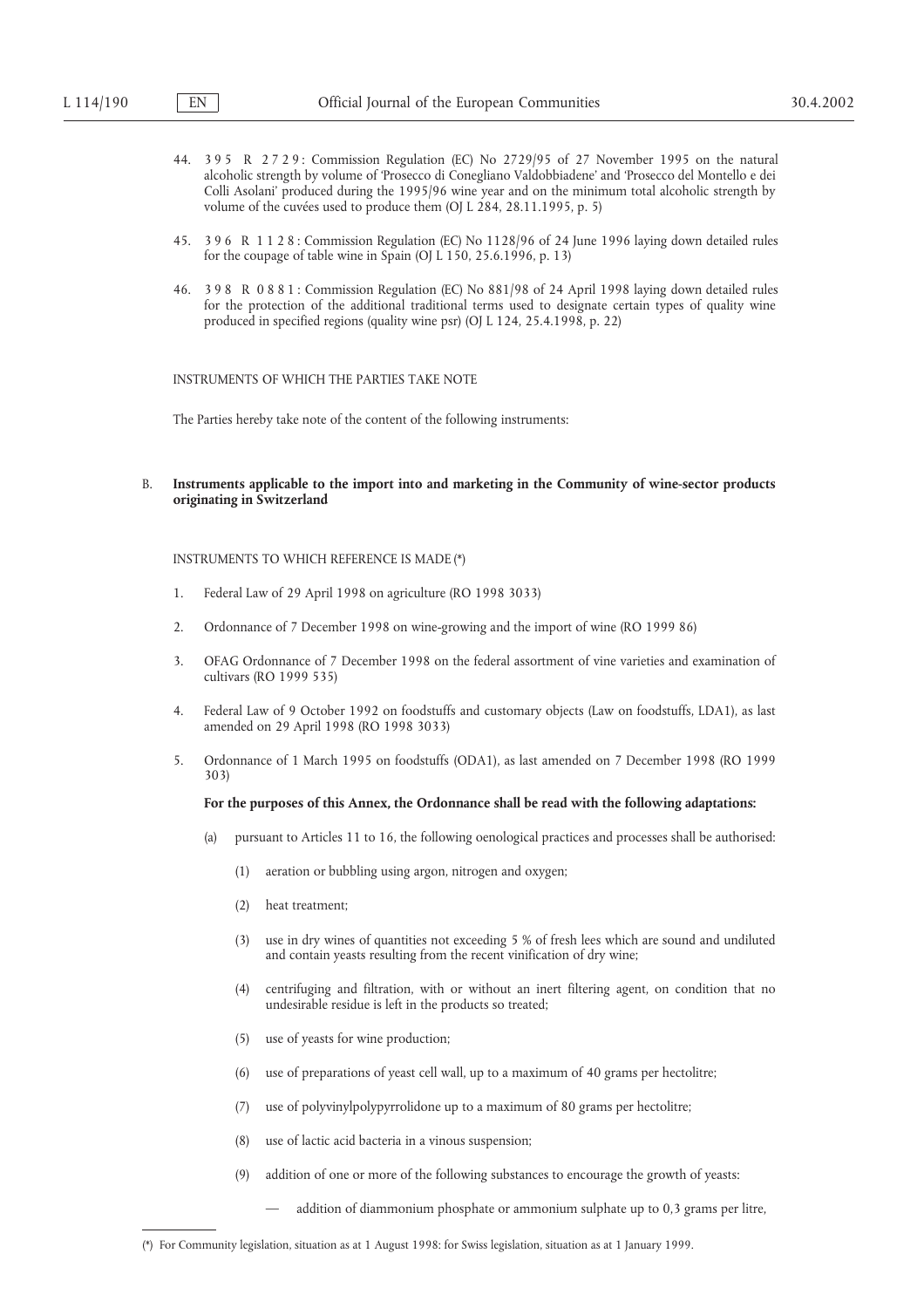44. 3 9 5 R 2 7 2 9 : Commission Regulation (EC) No 2729/95 of 27 November 1995 on the natural alcoholic strength by volume of 'Prosecco di Conegliano Valdobbiadene' and 'Prosecco del Montello e dei Colli Asolani' produced during the 1995/96 wine year and on the minimum total alcoholic strength by volume of the cuvées used to produce them (OJ L 284, 28.11.1995, p. 5)

45. 3 9 6 R 1 1 2 8 : Commission Regulation (EC) No 1128/96 of 24 June 1996 laying down detailed rules for the coupage of table wine in Spain (OJ L 150, 25.6.1996, p. 13)

46. 3 9 8 R 0 8 8 1 : Commission Regulation (EC) No 881/98 of 24 April 1998 laying down detailed rules for the protection of the additional traditional terms used to designate certain types of quality wine produced in specified regions (quality wine psr) (OJ L 124, 25.4.1998, p. 22)

INSTRUMENTS OF WHICH THE PARTIES TAKE NOTE

The Parties hereby take note of the content of the following instruments:

B. **Instruments applicable to the import into and marketing in the Community of wine-sector products originating in Switzerland**

INSTRUMENTS TO WHICH REFERENCE IS MADE (*)

1. Federal Law of 29 April 1998 on agriculture (RO 1998 3033)

2. Ordonnance of 7 December 1998 on wine-growing and the import of wine (RO 1999 86)

3. OFAG Ordonnance of 7 December 1998 on the federal assortment of vine varieties and examination of cultivars (RO 1999 535)

4. Federal Law of 9 October 1992 on foodstuffs and customary objects (Law on foodstuffs, LDA1), as last amended on 29 April 1998 (RO 1998 3033)

5. Ordonnance of 1 March 1995 on foodstuffs (ODA1), as last amended on 7 December 1998 (RO 1999 303)

   **For the purposes of this Annex, the Ordonnance shall be read with the following adaptations:**

   (a) pursuant to Articles 11 to 16, the following oenological practices and processes shall be authorised:

      (1) aeration or bubbling using argon, nitrogen and oxygen;

      (2) heat treatment;

      (3) use in dry wines of quantities not exceeding 5 % of fresh lees which are sound and undiluted and contain yeasts resulting from the recent vinification of dry wine;

      (4) centrifuging and filtration, with or without an inert filtering agent, on condition that no undesirable residue is left in the products so treated;

      (5) use of yeasts for wine production;

      (6) use of preparations of yeast cell wall, up to a maximum of 40 grams per hectolitre;

      (7) use of polyvinylpolypyrrolidone up to a maximum of 80 grams per hectolitre;

      (8) use of lactic acid bacteria in a vinous suspension;

      (9) addition of one or more of the following substances to encourage the growth of yeasts:

         — addition of diammonium phosphate or ammonium sulphate up to 0,3 grams per litre,

(*) For Community legislation, situation as at 1 August 1998: for Swiss legislation, situation as at 1 January 1999.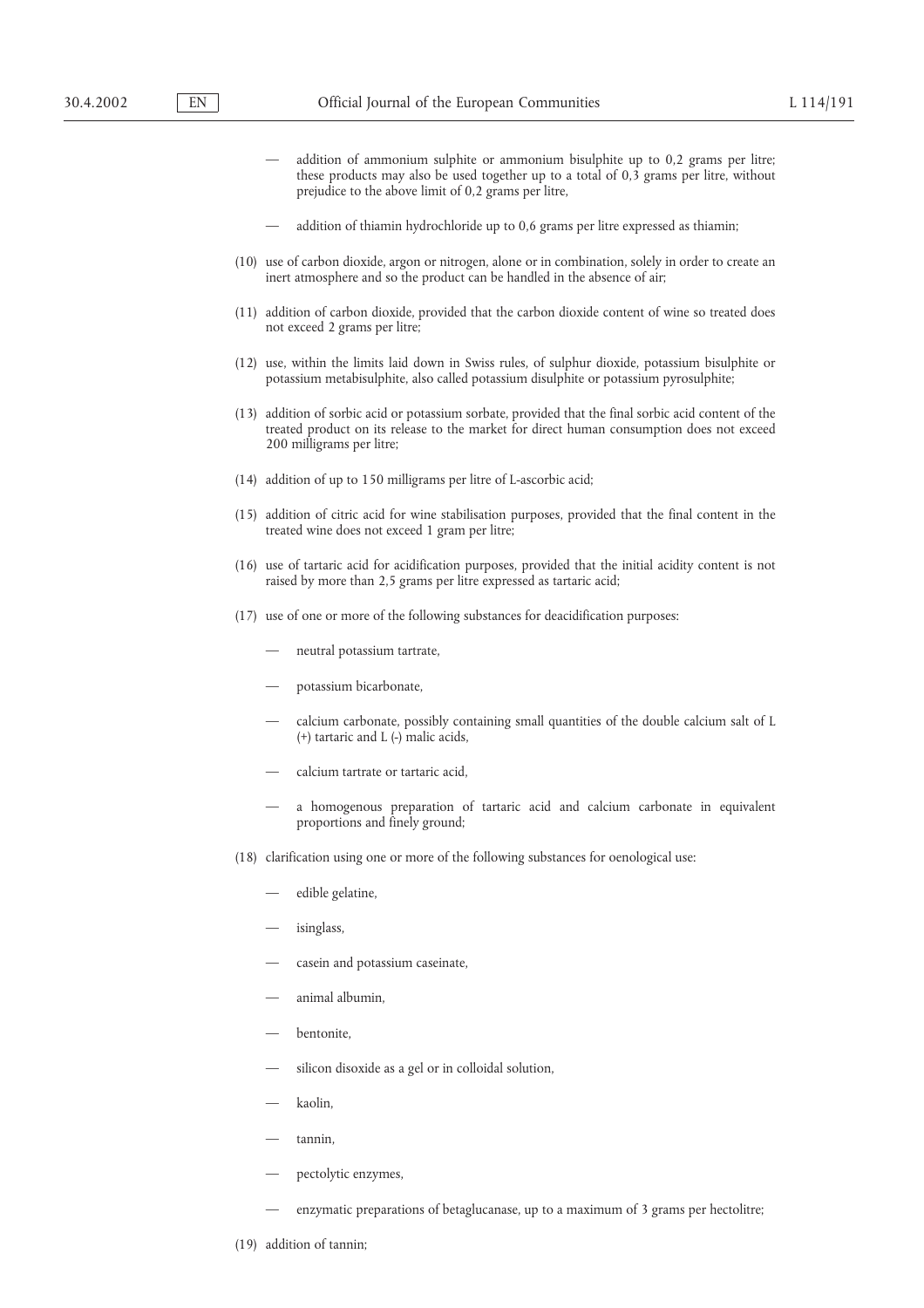- addition of ammonium sulphite or ammonium bisulphite up to 0,2 grams per litre; these products may also be used together up to a total of 0,3 grams per litre, without prejudice to the above limit of 0,2 grams per litre,

- addition of thiamin hydrochloride up to 0,6 grams per litre expressed as thiamin;

(10) use of carbon dioxide, argon or nitrogen, alone or in combination, solely in order to create an inert atmosphere and so the product can be handled in the absence of air;

(11) addition of carbon dioxide, provided that the carbon dioxide content of wine so treated does not exceed 2 grams per litre;

(12) use, within the limits laid down in Swiss rules, of sulphur dioxide, potassium bisulphite or potassium metabisulphite, also called potassium disulphite or potassium pyrosulphite;

(13) addition of sorbic acid or potassium sorbate, provided that the final sorbic acid content of the treated product on its release to the market for direct human consumption does not exceed 200 milligrams per litre;

(14) addition of up to 150 milligrams per litre of L-ascorbic acid;

(15) addition of citric acid for wine stabilisation purposes, provided that the final content in the treated wine does not exceed 1 gram per litre;

(16) use of tartaric acid for acidification purposes, provided that the initial acidity content is not raised by more than 2,5 grams per litre expressed as tartaric acid;

(17) use of one or more of the following substances for deacidification purposes:

- neutral potassium tartrate,

- potassium bicarbonate,

- calcium carbonate, possibly containing small quantities of the double calcium salt of L (+) tartaric and L (-) malic acids,

- calcium tartrate or tartaric acid,

- a homogenous preparation of tartaric acid and calcium carbonate in equivalent proportions and finely ground;

(18) clarification using one or more of the following substances for oenological use:

- edible gelatine,

- isinglass,

- casein and potassium caseinate,

- animal albumin,

- bentonite,

- silicon disoxide as a gel or in colloidal solution,

- kaolin,

- tannin,

- pectolytic enzymes,

- enzymatic preparations of betaglucanase, up to a maximum of 3 grams per hectolitre;

(19) addition of tannin;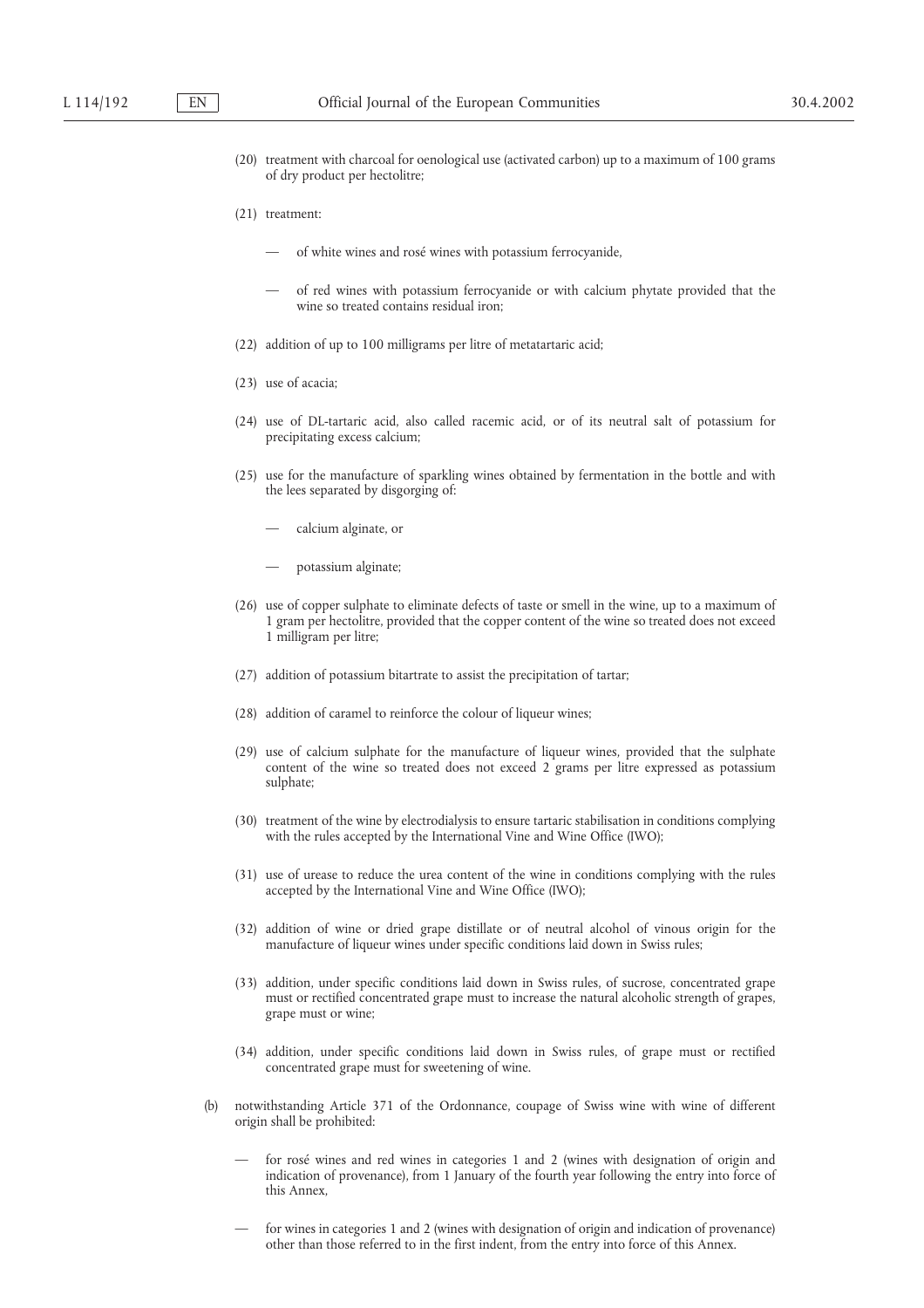(20) treatment with charcoal for oenological use (activated carbon) up to a maximum of 100 grams of dry product per hectolitre;

(21) treatment:

— of white wines and rosé wines with potassium ferrocyanide,

— of red wines with potassium ferrocyanide or with calcium phytate provided that the wine so treated contains residual iron;

(22) addition of up to 100 milligrams per litre of metatartaric acid;

(23) use of acacia;

(24) use of DL-tartaric acid, also called racemic acid, or of its neutral salt of potassium for precipitating excess calcium;

(25) use for the manufacture of sparkling wines obtained by fermentation in the bottle and with the lees separated by disgorging of:

— calcium alginate, or

— potassium alginate;

(26) use of copper sulphate to eliminate defects of taste or smell in the wine, up to a maximum of 1 gram per hectolitre, provided that the copper content of the wine so treated does not exceed 1 milligram per litre;

(27) addition of potassium bitartrate to assist the precipitation of tartar;

(28) addition of caramel to reinforce the colour of liqueur wines;

(29) use of calcium sulphate for the manufacture of liqueur wines, provided that the sulphate content of the wine so treated does not exceed 2 grams per litre expressed as potassium sulphate;

(30) treatment of the wine by electrodialysis to ensure tartaric stabilisation in conditions complying with the rules accepted by the International Vine and Wine Office (IWO);

(31) use of urease to reduce the urea content of the wine in conditions complying with the rules accepted by the International Vine and Wine Office (IWO);

(32) addition of wine or dried grape distillate or of neutral alcohol of vinous origin for the manufacture of liqueur wines under specific conditions laid down in Swiss rules;

(33) addition, under specific conditions laid down in Swiss rules, of sucrose, concentrated grape must or rectified concentrated grape must to increase the natural alcoholic strength of grapes, grape must or wine;

(34) addition, under specific conditions laid down in Swiss rules, of grape must or rectified concentrated grape must for sweetening of wine.

(b) notwithstanding Article 371 of the Ordonnance, coupage of Swiss wine with wine of different origin shall be prohibited:

— for rosé wines and red wines in categories 1 and 2 (wines with designation of origin and indication of provenance), from 1 January of the fourth year following the entry into force of this Annex,

— for wines in categories 1 and 2 (wines with designation of origin and indication of provenance) other than those referred to in the first indent, from the entry into force of this Annex.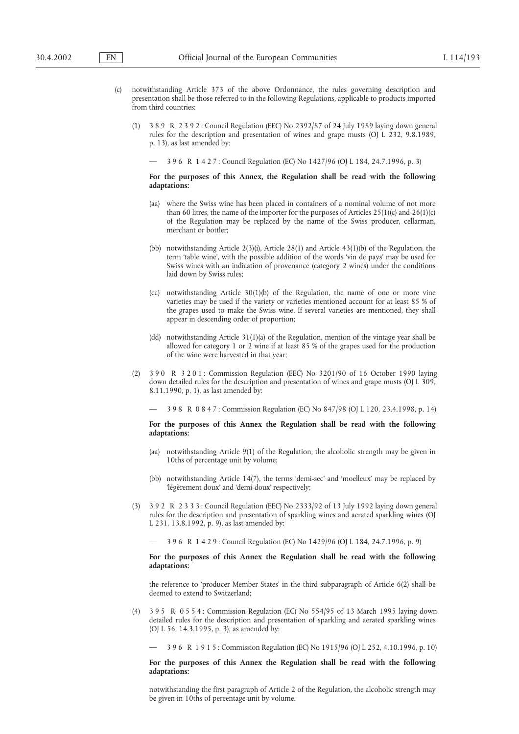(c) notwithstanding Article 373 of the above Ordonnance, the rules governing description and presentation shall be those referred to in the following Regulations, applicable to products imported from third countries:

(1) 3 8 9 R 2 3 9 2 : Council Regulation (EEC) No 2392/87 of 24 July 1989 laying down general rules for the description and presentation of wines and grape musts (OJ L 232, 9.8.1989, p. 13), as last amended by:

— 3 9 6 R 1 4 2 7 : Council Regulation (EC) No 1427/96 (OJ L 184, 24.7.1996, p. 3)

**For the purposes of this Annex, the Regulation shall be read with the following adaptations:**

(aa) where the Swiss wine has been placed in containers of a nominal volume of not more than 60 litres, the name of the importer for the purposes of Articles 25(1)(c) and 26(1)(c) of the Regulation may be replaced by the name of the Swiss producer, cellarman, merchant or bottler;

(bb) notwithstanding Article 2(3)(i), Article 28(1) and Article 43(1)(b) of the Regulation, the term 'table wine', with the possible addition of the words 'vin de pays' may be used for Swiss wines with an indication of provenance (category 2 wines) under the conditions laid down by Swiss rules;

(cc) notwithstanding Article 30(1)(b) of the Regulation, the name of one or more vine varieties may be used if the variety or varieties mentioned account for at least 85 % of the grapes used to make the Swiss wine. If several varieties are mentioned, they shall appear in descending order of proportion;

(dd) notwithstanding Article 31(1)(a) of the Regulation, mention of the vintage year shall be allowed for category 1 or 2 wine if at least 85 % of the grapes used for the production of the wine were harvested in that year;

(2) 3 9 0 R 3 2 0 1 : Commission Regulation (EEC) No 3201/90 of 16 October 1990 laying down detailed rules for the description and presentation of wines and grape musts (OJ L 309, 8.11.1990, p. 1), as last amended by:

— 3 9 8 R 0 8 4 7 : Commission Regulation (EC) No 847/98 (OJ L 120, 23.4.1998, p. 14)

**For the purposes of this Annex the Regulation shall be read with the following adaptations:**

(aa) notwithstanding Article 9(1) of the Regulation, the alcoholic strength may be given in 10ths of percentage unit by volume;

(bb) notwithstanding Article 14(7), the terms 'demi-sec' and 'moelleux' may be replaced by 'légèrement doux' and 'demi-doux' respectively;

(3) 3 9 2 R 2 3 3 3 : Council Regulation (EEC) No 2333/92 of 13 July 1992 laying down general rules for the description and presentation of sparkling wines and aerated sparkling wines (OJ L 231, 13.8.1992, p. 9), as last amended by:

— 3 9 6 R 1 4 2 9 : Council Regulation (EC) No 1429/96 (OJ L 184, 24.7.1996, p. 9)

**For the purposes of this Annex the Regulation shall be read with the following adaptations:**

the reference to 'producer Member States' in the third subparagraph of Article 6(2) shall be deemed to extend to Switzerland;

(4) 3 9 5 R 0 5 5 4 : Commission Regulation (EC) No 554/95 of 13 March 1995 laying down detailed rules for the description and presentation of sparkling and aerated sparkling wines (OJ L 56, 14.3.1995, p. 3), as amended by:

— 3 9 6 R 1 9 1 5 : Commission Regulation (EC) No 1915/96 (OJ L 252, 4.10.1996, p. 10)

**For the purposes of this Annex the Regulation shall be read with the following adaptations:**

notwithstanding the first paragraph of Article 2 of the Regulation, the alcoholic strength may be given in 10ths of percentage unit by volume.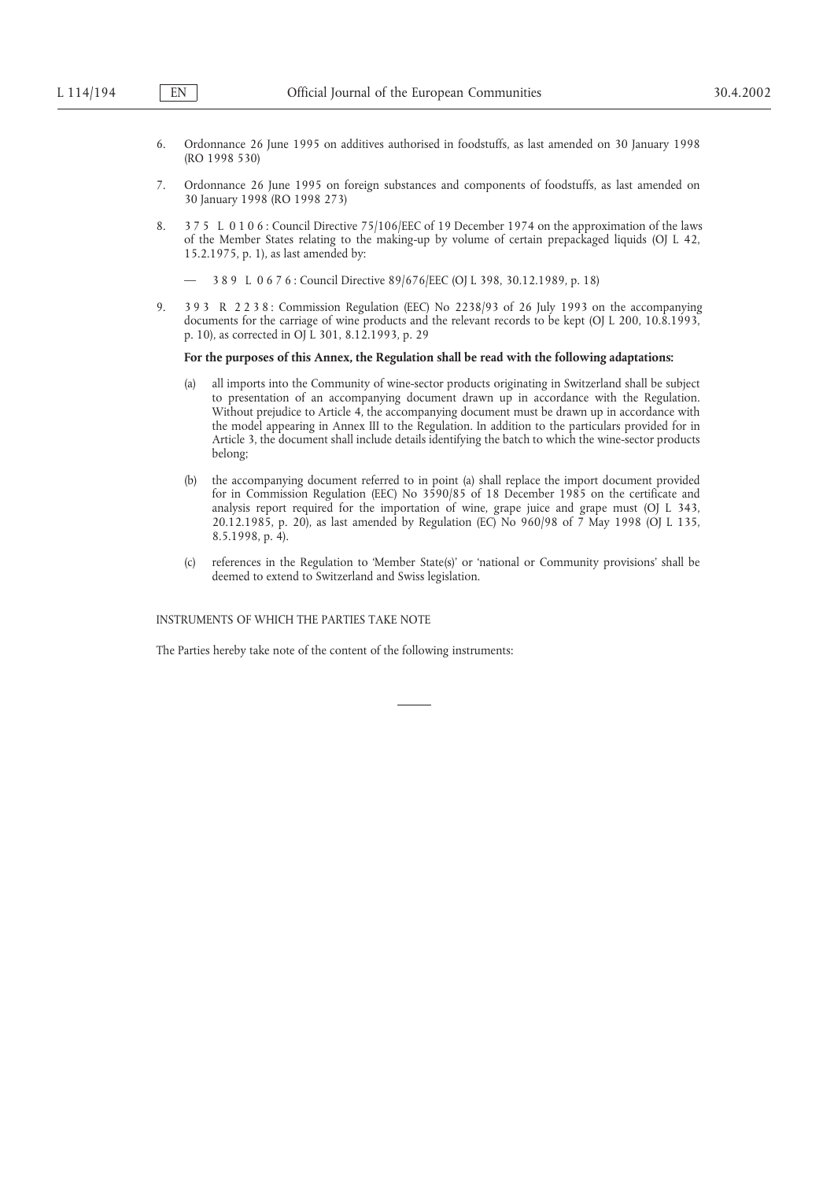6. Ordonnance 26 June 1995 on additives authorised in foodstuffs, as last amended on 30 January 1998 (RO 1998 530)

7. Ordonnance 26 June 1995 on foreign substances and components of foodstuffs, as last amended on 30 January 1998 (RO 1998 273)

8. 3 7 5 L 0 1 0 6 : Council Directive 75/106/EEC of 19 December 1974 on the approximation of the laws of the Member States relating to the making-up by volume of certain prepackaged liquids (OJ L 42, 15.2.1975, p. 1), as last amended by:

   — 3 8 9 L 0 6 7 6 : Council Directive 89/676/EEC (OJ L 398, 30.12.1989, p. 18)

9. 3 9 3 R 2 2 3 8 : Commission Regulation (EEC) No 2238/93 of 26 July 1993 on the accompanying documents for the carriage of wine products and the relevant records to be kept (OJ L 200, 10.8.1993, p. 10), as corrected in OJ L 301, 8.12.1993, p. 29

   **For the purposes of this Annex, the Regulation shall be read with the following adaptations:**

   (a) all imports into the Community of wine-sector products originating in Switzerland shall be subject to presentation of an accompanying document drawn up in accordance with the Regulation. Without prejudice to Article 4, the accompanying document must be drawn up in accordance with the model appearing in Annex III to the Regulation. In addition to the particulars provided for in Article 3, the document shall include details identifying the batch to which the wine-sector products belong;

   (b) the accompanying document referred to in point (a) shall replace the import document provided for in Commission Regulation (EEC) No 3590/85 of 18 December 1985 on the certificate and analysis report required for the importation of wine, grape juice and grape must (OJ L 343, 20.12.1985, p. 20), as last amended by Regulation (EC) No 960/98 of 7 May 1998 (OJ L 135, 8.5.1998, p. 4).

   (c) references in the Regulation to 'Member State(s)' or 'national or Community provisions' shall be deemed to extend to Switzerland and Swiss legislation.

INSTRUMENTS OF WHICH THE PARTIES TAKE NOTE

The Parties hereby take note of the content of the following instruments: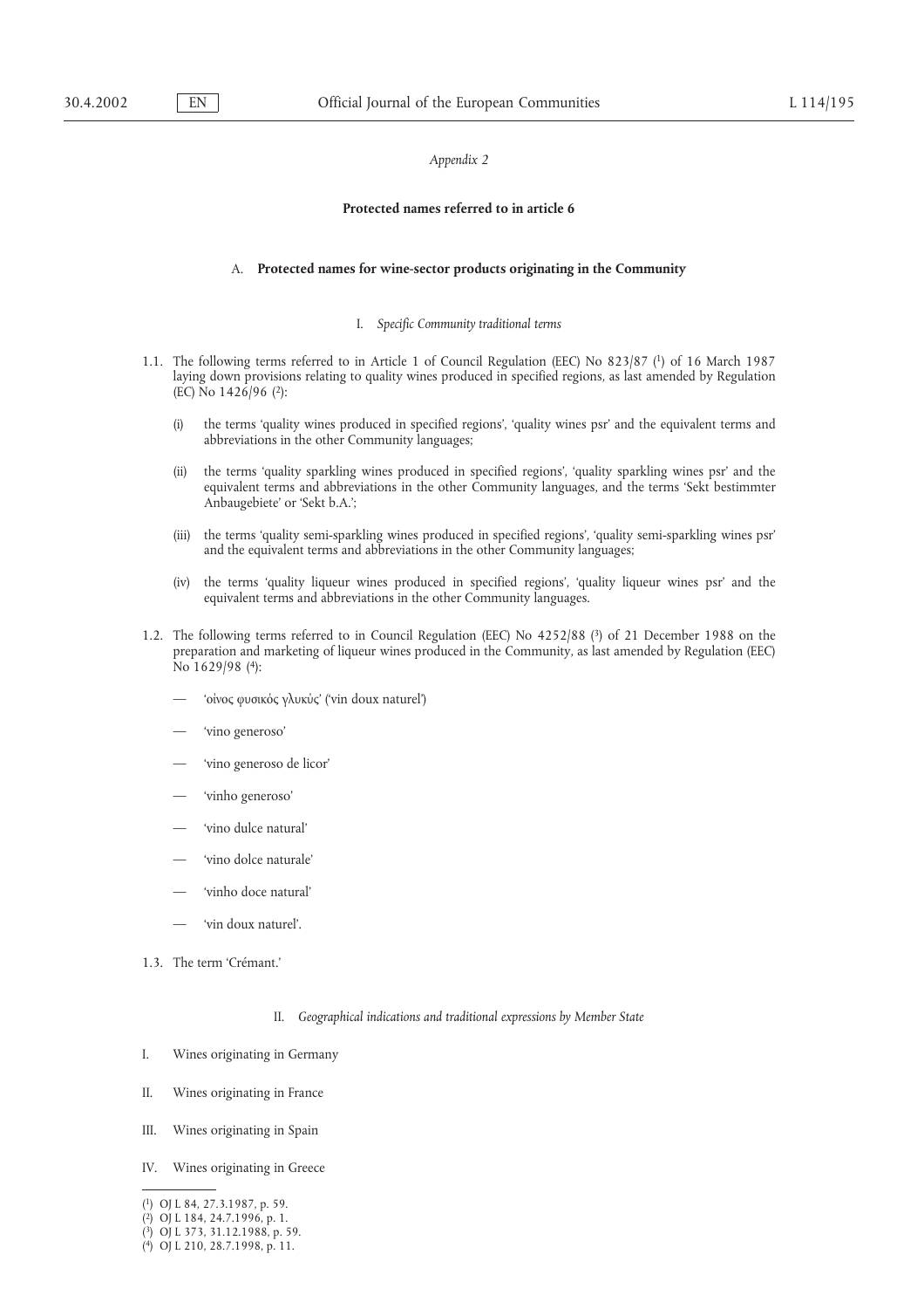*Appendix 2*

**Protected names referred to in article 6**

## A. **Protected names for wine-sector products originating in the Community**

### I. *Specific Community traditional terms*

1.1. The following terms referred to in Article 1 of Council Regulation (EEC) No 823/87 [1] of 16 March 1987 laying down provisions relating to quality wines produced in specified regions, as last amended by Regulation (EC) No 1426/96 [2]:

(i) the terms 'quality wines produced in specified regions', 'quality wines psr' and the equivalent terms and abbreviations in the other Community languages;

(ii) the terms 'quality sparkling wines produced in specified regions', 'quality sparkling wines psr' and the equivalent terms and abbreviations in the other Community languages, and the terms 'Sekt bestimmter Anbaugebiete' or 'Sekt b.A.';

(iii) the terms 'quality semi-sparkling wines produced in specified regions', 'quality semi-sparkling wines psr' and the equivalent terms and abbreviations in the other Community languages;

(iv) the terms 'quality liqueur wines produced in specified regions', 'quality liqueur wines psr' and the equivalent terms and abbreviations in the other Community languages.

1.2. The following terms referred to in Council Regulation (EEC) No 4252/88 [3] of 21 December 1988 on the preparation and marketing of liqueur wines produced in the Community, as last amended by Regulation (EEC) No 1629/98 [4]:

— 'οἰνος φυσικός γλυκύς' ('vin doux naturel')

— 'vino generoso'

— 'vino generoso de licor'

— 'vinho generoso'

— 'vino dulce natural'

— 'vino dolce naturale'

— 'vinho doce natural'

— 'vin doux naturel'.

1.3. The term 'Crémant.'

### II. *Geographical indications and traditional expressions by Member State*

I. Wines originating in Germany

II. Wines originating in France

III. Wines originating in Spain

IV. Wines originating in Greece

---

[1] OJ L 84, 27.3.1987, p. 59.
[2] OJ L 184, 24.7.1996, p. 1.
[3] OJ L 373, 31.12.1988, p. 59.
[4] OJ L 210, 28.7.1998, p. 11.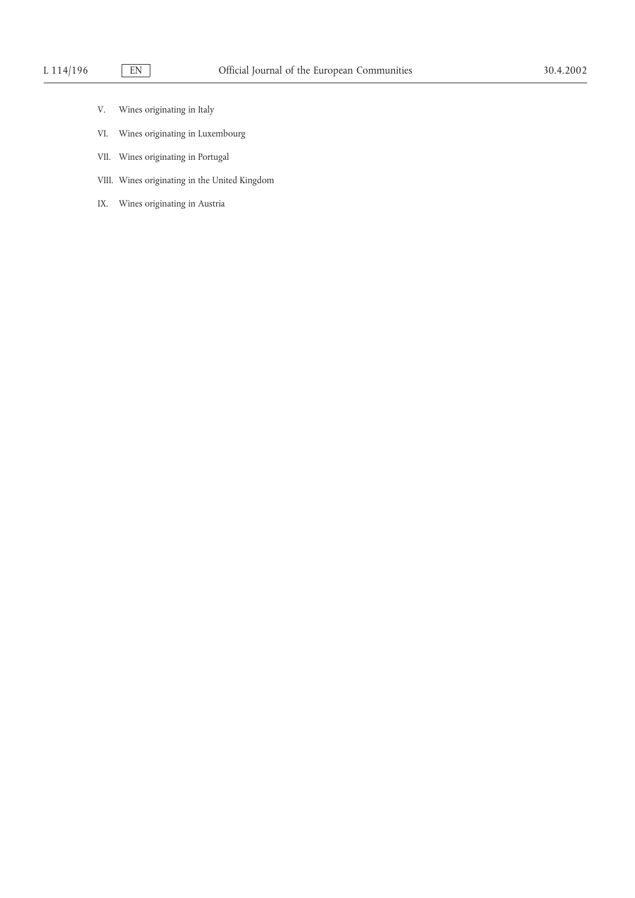V. Wines originating in Italy

VI. Wines originating in Luxembourg

VII. Wines originating in Portugal

VIII. Wines originating in the United Kingdom

IX. Wines originating in Austria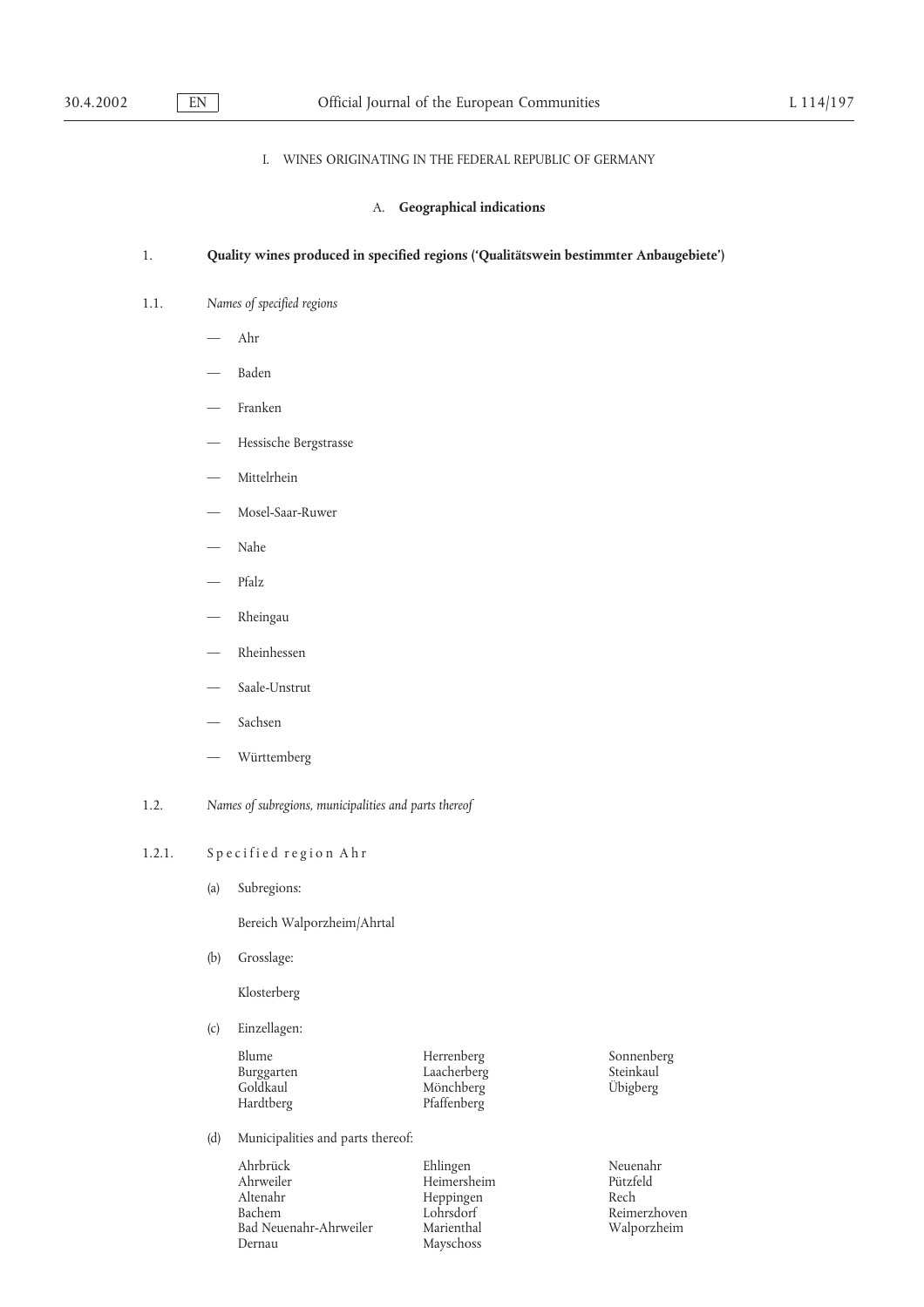I. WINES ORIGINATING IN THE FEDERAL REPUBLIC OF GERMANY

A. **Geographical indications**

1. **Quality wines produced in specified regions ('Qualitätswein bestimmter Anbaugebiete')**

1.1. *Names of specified regions*

- Ahr
- Baden
- Franken
- Hessische Bergstrasse
- Mittelrhein
- Mosel-Saar-Ruwer
- Nahe
- Pfalz
- Rheingau
- Rheinhessen
- Saale-Unstrut
- Sachsen
- Württemberg

1.2. *Names of subregions, municipalities and parts thereof*

1.2.1. Specified region Ahr

(a) Subregions:

Bereich Walporzheim/Ahrtal

(b) Grosslage:

Klosterberg

(c) Einzellagen:

| | | |
|---|---|---|
| Blume | Herrenberg | Sonnenberg |
| Burggarten | Laacherberg | Steinkaul |
| Goldkaul | Mönchberg | Übigberg |
| Hardtberg | Pfaffenberg | |

(d) Municipalities and parts thereof:

| | | |
|---|---|---|
| Ahrbrück | Ehlingen | Neuenahr |
| Ahrweiler | Heimersheim | Pützfeld |
| Altenahr | Heppingen | Rech |
| Bachem | Lohrsdorf | Reimerzhoven |
| Bad Neuenahr-Ahrweiler | Marienthal | Walporzheim |
| Dernau | Mayschoss | |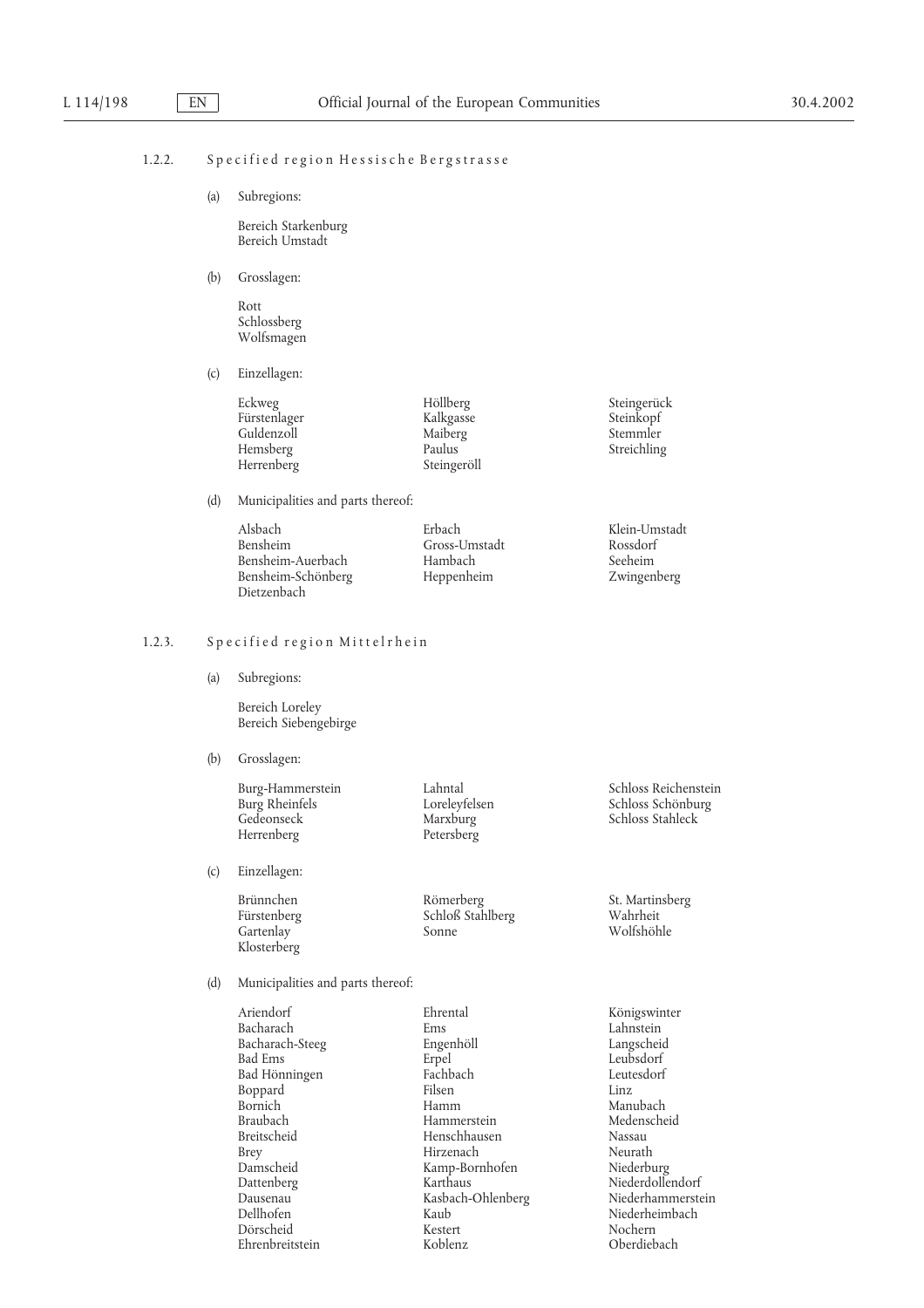1.2.2. Specified region Hessische Bergstrasse

(a) Subregions:

Bereich Starkenburg
Bereich Umstadt

(b) Grosslagen:

Rott
Schlossberg
Wolfsmagen

(c) Einzellagen:

| | | |
|---|---|---|
| Eckweg | Höllberg | Steingerück |
| Fürstenlager | Kalkgasse | Steinkopf |
| Guldenzoll | Maiberg | Stemmler |
| Hemsberg | Paulus | Streichling |
| Herrenberg | Steingeröll | |

(d) Municipalities and parts thereof:

| | | |
|---|---|---|
| Alsbach | Erbach | Klein-Umstadt |
| Bensheim | Gross-Umstadt | Rossdorf |
| Bensheim-Auerbach | Hambach | Seeheim |
| Bensheim-Schönberg | Heppenheim | Zwingenberg |
| Dietzenbach | | |

1.2.3. Specified region Mittelrhein

(a) Subregions:

Bereich Loreley
Bereich Siebengebirge

(b) Grosslagen:

| | | |
|---|---|---|
| Burg-Hammerstein | Lahntal | Schloss Reichenstein |
| Burg Rheinfels | Loreleyfelsen | Schloss Schönburg |
| Gedeonseck | Marxburg | Schloss Stahleck |
| Herrenberg | Petersberg | |

(c) Einzellagen:

| | | |
|---|---|---|
| Brünnchen | Römerberg | St. Martinsberg |
| Fürstenberg | Schloß Stahlberg | Wahrheit |
| Gartenlay | Sonne | Wolfshöhle |
| Klosterberg | | |

(d) Municipalities and parts thereof:

| | | |
|---|---|---|
| Ariendorf | Ehrental | Königswinter |
| Bacharach | Ems | Lahnstein |
| Bacharach-Steeg | Engenhöll | Langscheid |
| Bad Ems | Erpel | Leubsdorf |
| Bad Hönningen | Fachbach | Leutesdorf |
| Boppard | Filsen | Linz |
| Bornich | Hamm | Manubach |
| Braubach | Hammerstein | Medenscheid |
| Breitscheid | Henschhausen | Nassau |
| Brey | Hirzenach | Neurath |
| Damscheid | Kamp-Bornhofen | Niederburg |
| Dattenberg | Karthaus | Niederdollendorf |
| Dausenau | Kasbach-Ohlenberg | Niederhammerstein |
| Dellhofen | Kaub | Niederheimbach |
| Dörscheid | Kestert | Nochern |
| Ehrenbreitstein | Koblenz | Oberdiebach |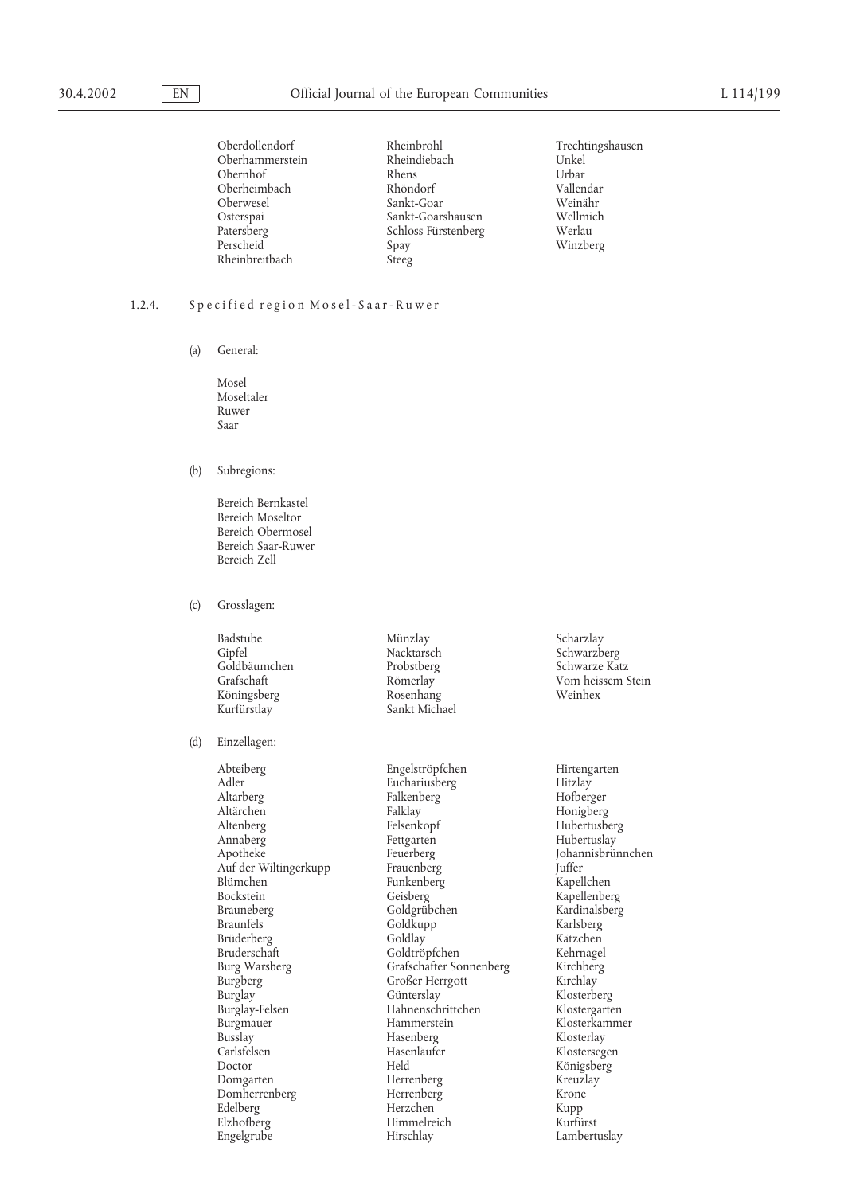Oberdollendorf
Oberhammerstein
Obernhof
Oberheimbach
Oberwesel
Osterspai
Patersberg
Perscheid
Rheinbreitbach
Rheinbrohl
Rheindiebach
Rhens
Rhöndorf
Sankt-Goar
Sankt-Goarshausen
Schloss Fürstenberg
Spay
Steeg
Trechtingshausen
Unkel
Urbar
Vallendar
Weinähr
Wellmich
Werlau
Winzberg

1.2.4. Specified region Mosel-Saar-Ruwer

(a) General:

Mosel
Moseltaler
Ruwer
Saar

(b) Subregions:

Bereich Bernkastel
Bereich Moseltor
Bereich Obermosel
Bereich Saar-Ruwer
Bereich Zell

(c) Grosslagen:

Badstube
Gipfel
Goldbäumchen
Grafschaft
Köningsberg
Kurfürstlay
Münzlay
Nacktarsch
Probstberg
Römerlay
Rosenhang
Sankt Michael
Scharzlay
Schwarzberg
Schwarze Katz
Vom heissem Stein
Weinhex

(d) Einzellagen:

Abteiberg
Adler
Altarberg
Altärchen
Altenberg
Annaberg
Apotheke
Auf der Wiltingerkupp
Blümchen
Bockstein
Brauneberg
Braunfels
Brüderberg
Bruderschaft
Burg Warsberg
Burgberg
Burglay
Burglay-Felsen
Burgmauer
Busslay
Carlsfelsen
Doctor
Domgarten
Domherrenberg
Edelberg
Elzhofberg
Engelgrube
Engelströpfchen
Euchariusberg
Falkenberg
Falklay
Felsenkopf
Fettgarten
Feuerberg
Frauenberg
Funkenberg
Geisberg
Goldgrübchen
Goldkupp
Goldlay
Goldtröpfchen
Grafschafter Sonnenberg
Großer Herrgott
Güntersley
Hahnenschrittchen
Hammerstein
Hasenberg
Hasenläufer
Held
Herrenberg
Herrenberg
Herzchen
Himmelreich
Hirschlay
Hirtengarten
Hitzlay
Hofberger
Honigberg
Hubertusberg
Hubertuslay
Johannisbrünnchen
Juffer
Kapellchen
Kapellenberg
Kardinalsberg
Karlsberg
Kätzchen
Kehrnagel
Kirchberg
Kirchlay
Klosterberg
Klostergarten
Klosterkammer
Klosterlay
Klostersegen
Königsberg
Kreuzlay
Krone
Kupp
Kurfürst
Lambertuslay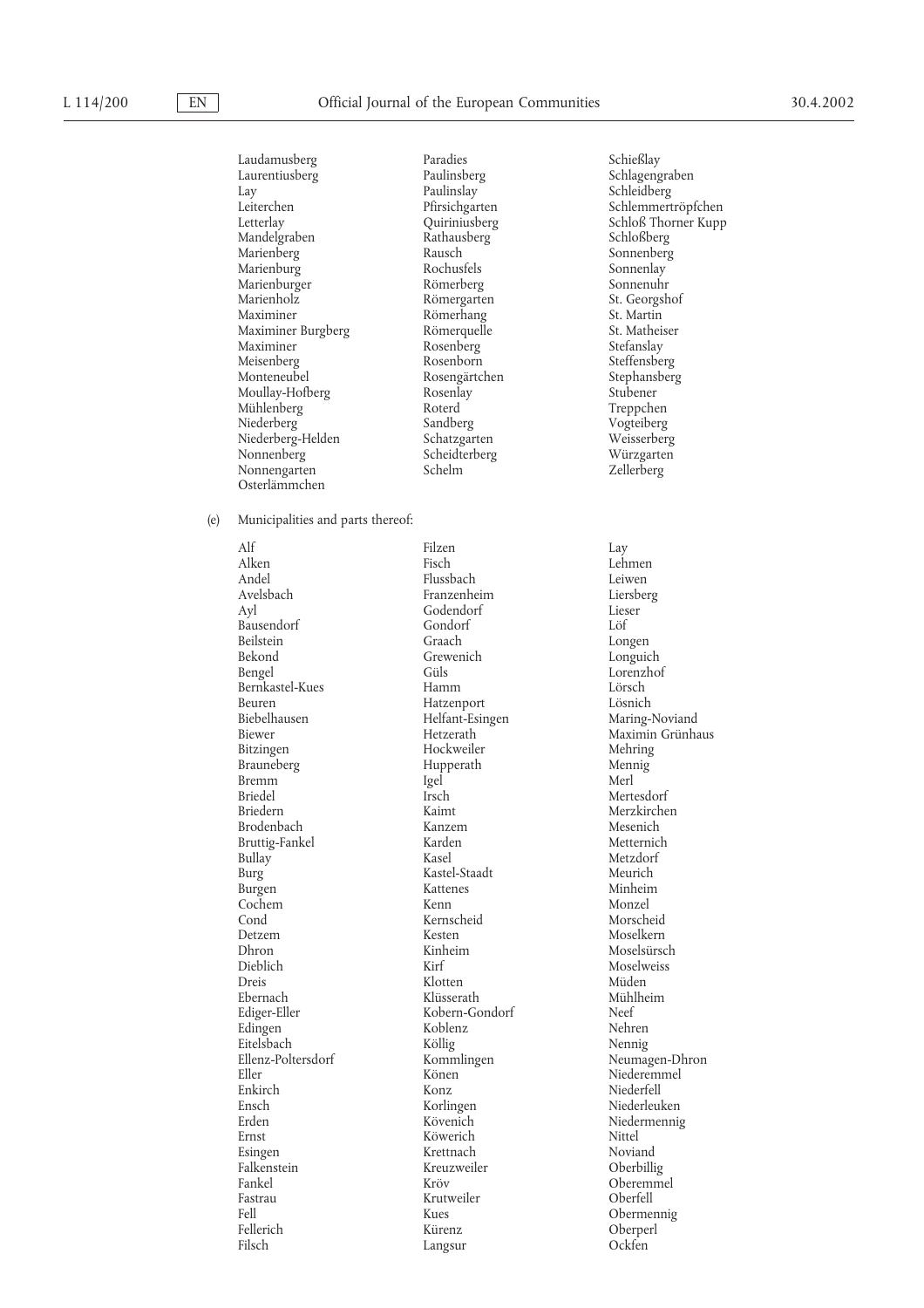Laudamusberg
Laurentiusberg
Lay
Leiterchen
Letterlay
Mandelgraben
Marienberg
Marienburg
Marienburger
Marienholz
Maximiner
Maximiner Burgberg
Maximiner
Meisenberg
Monteneubel
Moullay-Hofberg
Mühlenberg
Niederberg
Niederberg-Helden
Nonnenberg
Nonnengarten
Osterlämmchen
Paradies
Paulinsberg
Paulinslay
Pfirsichgarten
Quiriniusberg
Rathausberg
Rausch
Rochusfels
Römerberg
Römergarten
Römerhang
Römerquelle
Rosenberg
Rosenborn
Rosengärtchen
Rosenlay
Roterd
Sandberg
Schatzgarten
Scheidterberg
Schelm
Schießlay
Schlagengraben
Schleidberg
Schlemmertröpfchen
Schloß Thorner Kupp
Schloßberg
Sonnenberg
Sonnenlay
Sonnenuhr
St. Georgshof
St. Martin
St. Matheiser
Stefanslay
Steffensberg
Stephansberg
Stubener
Treppchen
Vogteiberg
Weisserberg
Würzgarten
Zellerberg

(e) Municipalities and parts thereof:

Alf
Alken
Andel
Avelsbach
Ayl
Bausendorf
Beilstein
Bekond
Bengel
Bernkastel-Kues
Beuren
Biebelhausen
Biewer
Bitzingen
Brauneberg
Bremm
Briedel
Briedern
Brodenbach
Bruttig-Fankel
Bullay
Burg
Burgen
Cochem
Cond
Detzem
Dhron
Dieblich
Dreis
Ebernach
Ediger-Eller
Edingen
Eitelsbach
Ellenz-Poltersdorf
Eller
Enkirch
Ensch
Erden
Ernst
Esingen
Falkenstein
Fankel
Fastrau
Fell
Fellerich
Filsch
Filzen
Fisch
Flussbach
Franzenheim
Godendorf
Gondorf
Graach
Grewenich
Güls
Hamm
Hatzenport
Helfant-Esingen
Hetzerath
Hockweiler
Hupperath
Igel
Irsch
Kaimt
Kanzem
Karden
Kasel
Kastel-Staadt
Kattenes
Kenn
Kernscheid
Kesten
Kinheim
Kirf
Klotten
Klüsserath
Kobern-Gondorf
Koblenz
Köllig
Kommlingen
Könen
Konz
Korlingen
Kövenich
Köwerich
Krettnach
Kreuzweiler
Kröv
Krutweiler
Kues
Kürenz
Langsur
Lay
Lehmen
Leiwen
Liersberg
Lieser
Löf
Longen
Longuich
Lorenzhof
Lörsch
Lösnich
Maring-Noviand
Maximin Grünhaus
Mehring
Mennig
Merl
Mertesdorf
Merzkirchen
Mesenich
Metternich
Metzdorf
Meurich
Minheim
Monzel
Morscheid
Moselkern
Moselsürsch
Moselweiss
Müden
Mühlheim
Neef
Nehren
Nennig
Neumagen-Dhron
Niederemmel
Niederfell
Niederleuken
Niedermennig
Nittel
Noviand
Oberbillig
Oberemmel
Oberfell
Obermennig
Oberperl
Ockfen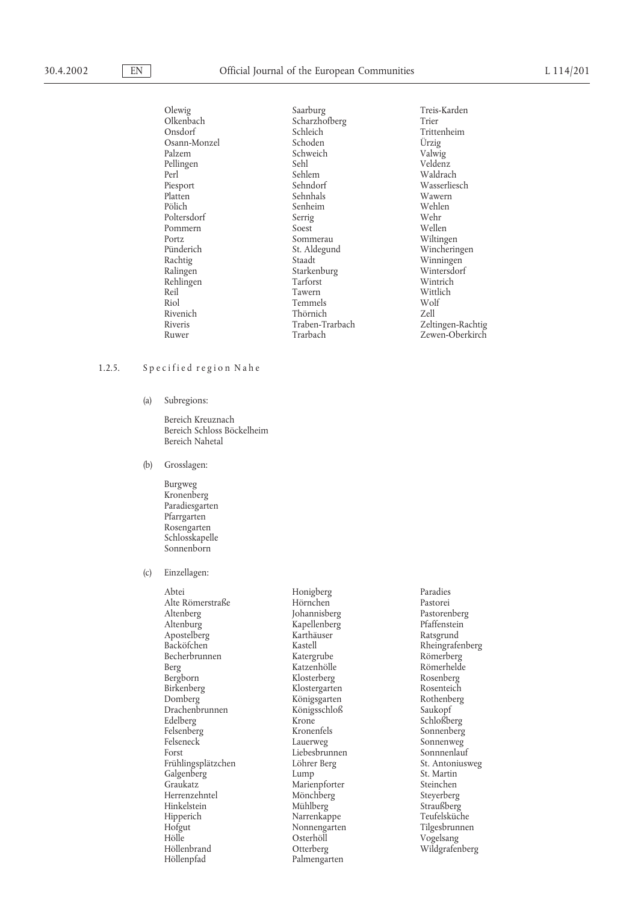Olewig
Olkenbach
Onsdorf
Osann-Monzel
Palzem
Pellingen
Perl
Piesport
Platten
Pölich
Poltersdorf
Pommern
Portz
Pünderich
Rachtig
Ralingen
Rehlingen
Reil
Riol
Rivenich
Riveris
Ruwer
Saarburg
Scharzhofberg
Schleich
Schoden
Schweich
Sehl
Sehlem
Sehndorf
Sehnhals
Senheim
Serrig
Soest
Sommerau
St. Aldegund
Staadt
Starkenburg
Tarforst
Tawern
Temmels
Thörnich
Traben-Trarbach
Trarbach
Treis-Karden
Trier
Trittenheim
Ürzig
Valwig
Veldenz
Waldrach
Wasserliesch
Wawern
Wehlen
Wehr
Wellen
Wiltingen
Wincheringen
Winningen
Wintersdorf
Wintrich
Wittlich
Wolf
Zell
Zeltingen-Rachtig
Zewen-Oberkirch

1.2.5. Specified region Nahe

(a) Subregions:

Bereich Kreuznach
Bereich Schloss Böckelheim
Bereich Nahetal

(b) Grosslagen:

Burgweg
Kronenberg
Paradiesgarten
Pfarrgarten
Rosengarten
Schlosskapelle
Sonnenborn

(c) Einzellagen:

Abtei
Alte Römerstraße
Altenberg
Altenburg
Apostelberg
Backöfchen
Becherbrunnen
Berg
Bergborn
Birkenberg
Domberg
Drachenbrunnen
Edelberg
Felsenberg
Felseneck
Forst
Frühlingsplätzchen
Galgenberg
Graukatz
Herrenzehntel
Hinkelstein
Hipperich
Hofgut
Hölle
Höllenbrand
Höllenpfad
Honigberg
Hörnchen
Johannisberg
Kapellenberg
Karthäuser
Kastell
Katergrube
Katzenhölle
Klosterberg
Klostergarten
Königsgarten
Königsschloß
Krone
Kronenfels
Lauerweg
Liebesbrunnen
Löhrer Berg
Lump
Marienpforter
Mönchberg
Mühlberg
Narrenkappe
Nonnengarten
Osterhöll
Otterberg
Palmengarten
Paradies
Pastorei
Pastorenberg
Pfaffenstein
Ratsgrund
Rheingrafenberg
Römerberg
Römerhelde
Rosenberg
Rosenteich
Rothenberg
Saukopf
Schloßberg
Sonnenberg
Sonnenweg
Sonnenlauf
St. Antoniusweg
St. Martin
Steinchen
Steyerberg
Straußberg
Teufelsküche
Tilgesbrunnen
Vogelsang
Wildgrafenberg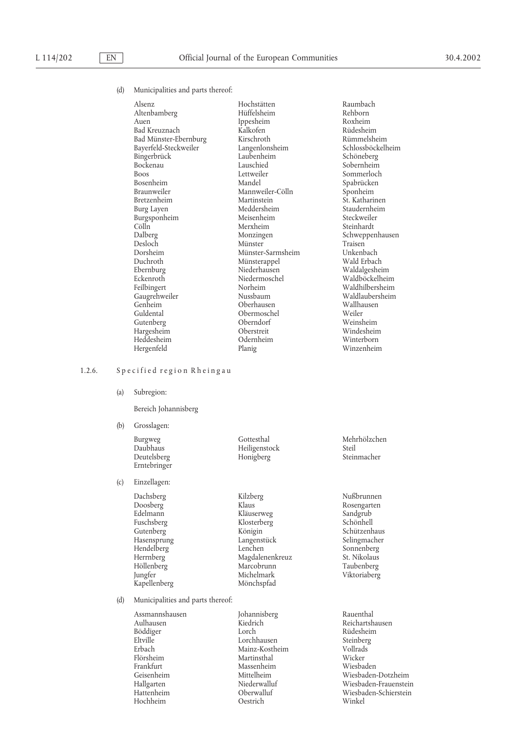(d) Municipalities and parts thereof:

| | | |
|---|---|---|
| Alsenz | Hochstätten | Raumbach |
| Altenbamberg | Hüffelsheim | Rehborn |
| Auen | Ippesheim | Roxheim |
| Bad Kreuznach | Kalkofen | Rüdesheim |
| Bad Münster-Ebernburg | Kirschroth | Rümmelsheim |
| Bayerfeld-Steckweiler | Langenlonsheim | Schlossböckelheim |
| Bingerbrück | Laubenheim | Schöneberg |
| Bockenau | Lauschied | Sobernheim |
| Boos | Lettweiler | Sommerloch |
| Bosenheim | Mandel | Spabrücken |
| Braunweiler | Mannweiler-Cölln | Sponheim |
| Bretzenheim | Martinstein | St. Katharinen |
| Burg Layen | Meddersheim | Staudernheim |
| Burgsponheim | Meisenheim | Steckweiler |
| Cölln | Merxheim | Steinhardt |
| Dalberg | Monzingen | Schweppenhausen |
| Desloch | Münster | Traisen |
| Dorsheim | Münster-Sarmsheim | Unkenbach |
| Duchroth | Münsterappel | Wald Erbach |
| Ebernburg | Niederhausen | Waldalgesheim |
| Eckenroth | Niedermoschel | Waldböckelheim |
| Feilbingert | Norheim | Waldhilbersheim |
| Gaugrehweiler | Nussbaum | Waldlaubersheim |
| Genheim | Oberhausen | Wallhausen |
| Guldental | Obermoschel | Weiler |
| Gutenberg | Oberndorf | Weinsheim |
| Hargesheim | Oberstreit | Windesheim |
| Heddesheim | Odernheim | Winterborn |
| Hergenfeld | Planig | Winzenheim |

### 1.2.6. Specified region Rheingau

(a) Subregion:

Bereich Johannisberg

(b) Grosslagen:

| | | |
|---|---|---|
| Burgweg | Gottesthal | Mehrhölzchen |
| Daubhaus | Heiligenstock | Steil |
| Deutelsberg | Honigberg | Steinmacher |
| Erntebringer | | |

(c) Einzellagen:

| | | |
|---|---|---|
| Dachsberg | Kilzberg | Nußbrunnen |
| Doosberg | Klaus | Rosengarten |
| Edelmann | Kläuserweg | Sandgrub |
| Fuschsberg | Klosterberg | Schönhell |
| Gutenberg | Königin | Schützenhaus |
| Hasensprung | Langenstück | Selingmacher |
| Hendelberg | Lenchen | Sonnenberg |
| Herrnberg | Magdalenenkreuz | St. Nikolaus |
| Höllenberg | Marcobrunn | Taubenberg |
| Jungfer | Michelmark | Viktoriaberg |
| Kapellenberg | Mönchspfad | |

(d) Municipalities and parts thereof:

| | | |
|---|---|---|
| Assmannshausen | Johannisberg | Rauenthal |
| Aulhausen | Kiedrich | Reichartshausen |
| Böddiger | Lorch | Rüdesheim |
| Eltville | Lorchhausen | Steinberg |
| Erbach | Mainz-Kostheim | Vollrads |
| Flörsheim | Martinsthal | Wicker |
| Frankfurt | Massenheim | Wiesbaden |
| Geisenheim | Mittelheim | Wiesbaden-Dotzheim |
| Hallgarten | Niederwalluf | Wiesbaden-Frauenstein |
| Hattenheim | Oberwalluf | Wiesbaden-Schierstein |
| Hochheim | Oestrich | Winkel |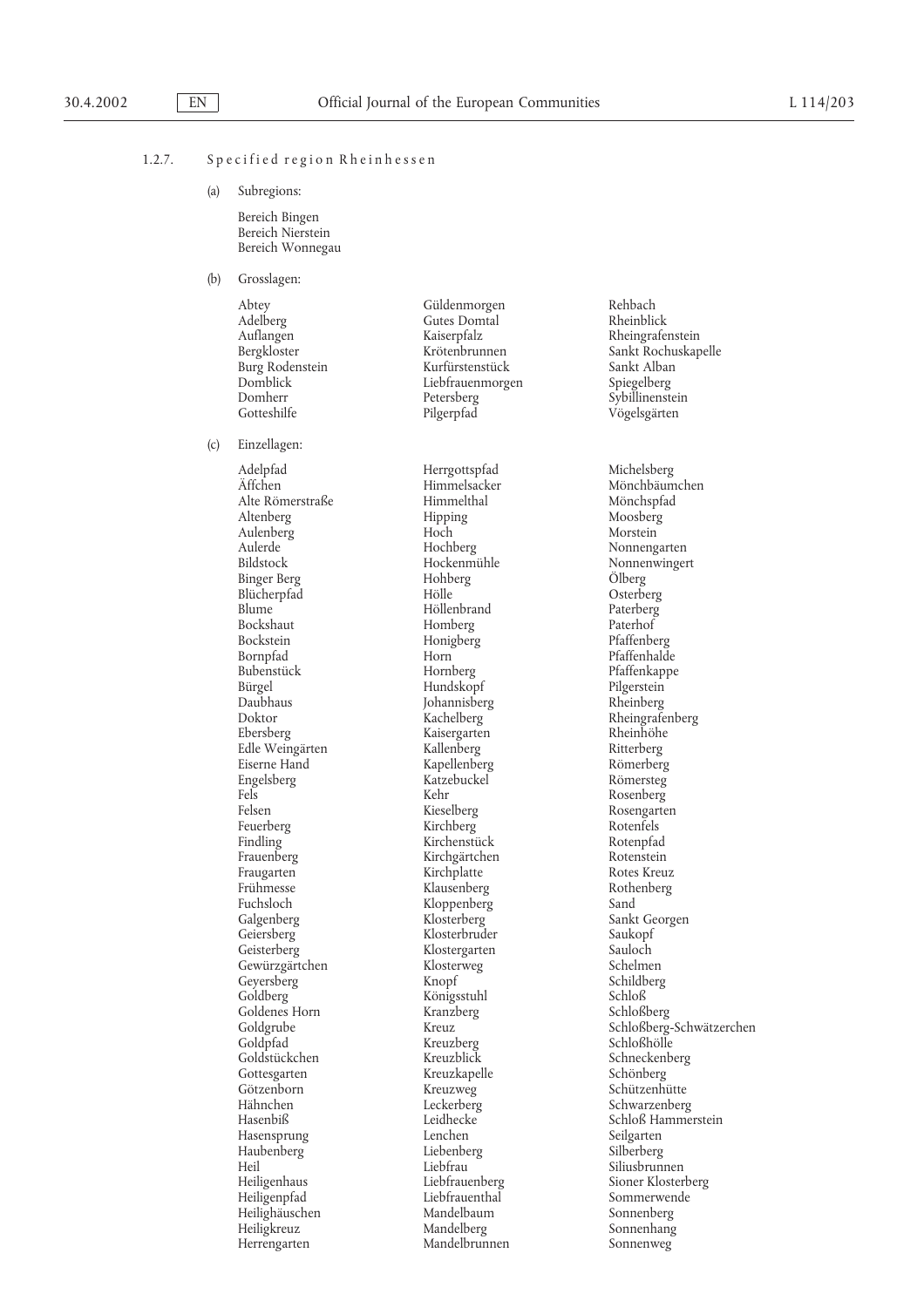1.2.7. Specified region Rheinhessen

(a) Subregions:

Bereich Bingen
Bereich Nierstein
Bereich Wonnegau

(b) Grosslagen:

Abtey
Adelberg
Auflangen
Bergkloster
Burg Rodenstein
Domblick
Domherr
Gotteshilfe
Güldenmorgen
Gutes Domtal
Kaiserpfalz
Krötenbrunnen
Kurfürstenstück
Liebfrauenmorgen
Petersberg
Pilgerpfad
Rehbach
Rheinblick
Rheingrafenstein
Sankt Rochuskapelle
Sankt Alban
Spiegelberg
Sybillinenstein
Vögelsgärten

(c) Einzellagen:

Adelpfad
Äffchen
Alte Römerstraße
Altenberg
Aulenberg
Aulerde
Bildstock
Binger Berg
Blücherpfad
Blume
Bockshaut
Bockstein
Bornpfad
Bubenstück
Bürgel
Daubhaus
Doktor
Ebersberg
Edle Weingärten
Eiserne Hand
Engelsberg
Fels
Felsen
Feuerberg
Findling
Frauenberg
Fraugarten
Frühmesse
Fuchsloch
Galgenberg
Geiersberg
Geisterberg
Gewürzgärtchen
Geyersberg
Goldberg
Goldenes Horn
Goldgrube
Goldpfad
Goldstückchen
Gottesgarten
Götzenborn
Hähnchen
Hasenbiß
Hasensprung
Haubenberg
Heil
Heiligenhaus
Heiligenpfad
Heilighäuschen
Heiligkreuz
Herrengarten
Herrgottspfad
Himmelsacker
Himmelthal
Hipping
Hoch
Hochberg
Hockenmühle
Hohberg
Hölle
Höllenbrand
Homberg
Honigberg
Horn
Hornberg
Hundskopf
Johannisberg
Kachelberg
Kaisergarten
Kallenberg
Kapellenberg
Katzebuckel
Kehr
Kieselberg
Kirchberg
Kirchenstück
Kirchgärtchen
Kirchplatte
Klausenberg
Kloppenberg
Klosterberg
Klosterbruder
Klostergarten
Klosterweg
Knopf
Königsstuhl
Kranzberg
Kreuz
Kreuzberg
Kreuzblick
Kreuzkapelle
Kreuzweg
Leckerberg
Leidhecke
Lenchen
Liebenberg
Liebfrau
Liebfrauenberg
Liebfrauenthal
Mandelbaum
Mandelberg
Mandelbrunnen
Michelsberg
Mönchbäumchen
Mönchspfad
Moosberg
Morstein
Nonnengarten
Nonnenwingert
Ölberg
Osterberg
Paterberg
Paterhof
Pfaffenberg
Pfaffenhalde
Pfaffenkappe
Pilgerstein
Rheinberg
Rheingrafenberg
Rheinhöhe
Ritterberg
Römerberg
Römersteg
Rosenberg
Rosengarten
Rotenfels
Rotenpfad
Rotenstein
Rotes Kreuz
Rothenberg
Sand
Sankt Georgen
Saukopf
Sauloch
Schelmen
Schildberg
Schloß
Schloßberg
Schloßberg-Schwätzerchen
Schloßhölle
Schneckenberg
Schönberg
Schützenhütte
Schwarzenberg
Schloß Hammerstein
Seilgarten
Silberberg
Siliusbrunnen
Sioner Klosterberg
Sommerwende
Sonnenberg
Sonnenhang
Sonnenweg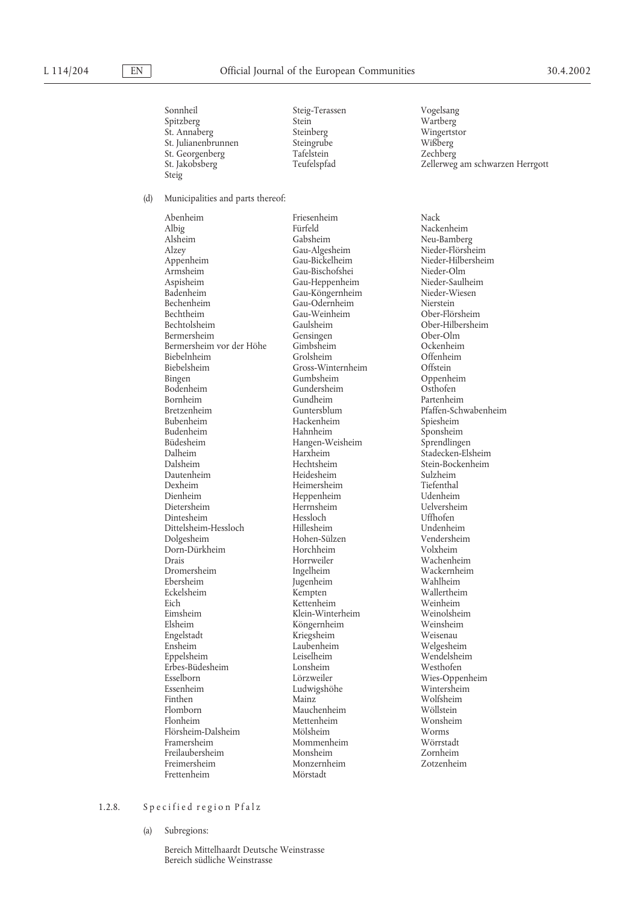Sonnheil
Spitzberg
St. Annaberg
St. Julianenbrunnen
St. Georgenberg
St. Jakobsberg
Steig
Steig-Terassen
Stein
Steinberg
Steingrube
Tafelstein
Teufelspfad
Vogelsang
Wartberg
Wingertstor
Wißberg
Zechberg
Zellerweg am schwarzen Herrgott

(d) Municipalities and parts thereof:

Abenheim
Albig
Alsheim
Alzey
Appenheim
Armsheim
Aspisheim
Badenheim
Bechenheim
Bechtheim
Bechtolsheim
Bermersheim
Bermersheim vor der Höhe
Biebelnheim
Biebelsheim
Bingen
Bodenheim
Bornheim
Bretzenheim
Bubenheim
Budenheim
Büdesheim
Dalheim
Dalsheim
Dautenheim
Dexheim
Dienheim
Dietersheim
Dintesheim
Dittelsheim-Hessloch
Dolgesheim
Dorn-Dürkheim
Drais
Dromersheim
Ebersheim
Eckelsheim
Eich
Eimsheim
Elsheim
Engelstadt
Ensheim
Eppelsheim
Erbes-Büdesheim
Esselborn
Essenheim
Finthen
Flomborn
Flonheim
Flörsheim-Dalsheim
Framersheim
Freilaubersheim
Freimersheim
Frettenheim
Friesenheim
Fürfeld
Gabsheim
Gau-Algesheim
Gau-Bickelheim
Gau-Bischofshei
Gau-Heppenheim
Gau-Köngernheim
Gau-Odernheim
Gau-Weinheim
Gaulsheim
Gensingen
Gimbsheim
Grolsheim
Gross-Winternheim
Gumbsheim
Gundersheim
Gundheim
Guntersblum
Hackenheim
Hahnheim
Hangen-Weisheim
Harxheim
Hechtsheim
Heidesheim
Heimersheim
Heppenheim
Herrnsheim
Hessloch
Hillesheim
Hohen-Sülzen
Horchheim
Horrweiler
Ingelheim
Jugenheim
Kempten
Kettenheim
Klein-Winterheim
Köngernheim
Kriegsheim
Laubenheim
Leiselheim
Lonsheim
Lörzweiler
Ludwigshöhe
Mainz
Mauchenheim
Mettenheim
Mölsheim
Mommenheim
Monsheim
Monzernheim
Mörstadt
Nack
Nackenheim
Neu-Bamberg
Nieder-Flörsheim
Nieder-Hilbersheim
Nieder-Olm
Nieder-Saulheim
Nieder-Wiesen
Nierstein
Ober-Flörsheim
Ober-Hilbersheim
Ober-Olm
Ockenheim
Offenheim
Offstein
Oppenheim
Osthofen
Partenheim
Pfaffen-Schwabenheim
Spiesheim
Sponsheim
Sprendlingen
Stadecken-Elsheim
Stein-Bockenheim
Sulzheim
Tiefenthal
Udenheim
Uelversheim
Uffhofen
Undenheim
Vendersheim
Volxheim
Wachenheim
Wackernheim
Wahlheim
Wallertheim
Weinheim
Weinolsheim
Weinsheim
Weisenau
Welgesheim
Wendelsheim
Westhofen
Wies-Oppenheim
Wintersheim
Wolfsheim
Wöllstein
Wonsheim
Worms
Wörrstadt
Zornheim
Zotzenheim

### 1.2.8. Specified region Pfalz

(a) Subregions:

Bereich Mittelhaardt Deutsche Weinstrasse
Bereich südliche Weinstrasse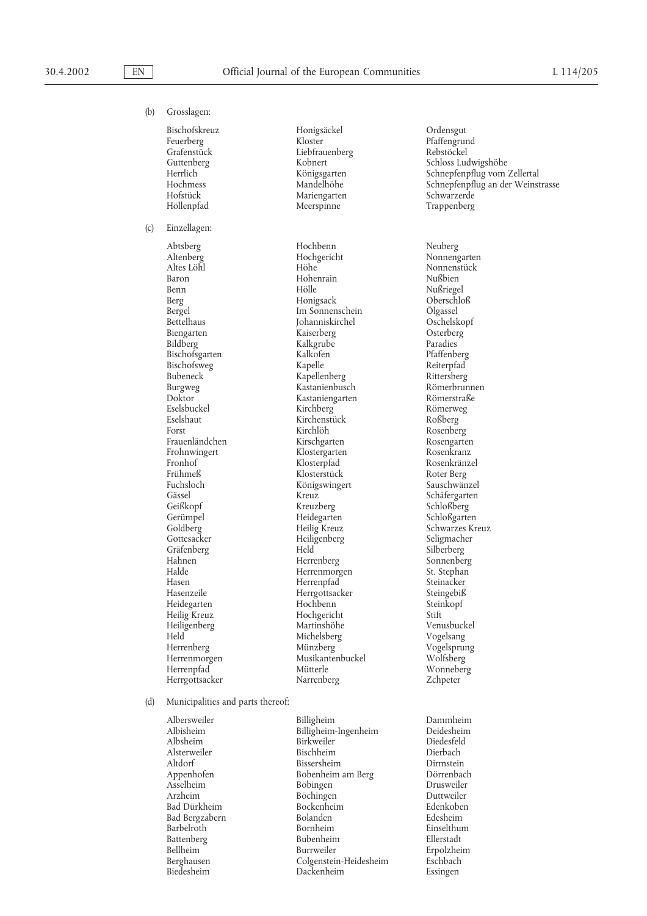(b) Grosslagen:

Bischofskreuz
Feuerberg
Grafenstück
Guttenberg
Herrlich
Hochmess
Hofstück
Höllenpfad
Honigsäckel
Kloster
Liebfrauenberg
Kobnert
Königsgarten
Mandelhöhe
Mariengarten
Meerspinne
Ordensgut
Pfaffengrund
Rebstöckel
Schloss Ludwigshöhe
Schnepfenpflug vom Zellertal
Schnepfenpflug an der Weinstrasse
Schwarzerde
Trappenberg

(c) Einzellagen:

Abtsberg
Altenberg
Altes Löhl
Baron
Benn
Berg
Bergel
Bettelhaus
Biengarten
Bildberg
Bischofsgarten
Bischofsweg
Bubeneck
Burgweg
Doktor
Eselsbuckel
Eselshaut
Forst
Frauenländchen
Frohnwingert
Fronhof
Frühmeß
Fuchsloch
Gässel
Geißkopf
Gerümpel
Goldberg
Gottesacker
Gräfenberg
Hahnen
Halde
Hasen
Hasenzeile
Heidegarten
Heilig Kreuz
Heiligenberg
Held
Herrenberg
Herrenmorgen
Herrenpfad
Herrgottsacker
Hochbenn
Hochgericht
Höhe
Hohenrain
Hölle
Honigsack
Im Sonnenschein
Johanniskirchel
Kaiserberg
Kalkgrube
Kalkofen
Kapelle
Kapellenberg
Kastanienbusch
Kastaniengarten
Kirchberg
Kirchenstück
Kirchlöh
Kirschgarten
Klostergarten
Klosterpfad
Klosterstück
Königswingert
Kreuz
Kreuzberg
Heidegarten
Heilig Kreuz
Heiligenberg
Held
Herrenberg
Herrenmorgen
Herrenpfad
Herrgottsacker
Hochbenn
Hochgericht
Martinshöhe
Michelsberg
Münzberg
Musikantenbuckel
Mütterle
Narrenberg
Neuberg
Nonnengarten
Nonnenstück
Nußbien
Nußriegel
Oberschloß
Ölgassel
Oschelskopf
Osterberg
Paradies
Pfaffenberg
Reiterpfad
Rittersberg
Römerbrunnen
Römerstraße
Römerweg
Roßberg
Rosenberg
Rosengarten
Rosenkranz
Rosenkränzel
Roter Berg
Sauschwänzel
Schäfergarten
Schloßberg
Schloßgarten
Schwarzes Kreuz
Seligmacher
Silberberg
Sonnenberg
St. Stephan
Steinacker
Steingebiß
Steinkopf
Stift
Venusbuckel
Vogelsang
Vogelsprung
Wolfsberg
Wonneberg
Zchpeter

(d) Municipalities and parts thereof:

Albersweiler
Albisheim
Albsheim
Alsterweiler
Altdorf
Appenhofen
Asselheim
Arzheim
Bad Dürkheim
Bad Bergzabern
Barbelroth
Battenberg
Bellheim
Berghausen
Biedesheim
Billigheim
Billigheim-Ingenheim
Birkweiler
Bischheim
Bissersheim
Bobenheim am Berg
Böbingen
Böchingen
Bockenheim
Bolanden
Bornheim
Bubenheim
Burrweiler
Colgenstein-Heidesheim
Dackenheim
Dammheim
Deidesheim
Diedesfeld
Dierbach
Dirmstein
Dörrenbach
Drusweiler
Duttweiler
Edenkoben
Edesheim
Einselthum
Ellerstadt
Erpolzheim
Eschbach
Essingen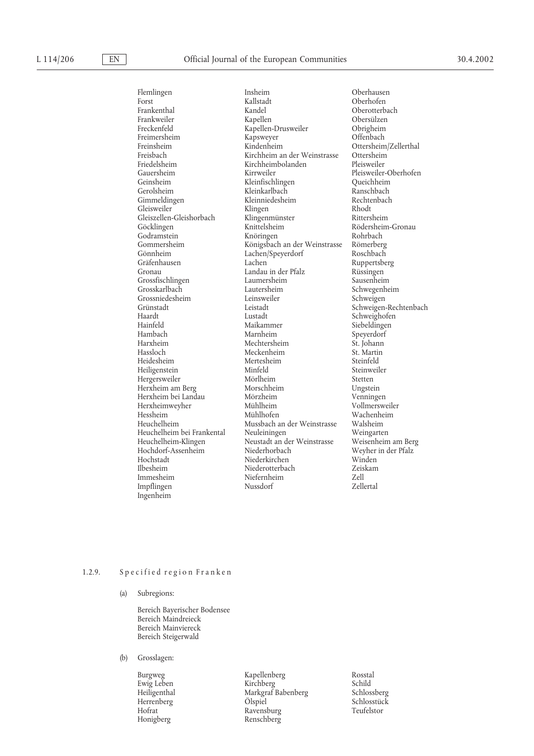Flemlingen
Forst
Frankenthal
Frankweiler
Freckenfeld
Freimersheim
Freinsheim
Freisbach
Friedelsheim
Gauersheim
Geinsheim
Gerolsheim
Gimmeldingen
Gleisweiler
Gleiszellen-Gleishorbach
Göcklingen
Godramstein
Gommersheim
Gönnheim
Gräfenhausen
Gronau
Grossfischlingen
Grosskarlbach
Grossniedesheim
Grünstadt
Haardt
Hainfeld
Hambach
Harxheim
Hassloch
Heidesheim
Heiligenstein
Hergersweiler
Herxheim am Berg
Herxheim bei Landau
Herxheimweyher
Hessheim
Heuchelheim
Heuchelheim bei Frankental
Heuchelheim-Klingen
Hochdorf-Assenheim
Hochstadt
Ilbesheim
Immesheim
Impflingen
Ingenheim
Insheim
Kallstadt
Kandel
Kapellen
Kapellen-Drusweiler
Kapsweyer
Kindenheim
Kirchheim an der Weinstrasse
Kirchheimbolanden
Kirrweiler
Kleinfischlingen
Kleinkarlbach
Kleinniedesheim
Klingen
Klingenmünster
Knittelsheim
Knöringen
Königsbach an der Weinstrasse
Lachen/Speyerdorf
Lachen
Landau in der Pfalz
Laumersheim
Lautersheim
Leinsweiler
Leistadt
Lustadt
Maikammer
Marnheim
Mechtersheim
Meckenheim
Mertesheim
Minfeld
Mörlheim
Morschheim
Mörzheim
Mühlheim
Mühlhofen
Mussbach an der Weinstrasse
Neuleiningen
Neustadt an der Weinstrasse
Niederhorbach
Niederkirchen
Niederotterbach
Niefernheim
Nussdorf
Oberhausen
Oberhofen
Oberotterbach
Obersülzen
Obrigheim
Offenbach
Ottersheim/Zellerthal
Ottersheim
Pleisweiler
Pleisweiler-Oberhofen
Queichheim
Ranschbach
Rechtenbach
Rhodt
Rittersheim
Rödersheim-Gronau
Rohrbach
Römerberg
Roschbach
Ruppertsberg
Rüssingen
Sausenheim
Schwegenheim
Schweigen
Schweigen-Rechtenbach
Schweighofen
Siebeldingen
Speyerdorf
St. Johann
St. Martin
Steinfeld
Steinweiler
Stetten
Ungstein
Venningen
Vollmersweiler
Wachenheim
Walsheim
Weingarten
Weisenheim am Berg
Weyher in der Pfalz
Winden
Zeiskam
Zell
Zellertal

1.2.9. Specified region Franken

(a) Subregions:

Bereich Bayerischer Bodensee
Bereich Maindreieck
Bereich Mainviereck
Bereich Steigerwald

(b) Grosslagen:

Burgweg
Ewig Leben
Heiligenthal
Herrenberg
Hofrat
Honigberg
Kapellenberg
Kirchberg
Markgraf Babenberg
Ölspiel
Ravensburg
Renschberg
Rosstal
Schild
Schlossberg
Schlosstück
Teufelstor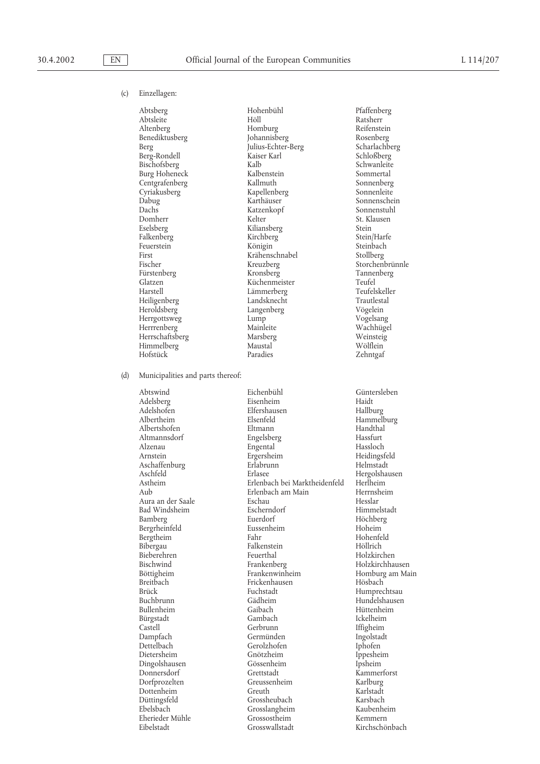(c) Einzellagen:

Abtsberg
Abtsleite
Altenberg
Benediktusberg
Berg
Berg-Rondell
Bischofsberg
Burg Hoheneck
Centgrafenberg
Cyriakusberg
Dabug
Dachs
Domherr
Eselsberg
Falkenberg
Feuerstein
First
Fischer
Fürstenberg
Glatzen
Harstell
Heiligenberg
Heroldsberg
Herrgottsweg
Herrrenberg
Herrschaftsberg
Himmelberg
Hofstück
Hohenbühl
Höll
Homburg
Johannisberg
Julius-Echter-Berg
Kaiser Karl
Kalb
Kalbenstein
Kallmuth
Kapellenberg
Karthäuser
Katzenkopf
Kelter
Kiliansberg
Kirchberg
Königin
Krähenschnabel
Kreuzberg
Kronsberg
Küchenmeister
Lämmerberg
Landsknecht
Langenberg
Lump
Mainleite
Marsberg
Maustal
Paradies
Pfaffenberg
Ratsherr
Reifenstein
Rosenberg
Scharlachberg
Schloßberg
Schwanleite
Sommertal
Sonnenberg
Sonnenleite
Sonnenschein
Sonnenstuhl
St. Klausen
Stein
Stein/Harfe
Steinbach
Stollberg
Storchenbrünnle
Tannenberg
Teufel
Teufelskeller
Trautlestal
Vögelein
Vogelsang
Wachhügel
Weinsteig
Wölflein
Zehntgaf

(d) Municipalities and parts thereof:

Abtswind
Adelsberg
Adelshofen
Albertheim
Albertshofen
Altmannsdorf
Alzenau
Arnstein
Aschaffenburg
Aschfeld
Astheim
Aub
Aura an der Saale
Bad Windsheim
Bamberg
Bergrheinfeld
Bergtheim
Bibergau
Bieberehren
Bischwind
Böttigheim
Breitbach
Brück
Buchbrunn
Bullenheim
Bürgstadt
Castell
Dampfach
Dettelbach
Dietersheim
Dingolshausen
Donnersdorf
Dorfprozelten
Dottenheim
Düttingsfeld
Ebelsbach
Eherieder Mühle
Eibelstadt
Eichenbühl
Eisenheim
Elfershausen
Elsenfeld
Eltmann
Engelsberg
Engental
Ergersheim
Erlabrunn
Erlasee
Erlenbach bei Marktheidenfeld
Erlenbach am Main
Eschau
Escherndorf
Euerdorf
Eussenheim
Fahr
Falkenstein
Feuerthal
Frankenberg
Frankenwinheim
Frickenhausen
Fuchstadt
Gädheim
Gaibach
Gambach
Gerbrunn
Germünden
Gerolzhofen
Gnötzheim
Gössenheim
Grettstadt
Greussenheim
Greuth
Grossheubach
Grosslangheim
Grossostheim
Grosswallstadt
Güntersleben
Haidt
Hallburg
Hammelburg
Handthal
Hassfurt
Hassloch
Heidingsfeld
Helmstadt
Hergolshausen
Herlheim
Herrnsheim
Hesslar
Himmelstadt
Höchberg
Hoheim
Hohenfeld
Höllrich
Holzkirchen
Holzkirchhausen
Homburg am Main
Hösbach
Humprechtsau
Hundelshausen
Hüttenheim
Ickelheim
Iffigheim
Ingolstadt
Iphofen
Ippesheim
Ipsheim
Kammerforst
Karlburg
Karlstadt
Karsbach
Kaubenheim
Kemmern
Kirchschönbach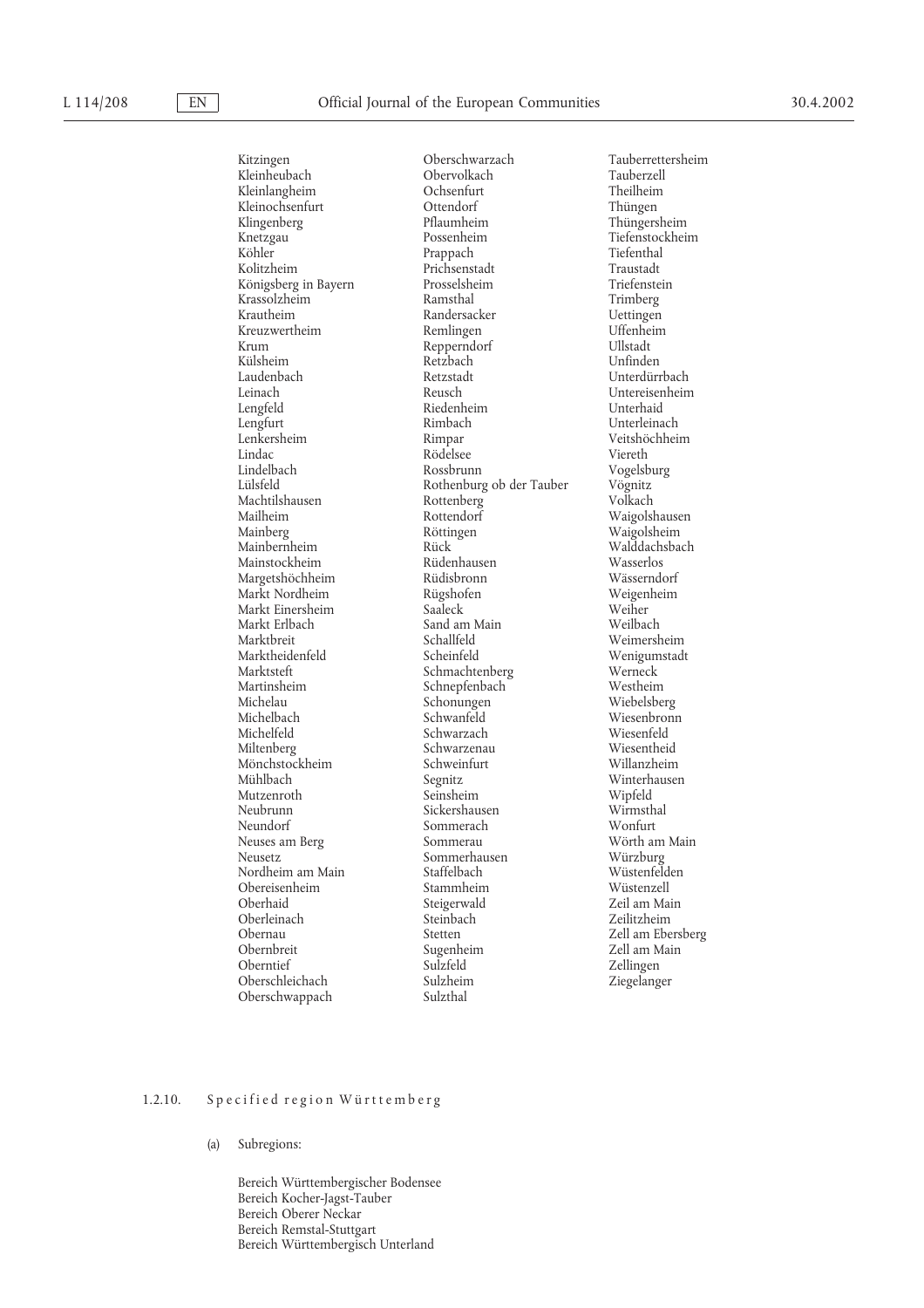Kitzingen
Kleinheubach
Kleinlangheim
Kleinochsenfurt
Klingenberg
Knetzgau
Köhler
Kolitzheim
Königsberg in Bayern
Krassolzheim
Krautheim
Kreuzwertheim
Krum
Külsheim
Laudenbach
Leinach
Lengfeld
Lengfurt
Lenkersheim
Lindac
Lindelbach
Lülsfeld
Machtilshausen
Mailheim
Mainberg
Mainbernheim
Mainstockheim
Margetshöchheim
Markt Nordheim
Markt Einersheim
Markt Erlbach
Marktbreit
Marktheidenfeld
Marktsteft
Martinsheim
Michelau
Michelbach
Michelfeld
Miltenberg
Mönchstockheim
Mühlbach
Mutzenroth
Neubrunn
Neundorf
Neuses am Berg
Neusetz
Nordheim am Main
Obereisenheim
Oberhaid
Oberleinach
Obernau
Obernbreit
Oberntief
Oberschleichach
Oberschwappach
Oberschwarzach
Obervolkach
Ochsenfurt
Ottendorf
Pflaumheim
Possenheim
Prappach
Prichsenstadt
Prosselsheim
Ramsthal
Randersacker
Remlingen
Repperndorf
Retzbach
Retzstadt
Reusch
Riedenheim
Rimbach
Rimpar
Rödelsee
Rossbrunn
Rothenburg ob der Tauber
Rottenberg
Rottendorf
Röttingen
Rück
Rüdenhausen
Rüdisbronn
Rügshofen
Saaleck
Sand am Main
Schallfeld
Scheinfeld
Schmachtenberg
Schnepfenbach
Schonungen
Schwanfeld
Schwarzach
Schwarzenau
Schweinfurt
Segnitz
Seinsheim
Sickershausen
Sommerach
Sommerau
Sommerhausen
Staffelbach
Stammheim
Steigerwald
Steinbach
Stetten
Sugenheim
Sulzfeld
Sulzheim
Sulzthal
Tauberrettersheim
Tauberzell
Theilheim
Thüngen
Thüngersheim
Tiefenstockheim
Tiefenthal
Traustadt
Triefenstein
Trimberg
Uettingen
Uffenheim
Ullstadt
Unfinden
Unterdürrbach
Untereisenheim
Unterhaid
Unterleinach
Veitshöchheim
Viereth
Vogelsburg
Vögnitz
Volkach
Waigolshausen
Waigolsheim
Walddachsbach
Wasserlos
Wässerndorf
Weigenheim
Weiher
Weilbach
Weimersheim
Wenigumstadt
Werneck
Westheim
Wiebelsberg
Wiesenbronn
Wiesenfeld
Wiesentheid
Willanzheim
Winterhausen
Wipfeld
Wirmsthal
Wonfurt
Wörth am Main
Würzburg
Wüstenfelden
Wüstenzell
Zeil am Main
Zeilitzheim
Zell am Ebersberg
Zell am Main
Zellingen
Ziegelanger

### 1.2.10. Specified region Württemberg

(a) Subregions:

Bereich Württembergischer Bodensee
Bereich Kocher-Jagst-Tauber
Bereich Oberer Neckar
Bereich Remstal-Stuttgart
Bereich Württembergisch Unterland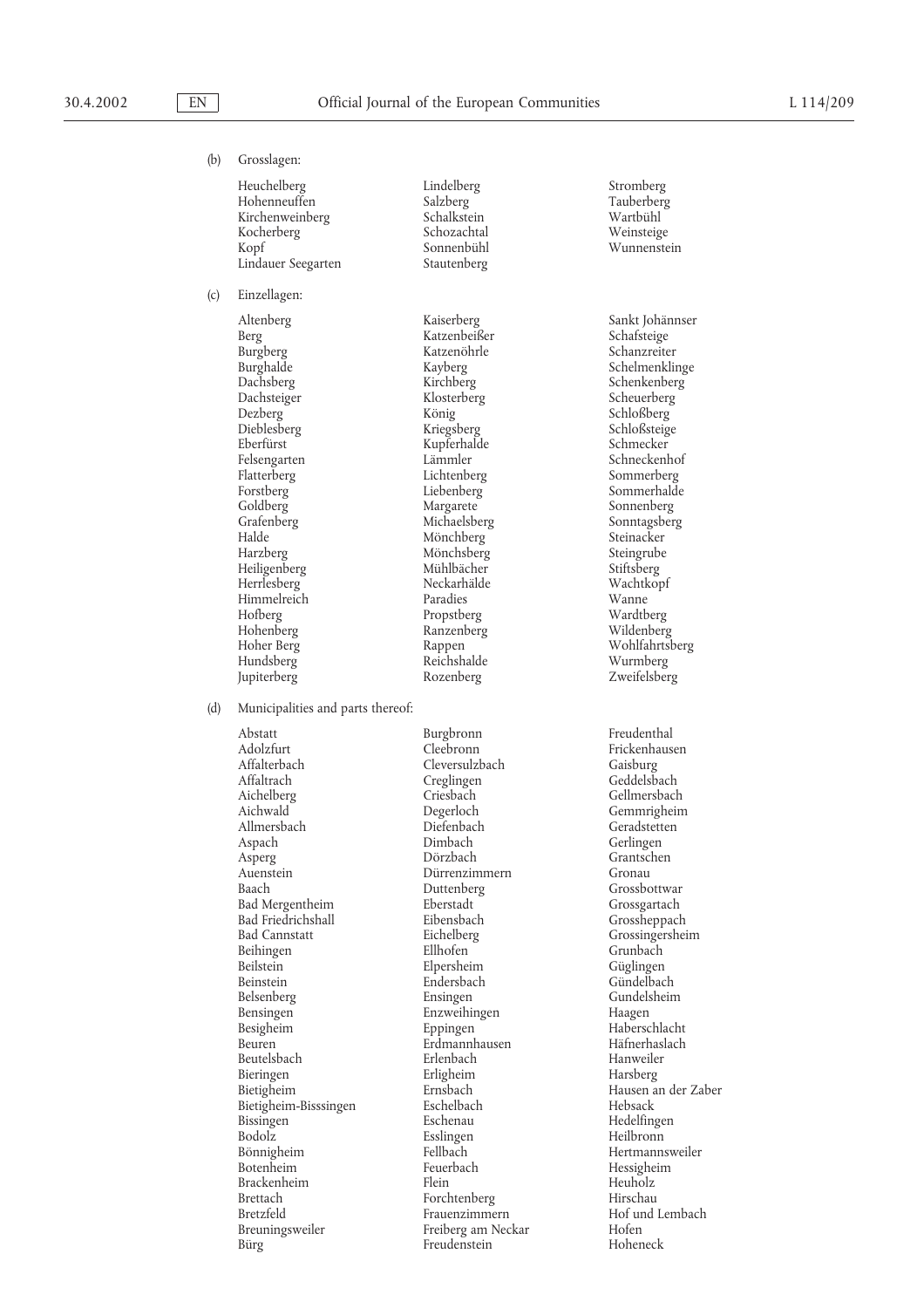(b) Grosslagen:

Heuchelberg
Hohenneuffen
Kirchenweinberg
Kocherberg
Kopf
Lindauer Seegarten
Lindelberg
Salzberg
Schalkstein
Schozachtal
Sonnenbühl
Stautenberg
Stromberg
Tauberberg
Wartbühl
Weinsteige
Wunnenstein

(c) Einzellagen:

Altenberg
Berg
Burgberg
Burghalde
Dachsberg
Dachsteiger
Dezberg
Dieblesberg
Eberfürst
Felsengarten
Flatterberg
Forstberg
Goldberg
Grafenberg
Halde
Harzberg
Heiligenberg
Herrlesberg
Himmelreich
Hofberg
Hohenberg
Hoher Berg
Hundsberg
Jupiterberg
Kaiserberg
Katzenbeißer
Katzenöhrle
Kayberg
Kirchberg
Klosterberg
König
Kriegsberg
Kupferhalde
Lämmler
Lichtenberg
Liebenberg
Margarete
Michaelsberg
Mönchberg
Mönchsberg
Mühlbächer
Neckarhälde
Paradies
Propstberg
Ranzenberg
Rappen
Reichshalde
Rozenberg
Sankt Johännser
Schafsteige
Schanzreiter
Schelmenklinge
Schenkenberg
Scheuerberg
Schloßberg
Schloßsteige
Schmecker
Schneckenhof
Sommerberg
Sommerhalde
Sonnenberg
Sonntagsberg
Steinacker
Steingrube
Stiftsberg
Wachtkopf
Wanne
Wardtberg
Wildenberg
Wohlfahrtsberg
Wurmberg
Zweifelsberg

(d) Municipalities and parts thereof:

Abstatt
Adolzfurt
Affalterbach
Affaltrach
Aichelberg
Aichwald
Allmersbach
Aspach
Asperg
Auenstein
Baach
Bad Mergentheim
Bad Friedrichshall
Bad Cannstatt
Beihingen
Beilstein
Beinstein
Belsenberg
Bensingen
Besigheim
Beuren
Beutelsbach
Bieringen
Bietigheim
Bietigheim-Bisssingen
Bissingen
Bodolz
Bönnigheim
Botenheim
Brackenheim
Brettach
Bretzfeld
Breuningsweiler
Bürg
Burgbronn
Cleebronn
Cleversulzbach
Creglingen
Criesbach
Degerloch
Diefenbach
Dimbach
Dörzbach
Dürrenzimmern
Duttenberg
Eberstadt
Eibensbach
Eichelberg
Ellhofen
Elpersheim
Endersbach
Ensingen
Enzweihingen
Eppingen
Erdmannhausen
Erlenbach
Erligheim
Ernsbach
Eschelbach
Eschenau
Esslingen
Fellbach
Feuerbach
Flein
Forchtenberg
Frauenzimmern
Freiberg am Neckar
Freudenstein
Freudenthal
Frickenhausen
Gaisburg
Geddelsbach
Gellmersbach
Gemmrigheim
Geradstetten
Gerlingen
Grantschen
Gronau
Grossbottwar
Grossgartach
Grossheppach
Grossingersheim
Grunbach
Güglingen
Gündelbach
Gundelsheim
Haagen
Haberschlacht
Häfnerhaslach
Hanweiler
Harsberg
Hausen an der Zaber
Hebsack
Hedelfingen
Heilbronn
Hertmannsweiler
Hessigheim
Heuholz
Hirschau
Hof und Lembach
Hofen
Hoheneck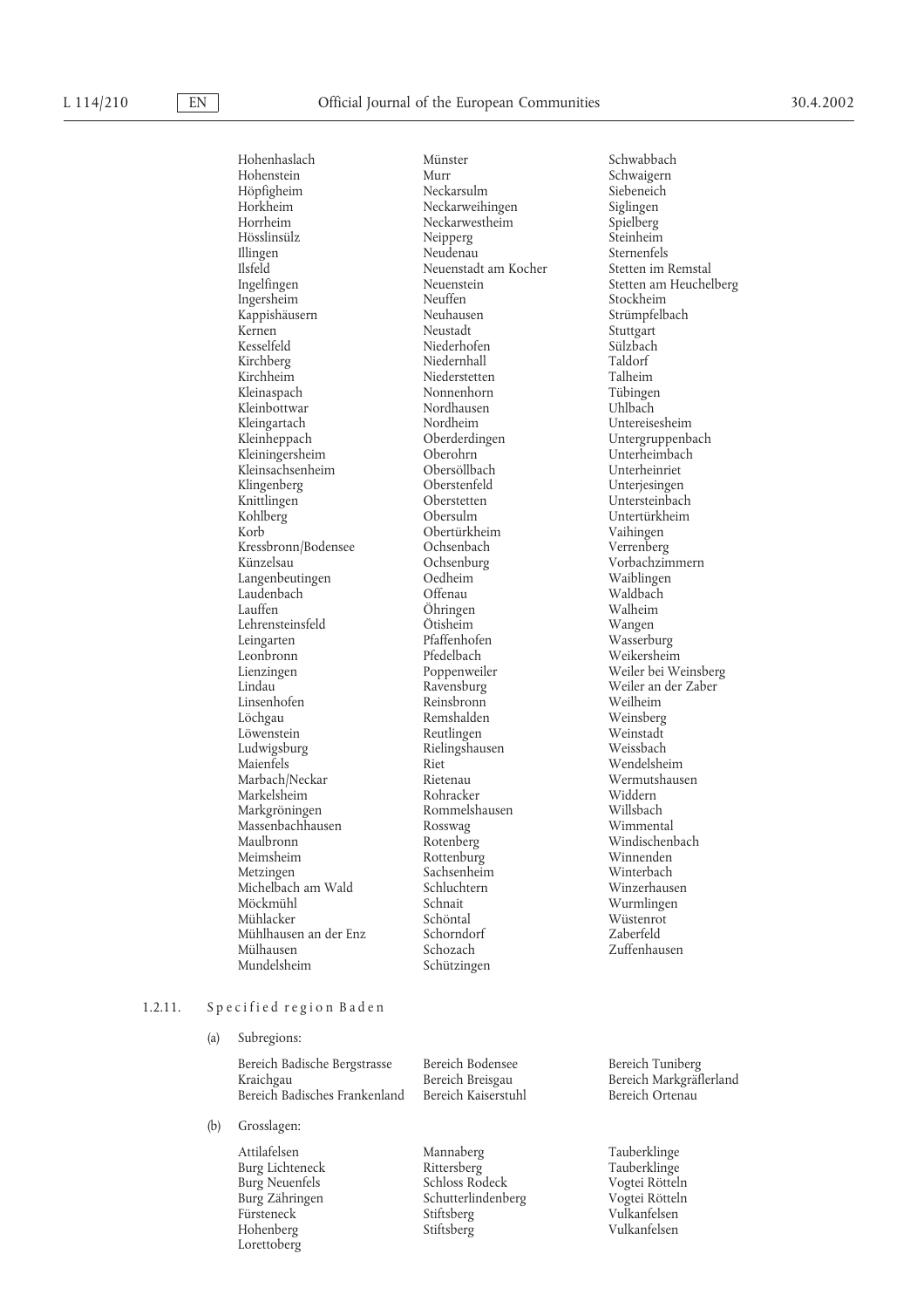Hohenhaslach
Hohenstein
Höpfigheim
Horkheim
Horrheim
Hösslinsülz
Illingen
Ilsfeld
Ingelfingen
Ingersheim
Kappishäusern
Kernen
Kesselfeld
Kirchberg
Kirchheim
Kleinaspach
Kleinbottwar
Kleingartach
Kleinheppach
Kleiningersheim
Kleinsachsenheim
Klingenberg
Knittlingen
Kohlberg
Korb
Kressbronn/Bodensee
Künzelsau
Langenbeutingen
Laudenbach
Lauffen
Lehrensteinsfeld
Leingarten
Leonbronn
Lienzingen
Lindau
Linsenhofen
Löchgau
Löwenstein
Ludwigsburg
Maienfels
Marbach/Neckar
Markelsheim
Markgröningen
Massenbachhausen
Maulbronn
Meimsheim
Metzingen
Michelbach am Wald
Möckmühl
Mühlacker
Mühlhausen an der Enz
Mülhausen
Mundelsheim
Münster
Murr
Neckarsulm
Neckarweihingen
Neckarwestheim
Neipperg
Neudenau
Neuenstadt am Kocher
Neuenstein
Neuffen
Neuhausen
Neustadt
Niederhofen
Niedernhall
Niederstetten
Nonnenhorn
Nordhausen
Nordheim
Oberderdingen
Oberohrn
Obersöllbach
Oberstenfeld
Oberstetten
Obersulm
Obertürkheim
Ochsenbach
Ochsenburg
Oedheim
Offenau
Öhringen
Ötisheim
Pfaffenhofen
Pfedelbach
Poppenweiler
Ravensburg
Reinsbronn
Remshalden
Reutlingen
Rielingshausen
Riet
Rietenau
Rohracker
Rommelshausen
Rosswag
Rotenberg
Rottenburg
Sachsenheim
Schluchtern
Schnait
Schöntal
Schorndorf
Schozach
Schützingen
Schwabbach
Schwaigern
Siebeneich
Siglingen
Spielberg
Steinheim
Sternenfels
Stetten im Remstal
Stetten am Heuchelberg
Stockheim
Strümpfelbach
Stuttgart
Sülzbach
Taldorf
Talheim
Tübingen
Uhlbach
Untereisesheim
Untergruppenbach
Unterheimbach
Unterheinriet
Unterjesingen
Untersteinbach
Untertürkheim
Vaihingen
Verrenberg
Vorbachzimmern
Waiblingen
Waldbach
Walheim
Wangen
Wasserburg
Weikersheim
Weiler bei Weinsberg
Weiler an der Zaber
Weilheim
Weinsberg
Weinstadt
Weissbach
Wendelsheim
Wermutshausen
Widdern
Willsbach
Wimmental
Windischenbach
Winnenden
Winterbach
Winzerhausen
Wurmlingen
Wüstenrot
Zaberfeld
Zuffenhausen

1.2.11. Specified region Baden

(a) Subregions:

Bereich Badische Bergstrasse
Kraichgau
Bereich Badisches Frankenland
Bereich Bodensee
Bereich Breisgau
Bereich Kaiserstuhl
Bereich Tuniberg
Bereich Markgräflerland
Bereich Ortenau

(b) Grosslagen:

Attilafelsen
Burg Lichteneck
Burg Neuenfels
Burg Zähringen
Fürsteneck
Hohenberg
Lorettoberg
Mannaberg
Rittersberg
Schloss Rodeck
Schutterlindenberg
Stiftsberg
Stiftsberg
Tauberklinge
Tauberklinge
Vogtei Rötteln
Vogtei Rötteln
Vulkanfelsen
Vulkanfelsen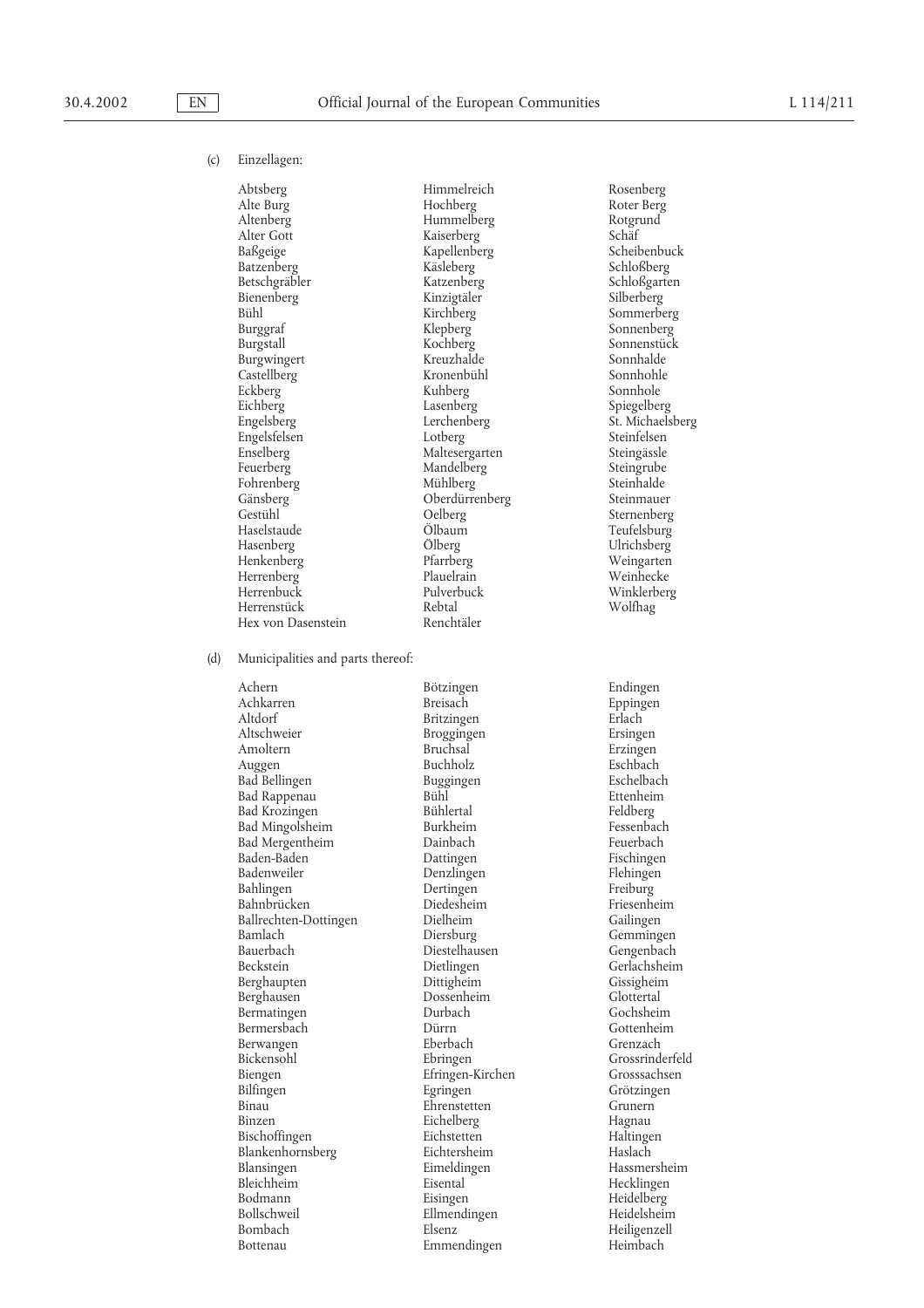(c) Einzellagen:

Abtsberg
Alte Burg
Altenberg
Alter Gott
Baßgeige
Batzenberg
Betschgräbler
Bienenberg
Bühl
Burggraf
Burgstall
Burgwingert
Castellberg
Eckberg
Eichberg
Engelsberg
Engelsfelsen
Enselberg
Feuerberg
Fohrenberg
Gänsberg
Gestühl
Haselstaude
Hasenberg
Henkenberg
Herrenberg
Herrenbuck
Herrenstück
Hex von Dasenstein
Himmelreich
Hochberg
Hummelberg
Kaiserberg
Kapellenberg
Käsleberg
Katzenberg
Kinzigtäler
Kirchberg
Klepberg
Kochberg
Kreuzhalde
Kronenbühl
Kuhberg
Lasenberg
Lerchenberg
Lotberg
Maltesergarten
Mandelberg
Mühlberg
Oberdürrenberg
Oelberg
Ölbaum
Ölberg
Pfarrberg
Plauelrain
Pulverbuck
Rebtal
Renchtäler
Rosenberg
Roter Berg
Rotgrund
Schäf
Scheibenbuck
Schloßberg
Schloßgarten
Silberberg
Sommerberg
Sonnenberg
Sonnenstück
Sonnhalde
Sonnhohle
Sonnhole
Spiegelberg
St. Michaelsberg
Steinfelsen
Steingässle
Steingrube
Steinhalde
Steinmauer
Sternenberg
Teufelsburg
Ulrichsberg
Weingarten
Weinhecke
Winklerberg
Wolfhag

(d) Municipalities and parts thereof:

Achern
Achkarren
Altdorf
Altschweier
Amoltern
Auggen
Bad Bellingen
Bad Rappenau
Bad Krozingen
Bad Mingolsheim
Bad Mergentheim
Baden-Baden
Badenweiler
Bahlingen
Bahnbrücken
Ballrechten-Dottingen
Bamlach
Bauerbach
Beckstein
Berghaupten
Berghausen
Bermatingen
Bermersbach
Berwangen
Bickensohl
Biengen
Bilfingen
Binau
Binzen
Bischoffingen
Blankenhornsberg
Blansingen
Bleichheim
Bodmann
Bollschweil
Bombach
Bottenau
Bötzingen
Breisach
Britzingen
Broggingen
Bruchsal
Buchholz
Buggingen
Bühl
Bühlertal
Burkheim
Dainbach
Dattingen
Denzlingen
Dertingen
Diedesheim
Dielheim
Diersburg
Diestelhausen
Dietlingen
Dittigheim
Dossenheim
Durbach
Dürrn
Eberbach
Ebringen
Efringen-Kirchen
Egringen
Ehrenstetten
Eichelberg
Eichstetten
Eichtersheim
Eimeldingen
Eisental
Eisingen
Ellmendingen
Elsenz
Emmendingen
Endingen
Eppingen
Erlach
Ersingen
Erzingen
Eschbach
Eschelbach
Ettenheim
Feldberg
Fessenbach
Feuerbach
Fischingen
Flehingen
Freiburg
Friesenheim
Gailingen
Gemmingen
Gengenbach
Gerlachsheim
Gissigheim
Glottertal
Gochsheim
Gottenheim
Grenzach
Grossrinderfeld
Grosssachsen
Grötzingen
Grunern
Hagnau
Haltingen
Haslach
Hassmersheim
Hecklingen
Heidelberg
Heidelsheim
Heiligenzell
Heimbach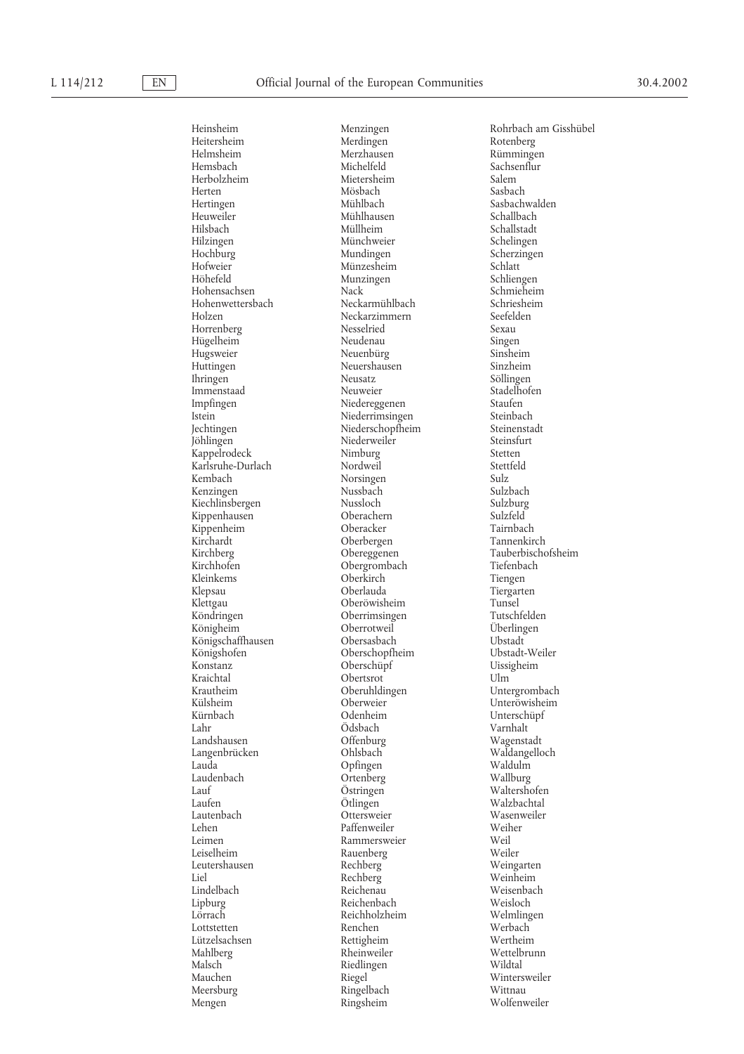Heinsheim
Heitersheim
Helmsheim
Hemsbach
Herbolzheim
Herten
Hertingen
Heuweiler
Hilsbach
Hilzingen
Hochburg
Hofweier
Höhefeld
Hohensachsen
Hohenwettersbach
Holzen
Horrenberg
Hügelheim
Hugsweier
Huttingen
Ihringen
Immenstaad
Impfingen
Istein
Jechtingen
Jöhlingen
Kappelrodeck
Karlsruhe-Durlach
Kembach
Kenzingen
Kiechlinsbergen
Kippenhausen
Kippenheim
Kirchardt
Kirchberg
Kirchhofen
Kleinkems
Klepsau
Klettgau
Köndringen
Königheim
Königschaffhausen
Königshofen
Konstanz
Kraichtal
Krautheim
Külsheim
Kürnbach
Lahr
Landshausen
Langenbrücken
Lauda
Laudenbach
Lauf
Laufen
Lautenbach
Lehen
Leimen
Leiselheim
Leutershausen
Liel
Lindelbach
Lipburg
Lörrach
Lottstetten
Lützelsachsen
Mahlberg
Malsch
Mauchen
Meersburg
Mengen
Menzingen
Merdingen
Merzhausen
Michelfeld
Mietersheim
Mösbach
Mühlbach
Mühlhausen
Müllheim
Münchweier
Mundingen
Münzesheim
Munzingen
Nack
Neckarmühlbach
Neckarzimmern
Nesselried
Neudenau
Neuenbürg
Neuershausen
Neusatz
Neuweier
Niedereggenen
Niederrimsingen
Niederschopfheim
Niederweiler
Nimburg
Nordweil
Norsingen
Nussbach
Nussloch
Oberachern
Oberacker
Oberbergen
Obereggenen
Obergrombach
Oberkirch
Oberlauda
Oberöwisheim
Oberrimsingen
Oberrotweil
Obersasbach
Oberschopfheim
Oberschüpf
Obertsrot
Oberuhldingen
Oberweier
Odenheim
Ödsbach
Offenburg
Ohlsbach
Opfingen
Ortenberg
Östringen
Ötlingen
Ottersweier
Paffenweiler
Rammersweier
Rauenberg
Rechberg
Rechberg
Reichenau
Reichenbach
Reichholzheim
Renchen
Rettigheim
Rheinweiler
Riedlingen
Riegel
Ringelbach
Ringsheim
Rohrbach am Gisshübel
Rotenberg
Rümmingen
Sachsenflur
Salem
Sasbach
Sasbachwalden
Schallbach
Schallstadt
Schelingen
Scherzingen
Schlatt
Schliengen
Schmieheim
Schriesheim
Seefelden
Sexau
Singen
Sinsheim
Sinzheim
Söllingen
Stadelhofen
Staufen
Steinbach
Steinenstadt
Steinsfurt
Stetten
Stettfeld
Sulz
Sulzbach
Sulzburg
Sulzfeld
Tairnbach
Tannenkirch
Tauberbischofsheim
Tiefenbach
Tiengen
Tiergarten
Tunsel
Tutschfelden
Überlingen
Ubstadt
Ubstadt-Weiler
Uissigheim
Ulm
Untergrombach
Unteröwisheim
Unterschüpf
Varnhalt
Wagenstadt
Waldangelloch
Waldulm
Wallburg
Waltershofen
Walzbachtal
Wasenweiler
Weiher
Weil
Weiler
Weingarten
Weinheim
Weisenbach
Weisloch
Welmlingen
Werbach
Wertheim
Wettelbrunn
Wildtal
Wintersweiler
Wittnau
Wolfenweiler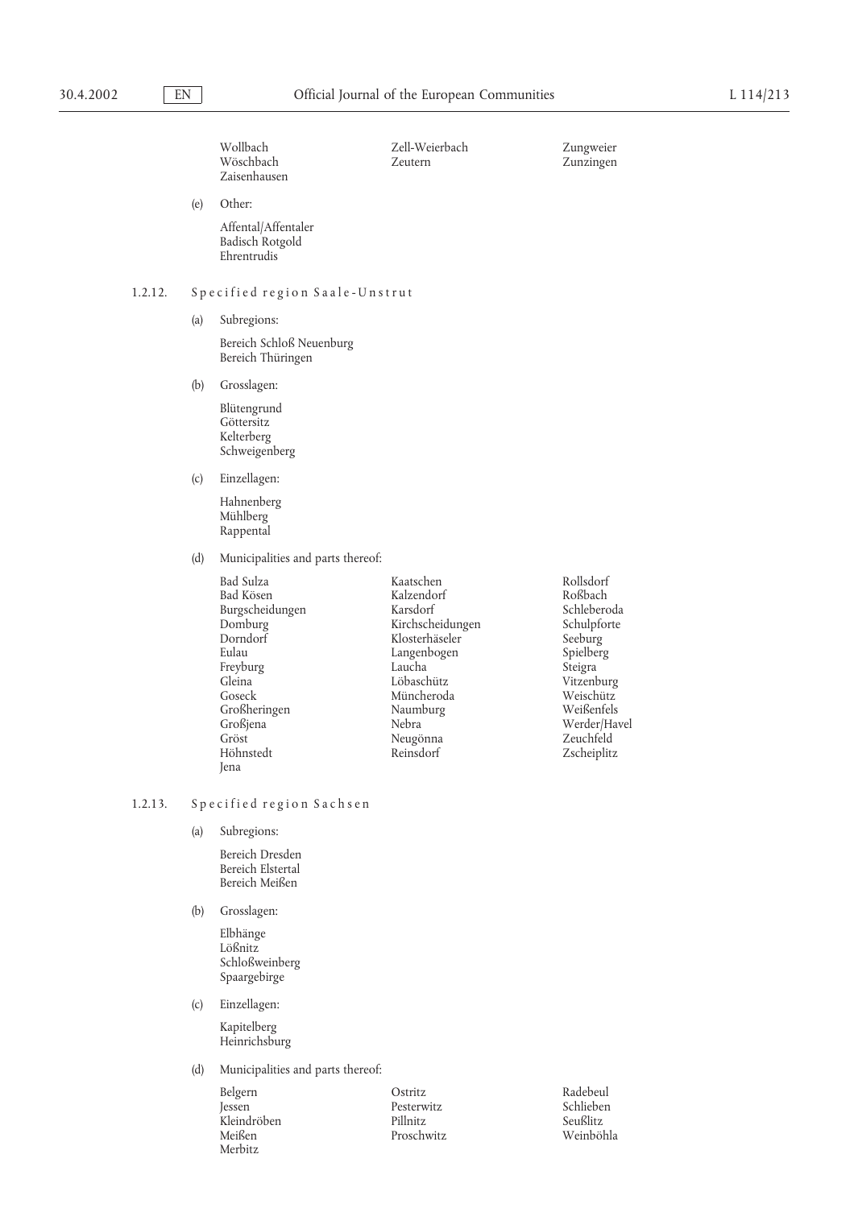Wollbach
Wöschbach
Zaisenhausen
Zell-Weierbach
Zeutern
Zungweier
Zunzingen

(e) Other:

Affental/Affentaler
Badisch Rotgold
Ehrentrudis

### 1.2.12. Specified region Saale-Unstrut

(a) Subregions:

Bereich Schloß Neuenburg
Bereich Thüringen

(b) Grosslagen:

Blütengrund
Göttersitz
Kelterberg
Schweigenberg

(c) Einzellagen:

Hahnenberg
Mühlberg
Rappental

(d) Municipalities and parts thereof:

Bad Sulza
Bad Kösen
Burgscheidungen
Domburg
Dorndorf
Eulau
Freyburg
Gleina
Goseck
Großheringen
Großjena
Gröst
Höhnstedt
Jena
Kaatschen
Kalzendorf
Karsdorf
Kirchscheidungen
Klosterhäseler
Langenbogen
Laucha
Löbaschütz
Müncheroda
Naumburg
Nebra
Neugönna
Reinsdorf
Rollsdorf
Roßbach
Schleberoda
Schulpforte
Seeburg
Spielberg
Steigra
Vitzenburg
Weischütz
Weißenfels
Werder/Havel
Zeuchfeld
Zscheiplitz

### 1.2.13. Specified region Sachsen

(a) Subregions:

Bereich Dresden
Bereich Elstertal
Bereich Meißen

(b) Grosslagen:

Elbhänge
Lößnitz
Schloßweinberg
Spaargebirge

(c) Einzellagen:

Kapitelberg
Heinrichsburg

(d) Municipalities and parts thereof:

Belgern
Jessen
Kleindröben
Meißen
Merbitz
Ostritz
Pesterwitz
Pillnitz
Proschwitz
Radebeul
Schlieben
Seußlitz
Weinböhla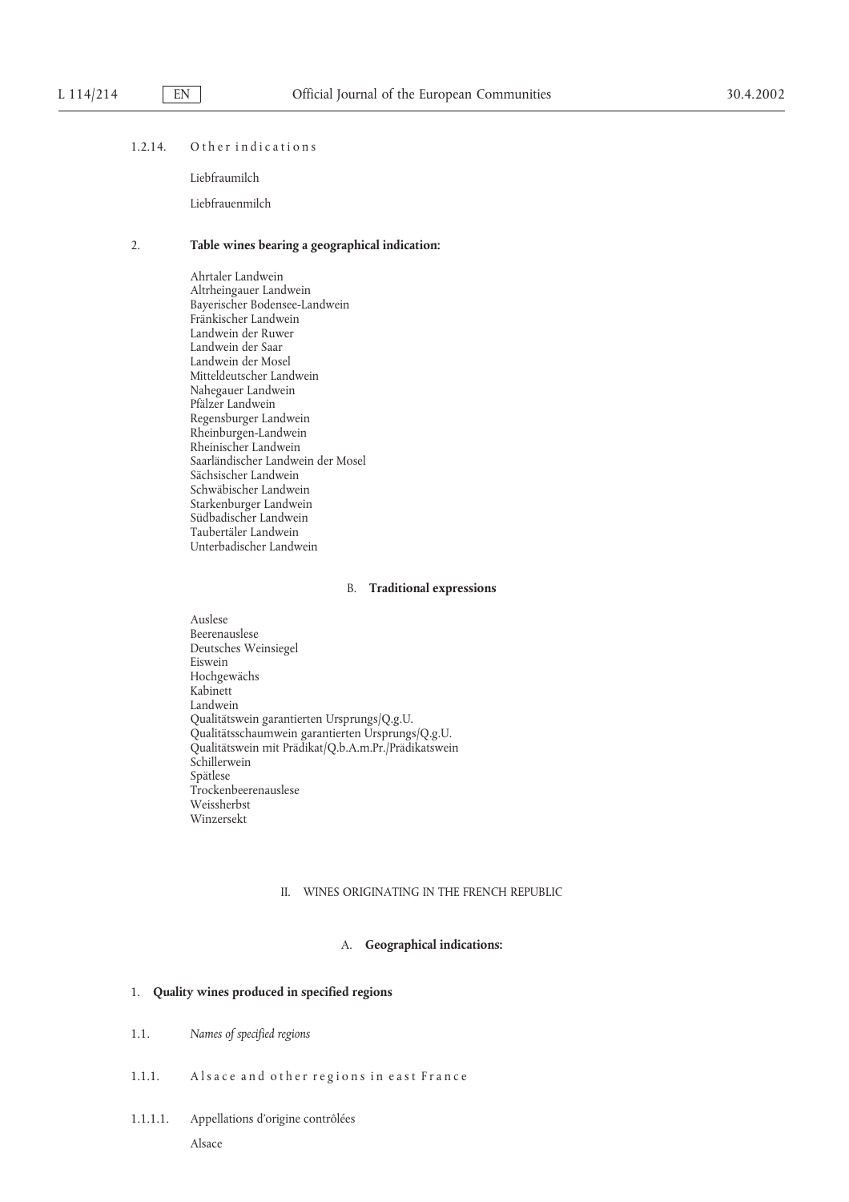1.2.14. Other indications

Liebfraumilch

Liebfrauenmilch

2. **Table wines bearing a geographical indication:**

Ahrtaler Landwein
Altrheingauer Landwein
Bayerischer Bodensee-Landwein
Fränkischer Landwein
Landwein der Ruwer
Landwein der Saar
Landwein der Mosel
Mitteldeutscher Landwein
Nahegauer Landwein
Pfälzer Landwein
Regensburger Landwein
Rheinburgen-Landwein
Rheinischer Landwein
Saarländischer Landwein der Mosel
Sächsischer Landwein
Schwäbischer Landwein
Starkenburger Landwein
Südbadischer Landwein
Taubertäler Landwein
Unterbadischer Landwein

B. **Traditional expressions**

Auslese
Beerenauslese
Deutsches Weinsiegel
Eiswein
Hochgewächs
Kabinett
Landwein
Qualitätswein garantierten Ursprungs/Q.g.U.
Qualitätsschaumwein garantierten Ursprungs/Q.g.U.
Qualitätswein mit Prädikat/Q.b.A.m.Pr./Prädikatswein
Schillerwein
Spätlese
Trockenbeerenauslese
Weissherbst
Winzersekt

II. WINES ORIGINATING IN THE FRENCH REPUBLIC

A. **Geographical indications:**

1. **Quality wines produced in specified regions**

1.1. *Names of specified regions*

1.1.1. Alsace and other regions in east France

1.1.1.1. Appellations d'origine contrôlées

Alsace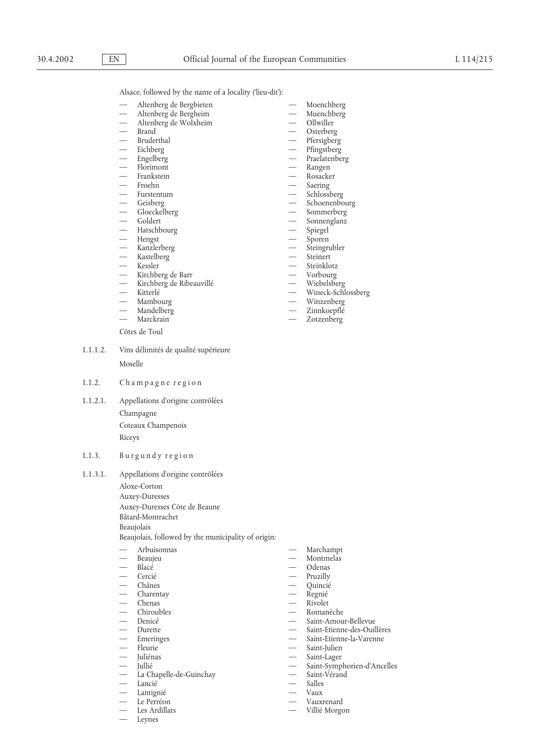Alsace, followed by the name of a locality ('lieu-dit'):

- Altenberg de Bergbieten
- Altenberg de Bergheim
- Altenberg de Wolxheim
- Brand
- Bruderthal
- Eichberg
- Engelberg
- Florimont
- Frankstein
- Froehn
- Furstentum
- Geisberg
- Gloeckelberg
- Goldert
- Hatschbourg
- Hengst
- Kanzlerberg
- Kastelberg
- Kessler
- Kirchberg de Barr
- Kirchberg de Ribeauvillé
- Kitterlé
- Mambourg
- Mandelberg
- Marckrain
- Moenchberg
- Muenchberg
- Ollwiller
- Osterberg
- Pfersigberg
- Pfingstberg
- Praelatenberg
- Rangen
- Rosacker
- Saering
- Schlossberg
- Schoenenbourg
- Sommerberg
- Sonnenglanz
- Spiegel
- Sporen
- Steingrubler
- Steinert
- Steinklotz
- Vorbourg
- Wiebelsberg
- Wineck-Schlossberg
- Winzenberg
- Zinnkoepflé
- Zotzenberg

Côtes de Toul

1.1.1.2. Vins délimités de qualité supérieure

Moselle

1.1.2. Champagne region

1.1.2.1. Appellations d'origine contrôlées

Champagne

Coteaux Champenois

Riceys

1.1.3. Burgundy region

1.1.3.1. Appellations d'origine contrôlées

Aloxe-Corton

Auxey-Duresses

Auxey-Duresses Côte de Beaune

Bâtard-Montrachet

Beaujolais

Beaujolais, followed by the municipality of origin:

- Arbuisonnas
- Beaujeu
- Blacé
- Cercié
- Chânes
- Charentay
- Chenas
- Chiroubles
- Denicé
- Durette
- Emeringes
- Fleurie
- Juliénas
- Jullié
- La Chapelle-de-Guinchay
- Lancié
- Lantignié
- Le Perréon
- Les Ardillats
- Leynes
- Marchampt
- Montmelas
- Odenas
- Pruzilly
- Quincié
- Regnié
- Rivolet
- Romanèche
- Saint-Amour-Bellevue
- Saint-Etienne-des-Ouillères
- Saint-Etienne-la-Varenne
- Saint-Julien
- Saint-Lager
- Saint-Symphorien-d'Ancelles
- Saint-Vérand
- Salles
- Vaux
- Vauxrenard
- Villié Morgon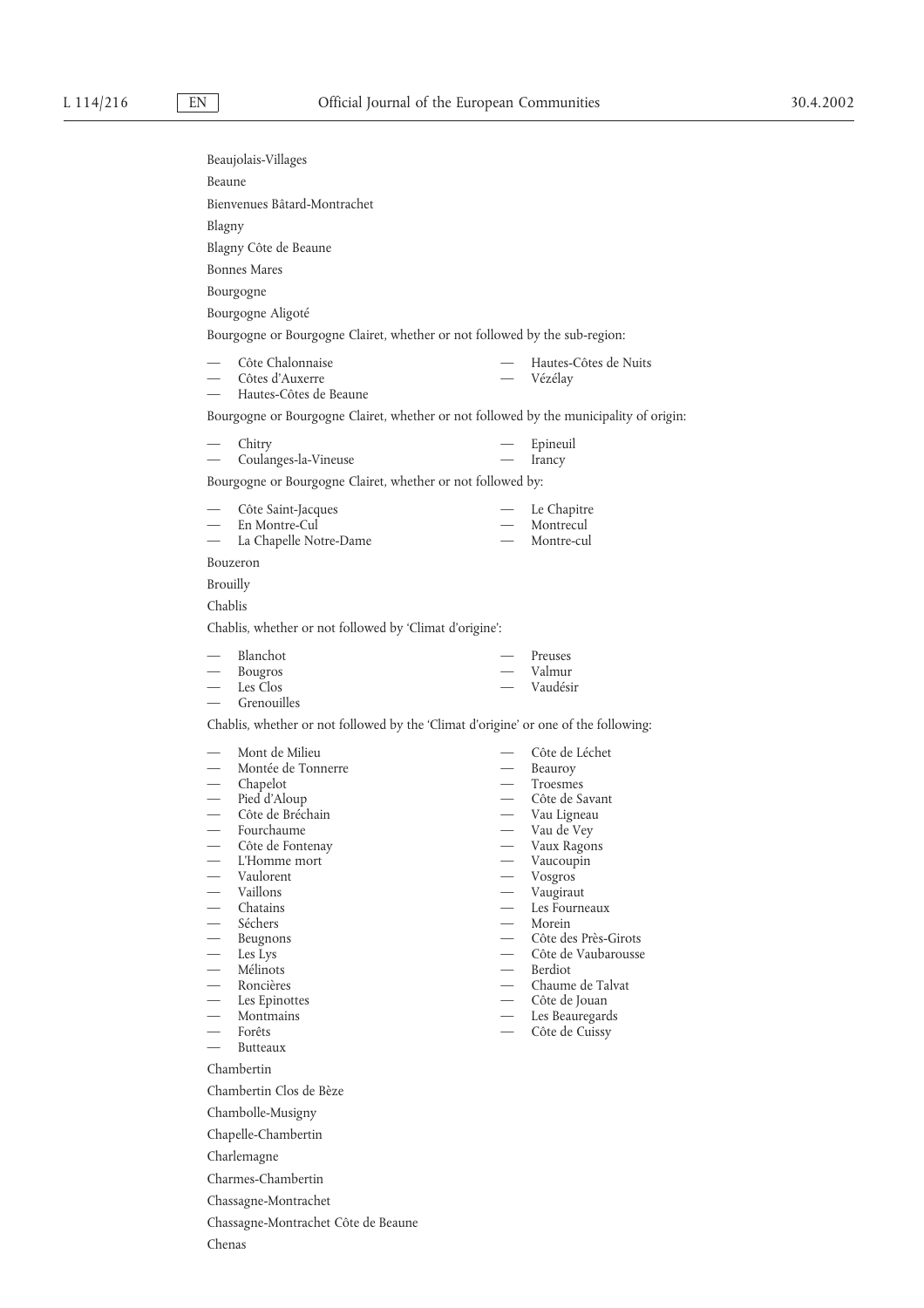Beaujolais-Villages

Beaune

Bienvenues Bâtard-Montrachet

Blagny

Blagny Côte de Beaune

Bonnes Mares

Bourgogne

Bourgogne Aligoté

Bourgogne or Bourgogne Clairet, whether or not followed by the sub-region:

- Côte Chalonnaise
- Côtes d'Auxerre
- Hautes-Côtes de Beaune
- Hautes-Côtes de Nuits
- Vézélay

Bourgogne or Bourgogne Clairet, whether or not followed by the municipality of origin:

- Chitry
- Coulanges-la-Vineuse
- Epineuil
- Irancy

Bourgogne or Bourgogne Clairet, whether or not followed by:

- Côte Saint-Jacques
- En Montre-Cul
- La Chapelle Notre-Dame
- Le Chapitre
- Montrecul
- Montre-cul

Bouzeron

Brouilly

Chablis

Chablis, whether or not followed by 'Climat d'origine':

- Blanchot
- Bougros
- Les Clos
- Grenouilles
- Preuses
- Valmur
- Vaudésir

Chablis, whether or not followed by the 'Climat d'origine' or one of the following:

- Mont de Milieu
- Montée de Tonnerre
- Chapelot
- Pied d'Aloup
- Côte de Bréchain
- Fourchaume
- Côte de Fontenay
- L'Homme mort
- Vaulorent
- Vaillons
- Chatains
- Séchers
- Beugnons
- Les Lys
- Mélinots
- Roncières
- Les Epinottes
- Montmains
- Forêts
- Butteaux
- Côte de Léchet
- Beauroy
- Troesmes
- Côte de Savant
- Vau Ligneau
- Vau de Vey
- Vaux Ragons
- Vaucoupin
- Vosgros
- Vaugiraut
- Les Fourneaux
- Morein
- Côte des Près-Girots
- Côte de Vaubarousse
- Berdiot
- Chaume de Talvat
- Côte de Jouan
- Les Beauregards
- Côte de Cuissy

Chambertin

Chambertin Clos de Bèze

Chambolle-Musigny

Chapelle-Chambertin

Charlemagne

Charmes-Chambertin

Chassagne-Montrachet

Chassagne-Montrachet Côte de Beaune

Chenas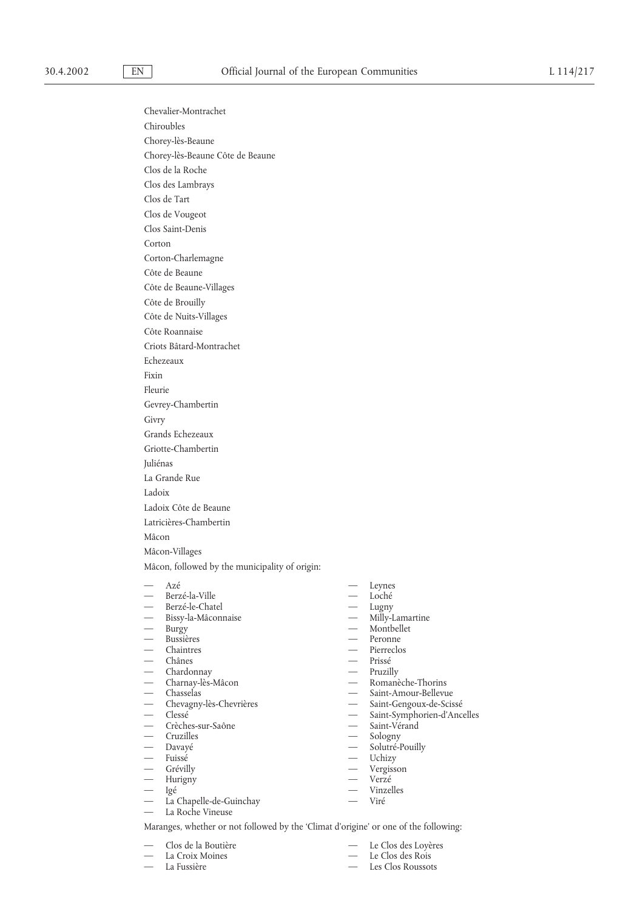Chevalier-Montrachet

Chiroubles

Chorey-lès-Beaune

Chorey-lès-Beaune Côte de Beaune

Clos de la Roche

Clos des Lambrays

Clos de Tart

Clos de Vougeot

Clos Saint-Denis

Corton

Corton-Charlemagne

Côte de Beaune

Côte de Beaune-Villages

Côte de Brouilly

Côte de Nuits-Villages

Côte Roannaise

Criots Bâtard-Montrachet

Echezeaux

Fixin

Fleurie

Gevrey-Chambertin

Givry

Grands Echezeaux

Griotte-Chambertin

Juliénas

La Grande Rue

Ladoix

Ladoix Côte de Beaune

Latricières-Chambertin

Mâcon

Mâcon-Villages

Mâcon, followed by the municipality of origin:

— Azé
— Berzé-la-Ville
— Berzé-le-Chatel
— Bissy-la-Mâconnaise
— Burgy
— Bussières
— Chaintres
— Chânes
— Chardonnay
— Charnay-lès-Mâcon
— Chasselas
— Chevagny-lès-Chevrières
— Clessé
— Crèches-sur-Saône
— Cruzilles
— Davayé
— Fuissé
— Grévilly
— Hurigny
— Igé
— La Chapelle-de-Guinchay
— La Roche Vineuse
— Leynes
— Loché
— Lugny
— Milly-Lamartine
— Montbellet
— Peronne
— Pierreclos
— Prissé
— Pruzilly
— Romanèche-Thorins
— Saint-Amour-Bellevue
— Saint-Gengoux-de-Scissé
— Saint-Symphorien-d'Ancelles
— Saint-Vérand
— Sologny
— Solutré-Pouilly
— Uchizy
— Vergisson
— Verzé
— Vinzelles
— Viré

Maranges, whether or not followed by the 'Climat d'origine' or one of the following:

— Clos de la Boutière
— La Croix Moines
— La Fussière
— Le Clos des Loyères
— Le Clos des Rois
— Les Clos Roussots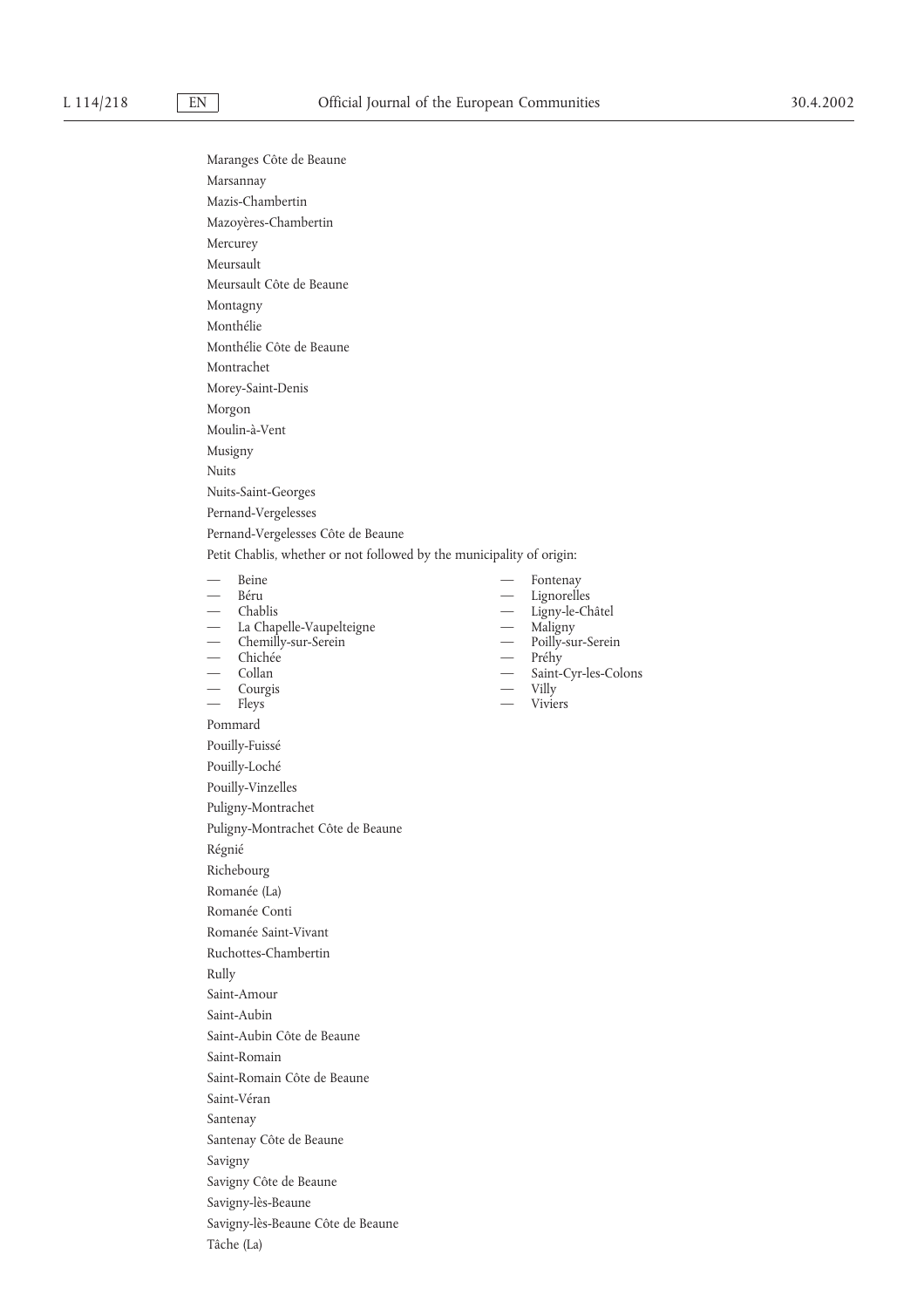Maranges Côte de Beaune

Marsannay

Mazis-Chambertin

Mazoyères-Chambertin

Mercurey

Meursault

Meursault Côte de Beaune

Montagny

Monthélie

Monthélie Côte de Beaune

Montrachet

Morey-Saint-Denis

Morgon

Moulin-à-Vent

Musigny

Nuits

Nuits-Saint-Georges

Pernand-Vergelesses

Pernand-Vergelesses Côte de Beaune

Petit Chablis, whether or not followed by the municipality of origin:

- Beine
- Béru
- Chablis
- La Chapelle-Vaupelteigne
- Chemilly-sur-Serein
- Chichée
- Collan
- Courgis
- Fleys
- Fontenay
- Lignorelles
- Ligny-le-Châtel
- Maligny
- Poilly-sur-Serein
- Préhy
- Saint-Cyr-les-Colons
- Villy
- Viviers

Pommard

Pouilly-Fuissé

Pouilly-Loché

Pouilly-Vinzelles

Puligny-Montrachet

Puligny-Montrachet Côte de Beaune

Régnié

Richebourg

Romanée (La)

Romanée Conti

Romanée Saint-Vivant

Ruchottes-Chambertin

Rully

Saint-Amour

Saint-Aubin

Saint-Aubin Côte de Beaune

Saint-Romain

Saint-Romain Côte de Beaune

Saint-Véran

Santenay

Santenay Côte de Beaune

Savigny

Savigny Côte de Beaune

Savigny-lès-Beaune

Savigny-lès-Beaune Côte de Beaune

Tâche (La)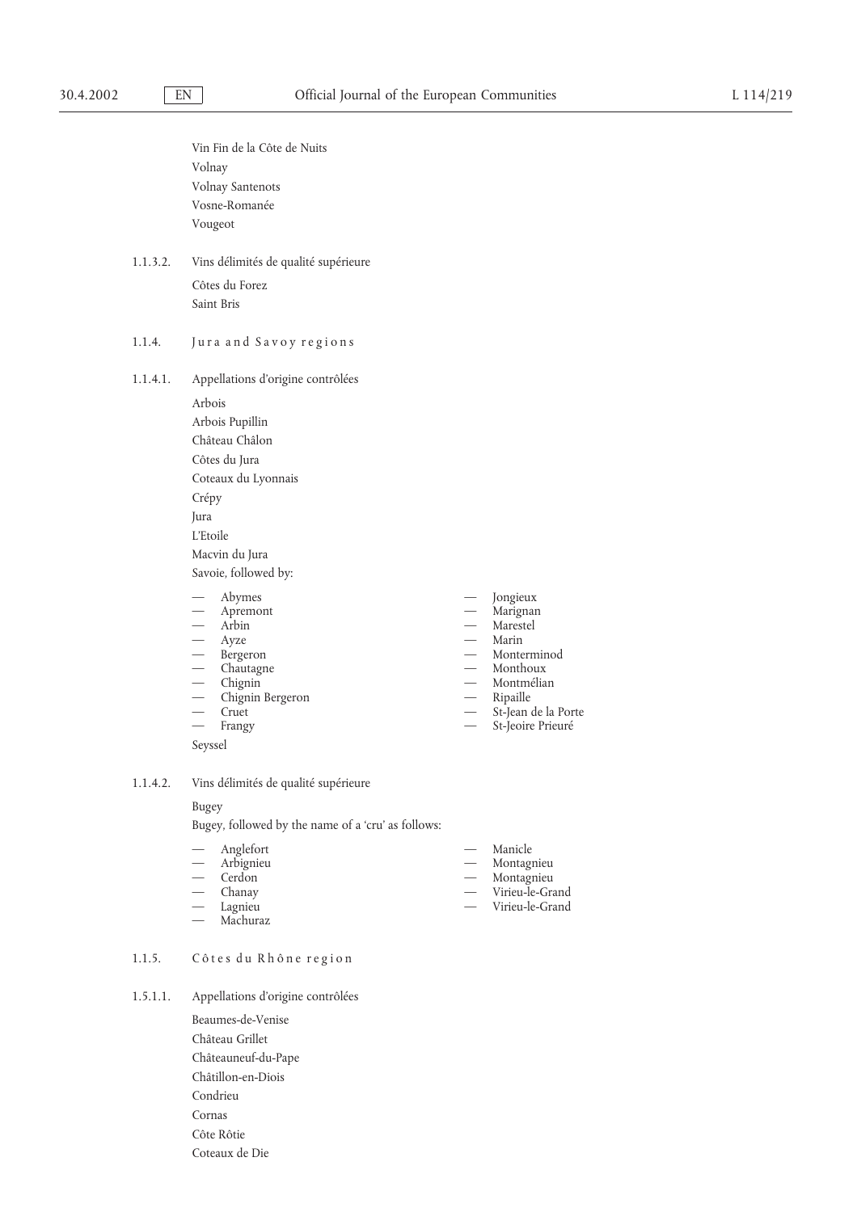Vin Fin de la Côte de Nuits

Volnay

Volnay Santenots

Vosne-Romanée

Vougeot

1.1.3.2. Vins délimités de qualité supérieure

Côtes du Forez

Saint Bris

### 1.1.4. Jura and Savoy regions

1.1.4.1. Appellations d'origine contrôlées

Arbois

Arbois Pupillin

Château Châlon

Côtes du Jura

Coteaux du Lyonnais

Crépy

Jura

L'Etoile

Macvin du Jura

Savoie, followed by:

— Abymes
— Apremont
— Arbin
— Ayze
— Bergeron
— Chautagne
— Chignin
— Chignin Bergeron
— Cruet
— Frangy
— Jongieux
— Marignan
— Marestel
— Marin
— Monterminod
— Monthoux
— Montmélian
— Ripaille
— St-Jean de la Porte
— St-Jeoire Prieuré

Seyssel

1.1.4.2. Vins délimités de qualité supérieure

Bugey

Bugey, followed by the name of a 'cru' as follows:

— Anglefort
— Arbignieu
— Cerdon
— Chanay
— Lagnieu
— Machuraz
— Manicle
— Montagnieu
— Montagnieu
— Virieu-le-Grand
— Virieu-le-Grand

### 1.1.5. Côtes du Rhône region

1.5.1.1. Appellations d'origine contrôlées

Beaumes-de-Venise

Château Grillet

Châteauneuf-du-Pape

Châtillon-en-Diois

Condrieu

Cornas

Côte Rôtie

Coteaux de Die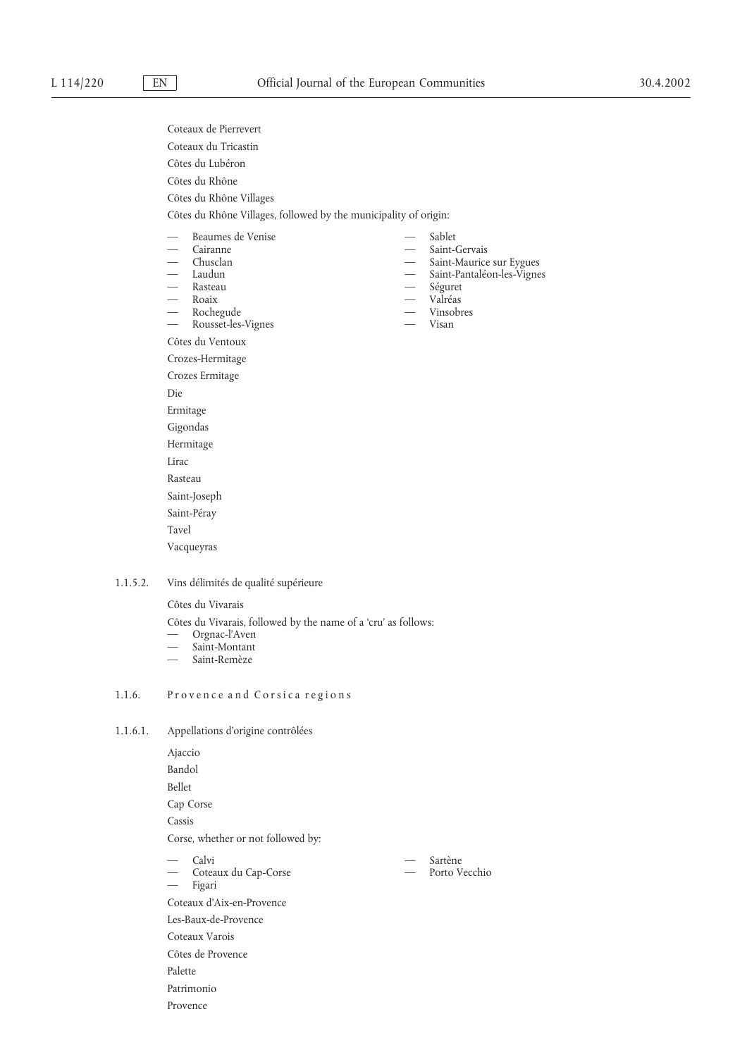Coteaux de Pierrevert

Coteaux du Tricastin

Côtes du Lubéron

Côtes du Rhône

Côtes du Rhône Villages

Côtes du Rhône Villages, followed by the municipality of origin:

- Beaumes de Venise
- Cairanne
- Chusclan
- Laudun
- Rasteau
- Roaix
- Rochegude
- Rousset-les-Vignes
- Sablet
- Saint-Gervais
- Saint-Maurice sur Eygues
- Saint-Pantaléon-les-Vignes
- Séguret
- Valréas
- Vinsobres
- Visan

Côtes du Ventoux

Crozes-Hermitage

Crozes Ermitage

Die

Ermitage

Gigondas

Hermitage

Lirac

Rasteau

Saint-Joseph

Saint-Péray

Tavel

Vacqueyras

1.1.5.2. Vins délimités de qualité supérieure

Côtes du Vivarais

Côtes du Vivarais, followed by the name of a 'cru' as follows:

- Orgnac-l'Aven
- Saint-Montant
- Saint-Remèze

### 1.1.6. Provence and Corsica regions

1.1.6.1. Appellations d'origine contrôlées

Ajaccio

Bandol

Bellet

Cap Corse

Cassis

Corse, whether or not followed by:

- Calvi
- Coteaux du Cap-Corse
- Figari
- Sartène
- Porto Vecchio

Coteaux d'Aix-en-Provence

Les-Baux-de-Provence

Coteaux Varois

Côtes de Provence

Palette

Patrimonio

Provence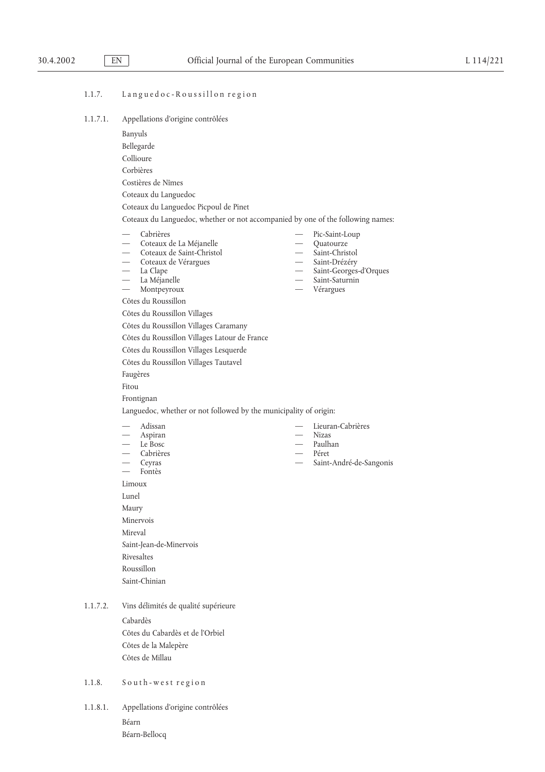1.1.7. Languedoc-Roussillon region

1.1.7.1. Appellations d'origine contrôlées

Banyuls

Bellegarde

Collioure

Corbières

Costières de Nîmes

Coteaux du Languedoc

Coteaux du Languedoc Picpoul de Pinet

Coteaux du Languedoc, whether or not accompanied by one of the following names:

- Cabrières
- Coteaux de La Méjanelle
- Coteaux de Saint-Christol
- Coteaux de Vérargues
- La Clape
- La Méjanelle
- Montpeyroux
- Pic-Saint-Loup
- Quatourze
- Saint-Christol
- Saint-Drézéry
- Saint-Georges-d'Orques
- Saint-Saturnin
- Vérargues

Côtes du Roussillon

Côtes du Roussillon Villages

Côtes du Roussillon Villages Caramany

Côtes du Roussillon Villages Latour de France

Côtes du Roussillon Villages Lesquerde

Côtes du Roussillon Villages Tautavel

Faugères

Fitou

Frontignan

Languedoc, whether or not followed by the municipality of origin:

- Adissan
- Aspiran
- Le Bosc
- Cabrières
- Ceyras
- Fontès
- Lieuran-Cabrières
- Nizas
- Paulhan
- Péret
- Saint-André-de-Sangonis

Limoux

Lunel

Maury

Minervois

Mireval

Saint-Jean-de-Minervois

Rivesaltes

Roussillon

Saint-Chinian

1.1.7.2. Vins délimités de qualité supérieure

Cabardès

Côtes du Cabardès et de l'Orbiel

Côtes de la Malepère

Côtes de Millau

1.1.8. South-west region

1.1.8.1. Appellations d'origine contrôlées

Béarn

Béarn-Bellocq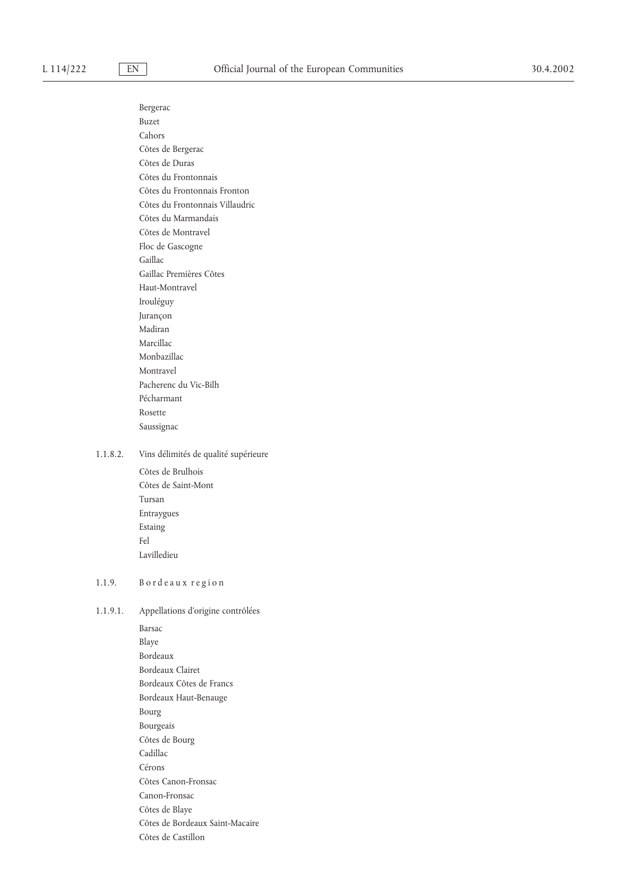Bergerac
Buzet
Cahors
Côtes de Bergerac
Côtes de Duras
Côtes du Frontonnais
Côtes du Frontonnais Fronton
Côtes du Frontonnais Villaudric
Côtes du Marmandais
Côtes de Montravel
Floc de Gascogne
Gaillac
Gaillac Premières Côtes
Haut-Montravel
Irouléguy
Jurançon
Madiran
Marcillac
Monbazillac
Montravel
Pacherenc du Vic-Bilh
Pécharmant
Rosette
Saussignac

1.1.8.2. Vins délimités de qualité supérieure

Côtes de Brulhois
Côtes de Saint-Mont
Tursan
Entraygues
Estaing
Fel
Lavilledieu

1.1.9. Bordeaux region

1.1.9.1. Appellations d'origine contrôlées

Barsac
Blaye
Bordeaux
Bordeaux Clairet
Bordeaux Côtes de Francs
Bordeaux Haut-Benauge
Bourg
Bourgeais
Côtes de Bourg
Cadillac
Cérons
Côtes Canon-Fronsac
Canon-Fronsac
Côtes de Blaye
Côtes de Bordeaux Saint-Macaire
Côtes de Castillon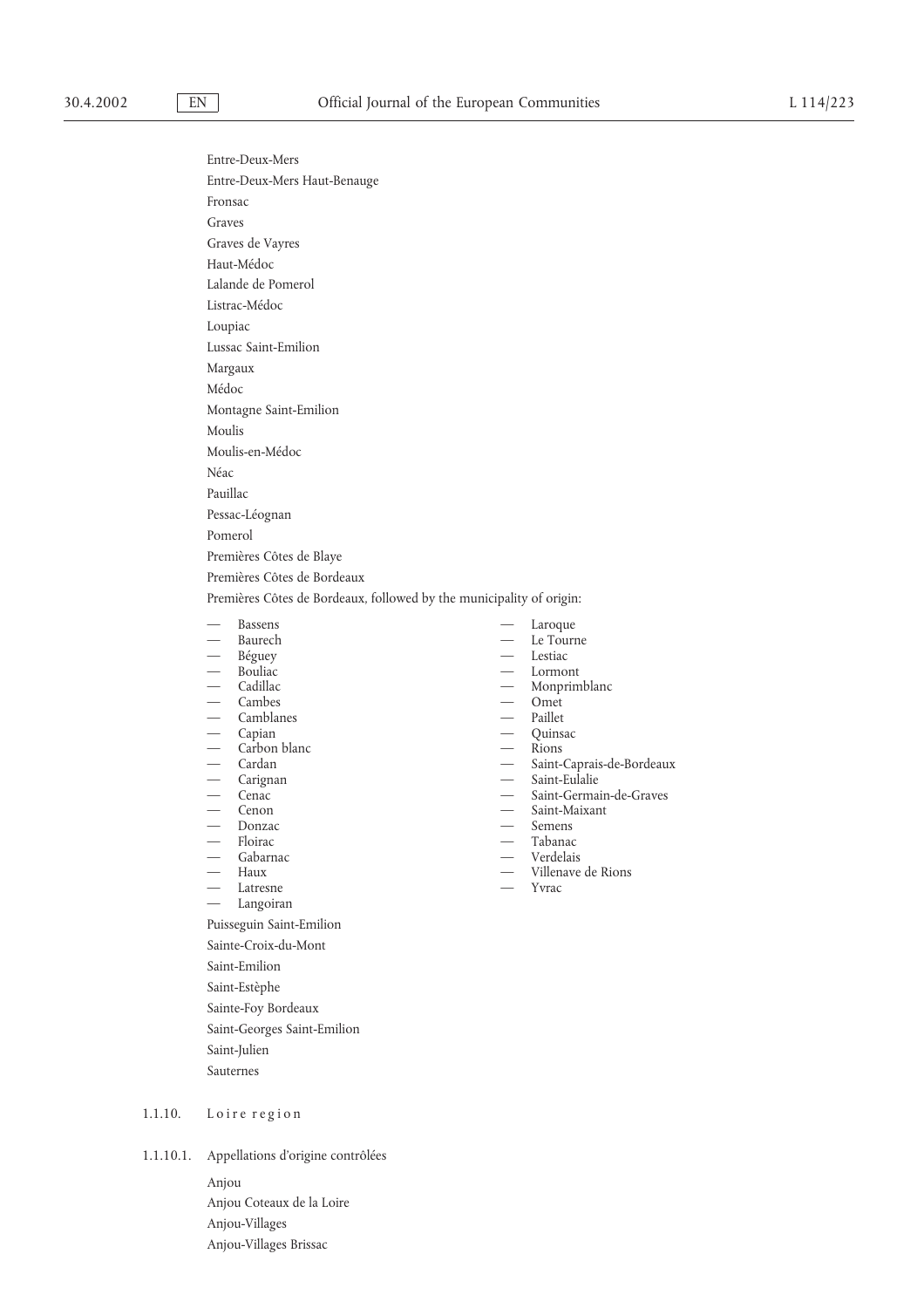Entre-Deux-Mers

Entre-Deux-Mers Haut-Benauge

Fronsac

Graves

Graves de Vayres

Haut-Médoc

Lalande de Pomerol

Listrac-Médoc

Loupiac

Lussac Saint-Emilion

Margaux

Médoc

Montagne Saint-Emilion

Moulis

Moulis-en-Médoc

Néac

Pauillac

Pessac-Léognan

Pomerol

Premières Côtes de Blaye

Premières Côtes de Bordeaux

Premières Côtes de Bordeaux, followed by the municipality of origin:

- Bassens
- Baurech
- Béguey
- Bouliac
- Cadillac
- Cambes
- Camblanes
- Capian
- Carbon blanc
- Cardan
- Carignan
- Cenac
- Cenon
- Donzac
- Floirac
- Gabarnac
- Haux
- Latresne
- Langoiran
- Laroque
- Le Tourne
- Lestiac
- Lormont
- Monprimblanc
- Omet
- Paillet
- Quinsac
- Rions
- Saint-Caprais-de-Bordeaux
- Saint-Eulalie
- Saint-Germain-de-Graves
- Saint-Maixant
- Semens
- Tabanac
- Verdelais
- Villenave de Rions
- Yvrac

Puisseguin Saint-Emilion

Sainte-Croix-du-Mont

Saint-Emilion

Saint-Estèphe

Sainte-Foy Bordeaux

Saint-Georges Saint-Emilion

Saint-Julien

Sauternes

### 1.1.10. Loire region

#### 1.1.10.1. Appellations d'origine contrôlées

Anjou

Anjou Coteaux de la Loire

Anjou-Villages

Anjou-Villages Brissac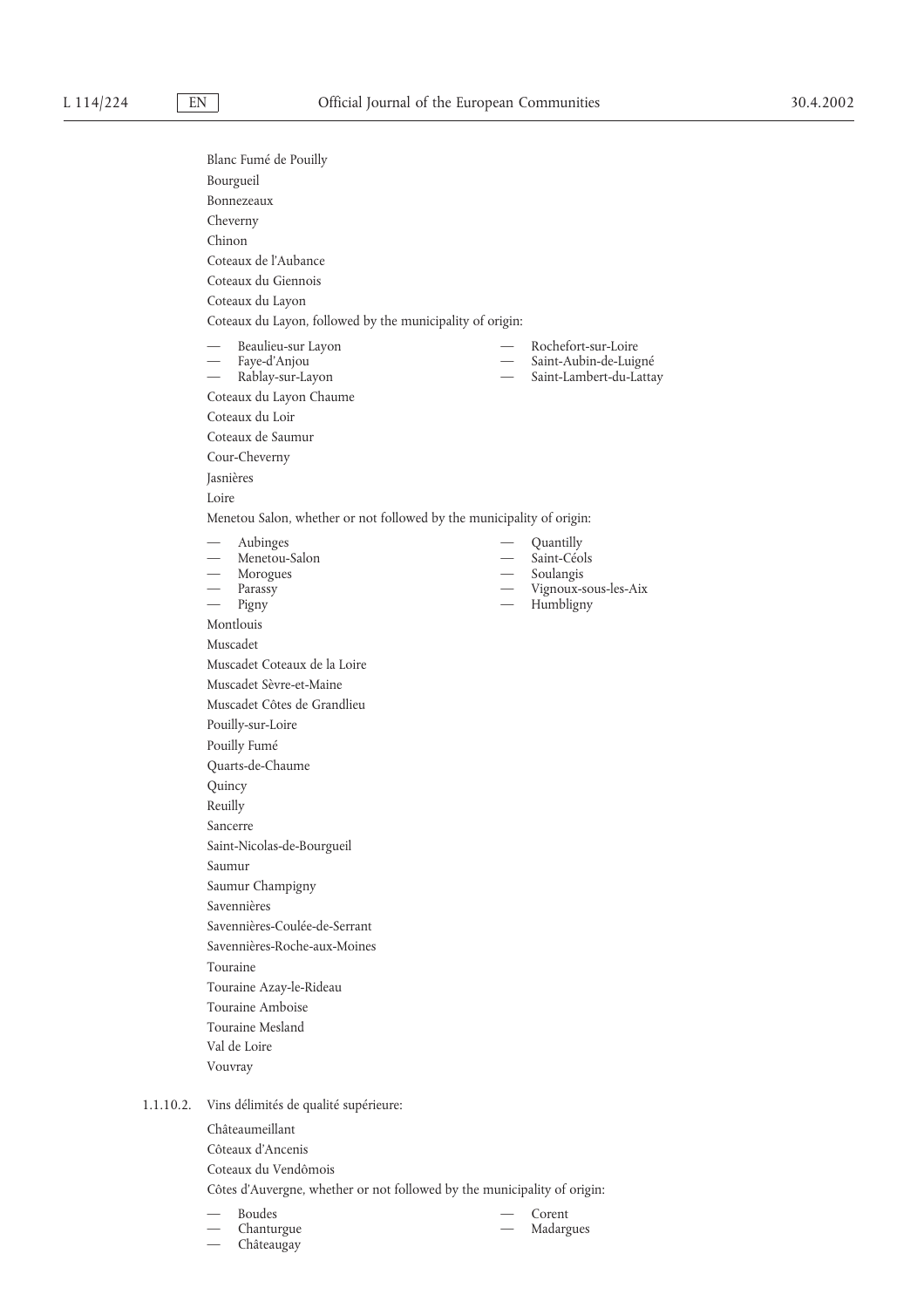Blanc Fumé de Pouilly

Bourgueil

Bonnezeaux

Cheverny

Chinon

Coteaux de l'Aubance

Coteaux du Giennois

Coteaux du Layon

Coteaux du Layon, followed by the municipality of origin:

- Beaulieu-sur Layon
- Faye-d'Anjou
- Rablay-sur-Layon
- Rochefort-sur-Loire
- Saint-Aubin-de-Luigné
- Saint-Lambert-du-Lattay

Coteaux du Layon Chaume

Coteaux du Loir

Coteaux de Saumur

Cour-Cheverny

Jasnières

Loire

Menetou Salon, whether or not followed by the municipality of origin:

- Aubinges
- Menetou-Salon
- Morogues
- Parassy
- Pigny
- Quantilly
- Saint-Céols
- Soulangis
- Vignoux-sous-les-Aix
- Humbligny

Montlouis

Muscadet

Muscadet Coteaux de la Loire

Muscadet Sèvre-et-Maine

Muscadet Côtes de Grandlieu

Pouilly-sur-Loire

Pouilly Fumé

Quarts-de-Chaume

Quincy

Reuilly

Sancerre

Saint-Nicolas-de-Bourgueil

Saumur

Saumur Champigny

Savennières

Savennières-Coulée-de-Serrant

Savennières-Roche-aux-Moines

Touraine

Touraine Azay-le-Rideau

Touraine Amboise

Touraine Mesland

Val de Loire

Vouvray

1.1.10.2. Vins délimités de qualité supérieure:

Châteaumeillant

Côteaux d'Ancenis

Coteaux du Vendômois

Côtes d'Auvergne, whether or not followed by the municipality of origin:

- Boudes
- Chanturgue
- Châteaugay
- Corent
- Madargues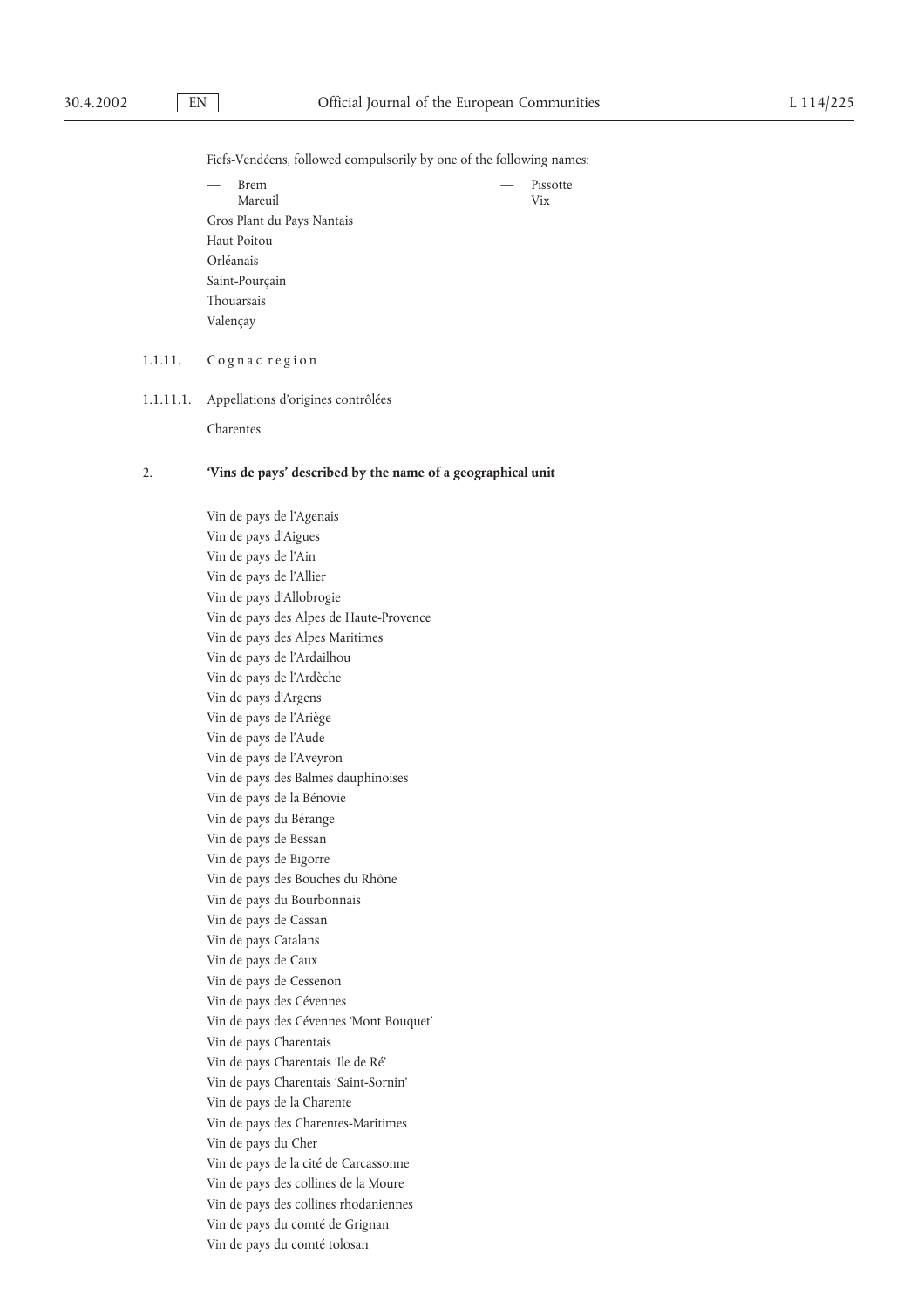Fiefs-Vendéens, followed compulsorily by one of the following names:

- Brem
- Mareuil
- Pissotte
- Vix

Gros Plant du Pays Nantais

Haut Poitou

Orléanais

Saint-Pourçain

Thouarsais

Valençay

1.1.11. Cognac region

1.1.11.1. Appellations d'origines contrôlées

Charentes

## 2. 'Vins de pays' described by the name of a geographical unit

Vin de pays de l'Agenais

Vin de pays d'Aigues

Vin de pays de l'Ain

Vin de pays de l'Allier

Vin de pays d'Allobrogie

Vin de pays des Alpes de Haute-Provence

Vin de pays des Alpes Maritimes

Vin de pays de l'Ardailhou

Vin de pays de l'Ardèche

Vin de pays d'Argens

Vin de pays de l'Ariège

Vin de pays de l'Aude

Vin de pays de l'Aveyron

Vin de pays des Balmes dauphinoises

Vin de pays de la Bénovie

Vin de pays du Bérange

Vin de pays de Bessan

Vin de pays de Bigorre

Vin de pays des Bouches du Rhône

Vin de pays du Bourbonnais

Vin de pays de Cassan

Vin de pays Catalans

Vin de pays de Caux

Vin de pays de Cessenon

Vin de pays des Cévennes

Vin de pays des Cévennes 'Mont Bouquet'

Vin de pays Charentais

Vin de pays Charentais 'Ile de Ré'

Vin de pays Charentais 'Saint-Sornin'

Vin de pays de la Charente

Vin de pays des Charentes-Maritimes

Vin de pays du Cher

Vin de pays de la cité de Carcassonne

Vin de pays des collines de la Moure

Vin de pays des collines rhodaniennes

Vin de pays du comté de Grignan

Vin de pays du comté tolosan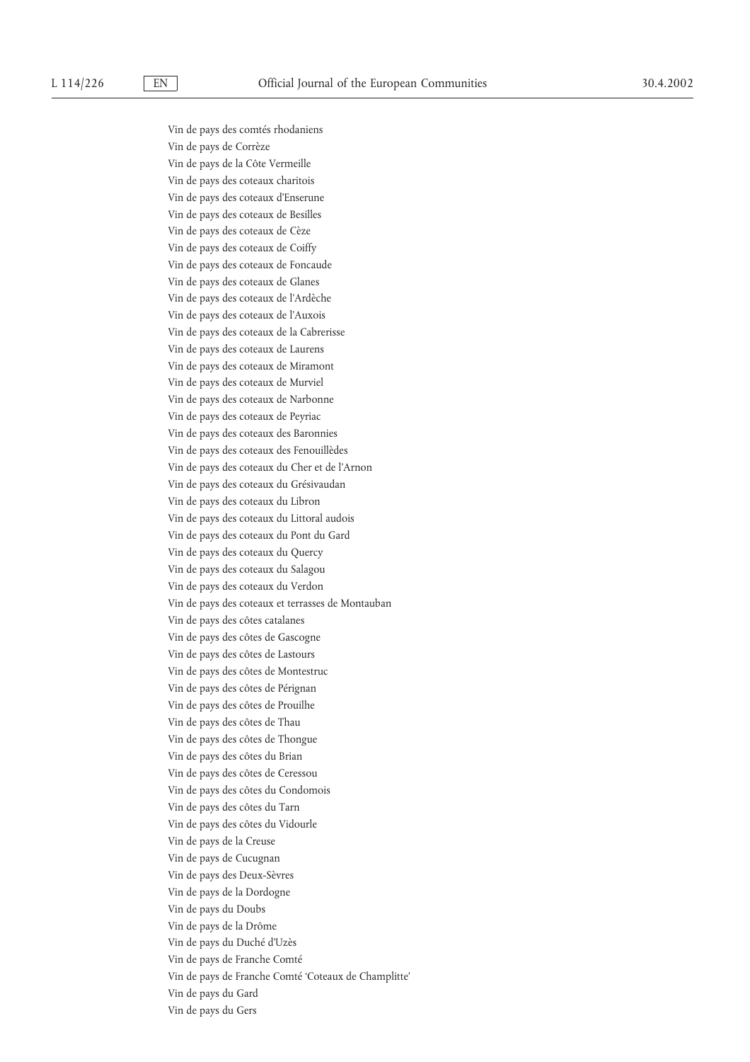Vin de pays des comtés rhodaniens
Vin de pays de Corrèze
Vin de pays de la Côte Vermeille
Vin de pays des coteaux charitois
Vin de pays des coteaux d'Enserune
Vin de pays des coteaux de Besilles
Vin de pays des coteaux de Cèze
Vin de pays des coteaux de Coiffy
Vin de pays des coteaux de Foncaude
Vin de pays des coteaux de Glanes
Vin de pays des coteaux de l'Ardèche
Vin de pays des coteaux de l'Auxois
Vin de pays des coteaux de la Cabrerisse
Vin de pays des coteaux de Laurens
Vin de pays des coteaux de Miramont
Vin de pays des coteaux de Murviel
Vin de pays des coteaux de Narbonne
Vin de pays des coteaux de Peyriac
Vin de pays des coteaux des Baronnies
Vin de pays des coteaux des Fenouillèdes
Vin de pays des coteaux du Cher et de l'Arnon
Vin de pays des coteaux du Grésivaudan
Vin de pays des coteaux du Libron
Vin de pays des coteaux du Littoral audois
Vin de pays des coteaux du Pont du Gard
Vin de pays des coteaux du Quercy
Vin de pays des coteaux du Salagou
Vin de pays des coteaux du Verdon
Vin de pays des coteaux et terrasses de Montauban
Vin de pays des côtes catalanes
Vin de pays des côtes de Gascogne
Vin de pays des côtes de Lastours
Vin de pays des côtes de Montestruc
Vin de pays des côtes de Pérignan
Vin de pays des côtes de Prouilhe
Vin de pays des côtes de Thau
Vin de pays des côtes de Thongue
Vin de pays des côtes du Brian
Vin de pays des côtes de Ceressou
Vin de pays des côtes du Condomois
Vin de pays des côtes du Tarn
Vin de pays des côtes du Vidourle
Vin de pays de la Creuse
Vin de pays de Cucugnan
Vin de pays des Deux-Sèvres
Vin de pays de la Dordogne
Vin de pays du Doubs
Vin de pays de la Drôme
Vin de pays du Duché d'Uzès
Vin de pays de Franche Comté
Vin de pays de Franche Comté 'Coteaux de Champlitte'
Vin de pays du Gard
Vin de pays du Gers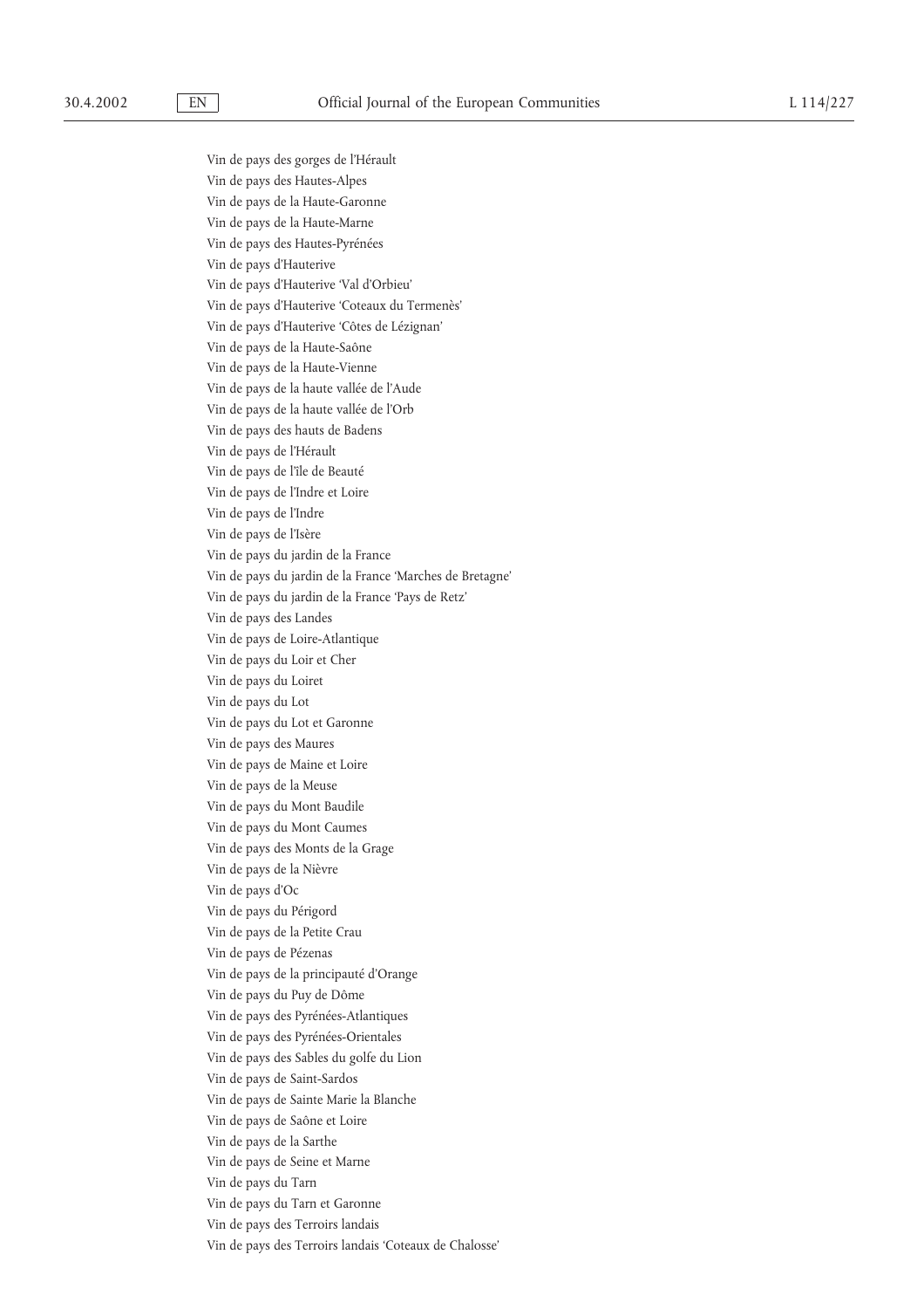Vin de pays des gorges de l'Hérault

Vin de pays des Hautes-Alpes

Vin de pays de la Haute-Garonne

Vin de pays de la Haute-Marne

Vin de pays des Hautes-Pyrénées

Vin de pays d'Hauterive

Vin de pays d'Hauterive 'Val d'Orbieu'

Vin de pays d'Hauterive 'Coteaux du Termenès'

Vin de pays d'Hauterive 'Côtes de Lézignan'

Vin de pays de la Haute-Saône

Vin de pays de la Haute-Vienne

Vin de pays de la haute vallée de l'Aude

Vin de pays de la haute vallée de l'Orb

Vin de pays des hauts de Badens

Vin de pays de l'Hérault

Vin de pays de l'île de Beauté

Vin de pays de l'Indre et Loire

Vin de pays de l'Indre

Vin de pays de l'Isère

Vin de pays du jardin de la France

Vin de pays du jardin de la France 'Marches de Bretagne'

Vin de pays du jardin de la France 'Pays de Retz'

Vin de pays des Landes

Vin de pays de Loire-Atlantique

Vin de pays du Loir et Cher

Vin de pays du Loiret

Vin de pays du Lot

Vin de pays du Lot et Garonne

Vin de pays des Maures

Vin de pays de Maine et Loire

Vin de pays de la Meuse

Vin de pays du Mont Baudile

Vin de pays du Mont Caumes

Vin de pays des Monts de la Grage

Vin de pays de la Nièvre

Vin de pays d'Oc

Vin de pays du Périgord

Vin de pays de la Petite Crau

Vin de pays de Pézenas

Vin de pays de la principauté d'Orange

Vin de pays du Puy de Dôme

Vin de pays des Pyrénées-Atlantiques

Vin de pays des Pyrénées-Orientales

Vin de pays des Sables du golfe du Lion

Vin de pays de Saint-Sardos

Vin de pays de Sainte Marie la Blanche

Vin de pays de Saône et Loire

Vin de pays de la Sarthe

Vin de pays de Seine et Marne

Vin de pays du Tarn

Vin de pays du Tarn et Garonne

Vin de pays des Terroirs landais

Vin de pays des Terroirs landais 'Coteaux de Chalosse'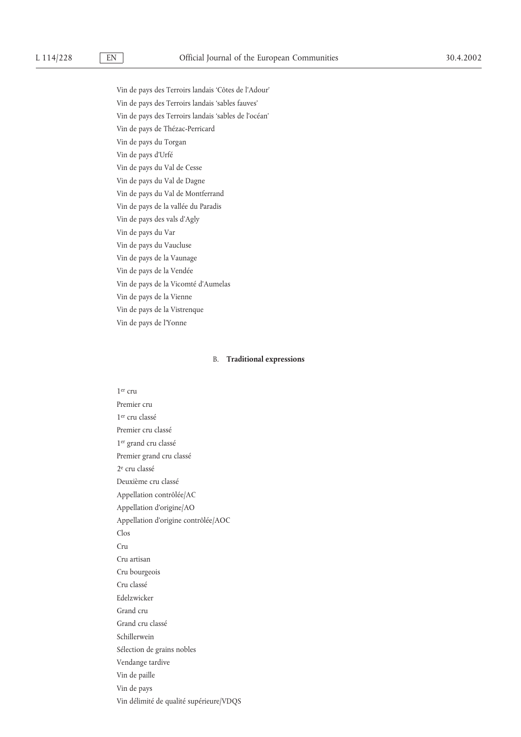Vin de pays des Terroirs landais 'Côtes de l'Adour'

Vin de pays des Terroirs landais 'sables fauves'

Vin de pays des Terroirs landais 'sables de l'océan'

Vin de pays de Thézac-Perricard

Vin de pays du Torgan

Vin de pays d'Urfé

Vin de pays du Val de Cesse

Vin de pays du Val de Dagne

Vin de pays du Val de Montferrand

Vin de pays de la vallée du Paradis

Vin de pays des vals d'Agly

Vin de pays du Var

Vin de pays du Vaucluse

Vin de pays de la Vaunage

Vin de pays de la Vendée

Vin de pays de la Vicomté d'Aumelas

Vin de pays de la Vienne

Vin de pays de la Vistrenque

Vin de pays de l'Yonne

## B. **Traditional expressions**

1er cru

Premier cru

1er cru classé

Premier cru classé

1er grand cru classé

Premier grand cru classé

2e cru classé

Deuxième cru classé

Appellation contrôlée/AC

Appellation d'origine/AO

Appellation d'origine contrôlée/AOC

Clos

Cru

Cru artisan

Cru bourgeois

Cru classé

Edelzwicker

Grand cru

Grand cru classé

Schillerwein

Sélection de grains nobles

Vendange tardive

Vin de paille

Vin de pays

Vin délimité de qualité supérieure/VDQS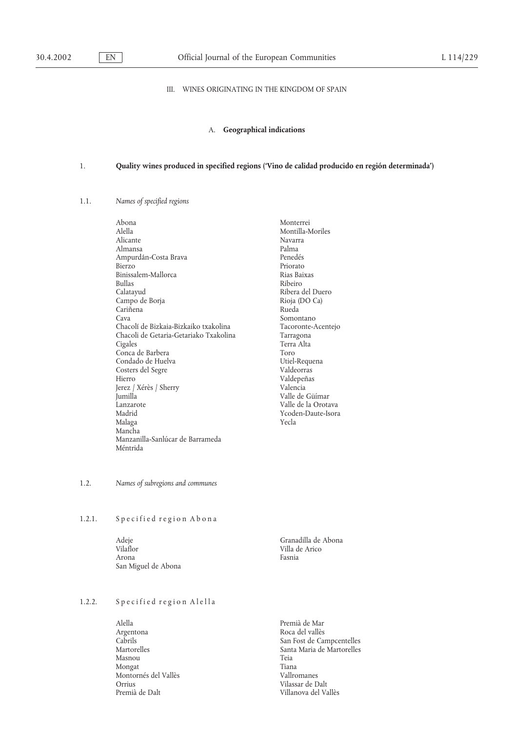III. WINES ORIGINATING IN THE KINGDOM OF SPAIN

A. **Geographical indications**

1. **Quality wines produced in specified regions ('Vino de calidad producido en región determinada')**

1.1. *Names of specified regions*

Abona
Alella
Alicante
Almansa
Ampurdán-Costa Brava
Bierzo
Binissalem-Mallorca
Bullas
Calatayud
Campo de Borja
Cariñena
Cava
Chacolí de Bizkaia-Bizkaiko txakolina
Chacoli de Getaria-Getariako Txakolina
Cigales
Conca de Barbera
Condado de Huelva
Costers del Segre
Hierro
Jerez / Xérès / Sherry
Jumilla
Lanzarote
Madrid
Malaga
Mancha
Manzanilla-Sanlúcar de Barrameda
Méntrida
Monterrei
Montilla-Moriles
Navarra
Palma
Penedés
Priorato
Rias Baixas
Ribeiro
Ribera del Duero
Rioja (DO Ca)
Rueda
Somontano
Tacoronte-Acentejo
Tarragona
Terra Alta
Toro
Utiel-Requena
Valdeorras
Valdepeñas
Valencia
Valle de Güímar
Valle de la Orotava
Ycoden-Daute-Isora
Yecla

1.2. *Names of subregions and communes*

1.2.1. Specified region Abona

Adeje
Vilaflor
Arona
San Miguel de Abona
Granadilla de Abona
Villa de Arico
Fasnia

1.2.2. Specified region Alella

Alella
Argentona
Cabrils
Martorelles
Masnou
Mongat
Montornés del Vallès
Orrius
Premià de Dalt
Premià de Mar
Roca del vallès
San Fost de Campcentelles
Santa Maria de Martorelles
Teia
Tiana
Vallromanes
Vilassar de Dalt
Villanova del Vallès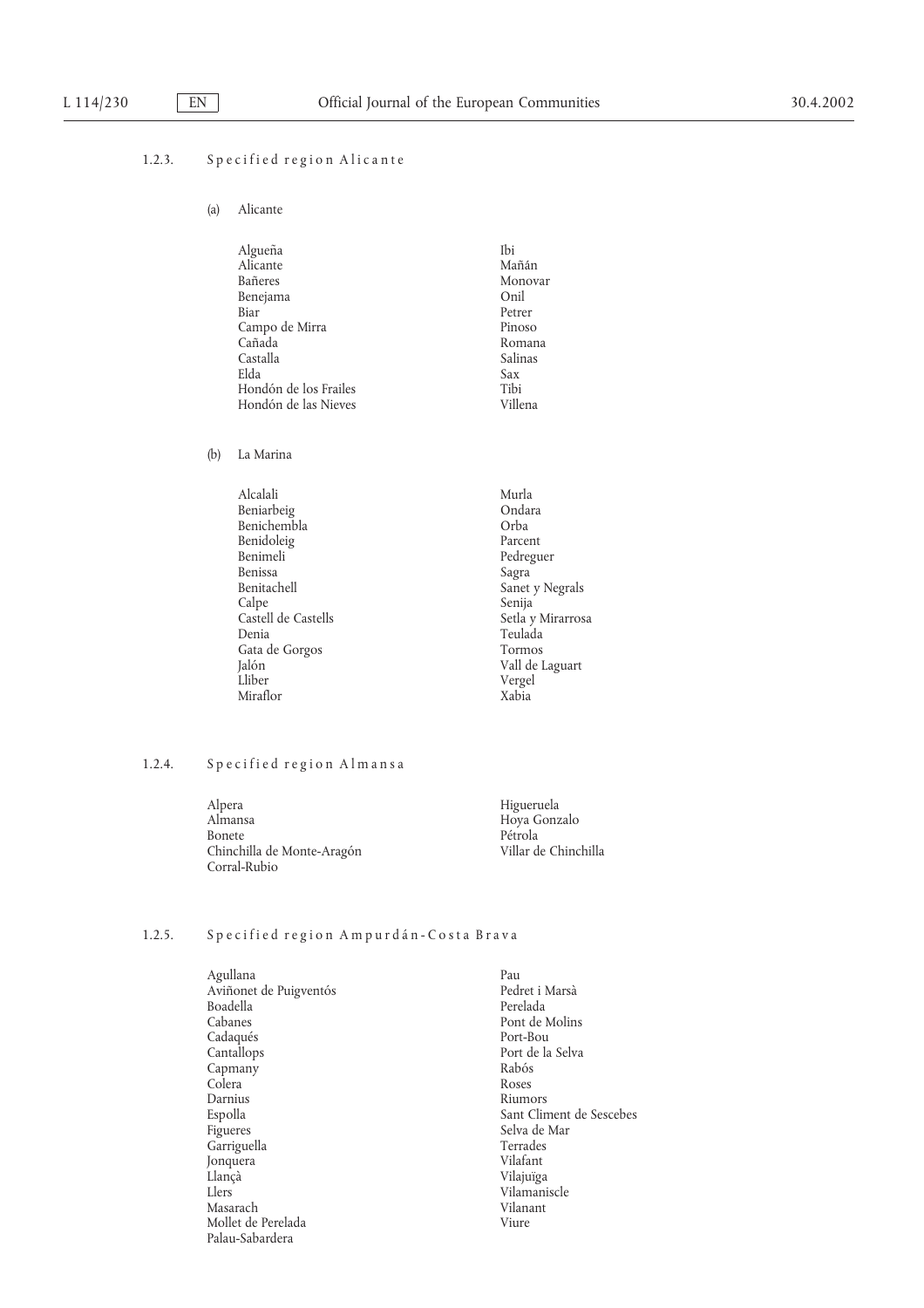### 1.2.3. Specified region Alicante

(a) Alicante

Algueña
Alicante
Bañeres
Benejama
Biar
Campo de Mirra
Cañada
Castalla
Elda
Hondón de los Frailes
Hondón de las Nieves
Ibi
Mañán
Monovar
Onil
Petrer
Pinoso
Romana
Salinas
Sax
Tibi
Villena

(b) La Marina

Alcalali
Beniarbeig
Benichembla
Benidoleig
Benimeli
Benissa
Benitachell
Calpe
Castell de Castells
Denia
Gata de Gorgos
Jalón
Lliber
Miraflor
Murla
Ondara
Orba
Parcent
Pedreguer
Sagra
Sanet y Negrals
Senija
Setla y Mirarrosa
Teulada
Tormos
Vall de Laguart
Vergel
Xabia

### 1.2.4. Specified region Almansa

Alpera
Almansa
Bonete
Chinchilla de Monte-Aragón
Corral-Rubio
Higueruela
Hoya Gonzalo
Pétrola
Villar de Chinchilla

### 1.2.5. Specified region Ampurdán-Costa Brava

Agullana
Aviñonet de Puigventós
Boadella
Cabanes
Cadaqués
Cantallops
Capmany
Colera
Darnius
Espolla
Figueres
Garriguella
Jonquera
Llançà
Llers
Masarach
Mollet de Perelada
Palau-Sabardera
Pau
Pedret i Marsà
Perelada
Pont de Molins
Port-Bou
Port de la Selva
Rabós
Roses
Riumors
Sant Climent de Sescebes
Selva de Mar
Terrades
Vilafant
Vilajuiga
Vilamaniscle
Vilanant
Viure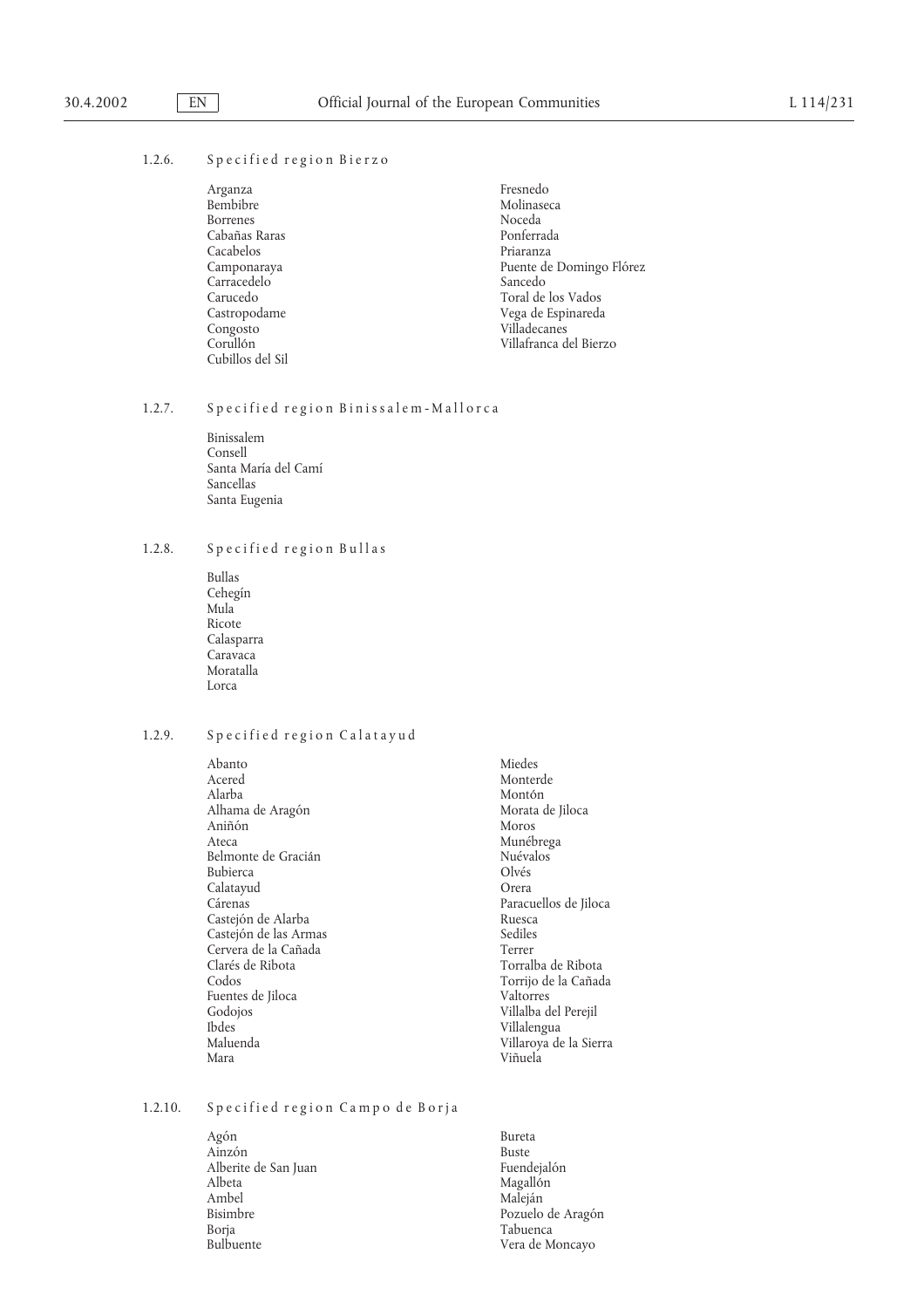1.2.6. Specified region Bierzo

Arganza
Bembibre
Borrenes
Cabañas Raras
Cacabelos
Camponaraya
Carracedelo
Carucedo
Castropodame
Congosto
Corullón
Cubillos del Sil
Fresnedo
Molinaseca
Noceda
Ponferrada
Priaranza
Puente de Domingo Flórez
Sancedo
Toral de los Vados
Vega de Espinareda
Villadecanes
Villafranca del Bierzo

1.2.7. Specified region Binissalem-Mallorca

Binissalem
Consell
Santa María del Camí
Sancellas
Santa Eugenia

1.2.8. Specified region Bullas

Bullas
Cehegín
Mula
Ricote
Calasparra
Caravaca
Moratalla
Lorca

1.2.9. Specified region Calatayud

Abanto
Acered
Alarba
Alhama de Aragón
Aniñón
Ateca
Belmonte de Gracián
Bubierca
Calatayud
Cárenas
Castejón de Alarba
Castejón de las Armas
Cervera de la Cañada
Clarés de Ribota
Codos
Fuentes de Jiloca
Godojos
Ibdes
Maluenda
Mara
Miedes
Monterde
Montón
Morata de Jiloca
Moros
Munébrega
Nuévalos
Olvés
Orera
Paracuellos de Jiloca
Ruesca
Sediles
Terrer
Torralba de Ribota
Torrijo de la Cañada
Valtorres
Villalba del Perejil
Villalengua
Villaroya de la Sierra
Viñuela

1.2.10. Specified region Campo de Borja

Agón
Ainzón
Alberite de San Juan
Albeta
Ambel
Bisimbre
Borja
Bulbuente
Bureta
Buste
Fuendejalón
Magallón
Maleján
Pozuelo de Aragón
Tabuenca
Vera de Moncayo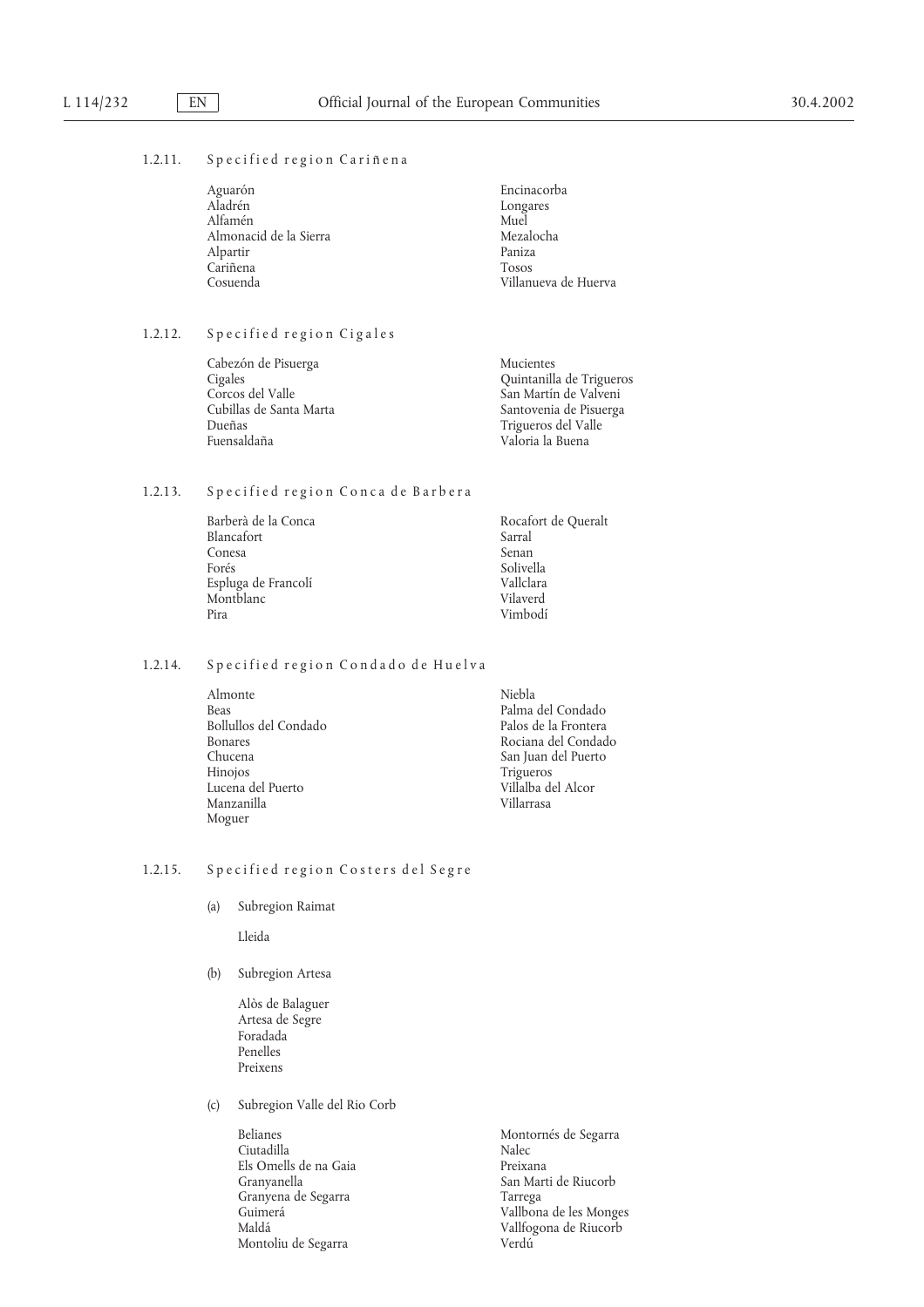1.2.11. Specified region Cariñena

Aguarón
Aladrén
Alfamén
Almonacid de la Sierra
Alpartir
Cariñena
Cosuenda
Encinacorba
Longares
Muel
Mezalocha
Paniza
Tosos
Villanueva de Huerva

1.2.12. Specified region Cigales

Cabezón de Pisuerga
Cigales
Corcos del Valle
Cubillas de Santa Marta
Dueñas
Fuensaldaña
Mucientes
Quintanilla de Trigueros
San Martín de Valveni
Santovenia de Pisuerga
Trigueros del Valle
Valoria la Buena

1.2.13. Specified region Conca de Barbera

Barberà de la Conca
Blancafort
Conesa
Forés
Espluga de Francolí
Montblanc
Pira
Rocafort de Queralt
Sarral
Senan
Solivella
Vallclara
Vilaverd
Vimbodí

1.2.14. Specified region Condado de Huelva

Almonte
Beas
Bollullos del Condado
Bonares
Chucena
Hinojos
Lucena del Puerto
Manzanilla
Moguer
Niebla
Palma del Condado
Palos de la Frontera
Rociana del Condado
San Juan del Puerto
Trigueros
Villalba del Alcor
Villarrasa

1.2.15. Specified region Costers del Segre

(a) Subregion Raimat

Lleida

(b) Subregion Artesa

Alòs de Balaguer
Artesa de Segre
Foradada
Penelles
Preixens

(c) Subregion Valle del Rio Corb

Belianes
Ciutadilla
Els Omells de na Gaia
Granyanella
Granyena de Segarra
Guimerá
Maldá
Montoliu de Segarra
Montornés de Segarra
Nalec
Preixana
San Marti de Riucorb
Tarrega
Vallbona de les Monges
Vallfogona de Riucorb
Verdú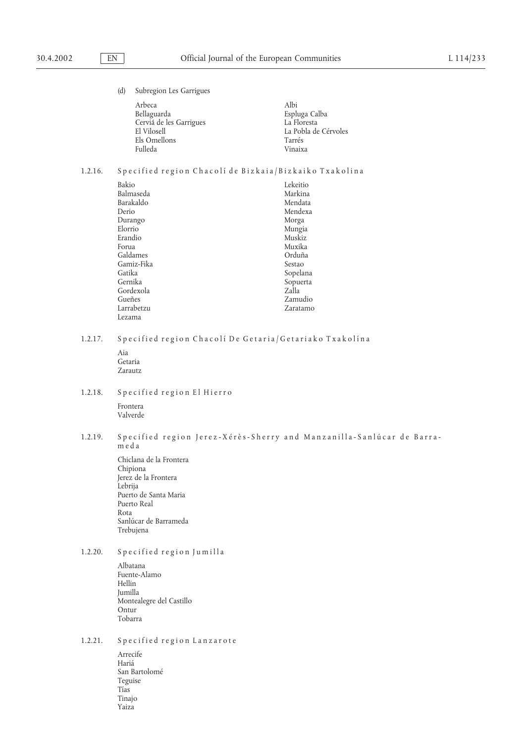(d) Subregion Les Garrigues

Arbeca
Bellaguarda
Cerviá de les Garrigues
El Vilosell
Els Omellons
Fulleda
Albi
Espluga Calba
La Floresta
La Pobla de Cérvoles
Tarrés
Vinaixa

1.2.16. Specified region Chacolí de Bizkaia/Bizkaiko Txakolina

Bakio
Balmaseda
Barakaldo
Derio
Durango
Elorrio
Erandio
Forua
Galdames
Gamiz-Fika
Gatika
Gernika
Gordexola
Gueñes
Larrabetzu
Lezama
Lekeitio
Markina
Mendata
Mendexa
Morga
Mungia
Muskiz
Muxika
Orduña
Sestao
Sopelana
Sopuerta
Zalla
Zamudio
Zaratamo

1.2.17. Specified region Chacolí De Getaria/Getariako Txakolína

Aia
Getaria
Zarautz

1.2.18. Specified region El Hierro

Frontera
Valverde

1.2.19. Specified region Jerez-Xérès-Sherry and Manzanilla-Sanlúcar de Barrameda

Chiclana de la Frontera
Chipiona
Jerez de la Frontera
Lebrija
Puerto de Santa Maria
Puerto Real
Rota
Sanlúcar de Barrameda
Trebujena

1.2.20. Specified region Jumilla

Albatana
Fuente-Alamo
Hellin
Jumilla
Montealegre del Castillo
Ontur
Tobarra

1.2.21. Specified region Lanzarote

Arrecife
Hariá
San Bartolomé
Teguise
Tías
Tinajo
Yaiza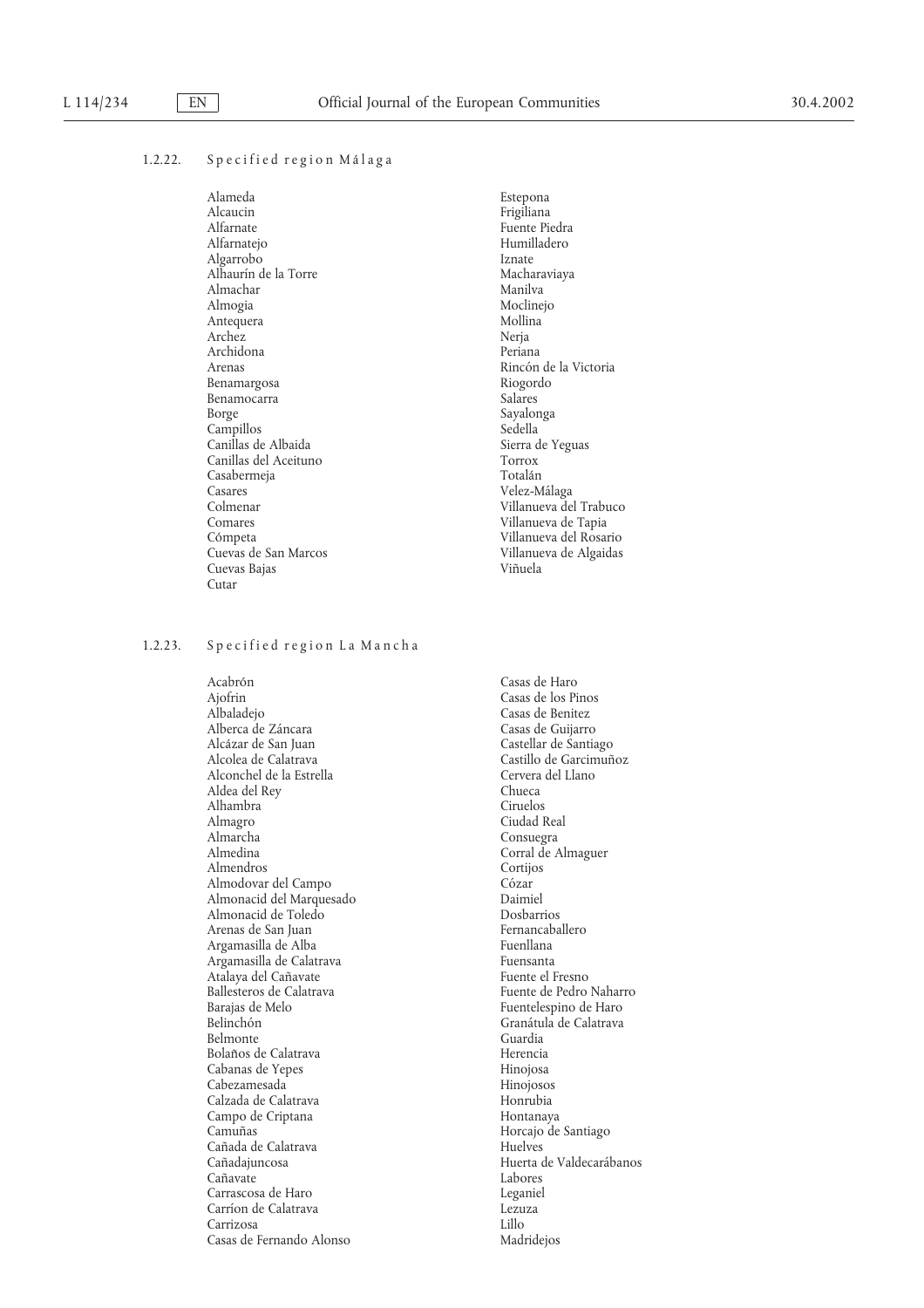1.2.22. Specified region Málaga

Alameda
Alcaucin
Alfarnate
Alfarnatejo
Algarrobo
Alhaurín de la Torre
Almachar
Almogia
Antequera
Archez
Archidona
Arenas
Benamargosa
Benamocarra
Borge
Campillos
Canillas de Albaida
Canillas del Aceituno
Casabermeja
Casares
Colmenar
Comares
Cómpeta
Cuevas de San Marcos
Cuevas Bajas
Cutar
Estepona
Frigiliana
Fuente Piedra
Humilladero
Iznate
Macharaviaya
Manilva
Moclinejo
Mollina
Nerja
Periana
Rincón de la Victoria
Riogordo
Salares
Sayalonga
Sedella
Sierra de Yeguas
Torrox
Totalán
Velez-Málaga
Villanueva del Trabuco
Villanueva de Tapia
Villanueva del Rosario
Villanueva de Algaidas
Viñuela

1.2.23. Specified region La Mancha

Acabrón
Ajofrin
Albaladejo
Alberca de Záncara
Alcázar de San Juan
Alcolea de Calatrava
Alconchel de la Estrella
Aldea del Rey
Alhambra
Almagro
Almarcha
Almedina
Almendros
Almodovar del Campo
Almonacid del Marquesado
Almonacid de Toledo
Arenas de San Juan
Argamasilla de Alba
Argamasilla de Calatrava
Atalaya del Cañavate
Ballesteros de Calatrava
Barajas de Melo
Belinchón
Belmonte
Bolaños de Calatrava
Cabanas de Yepes
Cabezamesada
Calzada de Calatrava
Campo de Criptana
Camuñas
Cañada de Calatrava
Cañadajuncosa
Cañavate
Carrascosa de Haro
Carríon de Calatrava
Carrizosa
Casas de Fernando Alonso
Casas de Haro
Casas de los Pinos
Casas de Benitez
Casas de Guijarro
Castellar de Santiago
Castillo de Garcimuñoz
Cervera del Llano
Chueca
Ciruelos
Ciudad Real
Consuegra
Corral de Almaguer
Cortijos
Cózar
Daimiel
Dosbarrios
Fernancaballero
Fuenllana
Fuensanta
Fuente el Fresno
Fuente de Pedro Naharro
Fuentelespino de Haro
Granátula de Calatrava
Guardia
Herencia
Hinojosa
Hinojosos
Honrubia
Hontanaya
Horcajo de Santiago
Huelves
Huerta de Valdecarábanos
Labores
Leganiel
Lezuza
Lillo
Madridejos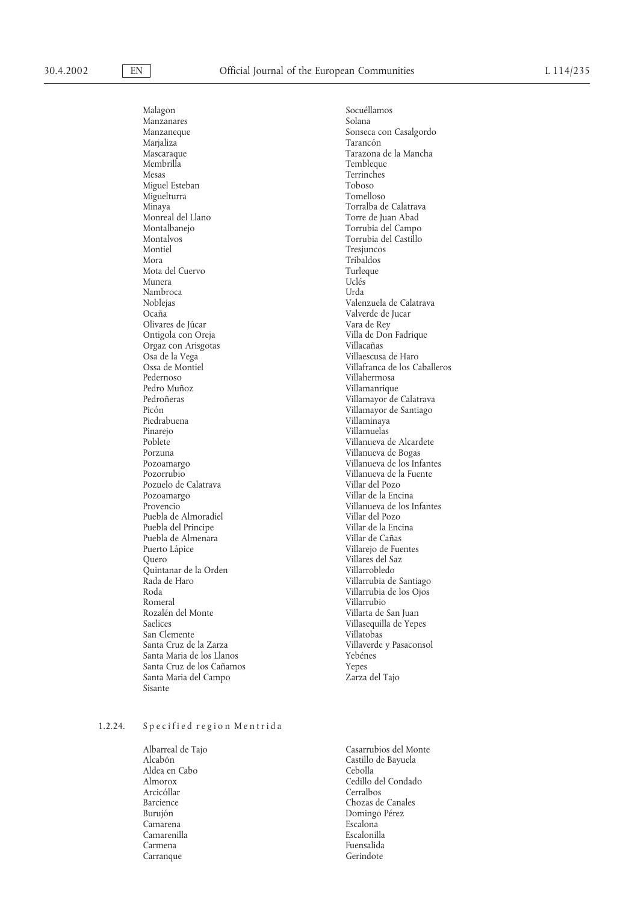Malagon
Manzanares
Manzaneque
Marjaliza
Mascaraque
Membrilla
Mesas
Miguel Esteban
Miguelturra
Minaya
Monreal del Llano
Montalbanejo
Montalvos
Montiel
Mora
Mota del Cuervo
Munera
Nambroca
Noblejas
Ocaña
Olivares de Júcar
Ontigola con Oreja
Orgaz con Arisgotas
Osa de la Vega
Ossa de Montiel
Pedernoso
Pedro Muñoz
Pedroñeras
Picón
Piedrabuena
Pinarejo
Poblete
Porzuna
Pozoamargo
Pozorrubio
Pozuelo de Calatrava
Pozoamargo
Provencio
Puebla de Almoradiel
Puebla del Principe
Puebla de Almenara
Puerto Lápice
Quero
Quintanar de la Orden
Rada de Haro
Roda
Romeral
Rozalén del Monte
Saelices
San Clemente
Santa Cruz de la Zarza
Santa Maria de los Llanos
Santa Cruz de los Cañamos
Santa Maria del Campo
Sisante
Socuéllamos
Solana
Sonseca con Casalgordo
Tarancón
Tarazona de la Mancha
Tembleque
Terrinches
Toboso
Tomelloso
Torralba de Calatrava
Torre de Juan Abad
Torrubia del Campo
Torrubia del Castillo
Tresjuncos
Tribaldos
Turleque
Uclés
Urda
Valenzuela de Calatrava
Valverde de Jucar
Vara de Rey
Villa de Don Fadrique
Villacañas
Villaescusa de Haro
Villafranca de los Caballeros
Villahermosa
Villamanrique
Villamayor de Calatrava
Villamayor de Santiago
Villaminaya
Villamuelas
Villanueva de Alcardete
Villanueva de Bogas
Villanueva de los Infantes
Villanueva de la Fuente
Villar del Pozo
Villar de la Encina
Villanueva de los Infantes
Villar del Pozo
Villar de la Encina
Villar de Cañas
Villarejo de Fuentes
Villares del Saz
Villarrobledo
Villarrubia de Santiago
Villarrubia de los Ojos
Villarrubio
Villarta de San Juan
Villasequilla de Yepes
Villatobas
Villaverde y Pasaconsol
Yebénes
Yepes
Zarza del Tajo

1.2.24. Specified region Mentrida

Albarreal de Tajo
Alcabón
Aldea en Cabo
Almorox
Arcicóllar
Barcience
Burujón
Camarena
Camarenilla
Carmena
Carranque
Casarrubios del Monte
Castillo de Bayuela
Cebolla
Cedillo del Condado
Cerralbos
Chozas de Canales
Domingo Pérez
Escalona
Escalonilla
Fuensalida
Gerindote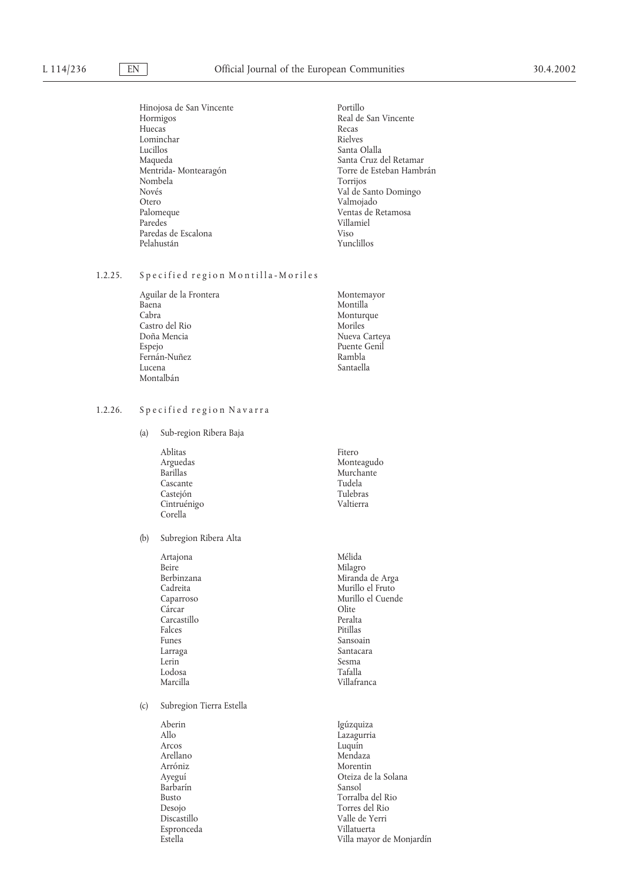Hinojosa de San Vincente
Hormigos
Huecas
Lominchar
Lucillos
Maqueda
Mentrida- Montearagón
Nombela
Novés
Otero
Palomeque
Paredes
Paredas de Escalona
Pelahustán
Portillo
Real de San Vincente
Recas
Rielves
Santa Olalla
Santa Cruz del Retamar
Torre de Esteban Hambrán
Torrijos
Val de Santo Domingo
Valmojado
Ventas de Retamosa
Villamiel
Viso
Yunclillos

1.2.25. Specified region Montilla-Moriles

Aguilar de la Frontera
Baena
Cabra
Castro del Rio
Doña Mencia
Espejo
Fernán-Nuñez
Lucena
Montalbán
Montemayor
Montilla
Monturque
Moriles
Nueva Carteya
Puente Genil
Rambla
Santaella

1.2.26. Specified region Navarra

(a) Sub-region Ribera Baja

Ablitas
Arguedas
Barillas
Cascante
Castejón
Cintruénigo
Corella
Fitero
Monteagudo
Murchante
Tudela
Tulebras
Valtierra

(b) Subregion Ribera Alta

Artajona
Beire
Berbinzana
Cadreita
Caparroso
Cárcar
Carcastillo
Falces
Funes
Larraga
Lerin
Lodosa
Marcilla
Mélida
Milagro
Miranda de Arga
Murillo el Fruto
Murillo el Cuende
Olite
Peralta
Pitillas
Sansoain
Santacara
Sesma
Tafalla
Villafranca

(c) Subregion Tierra Estella

Aberin
Allo
Arcos
Arellano
Arróniz
Ayeguí
Barbarín
Busto
Desojo
Discastillo
Espronceda
Estella
Igúzquiza
Lazagurria
Luquín
Mendaza
Morentin
Oteiza de la Solana
Sansol
Torralba del Rio
Torres del Rio
Valle de Yerri
Villatuerta
Villa mayor de Monjardín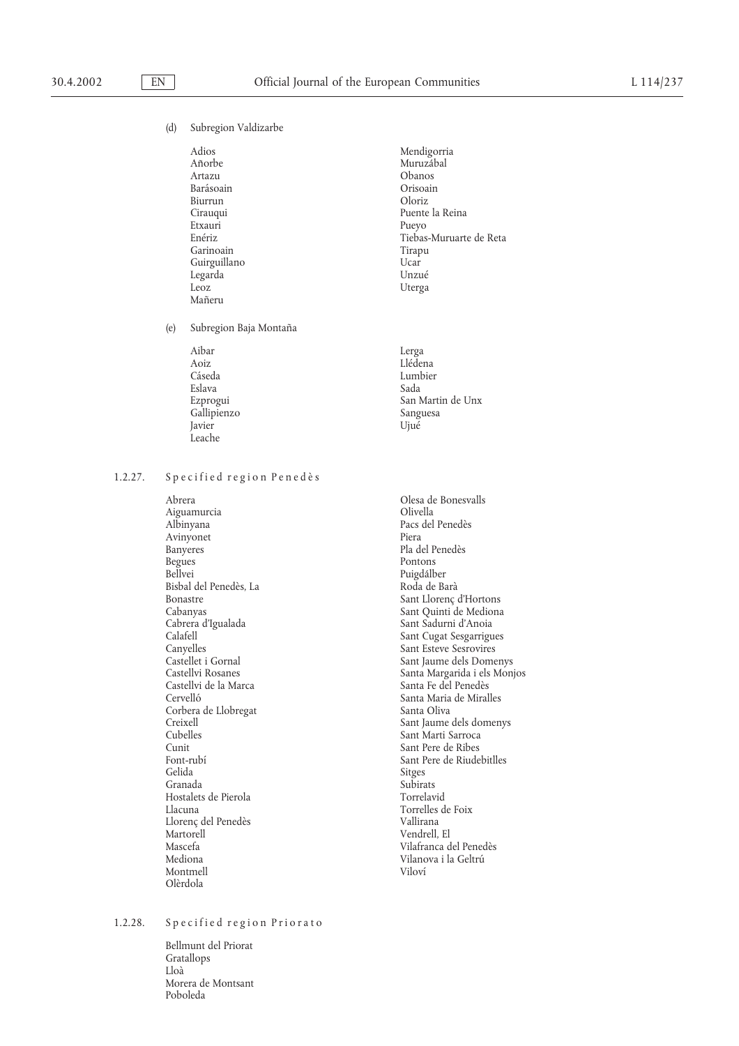(d) Subregion Valdizarbe

Adios
Añorbe
Artazu
Barásoain
Biurrun
Cirauqui
Etxauri
Enériz
Garinoain
Guirguillano
Legarda
Leoz
Mañeru
Mendigorria
Muruzábal
Obanos
Orisoain
Oloriz
Puente la Reina
Pueyo
Tiebas-Muruarte de Reta
Tirapu
Ucar
Unzué
Uterga

(e) Subregion Baja Montaña

Aibar
Aoiz
Cáseda
Eslava
Ezprogui
Gallipienzo
Javier
Leache
Lerga
Llédena
Lumbier
Sada
San Martin de Unx
Sanguesa
Ujué

1.2.27. Specified region Penedès

Abrera
Aiguamurcia
Albinyana
Avinyonet
Banyeres
Begues
Bellvei
Bisbal del Penedès, La
Bonastre
Cabanyas
Cabrera d'Igualada
Calafell
Canyelles
Castellet i Gornal
Castellvi Rosanes
Castellvi de la Marca
Cervelló
Corbera de Llobregat
Creixell
Cubelles
Cunit
Font-rubí
Gelida
Granada
Hostalets de Pierola
Llacuna
Llorenç del Penedès
Martorell
Mascefa
Mediona
Montmell
Olèrdola
Olesa de Bonesvalls
Olivella
Pacs del Penedès
Piera
Pla del Penedès
Pontons
Puigdálber
Roda de Barà
Sant Llorenç d'Hortons
Sant Quinti de Mediona
Sant Sadurni d'Anoia
Sant Cugat Sesgarrigues
Sant Esteve Sesrovires
Sant Jaume dels Domenys
Santa Margarida i els Monjos
Santa Fe del Penedès
Santa Maria de Miralles
Santa Oliva
Sant Jaume dels domenys
Sant Marti Sarroca
Sant Pere de Ribes
Sant Pere de Riudebitlles
Sitges
Subirats
Torrelavid
Torrelles de Foix
Vallirana
Vendrell, El
Vilafranca del Penedès
Vilanova i la Geltrú
Viloví

1.2.28. Specified region Priorato

Bellmunt del Priorat
Gratallops
Lloà
Morera de Montsant
Poboleda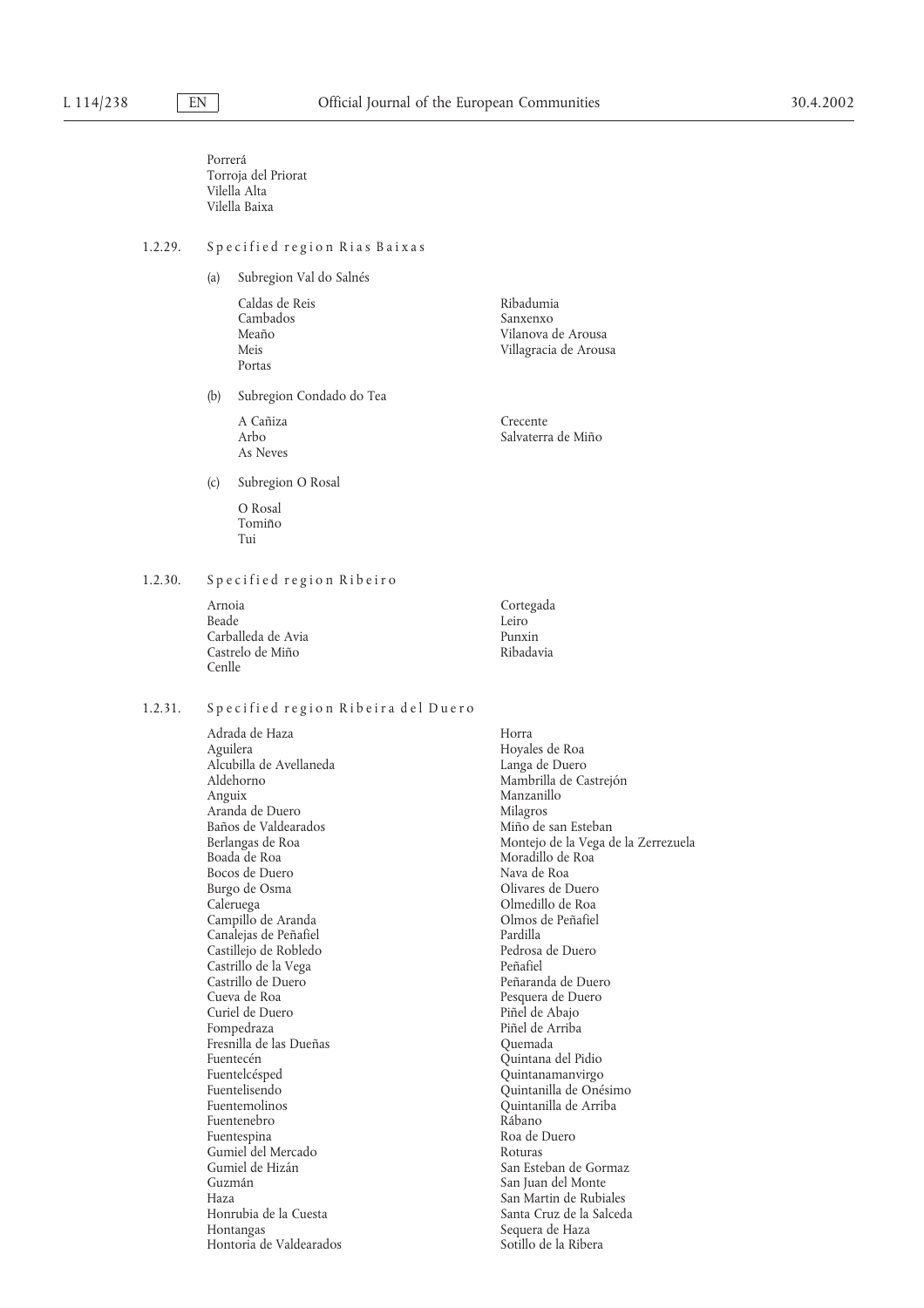Porrerá
Torroja del Priorat
Vilella Alta
Vilella Baixa

1.2.29. Specified region Rias Baixas

(a) Subregion Val do Salnés

Caldas de Reis
Cambados
Meaño
Meis
Portas
Ribadumia
Sanxenxo
Vilanova de Arousa
Villagracia de Arousa

(b) Subregion Condado do Tea

A Cañiza
Arbo
As Neves
Crecente
Salvaterra de Miño

(c) Subregion O Rosal

O Rosal
Tomiño
Tui

1.2.30. Specified region Ribeiro

Arnoia
Beade
Carballeda de Avia
Castrelo de Miño
Cenlle
Cortegada
Leiro
Punxin
Ribadavia

1.2.31. Specified region Ribeira del Duero

Adrada de Haza
Aguilera
Alcubilla de Avellaneda
Aldehorno
Anguix
Aranda de Duero
Baños de Valdearados
Berlangas de Roa
Boada de Roa
Bocos de Duero
Burgo de Osma
Caleruega
Campillo de Aranda
Canalejas de Peñafiel
Castillejo de Robledo
Castrillo de la Vega
Castrillo de Duero
Cueva de Roa
Curiel de Duero
Fompedraza
Fresnilla de las Dueñas
Fuentecén
Fuentelcésped
Fuentelisendo
Fuentemolinos
Fuentenebro
Fuentespina
Gumiel del Mercado
Gumiel de Hizán
Guzmán
Haza
Honrubia de la Cuesta
Hontangas
Hontoria de Valdearados
Horra
Hoyales de Roa
Langa de Duero
Mambrilla de Castrejón
Manzanillo
Milagros
Miño de san Esteban
Montejo de la Vega de la Zerrezuela
Moradillo de Roa
Nava de Roa
Olivares de Duero
Olmedillo de Roa
Olmos de Peñafiel
Pardilla
Pedrosa de Duero
Peñafiel
Peñaranda de Duero
Pesquera de Duero
Piñel de Abajo
Piñel de Arriba
Quemada
Quintana del Pidio
Quintanamanvirgo
Quintanilla de Onésimo
Quintanilla de Arriba
Rábano
Roa de Duero
Roturas
San Esteban de Gormaz
San Juan del Monte
San Martin de Rubiales
Santa Cruz de la Salceda
Sequera de Haza
Sotillo de la Ribera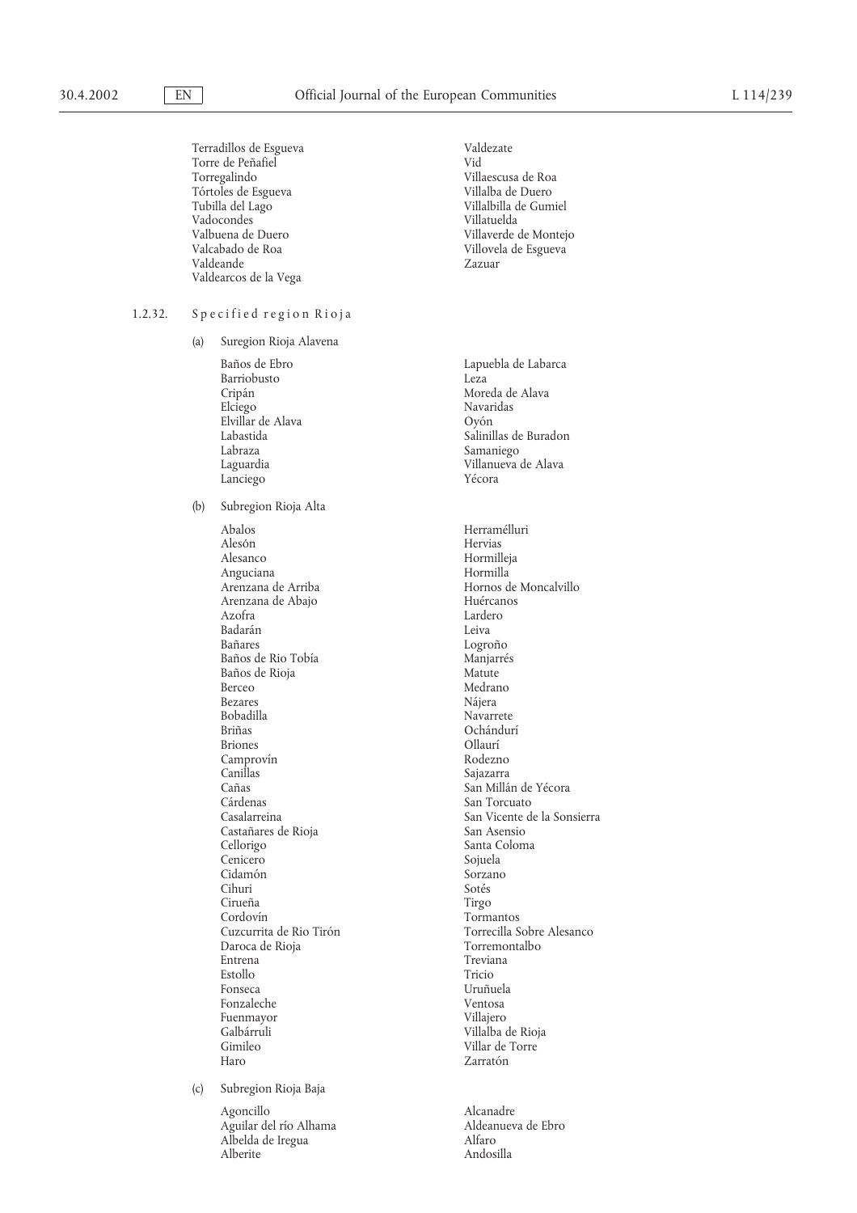Terradillos de Esgueva
Torre de Peñafiel
Torregalindo
Tórtoles de Esgueva
Tubilla del Lago
Vadocondes
Valbuena de Duero
Valcabado de Roa
Valdeande
Valdearcos de la Vega
Valdezate
Vid
Villaescusa de Roa
Villalba de Duero
Villalbilla de Gumiel
Villatuelda
Villaverde de Montejo
Villovela de Esgueva
Zazuar

1.2.32. Specified region Rioja

(a) Suregion Rioja Alavena

Baños de Ebro
Barriobusto
Cripán
Elciego
Elvillar de Alava
Labastida
Labraza
Laguardia
Lanciego
Lapuebla de Labarca
Leza
Moreda de Alava
Navaridas
Oyón
Salinillas de Buradon
Samaniego
Villanueva de Alava
Yécora

(b) Subregion Rioja Alta

Abalos
Alesón
Alesanco
Anguciana
Arenzana de Arriba
Arenzana de Abajo
Azofra
Badarán
Bañares
Baños de Rio Tobía
Baños de Rioja
Berceo
Bezares
Bobadilla
Briñas
Briones
Camprovín
Canillas
Cañas
Cárdenas
Casalarreina
Castañares de Rioja
Cellorigo
Cenicero
Cidamón
Cihuri
Cirueña
Cordovín
Cuzcurrita de Rio Tirón
Daroca de Rioja
Entrena
Estollo
Fonseca
Fonzaleche
Fuenmayor
Galbárruli
Gimileo
Haro
Herramélluri
Hervias
Hormilleja
Hormilla
Hornos de Moncalvillo
Huércanos
Lardero
Leiva
Logroño
Manjarrés
Matute
Medrano
Nájera
Navarrete
Ochánduri
Ollaurí
Rodezno
Sajazarra
San Millán de Yécora
San Torcuato
San Vicente de la Sonsierra
San Asensio
Santa Coloma
Sojuela
Sorzano
Sotés
Tirgo
Tormantos
Torrecilla Sobre Alesanco
Torremontalbo
Treviana
Tricio
Uruñuela
Ventosa
Villajero
Villalba de Rioja
Villar de Torre
Zarratón

(c) Subregion Rioja Baja

Agoncillo
Aguilar del río Alhama
Albelda de Iregua
Alberite
Alcanadre
Aldeanueva de Ebro
Alfaro
Andosilla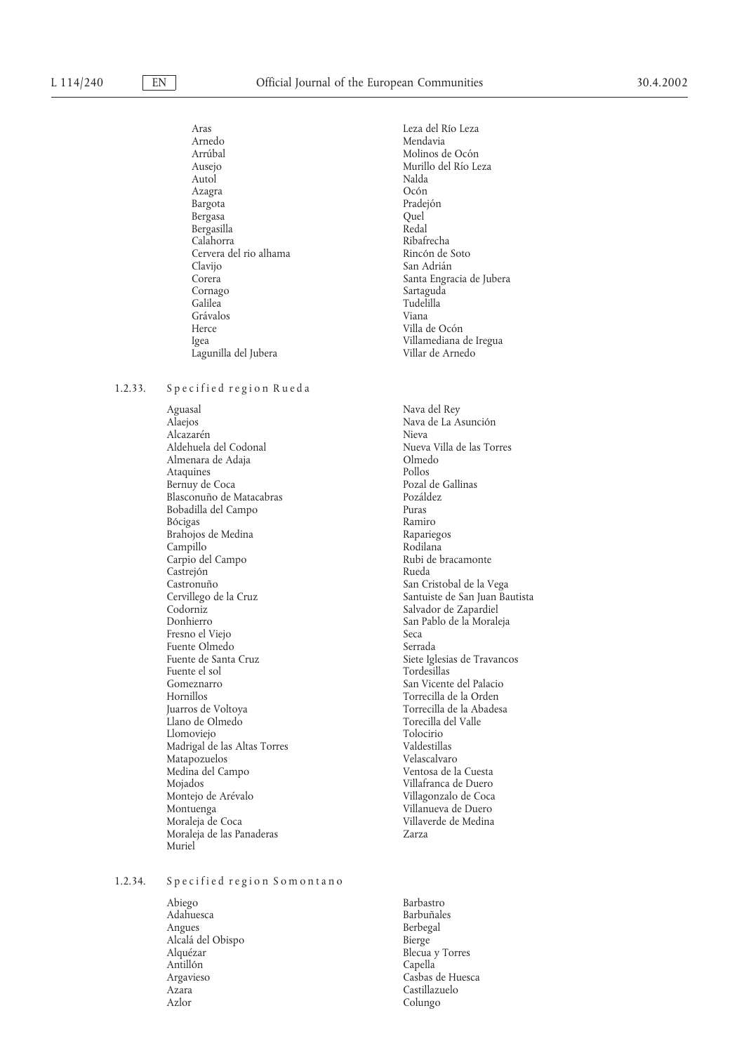Aras
Arnedo
Arrúbal
Ausejo
Autol
Azagra
Bargota
Bergasa
Bergasilla
Calahorra
Cervera del rio alhama
Clavijo
Corera
Cornago
Galilea
Grávalos
Herce
Igea
Lagunilla del Jubera
Leza del Río Leza
Mendavia
Molinos de Ocón
Murillo del Río Leza
Nalda
Ocón
Pradejón
Quel
Redal
Ribafrecha
Rincón de Soto
San Adrián
Santa Engracia de Jubera
Sartaguda
Tudelilla
Viana
Villa de Ocón
Villamediana de Iregua
Villar de Arnedo

1.2.33. Specified region Rueda

Aguasal
Alaejos
Alcazarén
Aldehuela del Codonal
Almenara de Adaja
Ataquines
Bernuy de Coca
Blasconuño de Matacabras
Bobadilla del Campo
Bócigas
Brahojos de Medina
Campillo
Carpio del Campo
Castrejón
Castronuño
Cervillego de la Cruz
Codorniz
Donhierro
Fresno el Viejo
Fuente Olmedo
Fuente de Santa Cruz
Fuente el sol
Gomeznarro
Hornillos
Juarros de Voltoya
Llano de Olmedo
Llomoviejo
Madrigal de las Altas Torres
Matapozuelos
Medina del Campo
Mojados
Montejo de Arévalo
Montuenga
Moraleja de Coca
Moraleja de las Panaderas
Muriel
Nava del Rey
Nava de La Asunción
Nieva
Nueva Villa de las Torres
Olmedo
Pollos
Pozal de Gallinas
Pozáldez
Puras
Ramiro
Rapariegos
Rodilana
Rubi de bracamonte
Rueda
San Cristobal de la Vega
Santuiste de San Juan Bautista
Salvador de Zapardiel
San Pablo de la Moraleja
Seca
Serrada
Siete Iglesias de Travancos
Tordesillas
San Vicente del Palacio
Torrecilla de la Orden
Torrecilla de la Abadesa
Torecilla del Valle
Tolocirio
Valdestillas
Velascalvaro
Ventosa de la Cuesta
Villafranca de Duero
Villagonzalo de Coca
Villanueva de Duero
Villaverde de Medina
Zarza

1.2.34. Specified region Somontano

Abiego
Adahuesca
Angues
Alcalá del Obispo
Alquézar
Antillón
Argavieso
Azara
Azlor
Barbastro
Barbuñales
Berbegal
Bierge
Blecua y Torres
Capella
Casbas de Huesca
Castillazuelo
Colungo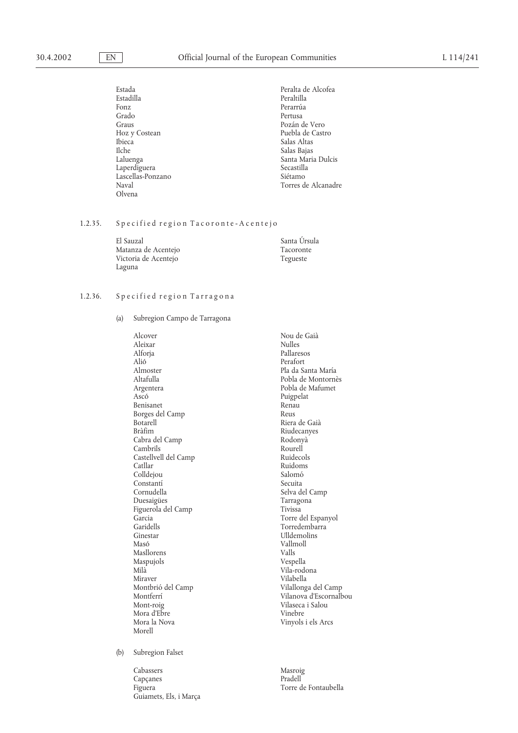Estada
Estadilla
Fonz
Grado
Graus
Hoz y Costean
Ibieca
Ilche
Laluenga
Laperdiguera
Lascellas-Ponzano
Naval
Olvena
Peralta de Alcofea
Peraltilla
Perarrúa
Pertusa
Pozán de Vero
Puebla de Castro
Salas Altas
Salas Bajas
Santa Maria Dulcis
Secastilla
Siétamo
Torres de Alcanadre

1.2.35. Specified region Tacoronte-Acentejo

El Sauzal
Matanza de Acentejo
Victoria de Acentejo
Laguna
Santa Úrsula
Tacoronte
Tegueste

1.2.36. Specified region Tarragona

(a) Subregion Campo de Tarragona

Alcover
Aleixar
Alforja
Alió
Almoster
Altafulla
Argentera
Ascó
Benisanet
Borges del Camp
Botarell
Bràfim
Cabra del Camp
Cambrils
Castellvell del Camp
Catllar
Colldejou
Constantí
Cornudella
Duesaigües
Figuerola del Camp
Garcia
Garidells
Ginestar
Masó
Masllorens
Maspujols
Milà
Miraver
Montbrió del Camp
Montferrí
Mont-roig
Mora d'Ebre
Mora la Nova
Morell
Nou de Gaià
Nulles
Pallaresos
Perafort
Pla da Santa María
Pobla de Montornès
Pobla de Mafumet
Puigpelat
Renau
Reus
Riera de Gaià
Riudecanyes
Rodonyà
Rourell
Ruidecols
Ruidoms
Salomó
Secuita
Selva del Camp
Tarragona
Tivissa
Torre del Espanyol
Torredembarra
Ulldemolins
Vallmoll
Valls
Vespella
Vila-rodona
Vilabella
Vilallonga del Camp
Vilanova d'Escornalbou
Vilaseca i Salou
Vinebre
Vinyols i els Arcs

(b) Subregion Falset

Cabassers
Capçanes
Figuera
Guiamets, Els, i Marça
Masroig
Pradell
Torre de Fontaubella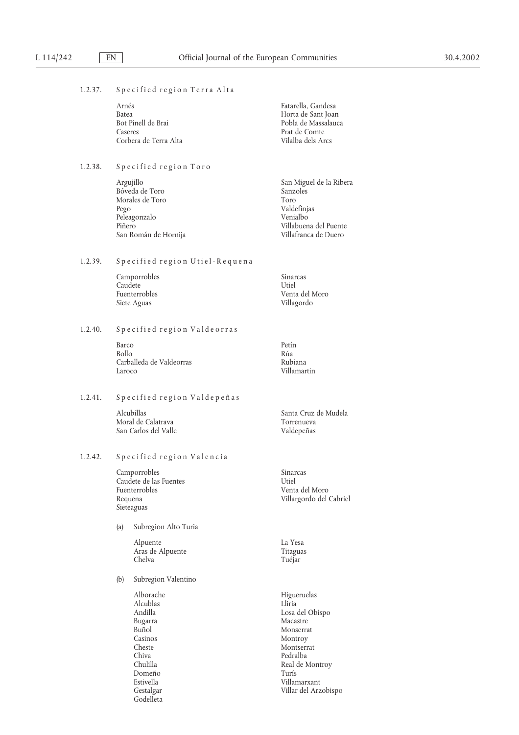1.2.37. Specified region Terra Alta

Arnés
Batea
Bot Pinell de Brai
Caseres
Corbera de Terra Alta
Fatarella, Gandesa
Horta de Sant Joan
Pobla de Massalauca
Prat de Comte
Vilalba dels Arcs

1.2.38. Specified region Toro

Argujillo
Bóveda de Toro
Morales de Toro
Pego
Peleagonzalo
Piñero
San Román de Hornija
San Miguel de la Ribera
Sanzoles
Toro
Valdefinjas
Venialbo
Villabuena del Puente
Villafranca de Duero

1.2.39. Specified region Utiel-Requena

Camporrobles
Caudete
Fuenterrobles
Siete Aguas
Sinarcas
Utiel
Venta del Moro
Villagordo

1.2.40. Specified region Valdeorras

Barco
Bollo
Carballeda de Valdeorras
Laroco
Petín
Rúa
Rubiana
Villamartin

1.2.41. Specified region Valdepeñas

Alcubillas
Moral de Calatrava
San Carlos del Valle
Santa Cruz de Mudela
Torrenueva
Valdepeñas

1.2.42. Specified region Valencia

Camporrobles
Caudete de las Fuentes
Fuenterrobles
Requena
Sieteaguas
Sinarcas
Utiel
Venta del Moro
Villargordo del Cabriel

(a) Subregion Alto Turia

Alpuente
Aras de Alpuente
Chelva
La Yesa
Titaguas
Tuéjar

(b) Subregion Valentino

Alborache
Alcublas
Andilla
Bugarra
Buñol
Casinos
Cheste
Chiva
Chulilla
Domeño
Estivella
Gestalgar
Godelleta
Higueruelas
Lliria
Losa del Obispo
Macastre
Monserrat
Montroy
Montserrat
Pedralba
Real de Montroy
Turís
Villamarxant
Villar del Arzobispo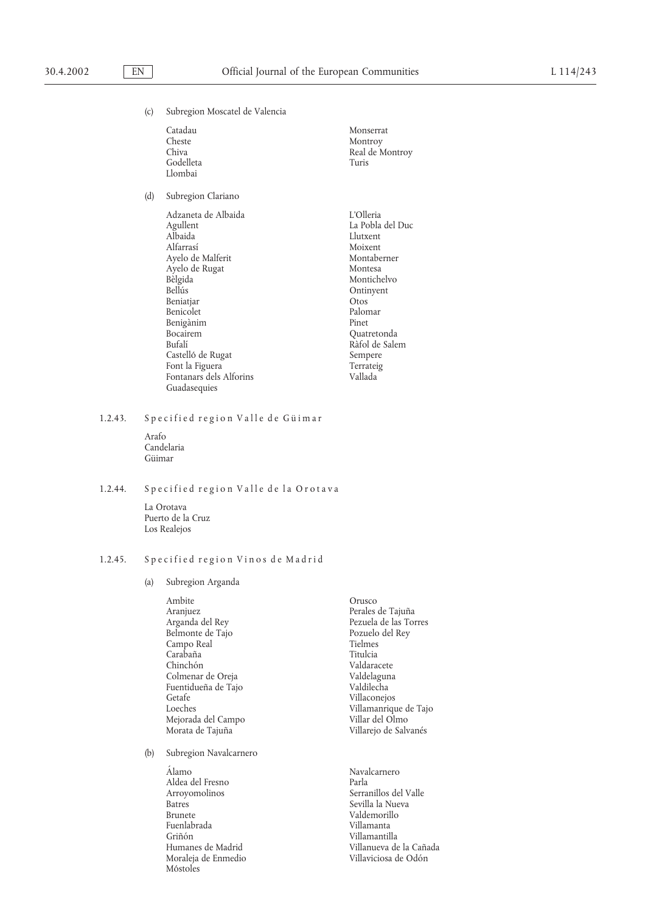(c) Subregion Moscatel de Valencia

Catadau
Cheste
Chiva
Godelleta
Llombai
Monserrat
Montroy
Real de Montroy
Turis

(d) Subregion Clariano

Adzaneta de Albaida
Agullent
Albaida
Alfarrasí
Ayelo de Malferit
Ayelo de Rugat
Bèlgida
Bellús
Beniatjar
Benicolet
Benigànim
Bocairem
Bufalí
Castelló de Rugat
Font la Figuera
Fontanars dels Alforins
Guadasequies
L'Olleria
La Pobla del Duc
Llutxent
Moixent
Montaberner
Montesa
Montichelvo
Ontinyent
Otos
Palomar
Pinet
Quatretonda
Ràfol de Salem
Sempere
Terrateig
Vallada

1.2.43. Specified region Valle de Güimar

Arafo
Candelaria
Güimar

1.2.44. Specified region Valle de la Orotava

La Orotava
Puerto de la Cruz
Los Realejos

1.2.45. Specified region Vinos de Madrid

(a) Subregion Arganda

Ambite
Aranjuez
Arganda del Rey
Belmonte de Tajo
Campo Real
Carabaña
Chinchón
Colmenar de Oreja
Fuentidueña de Tajo
Getafe
Loeches
Mejorada del Campo
Morata de Tajuña
Orusco
Perales de Tajuña
Pezuela de las Torres
Pozuelo del Rey
Tielmes
Titulcia
Valdaracete
Valdelaguna
Valdilecha
Villaconejos
Villamanrique de Tajo
Villar del Olmo
Villarejo de Salvanés

(b) Subregion Navalcarnero

Álamo
Aldea del Fresno
Arroyomolinos
Batres
Brunete
Fuenlabrada
Griñón
Humanes de Madrid
Moraleja de Enmedio
Móstoles
Navalcarnero
Parla
Serranillos del Valle
Sevilla la Nueva
Valdemorillo
Villamanta
Villamantilla
Villanueva de la Cañada
Villaviciosa de Odón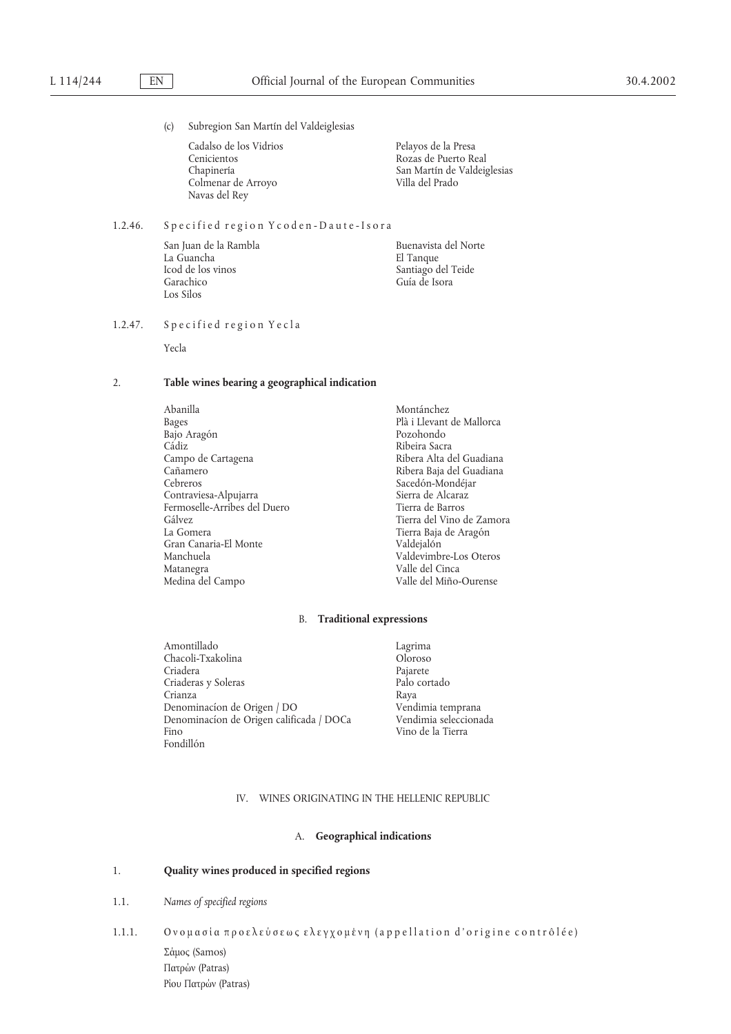(c) Subregion San Martín del Valdeiglesias

Cadalso de los Vidrios
Cenicientos
Chapinería
Colmenar de Arroyo
Navas del Rey
Pelayos de la Presa
Rozas de Puerto Real
San Martín de Valdeiglesias
Villa del Prado

1.2.46. Specified region Ycoden-Daute-Isora

San Juan de la Rambla
La Guancha
Icod de los vinos
Garachico
Los Silos
Buenavista del Norte
El Tanque
Santiago del Teide
Guía de Isora

1.2.47. Specified region Yecla

Yecla

2. **Table wines bearing a geographical indication**

Abanilla
Bages
Bajo Aragón
Cádiz
Campo de Cartagena
Cañamero
Cebreros
Contraviesa-Alpujarra
Fermoselle-Arribes del Duero
Gálvez
La Gomera
Gran Canaria-El Monte
Manchuela
Matanegra
Medina del Campo
Montánchez
Plà i Llevant de Mallorca
Pozohondo
Ribeira Sacra
Ribera Alta del Guadiana
Ribera Baja del Guadiana
Sacedón-Mondéjar
Sierra de Alcaraz
Tierra de Barros
Tierra del Vino de Zamora
Tierra Baja de Aragón
Valdejalón
Valdevimbre-Los Oteros
Valle del Cinca
Valle del Miño-Ourense

B. **Traditional expressions**

Amontillado
Chacoli-Txakolina
Criadera
Criaderas y Soleras
Crianza
Denominacíon de Origen / DO
Denominacíon de Origen calificada / DOCa
Fino
Fondillón
Lagrima
Oloroso
Pajarete
Palo cortado
Raya
Vendimia temprana
Vendimia seleccionada
Vino de la Tierra

IV. WINES ORIGINATING IN THE HELLENIC REPUBLIC

A. **Geographical indications**

1. **Quality wines produced in specified regions**

1.1. *Names of specified regions*

1.1.1. Ονομασία προελεύσεως ελεγχομένη (appellation d'origine contrôlée)

Σάμος (Samos)
Πατρών (Patras)
Ρίου Πατρών (Patras)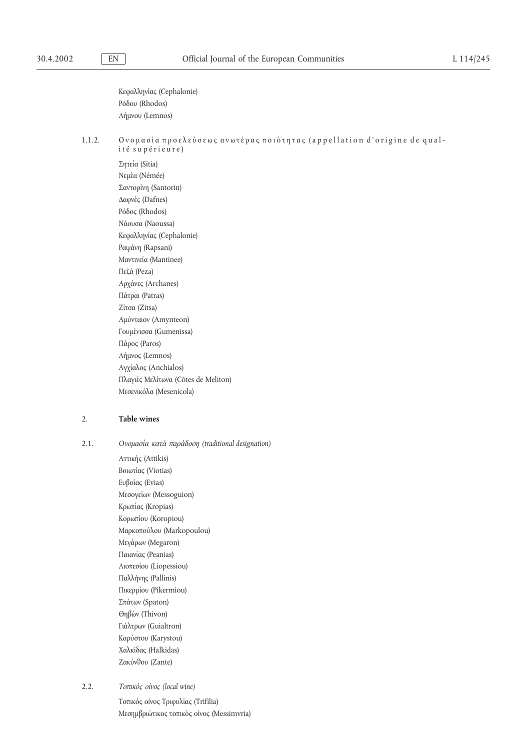Κεφαλληνίας (Cephalonie)

Ρόδου (Rhodos)

Λήμνου (Lemnos)

1.1.2. Ονομασία προελεύσεως ανωτέρας ποιότητας (appellation d'origine de qualité supérieure)

Σητεία (Sitia)

Νεμέα (Némée)

Σαντορίνη (Santorin)

Δαφνές (Dafnes)

Ρόδος (Rhodos)

Νάουσα (Naoussa)

Κεφαλληνίας (Cephalonie)

Ραψάνη (Rapsani)

Μαντινεία (Mantinee)

Πεζά (Peza)

Αρχάνες (Archanes)

Πάτραι (Patras)

Ζίτσα (Zitsa)

Αμύνταιον (Amynteon)

Γουμένισσα (Gumenissa)

Πάρος (Paros)

Λήμνος (Lemnos)

Αγχίαλος (Anchialos)

Πλαγιές Μελίτωνα (Côtes de Meliton)

Μεσενικόλα (Mesenicola)

2. **Table wines**

2.1. *Ονομασία κατά παράδοση (traditional designation)*

Αττικής (Attikis)

Βοιωτίας (Viotias)

Ευβοίας (Evias)

Μεσογείων (Messoguion)

Κρωπίας (Kropias)

Κορωπίου (Koropiou)

Μαρκοπούλου (Markopoulou)

Μεγάρων (Megaron)

Παιανίας (Peanias)

Λιοπεσίου (Liopessiou)

Παλλήνης (Pallinis)

Πικερμίου (Pikermiou)

Σπάτων (Spaton)

Θηβών (Thivon)

Γιάλτρων (Guialtron)

Καρύστου (Karystou)

Χαλκίδας (Halkidas)

Ζακύνθου (Zante)

2.2. *Τοπικός οίνος (local wine)*

Τοπικός οίνος Τριφυλίας (Trifilia)

Μεσημβριώτικος τοπικός οίνος (Messimvria)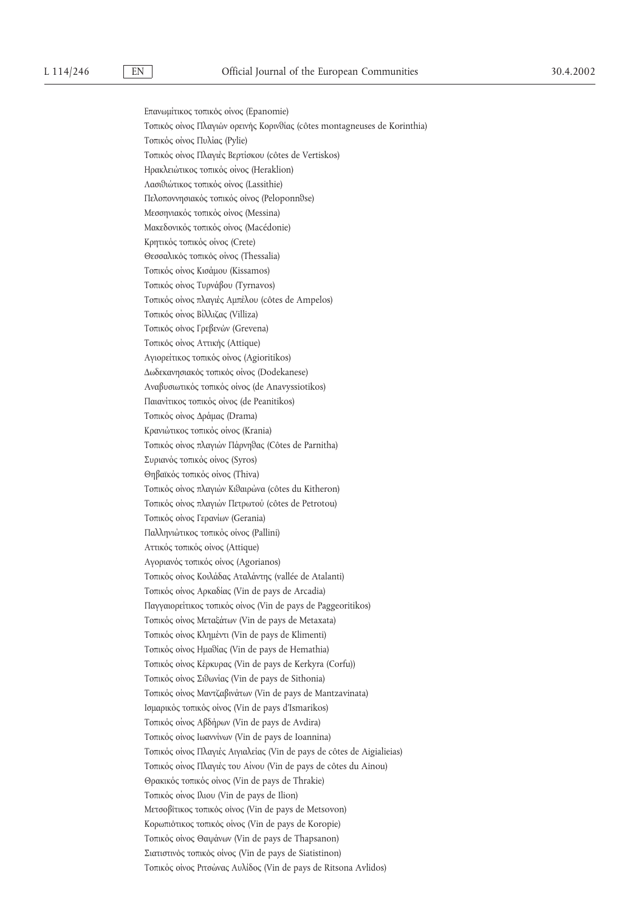Επανωμίτικος τοπικός οίνος (Epanomie)

Τοπικός οίνος Πλαγιών ορεινής Κορινθίας (côtes montagneuses de Korinthia)

Τοπικός οίνος Πυλίας (Pylie)

Τοπικός οίνος Πλαγιές Βερτίσκου (côtes de Vertiskos)

Ηρακλειώτικος τοπικός οίνος (Heraklion)

Λασιθιώτικος τοπικός οίνος (Lassithie)

Πελοποννησιακός τοπικός οίνος (Peloponnθse)

Μεσσηνιακός τοπικός οίνος (Messina)

Μακεδονικός τοπικός οίνος (Macédonie)

Κρητικός τοπικός οίνος (Crete)

Θεσσαλικός τοπικός οίνος (Thessalia)

Τοπικός οίνος Κισάμου (Kissamos)

Τοπικός οίνος Τυρνάβου (Tyrnavos)

Τοπικός οίνος πλαγιές Αμπέλου (côtes de Ampelos)

Τοπικός οίνος Βίλλιζας (Villiza)

Τοπικός οίνος Γρεβενών (Grevena)

Τοπικός οίνος Αττικής (Attique)

Αγιορείτικος τοπικός οίνος (Agioritikos)

Δωδεκανησιακός τοπικός οίνος (Dodekanese)

Αναβυσιωτικός τοπικός οίνος (de Anavyssiotikos)

Παιανίτικος τοπικός οίνος (de Peanitikos)

Τοπικός οίνος Δράμας (Drama)

Κρανιώτικος τοπικός οίνος (Krania)

Τοπικός οίνος πλαγιών Πάρνηθας (Côtes de Parnitha)

Συριανός τοπικός οίνος (Syros)

Θηβαϊκός τοπικός οίνος (Thiva)

Τοπικός οίνος πλαγιών Κιθαιρώνα (côtes du Kitheron)

Τοπικός οίνος πλαγιών Πετρωτού (côtes de Petrotou)

Τοπικός οίνος Γερανίων (Gerania)

Παλληνιώτικος τοπικός οίνος (Pallini)

Αττικός τοπικός οίνος (Attique)

Αγοριανός τοπικός οίνος (Agorianos)

Τοπικός οίνος Κοιλάδας Αταλάντης (vallée de Atalanti)

Τοπικός οίνος Αρκαδίας (Vin de pays de Arcadia)

Παγγαιορείτικος τοπικός οίνος (Vin de pays de Paggeoritikos)

Τοπικός οίνος Μεταξάτων (Vin de pays de Metaxata)

Τοπικός οίνος Κλημέντι (Vin de pays de Klimenti)

Τοπικός οίνος Ημαθίας (Vin de pays de Hemathia)

Τοπικός οίνος Κέρκυρας (Vin de pays de Kerkyra (Corfu))

Τοπικός οίνος Σιθωνίας (Vin de pays de Sithonia)

Τοπικός οίνος Μαντζαβινάτων (Vin de pays de Mantzavinata)

Ισμαρικός τοπικός οίνος (Vin de pays d'Ismarikos)

Τοπικός οίνος Αβδήρων (Vin de pays de Avdira)

Τοπικός οίνος Ιωαννίνων (Vin de pays de Ioannina)

Τοπικός οίνος Πλαγιές Αιγιαλείας (Vin de pays de côtes de Aigialieias)

Τοπικός οίνος Πλαγιές του Αίνου (Vin de pays de côtes du Ainou)

Θρακικός τοπικός οίνος (Vin de pays de Thrakie)

Τοπικός οίνος Ιλιου (Vin de pays de Ilion)

Μετσοβίτικος τοπικός οίνος (Vin de pays de Metsovon)

Κορωπιότικος τοπικός οίνος (Vin de pays de Koropie)

Τοπικός οίνος Θαψάνων (Vin de pays de Thapsanon)

Σιατιστινός τοπικός οίνος (Vin de pays de Siatistinon)

Τοπικός οίνος Ριτσώνας Αυλίδος (Vin de pays de Ritsona Avlidos)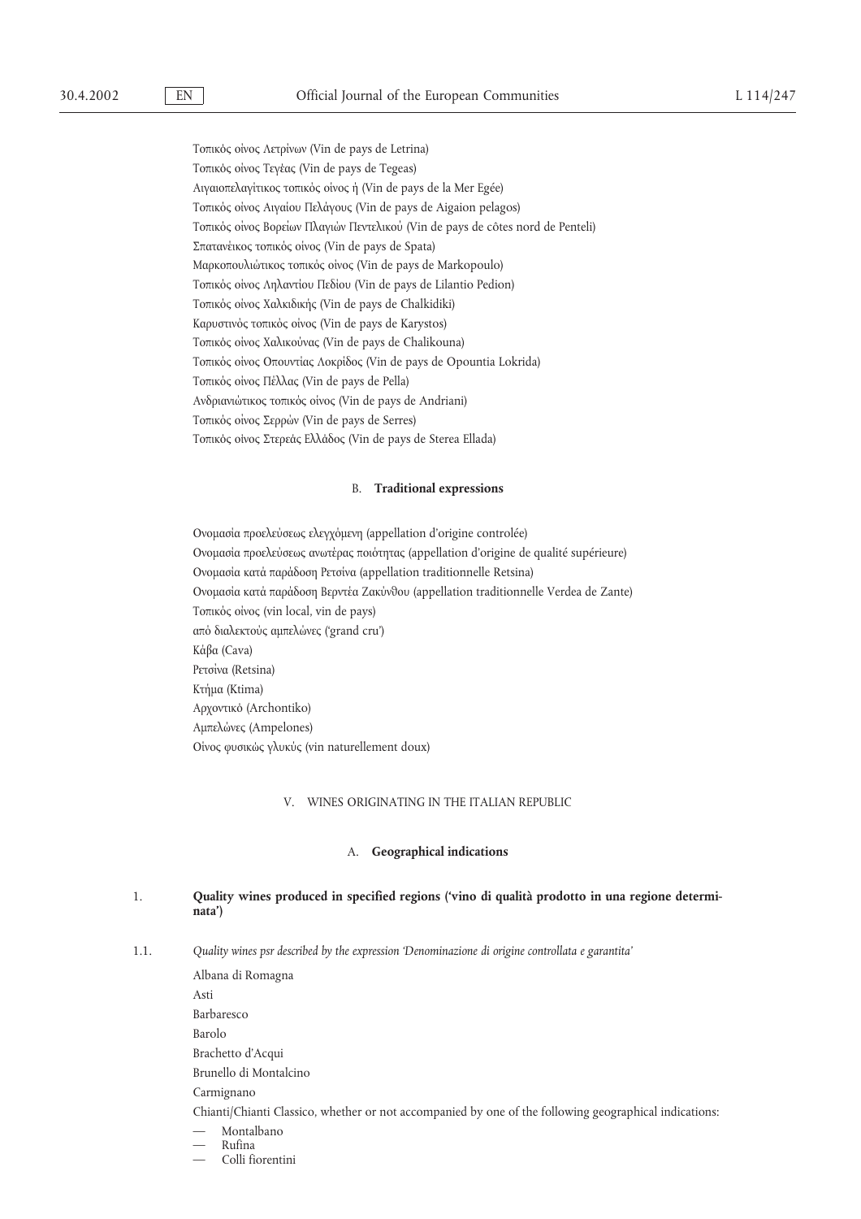Τοπικός οίνος Λετρίνων (Vin de pays de Letrina)

Τοπικός οίνος Τεγέας (Vin de pays de Tegeas)

Αιγαιοπελαγίτικος τοπικός οίνος ή (Vin de pays de la Mer Egée)

Τοπικός οίνος Αιγαίου Πελάγους (Vin de pays de Aigaion pelagos)

Τοπικός οίνος Βορείων Πλαγιών Πεντελικού (Vin de pays de côtes nord de Penteli)

Σπατανέικος τοπικός οίνος (Vin de pays de Spata)

Μαρκοπουλιώτικος τοπικός οίνος (Vin de pays de Markopoulo)

Τοπικός οίνος Ληλαντίου Πεδίου (Vin de pays de Lilantio Pedion)

Τοπικός οίνος Χαλκιδικής (Vin de pays de Chalkidiki)

Καρυστινός τοπικός οίνος (Vin de pays de Karystos)

Τοπικός οίνος Χαλικούνας (Vin de pays de Chalikouna)

Τοπικός οίνος Οπουντίας Λοκρίδος (Vin de pays de Opountia Lokrida)

Τοπικός οίνος Πέλλας (Vin de pays de Pella)

Ανδριανιώτικος τοπικός οίνος (Vin de pays de Andriani)

Τοπικός οίνος Σερρών (Vin de pays de Serres)

Τοπικός οίνος Στερεάς Ελλάδος (Vin de pays de Sterea Ellada)

### B. **Traditional expressions**

Ονομασία προελεύσεως ελεγχόμενη (appellation d'origine controlée)

Ονομασία προελεύσεως ανωτέρας ποιότητας (appellation d'origine de qualité supérieure)

Ονομασία κατά παράδοση Ρετσίνα (appellation traditionnelle Retsina)

Ονομασία κατά παράδοση Βερντέα Ζακύνθου (appellation traditionnelle Verdea de Zante)

Τοπικός οίνος (vin local, vin de pays)

από διαλεκτούς αμπελώνες ('grand cru')

Κάβα (Cava)

Ρετσίνα (Retsina)

Κτήμα (Ktima)

Αρχοντικό (Archontiko)

Αμπελώνες (Ampelones)

Οίνος φυσικώς γλυκύς (vin naturellement doux)

## V. WINES ORIGINATING IN THE ITALIAN REPUBLIC

### A. **Geographical indications**

1. **Quality wines produced in specified regions ('vino di qualità prodotto in una regione determinata')**

1.1. *Quality wines psr described by the expression 'Denominazione di origine controllata e garantita'*

Albana di Romagna

Asti

Barbaresco

Barolo

Brachetto d'Acqui

Brunello di Montalcino

Carmignano

Chianti/Chianti Classico, whether or not accompanied by one of the following geographical indications:

- Montalbano
- Rufina
- Colli fiorentini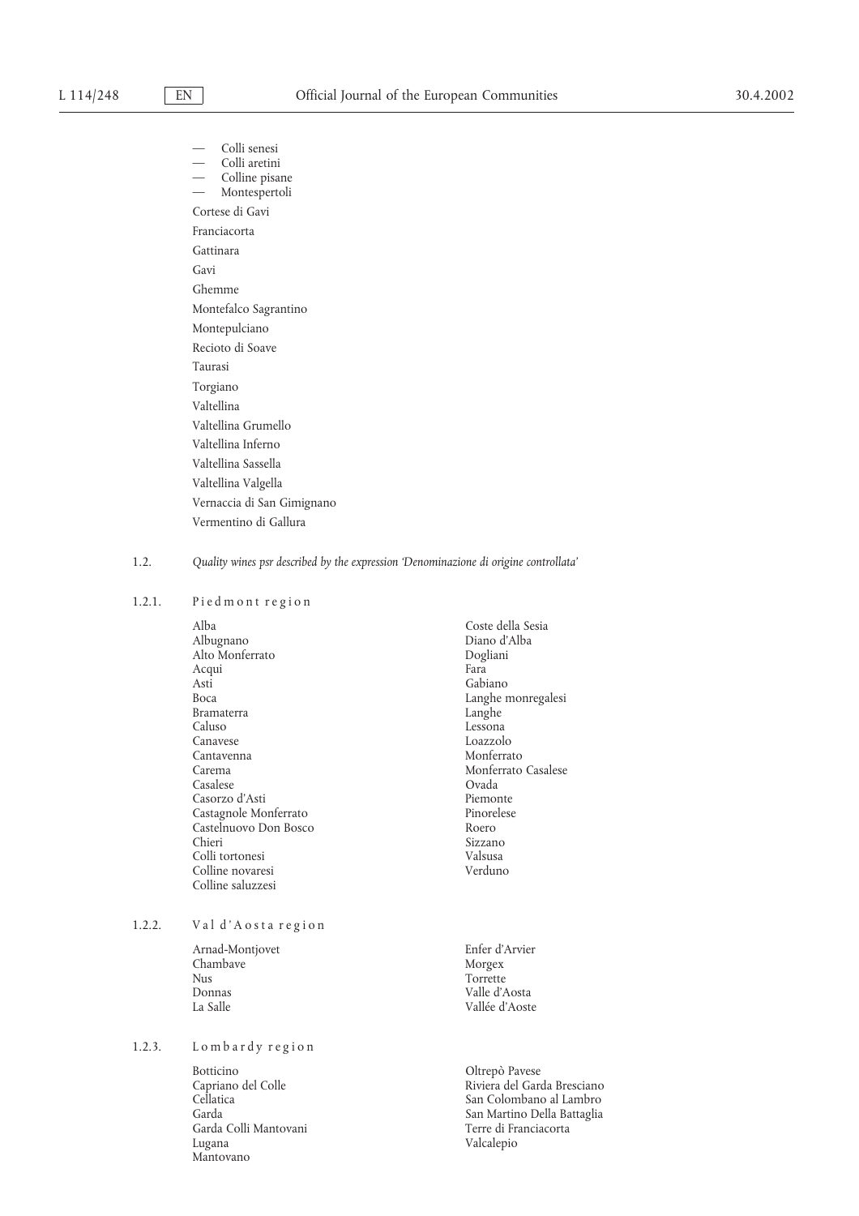- Colli senesi
- Colli aretini
- Colline pisane
- Montespertoli

Cortese di Gavi

Franciacorta

Gattinara

Gavi

Ghemme

Montefalco Sagrantino

Montepulciano

Recioto di Soave

Taurasi

Torgiano

Valtellina

Valtellina Grumello

Valtellina Inferno

Valtellina Sassella

Valtellina Valgella

Vernaccia di San Gimignano

Vermentino di Gallura

1.2. *Quality wines psr described by the expression 'Denominazione di origine controllata'*

1.2.1. Piedmont region

Alba
Albugnano
Alto Monferrato
Acqui
Asti
Boca
Bramaterra
Caluso
Canavese
Cantavenna
Carema
Casalese
Casorzo d'Asti
Castagnole Monferrato
Castelnuovo Don Bosco
Chieri
Colli tortonesi
Colline novaresi
Colline saluzzesi
Coste della Sesia
Diano d'Alba
Dogliani
Fara
Gabiano
Langhe monregalesi
Langhe
Lessona
Loazzolo
Monferrato
Monferrato Casalese
Ovada
Piemonte
Pinorelese
Roero
Sizzano
Valsusa
Verduno

1.2.2. Val d'Aosta region

Arnad-Montjovet
Chambave
Nus
Donnas
La Salle
Enfer d'Arvier
Morgex
Torrette
Valle d'Aosta
Vallée d'Aoste

1.2.3. Lombardy region

Botticino
Capriano del Colle
Cellatica
Garda
Garda Colli Mantovani
Lugana
Mantovano
Oltrepò Pavese
Riviera del Garda Bresciano
San Colombano al Lambro
San Martino Della Battaglia
Terre di Franciacorta
Valcalepio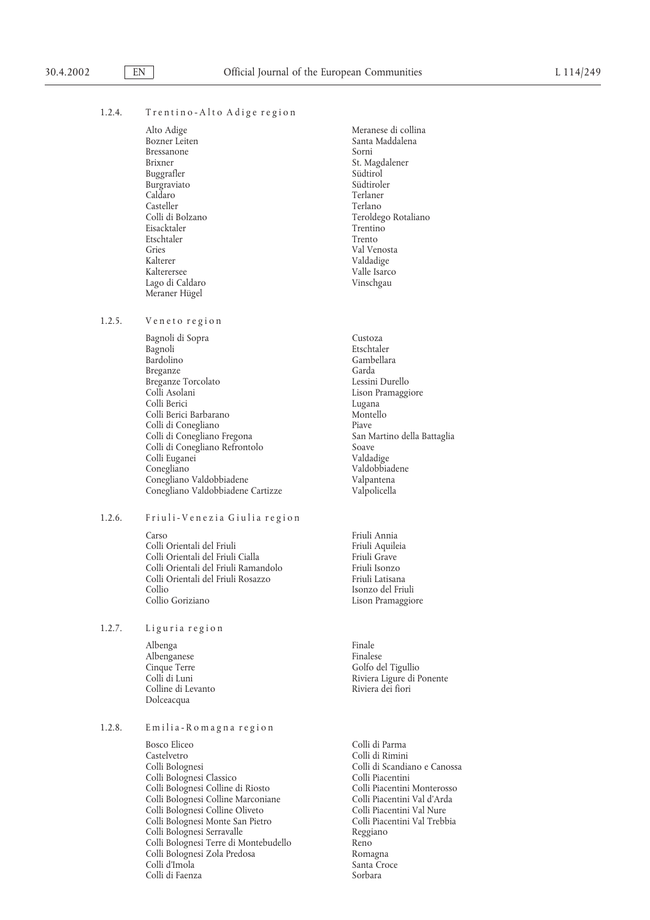### 1.2.4. Trentino-Alto Adige region

Alto Adige
Bozner Leiten
Bressanone
Brixner
Buggrafler
Burgraviato
Caldaro
Casteller
Colli di Bolzano
Eisacktaler
Etschtaler
Gries
Kalterer
Kalterersee
Lago di Caldaro
Meraner Hügel
Meranese di collina
Santa Maddalena
Sorni
St. Magdalener
Südtirol
Südtiroler
Terlaner
Terlano
Teroldego Rotaliano
Trentino
Trento
Val Venosta
Valdadige
Valle Isarco
Vinschgau

### 1.2.5. Veneto region

Bagnoli di Sopra
Bagnoli
Bardolino
Breganze
Breganze Torcolato
Colli Asolani
Colli Berici
Colli Berici Barbarano
Colli di Conegliano
Colli di Conegliano Fregona
Colli di Conegliano Refrontolo
Colli Euganei
Conegliano
Conegliano Valdobbiadene
Conegliano Valdobbiadene Cartizze
Custoza
Etschtaler
Gambellara
Garda
Lessini Durello
Lison Pramaggiore
Lugana
Montello
Piave
San Martino della Battaglia
Soave
Valdadige
Valdobbiadene
Valpantena
Valpolicella

### 1.2.6. Friuli-Venezia Giulia region

Carso
Colli Orientali del Friuli
Colli Orientali del Friuli Cialla
Colli Orientali del Friuli Ramandolo
Colli Orientali del Friuli Rosazzo
Collio
Collio Goriziano
Friuli Annia
Friuli Aquileia
Friuli Grave
Friuli Isonzo
Friuli Latisana
Isonzo del Friuli
Lison Pramaggiore

### 1.2.7. Liguria region

Albenga
Albenganese
Cinque Terre
Colli di Luni
Colline di Levanto
Dolceacqua
Finale
Finalese
Golfo del Tigullio
Riviera Ligure di Ponente
Riviera dei fiori

### 1.2.8. Emilia-Romagna region

Bosco Eliceo
Castelvetro
Colli Bolognesi
Colli Bolognesi Classico
Colli Bolognesi Colline di Riosto
Colli Bolognesi Colline Marconiane
Colli Bolognesi Colline Oliveto
Colli Bolognesi Monte San Pietro
Colli Bolognesi Serravalle
Colli Bolognesi Terre di Montebudello
Colli Bolognesi Zola Predosa
Colli d'Imola
Colli di Faenza
Colli di Parma
Colli di Rimini
Colli di Scandiano e Canossa
Colli Piacentini
Colli Piacentini Monterosso
Colli Piacentini Val d'Arda
Colli Piacentini Val Nure
Colli Piacentini Val Trebbia
Reggiano
Reno
Romagna
Santa Croce
Sorbara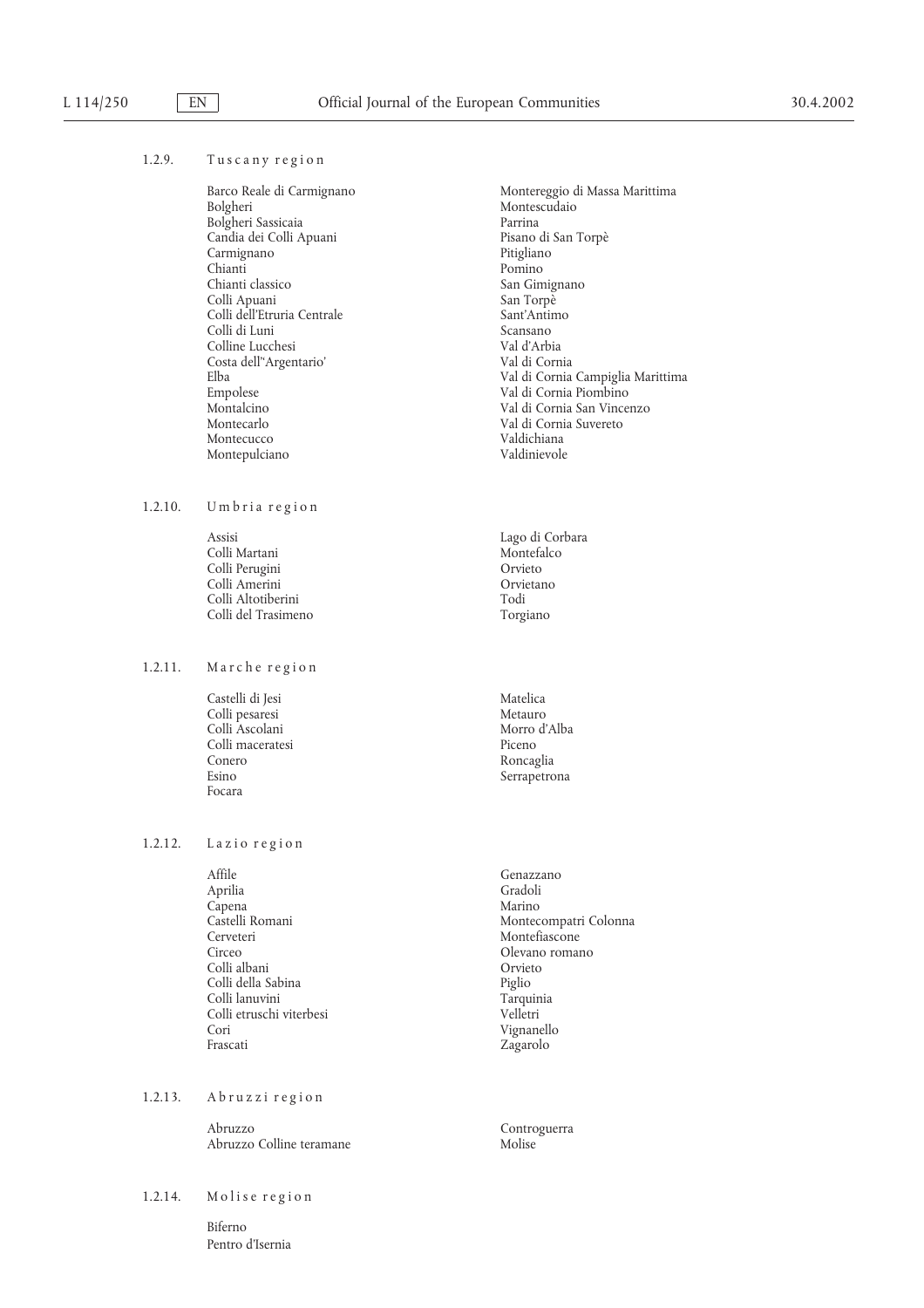1.2.9. Tuscany region

Barco Reale di Carmignano
Bolgheri
Bolgheri Sassicaia
Candia dei Colli Apuani
Carmignano
Chianti
Chianti classico
Colli Apuani
Colli dell'Etruria Centrale
Colli di Luni
Colline Lucchesi
Costa dell'Argentario'
Elba
Empolese
Montalcino
Montecarlo
Montecucco
Montepulciano
Montereggio di Massa Marittima
Montescudaio
Parrina
Pisano di San Torpè
Pitigliano
Pomino
San Gimignano
San Torpè
Sant'Antimo
Scansano
Val d'Arbia
Val di Cornia
Val di Cornia Campiglia Marittima
Val di Cornia Piombino
Val di Cornia San Vincenzo
Val di Cornia Suvereto
Valdichiana
Valdinievole

1.2.10. Umbria region

Assisi
Colli Martani
Colli Perugini
Colli Amerini
Colli Altotiberini
Colli del Trasimeno
Lago di Corbara
Montefalco
Orvieto
Orvietano
Todi
Torgiano

1.2.11. Marche region

Castelli di Jesi
Colli pesaresi
Colli Ascolani
Colli maceratesi
Conero
Esino
Focara
Matelica
Metauro
Morro d'Alba
Piceno
Roncaglia
Serrapetrona

1.2.12. Lazio region

Affile
Aprilia
Capena
Castelli Romani
Cerveteri
Circeo
Colli albani
Colli della Sabina
Colli lanuvini
Colli etruschi viterbesi
Cori
Frascati
Genazzano
Gradoli
Marino
Montecompatri Colonna
Montefiascone
Olevano romano
Orvieto
Piglio
Tarquinia
Velletri
Vignanello
Zagarolo

1.2.13. Abruzzi region

Abruzzo
Abruzzo Colline teramane
Controguerra
Molise

1.2.14. Molise region

Biferno
Pentro d'Isernia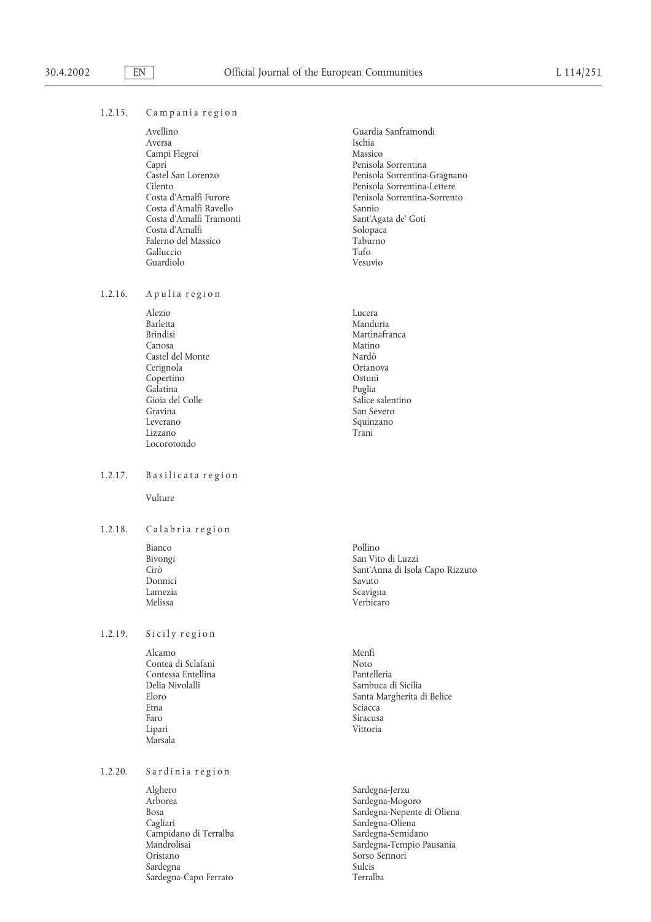1.2.15. Campania region

Avellino
Aversa
Campi Flegrei
Capri
Castel San Lorenzo
Cilento
Costa d'Amalfi Furore
Costa d'Amalfi Ravello
Costa d'Amalfi Tramonti
Costa d'Amalfi
Falerno del Massico
Galluccio
Guardiolo
Guardia Sanframondi
Ischia
Massico
Penisola Sorrentina
Penisola Sorrentina-Gragnano
Penisola Sorrentina-Lettere
Penisola Sorrentina-Sorrento
Sannio
Sant'Agata de' Goti
Solopaca
Taburno
Tufo
Vesuvio

1.2.16. Apulia region

Alezio
Barletta
Brindisi
Canosa
Castel del Monte
Cerignola
Copertino
Galatina
Gioia del Colle
Gravina
Leverano
Lizzano
Locorotondo
Lucera
Manduria
Martinafranca
Matino
Nardò
Ortanova
Ostuni
Puglia
Salice salentino
San Severo
Squinzano
Trani

1.2.17. Basilicata region

Vulture

1.2.18. Calabria region

Bianco
Bivongi
Cirò
Donnici
Lamezia
Melissa
Pollino
San Vito di Luzzi
Sant'Anna di Isola Capo Rizzuto
Savuto
Scavigna
Verbicaro

1.2.19. Sicily region

Alcamo
Contea di Sclafani
Contessa Entellina
Delia Nivolalli
Eloro
Etna
Faro
Lipari
Marsala
Menfi
Noto
Pantelleria
Sambuca di Sicilia
Santa Margherita di Belice
Sciacca
Siracusa
Vittoria

1.2.20. Sardinia region

Alghero
Arborea
Bosa
Cagliari
Campidano di Terralba
Mandrolisai
Oristano
Sardegna
Sardegna-Capo Ferrato
Sardegna-Jerzu
Sardegna-Mogoro
Sardegna-Nepente di Oliena
Sardegna-Oliena
Sardegna-Semidano
Sardegna-Tempio Pausania
Sorso Sennori
Sulcis
Terralba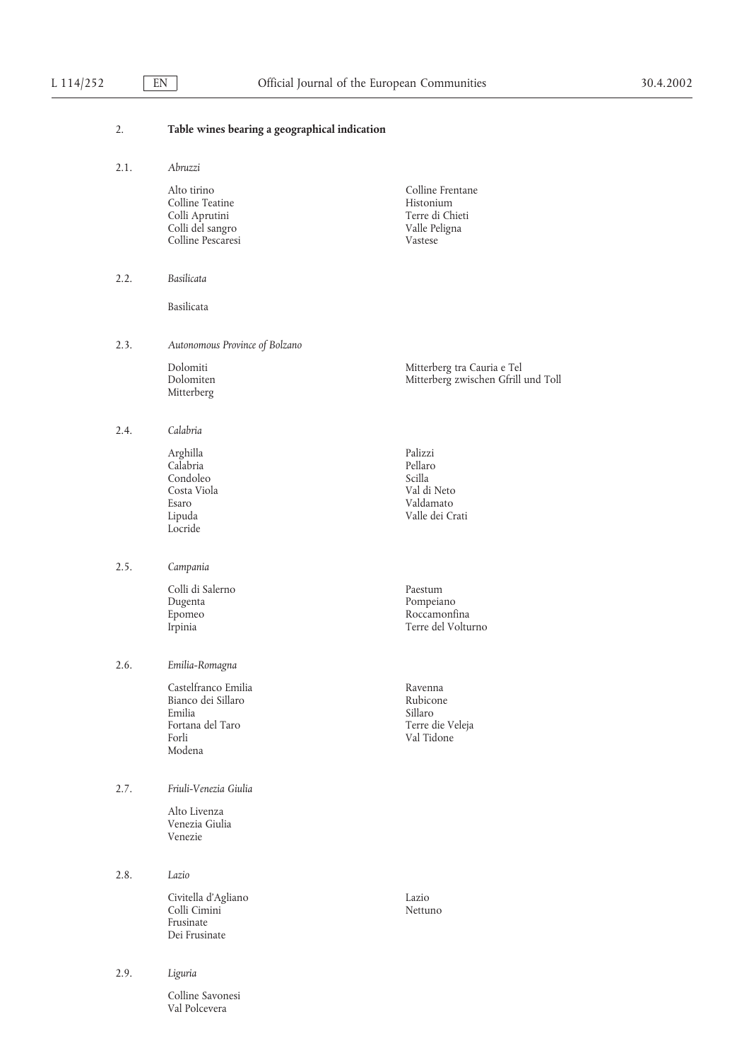## 2. **Table wines bearing a geographical indication**

### 2.1. *Abruzzi*

Alto tirino
Colline Teatine
Colli Aprutini
Colli del sangro
Colline Pescaresi
Colline Frentane
Histonium
Terre di Chieti
Valle Peligna
Vastese

### 2.2. *Basilicata*

Basilicata

### 2.3. *Autonomous Province of Bolzano*

Dolomiti
Dolomiten
Mitterberg
Mitterberg tra Cauria e Tel
Mitterberg zwischen Gfrill und Toll

### 2.4. *Calabria*

Arghilla
Calabria
Condoleo
Costa Viola
Esaro
Lipuda
Locride
Palizzi
Pellaro
Scilla
Val di Neto
Valdamato
Valle dei Crati

### 2.5. *Campania*

Colli di Salerno
Dugenta
Epomeo
Irpinia
Paestum
Pompeiano
Roccamonfina
Terre del Volturno

### 2.6. *Emilia-Romagna*

Castelfranco Emilia
Bianco dei Sillaro
Emilia
Fortana del Taro
Forli
Modena
Ravenna
Rubicone
Sillaro
Terre die Veleja
Val Tidone

### 2.7. *Friuli-Venezia Giulia*

Alto Livenza
Venezia Giulia
Venezie

### 2.8. *Lazio*

Civitella d'Agliano
Colli Cimini
Frusinate
Dei Frusinate
Lazio
Nettuno

### 2.9. *Liguria*

Colline Savonesi
Val Polcevera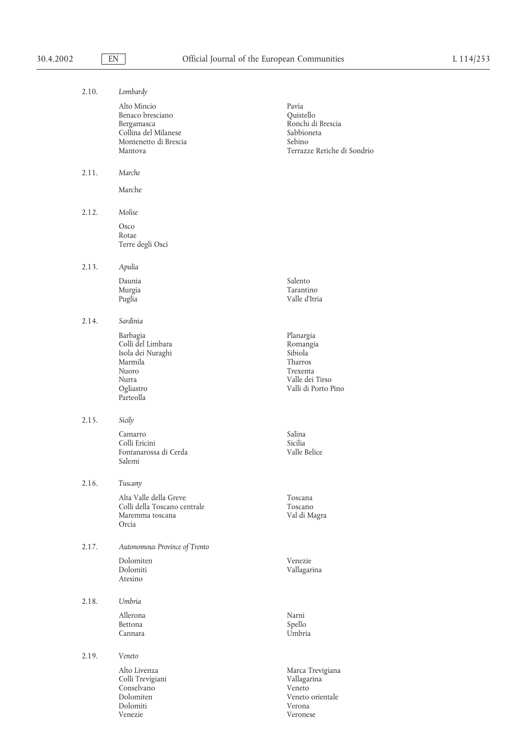2.10. *Lombardy*

Alto Mincio
Benaco bresciano
Bergamasca
Collina del Milanese
Montenetto di Brescia
Mantova
Pavia
Quistello
Ronchi di Brescia
Sabbioneta
Sebino
Terrazze Retiche di Sondrio

2.11. *Marche*

Marche

2.12. *Molise*

Osco
Rotae
Terre degli Osci

2.13. *Apulia*

Daunia
Murgia
Puglia
Salento
Tarantino
Valle d'Itria

2.14. *Sardinia*

Barbagia
Colli del Limbara
Isola dei Nuraghi
Marmila
Nuoro
Nurra
Ogliastro
Parteolla
Planargia
Romangia
Sibiola
Tharros
Trexenta
Valle dei Tirso
Valli di Porto Pino

2.15. *Sicily*

Camarro
Colli Ericini
Fontanarossa di Cerda
Salemi
Salina
Sicilia
Valle Belice

2.16. *Tuscany*

Alta Valle della Greve
Colli della Toscano centrale
Maremma toscana
Orcia
Toscana
Toscano
Val di Magra

2.17. *Autonomous Province of Trento*

Dolomiten
Dolomiti
Atesino
Venezie
Vallagarina

2.18. *Umbria*

Allerona
Bettona
Cannara
Narni
Spello
Umbria

2.19. *Veneto*

Alto Livenza
Colli Trevigiani
Conselvano
Dolomiten
Dolomiti
Venezie
Marca Trevigiana
Vallagarina
Veneto
Veneto orientale
Verona
Veronese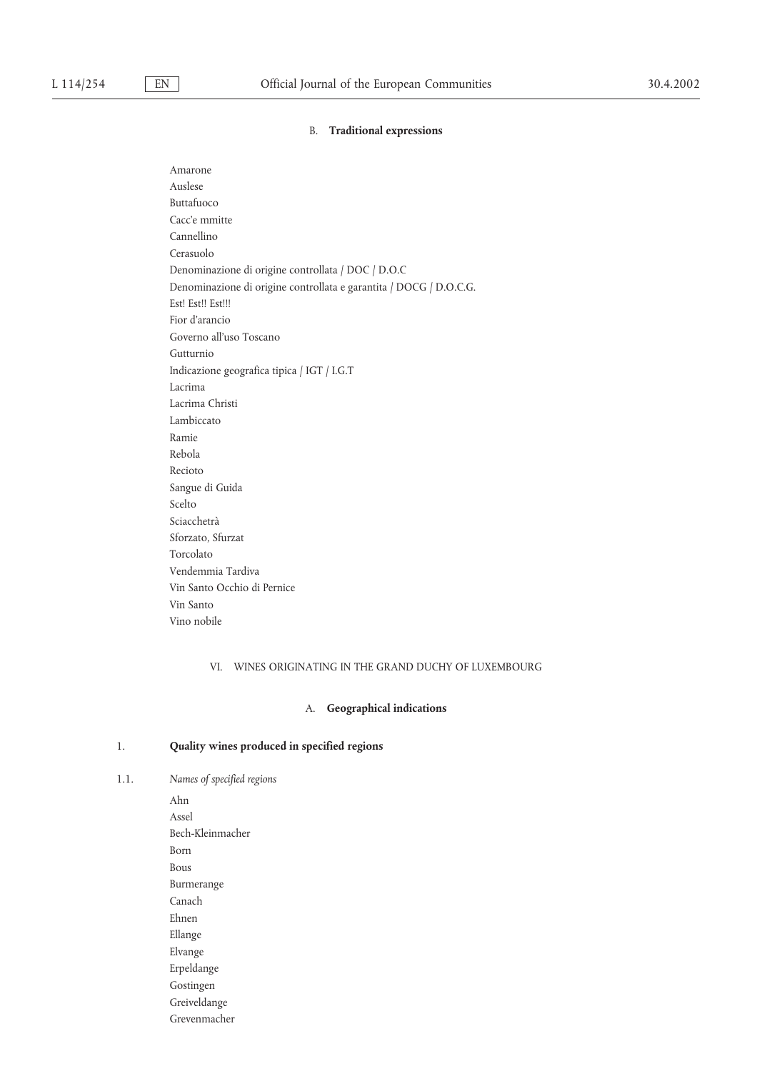### B. **Traditional expressions**

Amarone
Auslese
Buttafuoco
Cacc'e mmitte
Cannellino
Cerasuolo
Denominazione di origine controllata / DOC / D.O.C
Denominazione di origine controllata e garantita / DOCG / D.O.C.G.
Est! Est!! Est!!!
Fior d'arancio
Governo all'uso Toscano
Gutturnio
Indicazione geografica tipica / IGT / I.G.T
Lacrima
Lacrima Christi
Lambiccato
Ramie
Rebola
Recioto
Sangue di Guida
Scelto
Sciacchetrà
Sforzato, Sfurzat
Torcolato
Vendemmia Tardiva
Vin Santo Occhio di Pernice
Vin Santo
Vino nobile

## VI. WINES ORIGINATING IN THE GRAND DUCHY OF LUXEMBOURG

### A. **Geographical indications**

#### 1. **Quality wines produced in specified regions**

1.1. *Names of specified regions*

Ahn
Assel
Bech-Kleinmacher
Born
Bous
Burmerange
Canach
Ehnen
Ellange
Elvange
Erpeldange
Gostingen
Greiveldange
Grevenmacher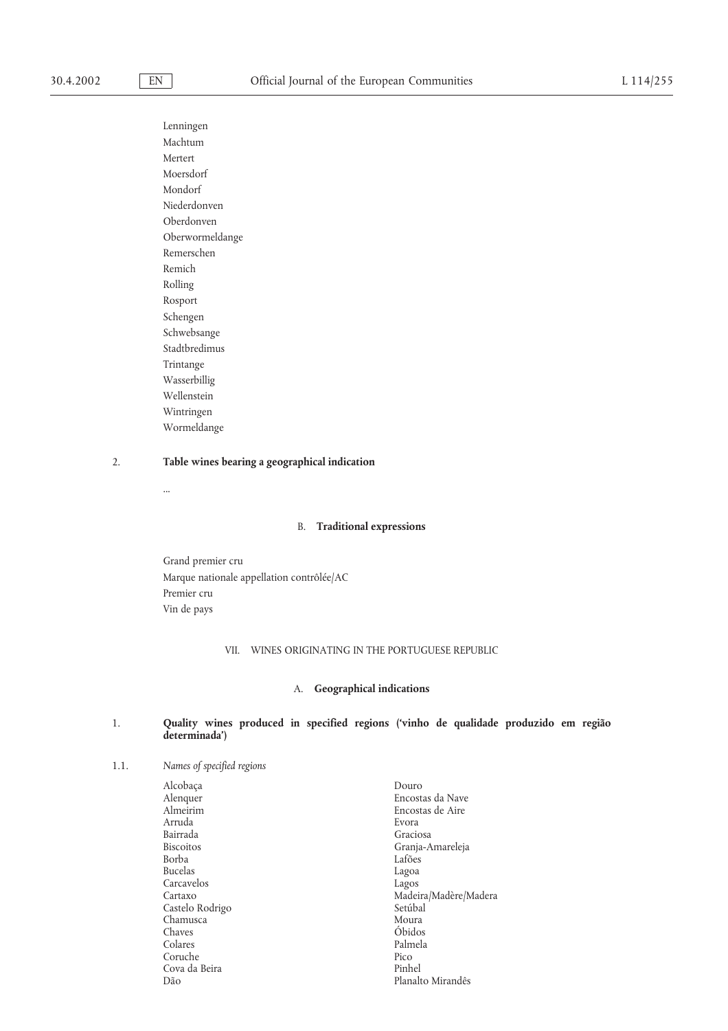Lenningen
Machtum
Mertert
Moersdorf
Mondorf
Niederdonven
Oberdonven
Oberwormeldange
Remerschen
Remich
Rolling
Rosport
Schengen
Schwebsange
Stadtbredimus
Trintange
Wasserbillig
Wellenstein
Wintringen
Wormeldange

2. **Table wines bearing a geographical indication**

...

### B. **Traditional expressions**

Grand premier cru
Marque nationale appellation contrôlée/AC
Premier cru
Vin de pays

## VII. WINES ORIGINATING IN THE PORTUGUESE REPUBLIC

### A. **Geographical indications**

1. **Quality wines produced in specified regions ('vinho de qualidade produzido em região determinada')**

1.1. *Names of specified regions*

Alcobaça
Alenquer
Almeirim
Arruda
Bairrada
Biscoitos
Borba
Bucelas
Carcavelos
Cartaxo
Castelo Rodrigo
Chamusca
Chaves
Colares
Coruche
Cova da Beira
Dão
Douro
Encostas da Nave
Encostas de Aire
Evora
Graciosa
Granja-Amareleja
Lafões
Lagoa
Lagos
Madeira/Madère/Madera
Setúbal
Moura
Óbidos
Palmela
Pico
Pinhel
Planalto Mirandês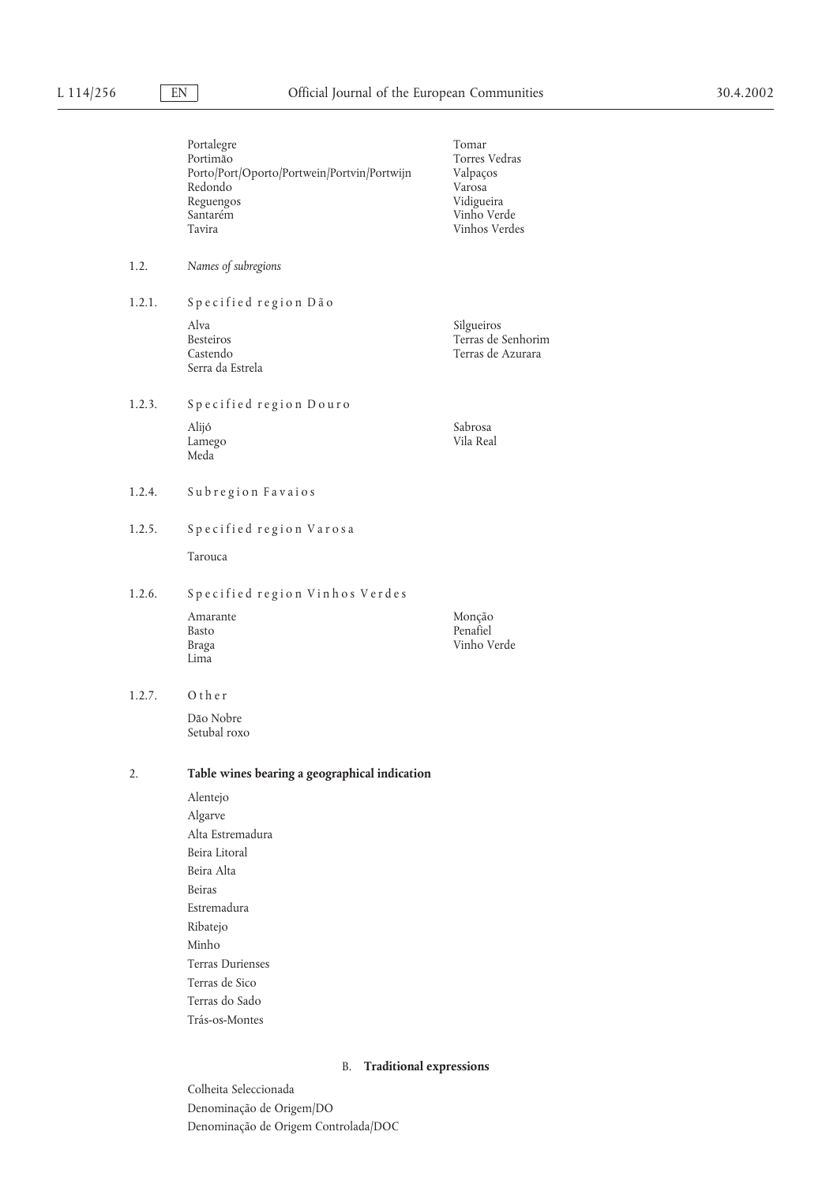Portalegre
Portimão
Porto/Port/Oporto/Portwein/Portvin/Portwijn
Redondo
Reguengos
Santarém
Tavira
Tomar
Torres Vedras
Valpaços
Varosa
Vidigueira
Vinho Verde
Vinhos Verdes

1.2. *Names of subregions*

1.2.1. Specified region Dão

Alva
Besteiros
Castendo
Serra da Estrela
Silgueiros
Terras de Senhorim
Terras de Azurara

1.2.3. Specified region Douro

Alijó
Lamego
Meda
Sabrosa
Vila Real

1.2.4. Subregion Favaios

1.2.5. Specified region Varosa

Tarouca

1.2.6. Specified region Vinhos Verdes

Amarante
Basto
Braga
Lima
Monção
Penafiel
Vinho Verde

1.2.7. Other

Dão Nobre
Setubal roxo

2. **Table wines bearing a geographical indication**

Alentejo
Algarve
Alta Estremadura
Beira Litoral
Beira Alta
Beiras
Estremadura
Ribatejo
Minho
Terras Durienses
Terras de Sico
Terras do Sado
Trás-os-Montes

B. **Traditional expressions**

Colheita Seleccionada
Denominação de Origem/DO
Denominação de Origem Controlada/DOC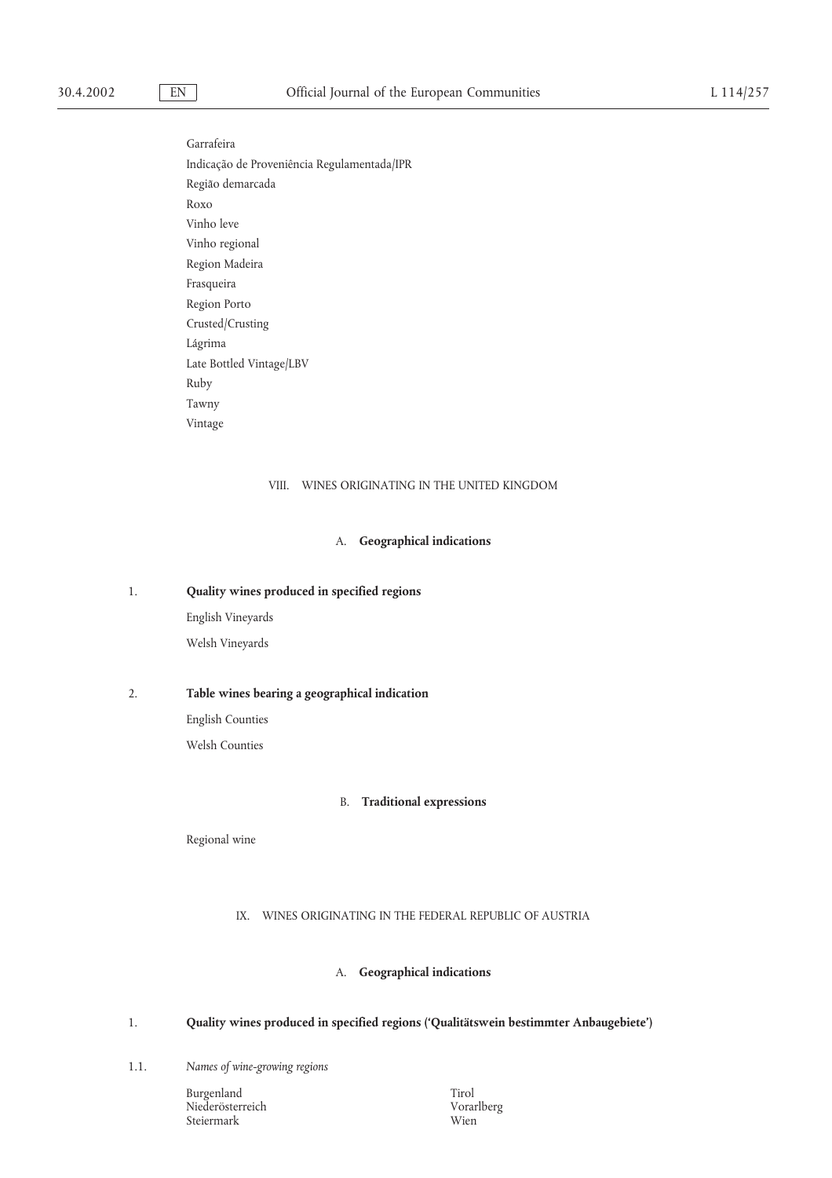Garrafeira

Indicação de Proveniência Regulamentada/IPR

Região demarcada

Roxo

Vinho leve

Vinho regional

Region Madeira

Frasqueira

Region Porto

Crusted/Crusting

Lágrima

Late Bottled Vintage/LBV

Ruby

Tawny

Vintage

## VIII. WINES ORIGINATING IN THE UNITED KINGDOM

### A. **Geographical indications**

1. **Quality wines produced in specified regions**

English Vineyards

Welsh Vineyards

2. **Table wines bearing a geographical indication**

English Counties

Welsh Counties

### B. **Traditional expressions**

Regional wine

## IX. WINES ORIGINATING IN THE FEDERAL REPUBLIC OF AUSTRIA

### A. **Geographical indications**

1. **Quality wines produced in specified regions ('Qualitätswein bestimmter Anbaugebiete')**

1.1. *Names of wine-growing regions*

Burgenland

Niederösterreich

Steiermark

Tirol

Vorarlberg

Wien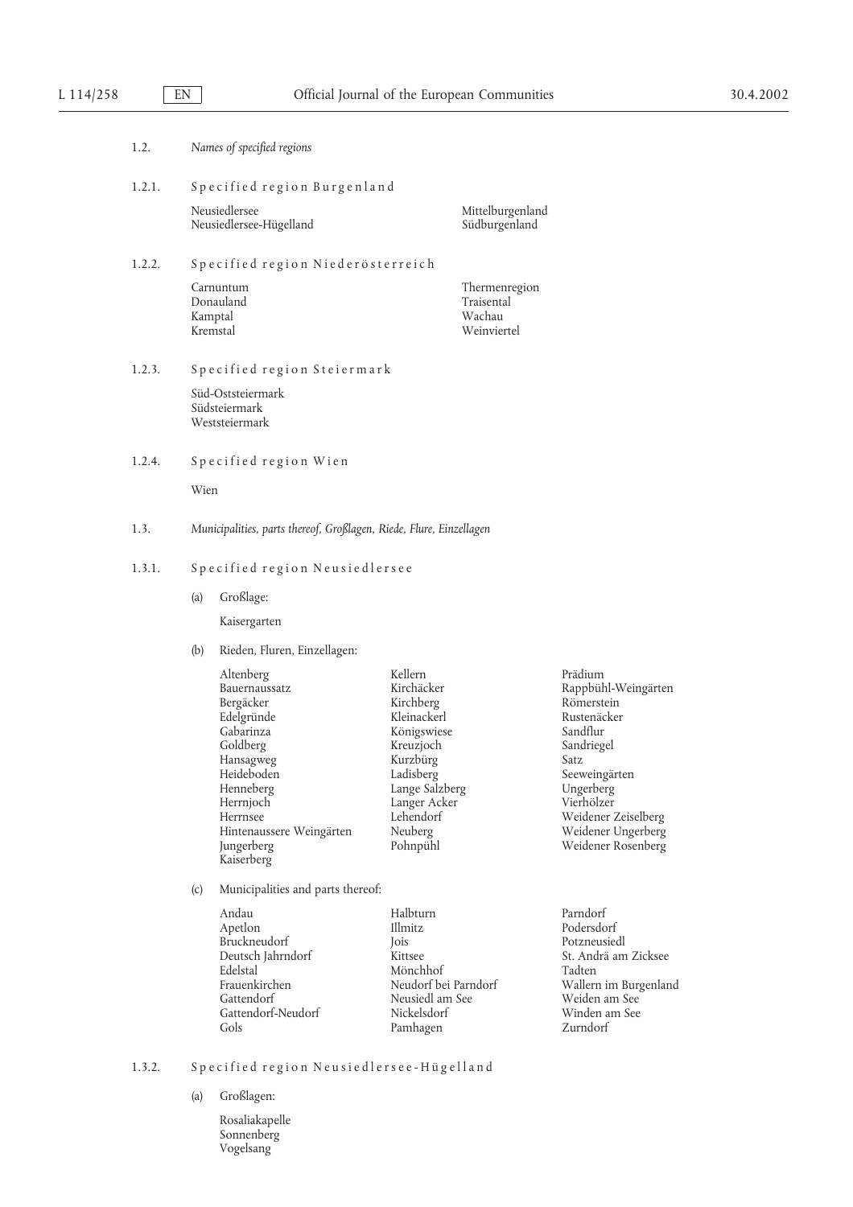1.2. *Names of specified regions*

1.2.1. Specified region Burgenland

Neusiedlersee
Neusiedlersee-Hügelland
Mittelburgenland
Südburgenland

1.2.2. Specified region Niederösterreich

Carnuntum
Donauland
Kamptal
Kremstal
Thermenregion
Traisental
Wachau
Weinviertel

1.2.3. Specified region Steiermark

Süd-Oststeiermark
Südsteiermark
Weststeiermark

1.2.4. Specified region Wien

Wien

1.3. *Municipalities, parts thereof, Großlagen, Riede, Flure, Einzellagen*

1.3.1. Specified region Neusiedlersee

(a) Großlage:

Kaisergarten

(b) Rieden, Fluren, Einzellagen:

Altenberg
Bauernaussatz
Bergäcker
Edelgründe
Gabarinza
Goldberg
Hansagweg
Heideboden
Henneberg
Herrnjoch
Herrnsee
Hintenaussere Weingärten
Jungerberg
Kaiserberg
Kellern
Kirchäcker
Kirchberg
Kleinackerl
Königswiese
Kreuzjoch
Kurzbürg
Ladisberg
Lange Salzberg
Langer Acker
Lehendorf
Neuberg
Pohnpühl
Prädium
Rappbühl-Weingärten
Römerstein
Rustenäcker
Sandflur
Sandriegel
Satz
Seeweingärten
Ungerberg
Vierhölzer
Weidener Zeiselberg
Weidener Ungerberg
Weidener Rosenberg

(c) Municipalities and parts thereof:

Andau
Apetlon
Bruckneudorf
Deutsch Jahrndorf
Edelstal
Frauenkirchen
Gattendorf
Gattendorf-Neudorf
Gols
Halbturn
Illmitz
Jois
Kittsee
Mönchhof
Neudorf bei Parndorf
Neusiedl am See
Nickelsdorf
Pamhagen
Parndorf
Podersdorf
Potzneusiedl
St. Andrä am Zicksee
Tadten
Wallern im Burgenland
Weiden am See
Winden am See
Zurndorf

1.3.2. Specified region Neusiedlersee-Hügelland

(a) Großlagen:

Rosaliakapelle
Sonnenberg
Vogelsang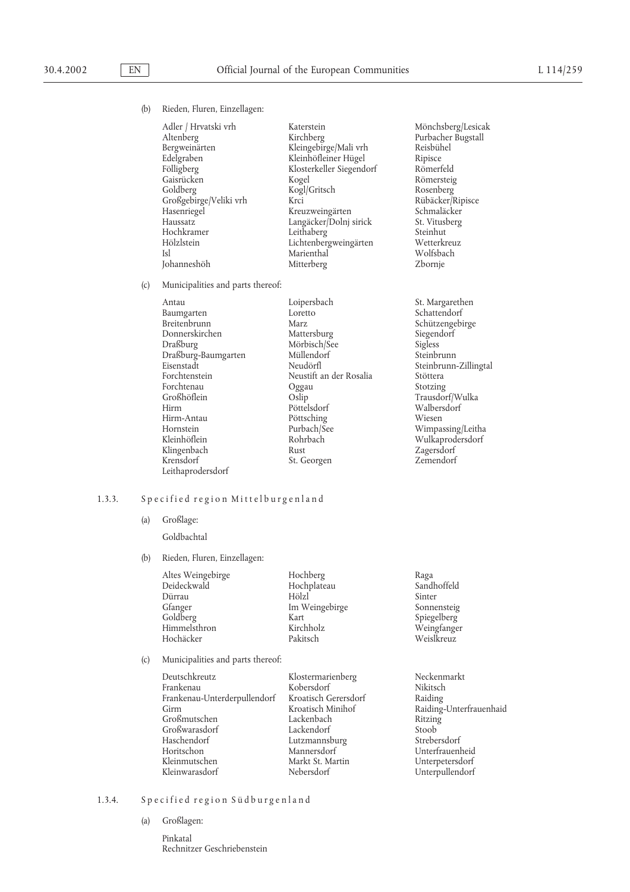(b) Rieden, Fluren, Einzellagen:

Adler / Hrvatski vrh
Altenberg
Bergweinärten
Edelgraben
Fölligberg
Gaisrücken
Goldberg
Großgebirge/Veliki vrh
Hasenriegel
Haussatz
Hochkramer
Hölzlstein
Isl
Johanneshöh
Katerstein
Kirchberg
Kleingebirge/Mali vrh
Kleinhöfleiner Hügel
Klosterkeller Siegendorf
Kogel
Kogl/Gritsch
Krci
Kreuzweingärten
Langäcker/Dolnj sirick
Leithaberg
Lichtenbergweingärten
Marienthal
Mitterberg
Mönchsberg/Lesicak
Purbacher Bugstall
Reisbühel
Ripisce
Römerfeld
Römersteig
Rosenberg
Rübäcker/Ripisce
Schmaläcker
St. Vitusberg
Steinhut
Wetterkreuz
Wolfsbach
Zbornje

(c) Municipalities and parts thereof:

Antau
Baumgarten
Breitenbrunn
Donnerskirchen
Draßburg
Draßburg-Baumgarten
Eisenstadt
Forchtenstein
Forchtenau
Großhöflein
Hirm
Hirm-Antau
Hornstein
Kleinhöflein
Klingenbach
Krensdorf
Leithaprodersdorf
Loipersbach
Loretto
Marz
Mattersburg
Mörbisch/See
Müllendorf
Neudörfl
Neustift an der Rosalia
Oggau
Oslip
Pöttelsdorf
Pöttsching
Purbach/See
Rohrbach
Rust
St. Georgen
St. Margarethen
Schattendorf
Schützengebirge
Siegendorf
Sigless
Steinbrunn
Steinbrunn-Zillingtal
Stöttera
Stotzing
Trausdorf/Wulka
Walbersdorf
Wiesen
Wimpassing/Leitha
Wulkaprodersdorf
Zagersdorf
Zemendorf

### 1.3.3. Specified region Mittelburgenland

(a) Großlage:

Goldbachtal

(b) Rieden, Fluren, Einzellagen:

Altes Weingebirge
Deideckwald
Dürrau
Gfanger
Goldberg
Himmelsthron
Hochäcker
Hochberg
Hochplateau
Hölzl
Im Weingebirge
Kart
Kirchholz
Pakitsch
Raga
Sandhoffeld
Sinter
Sonnensteig
Spiegelberg
Weingfanger
Weislkreuz

(c) Municipalities and parts thereof:

Deutschkreutz
Frankenau
Frankenau-Unterderpullendorf
Girm
Großmutschen
Großwarasdorf
Haschendorf
Horitschon
Kleinmutschen
Kleinwarasdorf
Klostermarienberg
Kobersdorf
Kroatisch Gerersdorf
Kroatisch Minihof
Lackenbach
Lackendorf
Lutzmannsburg
Mannersdorf
Markt St. Martin
Nebersdorf
Neckenmarkt
Nikitsch
Raiding
Raiding-Unterfrauenhaid
Ritzing
Stoob
Strebersdorf
Unterfrauenheid
Unterpetersdorf
Unterpullendorf

### 1.3.4. Specified region Südburgenland

(a) Großlagen:

Pinkatal
Rechnitzer Geschriebenstein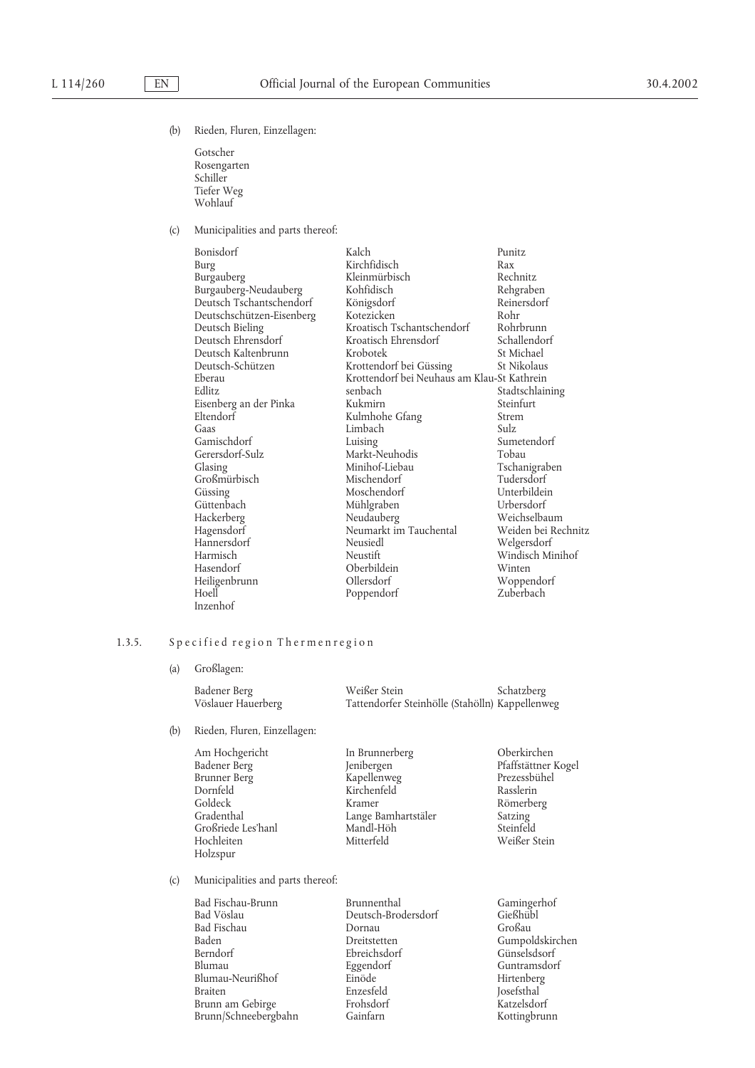(b) Rieden, Fluren, Einzellagen:

Gotscher
Rosengarten
Schiller
Tiefer Weg
Wohlauf

(c) Municipalities and parts thereof:

| | | |
|---|---|---|
| Bonisdorf | Kalch | Punitz |
| Burg | Kirchfidisch | Rax |
| Burgauberg | Kleinmürbisch | Rechnitz |
| Burgauberg-Neudauberg | Kohfidisch | Rehgraben |
| Deutsch Tschantschendorf | Königsdorf | Reinersdorf |
| Deutschschützen-Eisenberg | Kotezicken | Rohr |
| Deutsch Bieling | Kroatisch Tschantschendorf | Rohrbrunn |
| Deutsch Ehrensdorf | Kroatisch Ehrensdorf | Schallendorf |
| Deutsch Kaltenbrunn | Krobotek | St Michael |
| Deutsch-Schützen | Krottendorf bei Güssing | St Nikolaus |
| Eberau | Krottendorf bei Neuhaus am Klausenbach | St Kathrein |
| Edlitz | | Stadtschlaining |
| Eisenberg an der Pinka | Kukmirn | Steinfurt |
| Eltendorf | Kulmhohe Gfang | Strem |
| Gaas | Limbach | Sulz |
| Gamischdorf | Luising | Sumetendorf |
| Gerersdorf-Sulz | Markt-Neuhodis | Tobau |
| Glasing | Minihof-Liebau | Tschanigraben |
| Großmürbisch | Mischendorf | Tudersdorf |
| Güssing | Moschendorf | Unterbildein |
| Güttenbach | Mühlgraben | Urbersdorf |
| Hackerberg | Neudauberg | Weichselbaum |
| Hagensdorf | Neumarkt im Tauchental | Weiden bei Rechnitz |
| Hannersdorf | Neusiedl | Welgersdorf |
| Harmisch | Neustift | Windisch Minihof |
| Hasendorf | Oberbildein | Winten |
| Heiligenbrunn | Ollersdorf | Woppendorf |
| Hoell | Poppendorf | Zuberbach |
| Inzenhof | | |

## 1.3.5. Specified region Thermenregion

(a) Großlagen:

| | | |
|---|---|---|
| Badener Berg | Weißer Stein | Schatzberg |
| Vöslauer Hauerberg | Tattendorfer Steinhölle (Stahölln) | Kappellenweg |

(b) Rieden, Fluren, Einzellagen:

| | | |
|---|---|---|
| Am Hochgericht | In Brunnerberg | Oberkirchen |
| Badener Berg | Jenibergen | Pfaffstättner Kogel |
| Brunner Berg | Kapellenweg | Prezessbühel |
| Dornfeld | Kirchenfeld | Rasslerin |
| Goldeck | Kramer | Römerberg |
| Gradenthal | Lange Bamhartstäler | Satzing |
| Großriede Les'hanl | Mandl-Höh | Steinfeld |
| Hochleiten | Mitterfeld | Weißer Stein |
| Holzspur | | |

(c) Municipalities and parts thereof:

| | | |
|---|---|---|
| Bad Fischau-Brunn | Brunnenthal | Gamingerhof |
| Bad Vöslau | Deutsch-Brodersdorf | Gießhübl |
| Bad Fischau | Dornau | Großau |
| Baden | Dreitstetten | Gumpoldskirchen |
| Berndorf | Ebreichsdorf | Günselsdsorf |
| Blumau | Eggendorf | Guntramsdorf |
| Blumau-Neurißhof | Einöde | Hirtenberg |
| Braiten | Enzesfeld | Josefsthal |
| Brunn am Gebirge | Frohsdorf | Katzelsdorf |
| Brunn/Schneebergbahn | Gainfarn | Kottingbrunn |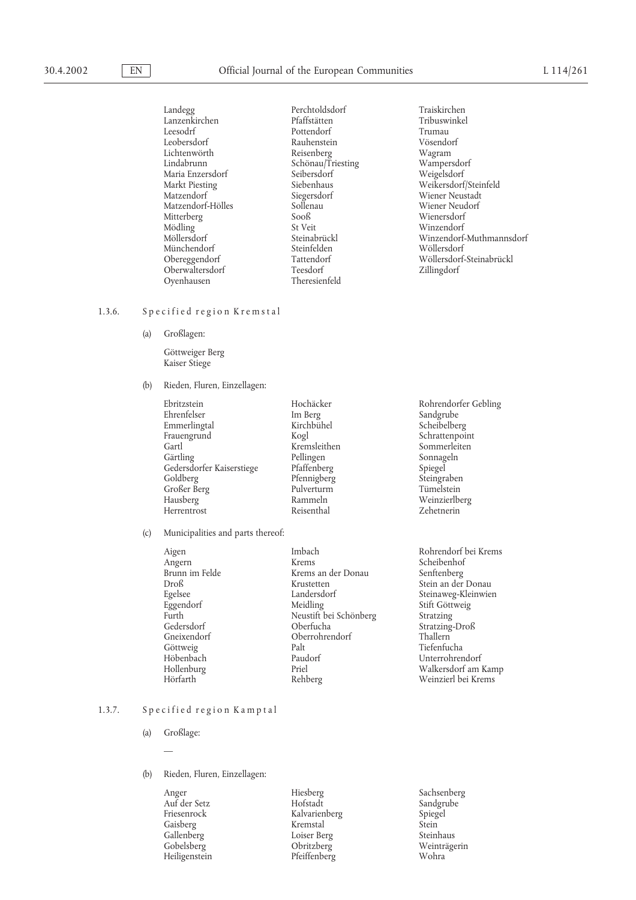| | | |
|---|---|---|
| Landegg | Perchtoldsdorf | Traiskirchen |
| Lanzenkirchen | Pfaffstätten | Tribuswinkel |
| Leesodrf | Pottendorf | Trumau |
| Leobersdorf | Rauhenstein | Vösendorf |
| Lichtenwörth | Reisenberg | Wagram |
| Lindabrunn | Schönau/Triesting | Wampersdorf |
| Maria Enzersdorf | Seibersdorf | Weigelsdorf |
| Markt Piesting | Siebenhaus | Weikersdorf/Steinfeld |
| Matzendorf | Siegersdorf | Wiener Neustadt |
| Matzendorf-Hölles | Sollenau | Wiener Neudorf |
| Mitterberg | Sooß | Wienersdorf |
| Mödling | St Veit | Winzendorf |
| Möllersdorf | Steinabrückl | Winzendorf-Muthmannsdorf |
| Münchendorf | Steinfelden | Wöllersdorf |
| Obereggendorf | Tattendorf | Wöllersdorf-Steinabrückl |
| Oberwaltersdorf | Teesdorf | Zillingdorf |
| Oyenhausen | Theresienfeld | |

1.3.6. Specified region Kremstal

(a) Großlagen:

Göttweiger Berg
Kaiser Stiege

(b) Rieden, Fluren, Einzellagen:

| | | |
|---|---|---|
| Ebritzstein | Hochäcker | Rohrendorfer Gebling |
| Ehrenfelser | Im Berg | Sandgrube |
| Emmerlingtal | Kirchbühel | Scheibelberg |
| Frauengrund | Kogl | Schrattenpoint |
| Gartl | Kremsleithen | Sommerleiten |
| Gärtling | Pellingen | Sonnageln |
| Gedersdorfer Kaiserstiege | Pfaffenberg | Spiegel |
| Goldberg | Pfennigberg | Steingraben |
| Großer Berg | Pulverturm | Tümelstein |
| Hausberg | Rammeln | Weinzierlberg |
| Herrentrost | Reisenthal | Zehetnerin |

(c) Municipalities and parts thereof:

| | | |
|---|---|---|
| Aigen | Imbach | Rohrendorf bei Krems |
| Angern | Krems | Scheibenhof |
| Brunn im Felde | Krems an der Donau | Senftenberg |
| Droß | Krustetten | Stein an der Donau |
| Egelsee | Landersdorf | Steinaweg-Kleinwien |
| Eggendorf | Meidling | Stift Göttweig |
| Furth | Neustift bei Schönberg | Stratzing |
| Gedersdorf | Oberfucha | Stratzing-Droß |
| Gneixendorf | Oberrohrendorf | Thallern |
| Göttweig | Palt | Tiefenfucha |
| Höbenbach | Paudorf | Unterrohrendorf |
| Hollenburg | Priel | Walkersdorf am Kamp |
| Hörfarth | Rehberg | Weinzierl bei Krems |

1.3.7. Specified region Kamptal

(a) Großlage:

—

(b) Rieden, Fluren, Einzellagen:

| | | |
|---|---|---|
| Anger | Hiesberg | Sachsenberg |
| Auf der Setz | Hofstadt | Sandgrube |
| Friesenrock | Kalvarienberg | Spiegel |
| Gaisberg | Kremstal | Stein |
| Gallenberg | Loiser Berg | Steinhaus |
| Gobelsberg | Obritzberg | Weinträgerin |
| Heiligenstein | Pfeiffenberg | Wohra |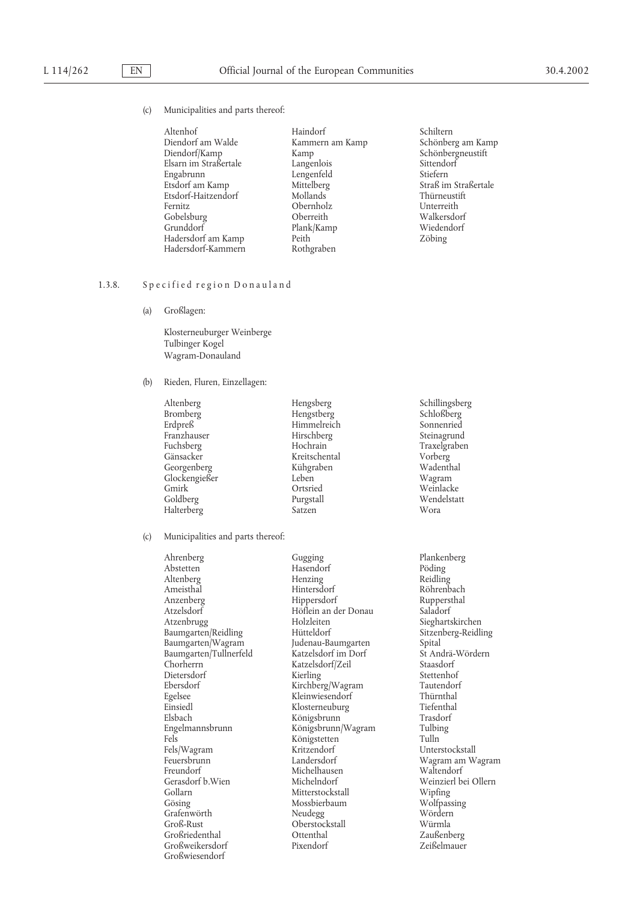(c) Municipalities and parts thereof:

Altenhof
Diendorf am Walde
Diendorf/Kamp
Elsarn im Straßertale
Engabrunn
Etsdorf am Kamp
Etsdorf-Haitzendorf
Fernitz
Gobelsburg
Grunddorf
Hadersdorf am Kamp
Hadersdorf-Kammern
Haindorf
Kammern am Kamp
Kamp
Langenlois
Lengenfeld
Mittelberg
Mollands
Obernholz
Oberreith
Plank/Kamp
Peith
Rothgraben
Schiltern
Schönberg am Kamp
Schönbergneustift
Sittendorf
Stiefern
Straß im Straßertale
Thürneustift
Unterreith
Walkersdorf
Wiedendorf
Zöbing

### 1.3.8. Specified region Donauland

(a) Großlagen:

Klosterneuburger Weinberge
Tulbinger Kogel
Wagram-Donauland

(b) Rieden, Fluren, Einzellagen:

Altenberg
Bromberg
Erdpreß
Franzhauser
Fuchsberg
Gänsacker
Georgenberg
Glockengießer
Gmirk
Goldberg
Halterberg
Hengsberg
Hengstberg
Himmelreich
Hirschberg
Hochrain
Kreitschental
Kühgraben
Leben
Ortsried
Purgstall
Satzen
Schillingsberg
Schloßberg
Sonnenried
Steinagrund
Traxelgraben
Vorberg
Wadenthal
Wagram
Weinlacke
Wendelstatt
Wora

(c) Municipalities and parts thereof:

Ahrenberg
Abstetten
Altenberg
Ameisthal
Anzenberg
Atzelsdorf
Atzenbrugg
Baumgarten/Reidling
Baumgarten/Wagram
Baumgarten/Tullnerfeld
Chorherrn
Dietersdorf
Ebersdorf
Egelsee
Einsiedl
Elsbach
Engelmannsbrunn
Fels
Fels/Wagram
Feuersbrunn
Freundorf
Gerasdorf b.Wien
Gollarn
Gösing
Grafenwörth
Groß-Rust
Großriedenthal
Großweikersdorf
Großwiesendorf
Gugging
Hasendorf
Henzing
Hintersdorf
Hippersdorf
Höflein an der Donau
Holzleiten
Hütteldorf
Judenau-Baumgarten
Katzelsdorf im Dorf
Katzelsdorf/Zeil
Kierling
Kirchberg/Wagram
Kleinwiesendorf
Klosterneuburg
Königsbrunn
Königsbrunn/Wagram
Königstetten
Kritzendorf
Landersdorf
Michelhausen
Michelndorf
Mitterstockstall
Mossbierbaum
Neudegg
Oberstockstall
Ottenthal
Pixendorf
Plankenberg
Pöding
Reidling
Röhrenbach
Ruppersthal
Saladorf
Sieghartskirchen
Sitzenberg-Reidling
Spital
St Andrä-Wördern
Staasdorf
Stettenhof
Tautendorf
Thürnthal
Tiefenthal
Trasdorf
Tulbing
Tulln
Unterstockstall
Wagram am Wagram
Waltendorf
Weinzierl bei Ollern
Wipfing
Wolfpassing
Wördern
Würmla
Zaußenberg
Zeißelmauer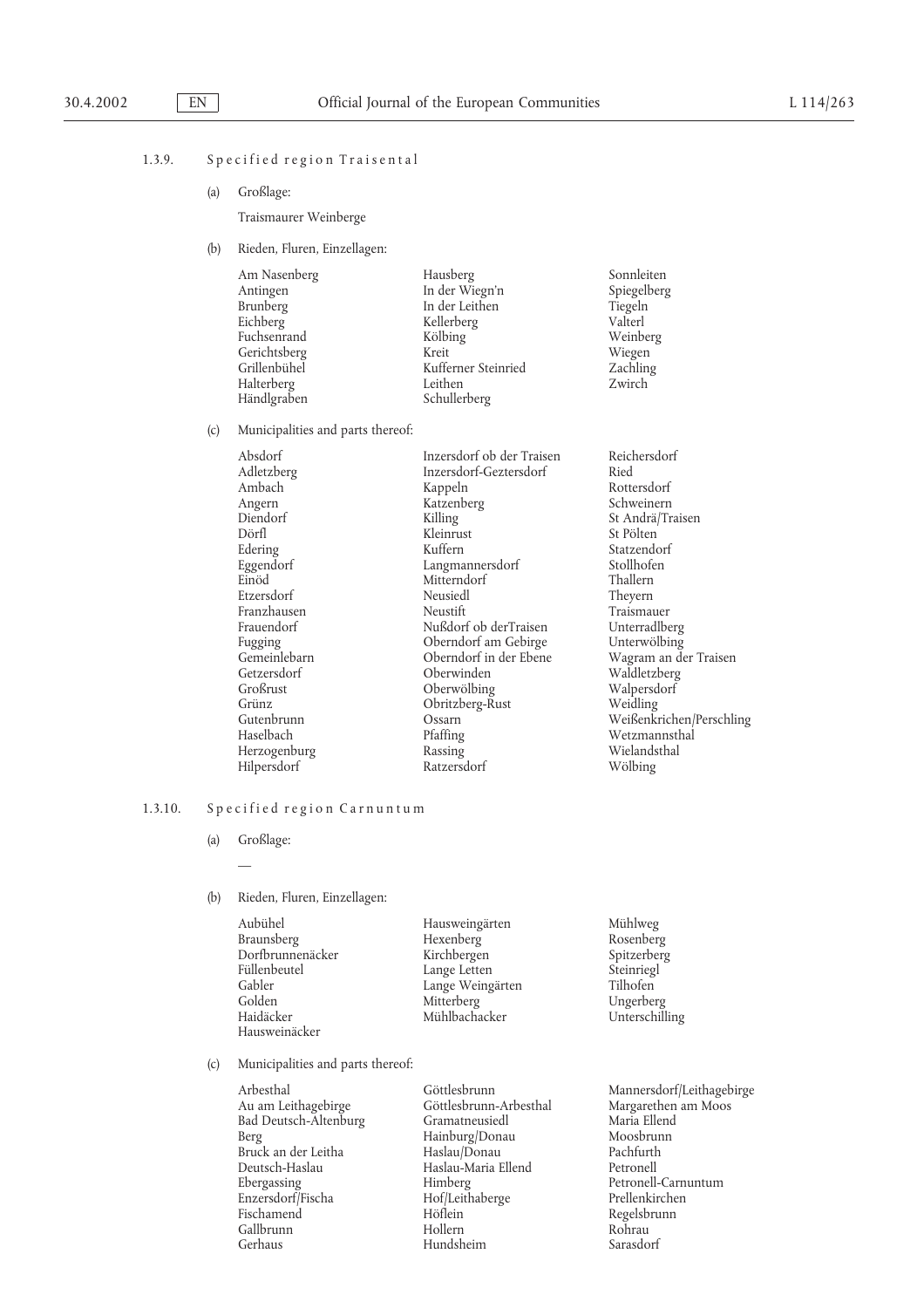1.3.9. Specified region Traisental

(a) Großlage:

Traismaurer Weinberge

(b) Rieden, Fluren, Einzellagen:

| | | |
|---|---|---|
| Am Nasenberg | Hausberg | Sonnleiten |
| Antingen | In der Wiegn'n | Spiegelberg |
| Brunberg | In der Leithen | Tiegeln |
| Eichberg | Kellerberg | Valterl |
| Fuchsenrand | Kölbing | Weinberg |
| Gerichtsberg | Kreit | Wiegen |
| Grillenbühel | Kufferner Steinried | Zachling |
| Halterberg | Leithen | Zwirch |
| Händlgraben | Schullerberg | |

(c) Municipalities and parts thereof:

| | | |
|---|---|---|
| Absdorf | Inzersdorf ob der Traisen | Reichersdorf |
| Adletzberg | Inzersdorf-Geztersdorf | Ried |
| Ambach | Kappeln | Rottersdorf |
| Angern | Katzenberg | Schweinern |
| Diendorf | Killing | St Andrä/Traisen |
| Dörfl | Kleinrust | St Pölten |
| Edering | Kuffern | Statzendorf |
| Eggendorf | Langmannersdorf | Stollhofen |
| Einöd | Mitterndorf | Thallern |
| Etzersdorf | Neusiedl | Theyern |
| Franzhausen | Neustift | Traismauer |
| Frauendorf | Nußdorf ob derTraisen | Unterradlberg |
| Fugging | Oberndorf am Gebirge | Unterwölbing |
| Gemeinlebarn | Oberndorf in der Ebene | Wagram an der Traisen |
| Getzersdorf | Oberwinden | Waldletzberg |
| Großrust | Oberwölbing | Walpersdorf |
| Grünz | Obritzberg-Rust | Weidling |
| Gutenbrunn | Ossarn | Weißenkrichen/Perschling |
| Haselbach | Pfaffing | Wetzmannsthal |
| Herzogenburg | Rassing | Wielandsthal |
| Hilpersdorf | Ratzersdorf | Wölbing |

1.3.10. Specified region Carnuntum

(a) Großlage:

—

(b) Rieden, Fluren, Einzellagen:

| | | |
|---|---|---|
| Aubühel | Hausweingärten | Mühlweg |
| Braunsberg | Hexenberg | Rosenberg |
| Dorfbrunnenäcker | Kirchbergen | Spitzerberg |
| Füllenbeutel | Lange Letten | Steinriegl |
| Gabler | Lange Weingärten | Tilhofen |
| Golden | Mitterberg | Ungerberg |
| Haidäcker | Mühlbachacker | Unterschilling |
| Hausweinäcker | | |

(c) Municipalities and parts thereof:

| | | |
|---|---|---|
| Arbesthal | Göttlesbrunn | Mannersdorf/Leithagebirge |
| Au am Leithagebirge | Göttlesbrunn-Arbesthal | Margarethen am Moos |
| Bad Deutsch-Altenburg | Gramatneusiedl | Maria Ellend |
| Berg | Hainburg/Donau | Moosbrunn |
| Bruck an der Leitha | Haslau/Donau | Pachfurth |
| Deutsch-Haslau | Haslau-Maria Ellend | Petronell |
| Ebergassing | Himberg | Petronell-Carnuntum |
| Enzersdorf/Fischa | Hof/Leithaberge | Prellenkirchen |
| Fischamend | Höflein | Regelsbrunn |
| Gallbrunn | Hollern | Rohrau |
| Gerhaus | Hundsheim | Sarasdorf |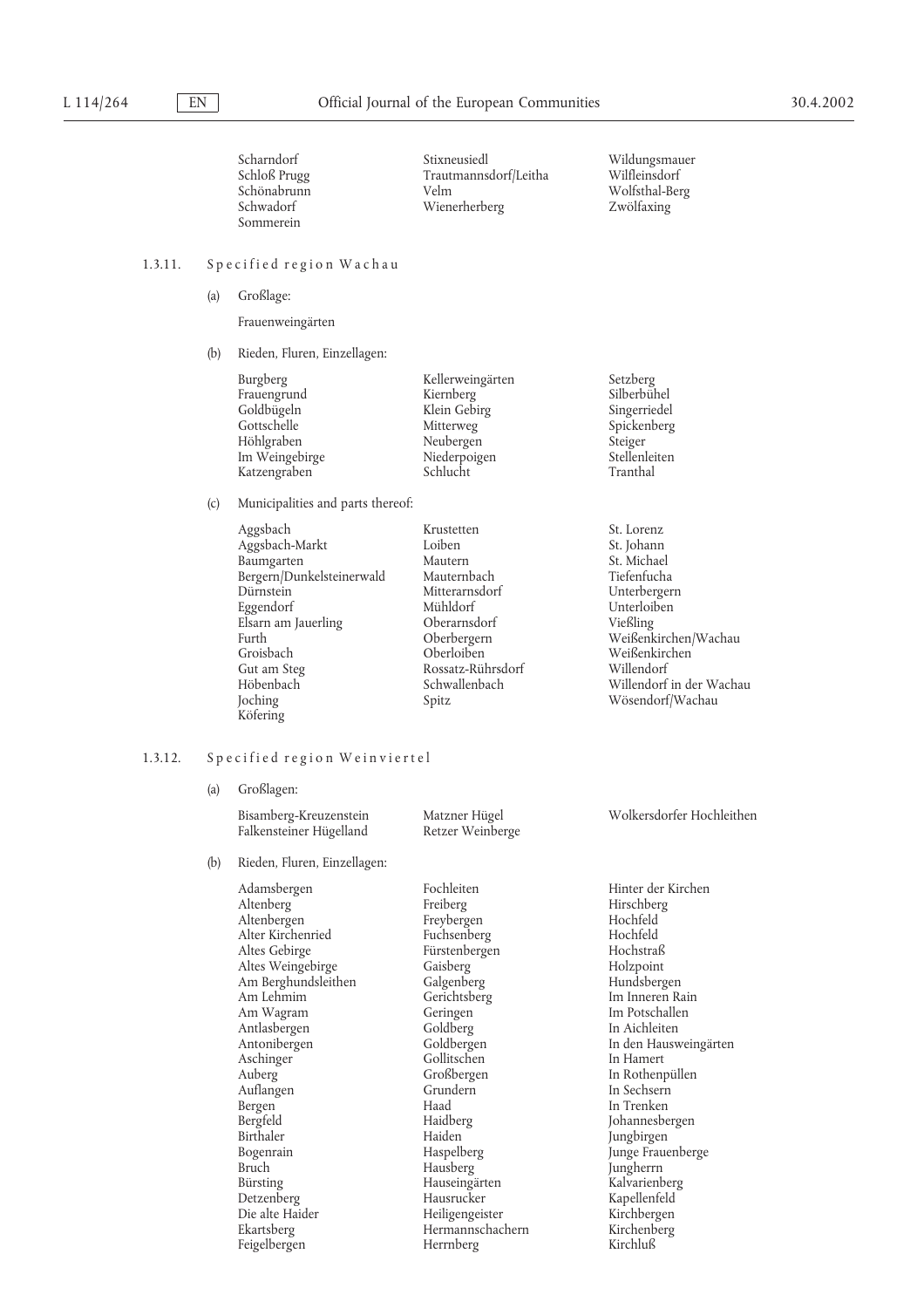Scharndorf
Schloß Prugg
Schönabrunn
Schwadorf
Sommerein
Stixneusiedl
Trautmannsdorf/Leitha
Velm
Wienerherberg
Wildungsmauer
Wilfleinsdorf
Wolfsthal-Berg
Zwölfaxing

1.3.11. Specified region Wachau

(a) Großlage:

Frauenweingärten

(b) Rieden, Fluren, Einzellagen:

Burgberg
Frauengrund
Goldbügeln
Gottschelle
Höhlgraben
Im Weingebirge
Katzengraben
Kellerweingärten
Kiernberg
Klein Gebirg
Mitterweg
Neubergen
Niederpoigen
Schlucht
Setzberg
Silberbühel
Singerriedel
Spickenberg
Steiger
Stellenleiten
Tranthal

(c) Municipalities and parts thereof:

Aggsbach
Aggsbach-Markt
Baumgarten
Bergern/Dunkelsteinerwald
Dürnstein
Eggendorf
Elsarn am Jauerling
Furth
Groisbach
Gut am Steg
Höbenbach
Joching
Köfering
Krustetten
Loiben
Mautern
Mauternbach
Mitterarnsdorf
Mühldorf
Oberarnsdorf
Oberbergern
Oberloiben
Rossatz-Rührsdorf
Schwallenbach
Spitz
St. Lorenz
St. Johann
St. Michael
Tiefenfucha
Unterbergern
Unterloiben
Vießling
Weißenkirchen/Wachau
Weißenkirchen
Willendorf
Willendorf in der Wachau
Wösendorf/Wachau

1.3.12. Specified region Weinviertel

(a) Großlagen:

Bisamberg-Kreuzenstein
Falkensteiner Hügelland
Matzner Hügel
Retzer Weinberge
Wolkersdorfer Hochleithen

(b) Rieden, Fluren, Einzellagen:

Adamsbergen
Altenberg
Altenbergen
Alter Kirchenried
Altes Gebirge
Altes Weingebirge
Am Berghundsleithen
Am Lehmim
Am Wagram
Antlasbergen
Antonibergen
Aschinger
Auberg
Auflangen
Bergen
Bergfeld
Birthaler
Bogenrain
Bruch
Bürsting
Detzenberg
Die alte Haider
Ekartsberg
Feigelbergen
Fochleiten
Freiberg
Freybergen
Fuchsenberg
Fürstenbergen
Gaisberg
Galgenberg
Gerichtsberg
Geringen
Goldberg
Goldbergen
Gollitschen
Großbergen
Grundern
Haad
Haidberg
Haiden
Haspelberg
Hausberg
Hauseingärten
Hausrucker
Heiligengeister
Hermannschachern
Herrnberg
Hinter der Kirchen
Hirschberg
Hochfeld
Hochfeld
Hochstraß
Holzpoint
Hundsbergen
Im Inneren Rain
Im Potschallen
In Aichleiten
In den Hausweingärten
In Hamert
In Rothenpüllen
In Sechsern
In Trenken
Johannesbergen
Jungbirgen
Junge Frauenberge
Jungherrn
Kalvarienberg
Kapellenfeld
Kirchbergen
Kirchenberg
Kirchluß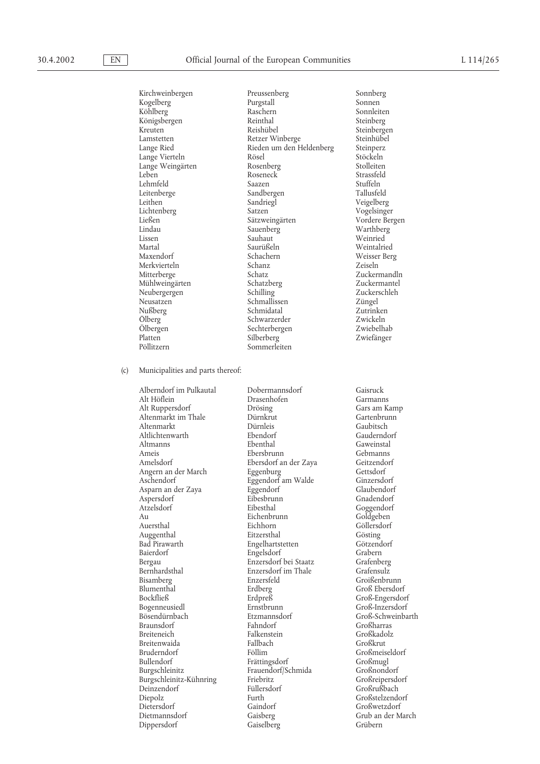Kirchweinbergen
Kogelberg
Köhlberg
Königsbergen
Kreuten
Lamstetten
Lange Ried
Lange Vierteln
Lange Weingärten
Leben
Lehmfeld
Leitenberge
Leithen
Lichtenberg
Ließen
Lindau
Lissen
Martal
Maxendorf
Merkvierteln
Mitterberge
Mühlweingärten
Neubergergen
Neusatzen
Nußberg
Ölberg
Ölbergen
Platten
Pöllitzern
Preussenberg
Purgstall
Raschern
Reinthal
Reishübel
Retzer Winberge
Rieden um den Heldenberg
Rösel
Rosenberg
Roseneck
Saazen
Sandbergen
Sandriegl
Satzen
Sätzweingärten
Sauenberg
Sauhaut
Saurüßeln
Schachern
Schanz
Schatz
Schatzberg
Schilling
Schmallissen
Schmidatal
Schwarzerder
Sechterbergen
Silberberg
Sommerleiten
Sonnberg
Sonnen
Sonnleiten
Steinberg
Steinbergen
Steinhübel
Steinperz
Stöckeln
Stolleiten
Strassfeld
Stuffeln
Tallusfeld
Veigelberg
Vogelsinger
Vordere Bergen
Warthberg
Weinried
Weintalried
Weisser Berg
Zeiseln
Zuckermandln
Zuckermantel
Zuckerschleh
Züngel
Zutrinken
Zwickeln
Zwiebelhab
Zwiefänger

(c) Municipalities and parts thereof:

Alberndorf im Pulkautal
Alt Höflein
Alt Ruppersdorf
Altenmarkt im Thale
Altenmarkt
Altlichtenwarth
Altmanns
Ameis
Amelsdorf
Angern an der March
Aschendorf
Asparn an der Zaya
Aspersdorf
Atzelsdorf
Au
Auersthal
Auggenthal
Bad Pirawarth
Baierdorf
Bergau
Bernhardsthal
Bisamberg
Blumenthal
Bockfließ
Bogenneusiedl
Bösendürnbach
Braunsdorf
Breiteneich
Breitenwaida
Bruderndorf
Bullendorf
Burgschleinitz
Burgschleinitz-Kühnring
Deinzendorf
Diepolz
Dietersdorf
Dietmannsdorf
Dippersdorf
Dobermannsdorf
Drasenhofen
Drösing
Dürnkrut
Dürnleis
Ebendorf
Ebenthal
Ebersbrunn
Ebersdorf an der Zaya
Eggenburg
Eggendorf am Walde
Eggendorf
Eibesbrunn
Eibesthal
Eichenbrunn
Eichhorn
Eitzersthal
Engelhartstetten
Engelsdorf
Enzersdorf bei Staatz
Enzersdorf im Thale
Enzersfeld
Erdberg
Erdpreß
Ernstbrunn
Etzmannsdorf
Fahndorf
Falkenstein
Fallbach
Föllim
Frättingsdorf
Frauendorf/Schmida
Friebritz
Füllersdorf
Furth
Gaindorf
Gaisberg
Gaiselberg
Gaisruck
Garmanns
Gars am Kamp
Gartenbrunn
Gaubitsch
Gauderndorf
Gaweinstal
Gebmanns
Geitzendorf
Gettsdorf
Ginzersdorf
Glaubendorf
Gnadendorf
Goggendorf
Goldgeben
Göllersdorf
Gösting
Götzendorf
Grabern
Grafenberg
Grafensulz
Groißenbrunn
Groß Ebersdorf
Groß-Engersdorf
Groß-Inzersdorf
Groß-Schweinbarth
Großharras
Großkadolz
Großkrut
Großmeiseldorf
Großmugl
Großnondorf
Großreipersdorf
Großrußbach
Großstelzendorf
Großwetzdorf
Grub an der March
Grübern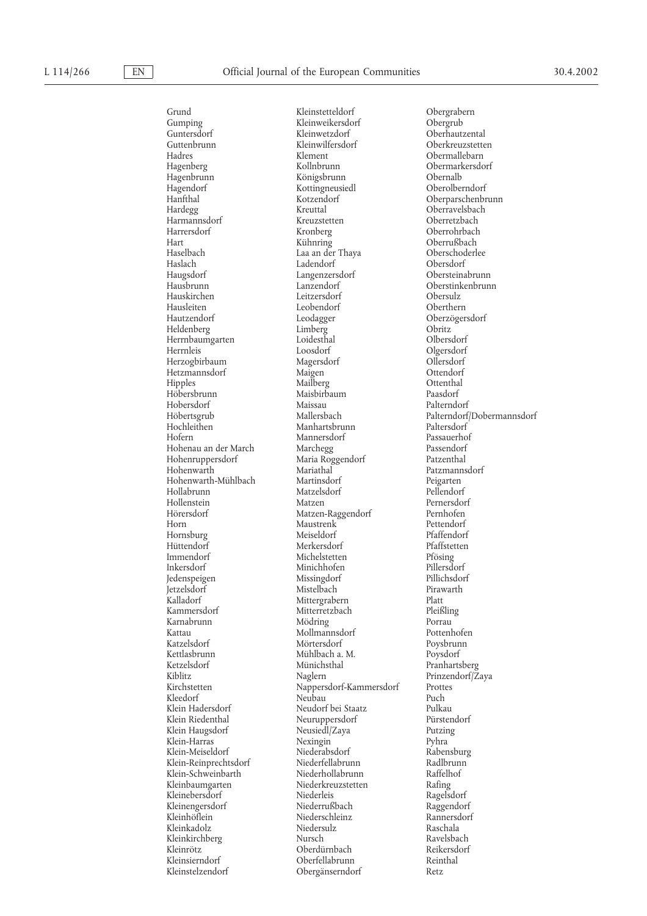Grund
Gumping
Guntersdorf
Guttenbrunn
Hadres
Hagenberg
Hagenbrunn
Hagendorf
Hanfthal
Hardegg
Harmannsdorf
Harrersdorf
Hart
Haselbach
Haslach
Haugsdorf
Hausbrunn
Hauskirchen
Hausleiten
Hautzendorf
Heldenberg
Herrnbaumgarten
Herrnleis
Herzogbirbaum
Hetzmannsdorf
Hipples
Höbersbrunn
Hobersdorf
Höbertsgrub
Hochleithen
Hofern
Hohenau an der March
Hohenruppersdorf
Hohenwarth
Hohenwarth-Mühlbach
Hollabrunn
Hollenstein
Hörersdorf
Horn
Hornsburg
Hüttendorf
Immendorf
Inkersdorf
Jedenspeigen
Jetzelsdorf
Kalladorf
Kammersdorf
Karnabrunn
Kattau
Katzelsdorf
Kettlasbrunn
Ketzelsdorf
Kiblitz
Kirchstetten
Kleedorf
Klein Hadersdorf
Klein Riedenthal
Klein Haugsdorf
Klein-Harras
Klein-Meiseldorf
Klein-Reinprechtsdorf
Klein-Schweinbarth
Kleinbaumgarten
Kleinebersdorf
Kleinengersdorf
Kleinhöflein
Kleinkadolz
Kleinkirchberg
Kleinrötz
Kleinsierndorf
Kleinstelzendorf
Kleinstetteldorf
Kleinweikersdorf
Kleinwetzdorf
Kleinwilfersdorf
Klement
Kollnbrunn
Königsbrunn
Kottingneusiedl
Kotzendorf
Kreuttal
Kreuzstetten
Kronberg
Kühnring
Laa an der Thaya
Ladendorf
Langenzersdorf
Lanzendorf
Leitzersdorf
Leobendorf
Leodagger
Limberg
Loidesthal
Loosdorf
Magersdorf
Maigen
Mailberg
Maisbirbaum
Maissau
Mallersbach
Manhartsbrunn
Mannersdorf
Marchegg
Maria Roggendorf
Mariathal
Martinsdorf
Matzelsdorf
Matzen
Matzen-Raggendorf
Maustrenk
Meiseldorf
Merkersdorf
Michelstetten
Minichhofen
Missingdorf
Mistelbach
Mittergrabern
Mitterretzbach
Mödring
Mollmannsdorf
Mörtersdorf
Mühlbach a. M.
Münichsthal
Naglern
Nappersdorf-Kammersdorf
Neubau
Neudorf bei Staatz
Neuruppersdorf
Neusiedl/Zaya
Nexingin
Niederabsdorf
Niederfellabrunn
Niederhollabrunn
Niederkreuzstetten
Niederleis
Niederrußbach
Niederschleinz
Niedersulz
Nursch
Oberdürnbach
Oberfellabrunn
Obergänserndorf
Obergrabern
Obergrub
Oberhautzental
Oberkreuzstetten
Obermallebarn
Obermarkersdorf
Obernalb
Oberolberndorf
Oberparschenbrunn
Oberravelsbach
Oberretzbach
Oberrohrbach
Oberrußbach
Oberschoderlee
Obersdorf
Obersteinabrunn
Oberstinkenbrunn
Obersulz
Oberthern
Oberzögersdorf
Obritz
Olbersdorf
Olgersdorf
Ollersdorf
Ottendorf
Ottenthal
Paasdorf
Palterndorf
Palterndorf/Dobermannsdorf
Paltersdorf
Passauerhof
Passendorf
Patzenthal
Patzmannsdorf
Peigarten
Pellendorf
Pernersdorf
Pernhofen
Pettendorf
Pfaffendorf
Pfaffstetten
Pfösing
Pillersdorf
Pillichsdorf
Pirawarth
Platt
Pleißling
Porrau
Pottenhofen
Poysbrunn
Poysdorf
Pranhartsberg
Prinzendorf/Zaya
Prottes
Puch
Pulkau
Pürstendorf
Putzing
Pyhra
Rabensburg
Radlbrunn
Raffelhof
Rafing
Ragelsdorf
Raggendorf
Rannersdorf
Raschala
Ravelsbach
Reikersdorf
Reinthal
Retz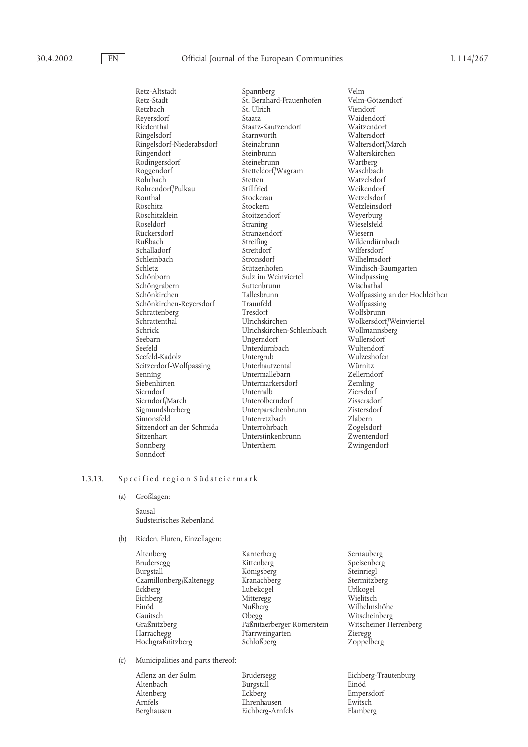Retz-Altstadt
Retz-Stadt
Retzbach
Reyersdorf
Riedenthal
Ringelsdorf
Ringelsdorf-Niederabsdorf
Ringendorf
Rodingersdorf
Roggendorf
Rohrbach
Rohrendorf/Pulkau
Ronthal
Röschitz
Röschitzklein
Roseldorf
Rückersdorf
Rußbach
Schalladorf
Schleinbach
Schletz
Schönborn
Schöngrabern
Schönkirchen
Schönkirchen-Reyersdorf
Schrattenberg
Schrattenthal
Schrick
Seebarn
Seefeld
Seefeld-Kadolz
Seitzerdorf-Wolfpassing
Senning
Siebenhirten
Sierndorf
Sierndorf/March
Sigmundsherberg
Simonsfeld
Sitzendorf an der Schmida
Sitzenhart
Sonnberg
Sonndorf
Spannberg
St. Bernhard-Frauenhofen
St. Ulrich
Staatz
Staatz-Kautzendorf
Starnwörth
Steinabrunn
Steinbrunn
Steinebrunn
Stetteldorf/Wagram
Stetten
Stillfried
Stockerau
Stockern
Stoitzendorf
Straning
Stranzendorf
Streifing
Streitdorf
Stronsdorf
Stützenhofen
Sulz im Weinviertel
Suttenbrunn
Tallesbrunn
Traunfeld
Tresdorf
Ulrichskirchen
Ulrichskirchen-Schleinbach
Ungerndorf
Unterdürnbach
Untergrub
Unterhautzental
Untermallebarn
Untermarkersdorf
Unternalb
Unterolberndorf
Unterparschenbrunn
Unterretzbach
Unterrohrbach
Unterstinkenbrunn
Unterthern
Velm
Velm-Götzendorf
Viendorf
Waidendorf
Waitzendorf
Waltersdorf
Waltersdorf/March
Walterskirchen
Wartberg
Waschbach
Watzelsdorf
Weikendorf
Wetzelsdorf
Wetzleinsdorf
Weyerburg
Wieselsfeld
Wiesern
Wildendürnbach
Wilfersdorf
Wilhelmsdorf
Windisch-Baumgarten
Windpassing
Wischathal
Wolfpassing an der Hochleithen
Wolfpassing
Wolfsbrunn
Wolkersdorf/Weinviertel
Wollmannsberg
Wullersdorf
Wultendorf
Wulzeshofen
Würnitz
Zellerndorf
Zemling
Ziersdorf
Zissersdorf
Zistersdorf
Zlabern
Zogelsdorf
Zwentendorf
Zwingendorf

1.3.13. Specified region Südsteiermark

(a) Großlagen:

Sausal
Südsteirisches Rebenland

(b) Rieden, Fluren, Einzellagen:

Altenberg
Brudersegg
Burgstall
Czamillonberg/Kaltenegg
Eckberg
Eichberg
Einöd
Gauitsch
Graßnitzberg
Harrachegg
Hochgraßnitzberg
Karnerberg
Kittenberg
Königsberg
Kranachberg
Lubekogel
Mitteregg
Nußberg
Obegg
Päßnitzerberger Römerstein
Pfarrweingarten
Schloßberg
Sernauberg
Speisenberg
Steinriegl
Stermitzberg
Urlkogel
Wielitsch
Wilhelmshöhe
Witscheinberg
Witscheiner Herrenberg
Zieregg
Zoppelberg

(c) Municipalities and parts thereof:

Aflenz an der Sulm
Altenbach
Altenberg
Arnfels
Berghausen
Brudersegg
Burgstall
Eckberg
Ehrenhausen
Eichberg-Arnfels
Eichberg-Trautenburg
Einöd
Empersdorf
Ewitsch
Flamberg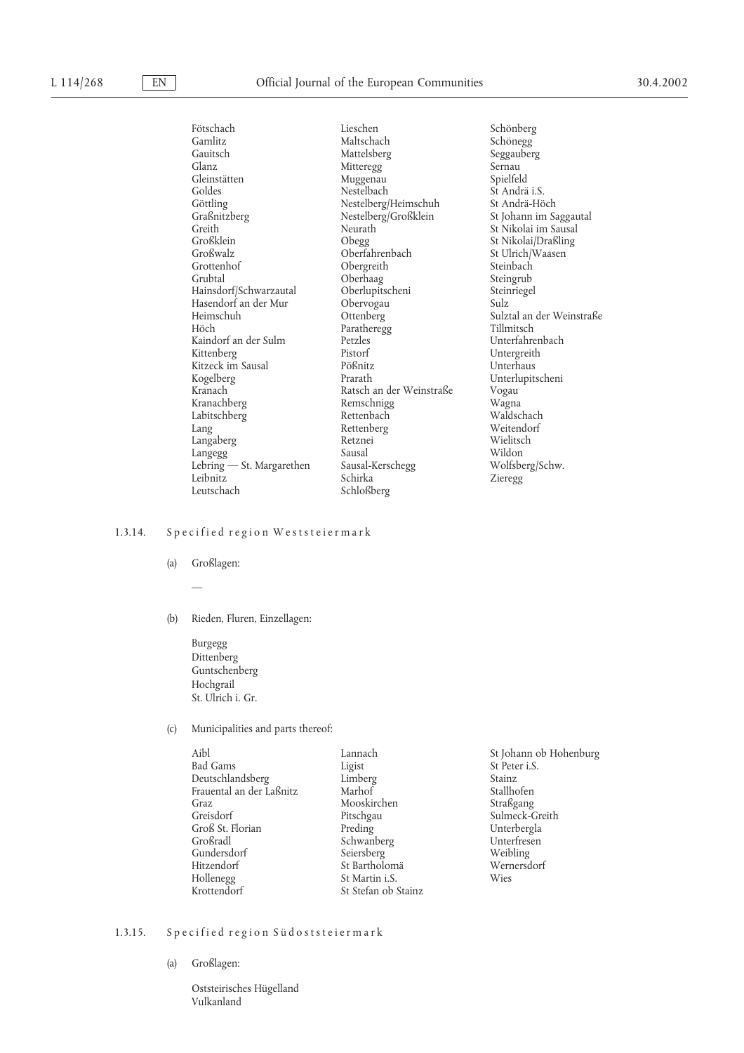Fötschach
Gamlitz
Gauitsch
Glanz
Gleinstätten
Goldes
Göttling
Graßnitzberg
Greith
Großklein
Großwalz
Grottenhof
Grubtal
Hainsdorf/Schwarzautal
Hasendorf an der Mur
Heimschuh
Höch
Kaindorf an der Sulm
Kittenberg
Kitzeck im Sausal
Kogelberg
Kranach
Kranachberg
Labitschberg
Lang
Langaberg
Langegg
Lebring — St. Margarethen
Leibnitz
Leutschach
Lieschen
Maltschach
Mattelsberg
Mitteregg
Muggenau
Nestelbach
Nestelberg/Heimschuh
Nestelberg/Großklein
Neurath
Obegg
Oberfahrenbach
Obergreith
Oberhaag
Oberlupitscheni
Obervogau
Ottenberg
Paratheregg
Petzles
Pistorf
Pößnitz
Prarath
Ratsch an der Weinstraße
Remschnigg
Rettenbach
Rettenberg
Retznei
Sausal
Sausal-Kerschegg
Schirka
Schloßberg
Schönberg
Schönegg
Seggauberg
Sernau
Spielfeld
St Andrä i.S.
St Andrä-Höch
St Johann im Saggautal
St Nikolai im Sausal
St Nikolai/Draßling
St Ulrich/Waasen
Steinbach
Steingrub
Steinriegel
Sulz
Sulztal an der Weinstraße
Tillmitsch
Unterfahrenbach
Untergreith
Unterhaus
Unterlupitscheni
Vogau
Wagna
Waldschach
Weitendorf
Wielitsch
Wildon
Wolfsberg/Schw.
Zieregg

1.3.14. Specified region Weststeiermark

(a) Großlagen:

—

(b) Rieden, Fluren, Einzellagen:

Burgegg
Dittenberg
Guntschenberg
Hochgrail
St. Ulrich i. Gr.

(c) Municipalities and parts thereof:

Aibl
Bad Gams
Deutschlandsberg
Frauental an der Laßnitz
Graz
Greisdorf
Groß St. Florian
Großradl
Gundersdorf
Hitzendorf
Hollenegg
Krottendorf
Lannach
Ligist
Limberg
Marhof
Mooskirchen
Pitschgau
Preding
Schwanberg
Seiersberg
St Bartholomä
St Martin i.S.
St Stefan ob Stainz
St Johann ob Hohenburg
St Peter i.S.
Stainz
Stallhofen
Straßgang
Sulmeck-Greith
Unterbergla
Unterfresen
Weibling
Wernersdorf
Wies

1.3.15. Specified region Südoststeiermark

(a) Großlagen:

Oststeirisches Hügelland
Vulkanland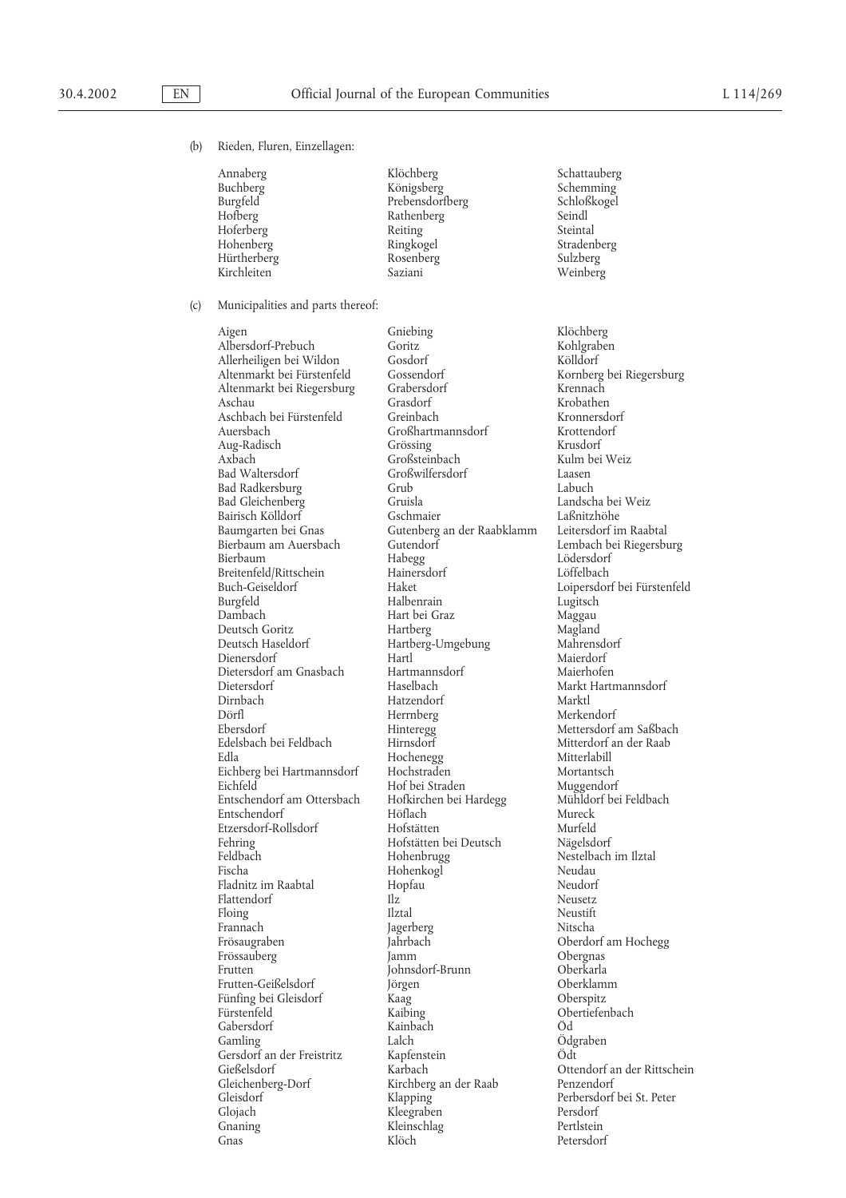(b) Rieden, Fluren, Einzellagen:

Annaberg
Buchberg
Burgfeld
Hofberg
Hoferberg
Hohenberg
Hürtherberg
Kirchleiten
Klöchberg
Königsberg
Prebensdorfberg
Rathenberg
Reiting
Ringkogel
Rosenberg
Saziani
Schattauberg
Schemming
Schloßkogel
Seindl
Steintal
Stradenberg
Sulzberg
Weinberg

(c) Municipalities and parts thereof:

Aigen
Albersdorf-Prebuch
Allerheiligen bei Wildon
Altenmarkt bei Fürstenfeld
Altenmarkt bei Riegersburg
Aschau
Aschbach bei Fürstenfeld
Auersbach
Aug-Radisch
Axbach
Bad Waltersdorf
Bad Radkersburg
Bad Gleichenberg
Bairisch Kölldorf
Baumgarten bei Gnas
Bierbaum am Auersbach
Bierbaum
Breitenfeld/Rittschein
Buch-Geiseldorf
Burgfeld
Dambach
Deutsch Goritz
Deutsch Haseldorf
Dienersdorf
Dietersdorf am Gnasbach
Dietersdorf
Dirnbach
Dörfl
Ebersdorf
Edelsbach bei Feldbach
Edla
Eichberg bei Hartmannsdorf
Eichfeld
Entschendorf am Ottersbach
Entschendorf
Etzersdorf-Rollsdorf
Fehring
Feldbach
Fischa
Fladnitz im Raabtal
Flattendorf
Floing
Frannach
Frösaugraben
Frössauberg
Frutten
Frutten-Geißelsdorf
Fünfing bei Gleisdorf
Fürstenfeld
Gabersdorf
Gamling
Gersdorf an der Freistritz
Gießelsdorf
Gleichenberg-Dorf
Gleisdorf
Glojach
Gnaning
Gnas
Gniebing
Goritz
Gosdorf
Gossendorf
Grabersdorf
Grasdorf
Greinbach
Großhartmannsdorf
Grössing
Großsteinbach
Großwilfersdorf
Grub
Gruisla
Gschmaier
Gutenberg an der Raabklamm
Gutendorf
Habegg
Hainersdorf
Haket
Halbenrain
Hart bei Graz
Hartberg
Hartberg-Umgebung
Hartl
Hartmannsdorf
Haselbach
Hatzendorf
Herrnberg
Hinteregg
Hirnsdorf
Hochenegg
Hochstraden
Hof bei Straden
Hofkirchen bei Hardegg
Höflach
Hofstätten
Hofstätten bei Deutsch
Hohenbrugg
Hohenkogl
Hopfau
Ilz
Ilztal
Jagerberg
Jahrbach
Jamm
Johnsdorf-Brunn
Jörgen
Kaag
Kaibing
Kainbach
Lalch
Kapfenstein
Karbach
Kirchberg an der Raab
Klapping
Kleegraben
Kleinschlag
Klöch
Klöchberg
Kohlgraben
Kölldorf
Kornberg bei Riegersburg
Krennach
Krobathen
Kronnersdorf
Krottendorf
Krusdorf
Kulm bei Weiz
Laasen
Labuch
Landscha bei Weiz
Laßnitzhöhe
Leitersdorf im Raabtal
Lembach bei Riegersburg
Lödersdorf
Löffelbach
Loipersdorf bei Fürstenfeld
Lugitsch
Maggau
Magland
Mahrensdorf
Maierdorf
Maierhofen
Markt Hartmannsdorf
Marktl
Merkendorf
Mettersdorf am Saßbach
Mitterdorf an der Raab
Mitterlabill
Mortantsch
Muggendorf
Mühldorf bei Feldbach
Mureck
Murfeld
Nägelsdorf
Nestelbach im Ilztal
Neudau
Neudorf
Neusetz
Neustift
Nitscha
Oberdorf am Hochegg
Obergnas
Oberkarla
Oberklamm
Oberspitz
Obertiefenbach
Öd
Ödgraben
Ödt
Ottendorf an der Rittschein
Penzendorf
Perbersdorf bei St. Peter
Persdorf
Pertlstein
Petersdorf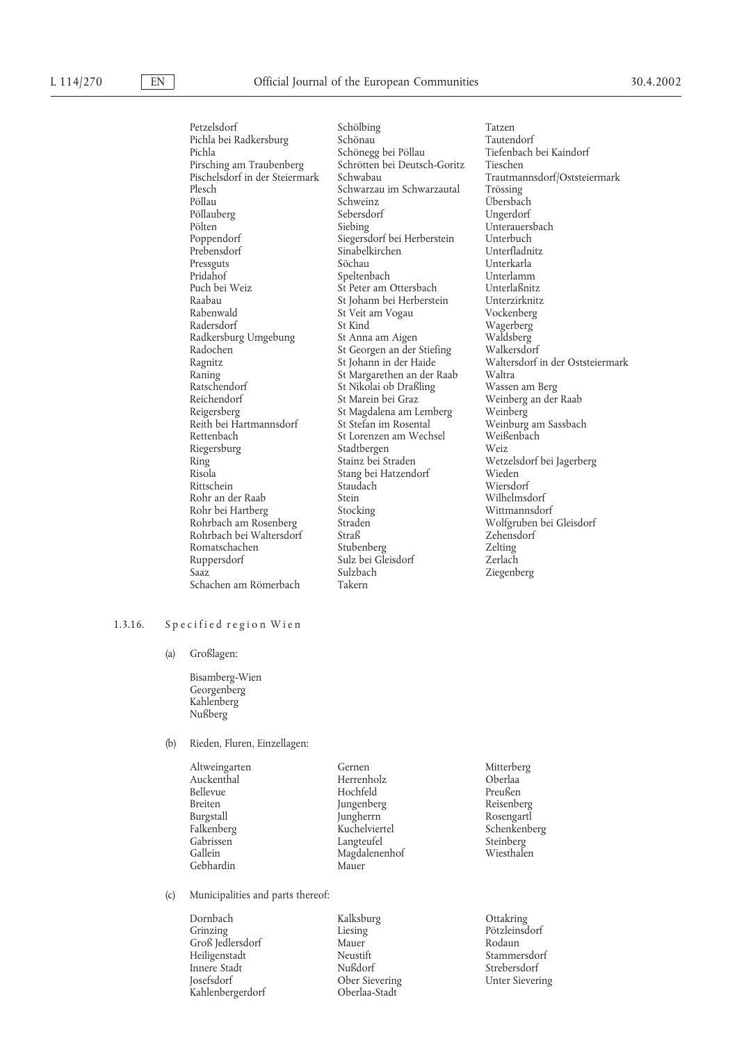| | | |
|---|---|---|
| Petzelsdorf | Schölbing | Tatzen |
| Pichla bei Radkersburg | Schönau | Tautendorf |
| Pichla | Schönegg bei Pöllau | Tiefenbach bei Kaindorf |
| Pirsching am Traubenberg | Schrötten bei Deutsch-Goritz | Tieschen |
| Pischelsdorf in der Steiermark | Schwabau | Trautmannsdorf/Oststeiermark |
| Plesch | Schwarzau im Schwarzautal | Trössing |
| Pöllau | Schweinz | Übersbach |
| Pöllauberg | Sebersdorf | Ungerdorf |
| Pölten | Siebing | Unterauersbach |
| Poppendorf | Siegersdorf bei Herberstein | Unterbuch |
| Prebensdorf | Sinabelkirchen | Unterfladnitz |
| Pressguts | Söchau | Unterkarla |
| Pridahof | Speltenbach | Unterlamm |
| Puch bei Weiz | St Peter am Ottersbach | Unterlaßnitz |
| Raabau | St Johann bei Herberstein | Unterzirknitz |
| Rabenwald | St Veit am Vogau | Vockenberg |
| Radersdorf | St Kind | Wagerberg |
| Radkersburg Umgebung | St Anna am Aigen | Waldsberg |
| Radochen | St Georgen an der Stiefing | Walkersdorf |
| Ragnitz | St Johann in der Haide | Waltersdorf in der Oststeiermark |
| Raning | St Margarethen an der Raab | Waltra |
| Ratschendorf | St Nikolai ob Draßling | Wassen am Berg |
| Reichendorf | St Marein bei Graz | Weinberg an der Raab |
| Reigersberg | St Magdalena am Lemberg | Weinberg |
| Reith bei Hartmannsdorf | St Stefan im Rosental | Weinburg am Sassbach |
| Rettenbach | St Lorenzen am Wechsel | Weißenbach |
| Riegersburg | Stadtbergen | Weiz |
| Ring | Stainz bei Straden | Wetzelsdorf bei Jagerberg |
| Risola | Stang bei Hatzendorf | Wieden |
| Rittschein | Staudach | Wiersdorf |
| Rohr an der Raab | Stein | Wilhelmsdorf |
| Rohr bei Hartberg | Stocking | Wittmannsdorf |
| Rohrbach am Rosenberg | Straden | Wolfgruben bei Gleisdorf |
| Rohrbach bei Waltersdorf | Straß | Zehensdorf |
| Romatschachen | Stubenberg | Zelting |
| Ruppersdorf | Sulz bei Gleisdorf | Zerlach |
| Saaz | Sulzbach | Ziegenberg |
| Schachen am Römerbach | Takern | |

1.3.16. Specified region Wien

(a) Großlagen:

Bisamberg-Wien
Georgenberg
Kahlenberg
Nußberg

(b) Rieden, Fluren, Einzellagen:

| | | |
|---|---|---|
| Altweingarten | Gernen | Mitterberg |
| Auckenthal | Herrenholz | Oberlaa |
| Bellevue | Hochfeld | Preußen |
| Breiten | Jungenberg | Reisenberg |
| Burgstall | Jungherrn | Rosengartl |
| Falkenberg | Kuchelviertel | Schenkenberg |
| Gabrissen | Langteufel | Steinberg |
| Gallein | Magdalenenhof | Wiesthalen |
| Gebhardin | Mauer | |

(c) Municipalities and parts thereof:

| | | |
|---|---|---|
| Dornbach | Kalksburg | Ottakring |
| Grinzing | Liesing | Pötzleinsdorf |
| Groß Jedlersdorf | Mauer | Rodaun |
| Heiligenstadt | Neustift | Stammersdorf |
| Innere Stadt | Nußdorf | Strebersdorf |
| Josefsdorf | Ober Sievering | Unter Sievering |
| Kahlenbergerdorf | Oberlaa-Stadt | |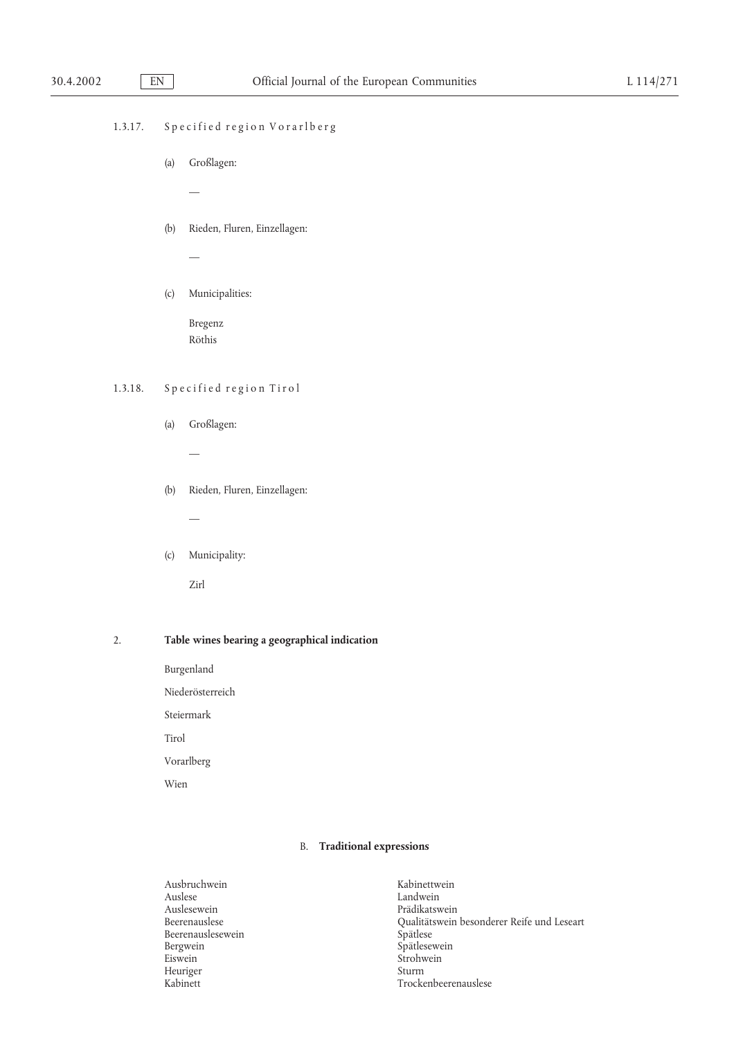1.3.17. Specified region Vorarlberg

(a) Großlagen:

—

(b) Rieden, Fluren, Einzellagen:

—

(c) Municipalities:

Bregenz
Röthis

1.3.18. Specified region Tirol

(a) Großlagen:

—

(b) Rieden, Fluren, Einzellagen:

—

(c) Municipality:

Zirl

2. **Table wines bearing a geographical indication**

Burgenland

Niederösterreich

Steiermark

Tirol

Vorarlberg

Wien

B. **Traditional expressions**

Ausbruchwein
Auslese
Auslesewein
Beerenauslese
Beerenauslesewein
Bergwein
Eiswein
Heuriger
Kabinett
Kabinettwein
Landwein
Prädikatswein
Qualitätswein besonderer Reife und Leseart
Spätlese
Spätlesewein
Strohwein
Sturm
Trockenbeerenauslese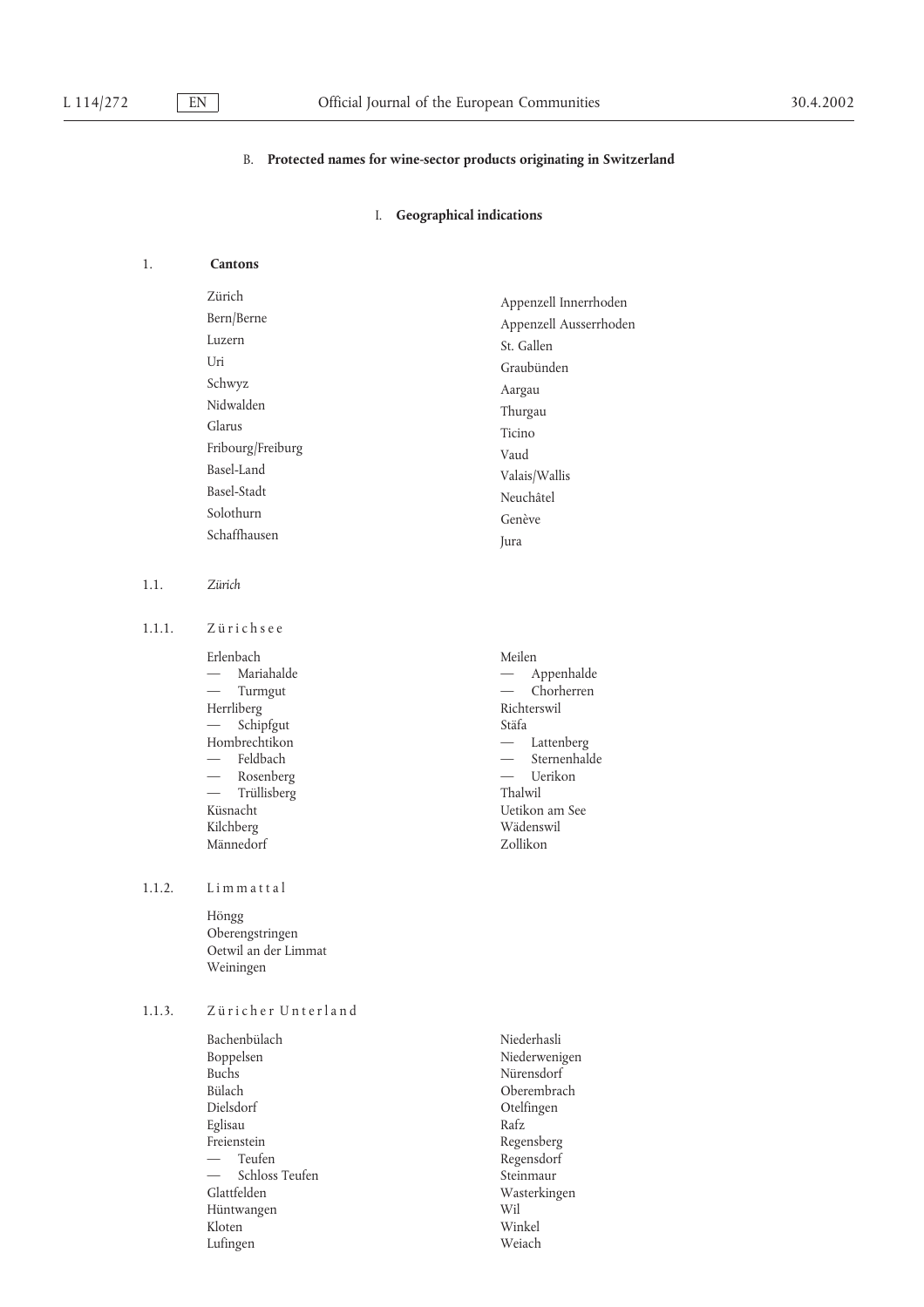## B. **Protected names for wine-sector products originating in Switzerland**

### I. **Geographical indications**

1. **Cantons**

Zürich
Bern/Berne
Luzern
Uri
Schwyz
Nidwalden
Glarus
Fribourg/Freiburg
Basel-Land
Basel-Stadt
Solothurn
Schaffhausen
Appenzell Innerrhoden
Appenzell Ausserrhoden
St. Gallen
Graubünden
Aargau
Thurgau
Ticino
Vaud
Valais/Wallis
Neuchâtel
Genève
Jura

1.1. *Zürich*

1.1.1. Zürichsee

Erlenbach
— Mariahalde
— Turmgut
Herrliberg
— Schipfgut
Hombrechtikon
— Feldbach
— Rosenberg
— Trüllisberg
Küsnacht
Kilchberg
Männedorf
Meilen
— Appenhalde
— Chorherren
Richterswil
Stäfa
— Lattenberg
— Sternenhalde
— Uerikon
Thalwil
Uetikon am See
Wädenswil
Zollikon

1.1.2. Limmattal

Höngg
Oberengstringen
Oetwil an der Limmat
Weiningen

1.1.3. Züricher Unterland

Bachenbülach
Boppelsen
Buchs
Bülach
Dielsdorf
Eglisau
Freienstein
— Teufen
— Schloss Teufen
Glattfelden
Hüntwangen
Kloten
Lufingen
Niederhasli
Niederwenigen
Nürensdorf
Oberembrach
Otelfingen
Rafz
Regensberg
Regensdorf
Steinmaur
Wasterkingen
Wil
Winkel
Weiach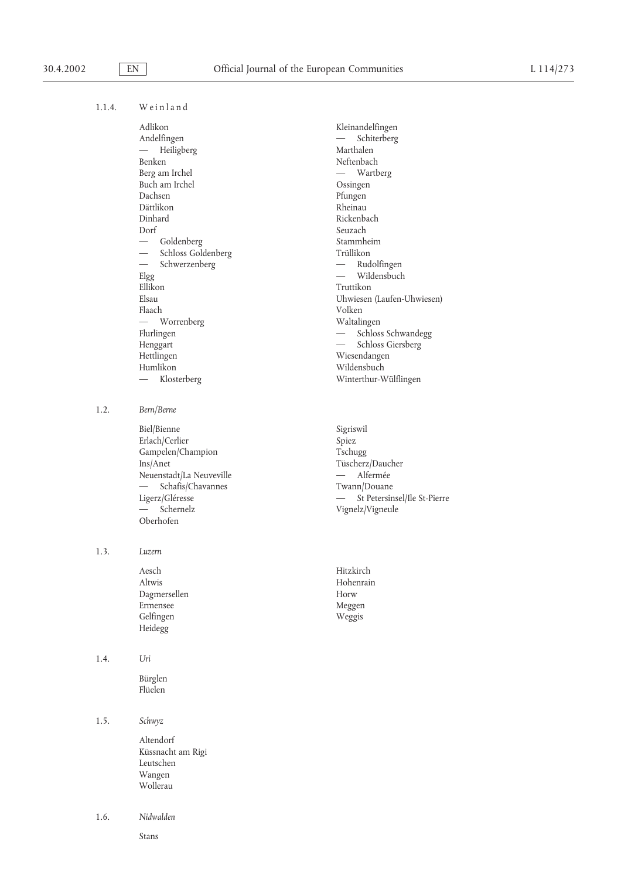1.1.4. Weinland

Adlikon
Andelfingen
— Heiligberg
Benken
Berg am Irchel
Buch am Irchel
Dachsen
Dättlikon
Dinhard
Dorf
— Goldenberg
— Schloss Goldenberg
— Schwerzenberg
Elgg
Ellikon
Elsau
Flaach
— Worrenberg
Flurlingen
Henggart
Hettlingen
Humlikon
— Klosterberg
Kleinandelfingen
— Schiterberg
Marthalen
Neftenbach
— Wartberg
Ossingen
Pfungen
Rheinau
Rickenbach
Seuzach
Stammheim
Trüllikon
— Rudolfingen
— Wildensbuch
Truttikon
Uhwiesen (Laufen-Uhwiesen)
Volken
Waltalingen
— Schloss Schwandegg
— Schloss Giersberg
Wiesendangen
Wildensbuch
Winterthur-Wülflingen

1.2. *Bern/Berne*

Biel/Bienne
Erlach/Cerlier
Gampelen/Champion
Ins/Anet
Neuenstadt/La Neuveville
— Schafis/Chavannes
Ligerz/Gléresse
— Schernelz
Oberhofen
Sigriswil
Spiez
Tschugg
Tüscherz/Daucher
— Alfermée
Twann/Douane
— St Petersinsel/Ile St-Pierre
Vignelz/Vigneule

1.3. *Luzern*

Aesch
Altwis
Dagmersellen
Ermensee
Gelfingen
Heidegg
Hitzkirch
Hohenrain
Horw
Meggen
Weggis

1.4. *Uri*

Bürglen
Flüelen

1.5. *Schwyz*

Altendorf
Küssnacht am Rigi
Leutschen
Wangen
Wollerau

1.6. *Nidwalden*

Stans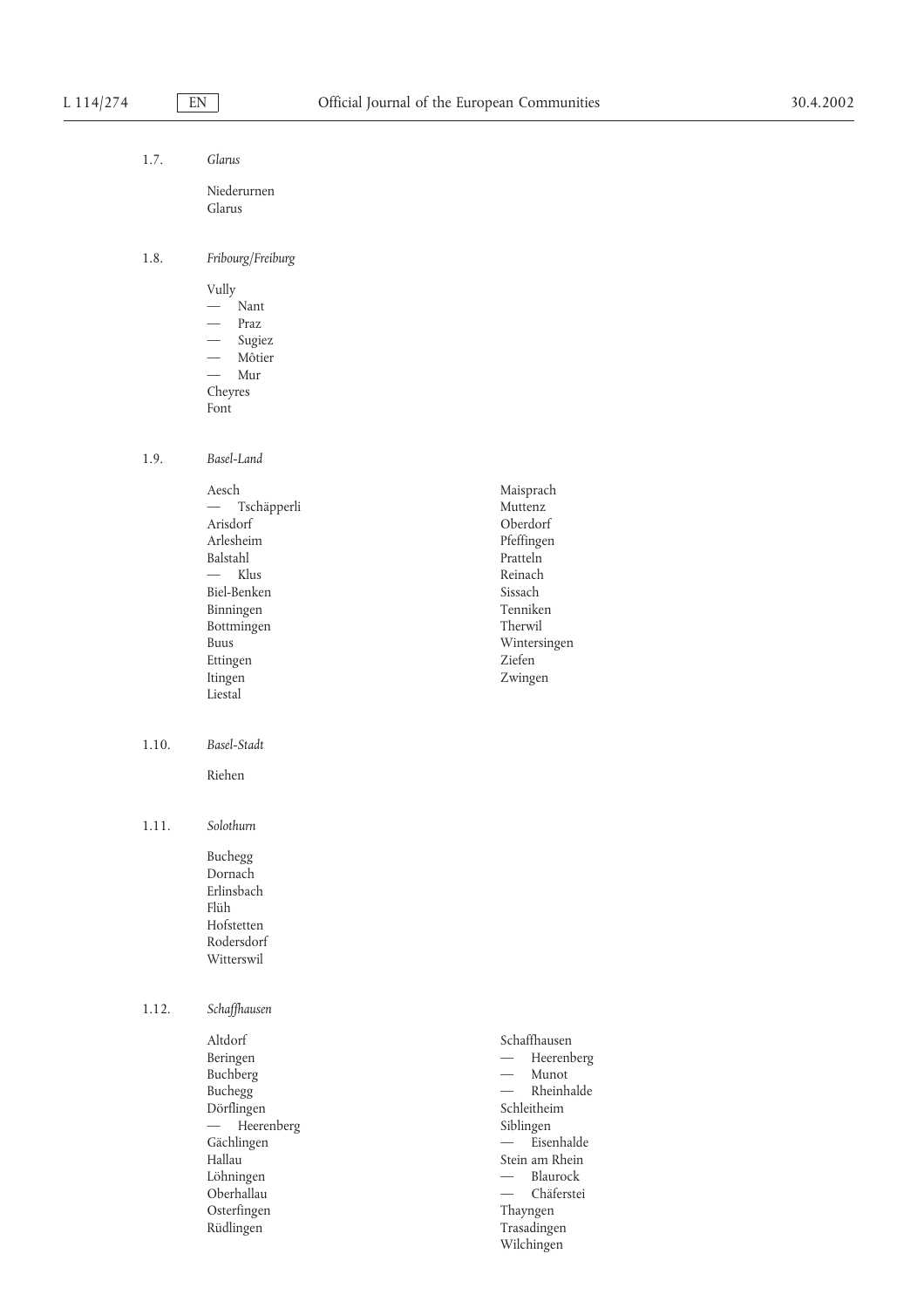1.7. *Glarus*

Niederurnen
Glarus

1.8. *Fribourg/Freiburg*

Vully
— Nant
— Praz
— Sugiez
— Môtier
— Mur
Cheyres
Font

1.9. *Basel-Land*

Aesch
— Tschäpperli
Arisdorf
Arlesheim
Balstahl
— Klus
Biel-Benken
Binningen
Bottmingen
Buus
Ettingen
Itingen
Liestal
Maisprach
Muttenz
Oberdorf
Pfeffingen
Pratteln
Reinach
Sissach
Tenniken
Therwil
Wintersingen
Ziefen
Zwingen

1.10. *Basel-Stadt*

Riehen

1.11. *Solothurn*

Buchegg
Dornach
Erlinsbach
Flüh
Hofstetten
Rodersdorf
Witterswil

1.12. *Schaffhausen*

Altdorf
Beringen
Buchberg
Buchegg
Dörflingen
— Heerenberg
Gächlingen
Hallau
Löhningen
Oberhallau
Osterfingen
Rüdlingen
Schaffhausen
— Heerenberg
— Munot
— Rheinhalde
Schleitheim
Siblingen
— Eisenhalde
Stein am Rhein
— Blaurock
— Chäferstei
Thayngen
Trasadingen
Wilchingen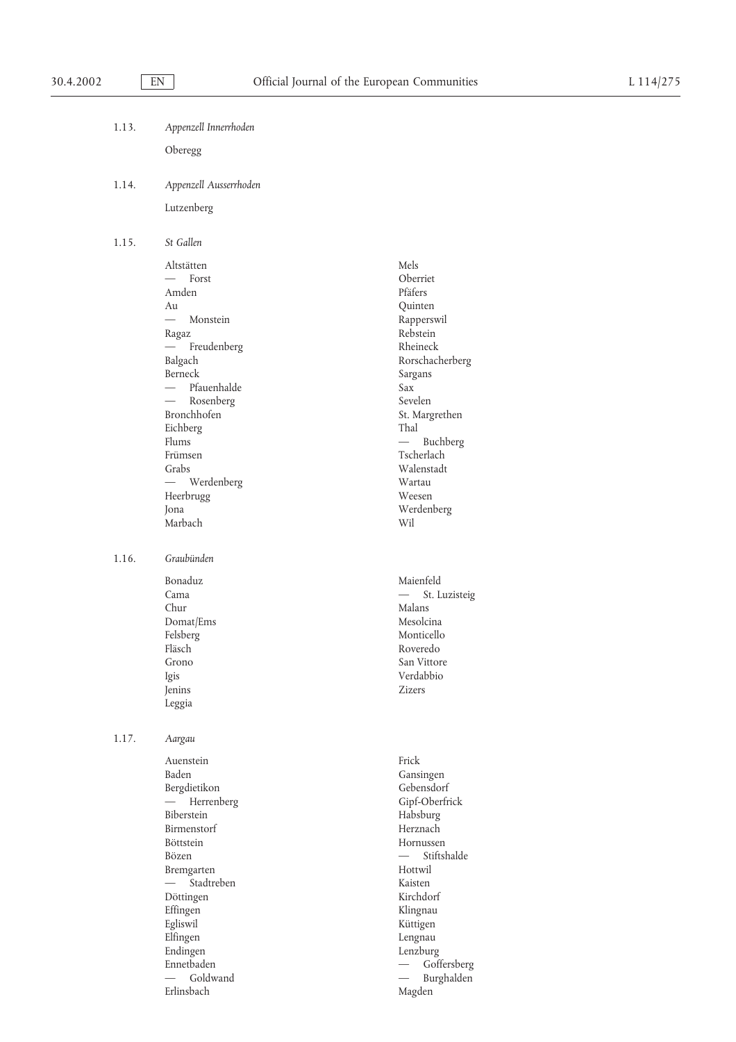1.13. *Appenzell Innerrhoden*

Oberegg

1.14. *Appenzell Ausserrhoden*

Lutzenberg

1.15. *St Gallen*

Altstätten
— Forst
Amden
Au
— Monstein
Ragaz
— Freudenberg
Balgach
Berneck
— Pfauenhalde
— Rosenberg
Bronchhofen
Eichberg
Flums
Frümsen
Grabs
— Werdenberg
Heerbrugg
Jona
Marbach
Mels
Oberriet
Pfäfers
Quinten
Rapperswil
Rebstein
Rheineck
Rorschacherberg
Sargans
Sax
Sevelen
St. Margrethen
Thal
— Buchberg
Tscherlach
Walenstadt
Wartau
Weesen
Werdenberg
Wil

1.16. *Graubünden*

Bonaduz
Cama
Chur
Domat/Ems
Felsberg
Fläsch
Grono
Igis
Jenins
Leggia
Maienfeld
— St. Luzisteig
Malans
Mesolcina
Monticello
Roveredo
San Vittore
Verdabbio
Zizers

1.17. *Aargau*

Auenstein
Baden
Bergdietikon
— Herrenberg
Biberstein
Birmenstorf
Böttstein
Bözen
Bremgarten
— Stadtreben
Döttingen
Effingen
Egliswil
Elfingen
Endingen
Ennetbaden
— Goldwand
Erlinsbach
Frick
Gansingen
Gebensdorf
Gipf-Oberfrick
Habsburg
Herznach
Hornussen
— Stiftshalde
Hottwil
Kaisten
Kirchdorf
Klingnau
Küttigen
Lengnau
Lenzburg
— Goffersberg
— Burghalden
Magden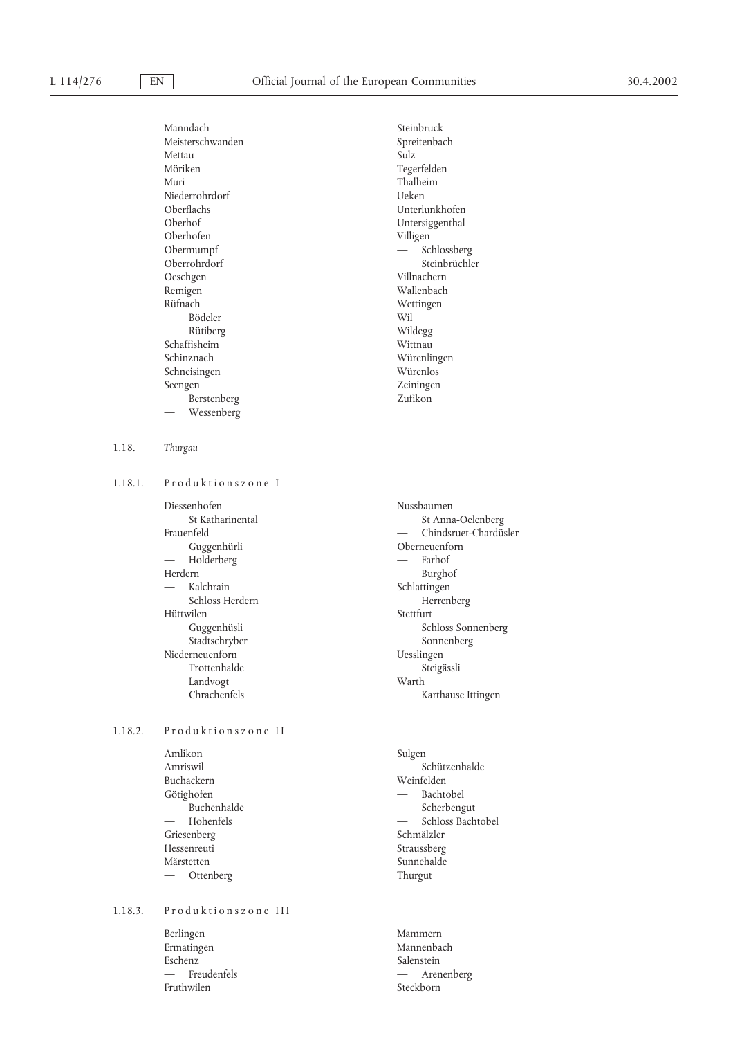Manndach
Meisterschwanden
Mettau
Möriken
Muri
Niederrohrdorf
Oberflachs
Oberhof
Oberhofen
Obermumpf
Oberrohrdorf
Oeschgen
Remigen
Rüfnach
— Bödeler
— Rütiberg
Schaffisheim
Schinznach
Schneisingen
Seengen
— Berstenberg
— Wessenberg

Steinbruck
Spreitenbach
Sulz
Tegerfelden
Thalheim
Ueken
Unterlunkhofen
Untersiggenthal
Villigen
— Schlossberg
— Steinbrüchler
Villnachern
Wallenbach
Wettingen
Wil
Wildegg
Wittnau
Würenlingen
Würenlos
Zeiningen
Zufikon

1.18. *Thurgau*

1.18.1. Produktionszone I

Diessenhofen
— St Katharinental
Frauenfeld
— Guggenhürli
— Holderberg
Herdern
— Kalchrain
— Schloss Herdern
Hüttwilen
— Guggenhüsli
— Stadtschryber
Niederneuenforn
— Trottenhalde
— Landvogt
— Chrachenfels

Nussbaumen
— St Anna-Oelenberg
— Chindsruet-Chardüsler
Oberneuenforn
— Farhof
— Burghof
Schlattingen
— Herrenberg
Stettfurt
— Schloss Sonnenberg
— Sonnenberg
Uesslingen
— Steigässli
Warth
— Karthause Ittingen

1.18.2. Produktionszone II

Amlikon
Amriswil
Buchackern
Götighofen
— Buchenhalde
— Hohenfels
Griesenberg
Hessenreuti
Märstetten
— Ottenberg

Sulgen
— Schützenhalde
Weinfelden
— Bachtobel
— Scherbengut
— Schloss Bachtobel
Schmälzler
Straussberg
Sunnehalde
Thurgut

1.18.3. Produktionszone III

Berlingen
Ermatingen
Eschenz
— Freudenfels
Fruthwilen

Mammern
Mannenbach
Salenstein
— Arenenberg
Steckborn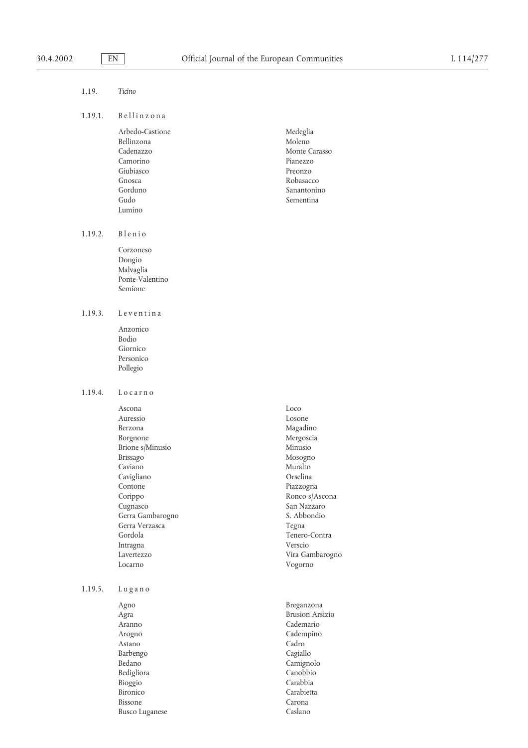1.19. *Ticino*

1.19.1. Bellinzona

Arbedo-Castione
Bellinzona
Cadenazzo
Camorino
Giubiasco
Gnosca
Gorduno
Gudo
Lumino
Medeglia
Moleno
Monte Carasso
Pianezzo
Preonzo
Robasacco
Sanantonino
Sementina

1.19.2. Blenio

Corzoneso
Dongio
Malvaglia
Ponte-Valentino
Semione

1.19.3. Leventina

Anzonico
Bodio
Giornico
Personico
Pollegio

1.19.4. Locarno

Ascona
Auressio
Berzona
Borgnone
Brione s/Minusio
Brissago
Caviano
Cavigliano
Contone
Corippo
Cugnasco
Gerra Gambarogno
Gerra Verzasca
Gordola
Intragna
Lavertezzo
Locarno
Loco
Losone
Magadino
Mergoscia
Minusio
Mosogno
Muralto
Orselina
Piazzogna
Ronco s/Ascona
San Nazzaro
S. Abbondio
Tegna
Tenero-Contra
Verscio
Vira Gambarogno
Vogorno

1.19.5. Lugano

Agno
Agra
Aranno
Arogno
Astano
Barbengo
Bedano
Bedigliora
Bioggio
Bironico
Bissone
Busco Luganese
Breganzona
Brusion Arsizio
Cademario
Cadempino
Cadro
Cagiallo
Camignolo
Canobbio
Carabbia
Carabietta
Carona
Caslano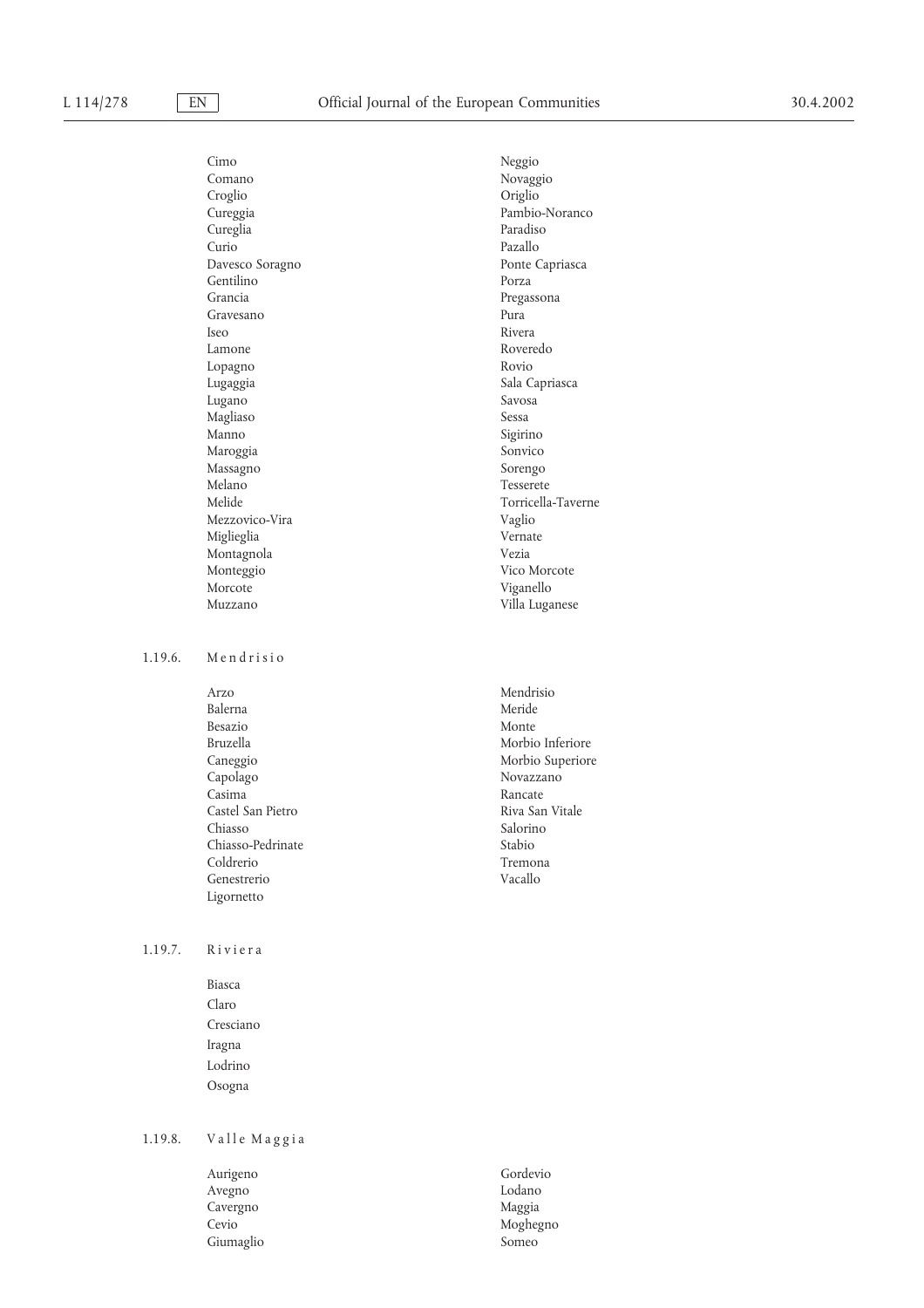Cimo
Comano
Croglio
Cureggia
Cureglia
Curio
Davesco Soragno
Gentilino
Grancia
Gravesano
Iseo
Lamone
Lopagno
Lugaggia
Lugano
Magliaso
Manno
Maroggia
Massagno
Melano
Melide
Mezzovico-Vira
Miglieglia
Montagnola
Monteggio
Morcote
Muzzano
Neggio
Novaggio
Origlio
Pambio-Noranco
Paradiso
Pazallo
Ponte Capriasca
Porza
Pregassona
Pura
Rivera
Roveredo
Rovio
Sala Capriasca
Savosa
Sessa
Sigirino
Sonvico
Sorengo
Tesserete
Torricella-Taverne
Vaglio
Vernate
Vezia
Vico Morcote
Viganello
Villa Luganese

1.19.6. Mendrisio

Arzo
Balerna
Besazio
Bruzella
Caneggio
Capolago
Casima
Castel San Pietro
Chiasso
Chiasso-Pedrinate
Coldrerio
Genestrerio
Ligornetto
Mendrisio
Meride
Monte
Morbio Inferiore
Morbio Superiore
Novazzano
Rancate
Riva San Vitale
Salorino
Stabio
Tremona
Vacallo

1.19.7. Riviera

Biasca
Claro
Cresciano
Iragna
Lodrino
Osogna

1.19.8. Valle Maggia

Aurigeno
Avegno
Cavergno
Cevio
Giumaglio
Gordevio
Lodano
Maggia
Moghegno
Someo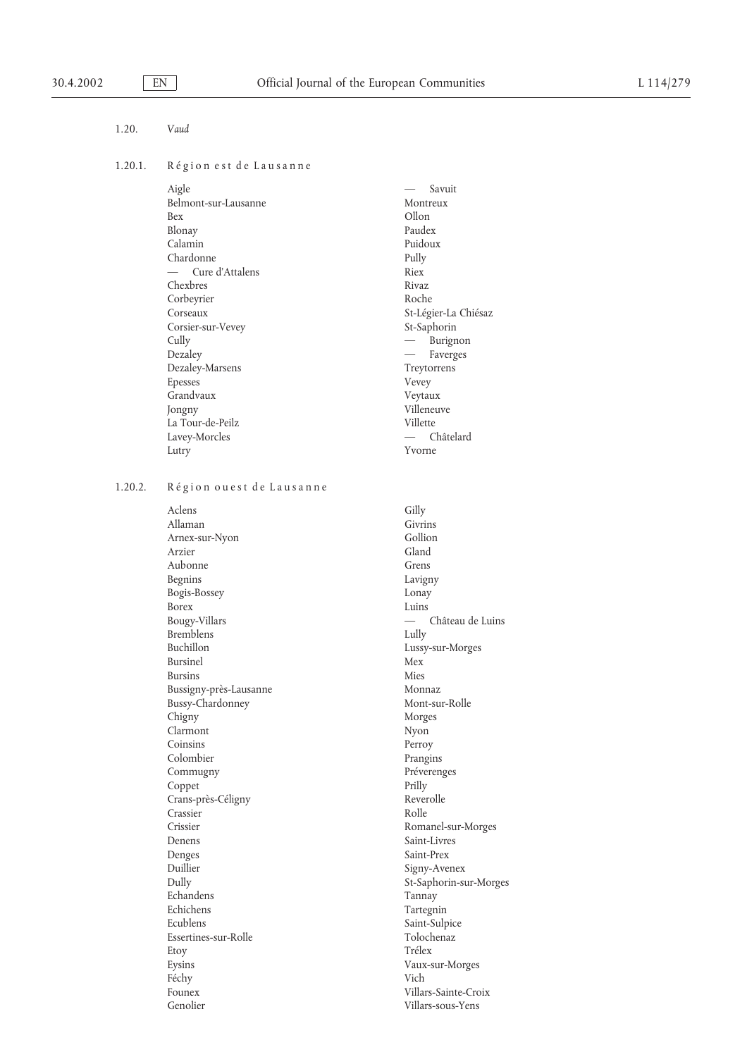1.20. *Vaud*

1.20.1. Région est de Lausanne

Aigle
Belmont-sur-Lausanne
Bex
Blonay
Calamin
Chardonne
— Cure d'Attalens
Chexbres
Corbeyrier
Corseaux
Corsier-sur-Vevey
Cully
Dezaley
Dezaley-Marsens
Epesses
Grandvaux
Jongny
La Tour-de-Peilz
Lavey-Morcles
Lutry
— Savuit
Montreux
Ollon
Paudex
Puidoux
Pully
Riex
Rivaz
Roche
St-Légier-La Chiésaz
St-Saphorin
— Burignon
— Faverges
Treytorrens
Vevey
Veytaux
Villeneuve
Villette
— Châtelard
Yvorne

1.20.2. Région ouest de Lausanne

Aclens
Allaman
Arnex-sur-Nyon
Arzier
Aubonne
Begnins
Bogis-Bossey
Borex
Bougy-Villars
Bremblens
Buchillon
Bursinel
Bursins
Bussigny-près-Lausanne
Bussy-Chardonney
Chigny
Clarmont
Coinsins
Colombier
Commugny
Coppet
Crans-près-Céligny
Crassier
Crissier
Denens
Denges
Duillier
Dully
Echandens
Echichens
Ecublens
Essertines-sur-Rolle
Etoy
Eysins
Féchy
Founex
Genolier
Gilly
Givrins
Gollion
Gland
Grens
Lavigny
Lonay
Luins
— Château de Luins
Lully
Lussy-sur-Morges
Mex
Mies
Monnaz
Mont-sur-Rolle
Morges
Nyon
Perroy
Prangins
Préverenges
Prilly
Reverolle
Rolle
Romanel-sur-Morges
Saint-Livres
Saint-Prex
Signy-Avenex
St-Saphorin-sur-Morges
Tannay
Tartegnin
Saint-Sulpice
Tolochenaz
Trélex
Vaux-sur-Morges
Vich
Villars-Sainte-Croix
Villars-sous-Yens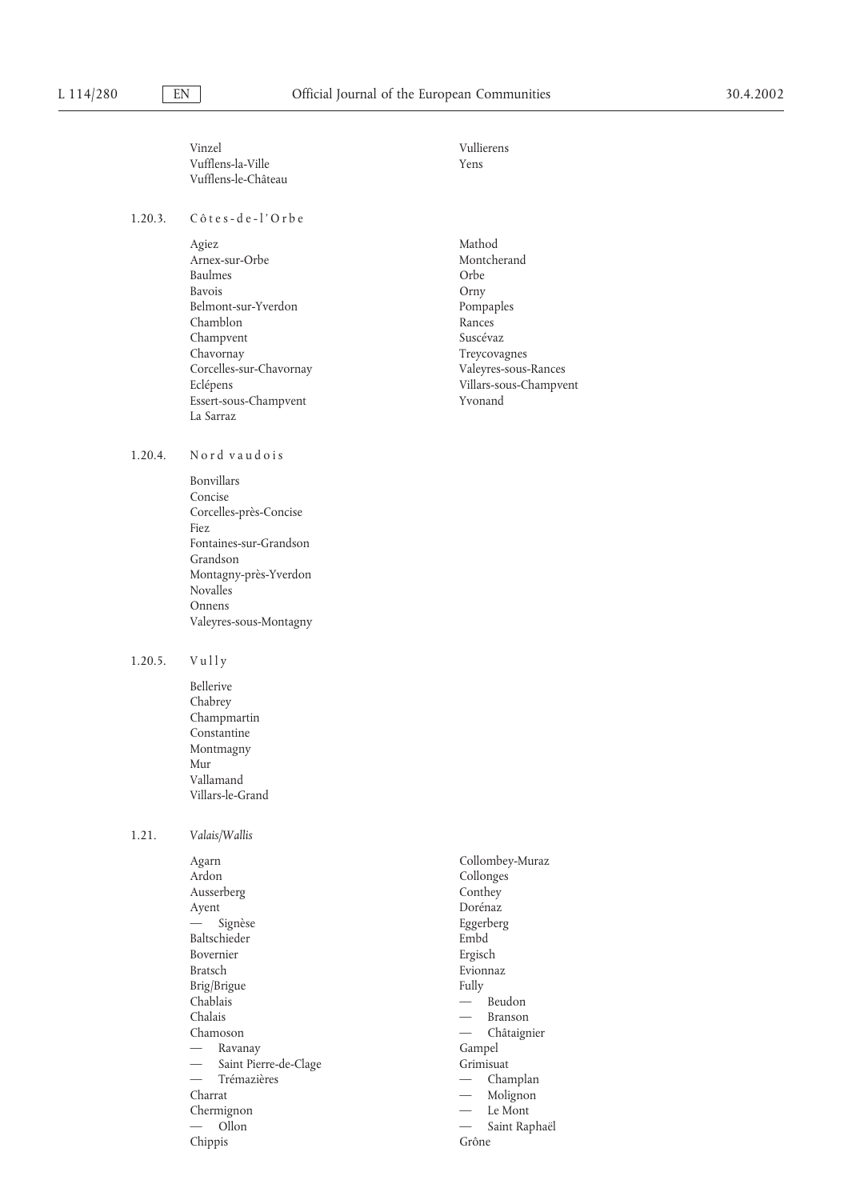Vinzel
Vufflens-la-Ville
Vufflens-le-Château
Vullierens
Yens

1.20.3. Côtes-de-l'Orbe

Agiez
Arnex-sur-Orbe
Baulmes
Bavois
Belmont-sur-Yverdon
Chamblon
Champvent
Chavornay
Corcelles-sur-Chavornay
Eclépens
Essert-sous-Champvent
La Sarraz
Mathod
Montcherand
Orbe
Orny
Pompaples
Rances
Suscévaz
Treycovagnes
Valeyres-sous-Rances
Villars-sous-Champvent
Yvonand

1.20.4. Nord vaudois

Bonvillars
Concise
Corcelles-près-Concise
Fiez
Fontaines-sur-Grandson
Grandson
Montagny-près-Yverdon
Novalles
Onnens
Valeyres-sous-Montagny

1.20.5. Vully

Bellerive
Chabrey
Champmartin
Constantine
Montmagny
Mur
Vallamand
Villars-le-Grand

1.21. *Valais/Wallis*

Agarn
Ardon
Ausserberg
Ayent
— Signèse
Baltschieder
Bovernier
Bratsch
Brig/Brigue
Chablais
Chalais
Chamoson
— Ravanay
— Saint Pierre-de-Clage
— Trémazières
Charrat
Chermignon
— Ollon
Chippis
Collombey-Muraz
Collonges
Conthey
Dorénaz
Eggerberg
Embd
Ergisch
Evionnaz
Fully
— Beudon
— Branson
— Châtaignier
Gampel
Grimisuat
— Champlan
— Molignon
— Le Mont
— Saint Raphaël
Grône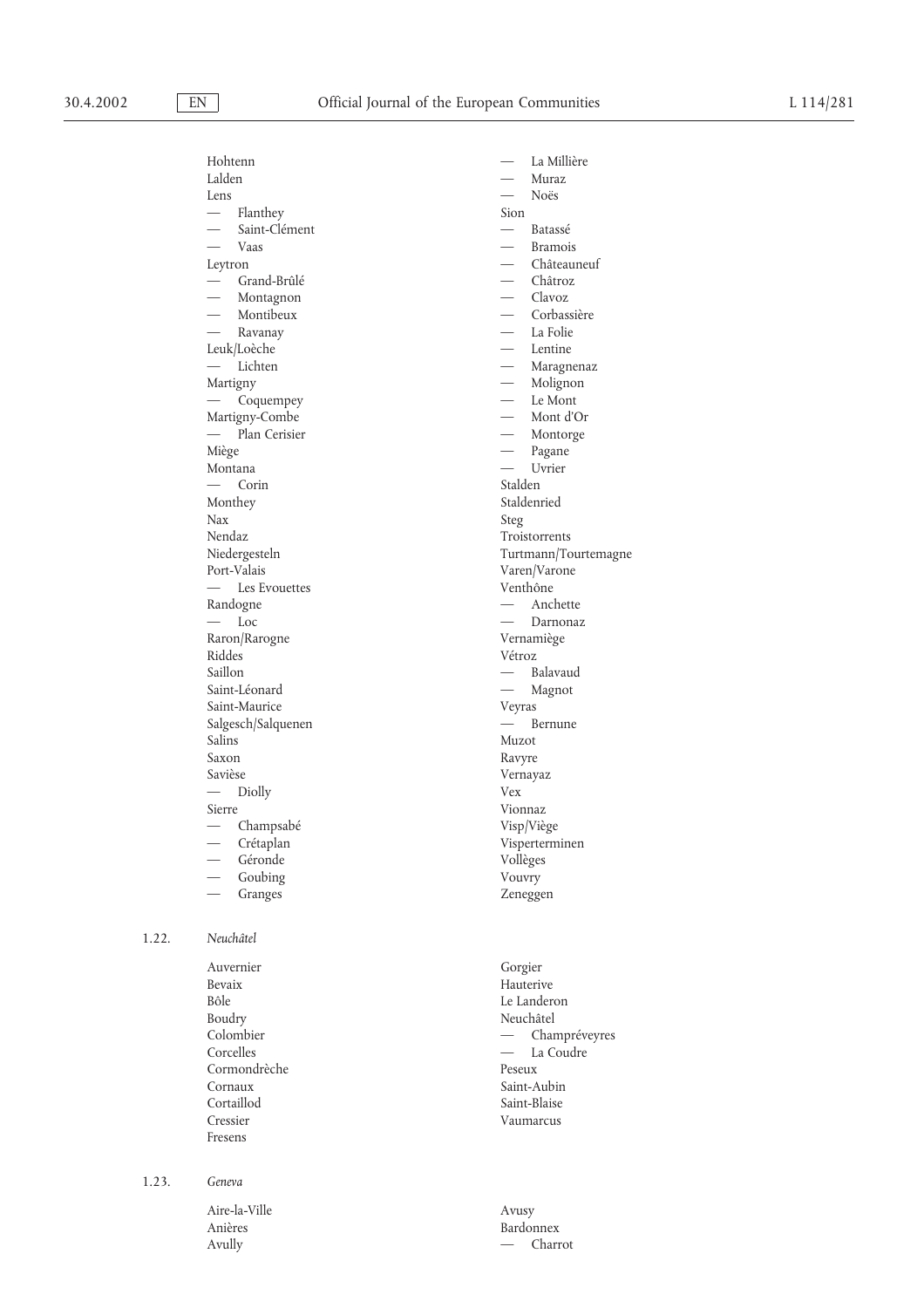Hohtenn
Lalden
Lens
- Flanthey
- Saint-Clément
- Vaas

Leytron
- Grand-Brûlé
- Montagnon
- Montibeux
- Ravanay

Leuk/Loèche
- Lichten

Martigny
- Coquempey

Martigny-Combe
- Plan Cerisier

Miège
Montana
- Corin

Monthey
Nax
Nendaz
Niedergesteln
Port-Valais
- Les Evouettes

Randogne
- Loc

Raron/Rarogne
Riddes
Saillon
Saint-Léonard
Saint-Maurice
Salgesch/Salquenen
Salins
Saxon
Savièse
- Diolly

Sierre
- Champsabé
- Crétaplan
- Géronde
- Goubing
- Granges
- La Millière
- Muraz
- Noës

Sion
- Batassé
- Bramois
- Châteauneuf
- Châtroz
- Clavoz
- Corbassière
- La Folie
- Lentine
- Maragnenaz
- Molignon
- Le Mont
- Mont d'Or
- Montorge
- Pagane
- Uvrier

Stalden
Staldenried
Steg
Troistorrents
Turtmann/Tourtemagne
Varen/Varone
Venthône
- Anchette
- Darnonaz

Vernamiège
Vétroz
- Balavaud
- Magnot

Veyras
- Bernune

Muzot
Ravyre
Vernayaz
Vex
Vionnaz
Visp/Viège
Visperterminen
Vollèges
Vouvry
Zeneggen

1.22. *Neuchâtel*

Auvernier
Bevaix
Bôle
Boudry
Colombier
Corcelles
Cormondrèche
Cornaux
Cortaillod
Cressier
Fresens
Gorgier
Hauterive
Le Landeron
Neuchâtel
- Champréveyres
- La Coudre

Peseux
Saint-Aubin
Saint-Blaise
Vaumarcus

1.23. *Geneva*

Aire-la-Ville
Anières
Avully
Avusy
Bardonnex
- Charrot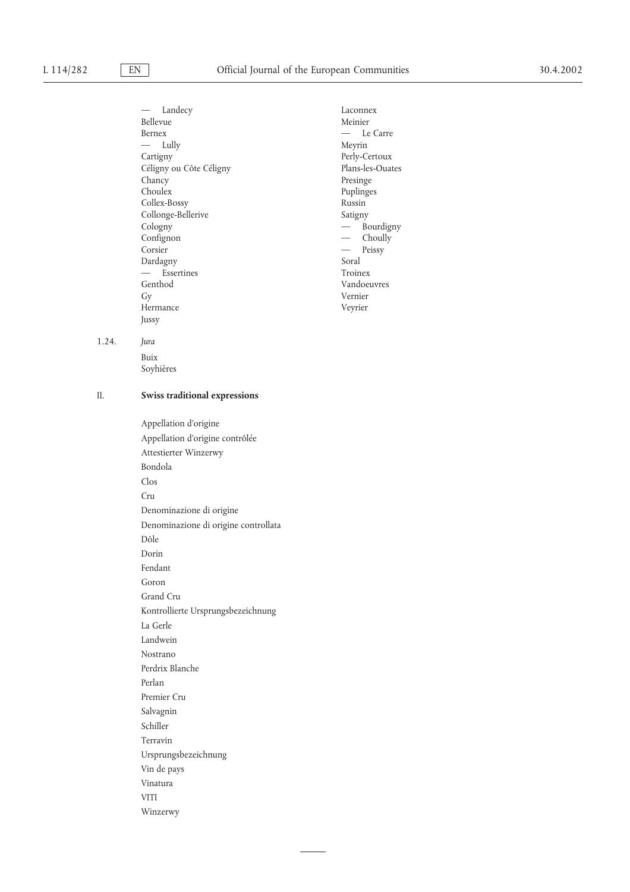- — Landecy
- Bellevue
- Bernex
- — Lully
- Cartigny
- Céligny ou Côte Céligny
- Chancy
- Choulex
- Collex-Bossy
- Collonge-Bellerive
- Cologny
- Confignon
- Corsier
- Dardagny
- — Essertines
- Genthod
- Gy
- Hermance
- Jussy
- Laconnex
- Meinier
- — Le Carre
- Meyrin
- Perly-Certoux
- Plans-les-Ouates
- Presinge
- Puplinges
- Russin
- Satigny
- — Bourdigny
- — Choully
- — Peissy
- Soral
- Troinex
- Vandoeuvres
- Vernier
- Veyrier

1.24. *Jura*

Buix

Soyhières

## II. Swiss traditional expressions

Appellation d'origine

Appellation d'origine contrôlée

Attestierter Winzerwy

Bondola

Clos

Cru

Denominazione di origine

Denominazione di origine controllata

Dôle

Dorin

Fendant

Goron

Grand Cru

Kontrollierte Ursprungsbezeichnung

La Gerle

Landwein

Nostrano

Perdrix Blanche

Perlan

Premier Cru

Salvagnin

Schiller

Terravin

Ursprungsbezeichnung

Vin de pays

Vinatura

VITI

Winzerwy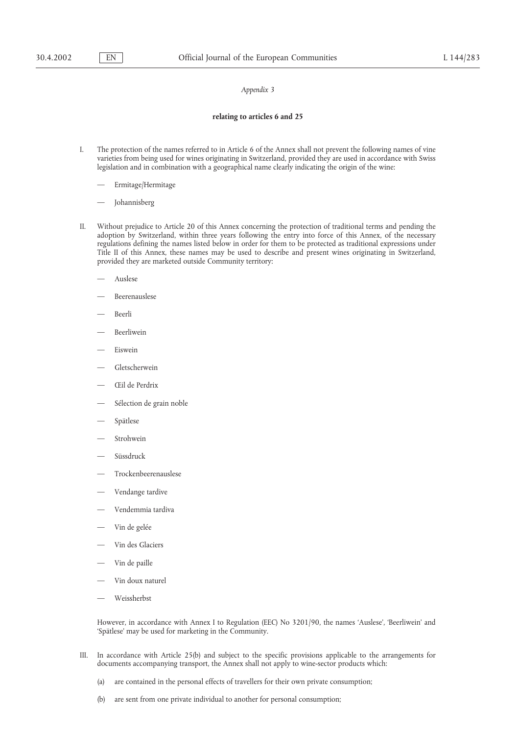*Appendix 3*

**relating to articles 6 and 25**

I. The protection of the names referred to in Article 6 of the Annex shall not prevent the following names of vine varieties from being used for wines originating in Switzerland, provided they are used in accordance with Swiss legislation and in combination with a geographical name clearly indicating the origin of the wine:

— Ermitage/Hermitage

— Johannisberg

II. Without prejudice to Article 20 of this Annex concerning the protection of traditional terms and pending the adoption by Switzerland, within three years following the entry into force of this Annex, of the necessary regulations defining the names listed below in order for them to be protected as traditional expressions under Title II of this Annex, these names may be used to describe and present wines originating in Switzerland, provided they are marketed outside Community territory:

— Auslese

— Beerenauslese

— Beerli

— Beerliwein

— Eiswein

— Gletscherwein

— Œil de Perdrix

— Sélection de grain noble

— Spätlese

— Strohwein

— Süssdruck

— Trockenbeerenauslese

— Vendange tardive

— Vendemmia tardiva

— Vin de gelée

— Vin des Glaciers

— Vin de paille

— Vin doux naturel

— Weissherbst

However, in accordance with Annex I to Regulation (EEC) No 3201/90, the names 'Auslese', 'Beerliwein' and 'Spätlese' may be used for marketing in the Community.

III. In accordance with Article 25(b) and subject to the specific provisions applicable to the arrangements for documents accompanying transport, the Annex shall not apply to wine-sector products which:

(a) are contained in the personal effects of travellers for their own private consumption;

(b) are sent from one private individual to another for personal consumption;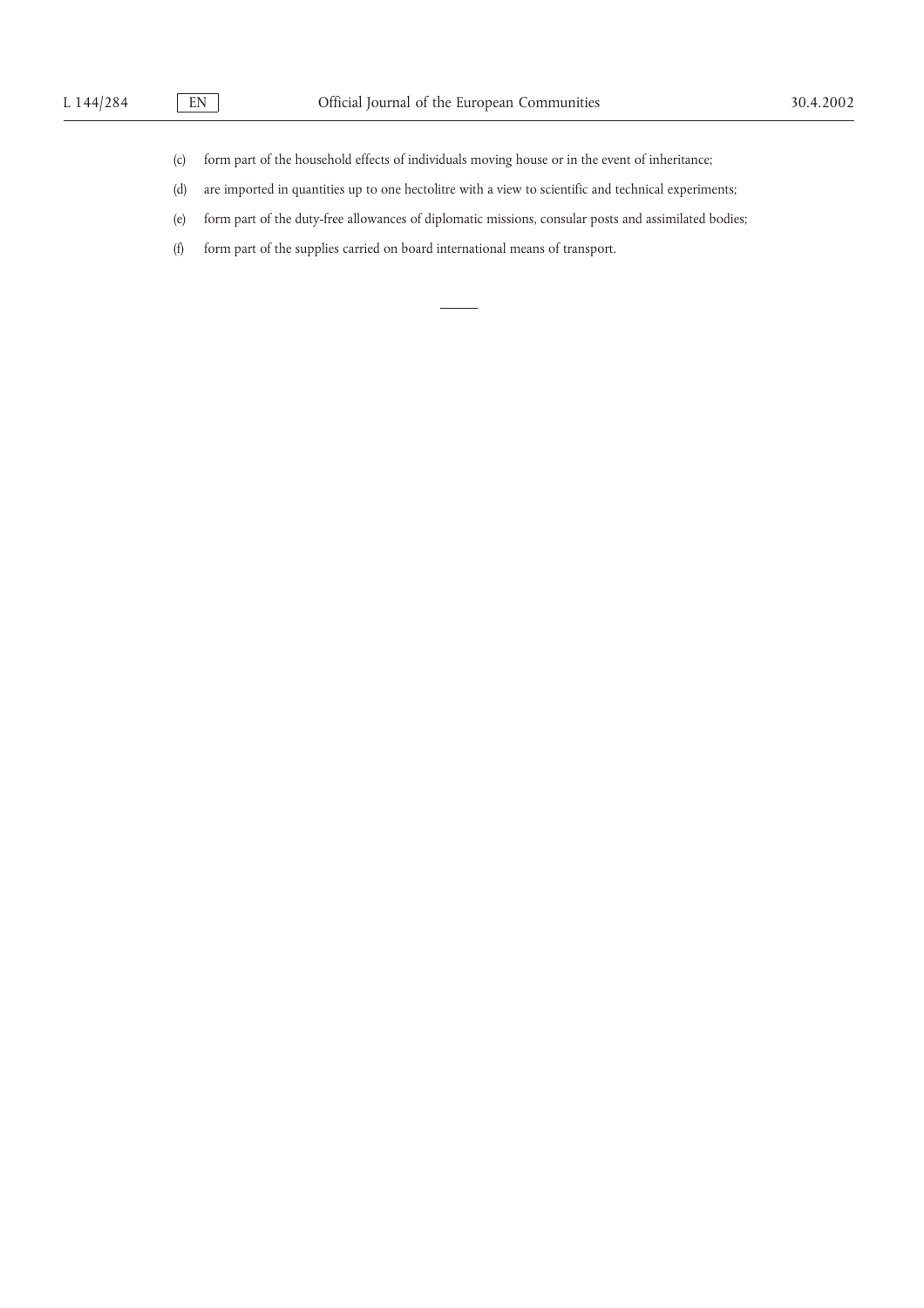(c) form part of the household effects of individuals moving house or in the event of inheritance;

(d) are imported in quantities up to one hectolitre with a view to scientific and technical experiments;

(e) form part of the duty-free allowances of diplomatic missions, consular posts and assimilated bodies;

(f) form part of the supplies carried on board international means of transport.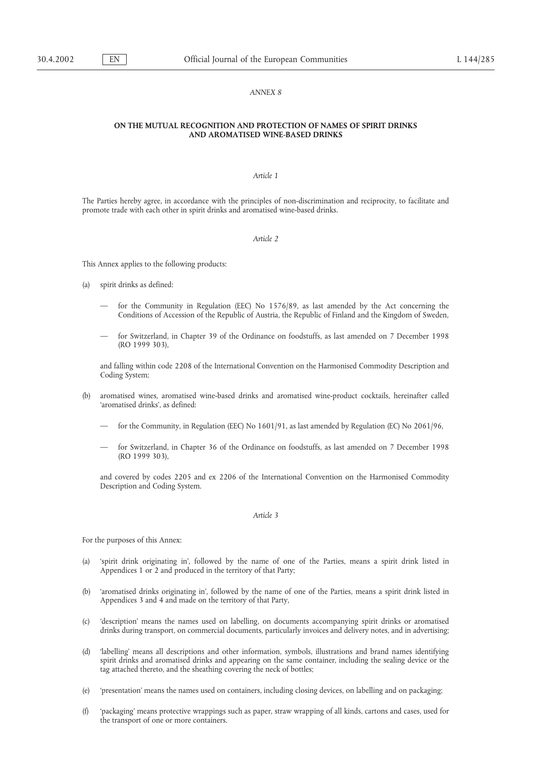*ANNEX 8*

**ON THE MUTUAL RECOGNITION AND PROTECTION OF NAMES OF SPIRIT DRINKS AND AROMATISED WINE-BASED DRINKS**

*Article 1*

The Parties hereby agree, in accordance with the principles of non-discrimination and reciprocity, to facilitate and promote trade with each other in spirit drinks and aromatised wine-based drinks.

*Article 2*

This Annex applies to the following products:

(a) spirit drinks as defined:

— for the Community in Regulation (EEC) No 1576/89, as last amended by the Act concerning the Conditions of Accession of the Republic of Austria, the Republic of Finland and the Kingdom of Sweden,

— for Switzerland, in Chapter 39 of the Ordinance on foodstuffs, as last amended on 7 December 1998 (RO 1999 303),

and falling within code 2208 of the International Convention on the Harmonised Commodity Description and Coding System;

(b) aromatised wines, aromatised wine-based drinks and aromatised wine-product cocktails, hereinafter called 'aromatised drinks', as defined:

— for the Community, in Regulation (EEC) No 1601/91, as last amended by Regulation (EC) No 2061/96,

— for Switzerland, in Chapter 36 of the Ordinance on foodstuffs, as last amended on 7 December 1998 (RO 1999 303),

and covered by codes 2205 and ex 2206 of the International Convention on the Harmonised Commodity Description and Coding System.

*Article 3*

For the purposes of this Annex:

(a) 'spirit drink originating in', followed by the name of one of the Parties, means a spirit drink listed in Appendices 1 or 2 and produced in the territory of that Party;

(b) 'aromatised drinks originating in', followed by the name of one of the Parties, means a spirit drink listed in Appendices 3 and 4 and made on the territory of that Party,

(c) 'description' means the names used on labelling, on documents accompanying spirit drinks or aromatised drinks during transport, on commercial documents, particularly invoices and delivery notes, and in advertising;

(d) 'labelling' means all descriptions and other information, symbols, illustrations and brand names identifying spirit drinks and aromatised drinks and appearing on the same container, including the sealing device or the tag attached thereto, and the sheathing covering the neck of bottles;

(e) 'presentation' means the names used on containers, including closing devices, on labelling and on packaging;

(f) 'packaging' means protective wrappings such as paper, straw wrapping of all kinds, cartons and cases, used for the transport of one or more containers.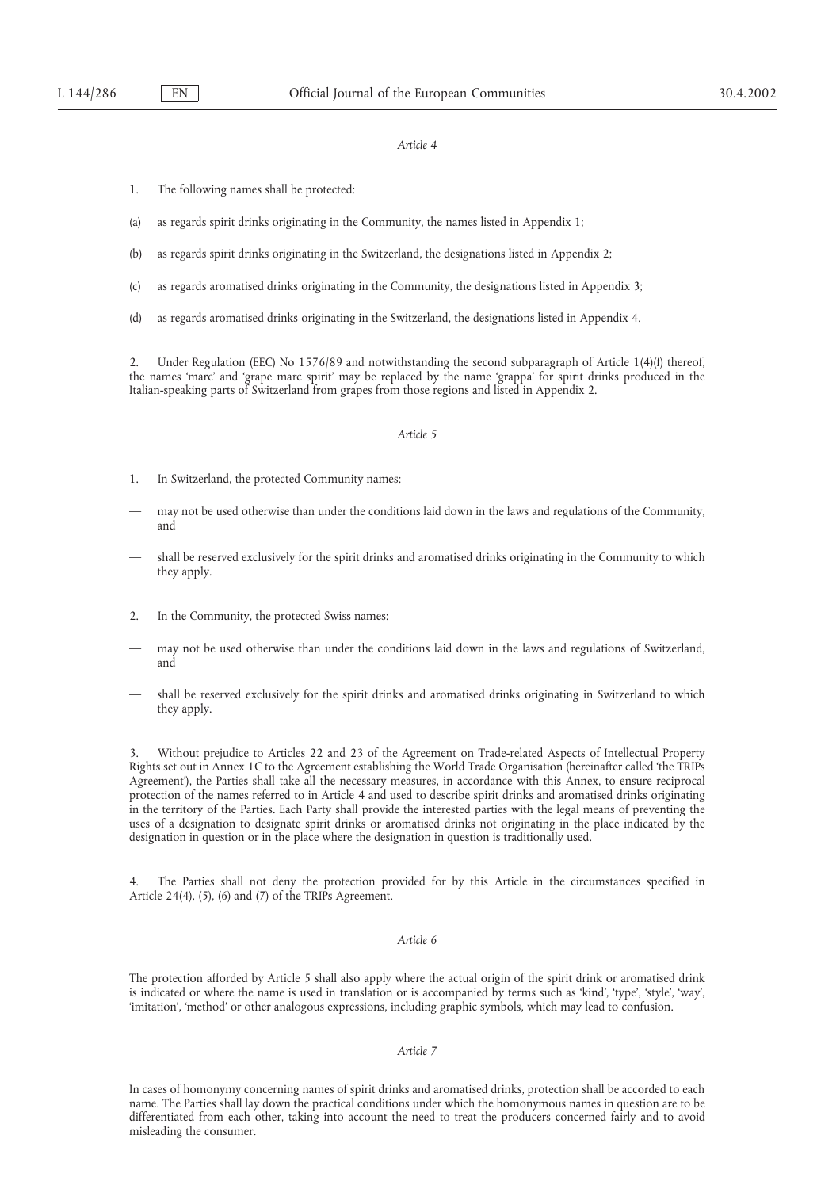*Article 4*

1. The following names shall be protected:

(a) as regards spirit drinks originating in the Community, the names listed in Appendix 1;

(b) as regards spirit drinks originating in the Switzerland, the designations listed in Appendix 2;

(c) as regards aromatised drinks originating in the Community, the designations listed in Appendix 3;

(d) as regards aromatised drinks originating in the Switzerland, the designations listed in Appendix 4.

2. Under Regulation (EEC) No 1576/89 and notwithstanding the second subparagraph of Article 1(4)(f) thereof, the names 'marc' and 'grape marc spirit' may be replaced by the name 'grappa' for spirit drinks produced in the Italian-speaking parts of Switzerland from grapes from those regions and listed in Appendix 2.

*Article 5*

1. In Switzerland, the protected Community names:

— may not be used otherwise than under the conditions laid down in the laws and regulations of the Community, and

— shall be reserved exclusively for the spirit drinks and aromatised drinks originating in the Community to which they apply.

2. In the Community, the protected Swiss names:

— may not be used otherwise than under the conditions laid down in the laws and regulations of Switzerland, and

— shall be reserved exclusively for the spirit drinks and aromatised drinks originating in Switzerland to which they apply.

3. Without prejudice to Articles 22 and 23 of the Agreement on Trade-related Aspects of Intellectual Property Rights set out in Annex 1C to the Agreement establishing the World Trade Organisation (hereinafter called 'the TRIPs Agreement'), the Parties shall take all the necessary measures, in accordance with this Annex, to ensure reciprocal protection of the names referred to in Article 4 and used to describe spirit drinks and aromatised drinks originating in the territory of the Parties. Each Party shall provide the interested parties with the legal means of preventing the uses of a designation to designate spirit drinks or aromatised drinks not originating in the place indicated by the designation in question or in the place where the designation in question is traditionally used.

4. The Parties shall not deny the protection provided for by this Article in the circumstances specified in Article 24(4), (5), (6) and (7) of the TRIPs Agreement.

*Article 6*

The protection afforded by Article 5 shall also apply where the actual origin of the spirit drink or aromatised drink is indicated or where the name is used in translation or is accompanied by terms such as 'kind', 'type', 'style', 'way', 'imitation', 'method' or other analogous expressions, including graphic symbols, which may lead to confusion.

*Article 7*

In cases of homonymy concerning names of spirit drinks and aromatised drinks, protection shall be accorded to each name. The Parties shall lay down the practical conditions under which the homonymous names in question are to be differentiated from each other, taking into account the need to treat the producers concerned fairly and to avoid misleading the consumer.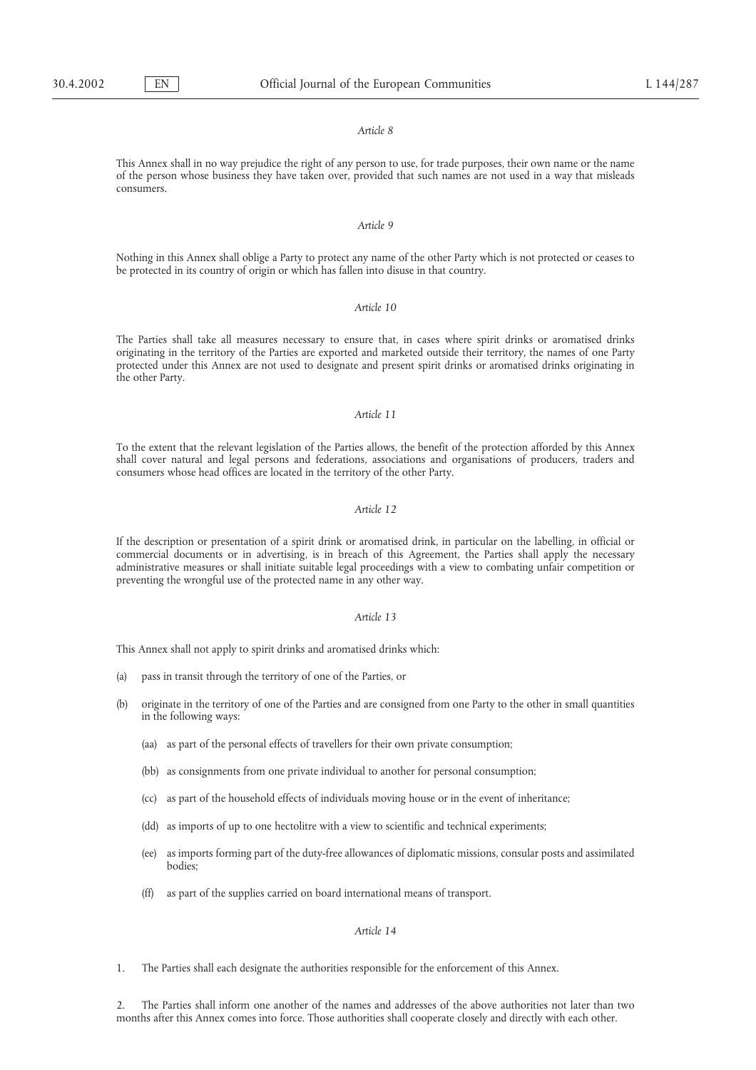*Article 8*

This Annex shall in no way prejudice the right of any person to use, for trade purposes, their own name or the name of the person whose business they have taken over, provided that such names are not used in a way that misleads consumers.

*Article 9*

Nothing in this Annex shall oblige a Party to protect any name of the other Party which is not protected or ceases to be protected in its country of origin or which has fallen into disuse in that country.

*Article 10*

The Parties shall take all measures necessary to ensure that, in cases where spirit drinks or aromatised drinks originating in the territory of the Parties are exported and marketed outside their territory, the names of one Party protected under this Annex are not used to designate and present spirit drinks or aromatised drinks originating in the other Party.

*Article 11*

To the extent that the relevant legislation of the Parties allows, the benefit of the protection afforded by this Annex shall cover natural and legal persons and federations, associations and organisations of producers, traders and consumers whose head offices are located in the territory of the other Party.

*Article 12*

If the description or presentation of a spirit drink or aromatised drink, in particular on the labelling, in official or commercial documents or in advertising, is in breach of this Agreement, the Parties shall apply the necessary administrative measures or shall initiate suitable legal proceedings with a view to combating unfair competition or preventing the wrongful use of the protected name in any other way.

*Article 13*

This Annex shall not apply to spirit drinks and aromatised drinks which:

(a) pass in transit through the territory of one of the Parties, or

(b) originate in the territory of one of the Parties and are consigned from one Party to the other in small quantities in the following ways:

  (aa) as part of the personal effects of travellers for their own private consumption;

  (bb) as consignments from one private individual to another for personal consumption;

  (cc) as part of the household effects of individuals moving house or in the event of inheritance;

  (dd) as imports of up to one hectolitre with a view to scientific and technical experiments;

  (ee) as imports forming part of the duty-free allowances of diplomatic missions, consular posts and assimilated bodies;

  (ff) as part of the supplies carried on board international means of transport.

*Article 14*

1. The Parties shall each designate the authorities responsible for the enforcement of this Annex.

2. The Parties shall inform one another of the names and addresses of the above authorities not later than two months after this Annex comes into force. Those authorities shall cooperate closely and directly with each other.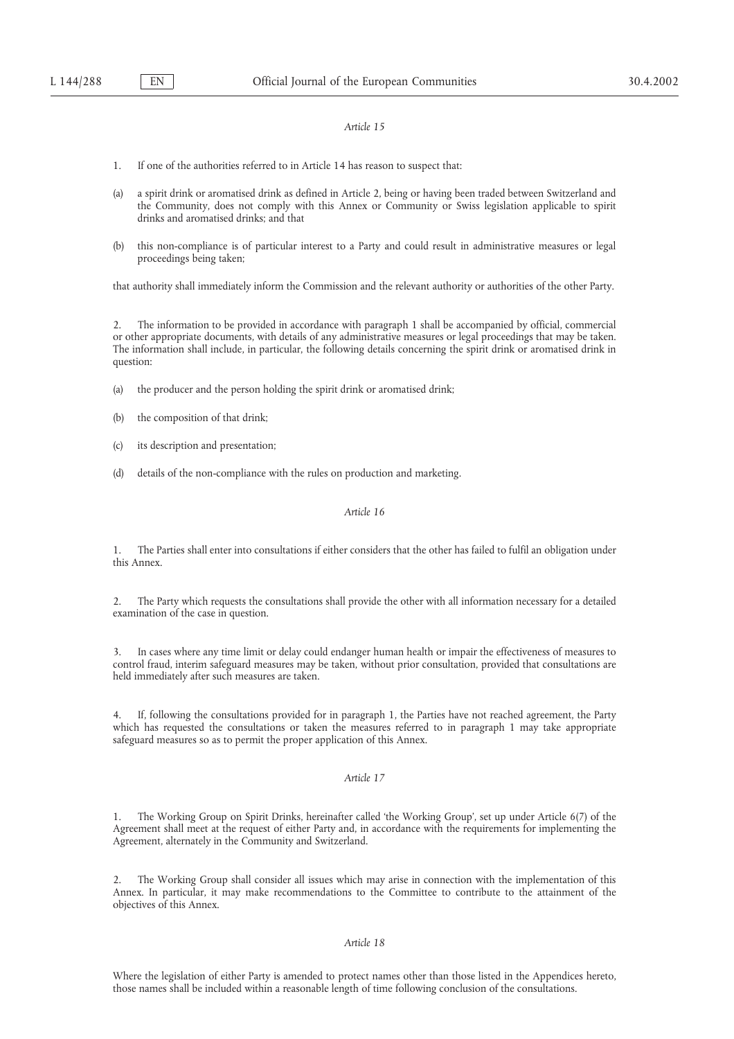*Article 15*

1. If one of the authorities referred to in Article 14 has reason to suspect that:

(a) a spirit drink or aromatised drink as defined in Article 2, being or having been traded between Switzerland and the Community, does not comply with this Annex or Community or Swiss legislation applicable to spirit drinks and aromatised drinks; and that

(b) this non-compliance is of particular interest to a Party and could result in administrative measures or legal proceedings being taken;

that authority shall immediately inform the Commission and the relevant authority or authorities of the other Party.

2. The information to be provided in accordance with paragraph 1 shall be accompanied by official, commercial or other appropriate documents, with details of any administrative measures or legal proceedings that may be taken. The information shall include, in particular, the following details concerning the spirit drink or aromatised drink in question:

(a) the producer and the person holding the spirit drink or aromatised drink;

(b) the composition of that drink;

(c) its description and presentation;

(d) details of the non-compliance with the rules on production and marketing.

*Article 16*

1. The Parties shall enter into consultations if either considers that the other has failed to fulfil an obligation under this Annex.

2. The Party which requests the consultations shall provide the other with all information necessary for a detailed examination of the case in question.

3. In cases where any time limit or delay could endanger human health or impair the effectiveness of measures to control fraud, interim safeguard measures may be taken, without prior consultation, provided that consultations are held immediately after such measures are taken.

4. If, following the consultations provided for in paragraph 1, the Parties have not reached agreement, the Party which has requested the consultations or taken the measures referred to in paragraph 1 may take appropriate safeguard measures so as to permit the proper application of this Annex.

*Article 17*

1. The Working Group on Spirit Drinks, hereinafter called 'the Working Group', set up under Article 6(7) of the Agreement shall meet at the request of either Party and, in accordance with the requirements for implementing the Agreement, alternately in the Community and Switzerland.

2. The Working Group shall consider all issues which may arise in connection with the implementation of this Annex. In particular, it may make recommendations to the Committee to contribute to the attainment of the objectives of this Annex.

*Article 18*

Where the legislation of either Party is amended to protect names other than those listed in the Appendices hereto, those names shall be included within a reasonable length of time following conclusion of the consultations.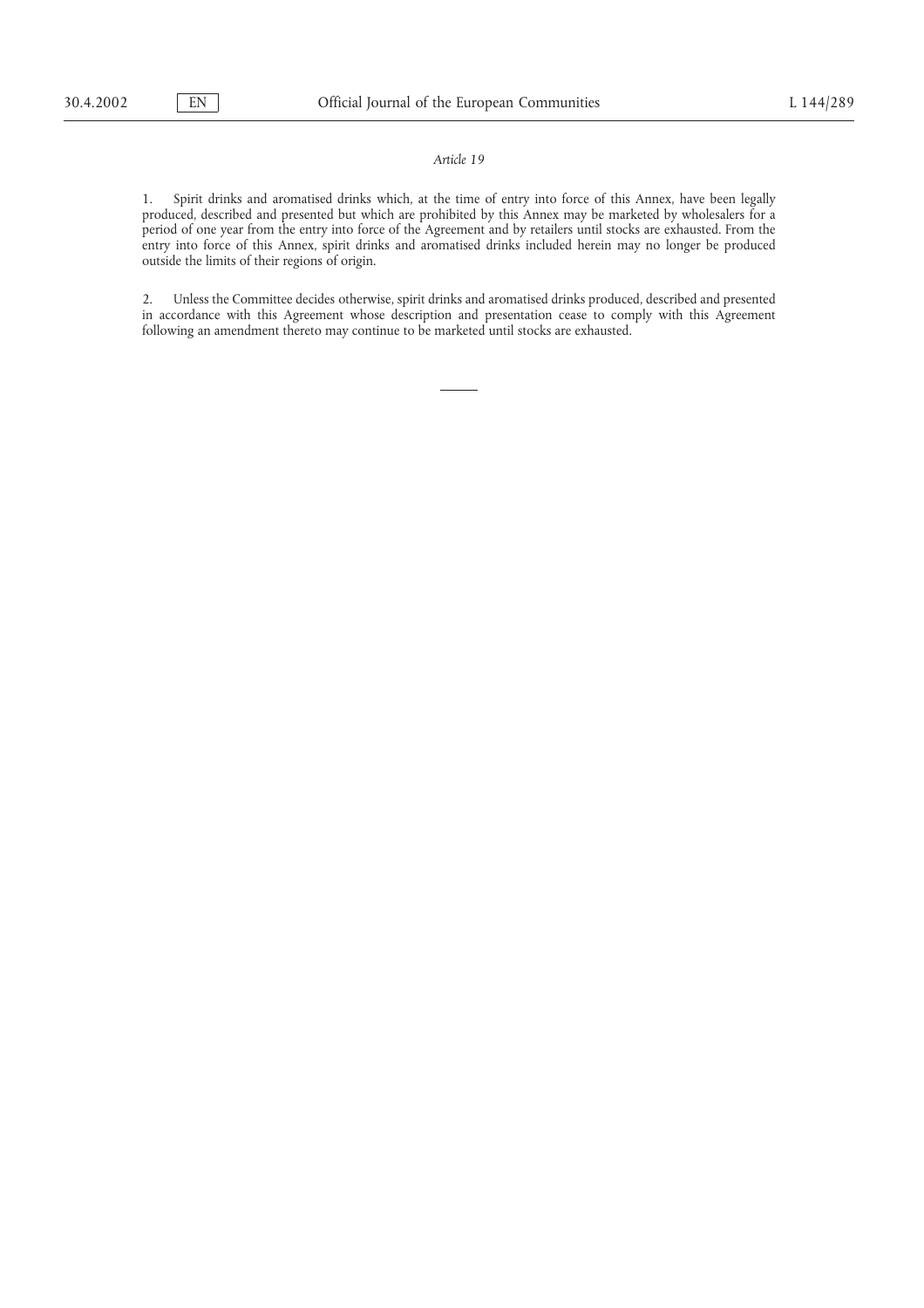*Article 19*

1. Spirit drinks and aromatised drinks which, at the time of entry into force of this Annex, have been legally produced, described and presented but which are prohibited by this Annex may be marketed by wholesalers for a period of one year from the entry into force of the Agreement and by retailers until stocks are exhausted. From the entry into force of this Annex, spirit drinks and aromatised drinks included herein may no longer be produced outside the limits of their regions of origin.

2. Unless the Committee decides otherwise, spirit drinks and aromatised drinks produced, described and presented in accordance with this Agreement whose description and presentation cease to comply with this Agreement following an amendment thereto may continue to be marketed until stocks are exhausted.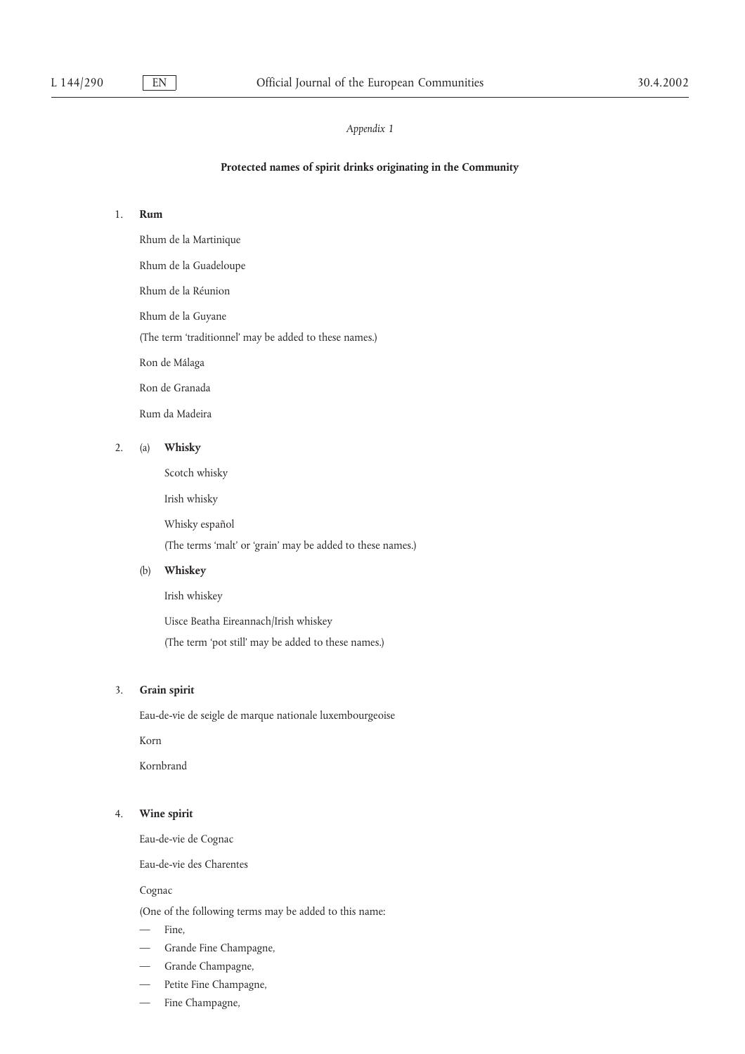*Appendix 1*

**Protected names of spirit drinks originating in the Community**

1. **Rum**

   Rhum de la Martinique

   Rhum de la Guadeloupe

   Rhum de la Réunion

   Rhum de la Guyane

   (The term 'traditionnel' may be added to these names.)

   Ron de Málaga

   Ron de Granada

   Rum da Madeira

2. (a) **Whisky**

   Scotch whisky

   Irish whisky

   Whisky español

   (The terms 'malt' or 'grain' may be added to these names.)

   (b) **Whiskey**

   Irish whiskey

   Uisce Beatha Eireannach/Irish whiskey

   (The term 'pot still' may be added to these names.)

3. **Grain spirit**

   Eau-de-vie de seigle de marque nationale luxembourgeoise

   Korn

   Kornbrand

4. **Wine spirit**

   Eau-de-vie de Cognac

   Eau-de-vie des Charentes

   Cognac

   (One of the following terms may be added to this name:

   — Fine,
   — Grande Fine Champagne,
   — Grande Champagne,
   — Petite Fine Champagne,
   — Fine Champagne,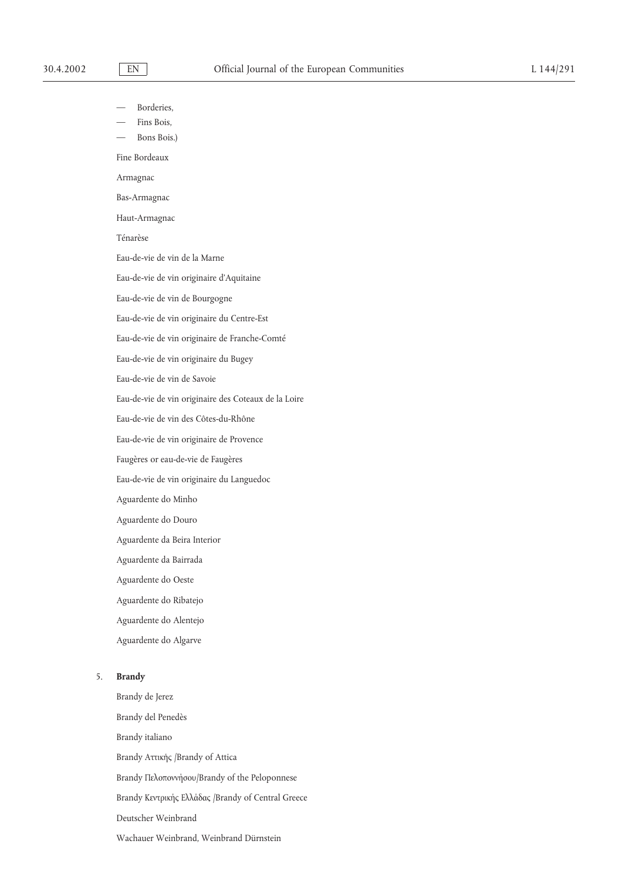— Borderies,
— Fins Bois,
— Bons Bois.)

Fine Bordeaux

Armagnac

Bas-Armagnac

Haut-Armagnac

Ténarèse

Eau-de-vie de vin de la Marne

Eau-de-vie de vin originaire d'Aquitaine

Eau-de-vie de vin de Bourgogne

Eau-de-vie de vin originaire du Centre-Est

Eau-de-vie de vin originaire de Franche-Comté

Eau-de-vie de vin originaire du Bugey

Eau-de-vie de vin de Savoie

Eau-de-vie de vin originaire des Coteaux de la Loire

Eau-de-vie de vin des Côtes-du-Rhône

Eau-de-vie de vin originaire de Provence

Faugères or eau-de-vie de Faugères

Eau-de-vie de vin originaire du Languedoc

Aguardente do Minho

Aguardente do Douro

Aguardente da Beira Interior

Aguardente da Bairrada

Aguardente do Oeste

Aguardente do Ribatejo

Aguardente do Alentejo

Aguardente do Algarve

5. **Brandy**

Brandy de Jerez

Brandy del Penedès

Brandy italiano

Brandy Αττικής /Brandy of Attica

Brandy Πελοποννήσου/Brandy of the Peloponnese

Brandy Κεντρικής Ελλάδας /Brandy of Central Greece

Deutscher Weinbrand

Wachauer Weinbrand, Weinbrand Dürnstein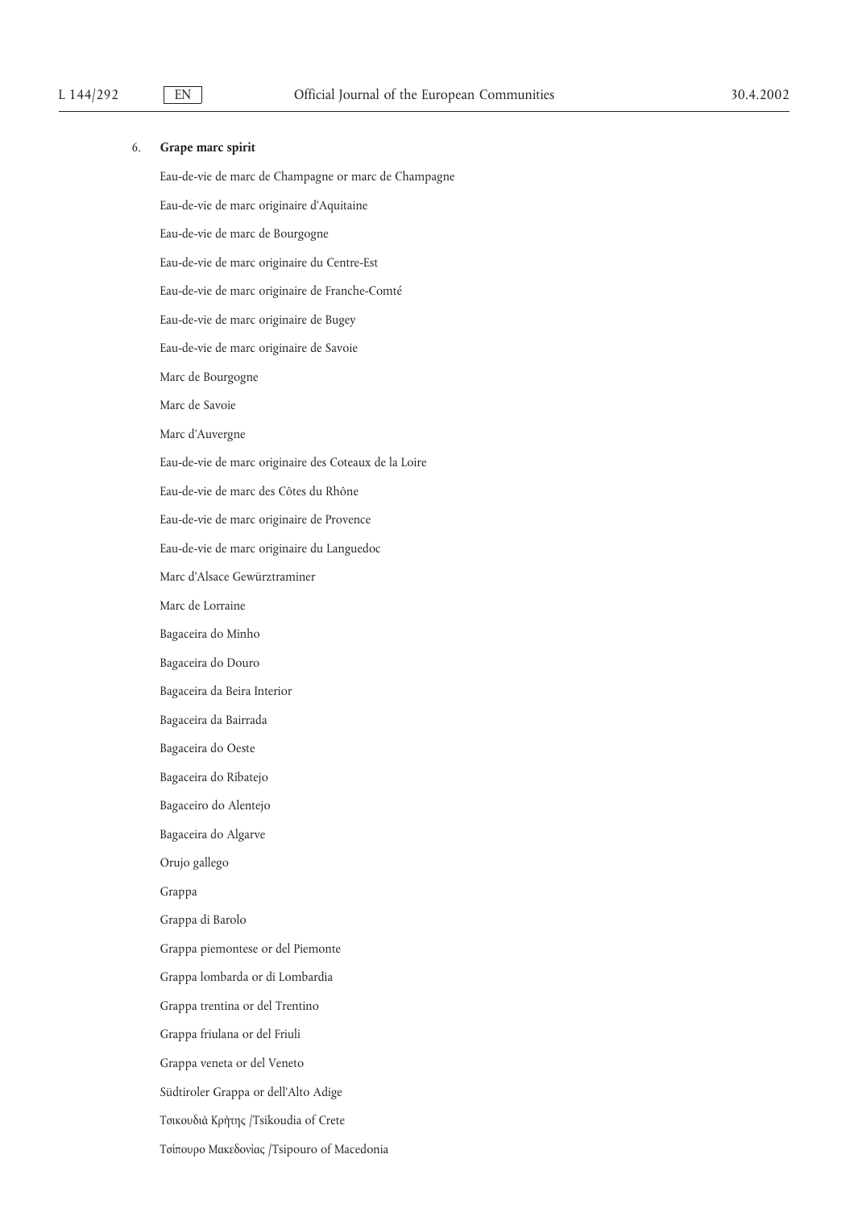6. **Grape marc spirit**

Eau-de-vie de marc de Champagne or marc de Champagne

Eau-de-vie de marc originaire d'Aquitaine

Eau-de-vie de marc de Bourgogne

Eau-de-vie de marc originaire du Centre-Est

Eau-de-vie de marc originaire de Franche-Comté

Eau-de-vie de marc originaire de Bugey

Eau-de-vie de marc originaire de Savoie

Marc de Bourgogne

Marc de Savoie

Marc d'Auvergne

Eau-de-vie de marc originaire des Coteaux de la Loire

Eau-de-vie de marc des Côtes du Rhône

Eau-de-vie de marc originaire de Provence

Eau-de-vie de marc originaire du Languedoc

Marc d'Alsace Gewürztraminer

Marc de Lorraine

Bagaceira do Minho

Bagaceira do Douro

Bagaceira da Beira Interior

Bagaceira da Bairrada

Bagaceira do Oeste

Bagaceira do Ribatejo

Bagaceiro do Alentejo

Bagaceira do Algarve

Orujo gallego

Grappa

Grappa di Barolo

Grappa piemontese or del Piemonte

Grappa lombarda or di Lombardia

Grappa trentina or del Trentino

Grappa friulana or del Friuli

Grappa veneta or del Veneto

Südtiroler Grappa or dell'Alto Adige

Τσικουδιά Κρήτης /Tsikoudia of Crete

Τσίπουρο Μακεδονίας /Tsipouro of Macedonia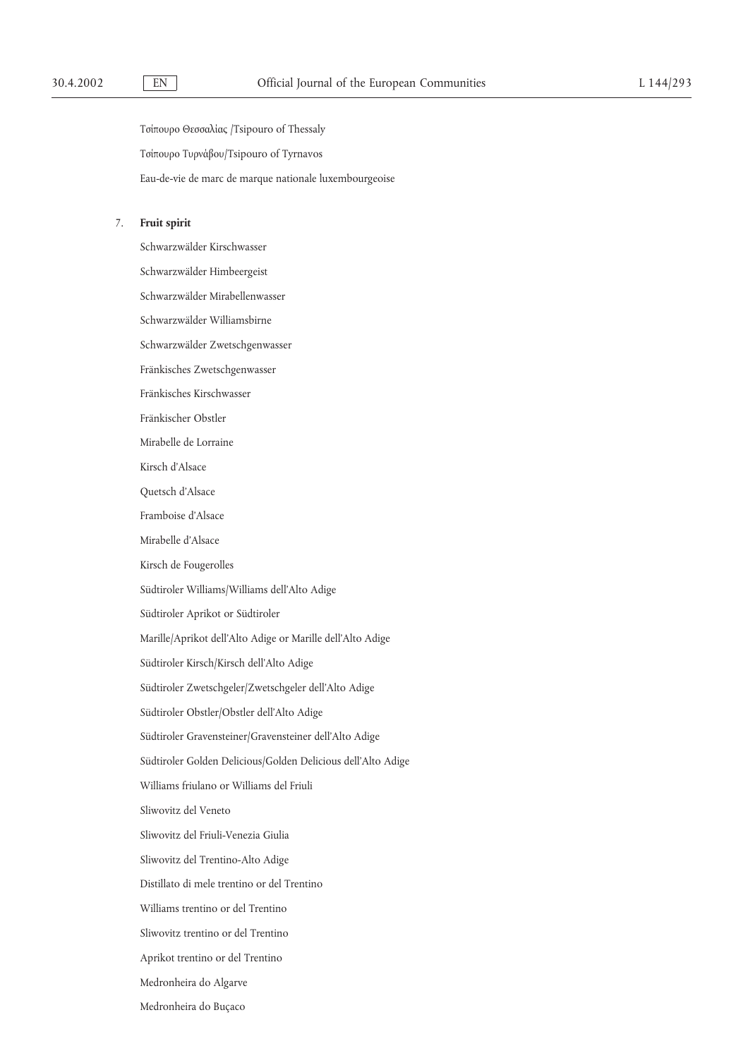Τσίπουρο Θεσσαλίας /Tsipouro of Thessaly

Τσίπουρο Τυρνάβου/Tsipouro of Tyrnavos

Eau-de-vie de marc de marque nationale luxembourgeoise

7. **Fruit spirit**

Schwarzwälder Kirschwasser

Schwarzwälder Himbeergeist

Schwarzwälder Mirabellenwasser

Schwarzwälder Williamsbirne

Schwarzwälder Zwetschgenwasser

Fränkisches Zwetschgenwasser

Fränkisches Kirschwasser

Fränkischer Obstler

Mirabelle de Lorraine

Kirsch d'Alsace

Quetsch d'Alsace

Framboise d'Alsace

Mirabelle d'Alsace

Kirsch de Fougerolles

Südtiroler Williams/Williams dell'Alto Adige

Südtiroler Aprikot or Südtiroler

Marille/Aprikot dell'Alto Adige or Marille dell'Alto Adige

Südtiroler Kirsch/Kirsch dell'Alto Adige

Südtiroler Zwetschgeler/Zwetschgeler dell'Alto Adige

Südtiroler Obstler/Obstler dell'Alto Adige

Südtiroler Gravensteiner/Gravensteiner dell'Alto Adige

Südtiroler Golden Delicious/Golden Delicious dell'Alto Adige

Williams friulano or Williams del Friuli

Sliwovitz del Veneto

Sliwovitz del Friuli-Venezia Giulia

Sliwovitz del Trentino-Alto Adige

Distillato di mele trentino or del Trentino

Williams trentino or del Trentino

Sliwovitz trentino or del Trentino

Aprikot trentino or del Trentino

Medronheira do Algarve

Medronheira do Buçaco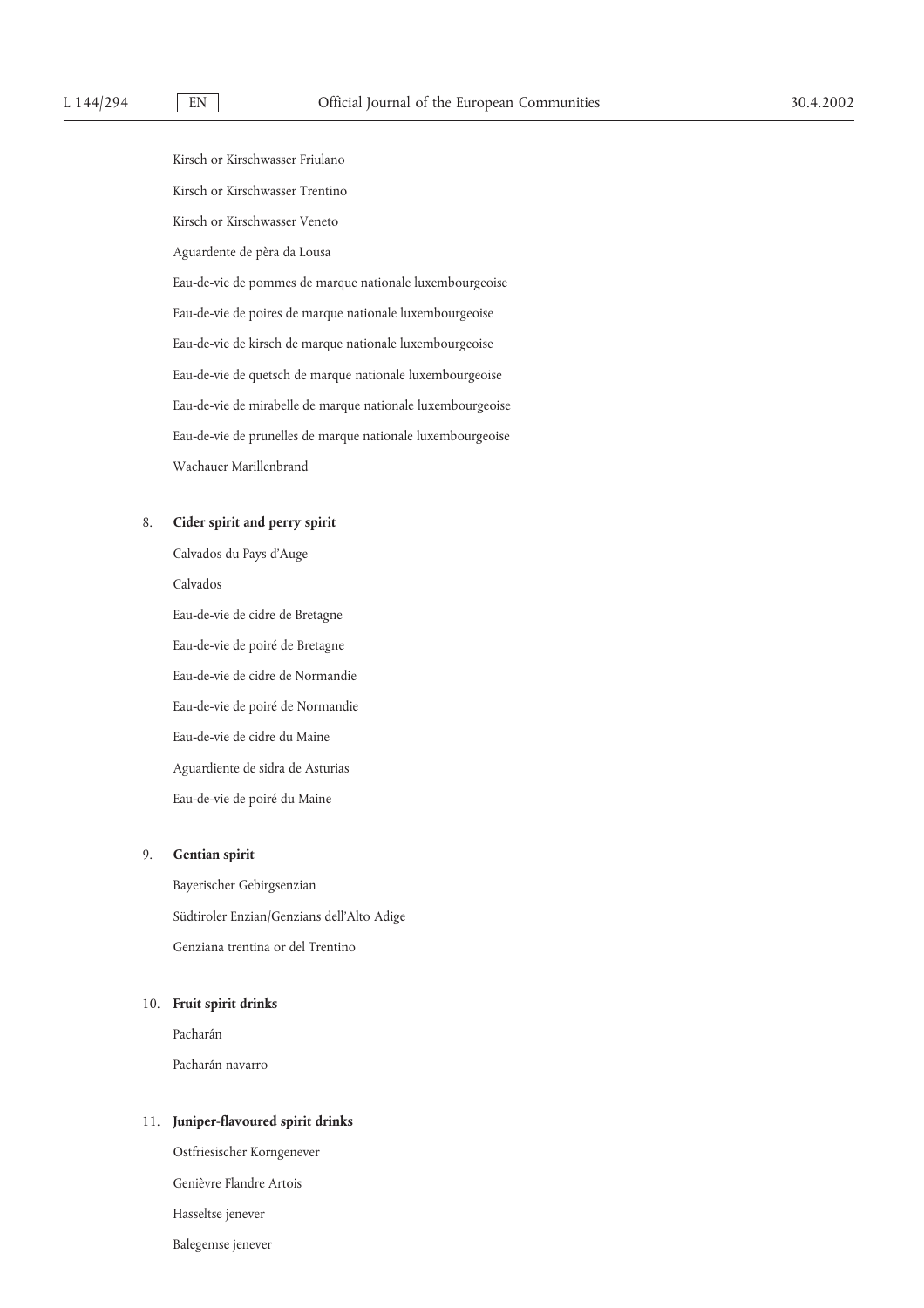Kirsch or Kirschwasser Friulano

Kirsch or Kirschwasser Trentino

Kirsch or Kirschwasser Veneto

Aguardente de pèra da Lousa

Eau-de-vie de pommes de marque nationale luxembourgeoise

Eau-de-vie de poires de marque nationale luxembourgeoise

Eau-de-vie de kirsch de marque nationale luxembourgeoise

Eau-de-vie de quetsch de marque nationale luxembourgeoise

Eau-de-vie de mirabelle de marque nationale luxembourgeoise

Eau-de-vie de prunelles de marque nationale luxembourgeoise

Wachauer Marillenbrand

8. **Cider spirit and perry spirit**

Calvados du Pays d'Auge

Calvados

Eau-de-vie de cidre de Bretagne

Eau-de-vie de poiré de Bretagne

Eau-de-vie de cidre de Normandie

Eau-de-vie de poiré de Normandie

Eau-de-vie de cidre du Maine

Aguardiente de sidra de Asturias

Eau-de-vie de poiré du Maine

9. **Gentian spirit**

Bayerischer Gebirgsenzian

Südtiroler Enzian/Genzians dell'Alto Adige

Genziana trentina or del Trentino

10. **Fruit spirit drinks**

Pacharán

Pacharán navarro

11. **Juniper-flavoured spirit drinks**

Ostfriesischer Korngenever

Genièvre Flandre Artois

Hasseltse jenever

Balegemse jenever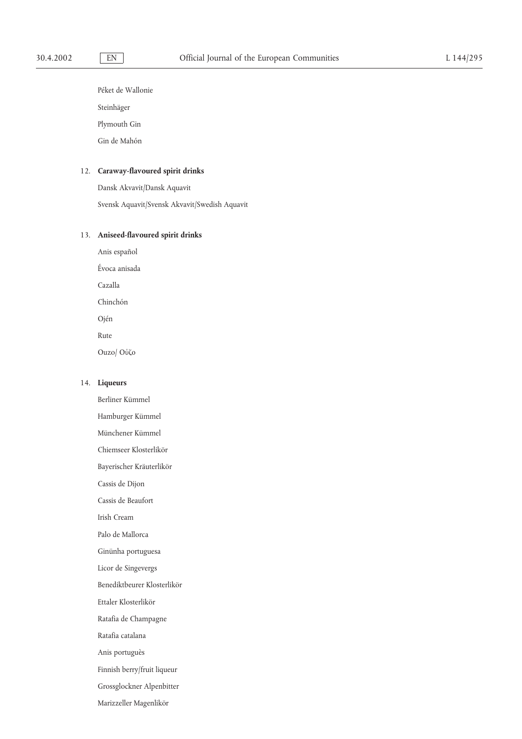Péket de Wallonie

Steinhäger

Plymouth Gin

Gin de Mahón

12. **Caraway-flavoured spirit drinks**

Dansk Akvavit/Dansk Aquavit

Svensk Aquavit/Svensk Akvavit/Swedish Aquavit

13. **Aniseed-flavoured spirit drinks**

Anis español

Évoca anisada

Cazalla

Chinchón

Ojén

Rute

Ouzo/ Ούζο

14. **Liqueurs**

Berliner Kümmel

Hamburger Kümmel

Münchener Kümmel

Chiemseer Klosterlikör

Bayerischer Kräuterlikör

Cassis de Dijon

Cassis de Beaufort

Irish Cream

Palo de Mallorca

Ginünha portuguesa

Licor de Singevergs

Benediktbeurer Klosterlikör

Ettaler Klosterlikör

Ratafia de Champagne

Ratafia catalana

Anis portuguès

Finnish berry/fruit liqueur

Grossglockner Alpenbitter

Marizzeller Magenlikör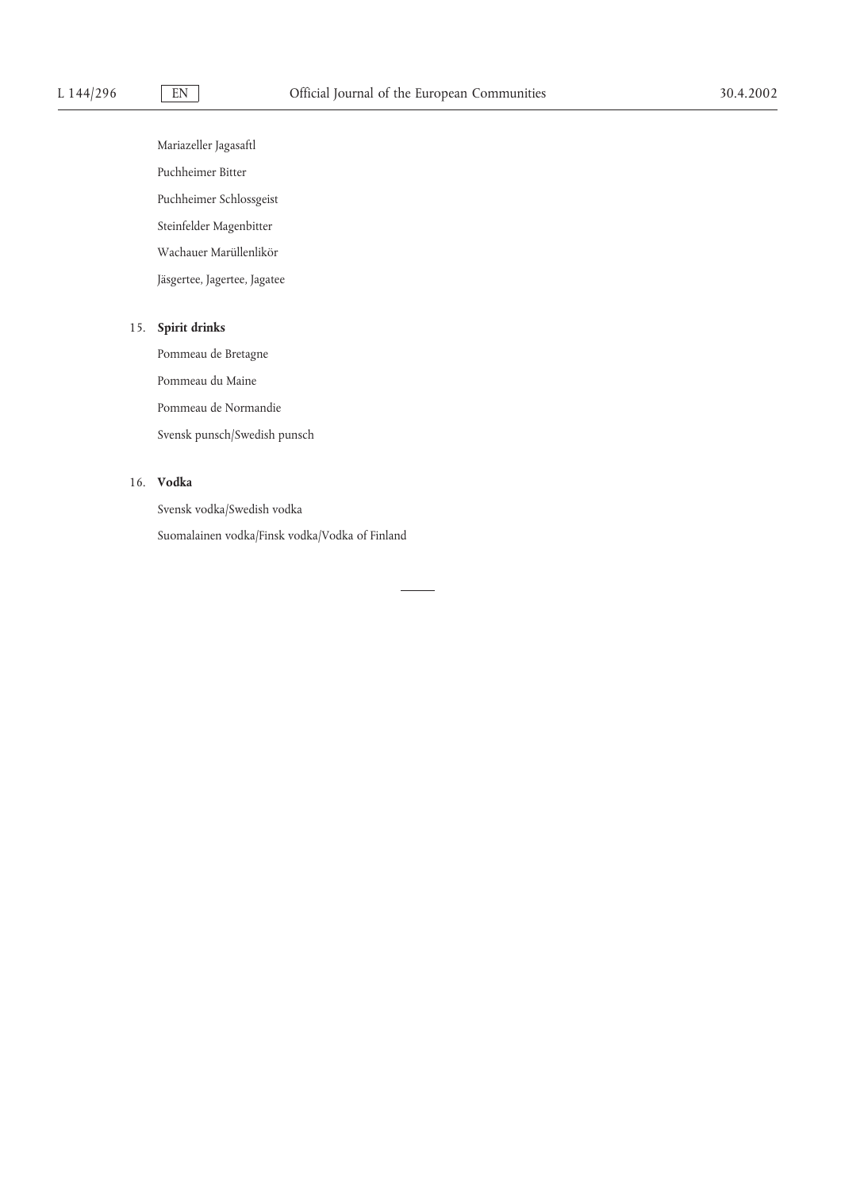Mariazeller Jagasaftl

Puchheimer Bitter

Puchheimer Schlossgeist

Steinfelder Magenbitter

Wachauer Marüllenlikör

Jäsgertee, Jagertee, Jagatee

15. **Spirit drinks**

Pommeau de Bretagne

Pommeau du Maine

Pommeau de Normandie

Svensk punsch/Swedish punsch

16. **Vodka**

Svensk vodka/Swedish vodka

Suomalainen vodka/Finsk vodka/Vodka of Finland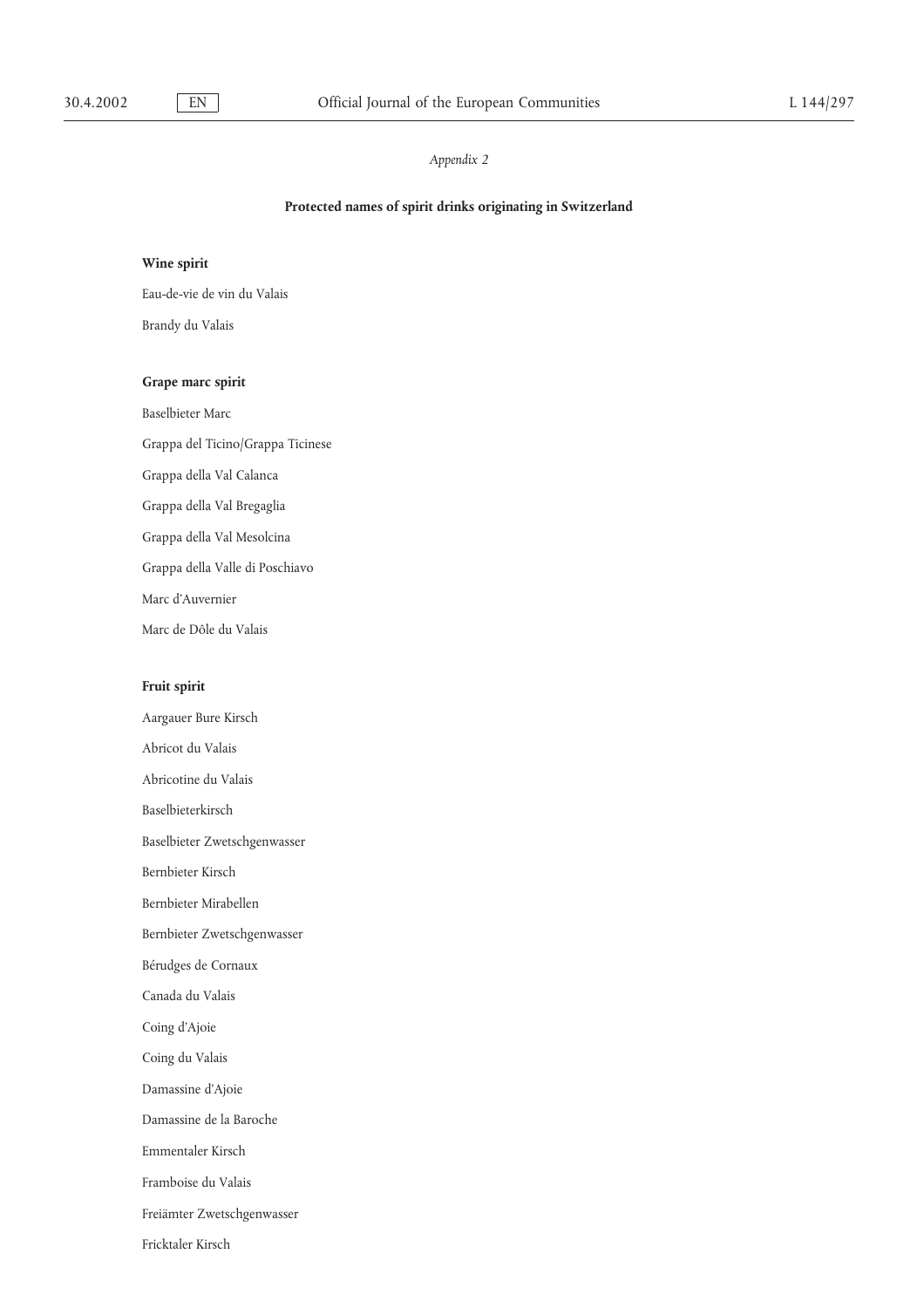*Appendix 2*

**Protected names of spirit drinks originating in Switzerland**

**Wine spirit**

Eau-de-vie de vin du Valais

Brandy du Valais

**Grape marc spirit**

Baselbieter Marc

Grappa del Ticino/Grappa Ticinese

Grappa della Val Calanca

Grappa della Val Bregaglia

Grappa della Val Mesolcina

Grappa della Valle di Poschiavo

Marc d'Auvernier

Marc de Dôle du Valais

**Fruit spirit**

Aargauer Bure Kirsch

Abricot du Valais

Abricotine du Valais

Baselbieterkirsch

Baselbieter Zwetschgenwasser

Bernbieter Kirsch

Bernbieter Mirabellen

Bernbieter Zwetschgenwasser

Bérudges de Cornaux

Canada du Valais

Coing d'Ajoie

Coing du Valais

Damassine d'Ajoie

Damassine de la Baroche

Emmentaler Kirsch

Framboise du Valais

Freiämter Zwetschgenwasser

Fricktaler Kirsch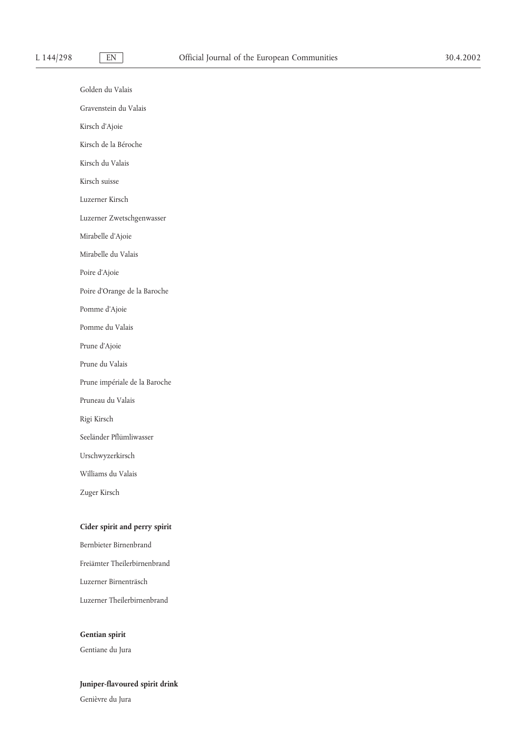Golden du Valais

Gravenstein du Valais

Kirsch d'Ajoie

Kirsch de la Béroche

Kirsch du Valais

Kirsch suisse

Luzerner Kirsch

Luzerner Zwetschgenwasser

Mirabelle d'Ajoie

Mirabelle du Valais

Poire d'Ajoie

Poire d'Orange de la Baroche

Pomme d'Ajoie

Pomme du Valais

Prune d'Ajoie

Prune du Valais

Prune impériale de la Baroche

Pruneau du Valais

Rigi Kirsch

Seeländer Pflümliwasser

Urschwyzerkirsch

Williams du Valais

Zuger Kirsch

**Cider spirit and perry spirit**

Bernbieter Birnenbrand

Freiämter Theilerbirnenbrand

Luzerner Birnenträsch

Luzerner Theilerbirnenbrand

**Gentian spirit**

Gentiane du Jura

**Juniper-flavoured spirit drink**

Genièvre du Jura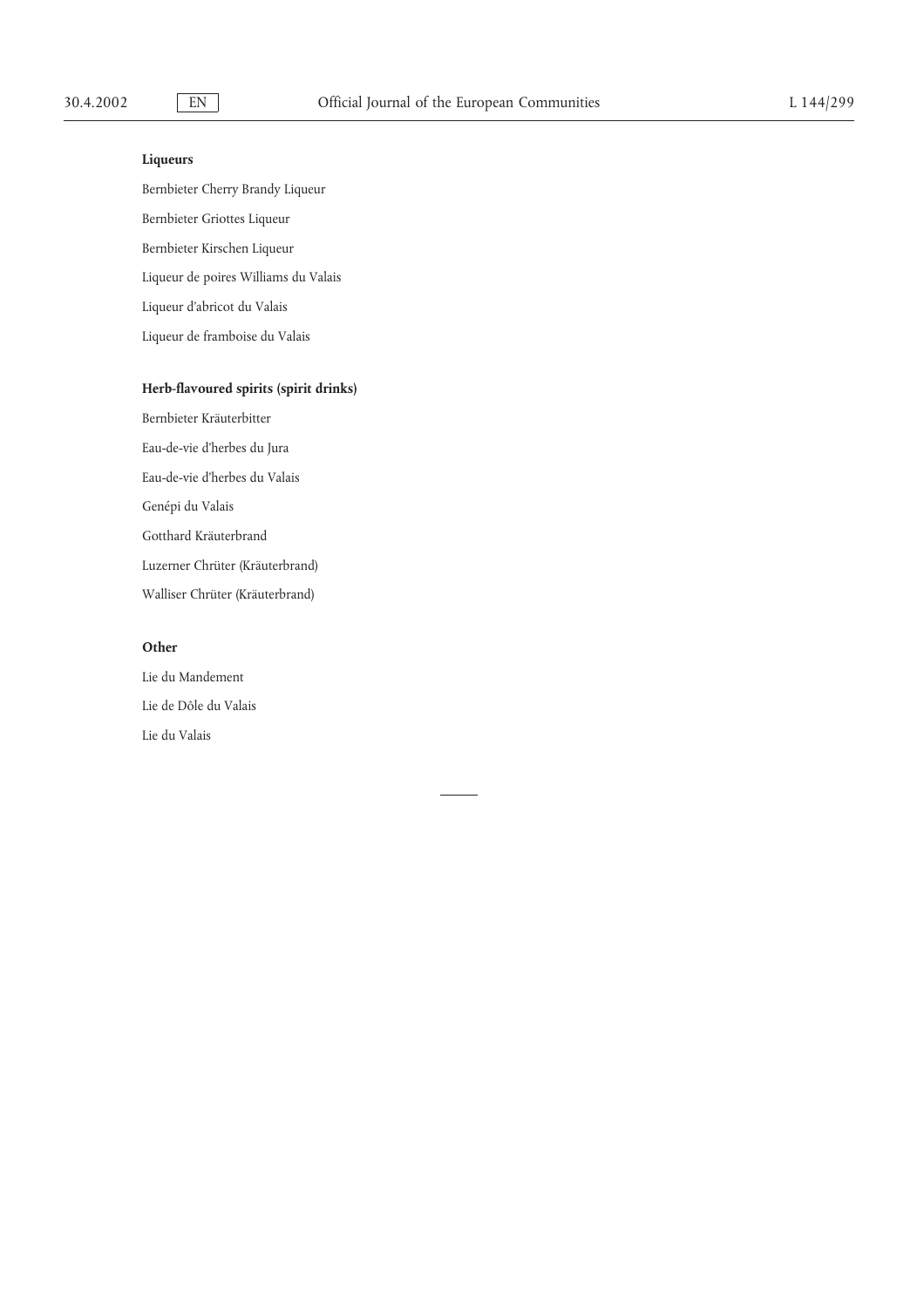**Liqueurs**

Bernbieter Cherry Brandy Liqueur

Bernbieter Griottes Liqueur

Bernbieter Kirschen Liqueur

Liqueur de poires Williams du Valais

Liqueur d'abricot du Valais

Liqueur de framboise du Valais

**Herb-flavoured spirits (spirit drinks)**

Bernbieter Kräuterbitter

Eau-de-vie d'herbes du Jura

Eau-de-vie d'herbes du Valais

Genépi du Valais

Gotthard Kräuterbrand

Luzerner Chrüter (Kräuterbrand)

Walliser Chrüter (Kräuterbrand)

**Other**

Lie du Mandement

Lie de Dôle du Valais

Lie du Valais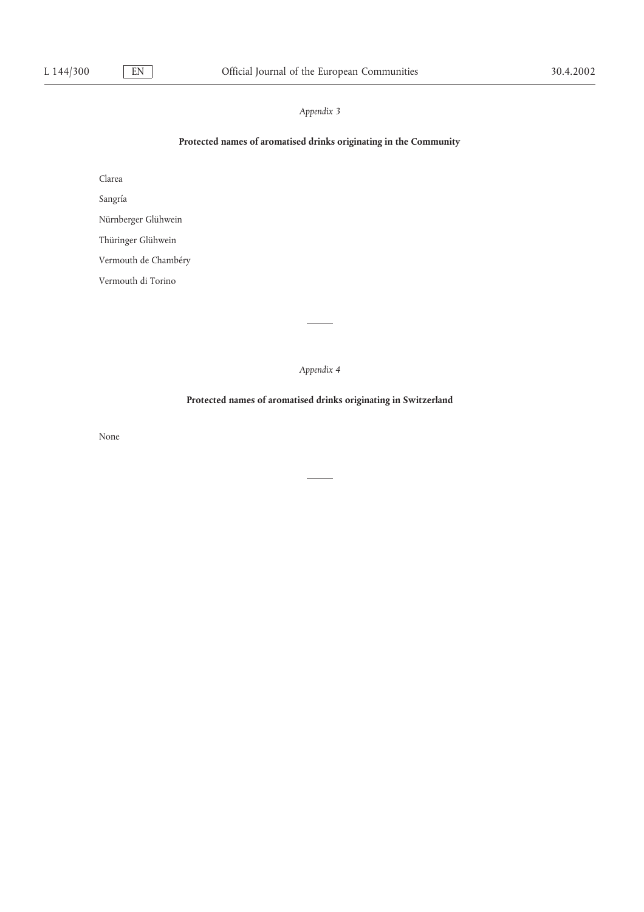*Appendix 3*

**Protected names of aromatised drinks originating in the Community**

Clarea

Sangría

Nürnberger Glühwein

Thüringer Glühwein

Vermouth de Chambéry

Vermouth di Torino

---

*Appendix 4*

**Protected names of aromatised drinks originating in Switzerland**

None

---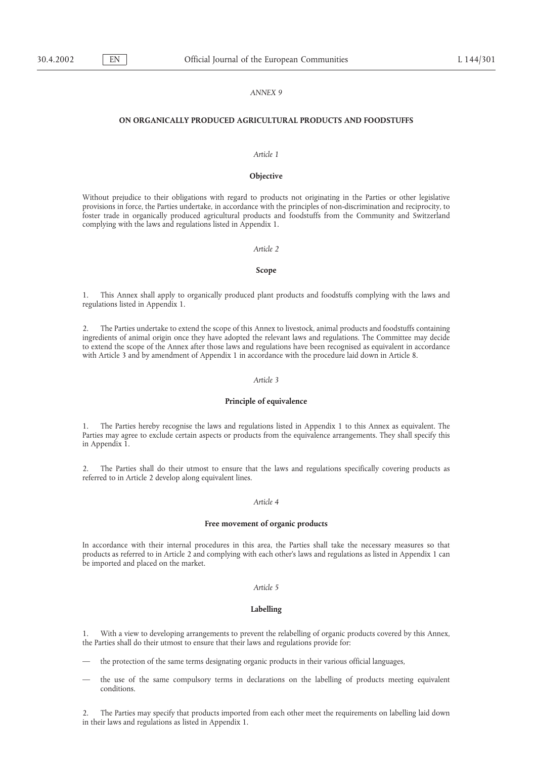*ANNEX 9*

## ON ORGANICALLY PRODUCED AGRICULTURAL PRODUCTS AND FOODSTUFFS

*Article 1*

**Objective**

Without prejudice to their obligations with regard to products not originating in the Parties or other legislative provisions in force, the Parties undertake, in accordance with the principles of non-discrimination and reciprocity, to foster trade in organically produced agricultural products and foodstuffs from the Community and Switzerland complying with the laws and regulations listed in Appendix 1.

*Article 2*

**Scope**

1. This Annex shall apply to organically produced plant products and foodstuffs complying with the laws and regulations listed in Appendix 1.

2. The Parties undertake to extend the scope of this Annex to livestock, animal products and foodstuffs containing ingredients of animal origin once they have adopted the relevant laws and regulations. The Committee may decide to extend the scope of the Annex after those laws and regulations have been recognised as equivalent in accordance with Article 3 and by amendment of Appendix 1 in accordance with the procedure laid down in Article 8.

*Article 3*

**Principle of equivalence**

1. The Parties hereby recognise the laws and regulations listed in Appendix 1 to this Annex as equivalent. The Parties may agree to exclude certain aspects or products from the equivalence arrangements. They shall specify this in Appendix 1.

2. The Parties shall do their utmost to ensure that the laws and regulations specifically covering products as referred to in Article 2 develop along equivalent lines.

*Article 4*

**Free movement of organic products**

In accordance with their internal procedures in this area, the Parties shall take the necessary measures so that products as referred to in Article 2 and complying with each other's laws and regulations as listed in Appendix 1 can be imported and placed on the market.

*Article 5*

**Labelling**

1. With a view to developing arrangements to prevent the relabelling of organic products covered by this Annex, the Parties shall do their utmost to ensure that their laws and regulations provide for:

— the protection of the same terms designating organic products in their various official languages,

— the use of the same compulsory terms in declarations on the labelling of products meeting equivalent conditions.

2. The Parties may specify that products imported from each other meet the requirements on labelling laid down in their laws and regulations as listed in Appendix 1.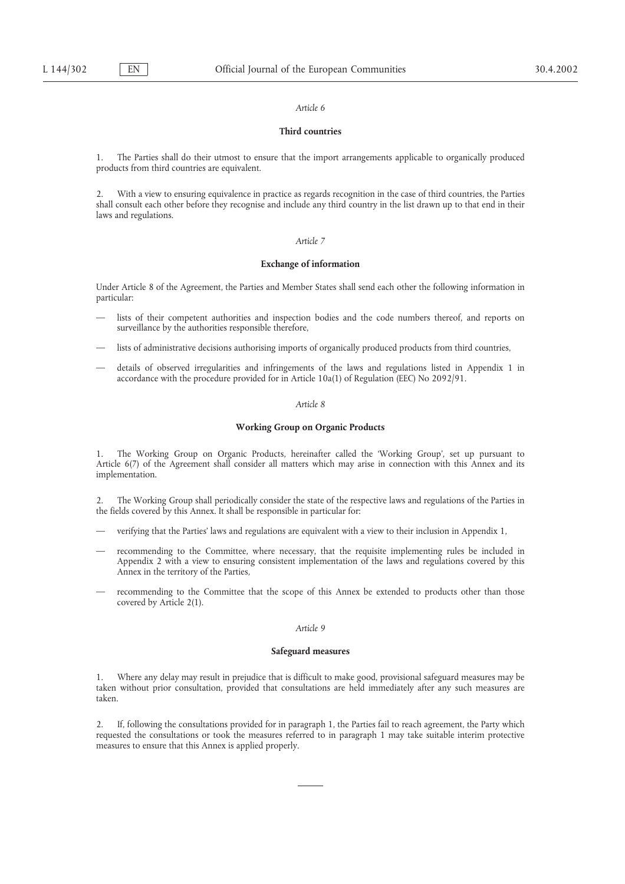*Article 6*

**Third countries**

1. The Parties shall do their utmost to ensure that the import arrangements applicable to organically produced products from third countries are equivalent.

2. With a view to ensuring equivalence in practice as regards recognition in the case of third countries, the Parties shall consult each other before they recognise and include any third country in the list drawn up to that end in their laws and regulations.

*Article 7*

**Exchange of information**

Under Article 8 of the Agreement, the Parties and Member States shall send each other the following information in particular:

— lists of their competent authorities and inspection bodies and the code numbers thereof, and reports on surveillance by the authorities responsible therefore,

— lists of administrative decisions authorising imports of organically produced products from third countries,

— details of observed irregularities and infringements of the laws and regulations listed in Appendix 1 in accordance with the procedure provided for in Article 10a(1) of Regulation (EEC) No 2092/91.

*Article 8*

**Working Group on Organic Products**

1. The Working Group on Organic Products, hereinafter called the 'Working Group', set up pursuant to Article 6(7) of the Agreement shall consider all matters which may arise in connection with this Annex and its implementation.

2. The Working Group shall periodically consider the state of the respective laws and regulations of the Parties in the fields covered by this Annex. It shall be responsible in particular for:

— verifying that the Parties' laws and regulations are equivalent with a view to their inclusion in Appendix 1,

— recommending to the Committee, where necessary, that the requisite implementing rules be included in Appendix 2 with a view to ensuring consistent implementation of the laws and regulations covered by this Annex in the territory of the Parties,

— recommending to the Committee that the scope of this Annex be extended to products other than those covered by Article 2(1).

*Article 9*

**Safeguard measures**

1. Where any delay may result in prejudice that is difficult to make good, provisional safeguard measures may be taken without prior consultation, provided that consultations are held immediately after any such measures are taken.

2. If, following the consultations provided for in paragraph 1, the Parties fail to reach agreement, the Party which requested the consultations or took the measures referred to in paragraph 1 may take suitable interim protective measures to ensure that this Annex is applied properly.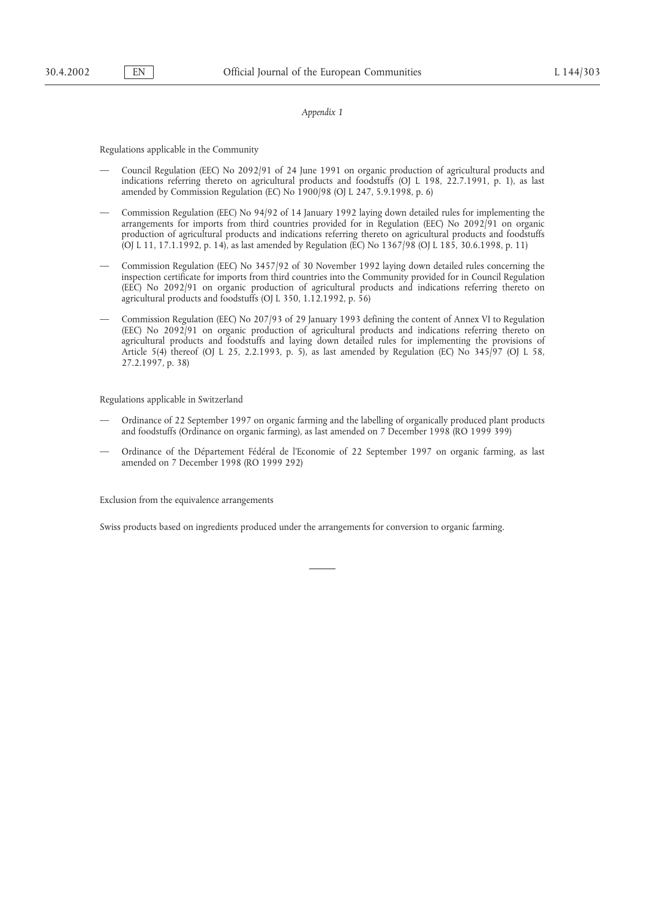*Appendix 1*

Regulations applicable in the Community

— Council Regulation (EEC) No 2092/91 of 24 June 1991 on organic production of agricultural products and indications referring thereto on agricultural products and foodstuffs (OJ L 198, 22.7.1991, p. 1), as last amended by Commission Regulation (EC) No 1900/98 (OJ L 247, 5.9.1998, p. 6)

— Commission Regulation (EEC) No 94/92 of 14 January 1992 laying down detailed rules for implementing the arrangements for imports from third countries provided for in Regulation (EEC) No 2092/91 on organic production of agricultural products and indications referring thereto on agricultural products and foodstuffs (OJ L 11, 17.1.1992, p. 14), as last amended by Regulation (EC) No 1367/98 (OJ L 185, 30.6.1998, p. 11)

— Commission Regulation (EEC) No 3457/92 of 30 November 1992 laying down detailed rules concerning the inspection certificate for imports from third countries into the Community provided for in Council Regulation (EEC) No 2092/91 on organic production of agricultural products and indications referring thereto on agricultural products and foodstuffs (OJ L 350, 1.12.1992, p. 56)

— Commission Regulation (EEC) No 207/93 of 29 January 1993 defining the content of Annex VI to Regulation (EEC) No 2092/91 on organic production of agricultural products and indications referring thereto on agricultural products and foodstuffs and laying down detailed rules for implementing the provisions of Article 5(4) thereof (OJ L 25, 2.2.1993, p. 5), as last amended by Regulation (EC) No 345/97 (OJ L 58, 27.2.1997, p. 38)

Regulations applicable in Switzerland

— Ordinance of 22 September 1997 on organic farming and the labelling of organically produced plant products and foodstuffs (Ordinance on organic farming), as last amended on 7 December 1998 (RO 1999 399)

— Ordinance of the Département Fédéral de l'Economie of 22 September 1997 on organic farming, as last amended on 7 December 1998 (RO 1999 292)

Exclusion from the equivalence arrangements

Swiss products based on ingredients produced under the arrangements for conversion to organic farming.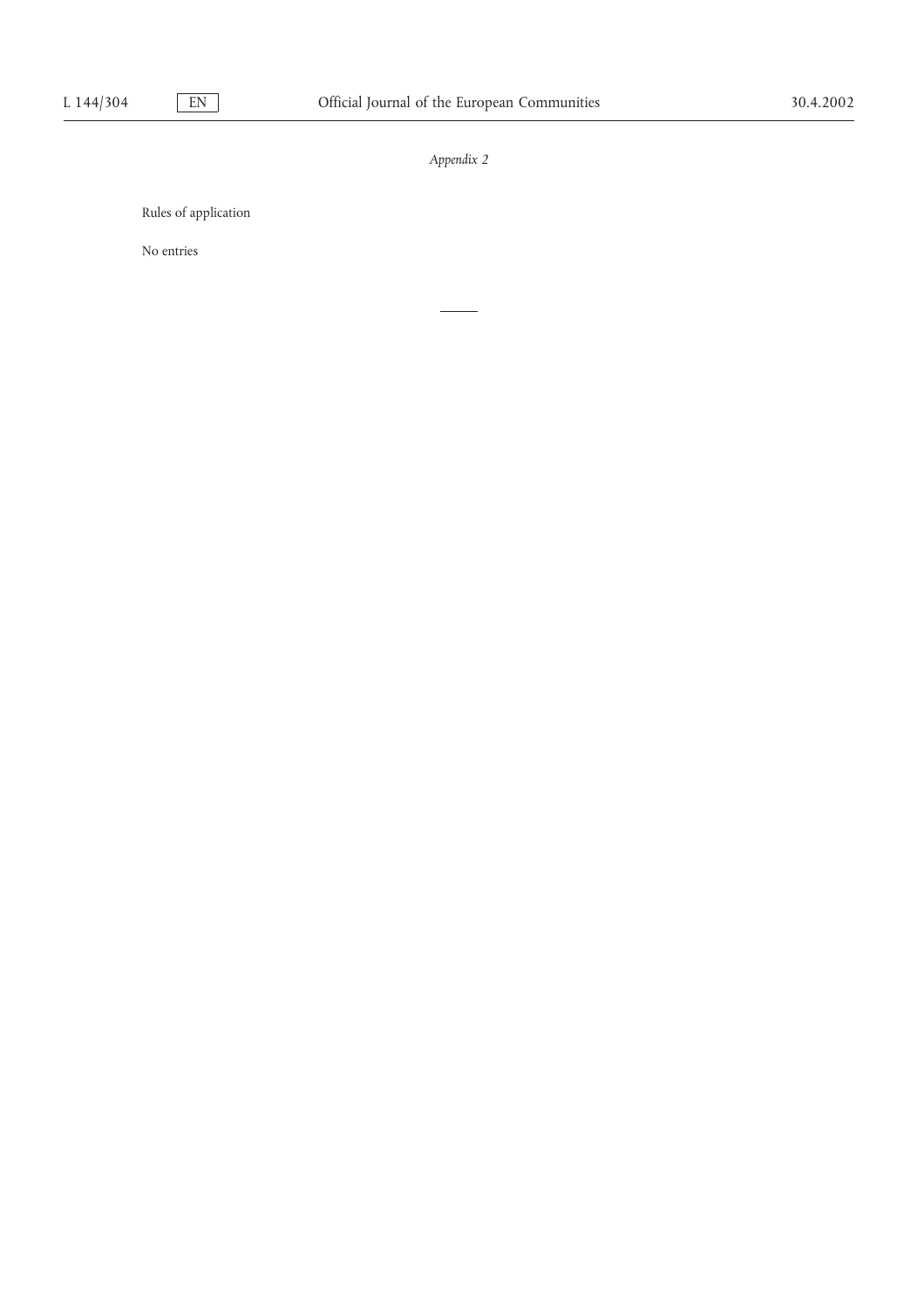*Appendix 2*

Rules of application

No entries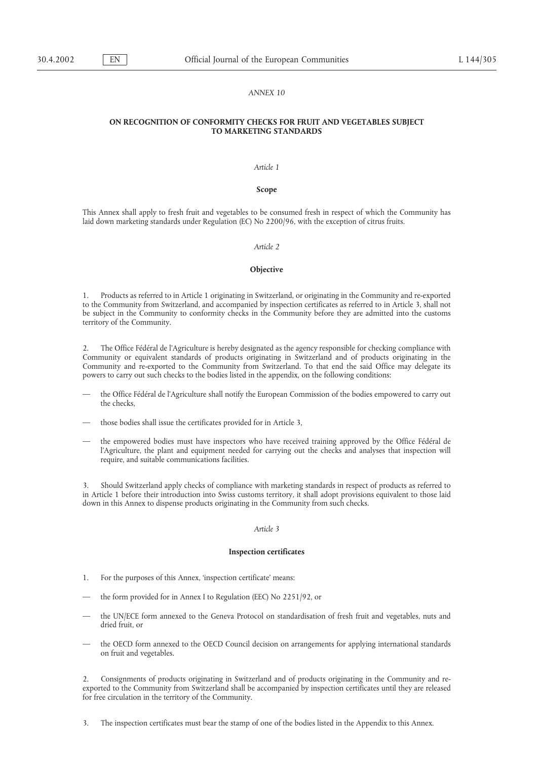*ANNEX 10*

## ON RECOGNITION OF CONFORMITY CHECKS FOR FRUIT AND VEGETABLES SUBJECT TO MARKETING STANDARDS

*Article 1*

**Scope**

This Annex shall apply to fresh fruit and vegetables to be consumed fresh in respect of which the Community has laid down marketing standards under Regulation (EC) No 2200/96, with the exception of citrus fruits.

*Article 2*

**Objective**

1. Products as referred to in Article 1 originating in Switzerland, or originating in the Community and re-exported to the Community from Switzerland, and accompanied by inspection certificates as referred to in Article 3, shall not be subject in the Community to conformity checks in the Community before they are admitted into the customs territory of the Community.

2. The Office Fédéral de l'Agriculture is hereby designated as the agency responsible for checking compliance with Community or equivalent standards of products originating in Switzerland and of products originating in the Community and re-exported to the Community from Switzerland. To that end the said Office may delegate its powers to carry out such checks to the bodies listed in the appendix, on the following conditions:

— the Office Fédéral de l'Agriculture shall notify the European Commission of the bodies empowered to carry out the checks,

— those bodies shall issue the certificates provided for in Article 3,

— the empowered bodies must have inspectors who have received training approved by the Office Fédéral de l'Agriculture, the plant and equipment needed for carrying out the checks and analyses that inspection will require, and suitable communications facilities.

3. Should Switzerland apply checks of compliance with marketing standards in respect of products as referred to in Article 1 before their introduction into Swiss customs territory, it shall adopt provisions equivalent to those laid down in this Annex to dispense products originating in the Community from such checks.

*Article 3*

**Inspection certificates**

1. For the purposes of this Annex, 'inspection certificate' means:

— the form provided for in Annex I to Regulation (EEC) No 2251/92, or

— the UN/ECE form annexed to the Geneva Protocol on standardisation of fresh fruit and vegetables, nuts and dried fruit, or

— the OECD form annexed to the OECD Council decision on arrangements for applying international standards on fruit and vegetables.

2. Consignments of products originating in Switzerland and of products originating in the Community and re-exported to the Community from Switzerland shall be accompanied by inspection certificates until they are released for free circulation in the territory of the Community.

3. The inspection certificates must bear the stamp of one of the bodies listed in the Appendix to this Annex.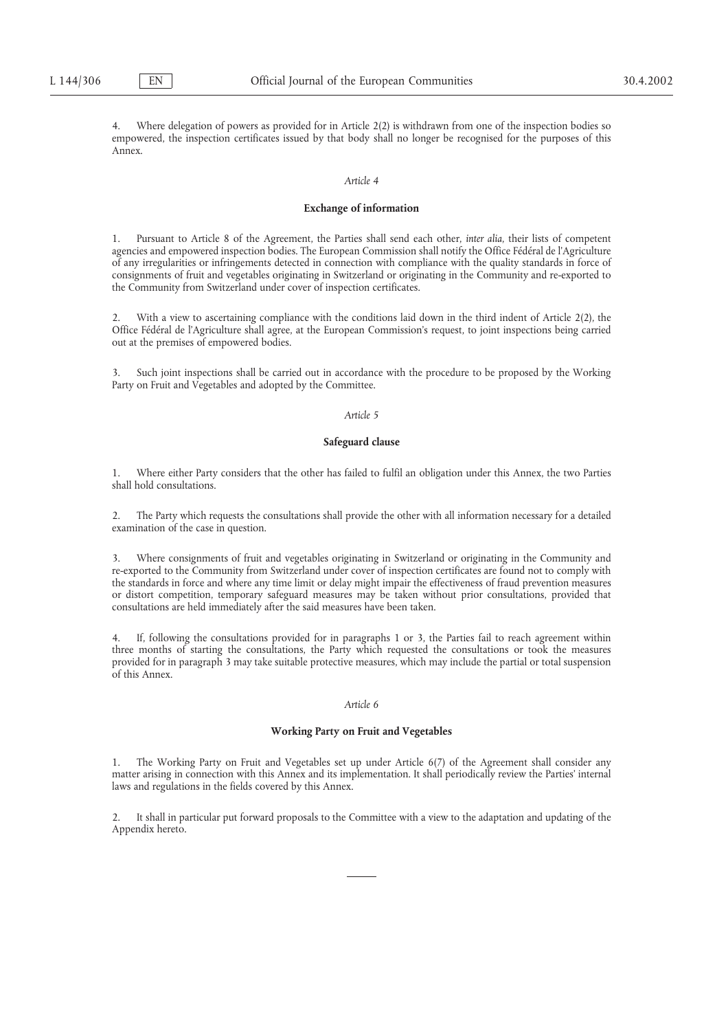4. Where delegation of powers as provided for in Article 2(2) is withdrawn from one of the inspection bodies so empowered, the inspection certificates issued by that body shall no longer be recognised for the purposes of this Annex.

*Article 4*

**Exchange of information**

1. Pursuant to Article 8 of the Agreement, the Parties shall send each other, *inter alia*, their lists of competent agencies and empowered inspection bodies. The European Commission shall notify the Office Fédéral de l'Agriculture of any irregularities or infringements detected in connection with compliance with the quality standards in force of consignments of fruit and vegetables originating in Switzerland or originating in the Community and re-exported to the Community from Switzerland under cover of inspection certificates.

2. With a view to ascertaining compliance with the conditions laid down in the third indent of Article 2(2), the Office Fédéral de l'Agriculture shall agree, at the European Commission's request, to joint inspections being carried out at the premises of empowered bodies.

3. Such joint inspections shall be carried out in accordance with the procedure to be proposed by the Working Party on Fruit and Vegetables and adopted by the Committee.

*Article 5*

**Safeguard clause**

1. Where either Party considers that the other has failed to fulfil an obligation under this Annex, the two Parties shall hold consultations.

2. The Party which requests the consultations shall provide the other with all information necessary for a detailed examination of the case in question.

3. Where consignments of fruit and vegetables originating in Switzerland or originating in the Community and re-exported to the Community from Switzerland under cover of inspection certificates are found not to comply with the standards in force and where any time limit or delay might impair the effectiveness of fraud prevention measures or distort competition, temporary safeguard measures may be taken without prior consultations, provided that consultations are held immediately after the said measures have been taken.

4. If, following the consultations provided for in paragraphs 1 or 3, the Parties fail to reach agreement within three months of starting the consultations, the Party which requested the consultations or took the measures provided for in paragraph 3 may take suitable protective measures, which may include the partial or total suspension of this Annex.

*Article 6*

**Working Party on Fruit and Vegetables**

1. The Working Party on Fruit and Vegetables set up under Article 6(7) of the Agreement shall consider any matter arising in connection with this Annex and its implementation. It shall periodically review the Parties' internal laws and regulations in the fields covered by this Annex.

2. It shall in particular put forward proposals to the Committee with a view to the adaptation and updating of the Appendix hereto.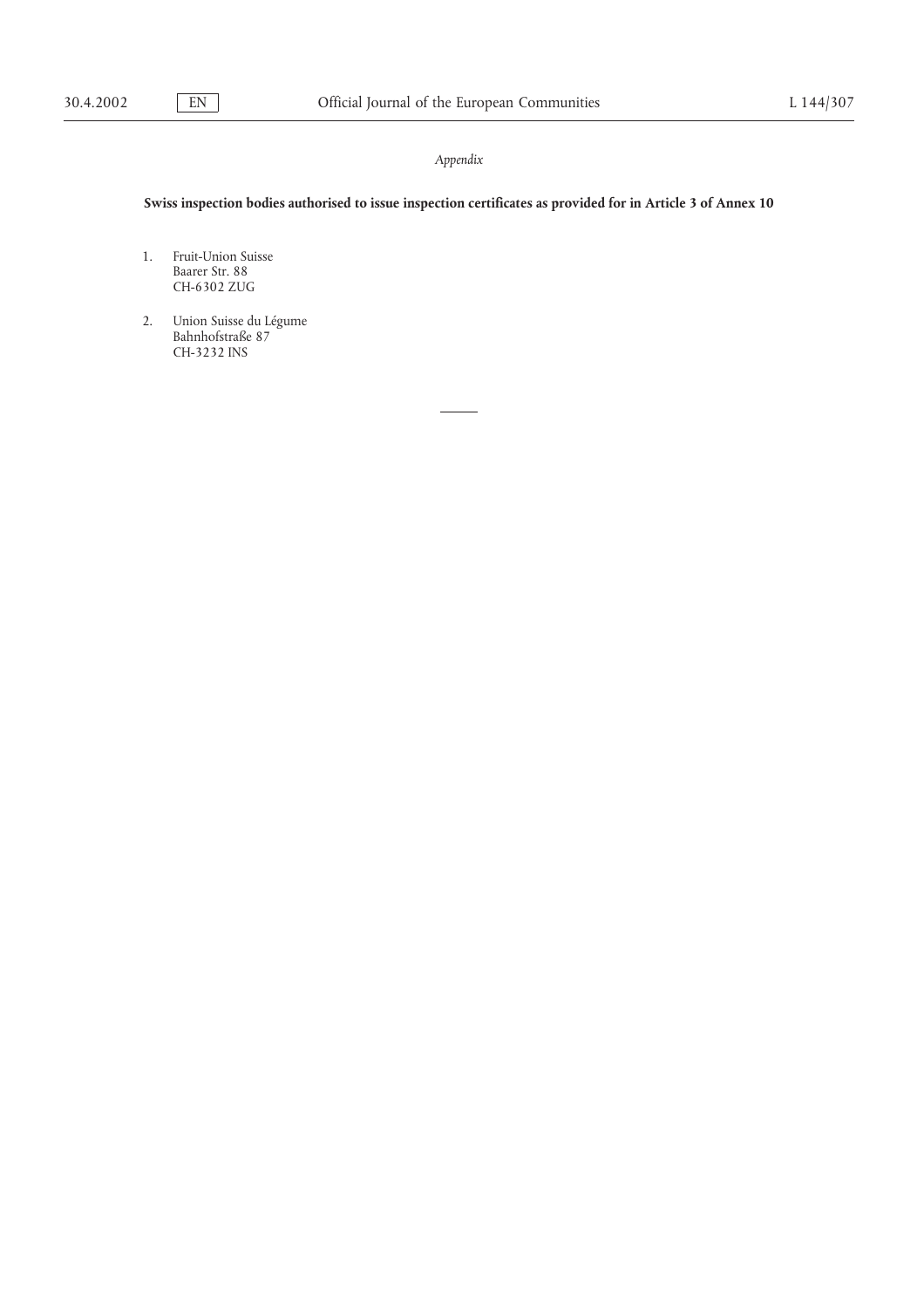*Appendix*

**Swiss inspection bodies authorised to issue inspection certificates as provided for in Article 3 of Annex 10**

1. Fruit-Union Suisse
   Baarer Str. 88
   CH-6302 ZUG

2. Union Suisse du Légume
   Bahnhofstraße 87
   CH-3232 INS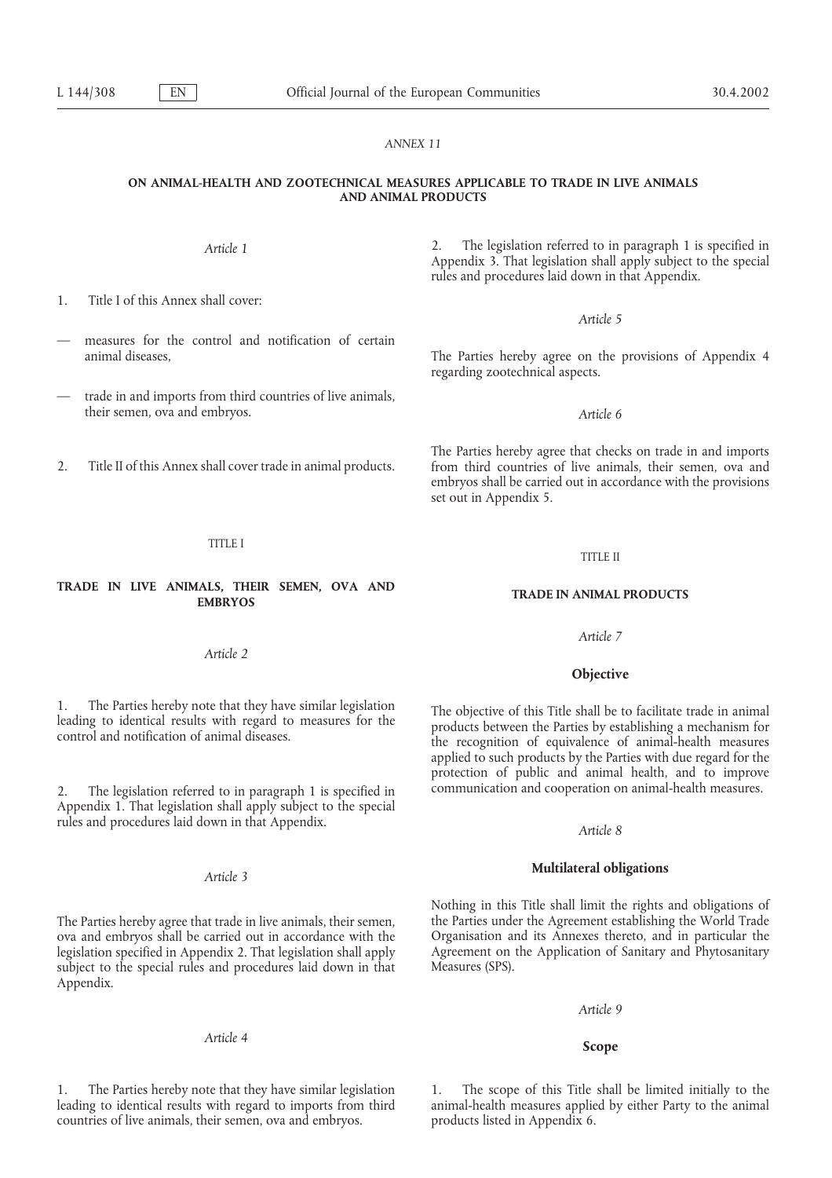*ANNEX 11*

## ON ANIMAL-HEALTH AND ZOOTECHNICAL MEASURES APPLICABLE TO TRADE IN LIVE ANIMALS AND ANIMAL PRODUCTS

*Article 1*

1. Title I of this Annex shall cover:

— measures for the control and notification of certain animal diseases,

— trade in and imports from third countries of live animals, their semen, ova and embryos.

2. Title II of this Annex shall cover trade in animal products.

TITLE I

### TRADE IN LIVE ANIMALS, THEIR SEMEN, OVA AND EMBRYOS

*Article 2*

1. The Parties hereby note that they have similar legislation leading to identical results with regard to measures for the control and notification of animal diseases.

2. The legislation referred to in paragraph 1 is specified in Appendix 1. That legislation shall apply subject to the special rules and procedures laid down in that Appendix.

*Article 3*

The Parties hereby agree that trade in live animals, their semen, ova and embryos shall be carried out in accordance with the legislation specified in Appendix 2. That legislation shall apply subject to the special rules and procedures laid down in that Appendix.

*Article 4*

1. The Parties hereby note that they have similar legislation leading to identical results with regard to imports from third countries of live animals, their semen, ova and embryos.

2. The legislation referred to in paragraph 1 is specified in Appendix 3. That legislation shall apply subject to the special rules and procedures laid down in that Appendix.

*Article 5*

The Parties hereby agree on the provisions of Appendix 4 regarding zootechnical aspects.

*Article 6*

The Parties hereby agree that checks on trade in and imports from third countries of live animals, their semen, ova and embryos shall be carried out in accordance with the provisions set out in Appendix 5.

TITLE II

### TRADE IN ANIMAL PRODUCTS

*Article 7*

**Objective**

The objective of this Title shall be to facilitate trade in animal products between the Parties by establishing a mechanism for the recognition of equivalence of animal-health measures applied to such products by the Parties with due regard for the protection of public and animal health, and to improve communication and cooperation on animal-health measures.

*Article 8*

**Multilateral obligations**

Nothing in this Title shall limit the rights and obligations of the Parties under the Agreement establishing the World Trade Organisation and its Annexes thereto, and in particular the Agreement on the Application of Sanitary and Phytosanitary Measures (SPS).

*Article 9*

**Scope**

1. The scope of this Title shall be limited initially to the animal-health measures applied by either Party to the animal products listed in Appendix 6.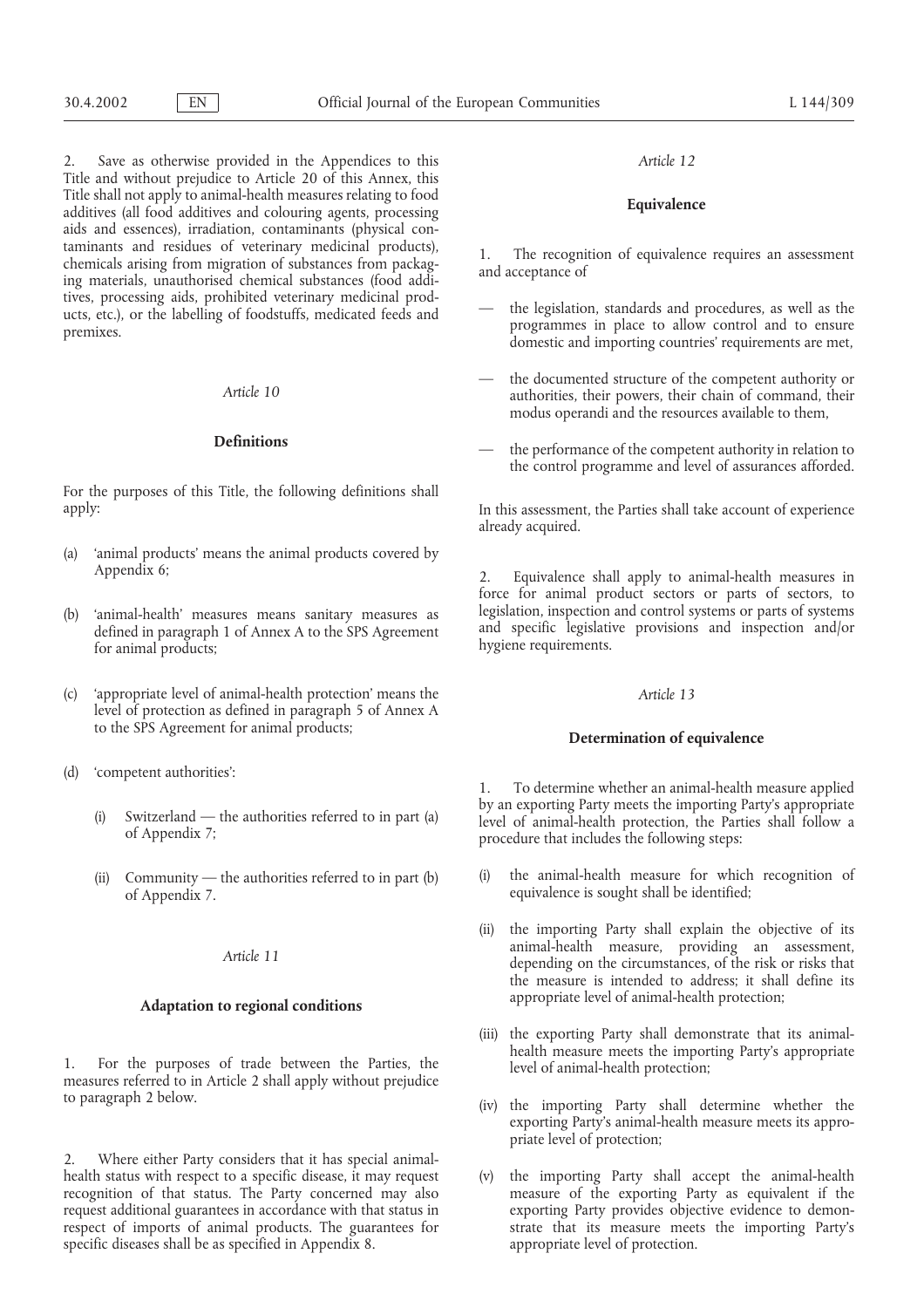2. Save as otherwise provided in the Appendices to this Title and without prejudice to Article 20 of this Annex, this Title shall not apply to animal-health measures relating to food additives (all food additives and colouring agents, processing aids and essences), irradiation, contaminants (physical contaminants and residues of veterinary medicinal products), chemicals arising from migration of substances from packaging materials, unauthorised chemical substances (food additives, processing aids, prohibited veterinary medicinal products, etc.), or the labelling of foodstuffs, medicated feeds and premixes.

*Article 10*

**Definitions**

For the purposes of this Title, the following definitions shall apply:

(a) 'animal products' means the animal products covered by Appendix 6;

(b) 'animal-health' measures means sanitary measures as defined in paragraph 1 of Annex A to the SPS Agreement for animal products;

(c) 'appropriate level of animal-health protection' means the level of protection as defined in paragraph 5 of Annex A to the SPS Agreement for animal products;

(d) 'competent authorities':

(i) Switzerland — the authorities referred to in part (a) of Appendix 7;

(ii) Community — the authorities referred to in part (b) of Appendix 7.

*Article 11*

**Adaptation to regional conditions**

1. For the purposes of trade between the Parties, the measures referred to in Article 2 shall apply without prejudice to paragraph 2 below.

2. Where either Party considers that it has special animal-health status with respect to a specific disease, it may request recognition of that status. The Party concerned may also request additional guarantees in accordance with that status in respect of imports of animal products. The guarantees for specific diseases shall be as specified in Appendix 8.

*Article 12*

**Equivalence**

1. The recognition of equivalence requires an assessment and acceptance of

— the legislation, standards and procedures, as well as the programmes in place to allow control and to ensure domestic and importing countries' requirements are met,

— the documented structure of the competent authority or authorities, their powers, their chain of command, their modus operandi and the resources available to them,

— the performance of the competent authority in relation to the control programme and level of assurances afforded.

In this assessment, the Parties shall take account of experience already acquired.

2. Equivalence shall apply to animal-health measures in force for animal product sectors or parts of sectors, to legislation, inspection and control systems or parts of systems and specific legislative provisions and inspection and/or hygiene requirements.

*Article 13*

**Determination of equivalence**

1. To determine whether an animal-health measure applied by an exporting Party meets the importing Party's appropriate level of animal-health protection, the Parties shall follow a procedure that includes the following steps:

(i) the animal-health measure for which recognition of equivalence is sought shall be identified;

(ii) the importing Party shall explain the objective of its animal-health measure, providing an assessment, depending on the circumstances, of the risk or risks that the measure is intended to address; it shall define its appropriate level of animal-health protection;

(iii) the exporting Party shall demonstrate that its animal-health measure meets the importing Party's appropriate level of animal-health protection;

(iv) the importing Party shall determine whether the exporting Party's animal-health measure meets its appropriate level of protection;

(v) the importing Party shall accept the animal-health measure of the exporting Party as equivalent if the exporting Party provides objective evidence to demonstrate that its measure meets the importing Party's appropriate level of protection.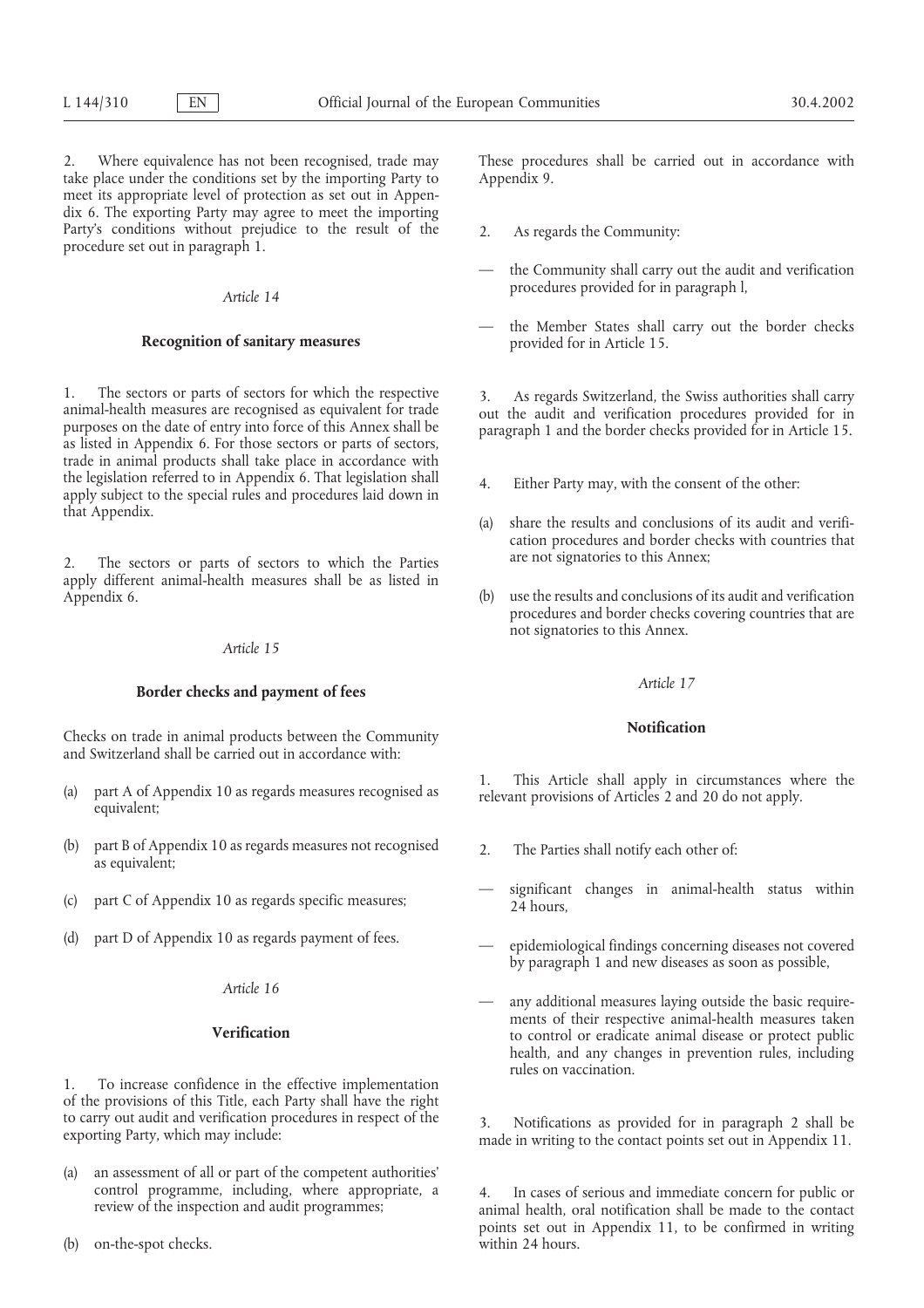2. Where equivalence has not been recognised, trade may take place under the conditions set by the importing Party to meet its appropriate level of protection as set out in Appendix 6. The exporting Party may agree to meet the importing Party's conditions without prejudice to the result of the procedure set out in paragraph 1.

*Article 14*

**Recognition of sanitary measures**

1. The sectors or parts of sectors for which the respective animal-health measures are recognised as equivalent for trade purposes on the date of entry into force of this Annex shall be as listed in Appendix 6. For those sectors or parts of sectors, trade in animal products shall take place in accordance with the legislation referred to in Appendix 6. That legislation shall apply subject to the special rules and procedures laid down in that Appendix.

2. The sectors or parts of sectors to which the Parties apply different animal-health measures shall be as listed in Appendix 6.

*Article 15*

**Border checks and payment of fees**

Checks on trade in animal products between the Community and Switzerland shall be carried out in accordance with:

(a) part A of Appendix 10 as regards measures recognised as equivalent;

(b) part B of Appendix 10 as regards measures not recognised as equivalent;

(c) part C of Appendix 10 as regards specific measures;

(d) part D of Appendix 10 as regards payment of fees.

*Article 16*

**Verification**

1. To increase confidence in the effective implementation of the provisions of this Title, each Party shall have the right to carry out audit and verification procedures in respect of the exporting Party, which may include:

(a) an assessment of all or part of the competent authorities' control programme, including, where appropriate, a review of the inspection and audit programmes;

(b) on-the-spot checks.

These procedures shall be carried out in accordance with Appendix 9.

2. As regards the Community:

— the Community shall carry out the audit and verification procedures provided for in paragraph l,

— the Member States shall carry out the border checks provided for in Article 15.

3. As regards Switzerland, the Swiss authorities shall carry out the audit and verification procedures provided for in paragraph 1 and the border checks provided for in Article 15.

4. Either Party may, with the consent of the other:

(a) share the results and conclusions of its audit and verification procedures and border checks with countries that are not signatories to this Annex;

(b) use the results and conclusions of its audit and verification procedures and border checks covering countries that are not signatories to this Annex.

*Article 17*

**Notification**

1. This Article shall apply in circumstances where the relevant provisions of Articles 2 and 20 do not apply.

2. The Parties shall notify each other of:

— significant changes in animal-health status within 24 hours,

— epidemiological findings concerning diseases not covered by paragraph 1 and new diseases as soon as possible,

— any additional measures laying outside the basic requirements of their respective animal-health measures taken to control or eradicate animal disease or protect public health, and any changes in prevention rules, including rules on vaccination.

3. Notifications as provided for in paragraph 2 shall be made in writing to the contact points set out in Appendix 11.

4. In cases of serious and immediate concern for public or animal health, oral notification shall be made to the contact points set out in Appendix 11, to be confirmed in writing within 24 hours.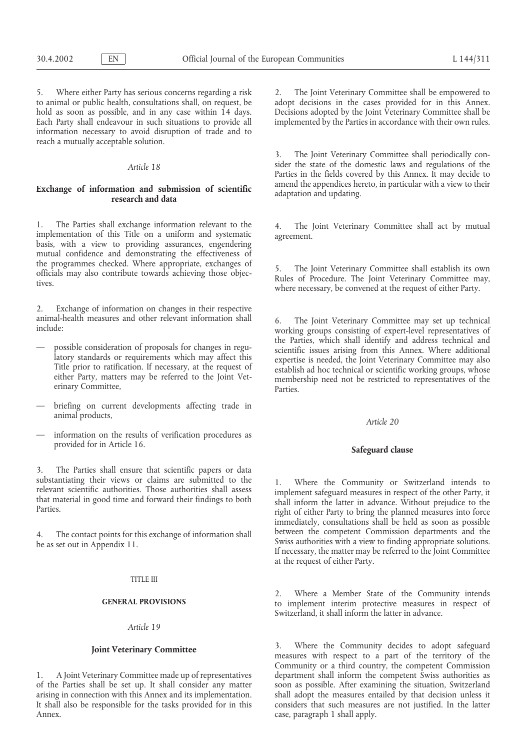5. Where either Party has serious concerns regarding a risk to animal or public health, consultations shall, on request, be hold as soon as possible, and in any case within 14 days. Each Party shall endeavour in such situations to provide all information necessary to avoid disruption of trade and to reach a mutually acceptable solution.

*Article 18*

**Exchange of information and submission of scientific research and data**

1. The Parties shall exchange information relevant to the implementation of this Title on a uniform and systematic basis, with a view to providing assurances, engendering mutual confidence and demonstrating the effectiveness of the programmes checked. Where appropriate, exchanges of officials may also contribute towards achieving those objectives.

2. Exchange of information on changes in their respective animal-health measures and other relevant information shall include:

— possible consideration of proposals for changes in regulatory standards or requirements which may affect this Title prior to ratification. If necessary, at the request of either Party, matters may be referred to the Joint Veterinary Committee,

— briefing on current developments affecting trade in animal products,

— information on the results of verification procedures as provided for in Article 16.

3. The Parties shall ensure that scientific papers or data substantiating their views or claims are submitted to the relevant scientific authorities. Those authorities shall assess that material in good time and forward their findings to both Parties.

4. The contact points for this exchange of information shall be as set out in Appendix 11.

TITLE III

**GENERAL PROVISIONS**

*Article 19*

**Joint Veterinary Committee**

1. A Joint Veterinary Committee made up of representatives of the Parties shall be set up. It shall consider any matter arising in connection with this Annex and its implementation. It shall also be responsible for the tasks provided for in this Annex.

2. The Joint Veterinary Committee shall be empowered to adopt decisions in the cases provided for in this Annex. Decisions adopted by the Joint Veterinary Committee shall be implemented by the Parties in accordance with their own rules.

3. The Joint Veterinary Committee shall periodically consider the state of the domestic laws and regulations of the Parties in the fields covered by this Annex. It may decide to amend the appendices hereto, in particular with a view to their adaptation and updating.

4. The Joint Veterinary Committee shall act by mutual agreement.

5. The Joint Veterinary Committee shall establish its own Rules of Procedure. The Joint Veterinary Committee may, where necessary, be convened at the request of either Party.

6. The Joint Veterinary Committee may set up technical working groups consisting of expert-level representatives of the Parties, which shall identify and address technical and scientific issues arising from this Annex. Where additional expertise is needed, the Joint Veterinary Committee may also establish ad hoc technical or scientific working groups, whose membership need not be restricted to representatives of the Parties.

*Article 20*

**Safeguard clause**

1. Where the Community or Switzerland intends to implement safeguard measures in respect of the other Party, it shall inform the latter in advance. Without prejudice to the right of either Party to bring the planned measures into force immediately, consultations shall be held as soon as possible between the competent Commission departments and the Swiss authorities with a view to finding appropriate solutions. If necessary, the matter may be referred to the Joint Committee at the request of either Party.

2. Where a Member State of the Community intends to implement interim protective measures in respect of Switzerland, it shall inform the latter in advance.

3. Where the Community decides to adopt safeguard measures with respect to a part of the territory of the Community or a third country, the competent Commission department shall inform the competent Swiss authorities as soon as possible. After examining the situation, Switzerland shall adopt the measures entailed by that decision unless it considers that such measures are not justified. In the latter case, paragraph 1 shall apply.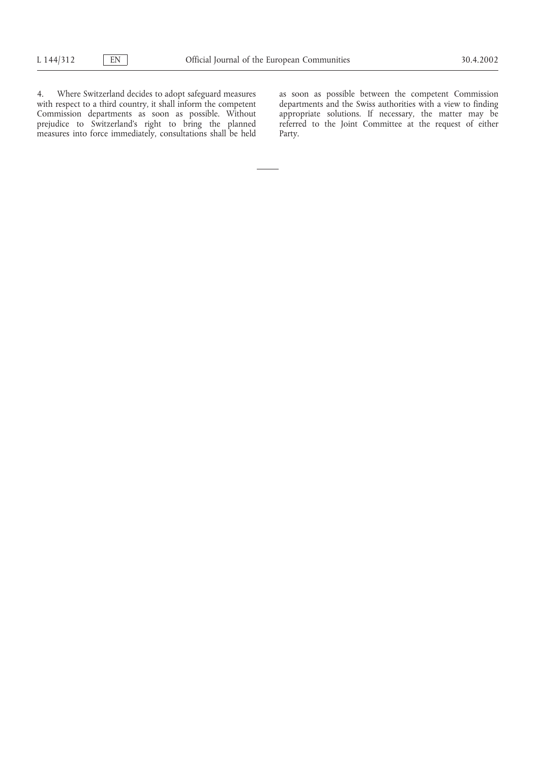4. Where Switzerland decides to adopt safeguard measures with respect to a third country, it shall inform the competent Commission departments as soon as possible. Without prejudice to Switzerland's right to bring the planned measures into force immediately, consultations shall be held as soon as possible between the competent Commission departments and the Swiss authorities with a view to finding appropriate solutions. If necessary, the matter may be referred to the Joint Committee at the request of either Party.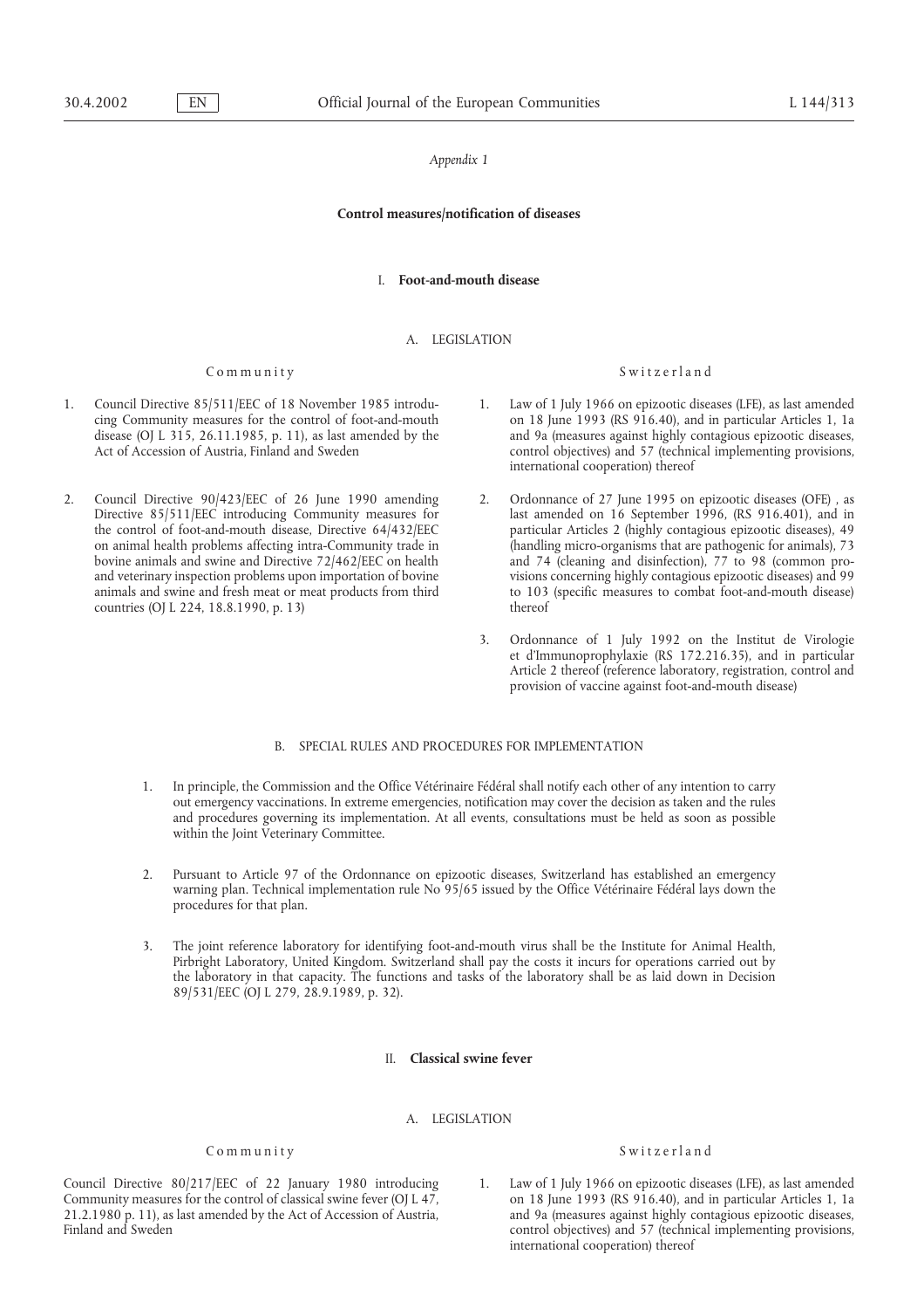*Appendix 1*

**Control measures/notification of diseases**

## I. **Foot-and-mouth disease**

### A. LEGISLATION

| Community | Switzerland |
| --- | --- |
| 1. Council Directive 85/511/EEC of 18 November 1985 introducing Community measures for the control of foot-and-mouth disease (OJ L 315, 26.11.1985, p. 11), as last amended by the Act of Accession of Austria, Finland and Sweden | 1. Law of 1 July 1966 on epizootic diseases (LFE), as last amended on 18 June 1993 (RS 916.40), and in particular Articles 1, 1a and 9a (measures against highly contagious epizootic diseases, control objectives) and 57 (technical implementing provisions, international cooperation) thereof |
| 2. Council Directive 90/423/EEC of 26 June 1990 amending Directive 85/511/EEC introducing Community measures for the control of foot-and-mouth disease, Directive 64/432/EEC on animal health problems affecting intra-Community trade in bovine animals and swine and Directive 72/462/EEC on health and veterinary inspection problems upon importation of bovine animals and swine and fresh meat or meat products from third countries (OJ L 224, 18.8.1990, p. 13) | 2. Ordonnance of 27 June 1995 on epizootic diseases (OFE) , as last amended on 16 September 1996, (RS 916.401), and in particular Articles 2 (highly contagious epizootic diseases), 49 (handling micro-organisms that are pathogenic for animals), 73 and 74 (cleaning and disinfection), 77 to 98 (common provisions concerning highly contagious epizootic diseases) and 99 to 103 (specific measures to combat foot-and-mouth disease) thereof |
| | 3. Ordonnance of 1 July 1992 on the Institut de Virologie et d'Immunoprophylaxie (RS 172.216.35), and in particular Article 2 thereof (reference laboratory, registration, control and provision of vaccine against foot-and-mouth disease) |

### B. SPECIAL RULES AND PROCEDURES FOR IMPLEMENTATION

1. In principle, the Commission and the Office Vétérinaire Fédéral shall notify each other of any intention to carry out emergency vaccinations. In extreme emergencies, notification may cover the decision as taken and the rules and procedures governing its implementation. At all events, consultations must be held as soon as possible within the Joint Veterinary Committee.

2. Pursuant to Article 97 of the Ordonnance on epizootic diseases, Switzerland has established an emergency warning plan. Technical implementation rule No 95/65 issued by the Office Vétérinaire Fédéral lays down the procedures for that plan.

3. The joint reference laboratory for identifying foot-and-mouth virus shall be the Institute for Animal Health, Pirbright Laboratory, United Kingdom. Switzerland shall pay the costs it incurs for operations carried out by the laboratory in that capacity. The functions and tasks of the laboratory shall be as laid down in Decision 89/531/EEC (OJ L 279, 28.9.1989, p. 32).

## II. **Classical swine fever**

### A. LEGISLATION

| Community | Switzerland |
| --- | --- |
| Council Directive 80/217/EEC of 22 January 1980 introducing Community measures for the control of classical swine fever (OJ L 47, 21.2.1980 p. 11), as last amended by the Act of Accession of Austria, Finland and Sweden | 1. Law of 1 July 1966 on epizootic diseases (LFE), as last amended on 18 June 1993 (RS 916.40), and in particular Articles 1, 1a and 9a (measures against highly contagious epizootic diseases, control objectives) and 57 (technical implementing provisions, international cooperation) thereof |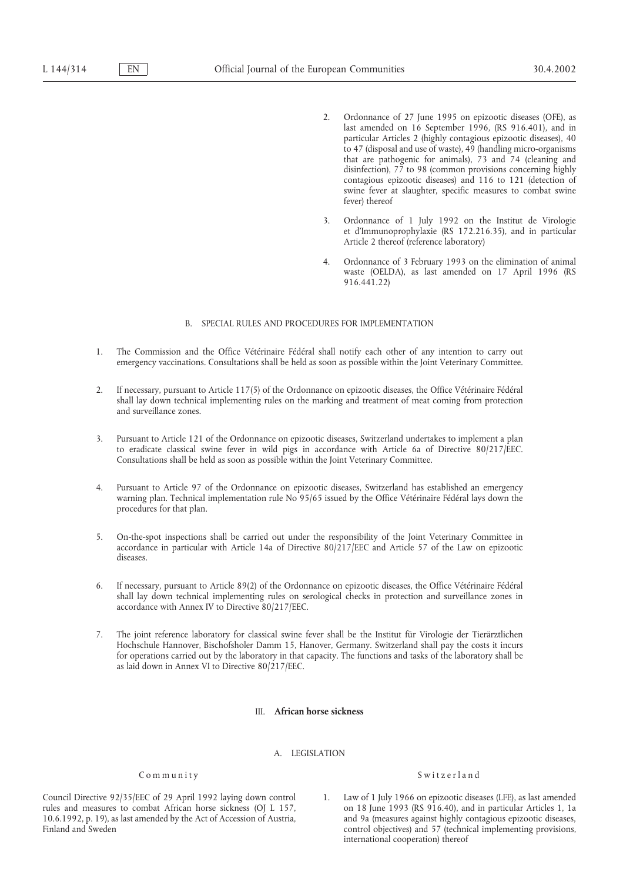2. Ordonnance of 27 June 1995 on epizootic diseases (OFE), as last amended on 16 September 1996, (RS 916.401), and in particular Articles 2 (highly contagious epizootic diseases), 40 to 47 (disposal and use of waste), 49 (handling micro-organisms that are pathogenic for animals), 73 and 74 (cleaning and disinfection), 77 to 98 (common provisions concerning highly contagious epizootic diseases) and 116 to 121 (detection of swine fever at slaughter, specific measures to combat swine fever) thereof

3. Ordonnance of 1 July 1992 on the Institut de Virologie et d'Immunoprophylaxie (RS 172.216.35), and in particular Article 2 thereof (reference laboratory)

4. Ordonnance of 3 February 1993 on the elimination of animal waste (OELDA), as last amended on 17 April 1996 (RS 916.441.22)

B. SPECIAL RULES AND PROCEDURES FOR IMPLEMENTATION

1. The Commission and the Office Vétérinaire Fédéral shall notify each other of any intention to carry out emergency vaccinations. Consultations shall be held as soon as possible within the Joint Veterinary Committee.

2. If necessary, pursuant to Article 117(5) of the Ordonnance on epizootic diseases, the Office Vétérinaire Fédéral shall lay down technical implementing rules on the marking and treatment of meat coming from protection and surveillance zones.

3. Pursuant to Article 121 of the Ordonnance on epizootic diseases, Switzerland undertakes to implement a plan to eradicate classical swine fever in wild pigs in accordance with Article 6a of Directive 80/217/EEC. Consultations shall be held as soon as possible within the Joint Veterinary Committee.

4. Pursuant to Article 97 of the Ordonnance on epizootic diseases, Switzerland has established an emergency warning plan. Technical implementation rule No 95/65 issued by the Office Vétérinaire Fédéral lays down the procedures for that plan.

5. On-the-spot inspections shall be carried out under the responsibility of the Joint Veterinary Committee in accordance in particular with Article 14a of Directive 80/217/EEC and Article 57 of the Law on epizootic diseases.

6. If necessary, pursuant to Article 89(2) of the Ordonnance on epizootic diseases, the Office Vétérinaire Fédéral shall lay down technical implementing rules on serological checks in protection and surveillance zones in accordance with Annex IV to Directive 80/217/EEC.

7. The joint reference laboratory for classical swine fever shall be the Institut für Virologie der Tierärztlichen Hochschule Hannover, Bischofsholer Damm 15, Hanover, Germany. Switzerland shall pay the costs it incurs for operations carried out by the laboratory in that capacity. The functions and tasks of the laboratory shall be as laid down in Annex VI to Directive 80/217/EEC.

## III. **African horse sickness**

A. LEGISLATION

| Community | Switzerland |
|---|---|
| Council Directive 92/35/EEC of 29 April 1992 laying down control rules and measures to combat African horse sickness (OJ L 157, 10.6.1992, p. 19), as last amended by the Act of Accession of Austria, Finland and Sweden | 1. Law of 1 July 1966 on epizootic diseases (LFE), as last amended on 18 June 1993 (RS 916.40), and in particular Articles 1, 1a and 9a (measures against highly contagious epizootic diseases, control objectives) and 57 (technical implementing provisions, international cooperation) thereof |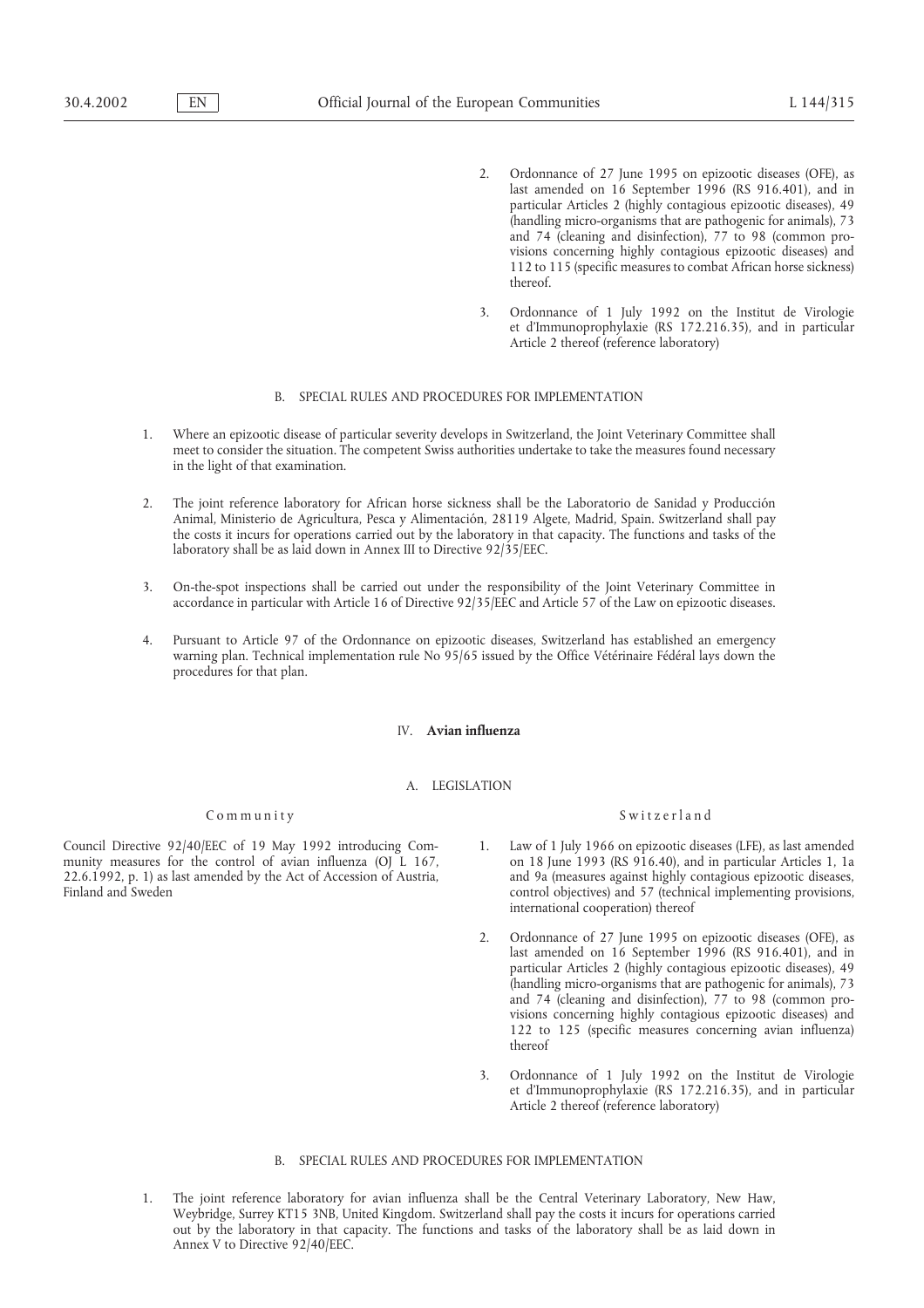2. Ordonnance of 27 June 1995 on epizootic diseases (OFE), as last amended on 16 September 1996 (RS 916.401), and in particular Articles 2 (highly contagious epizootic diseases), 49 (handling micro-organisms that are pathogenic for animals), 73 and 74 (cleaning and disinfection), 77 to 98 (common provisions concerning highly contagious epizootic diseases) and 112 to 115 (specific measures to combat African horse sickness) thereof.

3. Ordonnance of 1 July 1992 on the Institut de Virologie et d'Immunoprophylaxie (RS 172.216.35), and in particular Article 2 thereof (reference laboratory)

B. SPECIAL RULES AND PROCEDURES FOR IMPLEMENTATION

1. Where an epizootic disease of particular severity develops in Switzerland, the Joint Veterinary Committee shall meet to consider the situation. The competent Swiss authorities undertake to take the measures found necessary in the light of that examination.

2. The joint reference laboratory for African horse sickness shall be the Laboratorio de Sanidad y Producción Animal, Ministerio de Agricultura, Pesca y Alimentación, 28119 Algete, Madrid, Spain. Switzerland shall pay the costs it incurs for operations carried out by the laboratory in that capacity. The functions and tasks of the laboratory shall be as laid down in Annex III to Directive 92/35/EEC.

3. On-the-spot inspections shall be carried out under the responsibility of the Joint Veterinary Committee in accordance in particular with Article 16 of Directive 92/35/EEC and Article 57 of the Law on epizootic diseases.

4. Pursuant to Article 97 of the Ordonnance on epizootic diseases, Switzerland has established an emergency warning plan. Technical implementation rule No 95/65 issued by the Office Vétérinaire Fédéral lays down the procedures for that plan.

## IV. **Avian influenza**

A. LEGISLATION

| Community | Switzerland |
|---|---|
| Council Directive 92/40/EEC of 19 May 1992 introducing Community measures for the control of avian influenza (OJ L 167, 22.6.1992, p. 1) as last amended by the Act of Accession of Austria, Finland and Sweden | 1. Law of 1 July 1966 on epizootic diseases (LFE), as last amended on 18 June 1993 (RS 916.40), and in particular Articles 1, 1a and 9a (measures against highly contagious epizootic diseases, control objectives) and 57 (technical implementing provisions, international cooperation) thereof<br><br>2. Ordonnance of 27 June 1995 on epizootic diseases (OFE), as last amended on 16 September 1996 (RS 916.401), and in particular Articles 2 (highly contagious epizootic diseases), 49 (handling micro-organisms that are pathogenic for animals), 73 and 74 (cleaning and disinfection), 77 to 98 (common provisions concerning highly contagious epizootic diseases) and 122 to 125 (specific measures concerning avian influenza) thereof<br><br>3. Ordonnance of 1 July 1992 on the Institut de Virologie et d'Immunoprophylaxie (RS 172.216.35), and in particular Article 2 thereof (reference laboratory) |

B. SPECIAL RULES AND PROCEDURES FOR IMPLEMENTATION

1. The joint reference laboratory for avian influenza shall be the Central Veterinary Laboratory, New Haw, Weybridge, Surrey KT15 3NB, United Kingdom. Switzerland shall pay the costs it incurs for operations carried out by the laboratory in that capacity. The functions and tasks of the laboratory shall be as laid down in Annex V to Directive 92/40/EEC.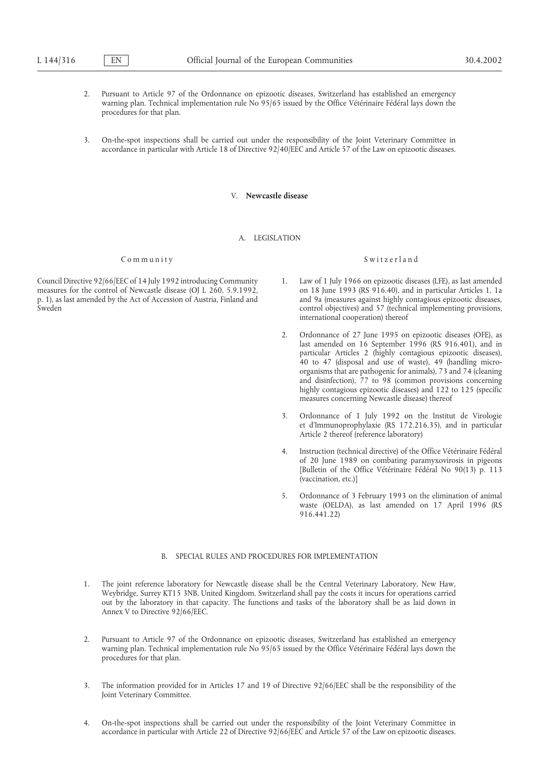2. Pursuant to Article 97 of the Ordonnance on epizootic diseases, Switzerland has established an emergency warning plan. Technical implementation rule No 95/65 issued by the Office Vétérinaire Fédéral lays down the procedures for that plan.

3. On-the-spot inspections shall be carried out under the responsibility of the Joint Veterinary Committee in accordance in particular with Article 18 of Directive 92/40/EEC and Article 57 of the Law on epizootic diseases.

## V. **Newcastle disease**

### A. LEGISLATION

| Community | Switzerland |
|---|---|
| Council Directive 92/66/EEC of 14 July 1992 introducing Community measures for the control of Newcastle disease (OJ L 260, 5.9.1992, p. 1), as last amended by the Act of Accession of Austria, Finland and Sweden | 1. Law of 1 July 1966 on epizootic diseases (LFE), as last amended on 18 June 1993 (RS 916.40), and in particular Articles 1, 1a and 9a (measures against highly contagious epizootic diseases, control objectives) and 57 (technical implementing provisions, international cooperation) thereof |
| | 2. Ordonnance of 27 June 1995 on epizootic diseases (OFE), as last amended on 16 September 1996 (RS 916.401), and in particular Articles 2 (highly contagious epizootic diseases), 40 to 47 (disposal and use of waste), 49 (handling micro-organisms that are pathogenic for animals), 73 and 74 (cleaning and disinfection), 77 to 98 (common provisions concerning highly contagious epizootic diseases) and 122 to 125 (specific measures concerning Newcastle disease) thereof |
| | 3. Ordonnance of 1 July 1992 on the Institut de Virologie et d'Immunoprophylaxie (RS 172.216.35), and in particular Article 2 thereof (reference laboratory) |
| | 4. Instruction (technical directive) of the Office Vétérinaire Fédéral of 20 June 1989 on combating paramyxovirosis in pigeons [Bulletin of the Office Vétérinaire Fédéral No 90(13) p. 113 (vaccination, etc.)] |
| | 5. Ordonnance of 3 February 1993 on the elimination of animal waste (OELDA), as last amended on 17 April 1996 (RS 916.441.22) |

### B. SPECIAL RULES AND PROCEDURES FOR IMPLEMENTATION

1. The joint reference laboratory for Newcastle disease shall be the Central Veterinary Laboratory, New Haw, Weybridge, Surrey KT15 3NB, United Kingdom. Switzerland shall pay the costs it incurs for operations carried out by the laboratory in that capacity. The functions and tasks of the laboratory shall be as laid down in Annex V to Directive 92/66/EEC.

2. Pursuant to Article 97 of the Ordonnance on epizootic diseases, Switzerland has established an emergency warning plan. Technical implementation rule No 95/65 issued by the Office Vétérinaire Fédéral lays down the procedures for that plan.

3. The information provided for in Articles 17 and 19 of Directive 92/66/EEC shall be the responsibility of the Joint Veterinary Committee.

4. On-the-spot inspections shall be carried out under the responsibility of the Joint Veterinary Committee in accordance in particular with Article 22 of Directive 92/66/EEC and Article 57 of the Law on epizootic diseases.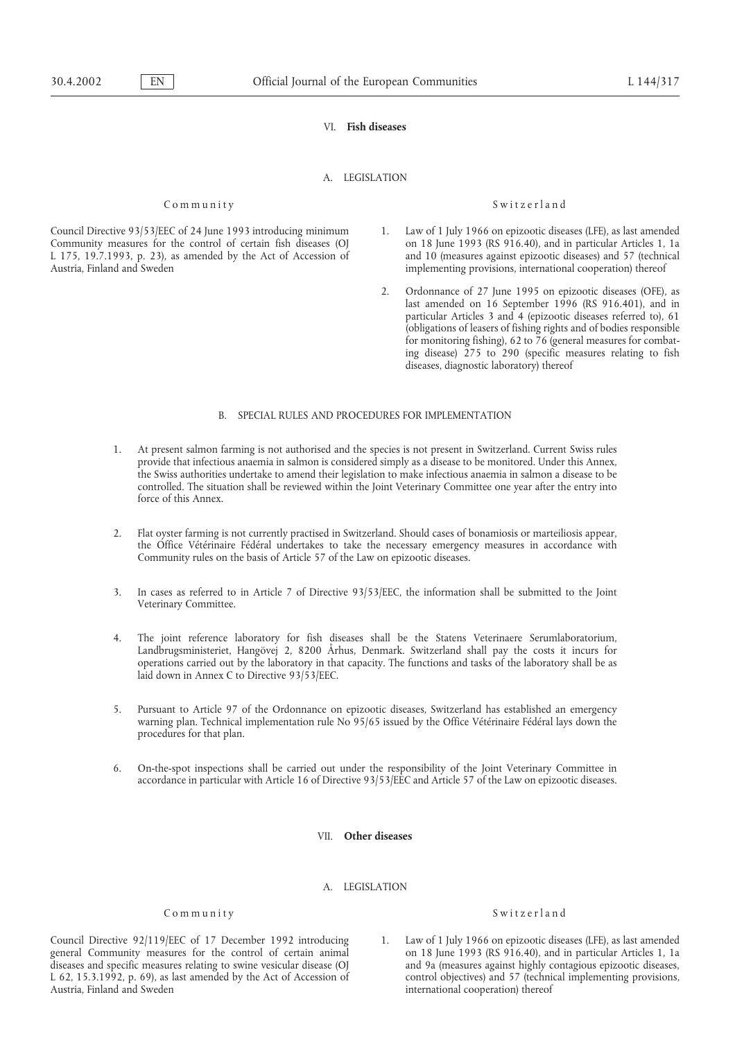## VI. **Fish diseases**

### A. LEGISLATION

| Community | Switzerland |
|---|---|
| Council Directive 93/53/EEC of 24 June 1993 introducing minimum Community measures for the control of certain fish diseases (OJ L 175, 19.7.1993, p. 23), as amended by the Act of Accession of Austria, Finland and Sweden | 1. Law of 1 July 1966 on epizootic diseases (LFE), as last amended on 18 June 1993 (RS 916.40), and in particular Articles 1, 1a and 10 (measures against epizootic diseases) and 57 (technical implementing provisions, international cooperation) thereof<br>2. Ordonnance of 27 June 1995 on epizootic diseases (OFE), as last amended on 16 September 1996 (RS 916.401), and in particular Articles 3 and 4 (epizootic diseases referred to), 61 (obligations of leasers of fishing rights and of bodies responsible for monitoring fishing), 62 to 76 (general measures for combating disease) 275 to 290 (specific measures relating to fish diseases, diagnostic laboratory) thereof |

### B. SPECIAL RULES AND PROCEDURES FOR IMPLEMENTATION

1. At present salmon farming is not authorised and the species is not present in Switzerland. Current Swiss rules provide that infectious anaemia in salmon is considered simply as a disease to be monitored. Under this Annex, the Swiss authorities undertake to amend their legislation to make infectious anaemia in salmon a disease to be controlled. The situation shall be reviewed within the Joint Veterinary Committee one year after the entry into force of this Annex.

2. Flat oyster farming is not currently practised in Switzerland. Should cases of bonamiosis or marteiliosis appear, the Office Vétérinaire Fédéral undertakes to take the necessary emergency measures in accordance with Community rules on the basis of Article 57 of the Law on epizootic diseases.

3. In cases as referred to in Article 7 of Directive 93/53/EEC, the information shall be submitted to the Joint Veterinary Committee.

4. The joint reference laboratory for fish diseases shall be the Statens Veterinaere Serumlaboratorium, Landbrugsministeriet, Hangövej 2, 8200 Århus, Denmark. Switzerland shall pay the costs it incurs for operations carried out by the laboratory in that capacity. The functions and tasks of the laboratory shall be as laid down in Annex C to Directive 93/53/EEC.

5. Pursuant to Article 97 of the Ordonnance on epizootic diseases, Switzerland has established an emergency warning plan. Technical implementation rule No 95/65 issued by the Office Vétérinaire Fédéral lays down the procedures for that plan.

6. On-the-spot inspections shall be carried out under the responsibility of the Joint Veterinary Committee in accordance in particular with Article 16 of Directive 93/53/EEC and Article 57 of the Law on epizootic diseases.

## VII. **Other diseases**

### A. LEGISLATION

| Community | Switzerland |
|---|---|
| Council Directive 92/119/EEC of 17 December 1992 introducing general Community measures for the control of certain animal diseases and specific measures relating to swine vesicular disease (OJ L 62, 15.3.1992, p. 69), as last amended by the Act of Accession of Austria, Finland and Sweden | 1. Law of 1 July 1966 on epizootic diseases (LFE), as last amended on 18 June 1993 (RS 916.40), and in particular Articles 1, 1a and 9a (measures against highly contagious epizootic diseases, control objectives) and 57 (technical implementing provisions, international cooperation) thereof |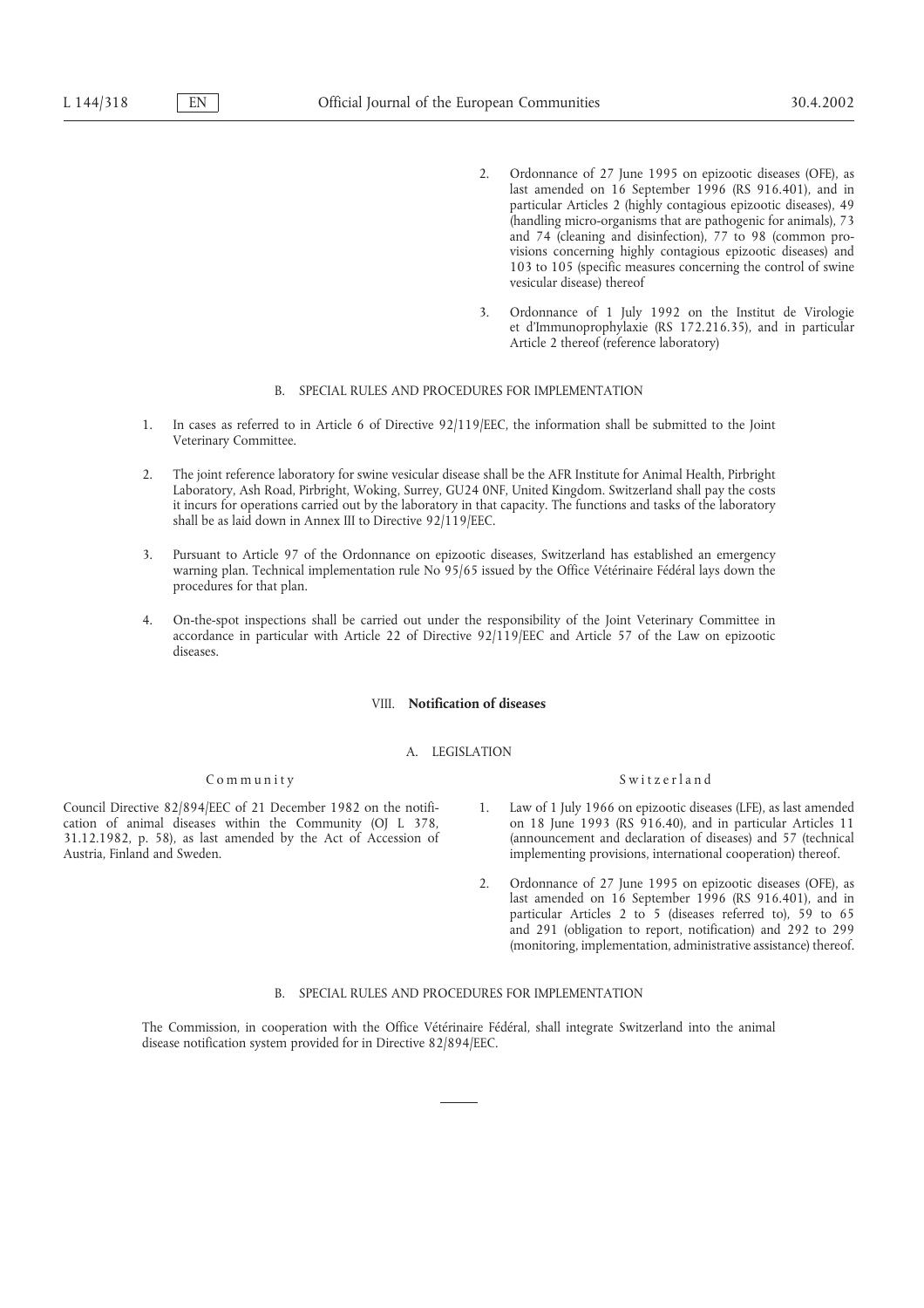2. Ordonnance of 27 June 1995 on epizootic diseases (OFE), as last amended on 16 September 1996 (RS 916.401), and in particular Articles 2 (highly contagious epizootic diseases), 49 (handling micro-organisms that are pathogenic for animals), 73 and 74 (cleaning and disinfection), 77 to 98 (common provisions concerning highly contagious epizootic diseases) and 103 to 105 (specific measures concerning the control of swine vesicular disease) thereof

3. Ordonnance of 1 July 1992 on the Institut de Virologie et d'Immunoprophylaxie (RS 172.216.35), and in particular Article 2 thereof (reference laboratory)

B. SPECIAL RULES AND PROCEDURES FOR IMPLEMENTATION

1. In cases as referred to in Article 6 of Directive 92/119/EEC, the information shall be submitted to the Joint Veterinary Committee.

2. The joint reference laboratory for swine vesicular disease shall be the AFR Institute for Animal Health, Pirbright Laboratory, Ash Road, Pirbright, Woking, Surrey, GU24 0NF, United Kingdom. Switzerland shall pay the costs it incurs for operations carried out by the laboratory in that capacity. The functions and tasks of the laboratory shall be as laid down in Annex III to Directive 92/119/EEC.

3. Pursuant to Article 97 of the Ordonnance on epizootic diseases, Switzerland has established an emergency warning plan. Technical implementation rule No 95/65 issued by the Office Vétérinaire Fédéral lays down the procedures for that plan.

4. On-the-spot inspections shall be carried out under the responsibility of the Joint Veterinary Committee in accordance in particular with Article 22 of Directive 92/119/EEC and Article 57 of the Law on epizootic diseases.

## VIII. **Notification of diseases**

A. LEGISLATION

Community

Council Directive 82/894/EEC of 21 December 1982 on the notification of animal diseases within the Community (OJ L 378, 31.12.1982, p. 58), as last amended by the Act of Accession of Austria, Finland and Sweden.

Switzerland

1. Law of 1 July 1966 on epizootic diseases (LFE), as last amended on 18 June 1993 (RS 916.40), and in particular Articles 11 (announcement and declaration of diseases) and 57 (technical implementing provisions, international cooperation) thereof.

2. Ordonnance of 27 June 1995 on epizootic diseases (OFE), as last amended on 16 September 1996 (RS 916.401), and in particular Articles 2 to 5 (diseases referred to), 59 to 65 and 291 (obligation to report, notification) and 292 to 299 (monitoring, implementation, administrative assistance) thereof.

B. SPECIAL RULES AND PROCEDURES FOR IMPLEMENTATION

The Commission, in cooperation with the Office Vétérinaire Fédéral, shall integrate Switzerland into the animal disease notification system provided for in Directive 82/894/EEC.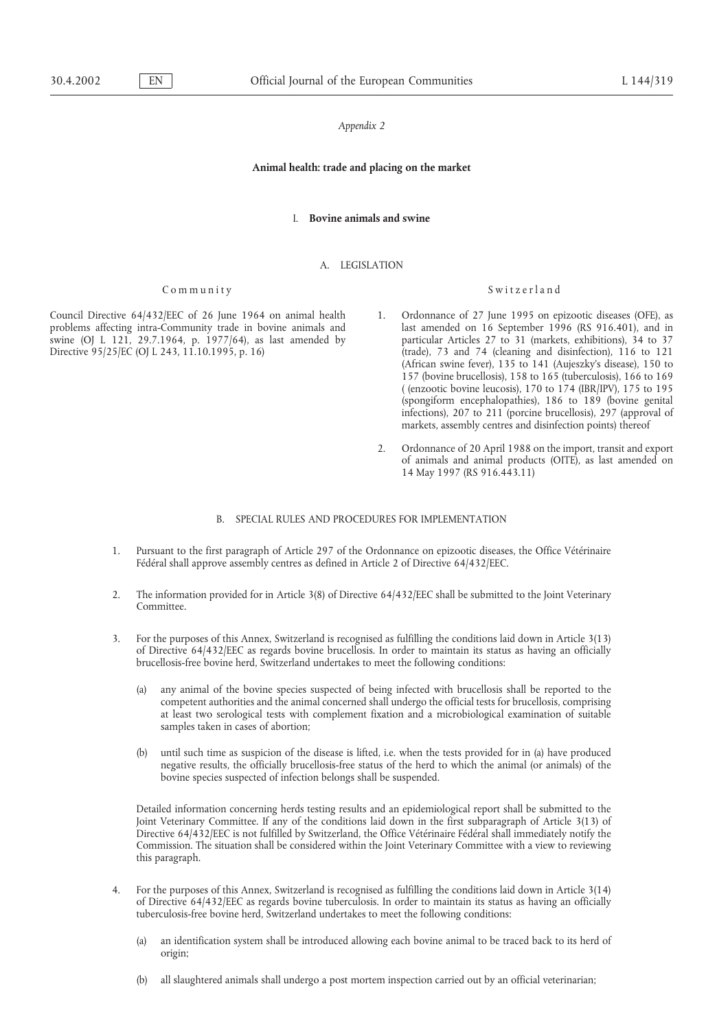*Appendix 2*

**Animal health: trade and placing on the market**

## I. **Bovine animals and swine**

### A. LEGISLATION

| Community | Switzerland |
|---|---|
| Council Directive 64/432/EEC of 26 June 1964 on animal health problems affecting intra-Community trade in bovine animals and swine (OJ L 121, 29.7.1964, p. 1977/64), as last amended by Directive 95/25/EC (OJ L 243, 11.10.1995, p. 16) | 1. Ordonnance of 27 June 1995 on epizootic diseases (OFE), as last amended on 16 September 1996 (RS 916.401), and in particular Articles 27 to 31 (markets, exhibitions), 34 to 37 (trade), 73 and 74 (cleaning and disinfection), 116 to 121 (African swine fever), 135 to 141 (Aujeszky's disease), 150 to 157 (bovine brucellosis), 158 to 165 (tuberculosis), 166 to 169 ( (enzootic bovine leucosis), 170 to 174 (IBR/IPV), 175 to 195 (spongiform encephalopathies), 186 to 189 (bovine genital infections), 207 to 211 (porcine brucellosis), 297 (approval of markets, assembly centres and disinfection points) thereof<br><br>2. Ordonnance of 20 April 1988 on the import, transit and export of animals and animal products (OITE), as last amended on 14 May 1997 (RS 916.443.11) |

### B. SPECIAL RULES AND PROCEDURES FOR IMPLEMENTATION

1. Pursuant to the first paragraph of Article 297 of the Ordonnance on epizootic diseases, the Office Vétérinaire Fédéral shall approve assembly centres as defined in Article 2 of Directive 64/432/EEC.

2. The information provided for in Article 3(8) of Directive 64/432/EEC shall be submitted to the Joint Veterinary Committee.

3. For the purposes of this Annex, Switzerland is recognised as fulfilling the conditions laid down in Article 3(13) of Directive 64/432/EEC as regards bovine brucellosis. In order to maintain its status as having an officially brucellosis-free bovine herd, Switzerland undertakes to meet the following conditions:

   (a) any animal of the bovine species suspected of being infected with brucellosis shall be reported to the competent authorities and the animal concerned shall undergo the official tests for brucellosis, comprising at least two serological tests with complement fixation and a microbiological examination of suitable samples taken in cases of abortion;

   (b) until such time as suspicion of the disease is lifted, i.e. when the tests provided for in (a) have produced negative results, the officially brucellosis-free status of the herd to which the animal (or animals) of the bovine species suspected of infection belongs shall be suspended.

   Detailed information concerning herds testing results and an epidemiological report shall be submitted to the Joint Veterinary Committee. If any of the conditions laid down in the first subparagraph of Article 3(13) of Directive 64/432/EEC is not fulfilled by Switzerland, the Office Vétérinaire Fédéral shall immediately notify the Commission. The situation shall be considered within the Joint Veterinary Committee with a view to reviewing this paragraph.

4. For the purposes of this Annex, Switzerland is recognised as fulfilling the conditions laid down in Article 3(14) of Directive 64/432/EEC as regards bovine tuberculosis. In order to maintain its status as having an officially tuberculosis-free bovine herd, Switzerland undertakes to meet the following conditions:

   (a) an identification system shall be introduced allowing each bovine animal to be traced back to its herd of origin;

   (b) all slaughtered animals shall undergo a post mortem inspection carried out by an official veterinarian;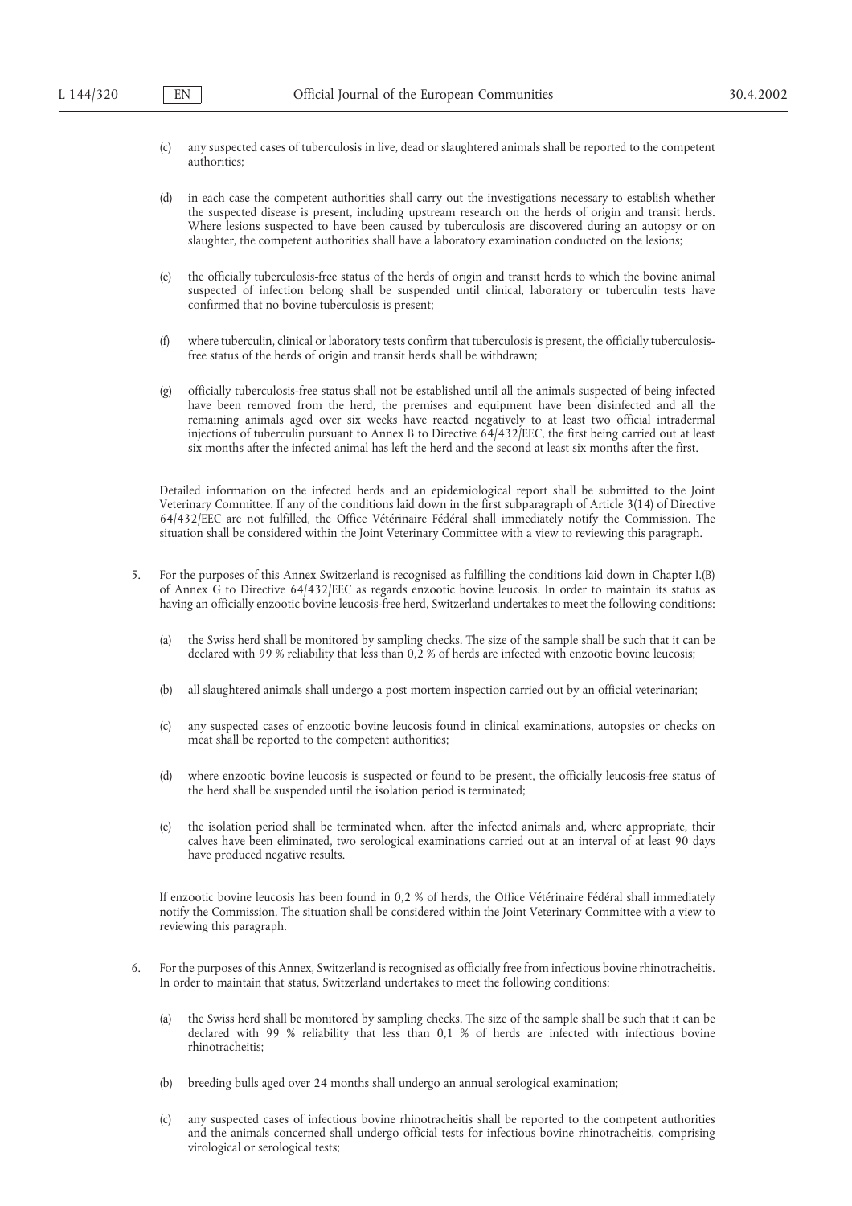(c) any suspected cases of tuberculosis in live, dead or slaughtered animals shall be reported to the competent authorities;

(d) in each case the competent authorities shall carry out the investigations necessary to establish whether the suspected disease is present, including upstream research on the herds of origin and transit herds. Where lesions suspected to have been caused by tuberculosis are discovered during an autopsy or on slaughter, the competent authorities shall have a laboratory examination conducted on the lesions;

(e) the officially tuberculosis-free status of the herds of origin and transit herds to which the bovine animal suspected of infection belong shall be suspended until clinical, laboratory or tuberculin tests have confirmed that no bovine tuberculosis is present;

(f) where tuberculin, clinical or laboratory tests confirm that tuberculosis is present, the officially tuberculosis-free status of the herds of origin and transit herds shall be withdrawn;

(g) officially tuberculosis-free status shall not be established until all the animals suspected of being infected have been removed from the herd, the premises and equipment have been disinfected and all the remaining animals aged over six weeks have reacted negatively to at least two official intradermal injections of tuberculin pursuant to Annex B to Directive 64/432/EEC, the first being carried out at least six months after the infected animal has left the herd and the second at least six months after the first.

Detailed information on the infected herds and an epidemiological report shall be submitted to the Joint Veterinary Committee. If any of the conditions laid down in the first subparagraph of Article 3(14) of Directive 64/432/EEC are not fulfilled, the Office Vétérinaire Fédéral shall immediately notify the Commission. The situation shall be considered within the Joint Veterinary Committee with a view to reviewing this paragraph.

5. For the purposes of this Annex Switzerland is recognised as fulfilling the conditions laid down in Chapter I.(B) of Annex G to Directive 64/432/EEC as regards enzootic bovine leucosis. In order to maintain its status as having an officially enzootic bovine leucosis-free herd, Switzerland undertakes to meet the following conditions:

(a) the Swiss herd shall be monitored by sampling checks. The size of the sample shall be such that it can be declared with 99 % reliability that less than 0,2 % of herds are infected with enzootic bovine leucosis;

(b) all slaughtered animals shall undergo a post mortem inspection carried out by an official veterinarian;

(c) any suspected cases of enzootic bovine leucosis found in clinical examinations, autopsies or checks on meat shall be reported to the competent authorities;

(d) where enzootic bovine leucosis is suspected or found to be present, the officially leucosis-free status of the herd shall be suspended until the isolation period is terminated;

(e) the isolation period shall be terminated when, after the infected animals and, where appropriate, their calves have been eliminated, two serological examinations carried out at an interval of at least 90 days have produced negative results.

If enzootic bovine leucosis has been found in 0,2 % of herds, the Office Vétérinaire Fédéral shall immediately notify the Commission. The situation shall be considered within the Joint Veterinary Committee with a view to reviewing this paragraph.

6. For the purposes of this Annex, Switzerland is recognised as officially free from infectious bovine rhinotracheitis. In order to maintain that status, Switzerland undertakes to meet the following conditions:

(a) the Swiss herd shall be monitored by sampling checks. The size of the sample shall be such that it can be declared with 99 % reliability that less than 0,1 % of herds are infected with infectious bovine rhinotracheitis;

(b) breeding bulls aged over 24 months shall undergo an annual serological examination;

(c) any suspected cases of infectious bovine rhinotracheitis shall be reported to the competent authorities and the animals concerned shall undergo official tests for infectious bovine rhinotracheitis, comprising virological or serological tests;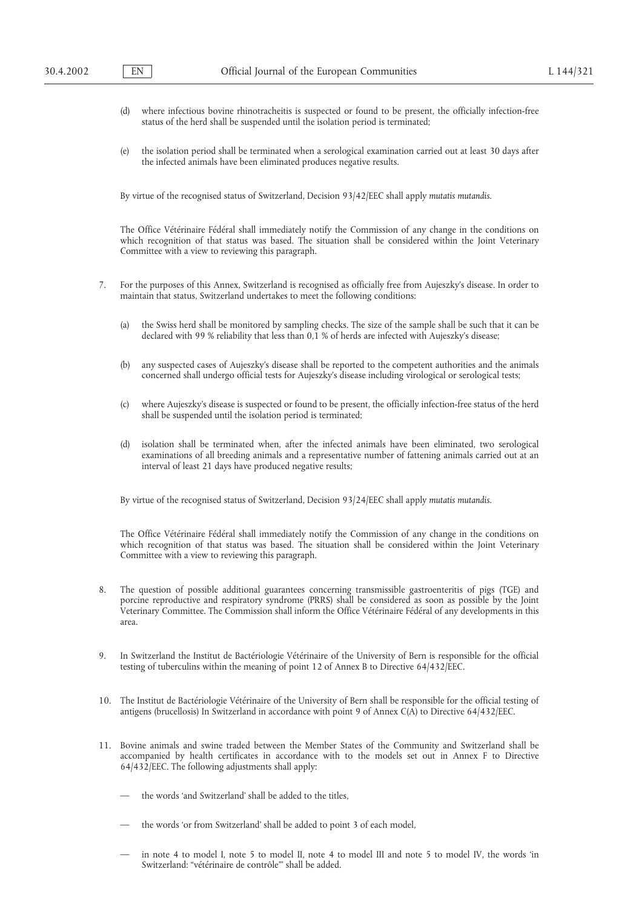(d) where infectious bovine rhinotracheitis is suspected or found to be present, the officially infection-free status of the herd shall be suspended until the isolation period is terminated;

(e) the isolation period shall be terminated when a serological examination carried out at least 30 days after the infected animals have been eliminated produces negative results.

By virtue of the recognised status of Switzerland, Decision 93/42/EEC shall apply *mutatis mutandis*.

The Office Vétérinaire Fédéral shall immediately notify the Commission of any change in the conditions on which recognition of that status was based. The situation shall be considered within the Joint Veterinary Committee with a view to reviewing this paragraph.

7. For the purposes of this Annex, Switzerland is recognised as officially free from Aujeszky's disease. In order to maintain that status, Switzerland undertakes to meet the following conditions:

   (a) the Swiss herd shall be monitored by sampling checks. The size of the sample shall be such that it can be declared with 99 % reliability that less than 0,1 % of herds are infected with Aujeszky's disease;

   (b) any suspected cases of Aujeszky's disease shall be reported to the competent authorities and the animals concerned shall undergo official tests for Aujeszky's disease including virological or serological tests;

   (c) where Aujeszky's disease is suspected or found to be present, the officially infection-free status of the herd shall be suspended until the isolation period is terminated;

   (d) isolation shall be terminated when, after the infected animals have been eliminated, two serological examinations of all breeding animals and a representative number of fattening animals carried out at an interval of least 21 days have produced negative results;

   By virtue of the recognised status of Switzerland, Decision 93/24/EEC shall apply *mutatis mutandis*.

   The Office Vétérinaire Fédéral shall immediately notify the Commission of any change in the conditions on which recognition of that status was based. The situation shall be considered within the Joint Veterinary Committee with a view to reviewing this paragraph.

8. The question of possible additional guarantees concerning transmissible gastroenteritis of pigs (TGE) and porcine reproductive and respiratory syndrome (PRRS) shall be considered as soon as possible by the Joint Veterinary Committee. The Commission shall inform the Office Vétérinaire Fédéral of any developments in this area.

9. In Switzerland the Institut de Bactériologie Vétérinaire of the University of Bern is responsible for the official testing of tuberculins within the meaning of point 12 of Annex B to Directive 64/432/EEC.

10. The Institut de Bactériologie Vétérinaire of the University of Bern shall be responsible for the official testing of antigens (brucellosis) In Switzerland in accordance with point 9 of Annex C(A) to Directive 64/432/EEC.

11. Bovine animals and swine traded between the Member States of the Community and Switzerland shall be accompanied by health certificates in accordance with to the models set out in Annex F to Directive 64/432/EEC. The following adjustments shall apply:

    — the words 'and Switzerland' shall be added to the titles,

    — the words 'or from Switzerland' shall be added to point 3 of each model,

    — in note 4 to model I, note 5 to model II, note 4 to model III and note 5 to model IV, the words 'in Switzerland: "vétérinaire de contrôle"' shall be added.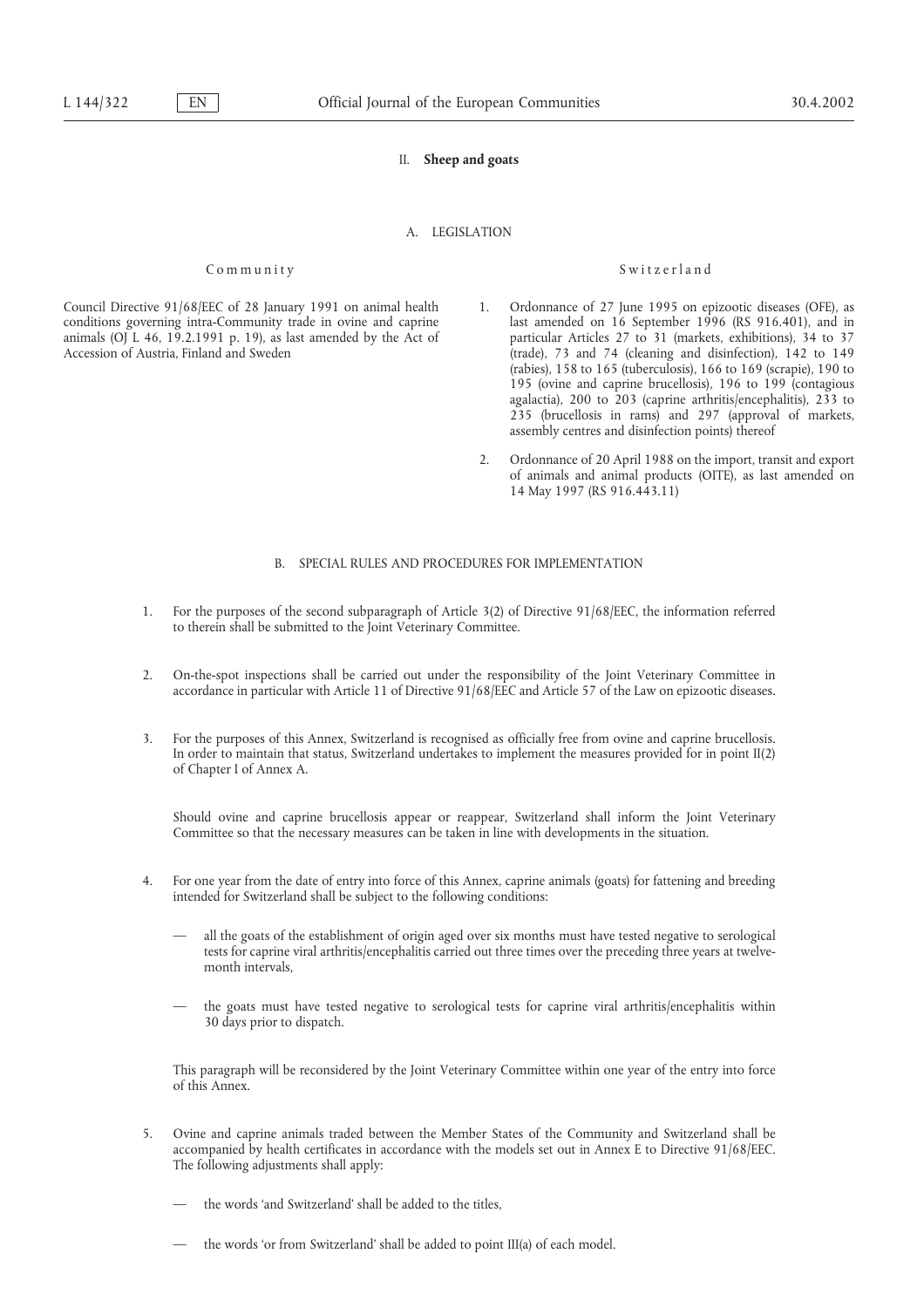## II. **Sheep and goats**

### A. LEGISLATION

| Community | Switzerland |
|---|---|
| Council Directive 91/68/EEC of 28 January 1991 on animal health conditions governing intra-Community trade in ovine and caprine animals (OJ L 46, 19.2.1991 p. 19), as last amended by the Act of Accession of Austria, Finland and Sweden | 1. Ordonnance of 27 June 1995 on epizootic diseases (OFE), as last amended on 16 September 1996 (RS 916.401), and in particular Articles 27 to 31 (markets, exhibitions), 34 to 37 (trade), 73 and 74 (cleaning and disinfection), 142 to 149 (rabies), 158 to 165 (tuberculosis), 166 to 169 (scrapie), 190 to 195 (ovine and caprine brucellosis), 196 to 199 (contagious agalactia), 200 to 203 (caprine arthritis/encephalitis), 233 to 235 (brucellosis in rams) and 297 (approval of markets, assembly centres and disinfection points) thereof<br><br>2. Ordonnance of 20 April 1988 on the import, transit and export of animals and animal products (OITE), as last amended on 14 May 1997 (RS 916.443.11) |

### B. SPECIAL RULES AND PROCEDURES FOR IMPLEMENTATION

1. For the purposes of the second subparagraph of Article 3(2) of Directive 91/68/EEC, the information referred to therein shall be submitted to the Joint Veterinary Committee.

2. On-the-spot inspections shall be carried out under the responsibility of the Joint Veterinary Committee in accordance in particular with Article 11 of Directive 91/68/EEC and Article 57 of the Law on epizootic diseases.

3. For the purposes of this Annex, Switzerland is recognised as officially free from ovine and caprine brucellosis. In order to maintain that status, Switzerland undertakes to implement the measures provided for in point II(2) of Chapter I of Annex A.

   Should ovine and caprine brucellosis appear or reappear, Switzerland shall inform the Joint Veterinary Committee so that the necessary measures can be taken in line with developments in the situation.

4. For one year from the date of entry into force of this Annex, caprine animals (goats) for fattening and breeding intended for Switzerland shall be subject to the following conditions:

   — all the goats of the establishment of origin aged over six months must have tested negative to serological tests for caprine viral arthritis/encephalitis carried out three times over the preceding three years at twelve-month intervals,

   — the goats must have tested negative to serological tests for caprine viral arthritis/encephalitis within 30 days prior to dispatch.

   This paragraph will be reconsidered by the Joint Veterinary Committee within one year of the entry into force of this Annex.

5. Ovine and caprine animals traded between the Member States of the Community and Switzerland shall be accompanied by health certificates in accordance with the models set out in Annex E to Directive 91/68/EEC. The following adjustments shall apply:

   — the words 'and Switzerland' shall be added to the titles,

   — the words 'or from Switzerland' shall be added to point III(a) of each model.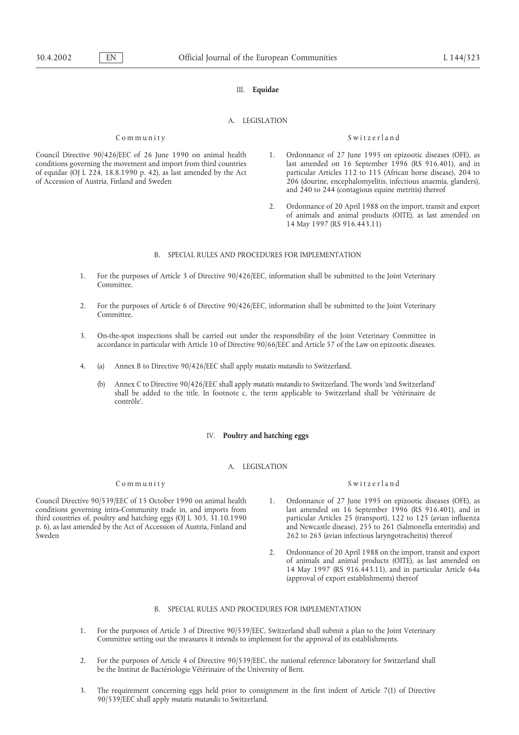## III. **Equidae**

### A. LEGISLATION

| Community | Switzerland |
|---|---|
| Council Directive 90/426/EEC of 26 June 1990 on animal health conditions governing the movement and import from third countries of equidae (OJ L 224, 18.8.1990 p. 42), as last amended by the Act of Accession of Austria, Finland and Sweden | 1. Ordonnance of 27 June 1995 on epizootic diseases (OFE), as last amended on 16 September 1996 (RS 916.401), and in particular Articles 112 to 115 (African horse disease), 204 to 206 (dourine, encephalomyelitis, infectious anaemia, glanders), and 240 to 244 (contagious equine metritis) thereof<br>2. Ordonnance of 20 April 1988 on the import, transit and export of animals and animal products (OITE), as last amended on 14 May 1997 (RS 916.443.11) |

### B. SPECIAL RULES AND PROCEDURES FOR IMPLEMENTATION

1. For the purposes of Article 3 of Directive 90/426/EEC, information shall be submitted to the Joint Veterinary Committee.

2. For the purposes of Article 6 of Directive 90/426/EEC, information shall be submitted to the Joint Veterinary Committee.

3. On-the-spot inspections shall be carried out under the responsibility of the Joint Veterinary Committee in accordance in particular with Article 10 of Directive 90/66/EEC and Article 57 of the Law on epizootic diseases.

4. (a) Annex B to Directive 90/426/EEC shall apply *mutatis mutandis* to Switzerland.

   (b) Annex C to Directive 90/426/EEC shall apply *mutatis mutandis* to Switzerland. The words 'and Switzerland' shall be added to the title. In footnote c, the term applicable to Switzerland shall be 'vétérinaire de contrôle'.

## IV. **Poultry and hatching eggs**

### A. LEGISLATION

| Community | Switzerland |
|---|---|
| Council Directive 90/539/EEC of 15 October 1990 on animal health conditions governing intra-Community trade in, and imports from third countries of, poultry and hatching eggs (OJ L 303, 31.10.1990 p. 6), as last amended by the Act of Accession of Austria, Finland and Sweden | 1. Ordonnance of 27 June 1995 on epizootic diseases (OFE), as last amended on 16 September 1996 (RS 916.401), and in particular Articles 25 (transport), 122 to 125 (avian influenza and Newcastle disease), 255 to 261 (Salmonella enteritidis) and 262 to 265 (avian infectious laryngotracheitis) thereof<br>2. Ordonnance of 20 April 1988 on the import, transit and export of animals and animal products (OITE), as last amended on 14 May 1997 (RS 916.443.11), and in particular Article 64a (approval of export establishments) thereof |

### B. SPECIAL RULES AND PROCEDURES FOR IMPLEMENTATION

1. For the purposes of Article 3 of Directive 90/539/EEC, Switzerland shall submit a plan to the Joint Veterinary Committee setting out the measures it intends to implement for the approval of its establishments.

2. For the purposes of Article 4 of Directive 90/539/EEC, the national reference laboratory for Switzerland shall be the Institut de Bactériologie Vétérinaire of the University of Bern.

3. The requirement concerning eggs held prior to consignment in the first indent of Article 7(1) of Directive 90/539/EEC shall apply *mutatis mutandis* to Switzerland.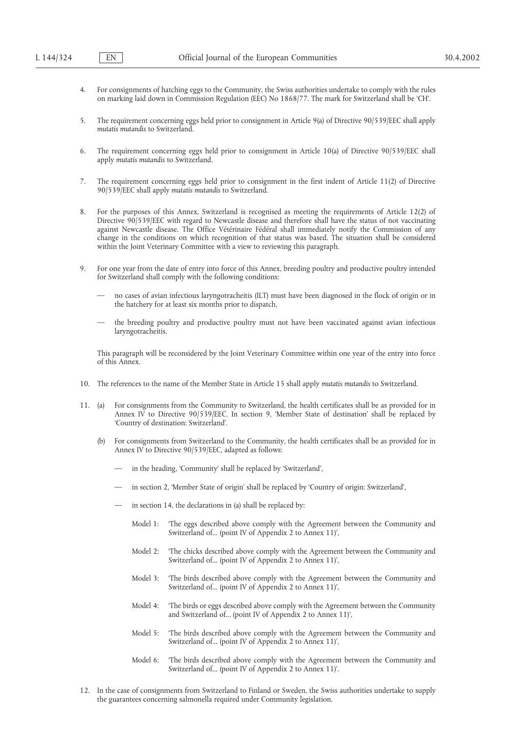4. For consignments of hatching eggs to the Community, the Swiss authorities undertake to comply with the rules on marking laid down in Commission Regulation (EEC) No 1868/77. The mark for Switzerland shall be 'CH'.

5. The requirement concerning eggs held prior to consignment in Article 9(a) of Directive 90/539/EEC shall apply *mutatis mutandis* to Switzerland.

6. The requirement concerning eggs held prior to consignment in Article 10(a) of Directive 90/539/EEC shall apply *mutatis mutandis* to Switzerland.

7. The requirement concerning eggs held prior to consignment in the first indent of Article 11(2) of Directive 90/539/EEC shall apply *mutatis mutandis* to Switzerland.

8. For the purposes of this Annex, Switzerland is recognised as meeting the requirements of Article 12(2) of Directive 90/539/EEC with regard to Newcastle disease and therefore shall have the status of not vaccinating against Newcastle disease. The Office Vétérinaire Fédéral shall immediately notify the Commission of any change in the conditions on which recognition of that status was based. The situation shall be considered within the Joint Veterinary Committee with a view to reviewing this paragraph.

9. For one year from the date of entry into force of this Annex, breeding poultry and productive poultry intended for Switzerland shall comply with the following conditions:

   — no cases of avian infectious laryngotracheitis (ILT) must have been diagnosed in the flock of origin or in the hatchery for at least six months prior to dispatch,

   — the breeding poultry and productive poultry must not have been vaccinated against avian infectious laryngotracheitis.

   This paragraph will be reconsidered by the Joint Veterinary Committee within one year of the entry into force of this Annex.

10. The references to the name of the Member State in Article 15 shall apply *mutatis mutandis* to Switzerland.

11. (a) For consignments from the Community to Switzerland, the health certificates shall be as provided for in Annex IV to Directive 90/539/EEC. In section 9, 'Member State of destination' shall be replaced by 'Country of destination: Switzerland'.

    (b) For consignments from Switzerland to the Community, the health certificates shall be as provided for in Annex IV to Directive 90/539/EEC, adapted as follows:

    — in the heading, 'Community' shall be replaced by 'Switzerland',

    — in section 2, 'Member State of origin' shall be replaced by 'Country of origin: Switzerland',

    — in section 14, the declarations in (a) shall be replaced by:

    Model 1: 'The eggs described above comply with the Agreement between the Community and Switzerland of... (point IV of Appendix 2 to Annex 11)',

    Model 2: 'The chicks described above comply with the Agreement between the Community and Switzerland of... (point IV of Appendix 2 to Annex 11)',

    Model 3: 'The birds described above comply with the Agreement between the Community and Switzerland of... (point IV of Appendix 2 to Annex 11)',

    Model 4: 'The birds or eggs described above comply with the Agreement between the Community and Switzerland of... (point IV of Appendix 2 to Annex 11)',

    Model 5: 'The birds described above comply with the Agreement between the Community and Switzerland of... (point IV of Appendix 2 to Annex 11)',

    Model 6: 'The birds described above comply with the Agreement between the Community and Switzerland of... (point IV of Appendix 2 to Annex 11)'.

12. In the case of consignments from Switzerland to Finland or Sweden, the Swiss authorities undertake to supply the guarantees concerning salmonella required under Community legislation.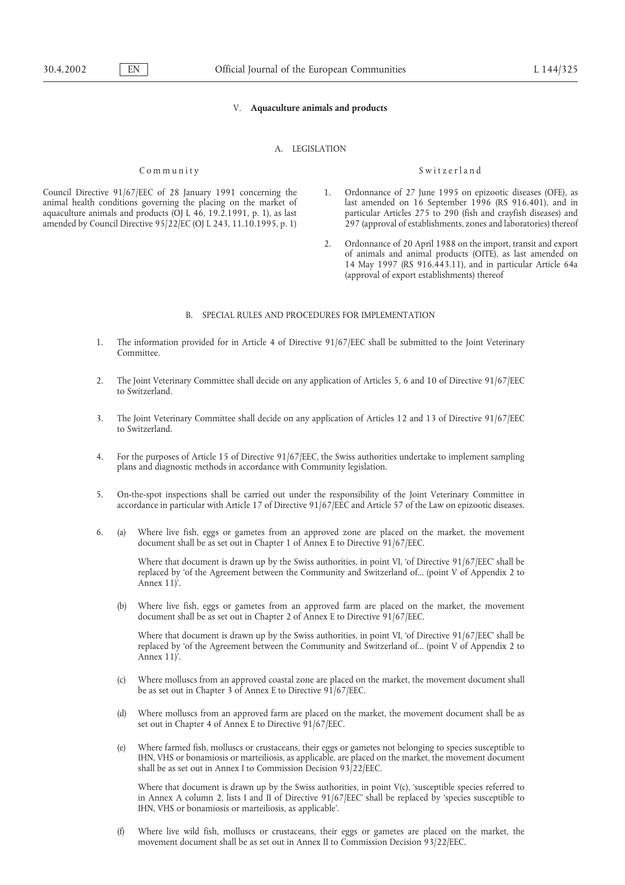## V. **Aquaculture animals and products**

### A. LEGISLATION

| Community | Switzerland |
|---|---|
| Council Directive 91/67/EEC of 28 January 1991 concerning the animal health conditions governing the placing on the market of aquaculture animals and products (OJ L 46, 19.2.1991, p. 1), as last amended by Council Directive 95/22/EC (OJ L 243, 11.10.1995, p. 1) | 1. Ordonnance of 27 June 1995 on epizootic diseases (OFE), as last amended on 16 September 1996 (RS 916.401), and in particular Articles 275 to 290 (fish and crayfish diseases) and 297 (approval of establishments, zones and laboratories) thereof<br><br>2. Ordonnance of 20 April 1988 on the import, transit and export of animals and animal products (OITE), as last amended on 14 May 1997 (RS 916.443.11), and in particular Article 64a (approval of export establishments) thereof |

### B. SPECIAL RULES AND PROCEDURES FOR IMPLEMENTATION

1. The information provided for in Article 4 of Directive 91/67/EEC shall be submitted to the Joint Veterinary Committee.

2. The Joint Veterinary Committee shall decide on any application of Articles 5, 6 and 10 of Directive 91/67/EEC to Switzerland.

3. The Joint Veterinary Committee shall decide on any application of Articles 12 and 13 of Directive 91/67/EEC to Switzerland.

4. For the purposes of Article 15 of Directive 91/67/EEC, the Swiss authorities undertake to implement sampling plans and diagnostic methods in accordance with Community legislation.

5. On-the-spot inspections shall be carried out under the responsibility of the Joint Veterinary Committee in accordance in particular with Article 17 of Directive 91/67/EEC and Article 57 of the Law on epizootic diseases.

6. (a) Where live fish, eggs or gametes from an approved zone are placed on the market, the movement document shall be as set out in Chapter 1 of Annex E to Directive 91/67/EEC.

   Where that document is drawn up by the Swiss authorities, in point VI, 'of Directive 91/67/EEC' shall be replaced by 'of the Agreement between the Community and Switzerland of... (point V of Appendix 2 to Annex 11)'.

   (b) Where live fish, eggs or gametes from an approved farm are placed on the market, the movement document shall be as set out in Chapter 2 of Annex E to Directive 91/67/EEC.

   Where that document is drawn up by the Swiss authorities, in point VI, 'of Directive 91/67/EEC' shall be replaced by 'of the Agreement between the Community and Switzerland of... (point V of Appendix 2 to Annex 11)'.

   (c) Where molluscs from an approved coastal zone are placed on the market, the movement document shall be as set out in Chapter 3 of Annex E to Directive 91/67/EEC.

   (d) Where molluscs from an approved farm are placed on the market, the movement document shall be as set out in Chapter 4 of Annex E to Directive 91/67/EEC.

   (e) Where farmed fish, molluscs or crustaceans, their eggs or gametes not belonging to species susceptible to IHN, VHS or bonamiosis or marteiliosis, as applicable, are placed on the market, the movement document shall be as set out in Annex I to Commission Decision 93/22/EEC.

   Where that document is drawn up by the Swiss authorities, in point V(c), 'susceptible species referred to in Annex A column 2, lists I and II of Directive 91/67/EEC' shall be replaced by 'species susceptible to IHN, VHS or bonamiosis or marteiliosis, as applicable'.

   (f) Where live wild fish, molluscs or crustaceans, their eggs or gametes are placed on the market, the movement document shall be as set out in Annex II to Commission Decision 93/22/EEC.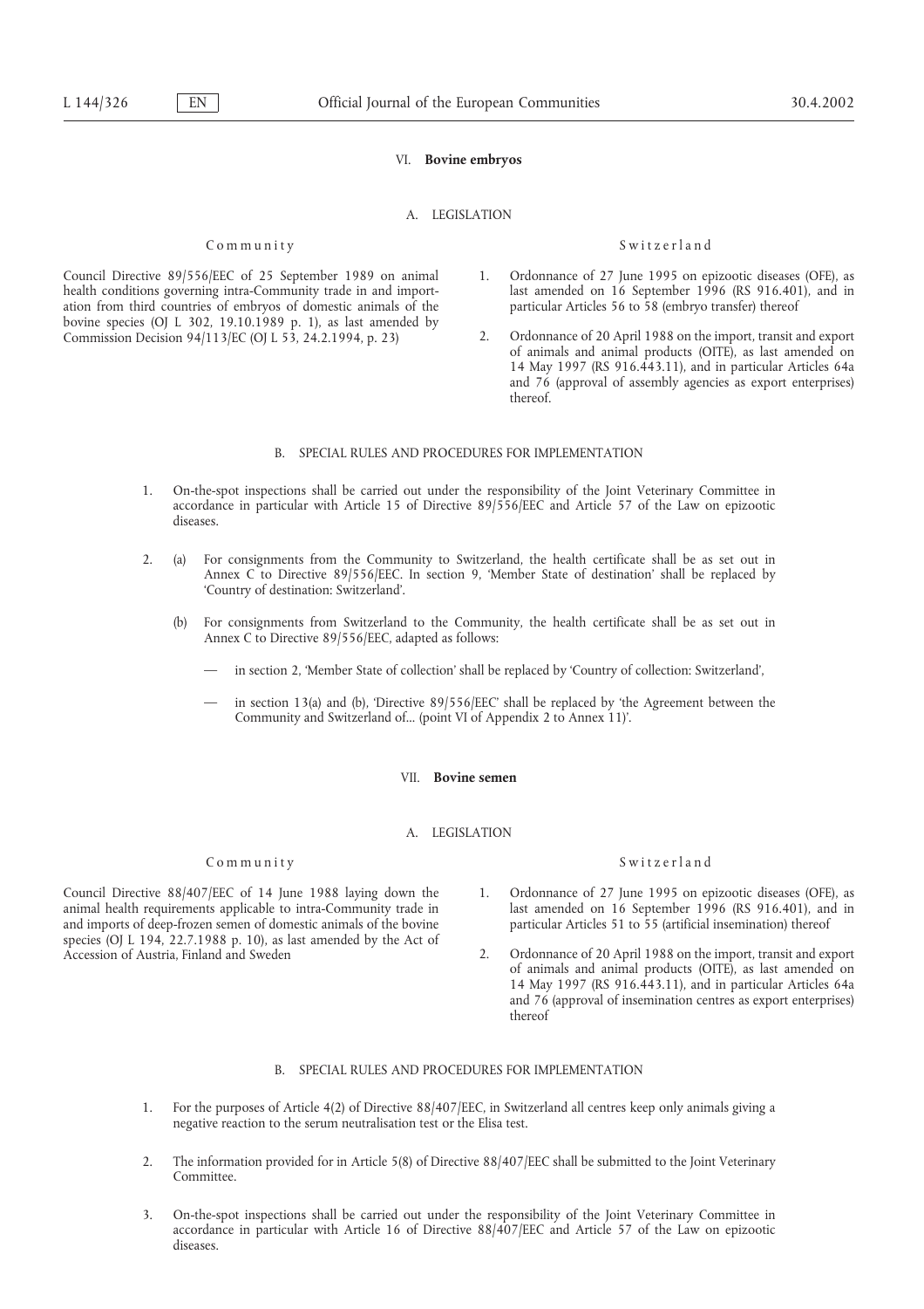## VI. **Bovine embryos**

### A. LEGISLATION

| Community | Switzerland |
|---|---|
| Council Directive 89/556/EEC of 25 September 1989 on animal health conditions governing intra-Community trade in and importation from third countries of embryos of domestic animals of the bovine species (OJ L 302, 19.10.1989 p. 1), as last amended by Commission Decision 94/113/EC (OJ L 53, 24.2.1994, p. 23) | 1. Ordonnance of 27 June 1995 on epizootic diseases (OFE), as last amended on 16 September 1996 (RS 916.401), and in particular Articles 56 to 58 (embryo transfer) thereof<br>2. Ordonnance of 20 April 1988 on the import, transit and export of animals and animal products (OITE), as last amended on 14 May 1997 (RS 916.443.11), and in particular Articles 64a and 76 (approval of assembly agencies as export enterprises) thereof. |

### B. SPECIAL RULES AND PROCEDURES FOR IMPLEMENTATION

1. On-the-spot inspections shall be carried out under the responsibility of the Joint Veterinary Committee in accordance in particular with Article 15 of Directive 89/556/EEC and Article 57 of the Law on epizootic diseases.

2. (a) For consignments from the Community to Switzerland, the health certificate shall be as set out in Annex C to Directive 89/556/EEC. In section 9, 'Member State of destination' shall be replaced by 'Country of destination: Switzerland'.

   (b) For consignments from Switzerland to the Community, the health certificate shall be as set out in Annex C to Directive 89/556/EEC, adapted as follows:

   — in section 2, 'Member State of collection' shall be replaced by 'Country of collection: Switzerland',

   — in section 13(a) and (b), 'Directive 89/556/EEC' shall be replaced by 'the Agreement between the Community and Switzerland of... (point VI of Appendix 2 to Annex 11)'.

## VII. **Bovine semen**

### A. LEGISLATION

| Community | Switzerland |
|---|---|
| Council Directive 88/407/EEC of 14 June 1988 laying down the animal health requirements applicable to intra-Community trade in and imports of deep-frozen semen of domestic animals of the bovine species (OJ L 194, 22.7.1988 p. 10), as last amended by the Act of Accession of Austria, Finland and Sweden | 1. Ordonnance of 27 June 1995 on epizootic diseases (OFE), as last amended on 16 September 1996 (RS 916.401), and in particular Articles 51 to 55 (artificial insemination) thereof<br>2. Ordonnance of 20 April 1988 on the import, transit and export of animals and animal products (OITE), as last amended on 14 May 1997 (RS 916.443.11), and in particular Articles 64a and 76 (approval of insemination centres as export enterprises) thereof |

### B. SPECIAL RULES AND PROCEDURES FOR IMPLEMENTATION

1. For the purposes of Article 4(2) of Directive 88/407/EEC, in Switzerland all centres keep only animals giving a negative reaction to the serum neutralisation test or the Elisa test.

2. The information provided for in Article 5(8) of Directive 88/407/EEC shall be submitted to the Joint Veterinary Committee.

3. On-the-spot inspections shall be carried out under the responsibility of the Joint Veterinary Committee in accordance in particular with Article 16 of Directive 88/407/EEC and Article 57 of the Law on epizootic diseases.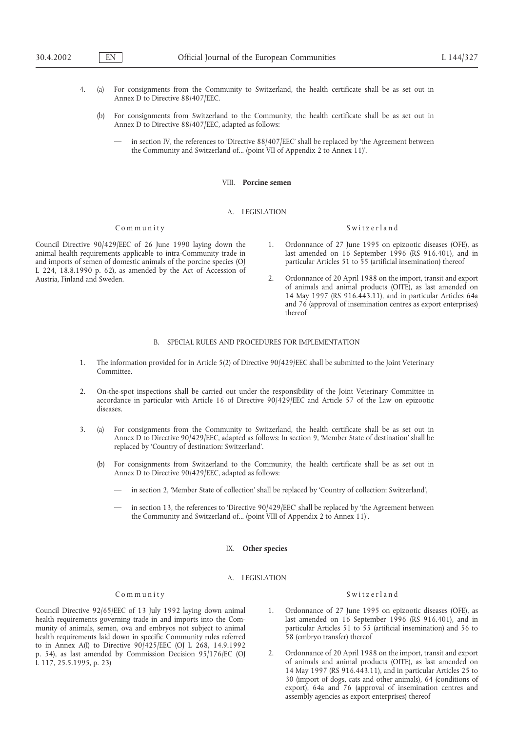4. (a) For consignments from the Community to Switzerland, the health certificate shall be as set out in Annex D to Directive 88/407/EEC.

   (b) For consignments from Switzerland to the Community, the health certificate shall be as set out in Annex D to Directive 88/407/EEC, adapted as follows:

   — in section IV, the references to 'Directive 88/407/EEC' shall be replaced by 'the Agreement between the Community and Switzerland of... (point VII of Appendix 2 to Annex 11)'.

## VIII. **Porcine semen**

### A. LEGISLATION

| Community | Switzerland |
|---|---|
| Council Directive 90/429/EEC of 26 June 1990 laying down the animal health requirements applicable to intra-Community trade in and imports of semen of domestic animals of the porcine species (OJ L 224, 18.8.1990 p. 62), as amended by the Act of Accession of Austria, Finland and Sweden. | 1. Ordonnance of 27 June 1995 on epizootic diseases (OFE), as last amended on 16 September 1996 (RS 916.401), and in particular Articles 51 to 55 (artificial insemination) thereof<br>2. Ordonnance of 20 April 1988 on the import, transit and export of animals and animal products (OITE), as last amended on 14 May 1997 (RS 916.443.11), and in particular Articles 64a and 76 (approval of insemination centres as export enterprises) thereof |

### B. SPECIAL RULES AND PROCEDURES FOR IMPLEMENTATION

1. The information provided for in Article 5(2) of Directive 90/429/EEC shall be submitted to the Joint Veterinary Committee.

2. On-the-spot inspections shall be carried out under the responsibility of the Joint Veterinary Committee in accordance in particular with Article 16 of Directive 90/429/EEC and Article 57 of the Law on epizootic diseases.

3. (a) For consignments from the Community to Switzerland, the health certificate shall be as set out in Annex D to Directive 90/429/EEC, adapted as follows: In section 9, 'Member State of destination' shall be replaced by 'Country of destination: Switzerland'.

   (b) For consignments from Switzerland to the Community, the health certificate shall be as set out in Annex D to Directive 90/429/EEC, adapted as follows:

   — in section 2, 'Member State of collection' shall be replaced by 'Country of collection: Switzerland',

   — in section 13, the references to 'Directive 90/429/EEC' shall be replaced by 'the Agreement between the Community and Switzerland of... (point VIII of Appendix 2 to Annex 11)'.

## IX. **Other species**

### A. LEGISLATION

| Community | Switzerland |
|---|---|
| Council Directive 92/65/EEC of 13 July 1992 laying down animal health requirements governing trade in and imports into the Community of animals, semen, ova and embryos not subject to animal health requirements laid down in specific Community rules referred to in Annex A(I) to Directive 90/425/EEC (OJ L 268, 14.9.1992 p. 54), as last amended by Commission Decision 95/176/EC (OJ L 117, 25.5.1995, p. 23) | 1. Ordonnance of 27 June 1995 on epizootic diseases (OFE), as last amended on 16 September 1996 (RS 916.401), and in particular Articles 51 to 55 (artificial insemination) and 56 to 58 (embryo transfer) thereof<br>2. Ordonnance of 20 April 1988 on the import, transit and export of animals and animal products (OITE), as last amended on 14 May 1997 (RS 916.443.11), and in particular Articles 25 to 30 (import of dogs, cats and other animals), 64 (conditions of export), 64a and 76 (approval of insemination centres and assembly agencies as export enterprises) thereof |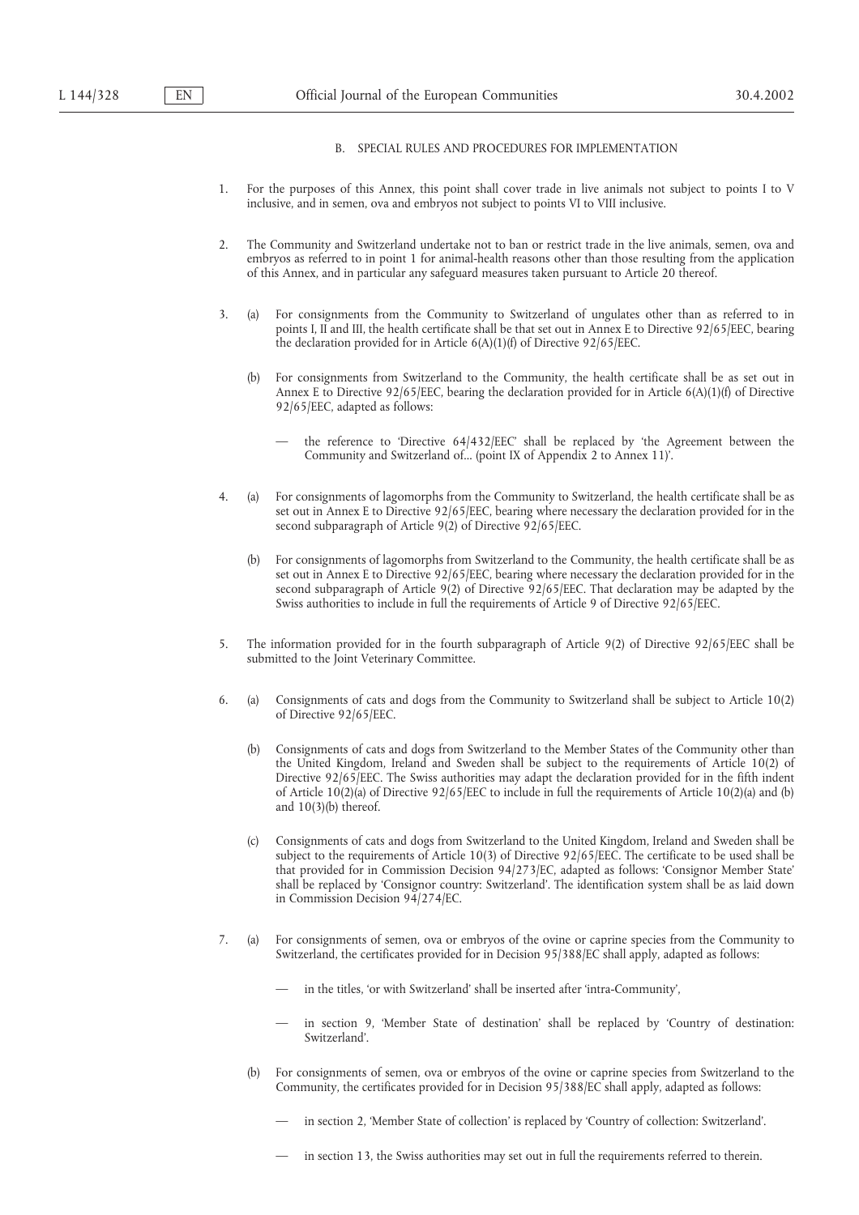### B. SPECIAL RULES AND PROCEDURES FOR IMPLEMENTATION

1. For the purposes of this Annex, this point shall cover trade in live animals not subject to points I to V inclusive, and in semen, ova and embryos not subject to points VI to VIII inclusive.

2. The Community and Switzerland undertake not to ban or restrict trade in the live animals, semen, ova and embryos as referred to in point 1 for animal-health reasons other than those resulting from the application of this Annex, and in particular any safeguard measures taken pursuant to Article 20 thereof.

3. (a) For consignments from the Community to Switzerland of ungulates other than as referred to in points I, II and III, the health certificate shall be that set out in Annex E to Directive 92/65/EEC, bearing the declaration provided for in Article 6(A)(1)(f) of Directive 92/65/EEC.

   (b) For consignments from Switzerland to the Community, the health certificate shall be as set out in Annex E to Directive 92/65/EEC, bearing the declaration provided for in Article 6(A)(1)(f) of Directive 92/65/EEC, adapted as follows:

   — the reference to 'Directive 64/432/EEC' shall be replaced by 'the Agreement between the Community and Switzerland of... (point IX of Appendix 2 to Annex 11)'.

4. (a) For consignments of lagomorphs from the Community to Switzerland, the health certificate shall be as set out in Annex E to Directive 92/65/EEC, bearing where necessary the declaration provided for in the second subparagraph of Article 9(2) of Directive 92/65/EEC.

   (b) For consignments of lagomorphs from Switzerland to the Community, the health certificate shall be as set out in Annex E to Directive 92/65/EEC, bearing where necessary the declaration provided for in the second subparagraph of Article 9(2) of Directive 92/65/EEC. That declaration may be adapted by the Swiss authorities to include in full the requirements of Article 9 of Directive 92/65/EEC.

5. The information provided for in the fourth subparagraph of Article 9(2) of Directive 92/65/EEC shall be submitted to the Joint Veterinary Committee.

6. (a) Consignments of cats and dogs from the Community to Switzerland shall be subject to Article 10(2) of Directive 92/65/EEC.

   (b) Consignments of cats and dogs from Switzerland to the Member States of the Community other than the United Kingdom, Ireland and Sweden shall be subject to the requirements of Article 10(2) of Directive 92/65/EEC. The Swiss authorities may adapt the declaration provided for in the fifth indent of Article 10(2)(a) of Directive 92/65/EEC to include in full the requirements of Article 10(2)(a) and (b) and 10(3)(b) thereof.

   (c) Consignments of cats and dogs from Switzerland to the United Kingdom, Ireland and Sweden shall be subject to the requirements of Article 10(3) of Directive 92/65/EEC. The certificate to be used shall be that provided for in Commission Decision 94/273/EC, adapted as follows: 'Consignor Member State' shall be replaced by 'Consignor country: Switzerland'. The identification system shall be as laid down in Commission Decision 94/274/EC.

7. (a) For consignments of semen, ova or embryos of the ovine or caprine species from the Community to Switzerland, the certificates provided for in Decision 95/388/EC shall apply, adapted as follows:

   — in the titles, 'or with Switzerland' shall be inserted after 'intra-Community',

   — in section 9, 'Member State of destination' shall be replaced by 'Country of destination: Switzerland'.

   (b) For consignments of semen, ova or embryos of the ovine or caprine species from Switzerland to the Community, the certificates provided for in Decision 95/388/EC shall apply, adapted as follows:

   — in section 2, 'Member State of collection' is replaced by 'Country of collection: Switzerland'.

   — in section 13, the Swiss authorities may set out in full the requirements referred to therein.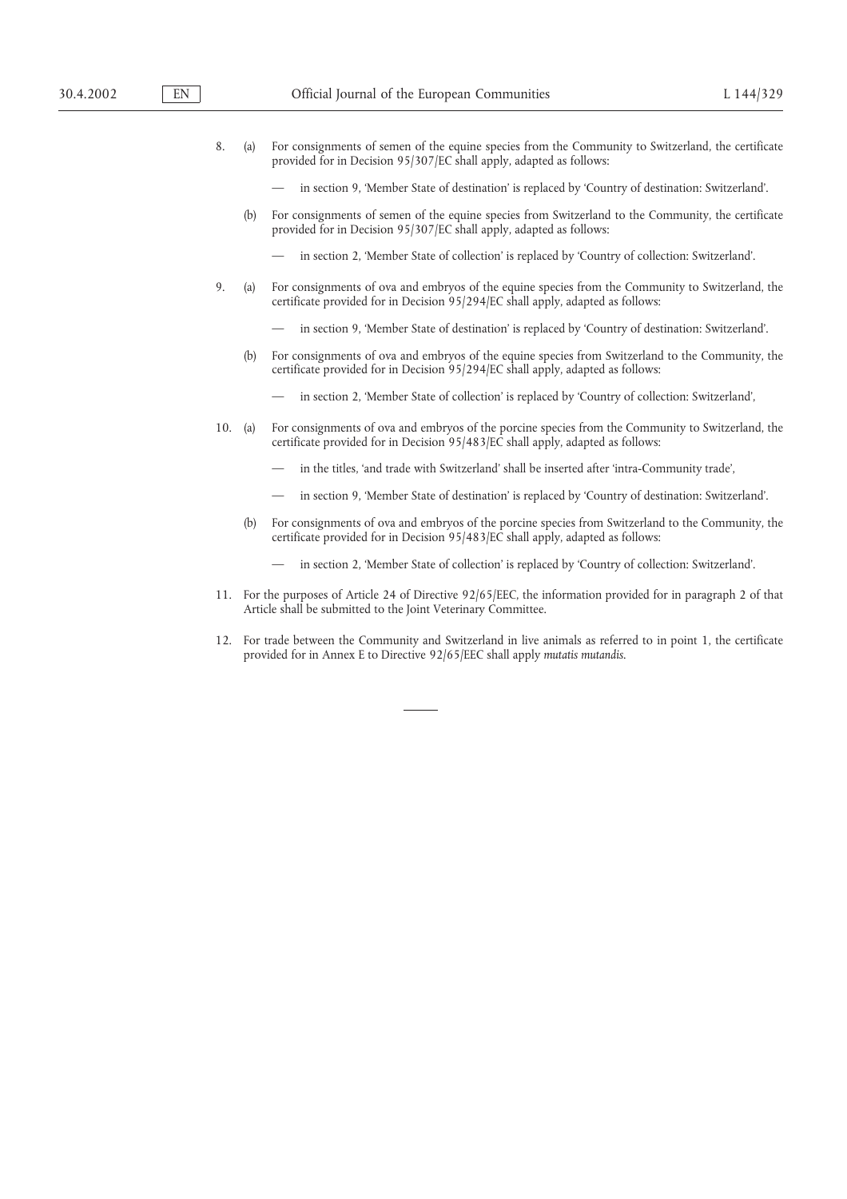8. (a) For consignments of semen of the equine species from the Community to Switzerland, the certificate provided for in Decision 95/307/EC shall apply, adapted as follows:

   — in section 9, 'Member State of destination' is replaced by 'Country of destination: Switzerland'.

   (b) For consignments of semen of the equine species from Switzerland to the Community, the certificate provided for in Decision 95/307/EC shall apply, adapted as follows:

   — in section 2, 'Member State of collection' is replaced by 'Country of collection: Switzerland'.

9. (a) For consignments of ova and embryos of the equine species from the Community to Switzerland, the certificate provided for in Decision 95/294/EC shall apply, adapted as follows:

   — in section 9, 'Member State of destination' is replaced by 'Country of destination: Switzerland'.

   (b) For consignments of ova and embryos of the equine species from Switzerland to the Community, the certificate provided for in Decision 95/294/EC shall apply, adapted as follows:

   — in section 2, 'Member State of collection' is replaced by 'Country of collection: Switzerland',

10. (a) For consignments of ova and embryos of the porcine species from the Community to Switzerland, the certificate provided for in Decision 95/483/EC shall apply, adapted as follows:

   — in the titles, 'and trade with Switzerland' shall be inserted after 'intra-Community trade',

   — in section 9, 'Member State of destination' is replaced by 'Country of destination: Switzerland'.

   (b) For consignments of ova and embryos of the porcine species from Switzerland to the Community, the certificate provided for in Decision 95/483/EC shall apply, adapted as follows:

   — in section 2, 'Member State of collection' is replaced by 'Country of collection: Switzerland'.

11. For the purposes of Article 24 of Directive 92/65/EEC, the information provided for in paragraph 2 of that Article shall be submitted to the Joint Veterinary Committee.

12. For trade between the Community and Switzerland in live animals as referred to in point 1, the certificate provided for in Annex E to Directive 92/65/EEC shall apply *mutatis mutandis*.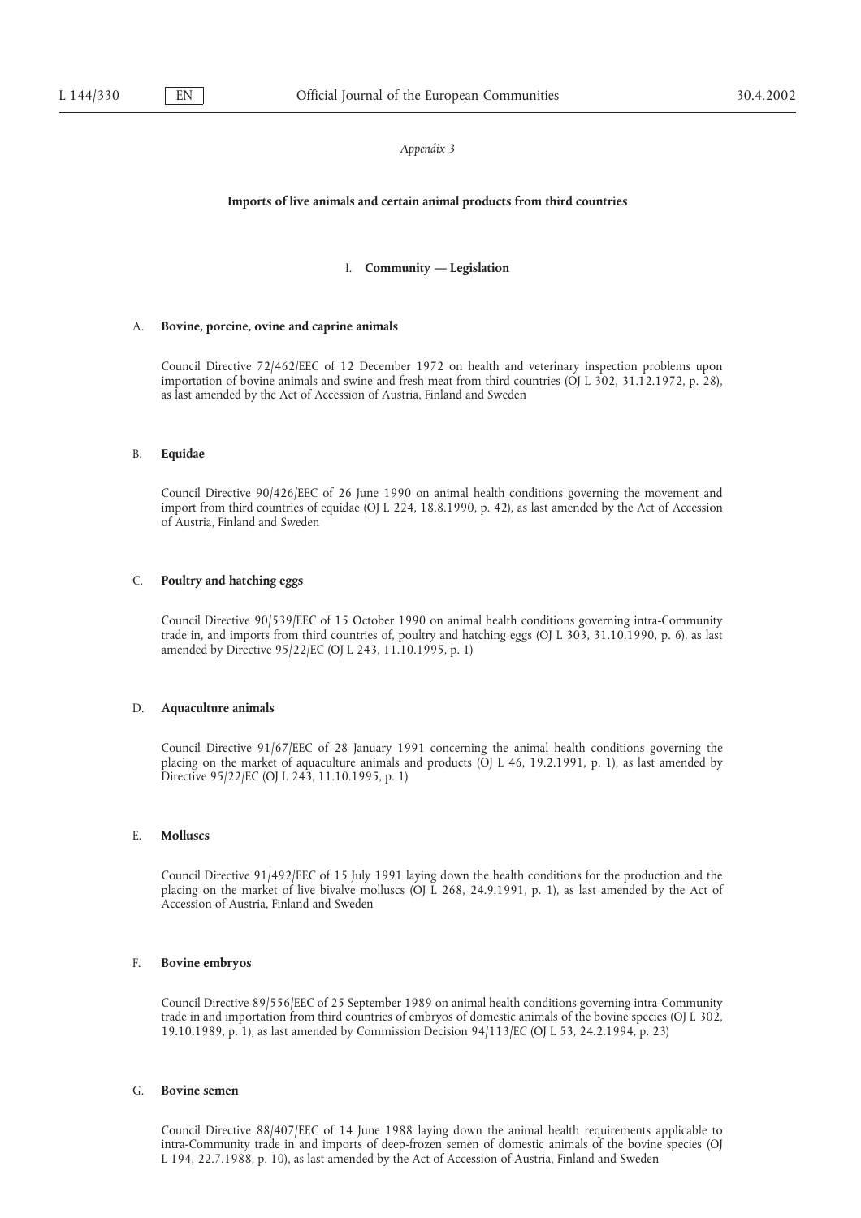*Appendix 3*

**Imports of live animals and certain animal products from third countries**

I. **Community — Legislation**

A. **Bovine, porcine, ovine and caprine animals**

Council Directive 72/462/EEC of 12 December 1972 on health and veterinary inspection problems upon importation of bovine animals and swine and fresh meat from third countries (OJ L 302, 31.12.1972, p. 28), as last amended by the Act of Accession of Austria, Finland and Sweden

B. **Equidae**

Council Directive 90/426/EEC of 26 June 1990 on animal health conditions governing the movement and import from third countries of equidae (OJ L 224, 18.8.1990, p. 42), as last amended by the Act of Accession of Austria, Finland and Sweden

C. **Poultry and hatching eggs**

Council Directive 90/539/EEC of 15 October 1990 on animal health conditions governing intra-Community trade in, and imports from third countries of, poultry and hatching eggs (OJ L 303, 31.10.1990, p. 6), as last amended by Directive 95/22/EC (OJ L 243, 11.10.1995, p. 1)

D. **Aquaculture animals**

Council Directive 91/67/EEC of 28 January 1991 concerning the animal health conditions governing the placing on the market of aquaculture animals and products (OJ L 46, 19.2.1991, p. 1), as last amended by Directive 95/22/EC (OJ L 243, 11.10.1995, p. 1)

E. **Molluscs**

Council Directive 91/492/EEC of 15 July 1991 laying down the health conditions for the production and the placing on the market of live bivalve molluscs (OJ L 268, 24.9.1991, p. 1), as last amended by the Act of Accession of Austria, Finland and Sweden

F. **Bovine embryos**

Council Directive 89/556/EEC of 25 September 1989 on animal health conditions governing intra-Community trade in and importation from third countries of embryos of domestic animals of the bovine species (OJ L 302, 19.10.1989, p. 1), as last amended by Commission Decision 94/113/EC (OJ L 53, 24.2.1994, p. 23)

G. **Bovine semen**

Council Directive 88/407/EEC of 14 June 1988 laying down the animal health requirements applicable to intra-Community trade in and imports of deep-frozen semen of domestic animals of the bovine species (OJ L 194, 22.7.1988, p. 10), as last amended by the Act of Accession of Austria, Finland and Sweden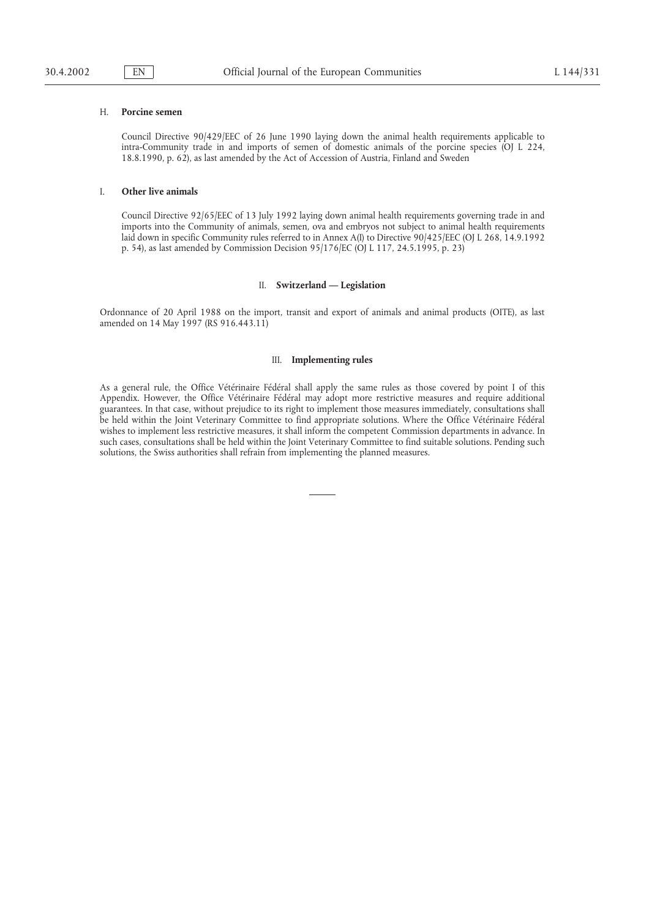### H. **Porcine semen**

Council Directive 90/429/EEC of 26 June 1990 laying down the animal health requirements applicable to intra-Community trade in and imports of semen of domestic animals of the porcine species (OJ L 224, 18.8.1990, p. 62), as last amended by the Act of Accession of Austria, Finland and Sweden

### I. **Other live animals**

Council Directive 92/65/EEC of 13 July 1992 laying down animal health requirements governing trade in and imports into the Community of animals, semen, ova and embryos not subject to animal health requirements laid down in specific Community rules referred to in Annex A(I) to Directive 90/425/EEC (OJ L 268, 14.9.1992 p. 54), as last amended by Commission Decision 95/176/EC (OJ L 117, 24.5.1995, p. 23)

## II. **Switzerland — Legislation**

Ordonnance of 20 April 1988 on the import, transit and export of animals and animal products (OITE), as last amended on 14 May 1997 (RS 916.443.11)

## III. **Implementing rules**

As a general rule, the Office Vétérinaire Fédéral shall apply the same rules as those covered by point I of this Appendix. However, the Office Vétérinaire Fédéral may adopt more restrictive measures and require additional guarantees. In that case, without prejudice to its right to implement those measures immediately, consultations shall be held within the Joint Veterinary Committee to find appropriate solutions. Where the Office Vétérinaire Fédéral wishes to implement less restrictive measures, it shall inform the competent Commission departments in advance. In such cases, consultations shall be held within the Joint Veterinary Committee to find suitable solutions. Pending such solutions, the Swiss authorities shall refrain from implementing the planned measures.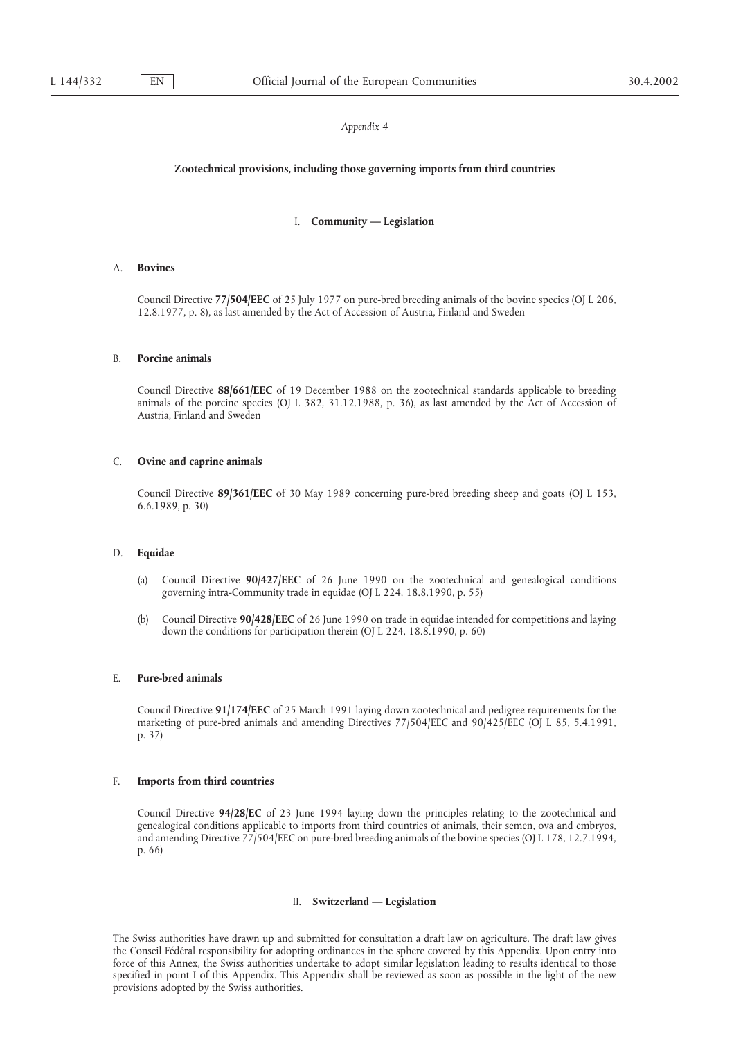*Appendix 4*

## Zootechnical provisions, including those governing imports from third countries

### I. Community — Legislation

#### A. Bovines

Council Directive **77/504/EEC** of 25 July 1977 on pure-bred breeding animals of the bovine species (OJ L 206, 12.8.1977, p. 8), as last amended by the Act of Accession of Austria, Finland and Sweden

#### B. Porcine animals

Council Directive **88/661/EEC** of 19 December 1988 on the zootechnical standards applicable to breeding animals of the porcine species (OJ L 382, 31.12.1988, p. 36), as last amended by the Act of Accession of Austria, Finland and Sweden

#### C. Ovine and caprine animals

Council Directive **89/361/EEC** of 30 May 1989 concerning pure-bred breeding sheep and goats (OJ L 153, 6.6.1989, p. 30)

#### D. Equidae

(a) Council Directive **90/427/EEC** of 26 June 1990 on the zootechnical and genealogical conditions governing intra-Community trade in equidae (OJ L 224, 18.8.1990, p. 55)

(b) Council Directive **90/428/EEC** of 26 June 1990 on trade in equidae intended for competitions and laying down the conditions for participation therein (OJ L 224, 18.8.1990, p. 60)

#### E. Pure-bred animals

Council Directive **91/174/EEC** of 25 March 1991 laying down zootechnical and pedigree requirements for the marketing of pure-bred animals and amending Directives 77/504/EEC and 90/425/EEC (OJ L 85, 5.4.1991, p. 37)

#### F. Imports from third countries

Council Directive **94/28/EC** of 23 June 1994 laying down the principles relating to the zootechnical and genealogical conditions applicable to imports from third countries of animals, their semen, ova and embryos, and amending Directive 77/504/EEC on pure-bred breeding animals of the bovine species (OJ L 178, 12.7.1994, p. 66)

### II. Switzerland — Legislation

The Swiss authorities have drawn up and submitted for consultation a draft law on agriculture. The draft law gives the Conseil Fédéral responsibility for adopting ordinances in the sphere covered by this Appendix. Upon entry into force of this Annex, the Swiss authorities undertake to adopt similar legislation leading to results identical to those specified in point I of this Appendix. This Appendix shall be reviewed as soon as possible in the light of the new provisions adopted by the Swiss authorities.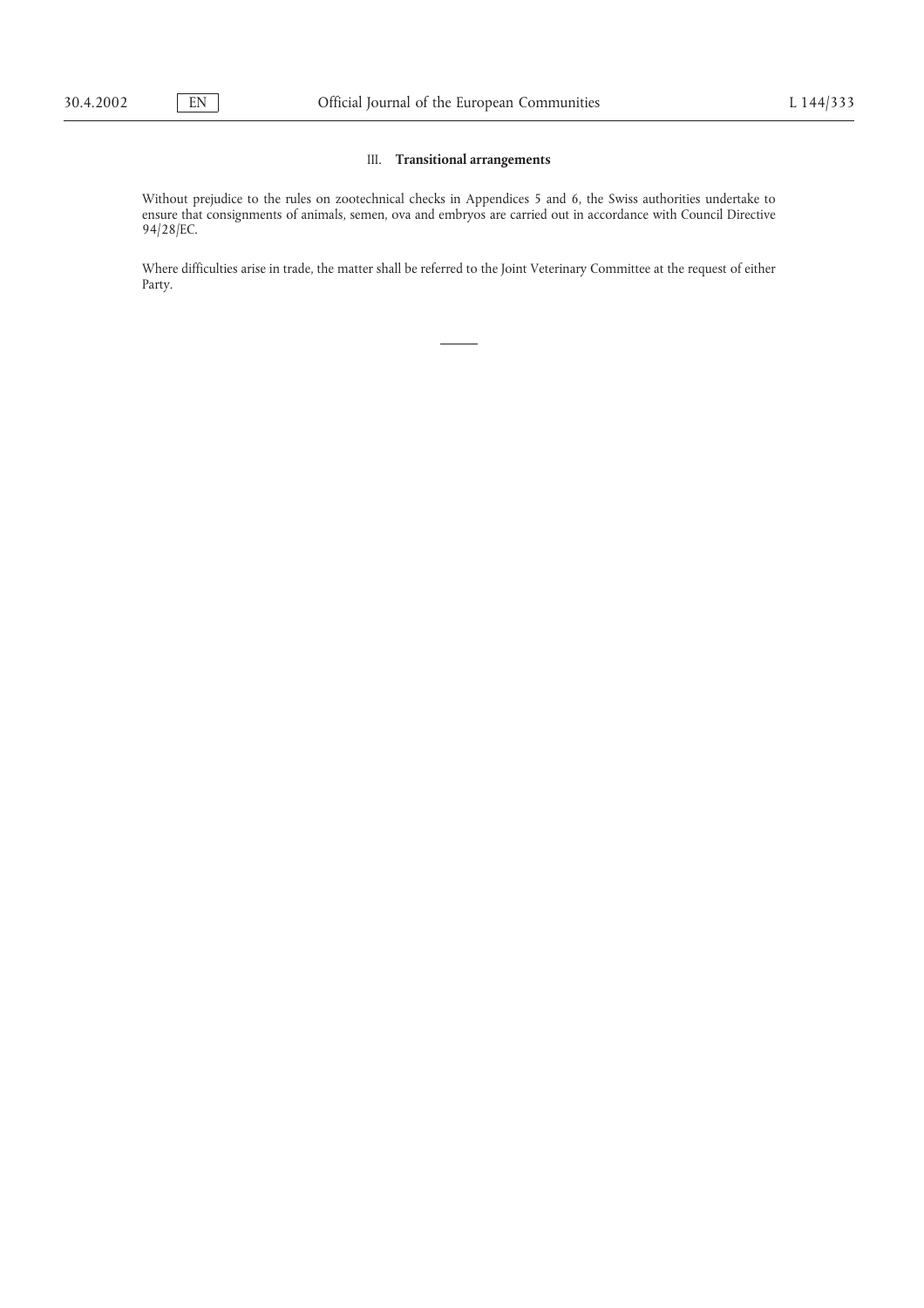## III. **Transitional arrangements**

Without prejudice to the rules on zootechnical checks in Appendices 5 and 6, the Swiss authorities undertake to ensure that consignments of animals, semen, ova and embryos are carried out in accordance with Council Directive 94/28/EC.

Where difficulties arise in trade, the matter shall be referred to the Joint Veterinary Committee at the request of either Party.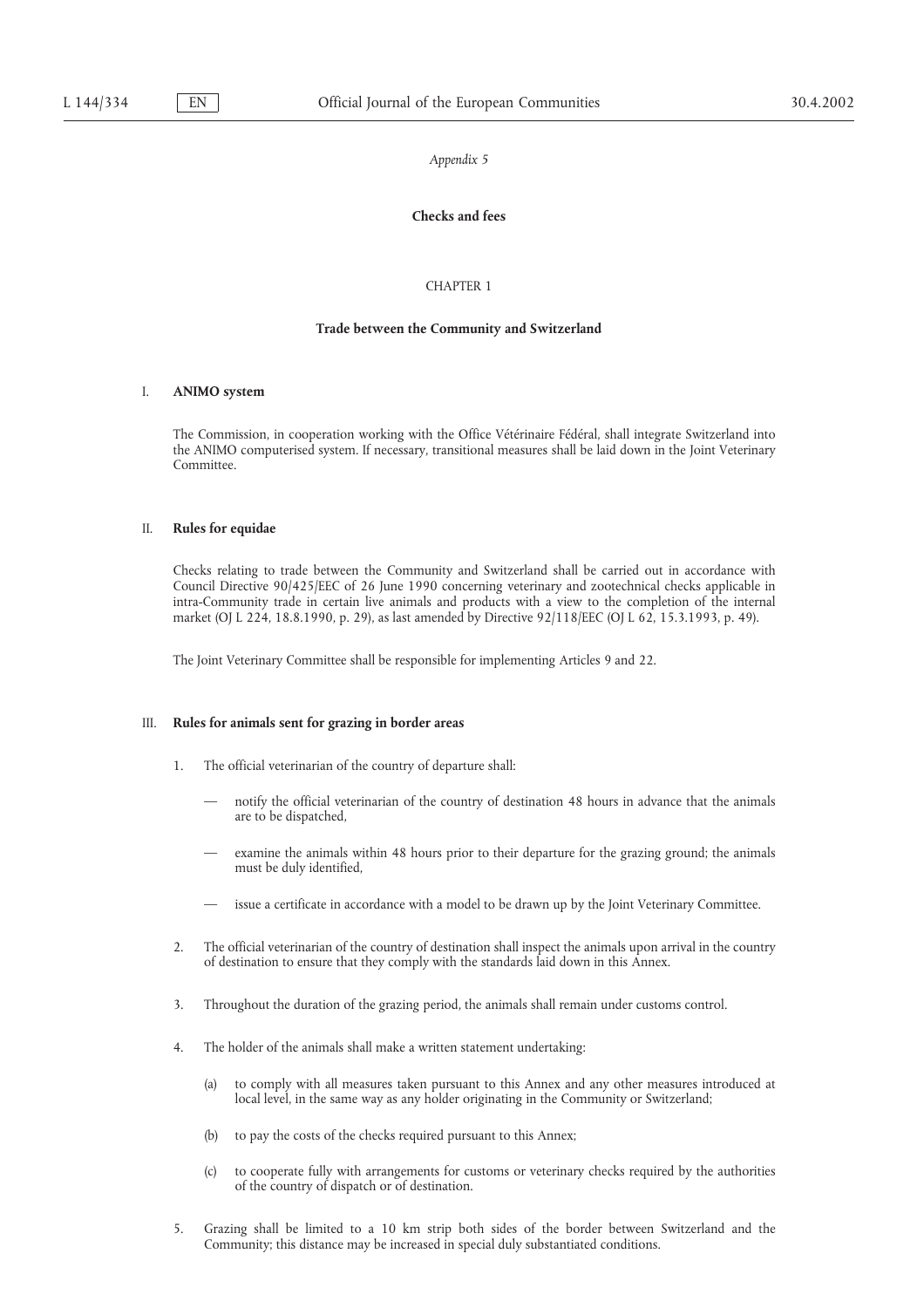*Appendix 5*

## Checks and fees

### CHAPTER 1

### Trade between the Community and Switzerland

I. **ANIMO system**

The Commission, in cooperation working with the Office Vétérinaire Fédéral, shall integrate Switzerland into the ANIMO computerised system. If necessary, transitional measures shall be laid down in the Joint Veterinary Committee.

II. **Rules for equidae**

Checks relating to trade between the Community and Switzerland shall be carried out in accordance with Council Directive 90/425/EEC of 26 June 1990 concerning veterinary and zootechnical checks applicable in intra-Community trade in certain live animals and products with a view to the completion of the internal market (OJ L 224, 18.8.1990, p. 29), as last amended by Directive 92/118/EEC (OJ L 62, 15.3.1993, p. 49).

The Joint Veterinary Committee shall be responsible for implementing Articles 9 and 22.

III. **Rules for animals sent for grazing in border areas**

1. The official veterinarian of the country of departure shall:

   — notify the official veterinarian of the country of destination 48 hours in advance that the animals are to be dispatched,

   — examine the animals within 48 hours prior to their departure for the grazing ground; the animals must be duly identified,

   — issue a certificate in accordance with a model to be drawn up by the Joint Veterinary Committee.

2. The official veterinarian of the country of destination shall inspect the animals upon arrival in the country of destination to ensure that they comply with the standards laid down in this Annex.

3. Throughout the duration of the grazing period, the animals shall remain under customs control.

4. The holder of the animals shall make a written statement undertaking:

   (a) to comply with all measures taken pursuant to this Annex and any other measures introduced at local level, in the same way as any holder originating in the Community or Switzerland;

   (b) to pay the costs of the checks required pursuant to this Annex;

   (c) to cooperate fully with arrangements for customs or veterinary checks required by the authorities of the country of dispatch or of destination.

5. Grazing shall be limited to a 10 km strip both sides of the border between Switzerland and the Community; this distance may be increased in special duly substantiated conditions.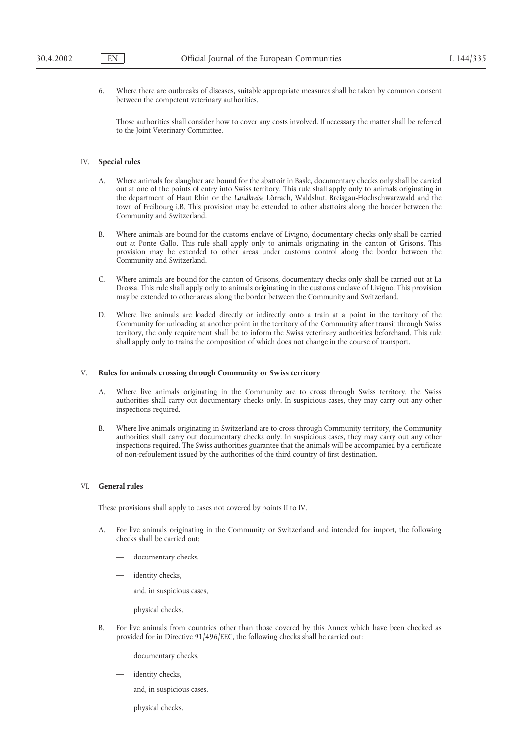6. Where there are outbreaks of diseases, suitable appropriate measures shall be taken by common consent between the competent veterinary authorities.

   Those authorities shall consider how to cover any costs involved. If necessary the matter shall be referred to the Joint Veterinary Committee.

## IV. **Special rules**

A. Where animals for slaughter are bound for the abattoir in Basle, documentary checks only shall be carried out at one of the points of entry into Swiss territory. This rule shall apply only to animals originating in the department of Haut Rhin or the *Landkreise* Lörrach, Waldshut, Breisgau-Hochschwarzwald and the town of Freibourg i.B. This provision may be extended to other abattoirs along the border between the Community and Switzerland.

B. Where animals are bound for the customs enclave of Livigno, documentary checks only shall be carried out at Ponte Gallo. This rule shall apply only to animals originating in the canton of Grisons. This provision may be extended to other areas under customs control along the border between the Community and Switzerland.

C. Where animals are bound for the canton of Grisons, documentary checks only shall be carried out at La Drossa. This rule shall apply only to animals originating in the customs enclave of Livigno. This provision may be extended to other areas along the border between the Community and Switzerland.

D. Where live animals are loaded directly or indirectly onto a train at a point in the territory of the Community for unloading at another point in the territory of the Community after transit through Swiss territory, the only requirement shall be to inform the Swiss veterinary authorities beforehand. This rule shall apply only to trains the composition of which does not change in the course of transport.

## V. **Rules for animals crossing through Community or Swiss territory**

A. Where live animals originating in the Community are to cross through Swiss territory, the Swiss authorities shall carry out documentary checks only. In suspicious cases, they may carry out any other inspections required.

B. Where live animals originating in Switzerland are to cross through Community territory, the Community authorities shall carry out documentary checks only. In suspicious cases, they may carry out any other inspections required. The Swiss authorities guarantee that the animals will be accompanied by a certificate of non-refoulement issued by the authorities of the third country of first destination.

## VI. **General rules**

These provisions shall apply to cases not covered by points II to IV.

A. For live animals originating in the Community or Switzerland and intended for import, the following checks shall be carried out:

   — documentary checks,

   — identity checks,

   and, in suspicious cases,

   — physical checks.

B. For live animals from countries other than those covered by this Annex which have been checked as provided for in Directive 91/496/EEC, the following checks shall be carried out:

   — documentary checks,

   — identity checks,

   and, in suspicious cases,

   — physical checks.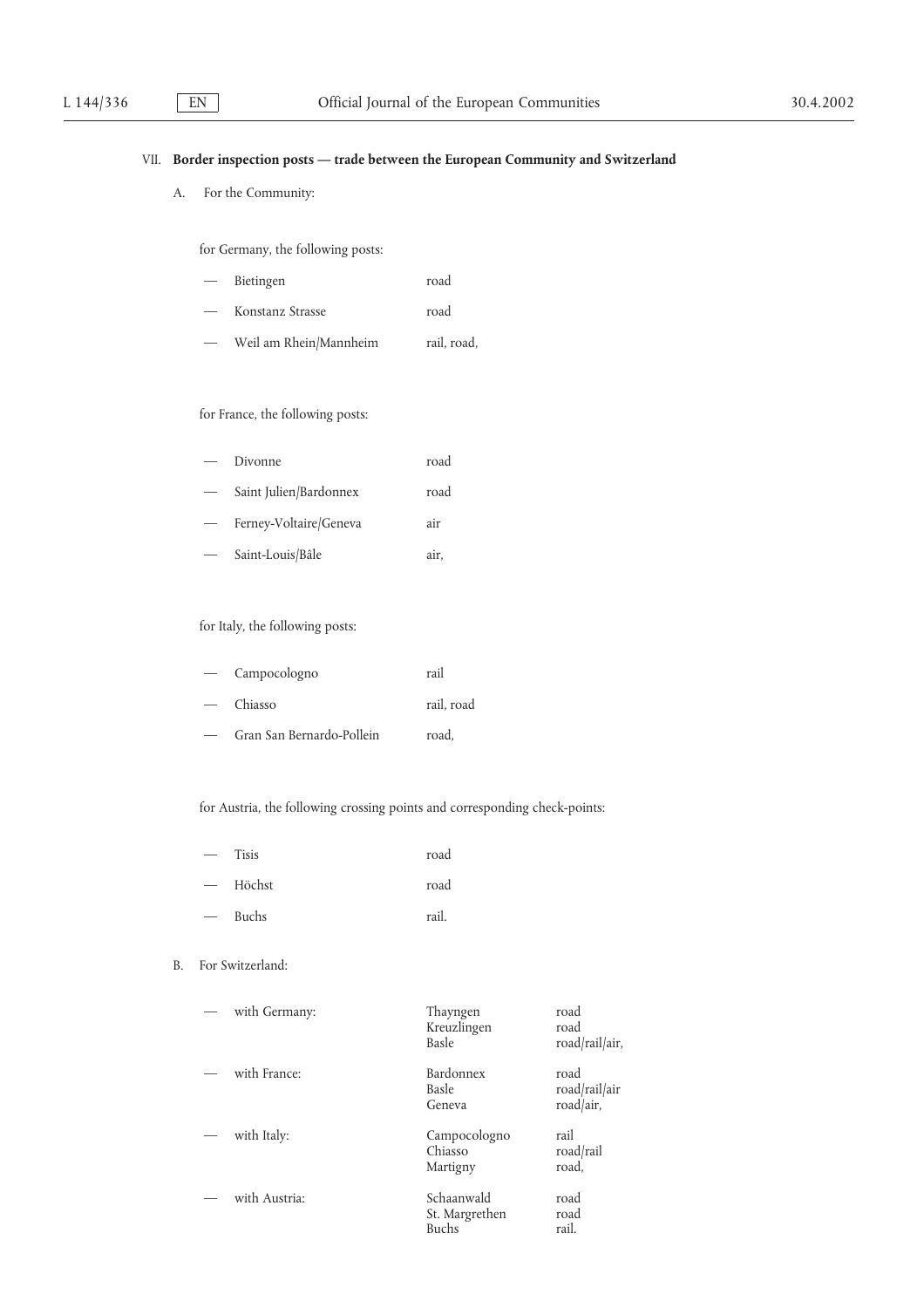## VII. **Border inspection posts — trade between the European Community and Switzerland**

A. For the Community:

for Germany, the following posts:

| | |
|---|---|
| — Bietingen | road |
| — Konstanz Strasse | road |
| — Weil am Rhein/Mannheim | rail, road, |

for France, the following posts:

| | |
|---|---|
| — Divonne | road |
| — Saint Julien/Bardonnex | road |
| — Ferney-Voltaire/Geneva | air |
| — Saint-Louis/Bâle | air, |

for Italy, the following posts:

| | |
|---|---|
| — Campocologno | rail |
| — Chiasso | rail, road |
| — Gran San Bernardo-Pollein | road, |

for Austria, the following crossing points and corresponding check-points:

| | |
|---|---|
| — Tisis | road |
| — Höchst | road |
| — Buchs | rail. |

B. For Switzerland:

| | | |
|---|---|---|
| — with Germany: | Thayngen | road |
| | Kreuzlingen | road |
| | Basle | road/rail/air, |
| — with France: | Bardonnex | road |
| | Basle | road/rail/air |
| | Geneva | road/air, |
| — with Italy: | Campocologno | rail |
| | Chiasso | road/rail |
| | Martigny | road, |
| — with Austria: | Schaanwald | road |
| | St. Margrethen | road |
| | Buchs | rail. |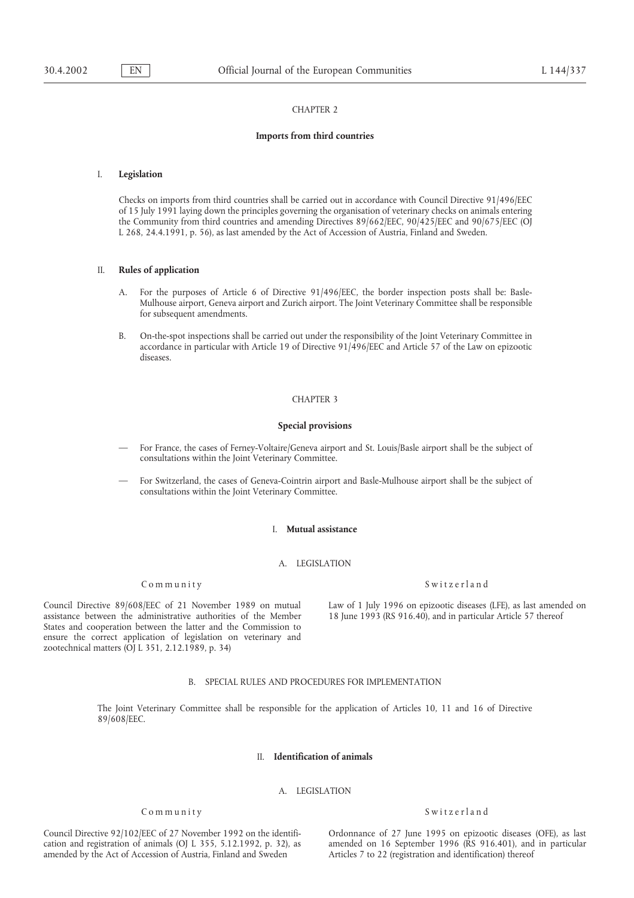CHAPTER 2

**Imports from third countries**

I. **Legislation**

Checks on imports from third countries shall be carried out in accordance with Council Directive 91/496/EEC of 15 July 1991 laying down the principles governing the organisation of veterinary checks on animals entering the Community from third countries and amending Directives 89/662/EEC, 90/425/EEC and 90/675/EEC (OJ L 268, 24.4.1991, p. 56), as last amended by the Act of Accession of Austria, Finland and Sweden.

II. **Rules of application**

A. For the purposes of Article 6 of Directive 91/496/EEC, the border inspection posts shall be: Basle-Mulhouse airport, Geneva airport and Zurich airport. The Joint Veterinary Committee shall be responsible for subsequent amendments.

B. On-the-spot inspections shall be carried out under the responsibility of the Joint Veterinary Committee in accordance in particular with Article 19 of Directive 91/496/EEC and Article 57 of the Law on epizootic diseases.

CHAPTER 3

**Special provisions**

— For France, the cases of Ferney-Voltaire/Geneva airport and St. Louis/Basle airport shall be the subject of consultations within the Joint Veterinary Committee.

— For Switzerland, the cases of Geneva-Cointrin airport and Basle-Mulhouse airport shall be the subject of consultations within the Joint Veterinary Committee.

I. **Mutual assistance**

A. LEGISLATION

| Community | Switzerland |
|---|---|
| Council Directive 89/608/EEC of 21 November 1989 on mutual assistance between the administrative authorities of the Member States and cooperation between the latter and the Commission to ensure the correct application of legislation on veterinary and zootechnical matters (OJ L 351, 2.12.1989, p. 34) | Law of 1 July 1996 on epizootic diseases (LFE), as last amended on 18 June 1993 (RS 916.40), and in particular Article 57 thereof |

B. SPECIAL RULES AND PROCEDURES FOR IMPLEMENTATION

The Joint Veterinary Committee shall be responsible for the application of Articles 10, 11 and 16 of Directive 89/608/EEC.

II. **Identification of animals**

A. LEGISLATION

| Community | Switzerland |
|---|---|
| Council Directive 92/102/EEC of 27 November 1992 on the identification and registration of animals (OJ L 355, 5.12.1992, p. 32), as amended by the Act of Accession of Austria, Finland and Sweden | Ordonnance of 27 June 1995 on epizootic diseases (OFE), as last amended on 16 September 1996 (RS 916.401), and in particular Articles 7 to 22 (registration and identification) thereof |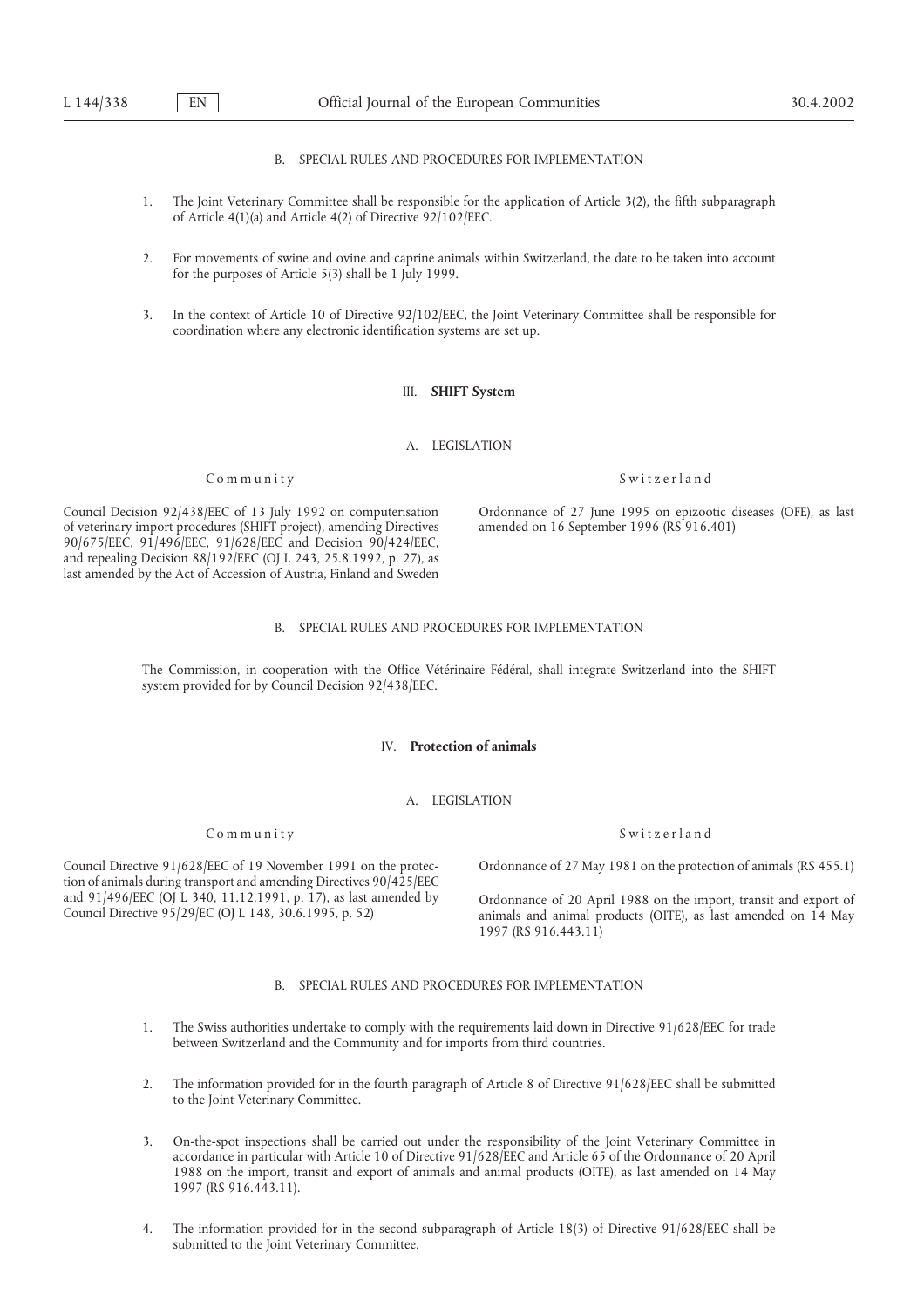B. SPECIAL RULES AND PROCEDURES FOR IMPLEMENTATION

1. The Joint Veterinary Committee shall be responsible for the application of Article 3(2), the fifth subparagraph of Article 4(1)(a) and Article 4(2) of Directive 92/102/EEC.

2. For movements of swine and ovine and caprine animals within Switzerland, the date to be taken into account for the purposes of Article 5(3) shall be 1 July 1999.

3. In the context of Article 10 of Directive 92/102/EEC, the Joint Veterinary Committee shall be responsible for coordination where any electronic identification systems are set up.

## III. **SHIFT System**

A. LEGISLATION

| Community | Switzerland |
| --- | --- |
| Council Decision 92/438/EEC of 13 July 1992 on computerisation of veterinary import procedures (SHIFT project), amending Directives 90/675/EEC, 91/496/EEC, 91/628/EEC and Decision 90/424/EEC, and repealing Decision 88/192/EEC (OJ L 243, 25.8.1992, p. 27), as last amended by the Act of Accession of Austria, Finland and Sweden | Ordonnance of 27 June 1995 on epizootic diseases (OFE), as last amended on 16 September 1996 (RS 916.401) |

B. SPECIAL RULES AND PROCEDURES FOR IMPLEMENTATION

The Commission, in cooperation with the Office Vétérinaire Fédéral, shall integrate Switzerland into the SHIFT system provided for by Council Decision 92/438/EEC.

## IV. **Protection of animals**

A. LEGISLATION

| Community | Switzerland |
| --- | --- |
| Council Directive 91/628/EEC of 19 November 1991 on the protection of animals during transport and amending Directives 90/425/EEC and 91/496/EEC (OJ L 340, 11.12.1991, p. 17), as last amended by Council Directive 95/29/EC (OJ L 148, 30.6.1995, p. 52) | Ordonnance of 27 May 1981 on the protection of animals (RS 455.1)<br><br>Ordonnance of 20 April 1988 on the import, transit and export of animals and animal products (OITE), as last amended on 14 May 1997 (RS 916.443.11) |

B. SPECIAL RULES AND PROCEDURES FOR IMPLEMENTATION

1. The Swiss authorities undertake to comply with the requirements laid down in Directive 91/628/EEC for trade between Switzerland and the Community and for imports from third countries.

2. The information provided for in the fourth paragraph of Article 8 of Directive 91/628/EEC shall be submitted to the Joint Veterinary Committee.

3. On-the-spot inspections shall be carried out under the responsibility of the Joint Veterinary Committee in accordance in particular with Article 10 of Directive 91/628/EEC and Article 65 of the Ordonnance of 20 April 1988 on the import, transit and export of animals and animal products (OITE), as last amended on 14 May 1997 (RS 916.443.11).

4. The information provided for in the second subparagraph of Article 18(3) of Directive 91/628/EEC shall be submitted to the Joint Veterinary Committee.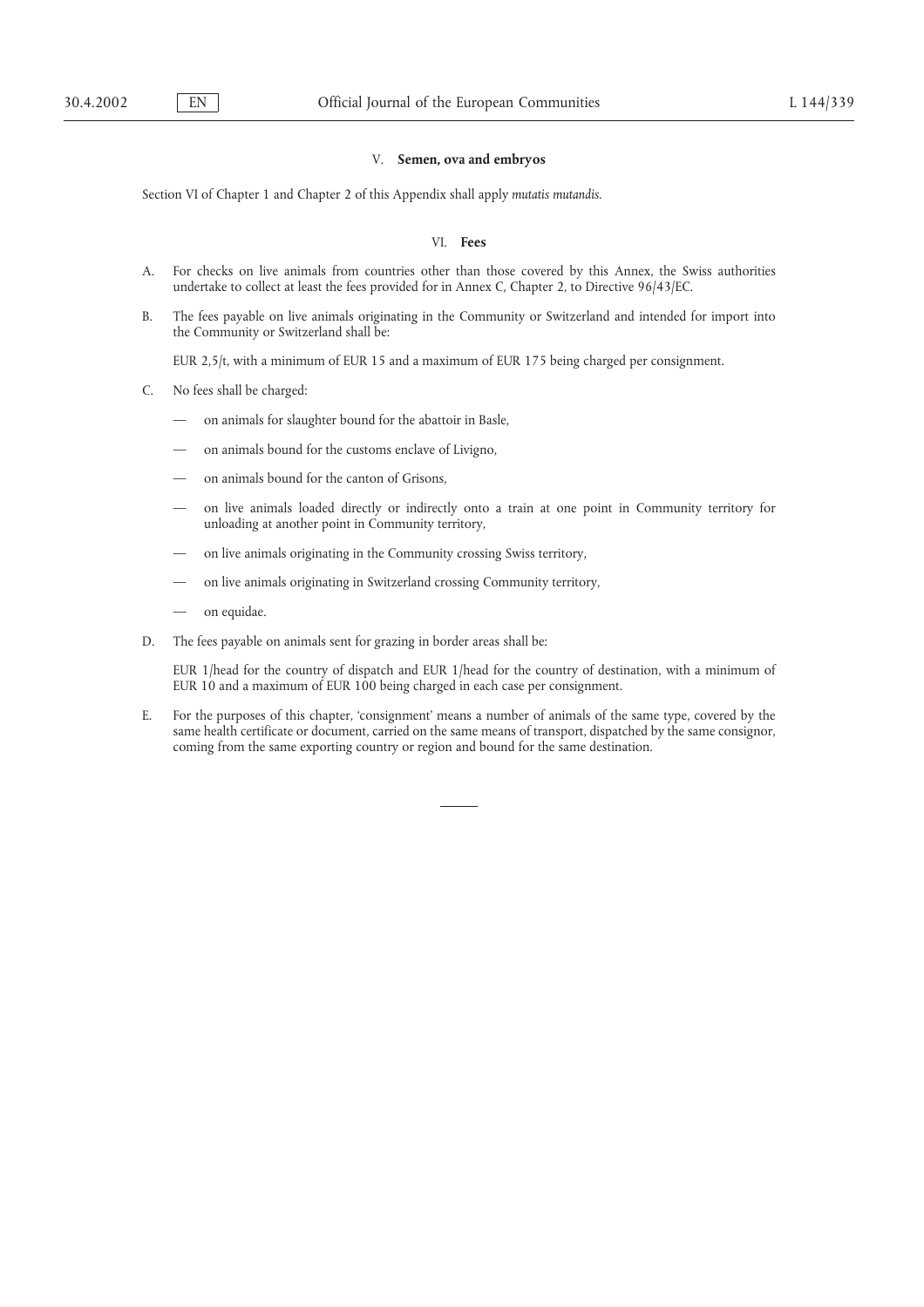### V. **Semen, ova and embryos**

Section VI of Chapter 1 and Chapter 2 of this Appendix shall apply *mutatis mutandis*.

### VI. **Fees**

A. For checks on live animals from countries other than those covered by this Annex, the Swiss authorities undertake to collect at least the fees provided for in Annex C, Chapter 2, to Directive 96/43/EC.

B. The fees payable on live animals originating in the Community or Switzerland and intended for import into the Community or Switzerland shall be:

EUR 2,5/t, with a minimum of EUR 15 and a maximum of EUR 175 being charged per consignment.

C. No fees shall be charged:

— on animals for slaughter bound for the abattoir in Basle,

— on animals bound for the customs enclave of Livigno,

— on animals bound for the canton of Grisons,

— on live animals loaded directly or indirectly onto a train at one point in Community territory for unloading at another point in Community territory,

— on live animals originating in the Community crossing Swiss territory,

— on live animals originating in Switzerland crossing Community territory,

— on equidae.

D. The fees payable on animals sent for grazing in border areas shall be:

EUR 1/head for the country of dispatch and EUR 1/head for the country of destination, with a minimum of EUR 10 and a maximum of EUR 100 being charged in each case per consignment.

E. For the purposes of this chapter, 'consignment' means a number of animals of the same type, covered by the same health certificate or document, carried on the same means of transport, dispatched by the same consignor, coming from the same exporting country or region and bound for the same destination.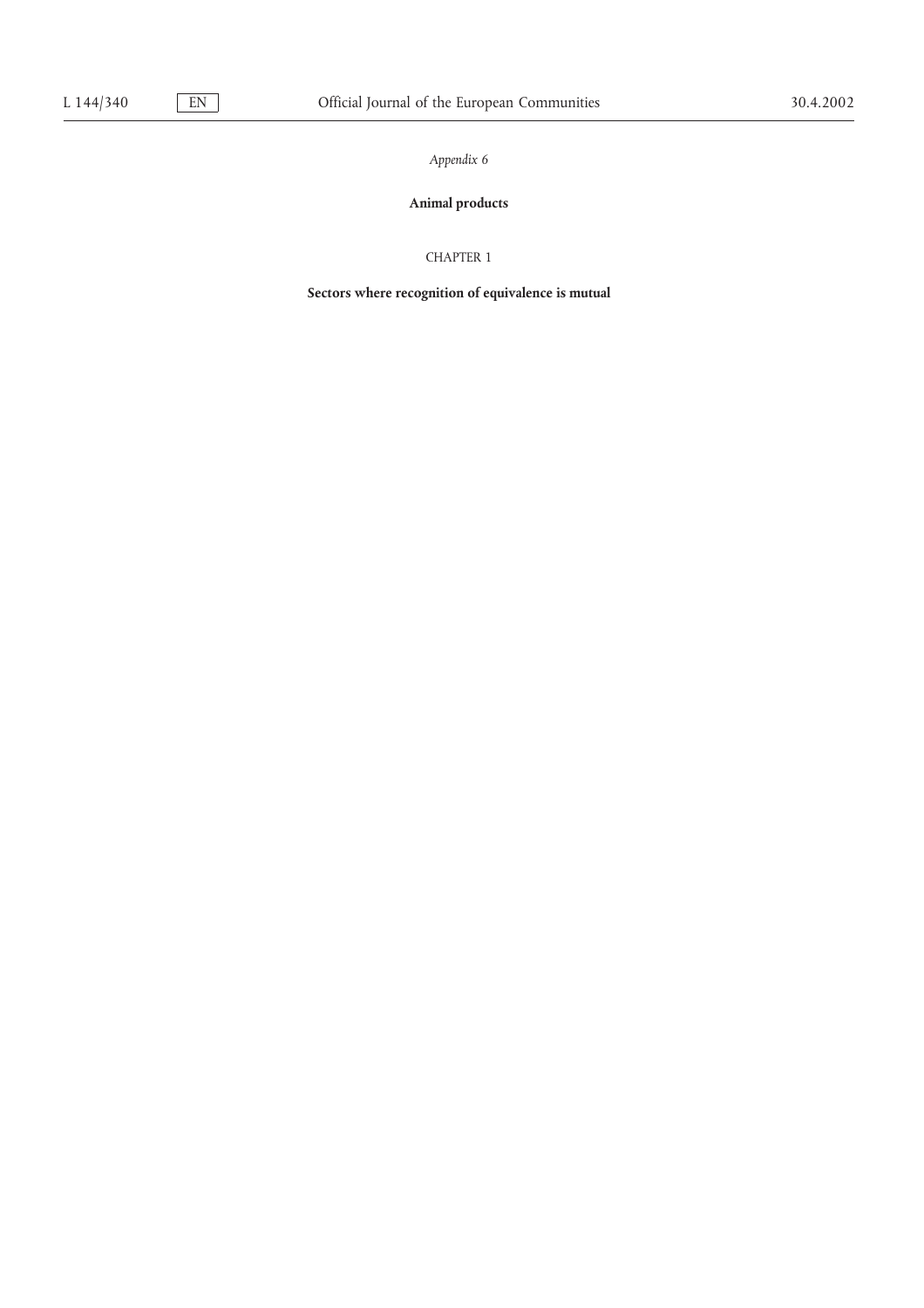*Appendix 6*

## Animal products

CHAPTER 1

### Sectors where recognition of equivalence is mutual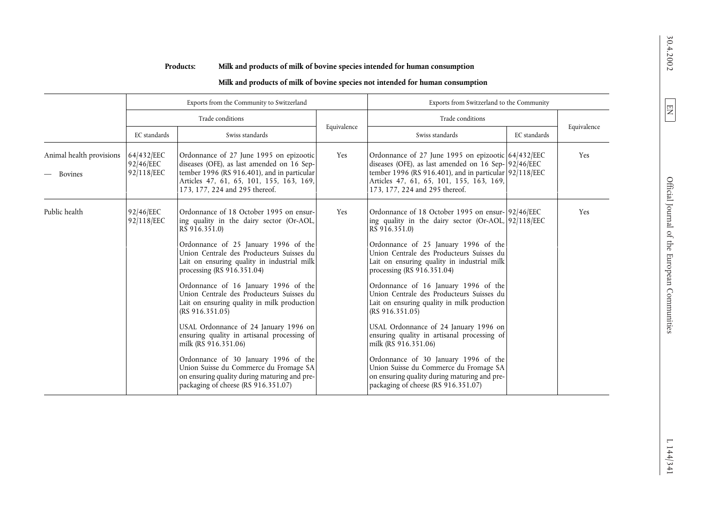**Products:** **Milk and products of milk of bovine species intended for human consumption**

**Milk and products of milk of bovine species not intended for human consumption**

| | Exports from the Community to Switzerland | | | Exports from Switzerland to the Community | | |
|---|---|---|---|---|---|---|
| | Trade conditions | | Equivalence | Trade conditions | | Equivalence |
| | EC standards | Swiss standards | | Swiss standards | EC standards | |
| Animal health provisions<br>— Bovines | 64/432/EEC<br>92/46/EEC<br>92/118/EEC | Ordonnance of 27 June 1995 on epizootic diseases (OFE), as last amended on 16 September 1996 (RS 916.401), and in particular Articles 47, 61, 65, 101, 155, 163, 169, 173, 177, 224 and 295 thereof. | Yes | Ordonnance of 27 June 1995 on epizootic diseases (OFE), as last amended on 16 September 1996 (RS 916.401), and in particular Articles 47, 61, 65, 101, 155, 163, 169, 173, 177, 224 and 295 thereof. | 64/432/EEC<br>92/46/EEC<br>92/118/EEC | Yes |
| Public health | 92/46/EEC<br>92/118/EEC | Ordonnance of 18 October 1995 on ensuring quality in the dairy sector (Or-AOL, RS 916.351.0)<br><br>Ordonnance of 25 January 1996 of the Union Centrale des Producteurs Suisses du Lait on ensuring quality in industrial milk processing (RS 916.351.04)<br><br>Ordonnance of 16 January 1996 of the Union Centrale des Producteurs Suisses du Lait on ensuring quality in milk production (RS 916.351.05)<br><br>USAL Ordonnance of 24 January 1996 on ensuring quality in artisanal processing of milk (RS 916.351.06)<br><br>Ordonnance of 30 January 1996 of the Union Suisse du Commerce du Fromage SA on ensuring quality during maturing and prepackaging of cheese (RS 916.351.07) | Yes | Ordonnance of 18 October 1995 on ensuring quality in the dairy sector (Or-AOL, RS 916.351.0)<br><br>Ordonnance of 25 January 1996 of the Union Centrale des Producteurs Suisses du Lait on ensuring quality in industrial milk processing (RS 916.351.04)<br><br>Ordonnance of 16 January 1996 of the Union Centrale des Producteurs Suisses du Lait on ensuring quality in milk production (RS 916.351.05)<br><br>USAL Ordonnance of 24 January 1996 on ensuring quality in artisanal processing of milk (RS 916.351.06)<br><br>Ordonnance of 30 January 1996 of the Union Suisse du Commerce du Fromage SA on ensuring quality during maturing and prepackaging of cheese (RS 916.351.07) | 92/46/EEC<br>92/118/EEC | Yes |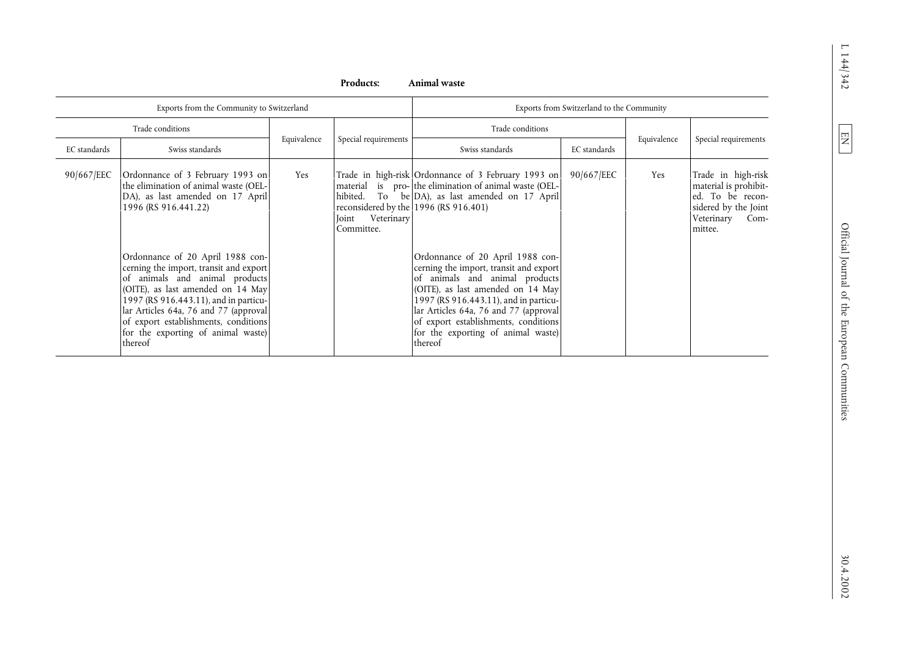**Products: Animal waste**

| Exports from the Community to Switzerland | | | | Exports from Switzerland to the Community | | | |
|---|---|---|---|---|---|---|---|
| Trade conditions | | Equivalence | Special requirements | Trade conditions | | Equivalence | Special requirements |
| EC standards | Swiss standards | | | Swiss standards | EC standards | | |
| 90/667/EEC | Ordonnance of 3 February 1993 on the elimination of animal waste (OELDA), as last amended on 17 April 1996 (RS 916.441.22)<br><br>Ordonnance of 20 April 1988 concerning the import, transit and export of animals and animal products (OITE), as last amended on 14 May 1997 (RS 916.443.11), and in particular Articles 64a, 76 and 77 (approval of export establishments, conditions for the exporting of animal waste) thereof | Yes | Trade in high-risk material is prohibited. To be reconsidered by the Joint Veterinary Committee. | Ordonnance of 3 February 1993 on the elimination of animal waste (OELDA), as last amended on 17 April 1996 (RS 916.401)<br><br>Ordonnance of 20 April 1988 concerning the import, transit and export of animals and animal products (OITE), as last amended on 14 May 1997 (RS 916.443.11), and in particular Articles 64a, 76 and 77 (approval of export establishments, conditions for the exporting of animal waste) thereof | 90/667/EEC | Yes | Trade in high-risk material is prohibited. To be reconsidered by the Joint Veterinary Committee. |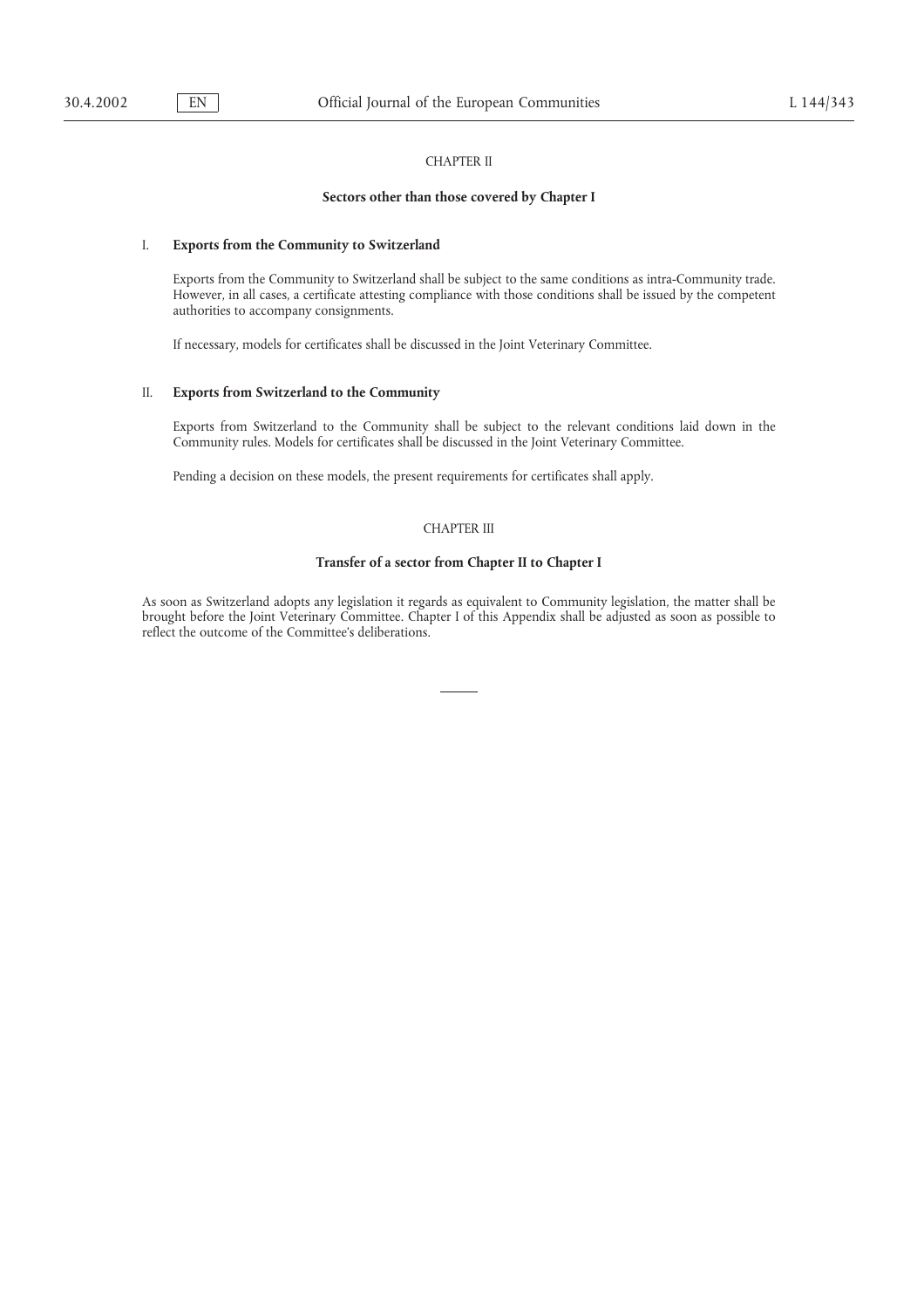## CHAPTER II

### Sectors other than those covered by Chapter I

#### I. Exports from the Community to Switzerland

Exports from the Community to Switzerland shall be subject to the same conditions as intra-Community trade. However, in all cases, a certificate attesting compliance with those conditions shall be issued by the competent authorities to accompany consignments.

If necessary, models for certificates shall be discussed in the Joint Veterinary Committee.

#### II. Exports from Switzerland to the Community

Exports from Switzerland to the Community shall be subject to the relevant conditions laid down in the Community rules. Models for certificates shall be discussed in the Joint Veterinary Committee.

Pending a decision on these models, the present requirements for certificates shall apply.

## CHAPTER III

### Transfer of a sector from Chapter II to Chapter I

As soon as Switzerland adopts any legislation it regards as equivalent to Community legislation, the matter shall be brought before the Joint Veterinary Committee. Chapter I of this Appendix shall be adjusted as soon as possible to reflect the outcome of the Committee's deliberations.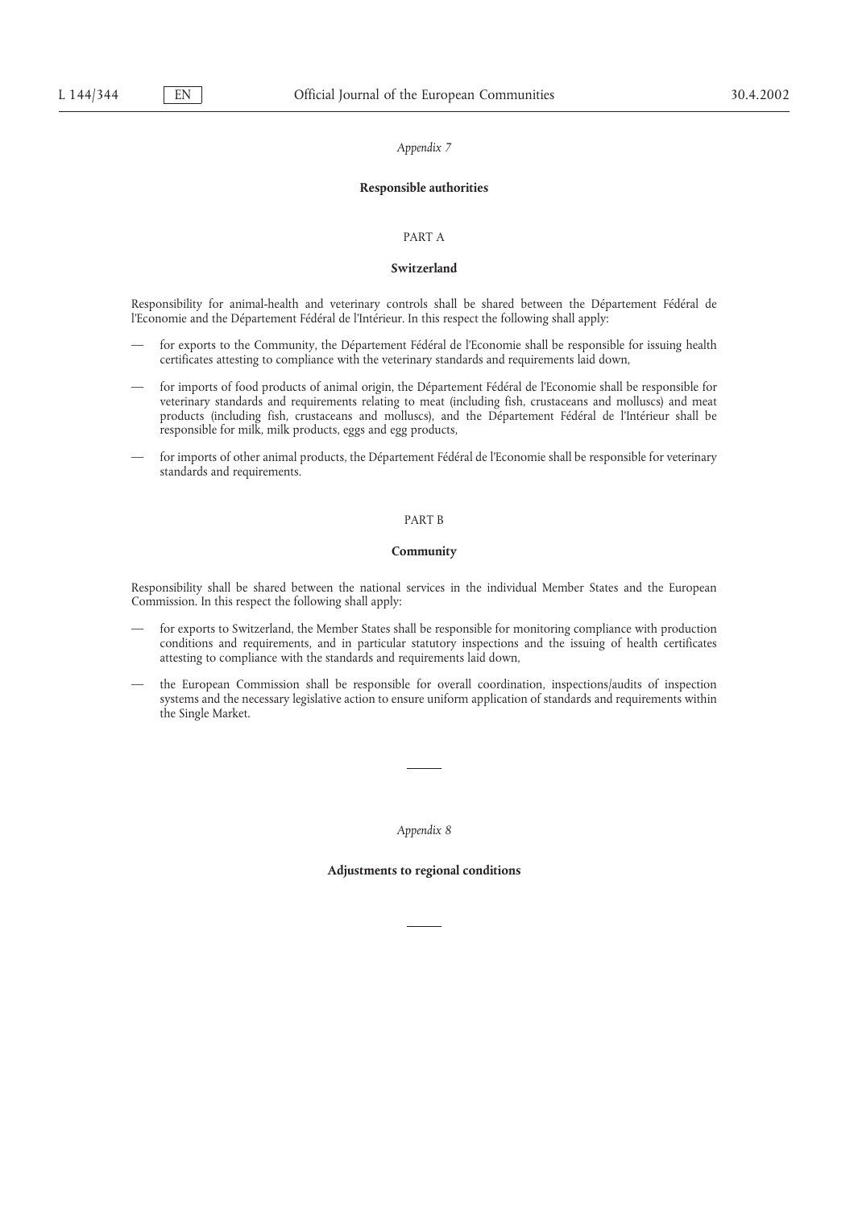*Appendix 7*

## Responsible authorities

PART A

### Switzerland

Responsibility for animal-health and veterinary controls shall be shared between the Département Fédéral de l'Economie and the Département Fédéral de l'Intérieur. In this respect the following shall apply:

— for exports to the Community, the Département Fédéral de l'Economie shall be responsible for issuing health certificates attesting to compliance with the veterinary standards and requirements laid down,

— for imports of food products of animal origin, the Département Fédéral de l'Economie shall be responsible for veterinary standards and requirements relating to meat (including fish, crustaceans and molluscs) and meat products (including fish, crustaceans and molluscs), and the Département Fédéral de l'Intérieur shall be responsible for milk, milk products, eggs and egg products,

— for imports of other animal products, the Département Fédéral de l'Economie shall be responsible for veterinary standards and requirements.

PART B

### Community

Responsibility shall be shared between the national services in the individual Member States and the European Commission. In this respect the following shall apply:

— for exports to Switzerland, the Member States shall be responsible for monitoring compliance with production conditions and requirements, and in particular statutory inspections and the issuing of health certificates attesting to compliance with the standards and requirements laid down,

— the European Commission shall be responsible for overall coordination, inspections/audits of inspection systems and the necessary legislative action to ensure uniform application of standards and requirements within the Single Market.

---

*Appendix 8*

## Adjustments to regional conditions

---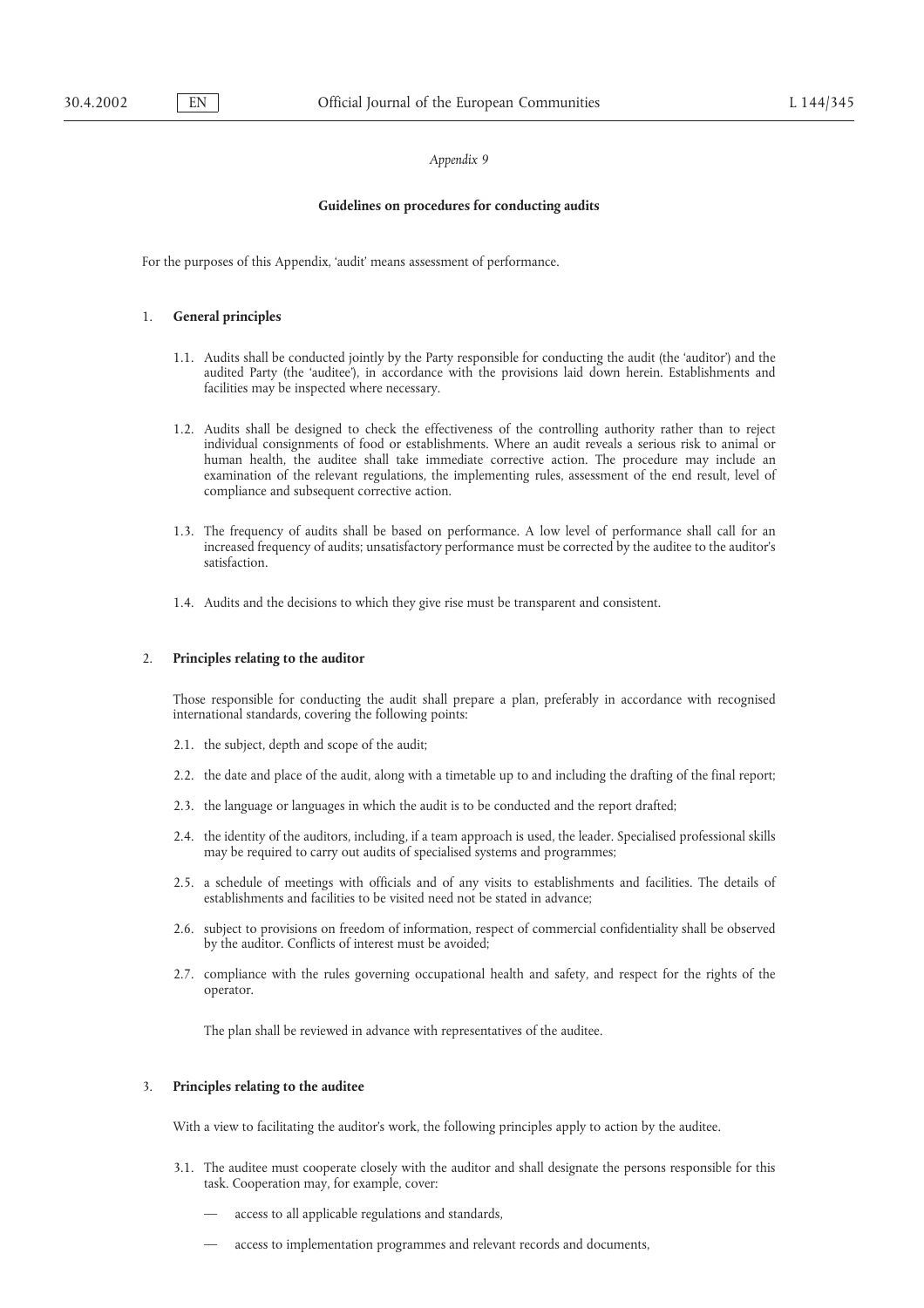*Appendix 9*

**Guidelines on procedures for conducting audits**

For the purposes of this Appendix, 'audit' means assessment of performance.

## 1. General principles

1.1. Audits shall be conducted jointly by the Party responsible for conducting the audit (the 'auditor') and the audited Party (the 'auditee'), in accordance with the provisions laid down herein. Establishments and facilities may be inspected where necessary.

1.2. Audits shall be designed to check the effectiveness of the controlling authority rather than to reject individual consignments of food or establishments. Where an audit reveals a serious risk to animal or human health, the auditee shall take immediate corrective action. The procedure may include an examination of the relevant regulations, the implementing rules, assessment of the end result, level of compliance and subsequent corrective action.

1.3. The frequency of audits shall be based on performance. A low level of performance shall call for an increased frequency of audits; unsatisfactory performance must be corrected by the auditee to the auditor's satisfaction.

1.4. Audits and the decisions to which they give rise must be transparent and consistent.

## 2. Principles relating to the auditor

Those responsible for conducting the audit shall prepare a plan, preferably in accordance with recognised international standards, covering the following points:

2.1. the subject, depth and scope of the audit;

2.2. the date and place of the audit, along with a timetable up to and including the drafting of the final report;

2.3. the language or languages in which the audit is to be conducted and the report drafted;

2.4. the identity of the auditors, including, if a team approach is used, the leader. Specialised professional skills may be required to carry out audits of specialised systems and programmes;

2.5. a schedule of meetings with officials and of any visits to establishments and facilities. The details of establishments and facilities to be visited need not be stated in advance;

2.6. subject to provisions on freedom of information, respect of commercial confidentiality shall be observed by the auditor. Conflicts of interest must be avoided;

2.7. compliance with the rules governing occupational health and safety, and respect for the rights of the operator.

The plan shall be reviewed in advance with representatives of the auditee.

## 3. Principles relating to the auditee

With a view to facilitating the auditor's work, the following principles apply to action by the auditee.

3.1. The auditee must cooperate closely with the auditor and shall designate the persons responsible for this task. Cooperation may, for example, cover:

- access to all applicable regulations and standards,
- access to implementation programmes and relevant records and documents,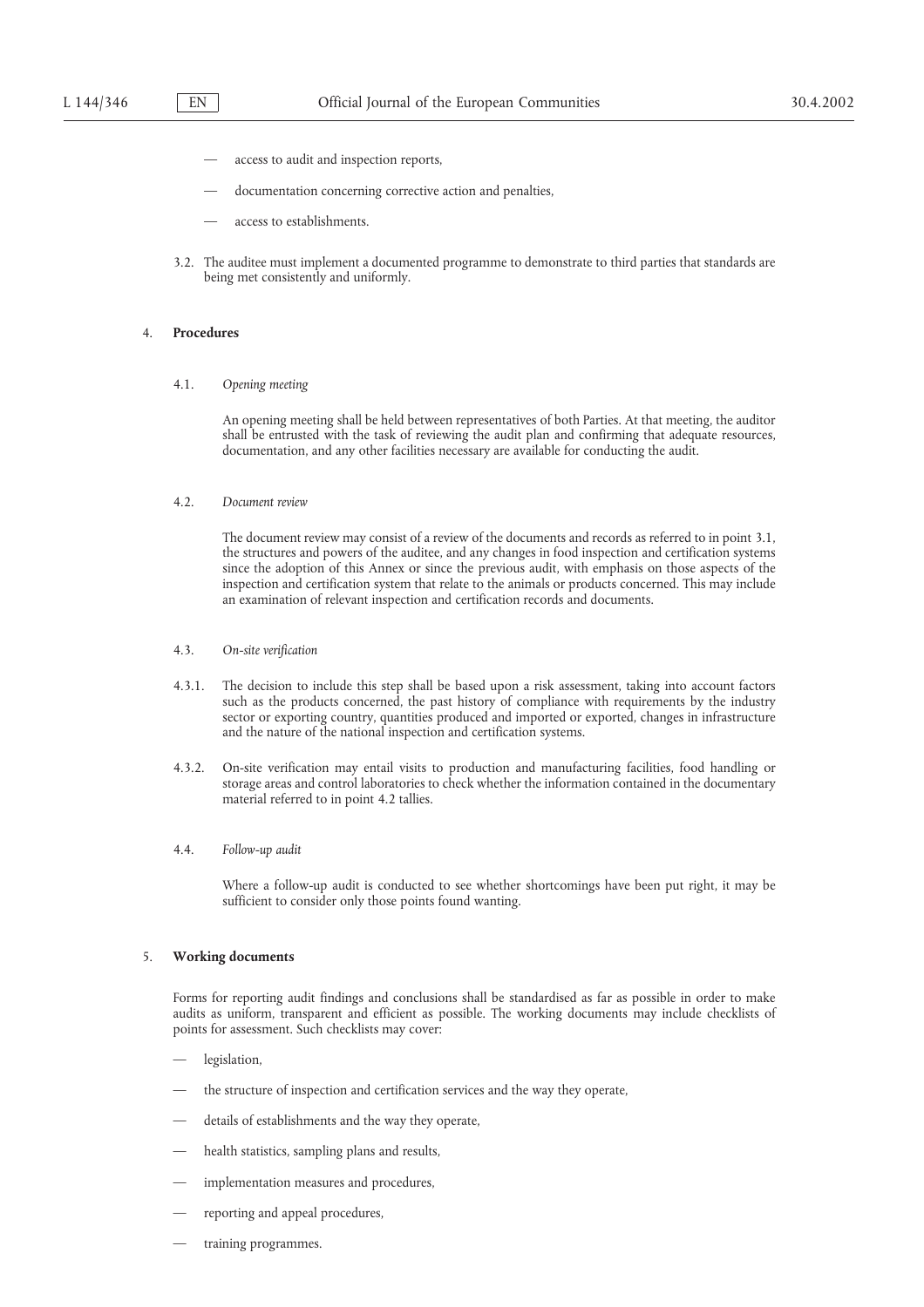— access to audit and inspection reports,

— documentation concerning corrective action and penalties,

— access to establishments.

3.2. The auditee must implement a documented programme to demonstrate to third parties that standards are being met consistently and uniformly.

4. **Procedures**

4.1. *Opening meeting*

An opening meeting shall be held between representatives of both Parties. At that meeting, the auditor shall be entrusted with the task of reviewing the audit plan and confirming that adequate resources, documentation, and any other facilities necessary are available for conducting the audit.

4.2. *Document review*

The document review may consist of a review of the documents and records as referred to in point 3.1, the structures and powers of the auditee, and any changes in food inspection and certification systems since the adoption of this Annex or since the previous audit, with emphasis on those aspects of the inspection and certification system that relate to the animals or products concerned. This may include an examination of relevant inspection and certification records and documents.

4.3. *On-site verification*

4.3.1. The decision to include this step shall be based upon a risk assessment, taking into account factors such as the products concerned, the past history of compliance with requirements by the industry sector or exporting country, quantities produced and imported or exported, changes in infrastructure and the nature of the national inspection and certification systems.

4.3.2. On-site verification may entail visits to production and manufacturing facilities, food handling or storage areas and control laboratories to check whether the information contained in the documentary material referred to in point 4.2 tallies.

4.4. *Follow-up audit*

Where a follow-up audit is conducted to see whether shortcomings have been put right, it may be sufficient to consider only those points found wanting.

5. **Working documents**

Forms for reporting audit findings and conclusions shall be standardised as far as possible in order to make audits as uniform, transparent and efficient as possible. The working documents may include checklists of points for assessment. Such checklists may cover:

— legislation,

— the structure of inspection and certification services and the way they operate,

— details of establishments and the way they operate,

— health statistics, sampling plans and results,

— implementation measures and procedures,

— reporting and appeal procedures,

— training programmes.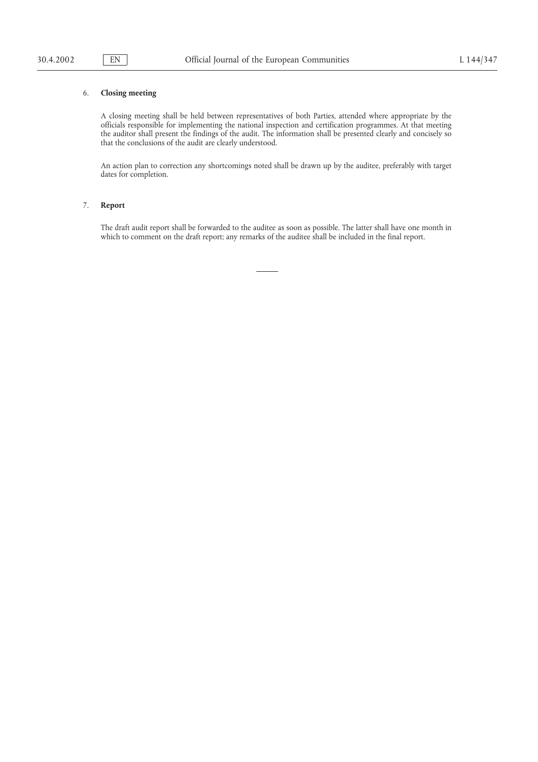6. **Closing meeting**

A closing meeting shall be held between representatives of both Parties, attended where appropriate by the officials responsible for implementing the national inspection and certification programmes. At that meeting the auditor shall present the findings of the audit. The information shall be presented clearly and concisely so that the conclusions of the audit are clearly understood.

An action plan to correction any shortcomings noted shall be drawn up by the auditee, preferably with target dates for completion.

7. **Report**

The draft audit report shall be forwarded to the auditee as soon as possible. The latter shall have one month in which to comment on the draft report; any remarks of the auditee shall be included in the final report.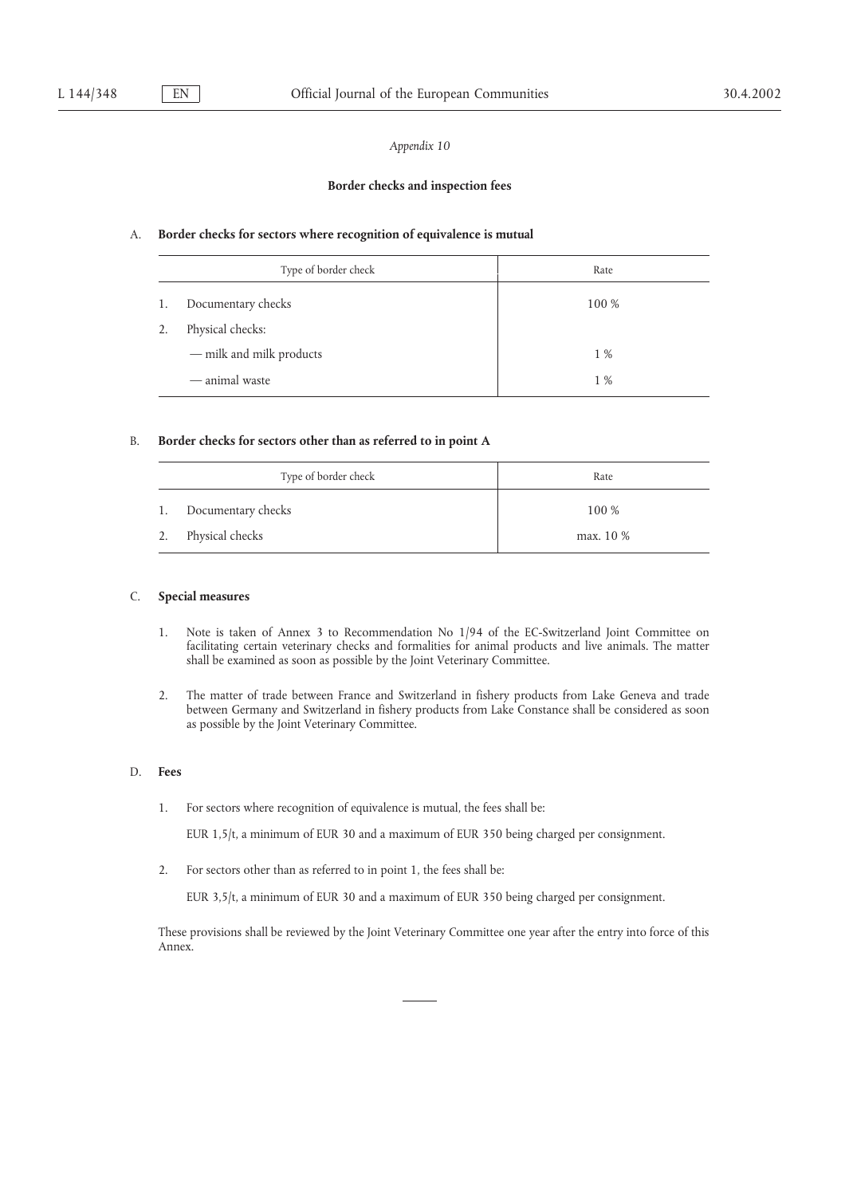*Appendix 10*

## Border checks and inspection fees

### A. Border checks for sectors where recognition of equivalence is mutual

| Type of border check | Rate |
|---|---|
| 1. Documentary checks | 100 % |
| 2. Physical checks: | |
| — milk and milk products | 1 % |
| — animal waste | 1 % |

### B. Border checks for sectors other than as referred to in point A

| Type of border check | Rate |
|---|---|
| 1. Documentary checks | 100 % |
| 2. Physical checks | max. 10 % |

### C. Special measures

1. Note is taken of Annex 3 to Recommendation No 1/94 of the EC-Switzerland Joint Committee on facilitating certain veterinary checks and formalities for animal products and live animals. The matter shall be examined as soon as possible by the Joint Veterinary Committee.

2. The matter of trade between France and Switzerland in fishery products from Lake Geneva and trade between Germany and Switzerland in fishery products from Lake Constance shall be considered as soon as possible by the Joint Veterinary Committee.

### D. Fees

1. For sectors where recognition of equivalence is mutual, the fees shall be:

   EUR 1,5/t, a minimum of EUR 30 and a maximum of EUR 350 being charged per consignment.

2. For sectors other than as referred to in point 1, the fees shall be:

   EUR 3,5/t, a minimum of EUR 30 and a maximum of EUR 350 being charged per consignment.

These provisions shall be reviewed by the Joint Veterinary Committee one year after the entry into force of this Annex.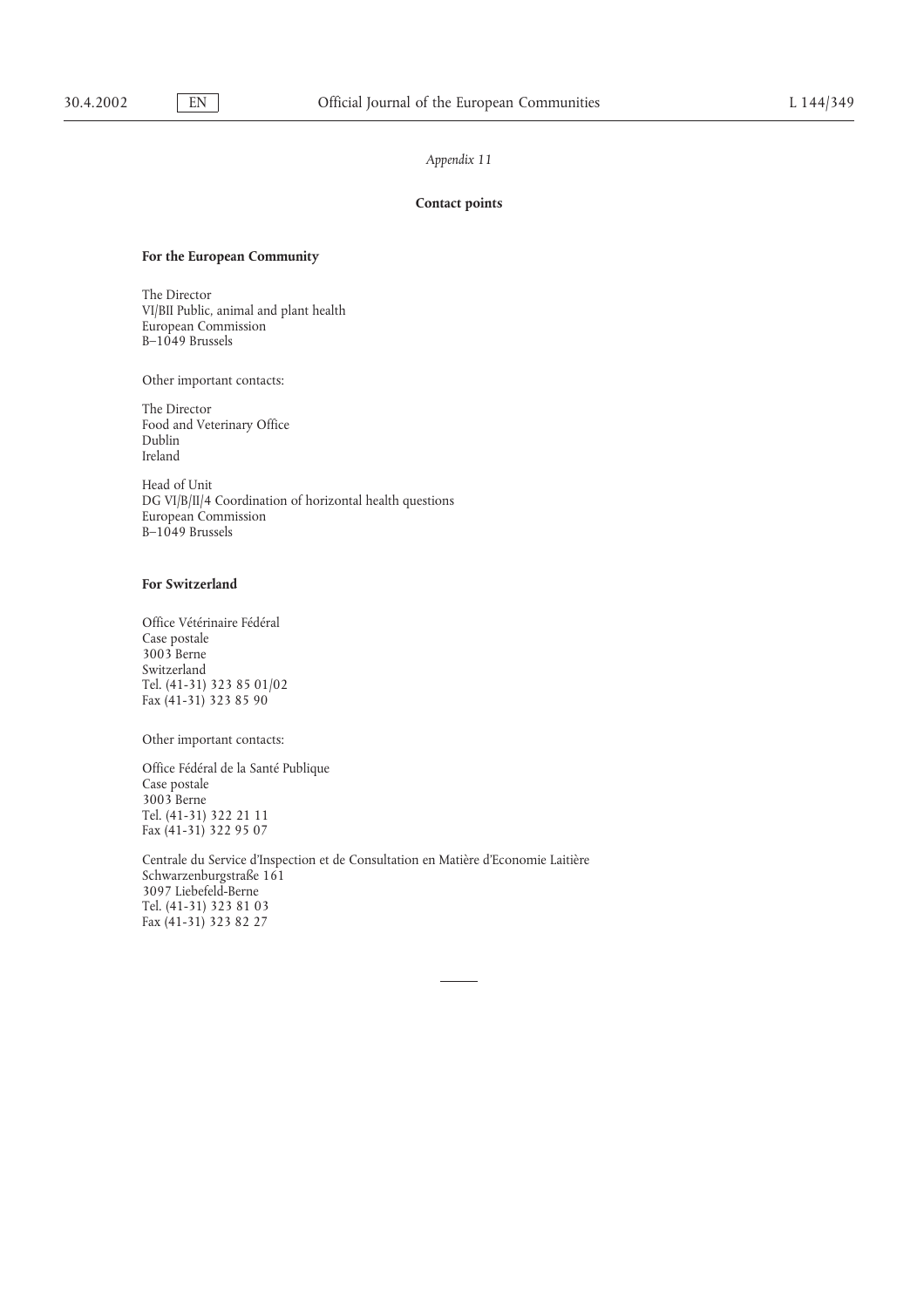*Appendix 11*

## Contact points

### For the European Community

The Director
VI/BII Public, animal and plant health
European Commission
B–1049 Brussels

Other important contacts:

The Director
Food and Veterinary Office
Dublin
Ireland

Head of Unit
DG VI/B/II/4 Coordination of horizontal health questions
European Commission
B–1049 Brussels

### For Switzerland

Office Vétérinaire Fédéral
Case postale
3003 Berne
Switzerland
Tel. (41-31) 323 85 01/02
Fax (41-31) 323 85 90

Other important contacts:

Office Fédéral de la Santé Publique
Case postale
3003 Berne
Tel. (41-31) 322 21 11
Fax (41-31) 322 95 07

Centrale du Service d'Inspection et de Consultation en Matière d'Economie Laitière
Schwarzenburgstraße 161
3097 Liebefeld-Berne
Tel. (41-31) 323 81 03
Fax (41-31) 323 82 27